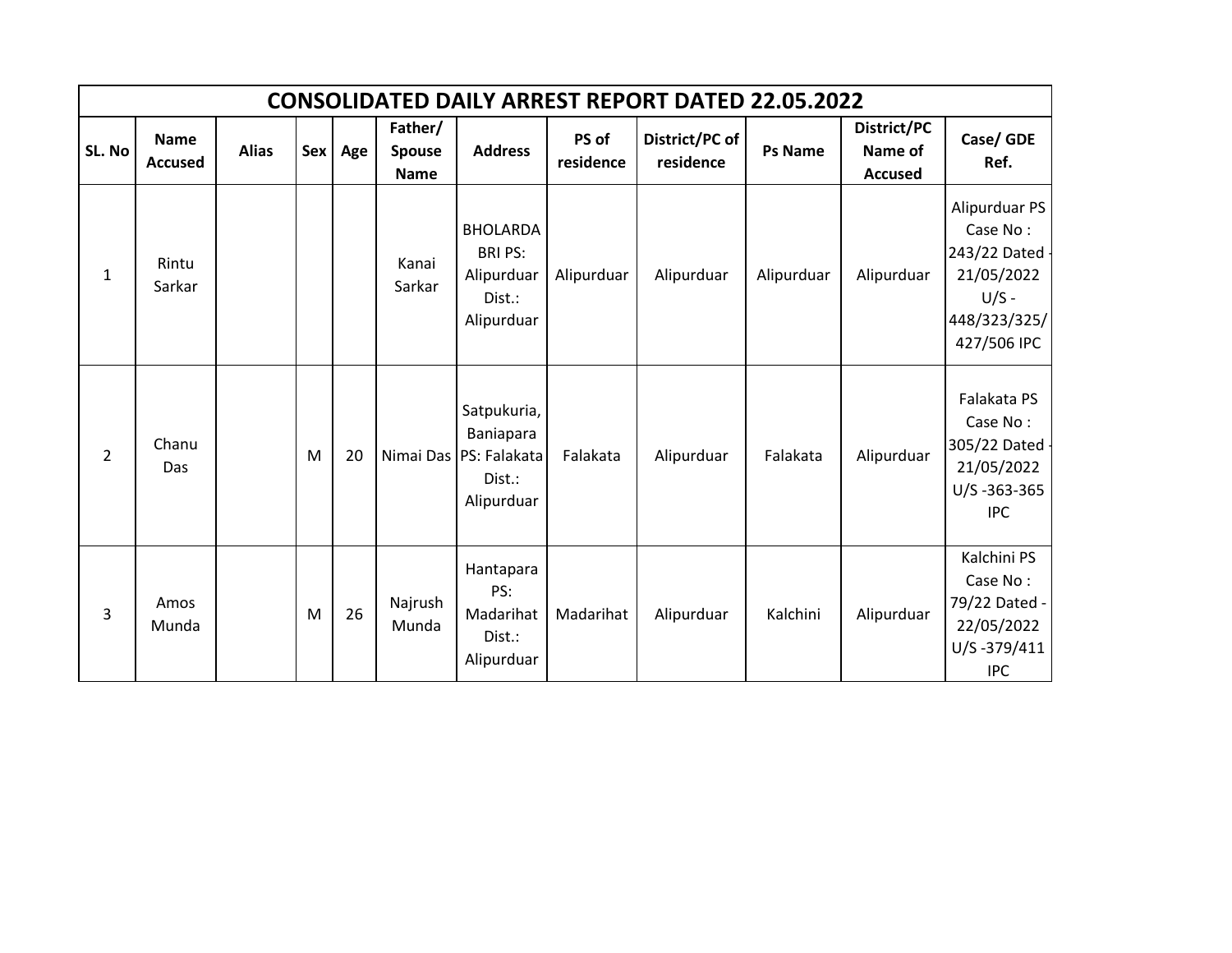# CONSOLIDATED DAILY ARREST REPORT DATED 22.05.2022

| SL. No | Name Accused | Alias | Sex | Age | Father/ Spouse Name | Address | PS of residence | District/PC of residence | Ps Name | District/PC Name of Accused | Case/ GDE Ref. |
|---|---|---|---|---|---|---|---|---|---|---|---|
| 1 | Rintu Sarkar | | | | Kanai Sarkar | BHOLARDABRI PS: Alipurduar Dist.: Alipurduar | Alipurduar | Alipurduar | Alipurduar | Alipurduar | Alipurduar PS Case No : 243/22 Dated - 21/05/2022 U/S - 448/323/325/427/506 IPC |
| 2 | Chanu Das | | M | 20 | Nimai Das | Satpukuria, Baniapara PS: Falakata Dist.: Alipurduar | Falakata | Alipurduar | Falakata | Alipurduar | Falakata PS Case No : 305/22 Dated - 21/05/2022 U/S -363-365 IPC |
| 3 | Amos Munda | | M | 26 | Najrush Munda | Hantapara PS: Madarihat Dist.: Alipurduar | Madarihat | Alipurduar | Kalchini | Alipurduar | Kalchini PS Case No : 79/22 Dated - 22/05/2022 U/S -379/411 IPC |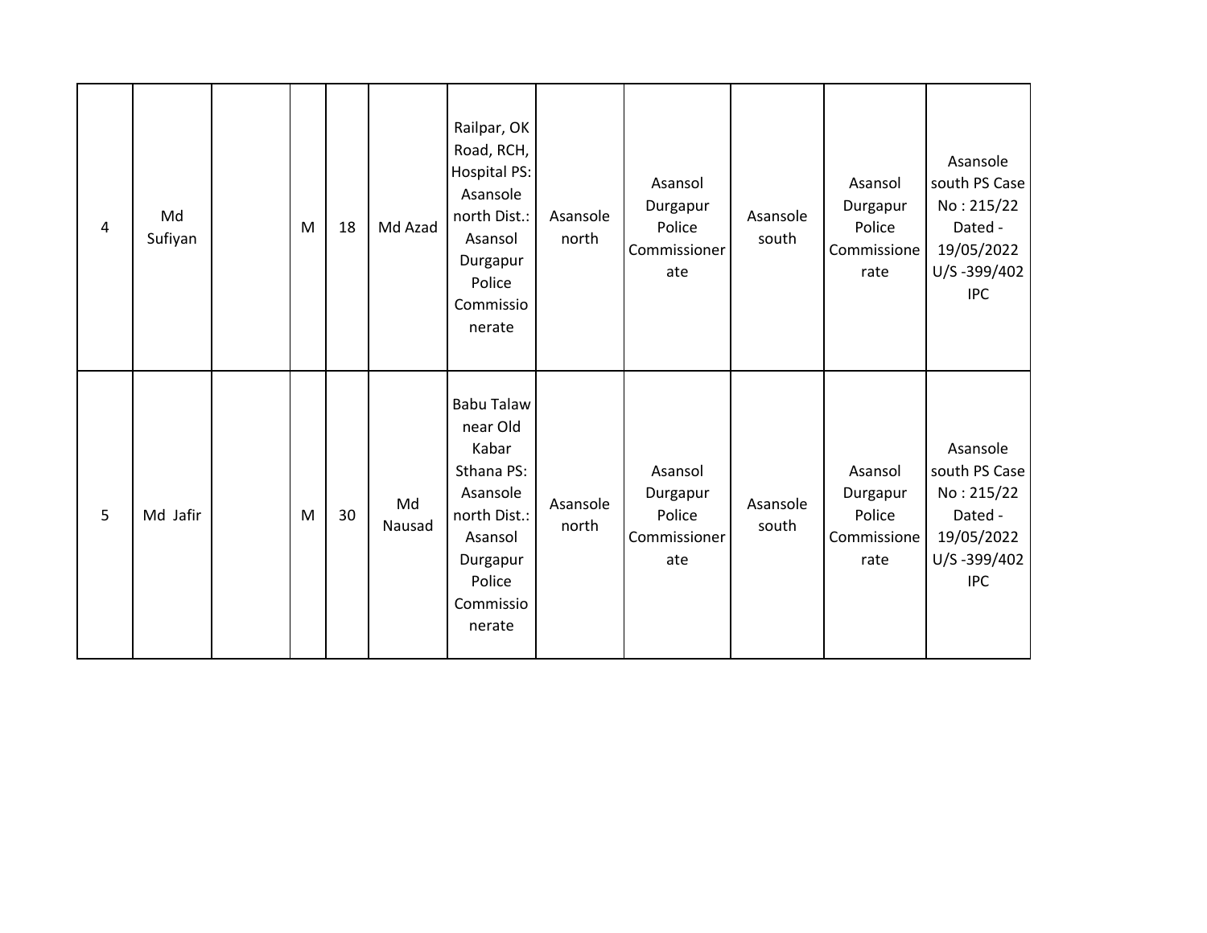| | | | | | | | | | | | |
|---|---|---|---|---|---|---|---|---|---|---|---|
| 4 | Md Sufiyan | | M | 18 | Md Azad | Railpar, OK Road, RCH, Hospital PS: Asansole north Dist.: Asansol Durgapur Police Commissionerate | Asansole north | Asansol Durgapur Police Commissionerate | Asansole south | Asansol Durgapur Police Commissionerate | Asansole south PS Case No : 215/22 Dated - 19/05/2022 U/S -399/402 IPC |
| 5 | Md Jafir | | M | 30 | Md Nausad | Babu Talaw near Old Kabar Sthana PS: Asansole north Dist.: Asansol Durgapur Police Commissionerate | Asansole north | Asansol Durgapur Police Commissionerate | Asansole south | Asansol Durgapur Police Commissionerate | Asansole south PS Case No : 215/22 Dated - 19/05/2022 U/S -399/402 IPC |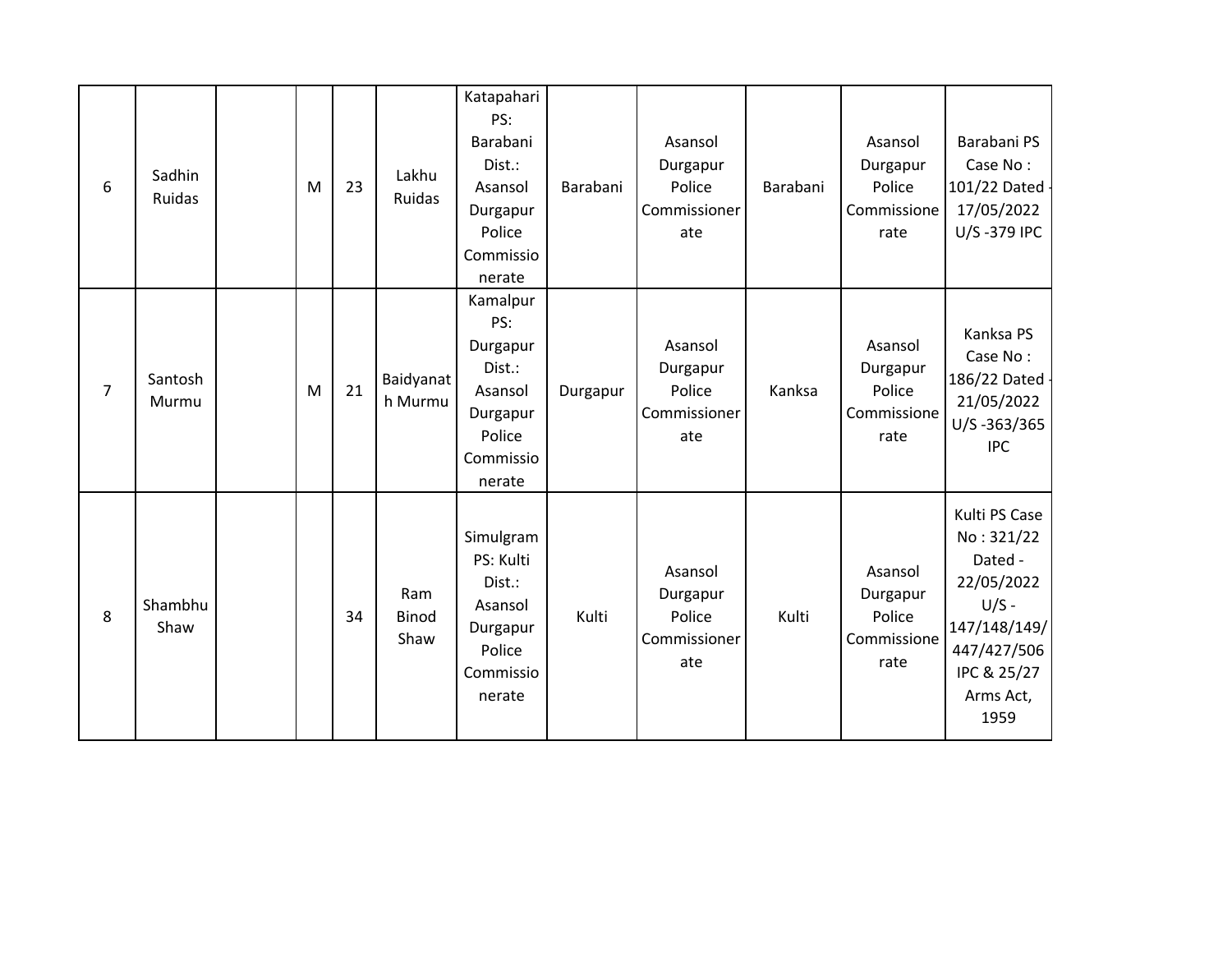| | | | | | | | | | | | |
|---|---|---|---|---|---|---|---|---|---|---|---|
| 6 | Sadhin Ruidas | | M | 23 | Lakhu Ruidas | Katapahari PS: Barabani Dist.: Asansol Durgapur Police Commissionerate | Barabani | Asansol Durgapur Police Commissionerate | Barabani | Asansol Durgapur Police Commissionerate | Barabani PS Case No : 101/22 Dated - 17/05/2022 U/S -379 IPC |
| 7 | Santosh Murmu | | M | 21 | Baidyanath Murmu | Kamalpur PS: Durgapur Dist.: Asansol Durgapur Police Commissionerate | Durgapur | Asansol Durgapur Police Commissionerate | Kanksa | Asansol Durgapur Police Commissionerate | Kanksa PS Case No : 186/22 Dated - 21/05/2022 U/S -363/365 IPC |
| 8 | Shambhu Shaw | | | 34 | Ram Binod Shaw | Simulgram PS: Kulti Dist.: Asansol Durgapur Police Commissionerate | Kulti | Asansol Durgapur Police Commissionerate | Kulti | Asansol Durgapur Police Commissionerate | Kulti PS Case No : 321/22 Dated - 22/05/2022 U/S - 147/148/149/447/427/506 IPC & 25/27 Arms Act, 1959 |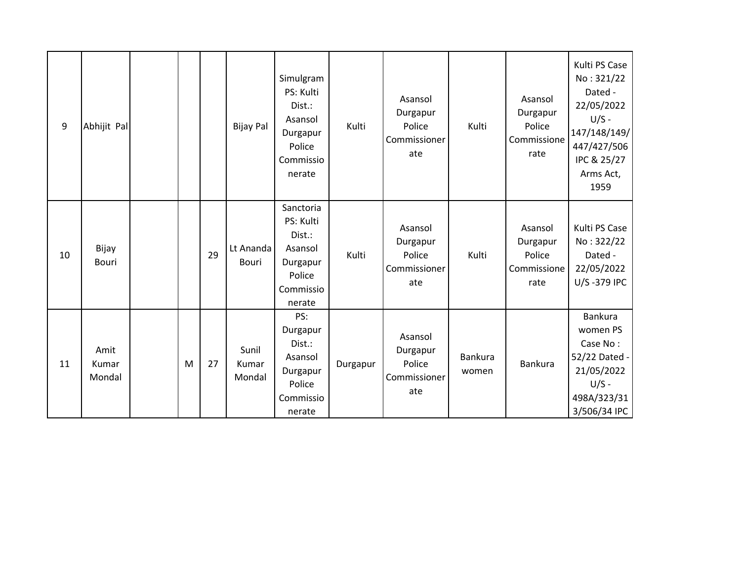| 9 | Abhijit Pal | | | | Bijay Pal | Simulgram PS: Kulti Dist.: Asansol Durgapur Police Commissionerate | Kulti | Asansol Durgapur Police Commissionerate | Kulti | Asansol Durgapur Police Commissionerate | Kulti PS Case No : 321/22 Dated - 22/05/2022 U/S - 147/148/149/447/427/506 IPC & 25/27 Arms Act, 1959 |
|---|---|---|---|---|---|---|---|---|---|---|---|
| 10 | Bijay Bouri | | | 29 | Lt Ananda Bouri | Sanctoria PS: Kulti Dist.: Asansol Durgapur Police Commissionerate | Kulti | Asansol Durgapur Police Commissionerate | Kulti | Asansol Durgapur Police Commissionerate | Kulti PS Case No : 322/22 Dated - 22/05/2022 U/S -379 IPC |
| 11 | Amit Kumar Mondal | | M | 27 | Sunil Kumar Mondal | PS: Durgapur Dist.: Asansol Durgapur Police Commissionerate | Durgapur | Asansol Durgapur Police Commissionerate | Bankura women | Bankura | Bankura women PS Case No : 52/22 Dated - 21/05/2022 U/S - 498A/323/313/506/34 IPC |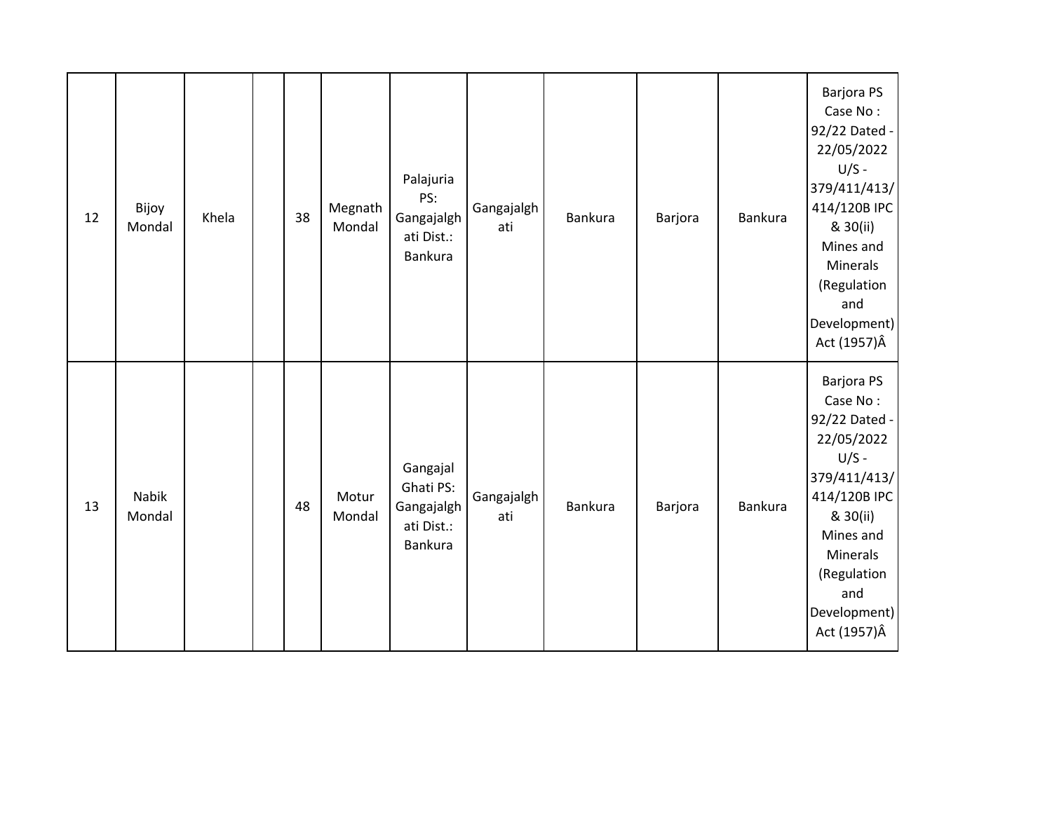| 12 | Bijoy Mondal | Khela | | 38 | Megnath Mondal | Palajuria PS: Gangajalghati Dist.: Bankura | Gangajalghati | Bankura | Barjora | Bankura | Barjora PS Case No : 92/22 Dated - 22/05/2022 U/S - 379/411/413/414/120B IPC & 30(ii) Mines and Minerals (Regulation and Development) Act (1957)Â |
|---|---|---|---|---|---|---|---|---|---|---|---|
| 13 | Nabik Mondal | | | 48 | Motur Mondal | Gangajal Ghati PS: Gangajalghati Dist.: Bankura | Gangajalghati | Bankura | Barjora | Bankura | Barjora PS Case No : 92/22 Dated - 22/05/2022 U/S - 379/411/413/414/120B IPC & 30(ii) Mines and Minerals (Regulation and Development) Act (1957)Â |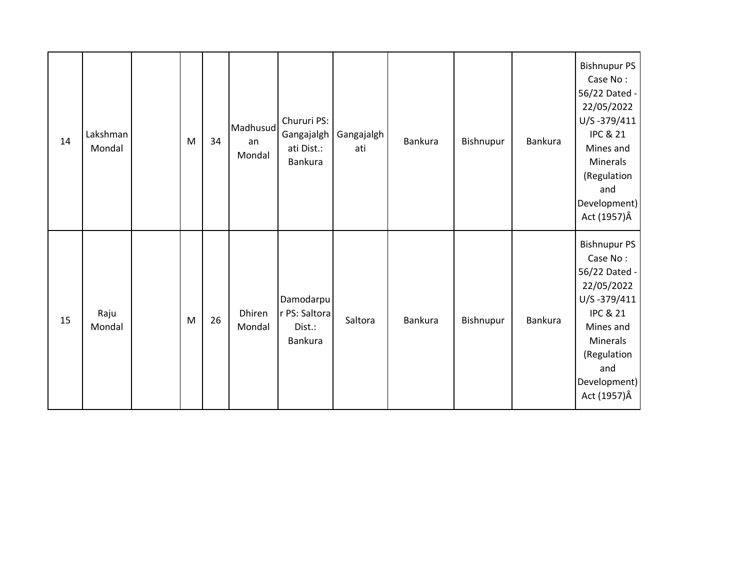| 14 | Lakshman Mondal | | M | 34 | Madhusudan Mondal | Chururi PS: Gangajalghati Dist.: Bankura | Gangajalghati | Bankura | Bishnupur | Bankura | Bishnupur PS Case No : 56/22 Dated - 22/05/2022 U/S -379/411 IPC & 21 Mines and Minerals (Regulation and Development) Act (1957)Â |
|---|---|---|---|---|---|---|---|---|---|---|---|
| 15 | Raju Mondal | | M | 26 | Dhiren Mondal | Damodarpur PS: Saltora Dist.: Bankura | Saltora | Bankura | Bishnupur | Bankura | Bishnupur PS Case No : 56/22 Dated - 22/05/2022 U/S -379/411 IPC & 21 Mines and Minerals (Regulation and Development) Act (1957)Â |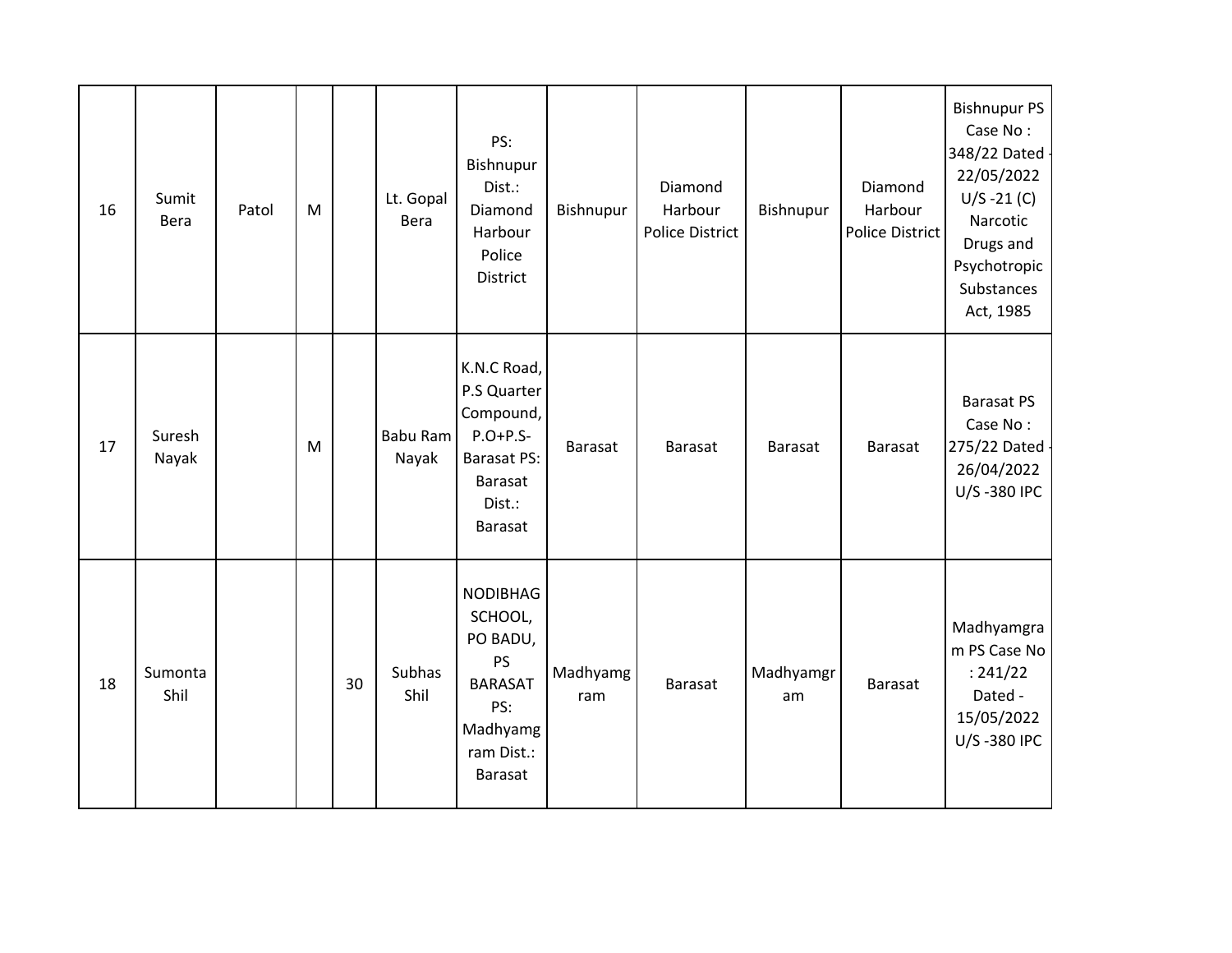| | | | | | | | | | | | |
|---|---|---|---|---|---|---|---|---|---|---|---|
| 16 | Sumit Bera | Patol | M | | Lt. Gopal Bera | PS: Bishnupur Dist.: Diamond Harbour Police District | Bishnupur | Diamond Harbour Police District | Bishnupur | Diamond Harbour Police District | Bishnupur PS Case No : 348/22 Dated - 22/05/2022 U/S -21 (C) Narcotic Drugs and Psychotropic Substances Act, 1985 |
| 17 | Suresh Nayak | | M | | Babu Ram Nayak | K.N.C Road, P.S Quarter Compound, P.O+P.S- Barasat PS: Barasat Dist.: Barasat | Barasat | Barasat | Barasat | Barasat | Barasat PS Case No : 275/22 Dated - 26/04/2022 U/S -380 IPC |
| 18 | Sumonta Shil | | | 30 | Subhas Shil | NODIBHAG SCHOOL, PO BADU, PS BARASAT PS: Madhyamgram Dist.: Barasat | Madhyamgram | Barasat | Madhyamgram | Barasat | Madhyamgram PS Case No : 241/22 Dated - 15/05/2022 U/S -380 IPC |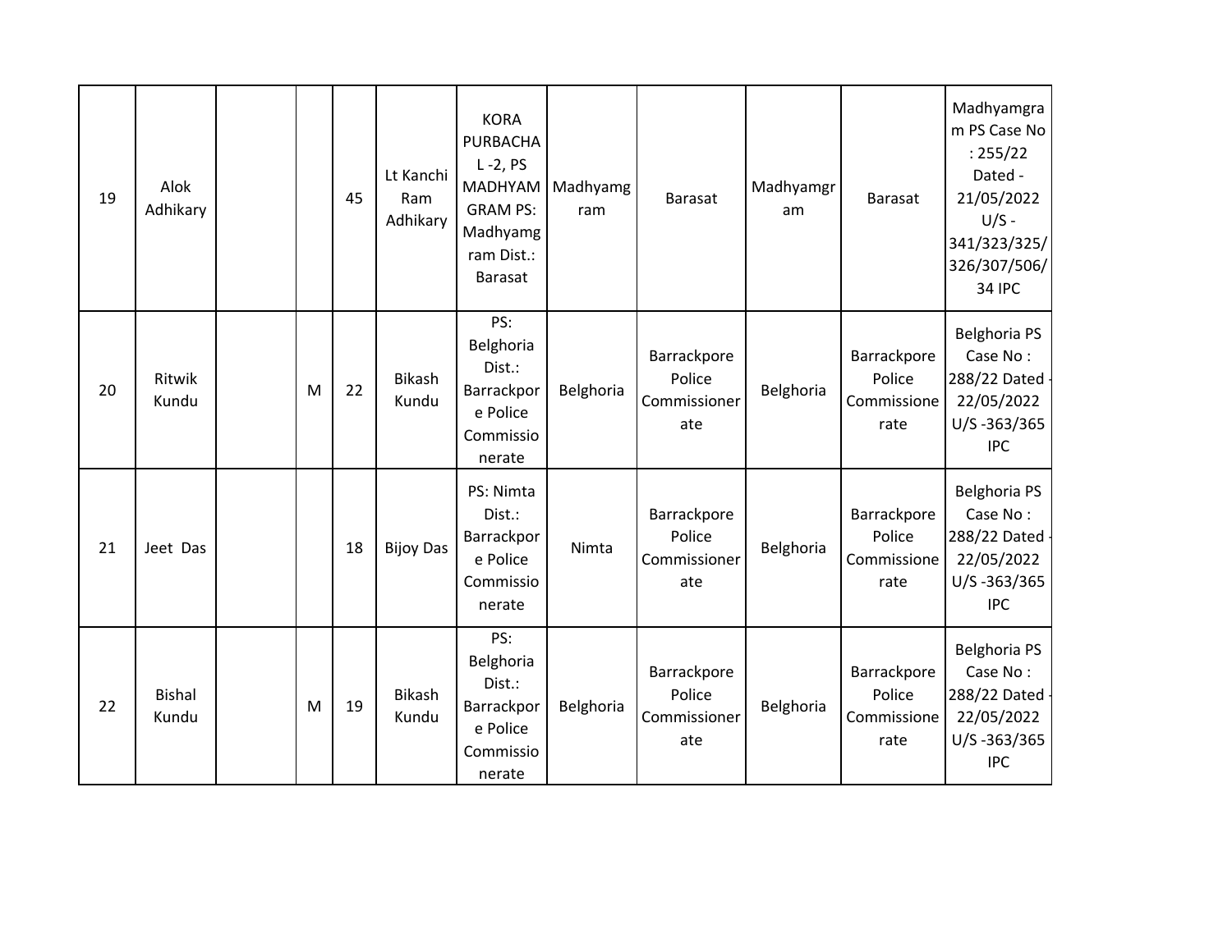| 19 | Alok Adhikary | | | 45 | Lt Kanchi Ram Adhikary | KORA PURBACHAL -2, PS MADHYAMGRAM PS: Madhyamgram Dist.: Barasat | Madhyamgram | Barasat | Madhyamgram | Barasat | Madhyamgram PS Case No : 255/22 Dated - 21/05/2022 U/S - 341/323/325/326/307/506/34 IPC |
|---|---|---|---|---|---|---|---|---|---|---|---|
| 20 | Ritwik Kundu | | M | 22 | Bikash Kundu | PS: Belghoria Dist.: Barrackpore Police Commissionerate | Belghoria | Barrackpore Police Commissionerate | Belghoria | Barrackpore Police Commissionerate | Belghoria PS Case No : 288/22 Dated - 22/05/2022 U/S -363/365 IPC |
| 21 | Jeet Das | | | 18 | Bijoy Das | PS: Nimta Dist.: Barrackpore Police Commissionerate | Nimta | Barrackpore Police Commissionerate | Belghoria | Barrackpore Police Commissionerate | Belghoria PS Case No : 288/22 Dated - 22/05/2022 U/S -363/365 IPC |
| 22 | Bishal Kundu | | M | 19 | Bikash Kundu | PS: Belghoria Dist.: Barrackpore Police Commissionerate | Belghoria | Barrackpore Police Commissionerate | Belghoria | Barrackpore Police Commissionerate | Belghoria PS Case No : 288/22 Dated - 22/05/2022 U/S -363/365 IPC |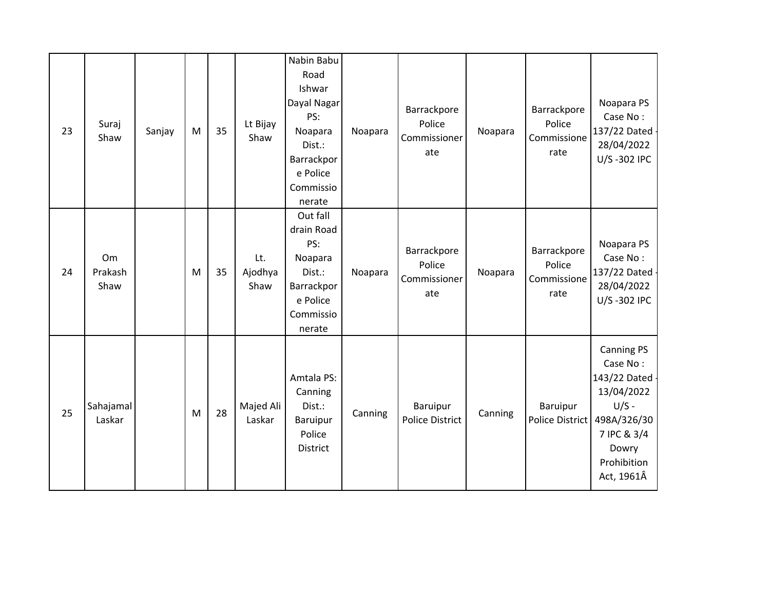| 23 | Suraj Shaw | Sanjay | M | 35 | Lt Bijay Shaw | Nabin Babu Road Ishwar Dayal Nagar PS: Noapara Dist.: Barrackpore Police Commissionerate | Noapara | Barrackpore Police Commissionerate | Noapara | Barrackpore Police Commissionerate | Noapara PS Case No : 137/22 Dated - 28/04/2022 U/S -302 IPC |
|---|---|---|---|---|---|---|---|---|---|---|---|
| 24 | Om Prakash Shaw | | M | 35 | Lt. Ajodhya Shaw | Out fall drain Road PS: Noapara Dist.: Barrackpore Police Commissionerate | Noapara | Barrackpore Police Commissionerate | Noapara | Barrackpore Police Commissionerate | Noapara PS Case No : 137/22 Dated - 28/04/2022 U/S -302 IPC |
| 25 | Sahajamal Laskar | | M | 28 | Majed Ali Laskar | Amtala PS: Canning Dist.: Baruipur Police District | Canning | Baruipur Police District | Canning | Baruipur Police District | Canning PS Case No : 143/22 Dated - 13/04/2022 U/S - 498A/326/307 IPC & 3/4 Dowry Prohibition Act, 1961Â |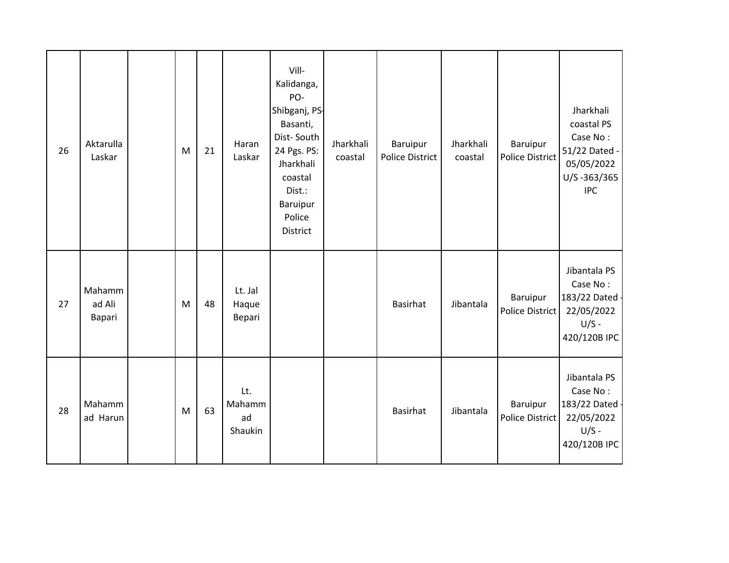| | | | | | | | | | | | |
|---|---|---|---|---|---|---|---|---|---|---|---|
| 26 | Aktarulla Laskar | | M | 21 | Haran Laskar | Vill-Kalidanga, PO-Shibganj, PS-Basanti, Dist- South 24 Pgs. PS: Jharkhali coastal Dist.: Baruipur Police District | Jharkhali coastal | Baruipur Police District | Jharkhali coastal | Baruipur Police District | Jharkhali coastal PS Case No : 51/22 Dated - 05/05/2022 U/S -363/365 IPC |
| 27 | Mahammad Ali Bapari | | M | 48 | Lt. Jal Haque Bepari | | | Basirhat | Jibantala | Baruipur Police District | Jibantala PS Case No : 183/22 Dated - 22/05/2022 U/S - 420/120B IPC |
| 28 | Mahammad Harun | | M | 63 | Lt. Mahammad Shaukin | | | Basirhat | Jibantala | Baruipur Police District | Jibantala PS Case No : 183/22 Dated - 22/05/2022 U/S - 420/120B IPC |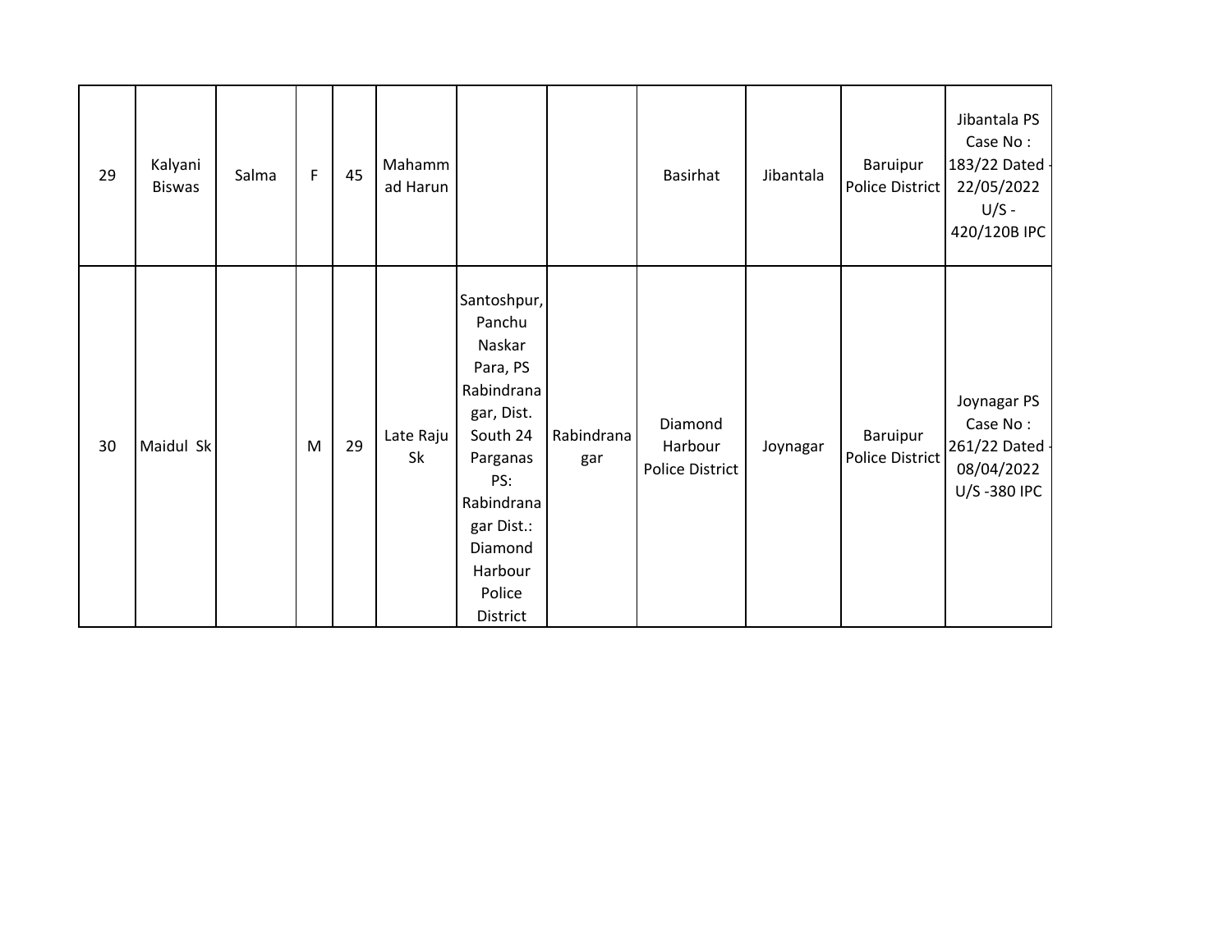| 29 | Kalyani Biswas | Salma | F | 45 | Mahammad Harun | | | Basirhat | Jibantala | Baruipur Police District | Jibantala PS Case No : 183/22 Dated - 22/05/2022 U/S - 420/120B IPC |
|---|---|---|---|---|---|---|---|---|---|---|---|
| 30 | Maidul Sk | | M | 29 | Late Raju Sk | Santoshpur, Panchu Naskar Para, PS Rabindranagar, Dist. South 24 Parganas PS: Rabindranagar Dist.: Diamond Harbour Police District | Rabindranagar | Diamond Harbour Police District | Joynagar | Baruipur Police District | Joynagar PS Case No : 261/22 Dated - 08/04/2022 U/S -380 IPC |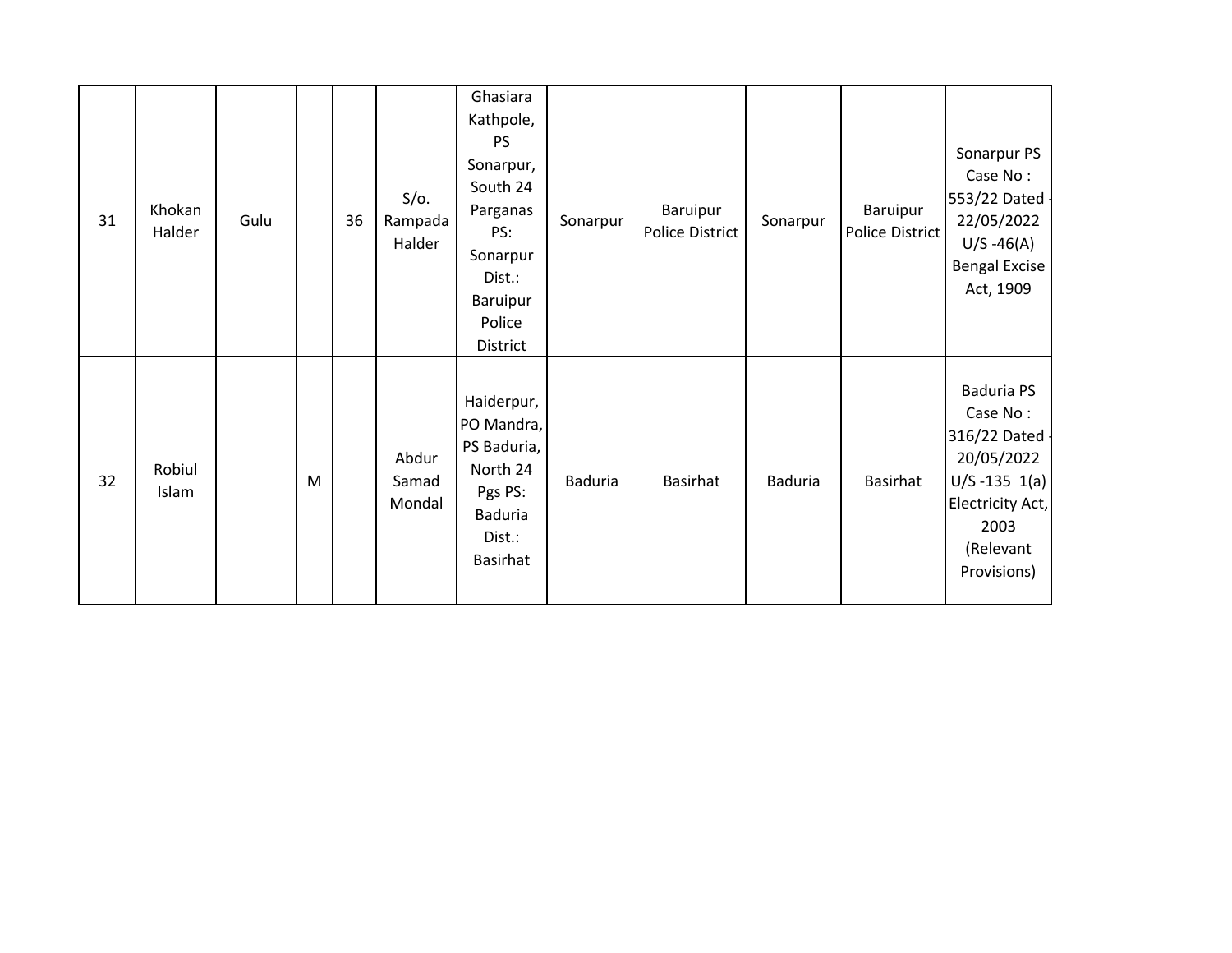| 31 | Khokan Halder | Gulu | | 36 | S/o. Rampada Halder | Ghasiara Kathpole, PS Sonarpur, South 24 Parganas PS: Sonarpur Dist.: Baruipur Police District | Sonarpur | Baruipur Police District | Sonarpur | Baruipur Police District | Sonarpur PS Case No : 553/22 Dated - 22/05/2022 U/S -46(A) Bengal Excise Act, 1909 |
|---|---|---|---|---|---|---|---|---|---|---|---|
| 32 | Robiul Islam | | M | | Abdur Samad Mondal | Haiderpur, PO Mandra, PS Baduria, North 24 Pgs PS: Baduria Dist.: Basirhat | Baduria | Basirhat | Baduria | Basirhat | Baduria PS Case No : 316/22 Dated - 20/05/2022 U/S -135 1(a) Electricity Act, 2003 (Relevant Provisions) |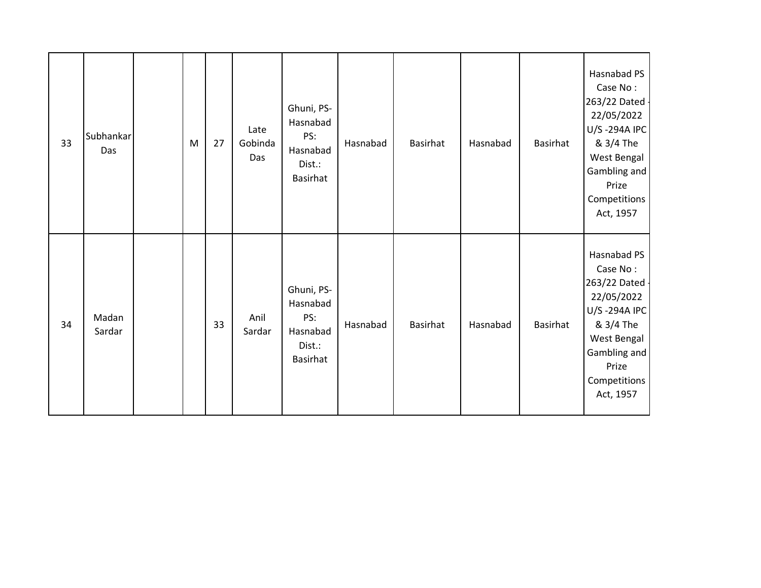| | | | | | | | | | | | |
|---|---|---|---|---|---|---|---|---|---|---|---|
| 33 | Subhankar Das | | M | 27 | Late Gobinda Das | Ghuni, PS- Hasnabad PS: Hasnabad Dist.: Basirhat | Hasnabad | Basirhat | Hasnabad | Basirhat | Hasnabad PS Case No : 263/22 Dated - 22/05/2022 U/S -294A IPC & 3/4 The West Bengal Gambling and Prize Competitions Act, 1957 |
| 34 | Madan Sardar | | | 33 | Anil Sardar | Ghuni, PS- Hasnabad PS: Hasnabad Dist.: Basirhat | Hasnabad | Basirhat | Hasnabad | Basirhat | Hasnabad PS Case No : 263/22 Dated - 22/05/2022 U/S -294A IPC & 3/4 The West Bengal Gambling and Prize Competitions Act, 1957 |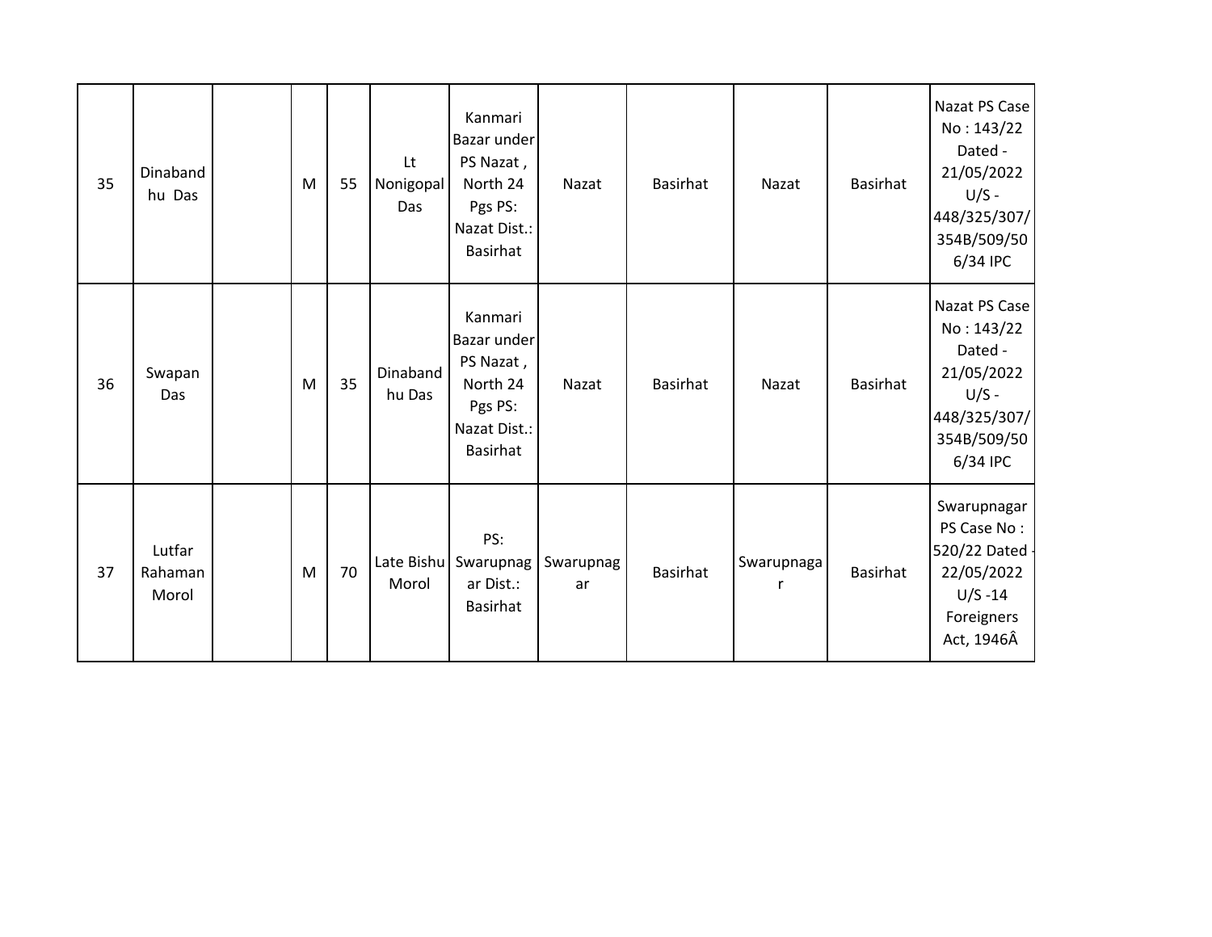| 35 | Dinabandhu Das | | M | 55 | Lt Nonigopal Das | Kanmari Bazar under PS Nazat , North 24 Pgs PS: Nazat Dist.: Basirhat | Nazat | Basirhat | Nazat | Basirhat | Nazat PS Case No : 143/22 Dated - 21/05/2022 U/S - 448/325/307/354B/509/506/34 IPC |
|---|---|---|---|---|---|---|---|---|---|---|---|
| 36 | Swapan Das | | M | 35 | Dinabandhu Das | Kanmari Bazar under PS Nazat , North 24 Pgs PS: Nazat Dist.: Basirhat | Nazat | Basirhat | Nazat | Basirhat | Nazat PS Case No : 143/22 Dated - 21/05/2022 U/S - 448/325/307/354B/509/506/34 IPC |
| 37 | Lutfar Rahaman Morol | | M | 70 | Late Bishu Morol | PS: Swarupnagar Dist.: Basirhat | Swarupnagar | Basirhat | Swarupnagar | Basirhat | Swarupnagar PS Case No : 520/22 Dated - 22/05/2022 U/S -14 Foreigners Act, 1946Â |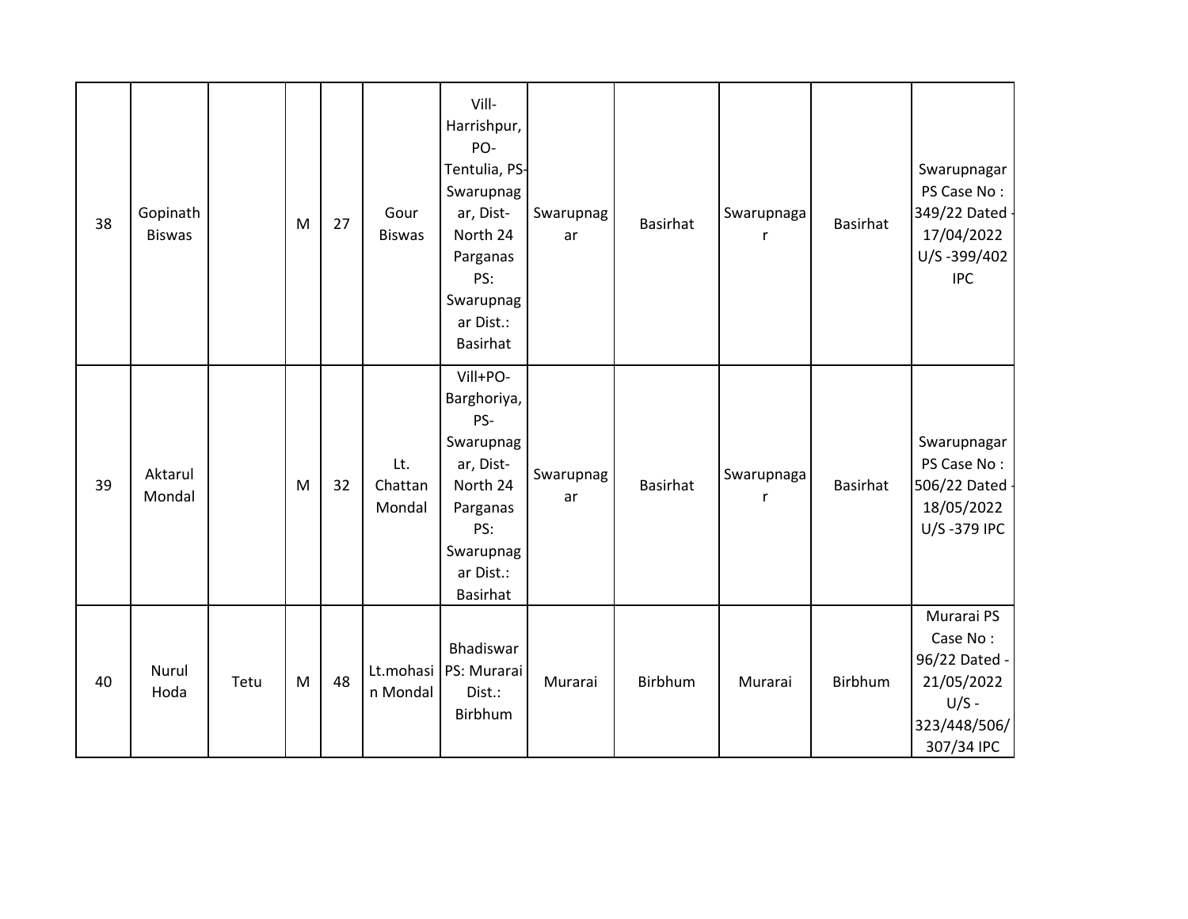| 38 | Gopinath Biswas | | M | 27 | Gour Biswas | Vill-Harrishpur, PO-Tentulia, PS-Swarupnagar, Dist-North 24 Parganas PS: Swarupnagar Dist.: Basirhat | Swarupnagar | Basirhat | Swarupnagar | Basirhat | Swarupnagar PS Case No : 349/22 Dated - 17/04/2022 U/S -399/402 IPC |
|---|---|---|---|---|---|---|---|---|---|---|---|
| 39 | Aktarul Mondal | | M | 32 | Lt. Chattan Mondal | Vill+PO-Barghoriya, PS-Swarupnagar, Dist-North 24 Parganas PS: Swarupnagar Dist.: Basirhat | Swarupnagar | Basirhat | Swarupnagar | Basirhat | Swarupnagar PS Case No : 506/22 Dated - 18/05/2022 U/S -379 IPC |
| 40 | Nurul Hoda | Tetu | M | 48 | Lt.mohasin Mondal | Bhadiswar PS: Murarai Dist.: Birbhum | Murarai | Birbhum | Murarai | Birbhum | Murarai PS Case No : 96/22 Dated - 21/05/2022 U/S - 323/448/506/307/34 IPC |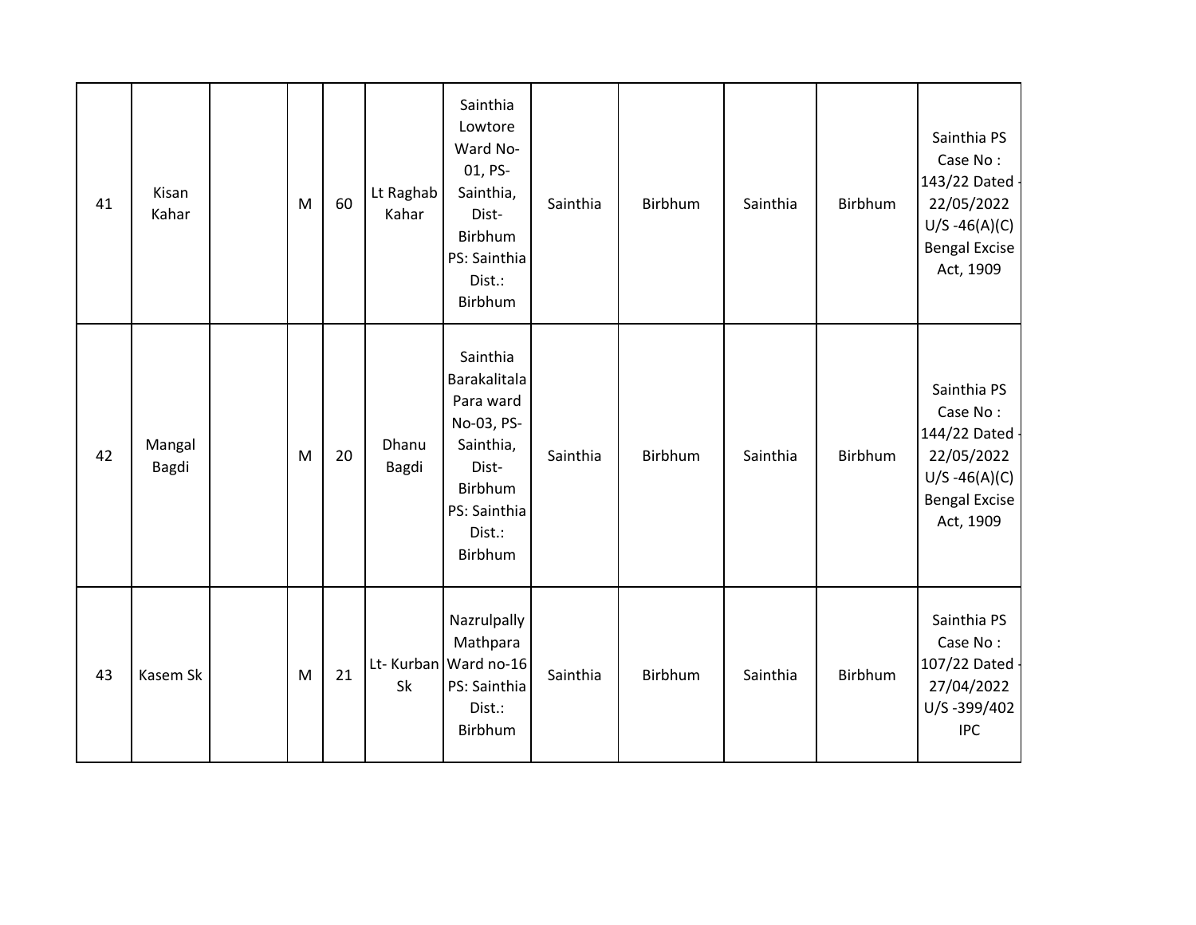| | | | | | | | | | | | |
|---|---|---|---|---|---|---|---|---|---|---|---|
| 41 | Kisan Kahar | | M | 60 | Lt Raghab Kahar | Sainthia Lowtore Ward No-01, PS-Sainthia, Dist-Birbhum PS: Sainthia Dist.: Birbhum | Sainthia | Birbhum | Sainthia | Birbhum | Sainthia PS Case No : 143/22 Dated - 22/05/2022 U/S -46(A)(C) Bengal Excise Act, 1909 |
| 42 | Mangal Bagdi | | M | 20 | Dhanu Bagdi | Sainthia Barakalitala Para ward No-03, PS-Sainthia, Dist-Birbhum PS: Sainthia Dist.: Birbhum | Sainthia | Birbhum | Sainthia | Birbhum | Sainthia PS Case No : 144/22 Dated - 22/05/2022 U/S -46(A)(C) Bengal Excise Act, 1909 |
| 43 | Kasem Sk | | M | 21 | Lt- Kurban Sk | Nazrulpally Mathpara Ward no-16 PS: Sainthia Dist.: Birbhum | Sainthia | Birbhum | Sainthia | Birbhum | Sainthia PS Case No : 107/22 Dated - 27/04/2022 U/S -399/402 IPC |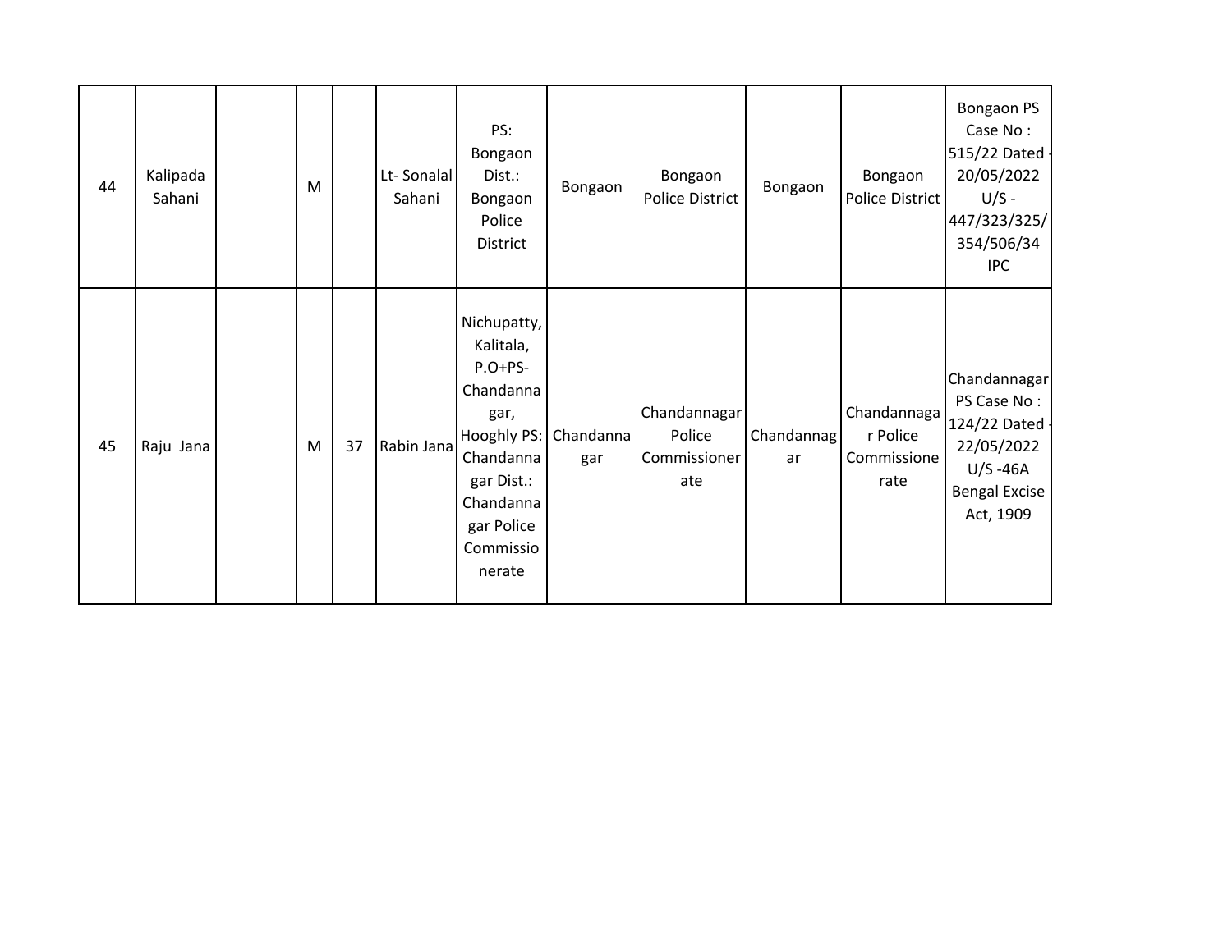| | | | | | | | | | | | |
|---|---|---|---|---|---|---|---|---|---|---|---|
| 44 | Kalipada Sahani | | M | | Lt- Sonalal Sahani | PS: Bongaon Dist.: Bongaon Police District | Bongaon | Bongaon Police District | Bongaon | Bongaon Police District | Bongaon PS Case No : 515/22 Dated - 20/05/2022 U/S - 447/323/325/ 354/506/34 IPC |
| 45 | Raju Jana | | M | 37 | Rabin Jana | Nichupatty, Kalitala, P.O+PS- Chandannagar, Hooghly PS: Chandannagar Dist.: Chandannagar Police Commissionerate | Chandannagar | Chandannagar Police Commissionerate | Chandannagar | Chandannagar Police Commissionerate | Chandannagar PS Case No : 124/22 Dated - 22/05/2022 U/S -46A Bengal Excise Act, 1909 |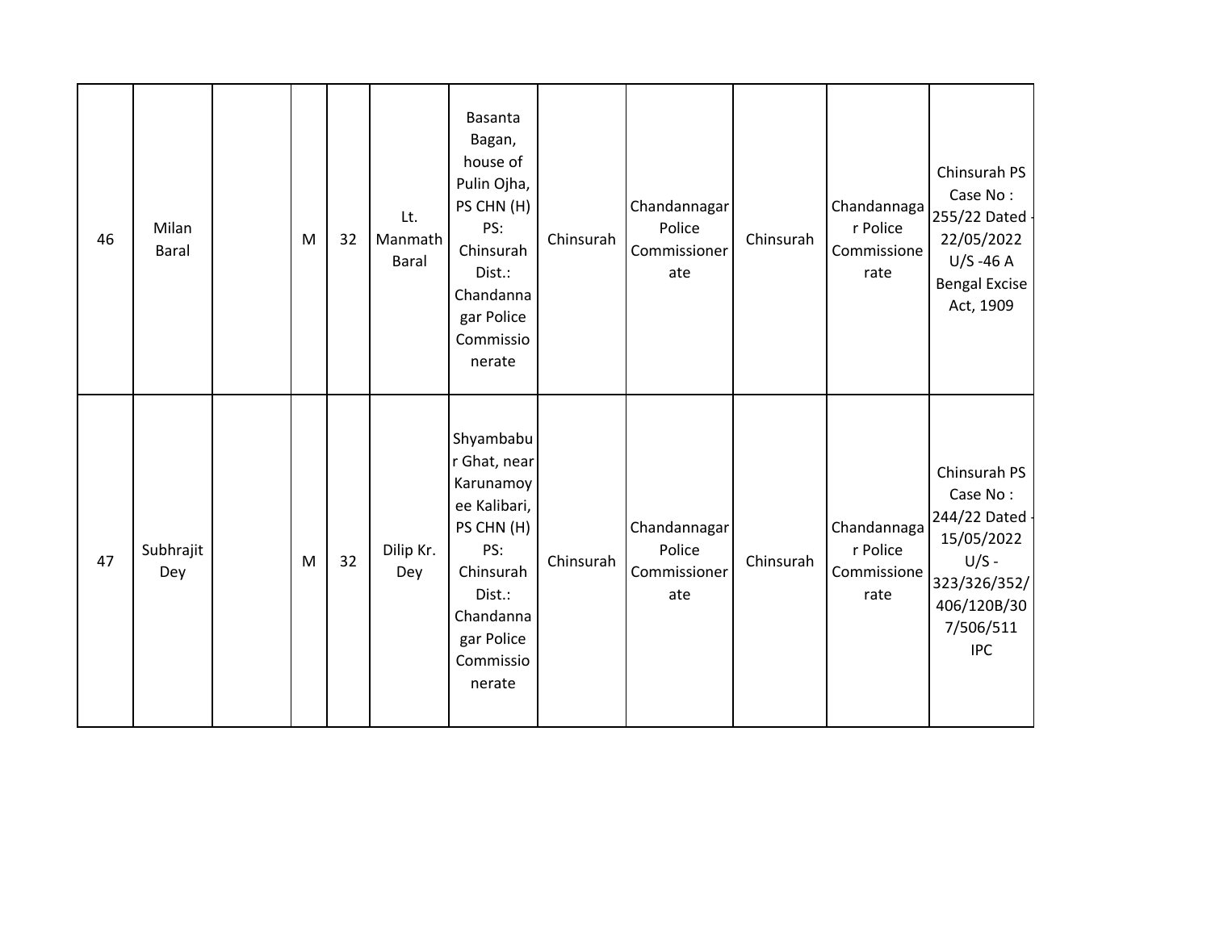| | | | | | | | | | | | |
|---|---|---|---|---|---|---|---|---|---|---|---|
| 46 | Milan Baral | | M | 32 | Lt. Manmath Baral | Basanta Bagan, house of Pulin Ojha, PS CHN (H) PS: Chinsurah Dist.: Chandannagar Police Commissionerate | Chinsurah | Chandannagar Police Commissionerate | Chinsurah | Chandannagar Police Commissionerate | Chinsurah PS Case No : 255/22 Dated - 22/05/2022 U/S -46 A Bengal Excise Act, 1909 |
| 47 | Subhrajit Dey | | M | 32 | Dilip Kr. Dey | Shyambabur Ghat, near Karunamoyee Kalibari, PS CHN (H) PS: Chinsurah Dist.: Chandannagar Police Commissionerate | Chinsurah | Chandannagar Police Commissionerate | Chinsurah | Chandannagar Police Commissionerate | Chinsurah PS Case No : 244/22 Dated - 15/05/2022 U/S - 323/326/352/406/120B/307/506/511 IPC |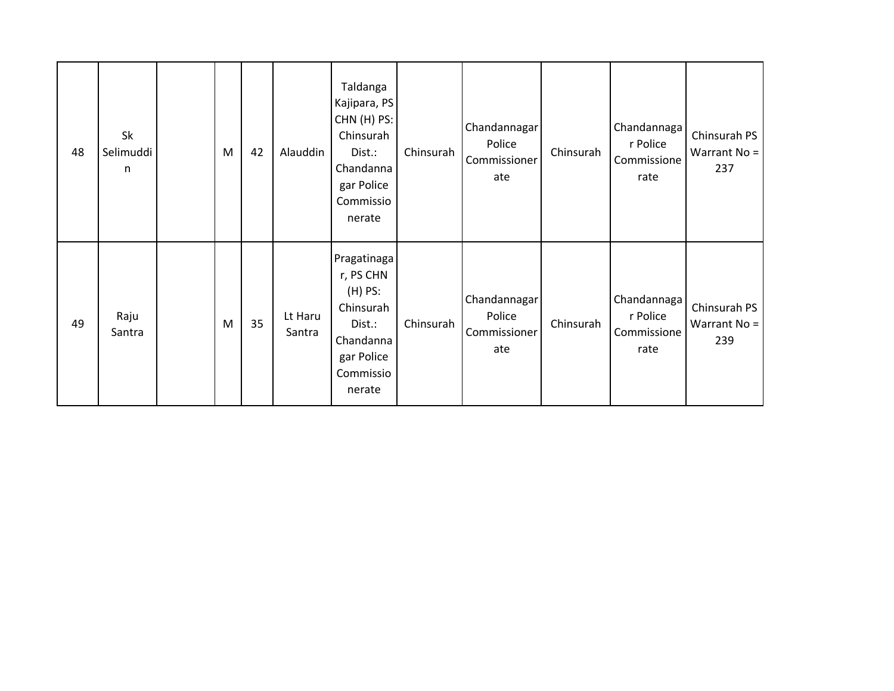| | | | | | | | | | | | |
|---|---|---|---|---|---|---|---|---|---|---|---|
| 48 | Sk Selimuddin | | M | 42 | Alauddin | Taldanga Kajipara, PS CHN (H) PS: Chinsurah Dist.: Chandannagar Police Commissionerate | Chinsurah | Chandannagar Police Commissionerate | Chinsurah | Chandannagar Police Commissionerate | Chinsurah PS Warrant No = 237 |
| 49 | Raju Santra | | M | 35 | Lt Haru Santra | Pragatinagar, PS CHN (H) PS: Chinsurah Dist.: Chandannagar Police Commissionerate | Chinsurah | Chandannagar Police Commissionerate | Chinsurah | Chandannagar Police Commissionerate | Chinsurah PS Warrant No = 239 |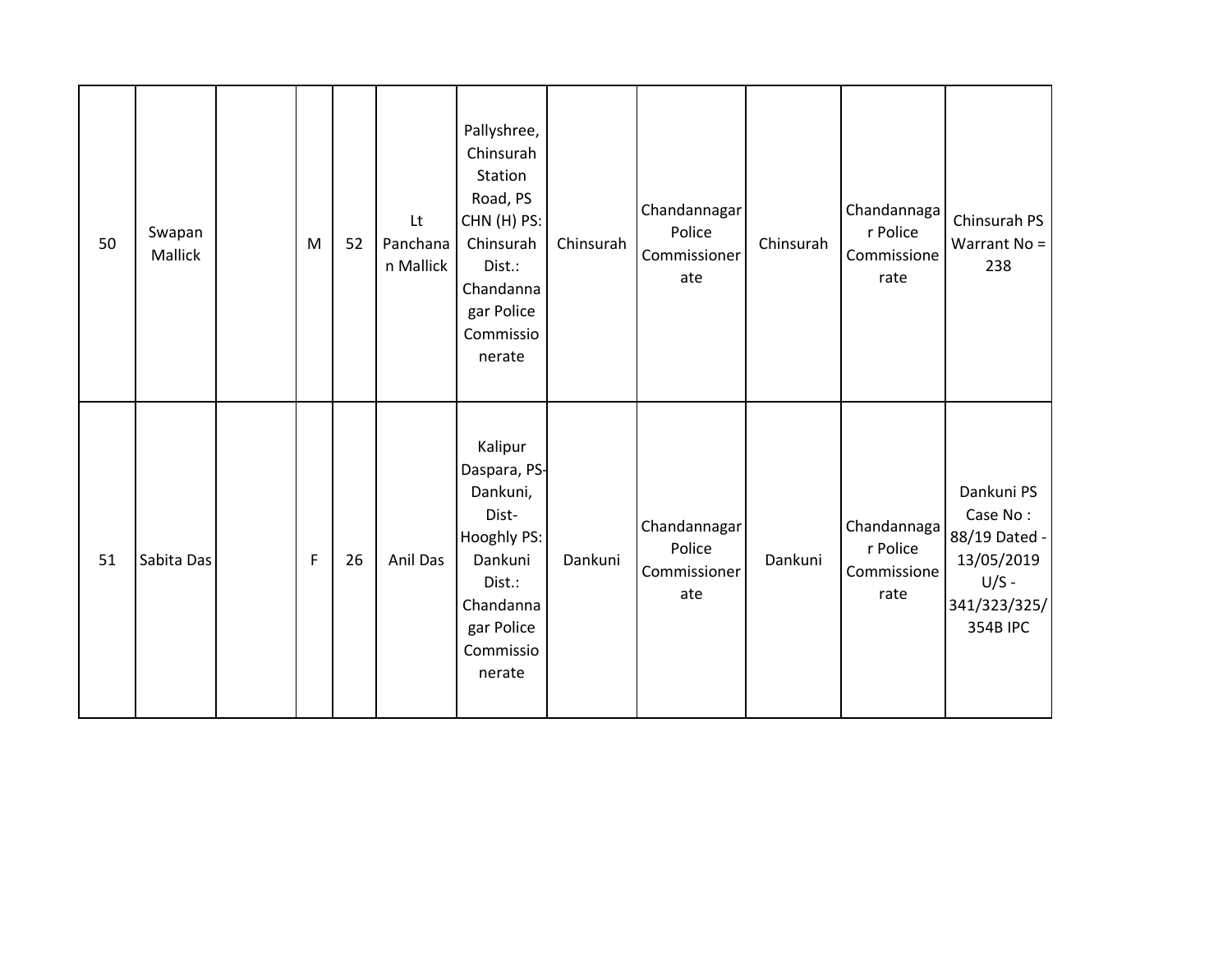| 50 | Swapan Mallick | | M | 52 | Lt Panchanan Mallick | Pallyshree, Chinsurah Station Road, PS CHN (H) PS: Chinsurah Dist.: Chandannagar Police Commissionerate | Chinsurah | Chandannagar Police Commissionerate | Chinsurah | Chandannagar Police Commissionerate | Chinsurah PS Warrant No = 238 |
|---|---|---|---|---|---|---|---|---|---|---|---|
| 51 | Sabita Das | | F | 26 | Anil Das | Kalipur Daspara, PS-Dankuni, Dist-Hooghly PS: Dankuni Dist.: Chandannagar Police Commissionerate | Dankuni | Chandannagar Police Commissionerate | Dankuni | Chandannagar Police Commissionerate | Dankuni PS Case No : 88/19 Dated - 13/05/2019 U/S - 341/323/325/354B IPC |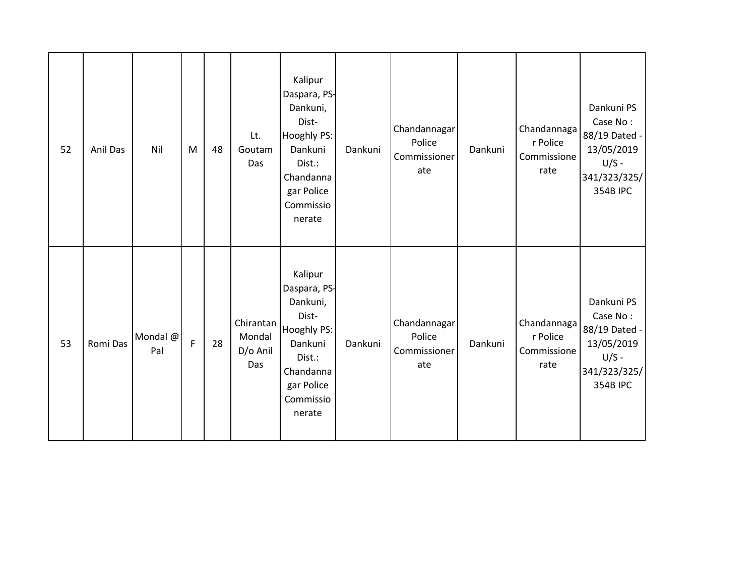| 52 | Anil Das | Nil | M | 48 | Lt. Goutam Das | Kalipur Daspara, PS-Dankuni, Dist-Hooghly PS: Dankuni Dist.: Chandannagar Police Commissionerate | Dankuni | Chandannagar Police Commissionerate | Dankuni | Chandannagar Police Commissionerate | Dankuni PS Case No : 88/19 Dated - 13/05/2019 U/S - 341/323/325/354B IPC |
|---|---|---|---|---|---|---|---|---|---|---|---|
| 53 | Romi Das | Mondal @ Pal | F | 28 | Chirantan Mondal D/o Anil Das | Kalipur Daspara, PS-Dankuni, Dist-Hooghly PS: Dankuni Dist.: Chandannagar Police Commissionerate | Dankuni | Chandannagar Police Commissionerate | Dankuni | Chandannagar Police Commissionerate | Dankuni PS Case No : 88/19 Dated - 13/05/2019 U/S - 341/323/325/354B IPC |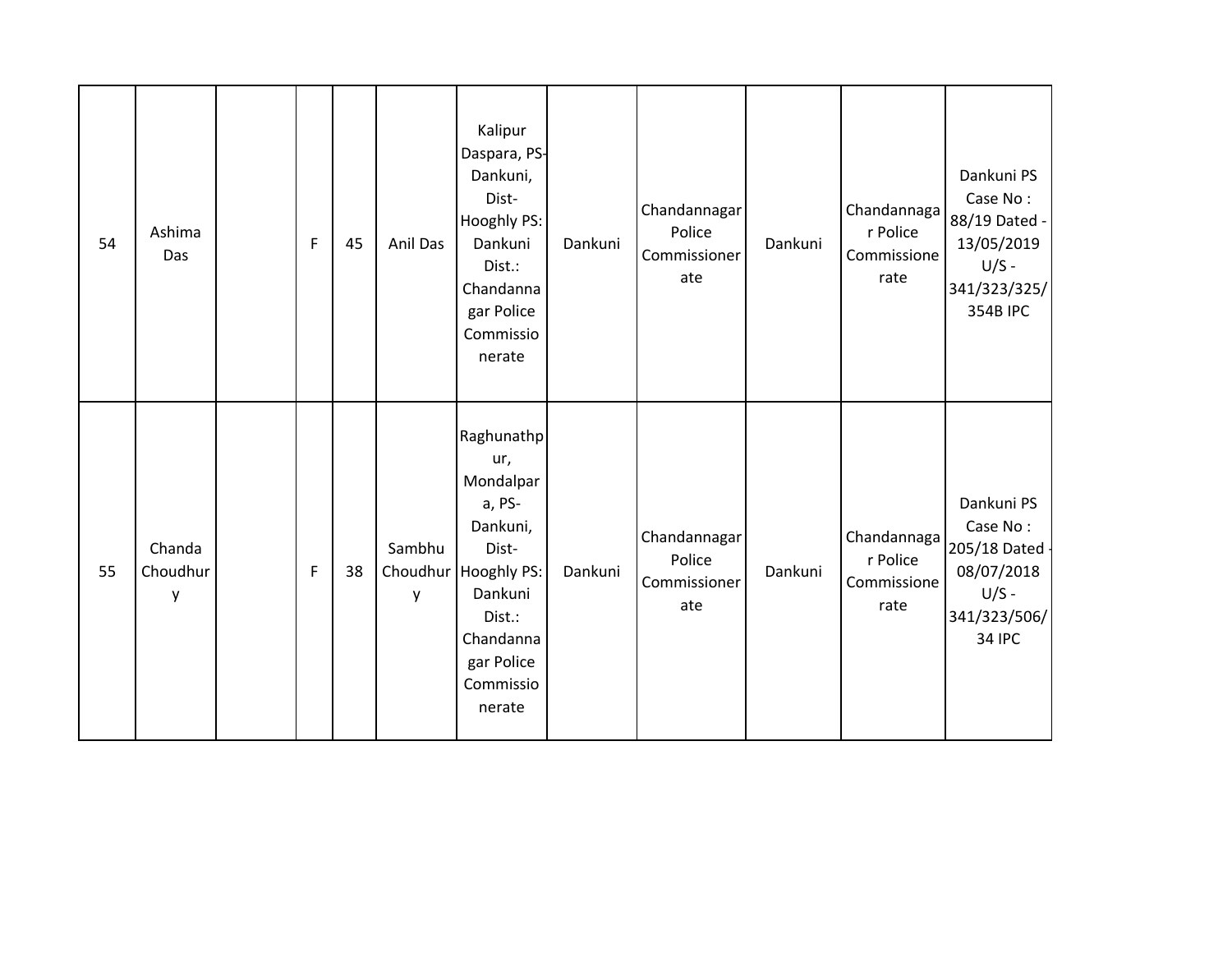| 54 | Ashima Das | | F | 45 | Anil Das | Kalipur Daspara, PS-Dankuni, Dist-Hooghly PS: Dankuni Dist.: Chandannagar Police Commissionerate | Dankuni | Chandannagar Police Commissionerate | Dankuni | Chandannagar Police Commissionerate | Dankuni PS Case No : 88/19 Dated - 13/05/2019 U/S - 341/323/325/354B IPC |
|---|---|---|---|---|---|---|---|---|---|---|---|
| 55 | Chanda Choudhury | | F | 38 | Sambhu Choudhury | Raghunathpur, Mondalpara, PS-Dankuni, Dist-Hooghly PS: Dankuni Dist.: Chandannagar Police Commissionerate | Dankuni | Chandannagar Police Commissionerate | Dankuni | Chandannagar Police Commissionerate | Dankuni PS Case No : 205/18 Dated - 08/07/2018 U/S - 341/323/506/34 IPC |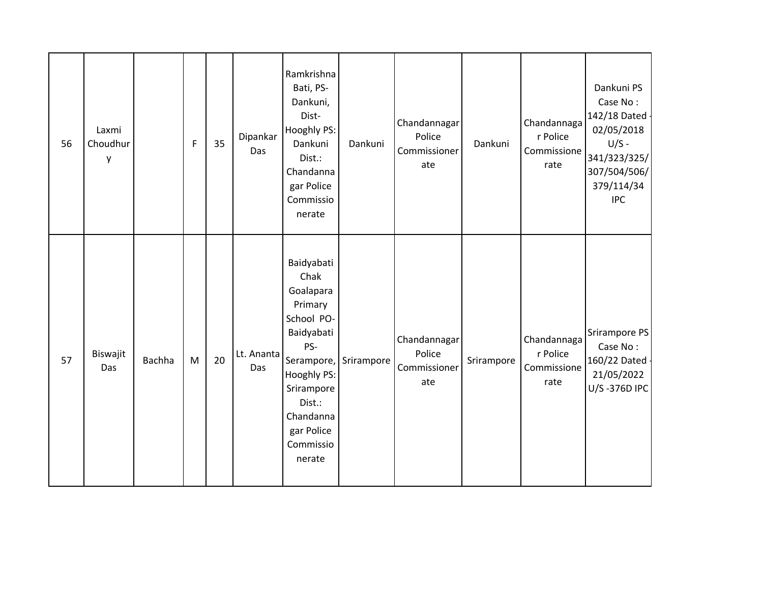| 56 | Laxmi Choudhury | | F | 35 | Dipankar Das | Ramkrishna Bati, PS- Dankuni, Dist- Hooghly PS: Dankuni Dist.: Chandannagar Police Commissionerate | Dankuni | Chandannagar Police Commissionerate | Dankuni | Chandannagar Police Commissionerate | Dankuni PS Case No : 142/18 Dated - 02/05/2018 U/S - 341/323/325/307/504/506/379/114/34 IPC |
|---|---|---|---|---|---|---|---|---|---|---|---|
| 57 | Biswajit Das | Bachha | M | 20 | Lt. Ananta Das | Baidyabati Chak Goalapara Primary School PO- Baidyabati PS- Serampore, Hooghly PS: Srirampore Dist.: Chandannagar Police Commissionerate | Srirampore | Chandannagar Police Commissionerate | Srirampore | Chandannagar Police Commissionerate | Srirampore PS Case No : 160/22 Dated - 21/05/2022 U/S -376D IPC |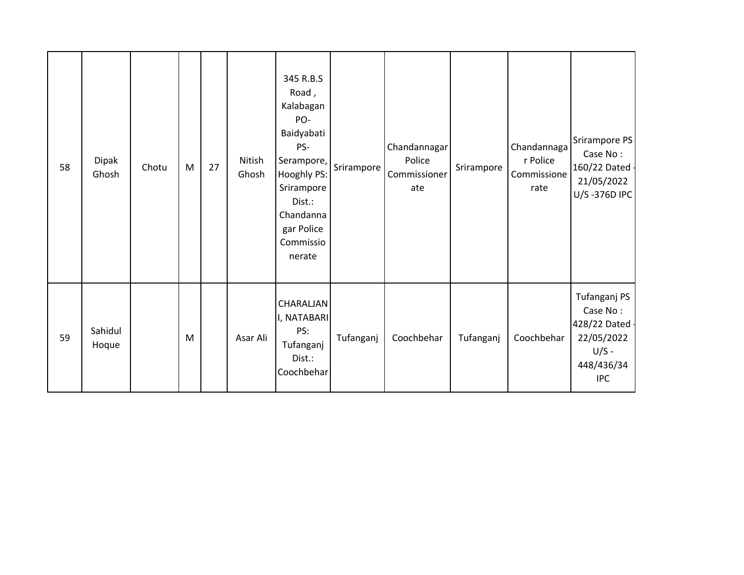| 58 | Dipak Ghosh | Chotu | M | 27 | Nitish Ghosh | 345 R.B.S Road , Kalabagan PO- Baidyabati PS- Serampore, Hooghly PS: Srirampore Dist.: Chandannagar Police Commissionerate | Srirampore | Chandannagar Police Commissionerate | Srirampore | Chandannagar Police Commissionerate | Srirampore PS Case No : 160/22 Dated - 21/05/2022 U/S -376D IPC |
|---|---|---|---|---|---|---|---|---|---|---|---|
| 59 | Sahidul Hoque | | M | | Asar Ali | CHARALJANI, NATABARI PS: Tufanganj Dist.: Coochbehar | Tufanganj | Coochbehar | Tufanganj | Coochbehar | Tufanganj PS Case No : 428/22 Dated - 22/05/2022 U/S - 448/436/34 IPC |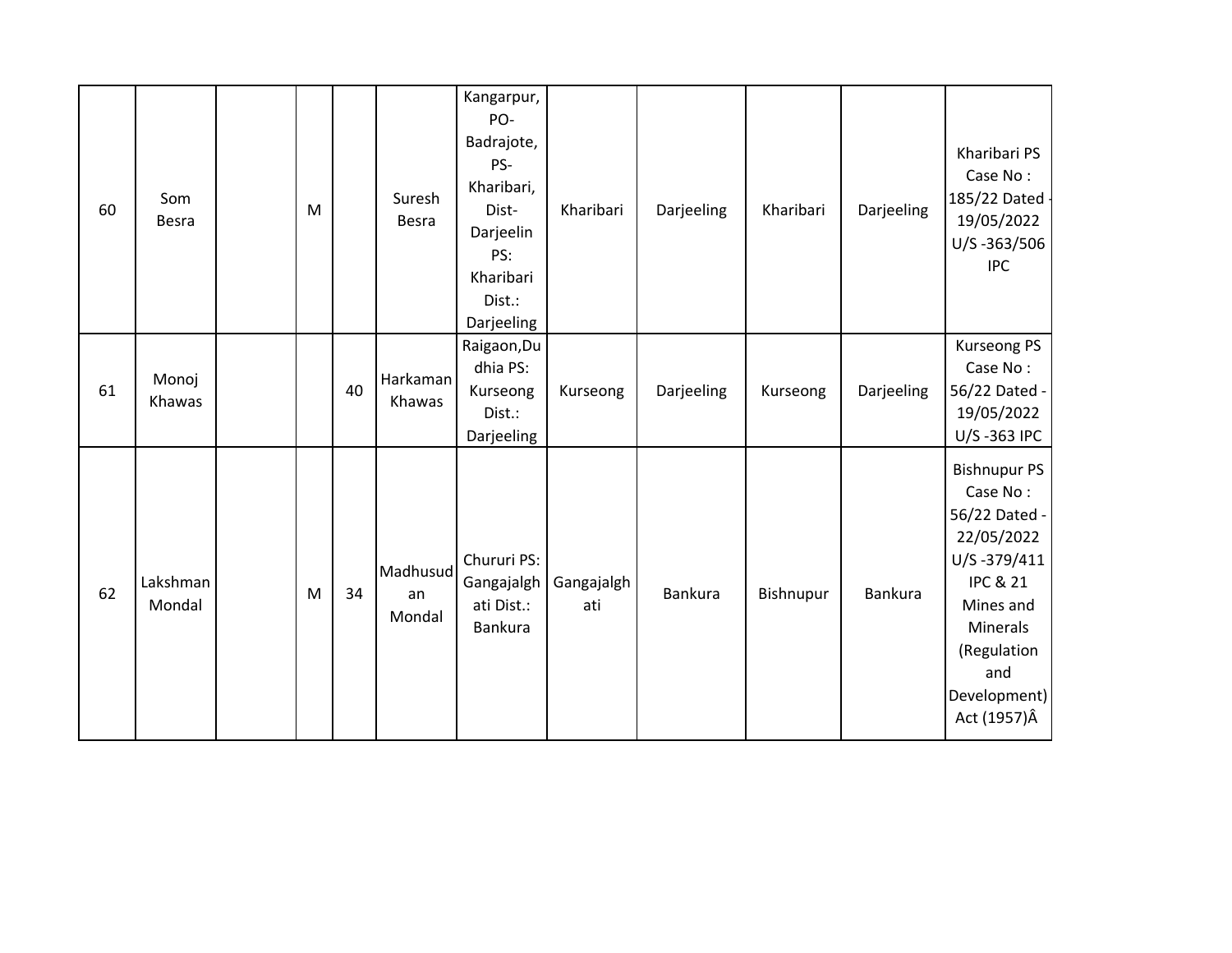| | | | | | | | | | | | |
|---|---|---|---|---|---|---|---|---|---|---|---|
| 60 | Som Besra | | M | | Suresh Besra | Kangarpur, PO-Badrajote, PS-Kharibari, Dist-Darjeelin PS: Kharibari Dist.: Darjeeling | Kharibari | Darjeeling | Kharibari | Darjeeling | Kharibari PS Case No : 185/22 Dated - 19/05/2022 U/S -363/506 IPC |
| 61 | Monoj Khawas | | | 40 | Harkaman Khawas | Raigaon,Dudhia PS: Kurseong Dist.: Darjeeling | Kurseong | Darjeeling | Kurseong | Darjeeling | Kurseong PS Case No : 56/22 Dated - 19/05/2022 U/S -363 IPC |
| 62 | Lakshman Mondal | | M | 34 | Madhusudan Mondal | Chururi PS: Gangajalghati Dist.: Bankura | Gangajalghati | Bankura | Bishnupur | Bankura | Bishnupur PS Case No : 56/22 Dated - 22/05/2022 U/S -379/411 IPC & 21 Mines and Minerals (Regulation and Development) Act (1957)Â |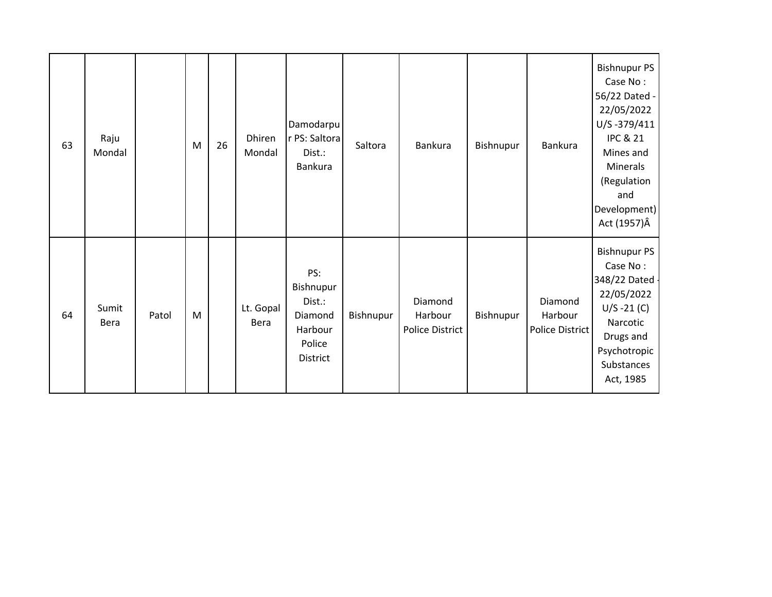| | | | | | | | | | | | |
|---|---|---|---|---|---|---|---|---|---|---|---|
| 63 | Raju Mondal | | M | 26 | Dhiren Mondal | Damodarpur PS: Saltora Dist.: Bankura | Saltora | Bankura | Bishnupur | Bankura | Bishnupur PS Case No : 56/22 Dated - 22/05/2022 U/S -379/411 IPC & 21 Mines and Minerals (Regulation and Development) Act (1957)Â |
| 64 | Sumit Bera | Patol | M | | Lt. Gopal Bera | PS: Bishnupur Dist.: Diamond Harbour Police District | Bishnupur | Diamond Harbour Police District | Bishnupur | Diamond Harbour Police District | Bishnupur PS Case No : 348/22 Dated - 22/05/2022 U/S -21 (C) Narcotic Drugs and Psychotropic Substances Act, 1985 |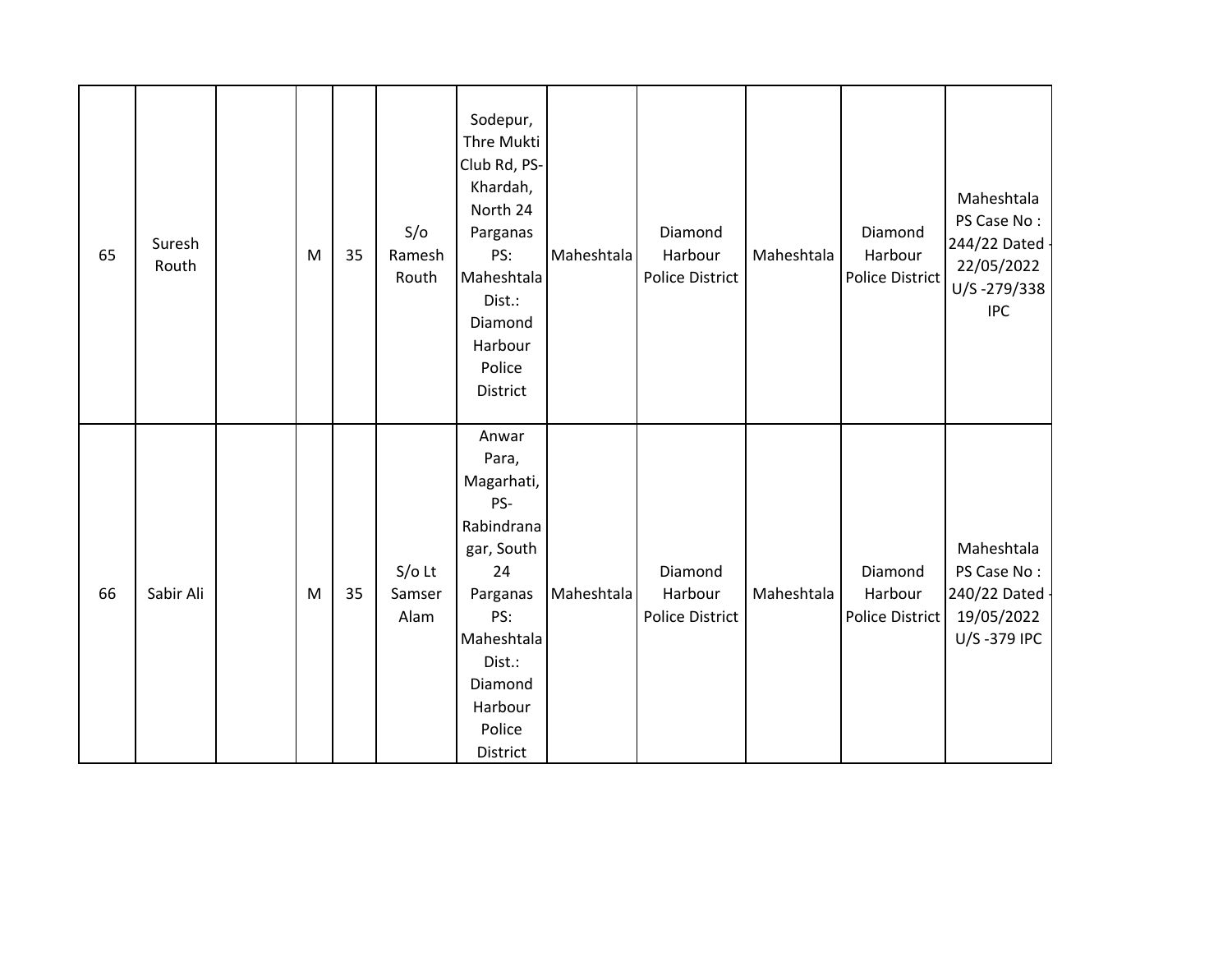| 65 | Suresh Routh | | M | 35 | S/o Ramesh Routh | Sodepur, Thre Mukti Club Rd, PS- Khardah, North 24 Parganas PS: Maheshtala Dist.: Diamond Harbour Police District | Maheshtala | Diamond Harbour Police District | Maheshtala | Diamond Harbour Police District | Maheshtala PS Case No : 244/22 Dated - 22/05/2022 U/S -279/338 IPC |
|---|---|---|---|---|---|---|---|---|---|---|---|
| 66 | Sabir Ali | | M | 35 | S/o Lt Samser Alam | Anwar Para, Magarhati, PS- Rabindranagar, South 24 Parganas PS: Maheshtala Dist.: Diamond Harbour Police District | Maheshtala | Diamond Harbour Police District | Maheshtala | Diamond Harbour Police District | Maheshtala PS Case No : 240/22 Dated - 19/05/2022 U/S -379 IPC |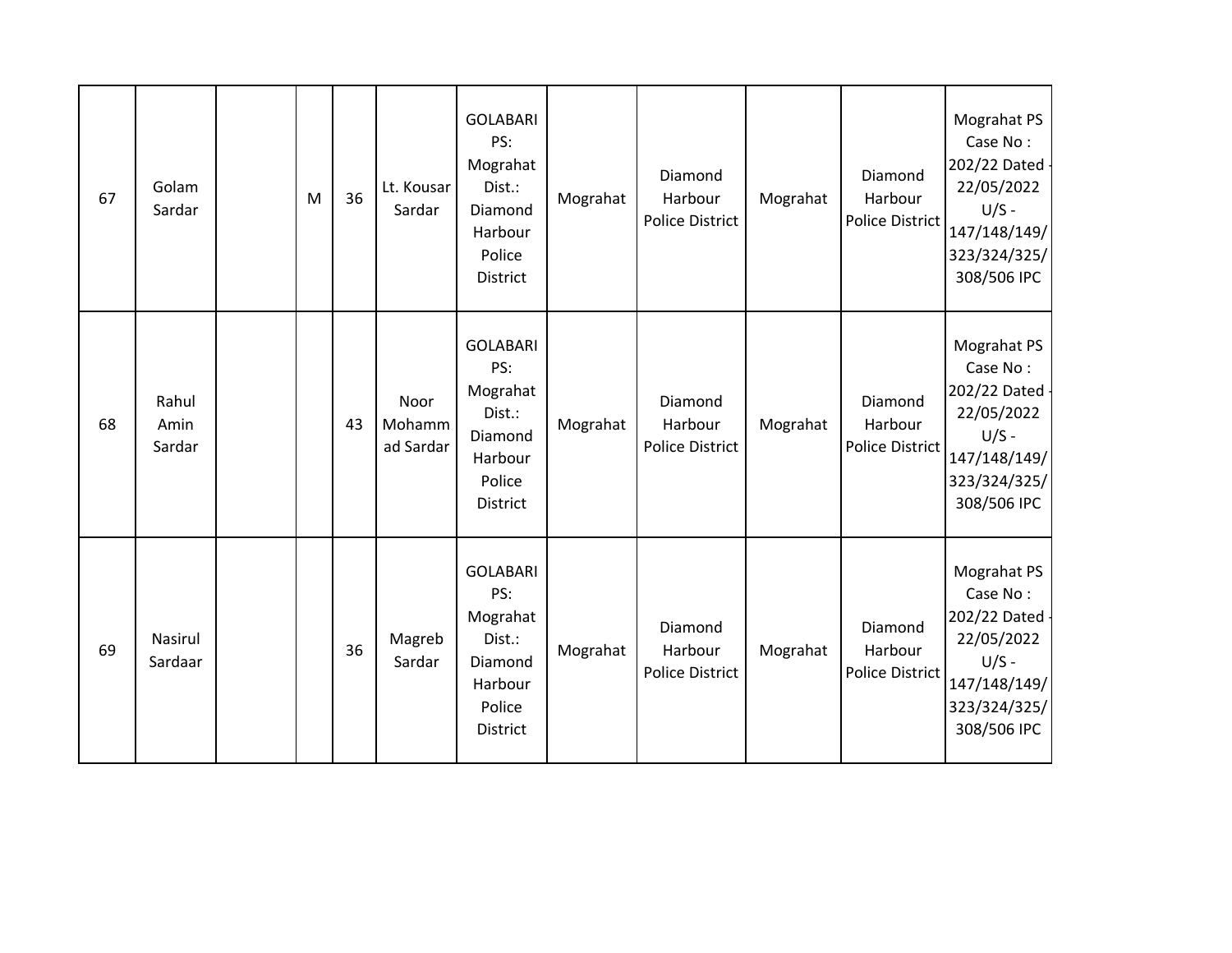| | | | | | | | | | | | |
|---|---|---|---|---|---|---|---|---|---|---|---|
| 67 | Golam Sardar | | M | 36 | Lt. Kousar Sardar | GOLABARI PS: Mograhat Dist.: Diamond Harbour Police District | Mograhat | Diamond Harbour Police District | Mograhat | Diamond Harbour Police District | Mograhat PS Case No : 202/22 Dated - 22/05/2022 U/S - 147/148/149/ 323/324/325/ 308/506 IPC |
| 68 | Rahul Amin Sardar | | | 43 | Noor Mohammad Sardar | GOLABARI PS: Mograhat Dist.: Diamond Harbour Police District | Mograhat | Diamond Harbour Police District | Mograhat | Diamond Harbour Police District | Mograhat PS Case No : 202/22 Dated - 22/05/2022 U/S - 147/148/149/ 323/324/325/ 308/506 IPC |
| 69 | Nasirul Sardaar | | | 36 | Magreb Sardar | GOLABARI PS: Mograhat Dist.: Diamond Harbour Police District | Mograhat | Diamond Harbour Police District | Mograhat | Diamond Harbour Police District | Mograhat PS Case No : 202/22 Dated - 22/05/2022 U/S - 147/148/149/ 323/324/325/ 308/506 IPC |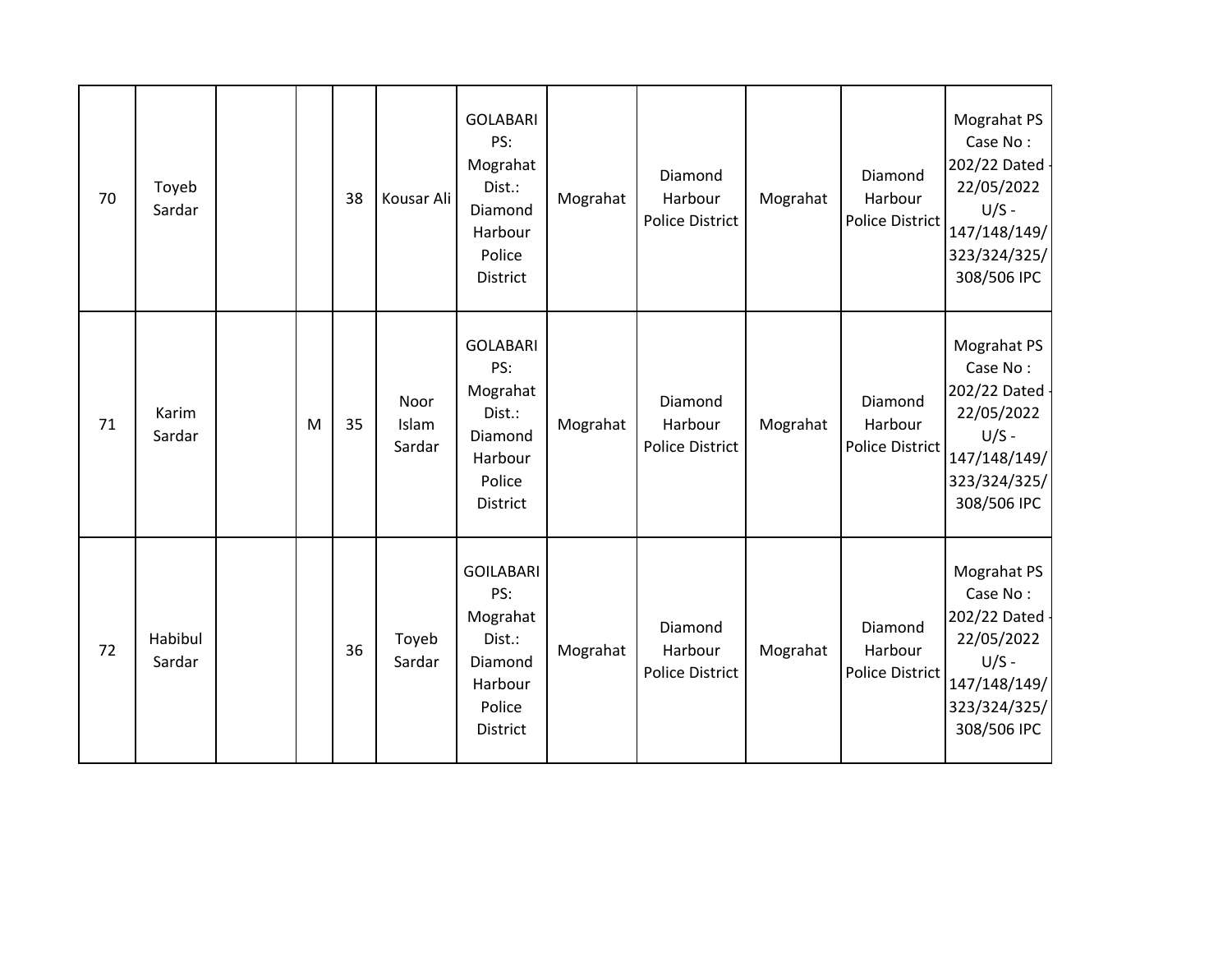| | | | | | | | | | | | |
|---|---|---|---|---|---|---|---|---|---|---|---|
| 70 | Toyeb Sardar | | | 38 | Kousar Ali | GOLABARI PS: Mograhat Dist.: Diamond Harbour Police District | Mograhat | Diamond Harbour Police District | Mograhat | Diamond Harbour Police District | Mograhat PS Case No : 202/22 Dated - 22/05/2022 U/S - 147/148/149/ 323/324/325/ 308/506 IPC |
| 71 | Karim Sardar | | M | 35 | Noor Islam Sardar | GOLABARI PS: Mograhat Dist.: Diamond Harbour Police District | Mograhat | Diamond Harbour Police District | Mograhat | Diamond Harbour Police District | Mograhat PS Case No : 202/22 Dated - 22/05/2022 U/S - 147/148/149/ 323/324/325/ 308/506 IPC |
| 72 | Habibul Sardar | | | 36 | Toyeb Sardar | GOILABARI PS: Mograhat Dist.: Diamond Harbour Police District | Mograhat | Diamond Harbour Police District | Mograhat | Diamond Harbour Police District | Mograhat PS Case No : 202/22 Dated - 22/05/2022 U/S - 147/148/149/ 323/324/325/ 308/506 IPC |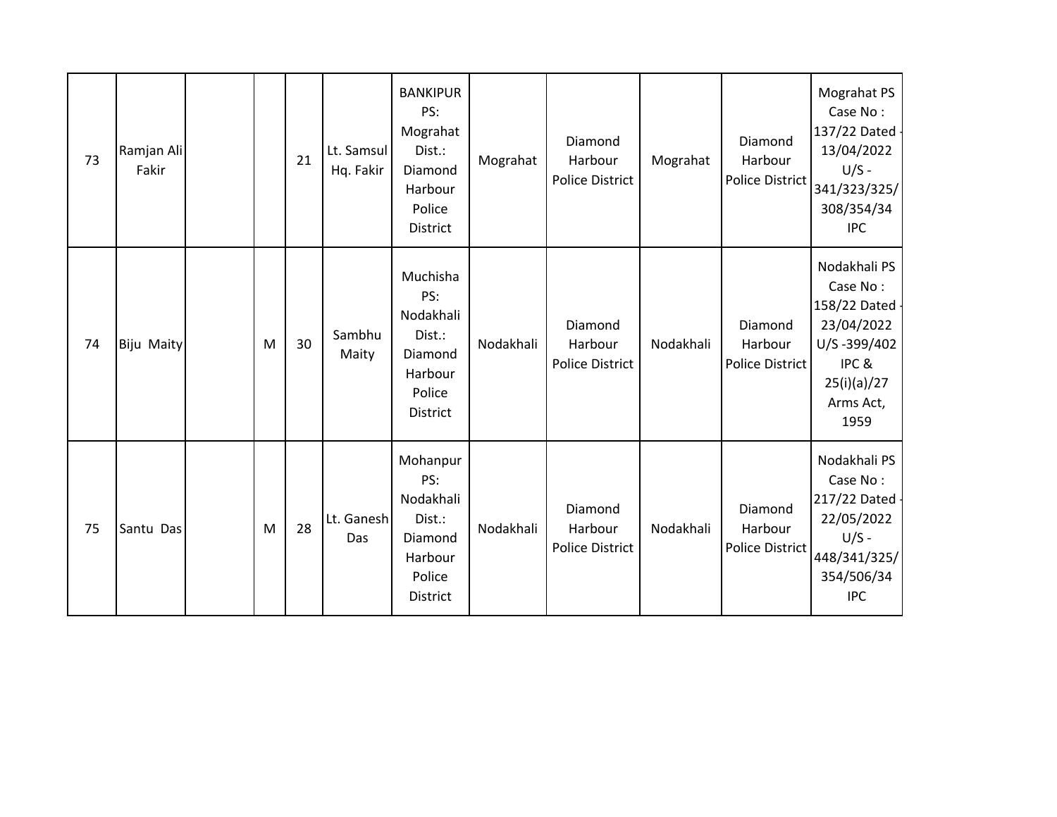| | | | | | | | | | | | |
|---|---|---|---|---|---|---|---|---|---|---|---|
| 73 | Ramjan Ali Fakir | | | 21 | Lt. Samsul Hq. Fakir | BANKIPUR PS: Mograhat Dist.: Diamond Harbour Police District | Mograhat | Diamond Harbour Police District | Mograhat | Diamond Harbour Police District | Mograhat PS Case No : 137/22 Dated - 13/04/2022 U/S - 341/323/325/ 308/354/34 IPC |
| 74 | Biju Maity | | M | 30 | Sambhu Maity | Muchisha PS: Nodakhali Dist.: Diamond Harbour Police District | Nodakhali | Diamond Harbour Police District | Nodakhali | Diamond Harbour Police District | Nodakhali PS Case No : 158/22 Dated - 23/04/2022 U/S -399/402 IPC & 25(i)(a)/27 Arms Act, 1959 |
| 75 | Santu Das | | M | 28 | Lt. Ganesh Das | Mohanpur PS: Nodakhali Dist.: Diamond Harbour Police District | Nodakhali | Diamond Harbour Police District | Nodakhali | Diamond Harbour Police District | Nodakhali PS Case No : 217/22 Dated - 22/05/2022 U/S - 448/341/325/ 354/506/34 IPC |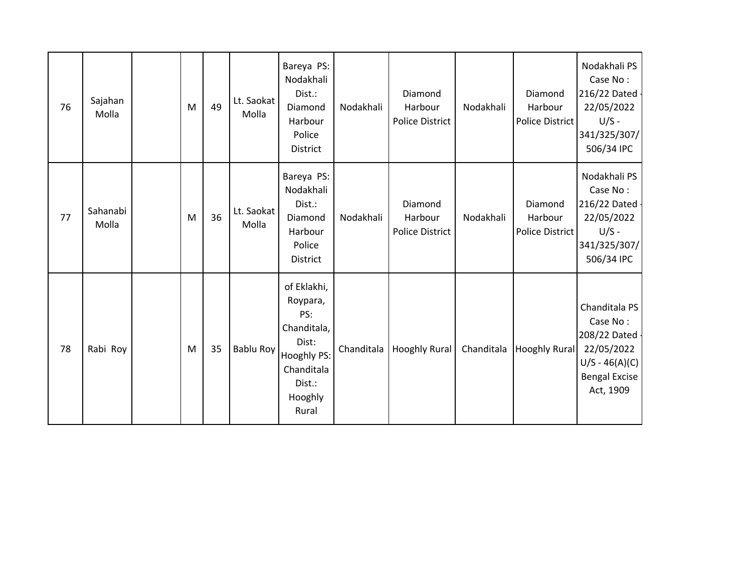| 76 | Sajahan Molla | | M | 49 | Lt. Saokat Molla | Bareya PS: Nodakhali Dist.: Diamond Harbour Police District | Nodakhali | Diamond Harbour Police District | Nodakhali | Diamond Harbour Police District | Nodakhali PS Case No : 216/22 Dated - 22/05/2022 U/S - 341/325/307/ 506/34 IPC |
|---|---|---|---|---|---|---|---|---|---|---|---|
| 77 | Sahanabi Molla | | M | 36 | Lt. Saokat Molla | Bareya PS: Nodakhali Dist.: Diamond Harbour Police District | Nodakhali | Diamond Harbour Police District | Nodakhali | Diamond Harbour Police District | Nodakhali PS Case No : 216/22 Dated - 22/05/2022 U/S - 341/325/307/ 506/34 IPC |
| 78 | Rabi Roy | | M | 35 | Bablu Roy | of Eklakhi, Roypara, PS: Chanditala, Dist: Hooghly PS: Chanditala Dist.: Hooghly Rural | Chanditala | Hooghly Rural | Chanditala | Hooghly Rural | Chanditala PS Case No : 208/22 Dated - 22/05/2022 U/S - 46(A)(C) Bengal Excise Act, 1909 |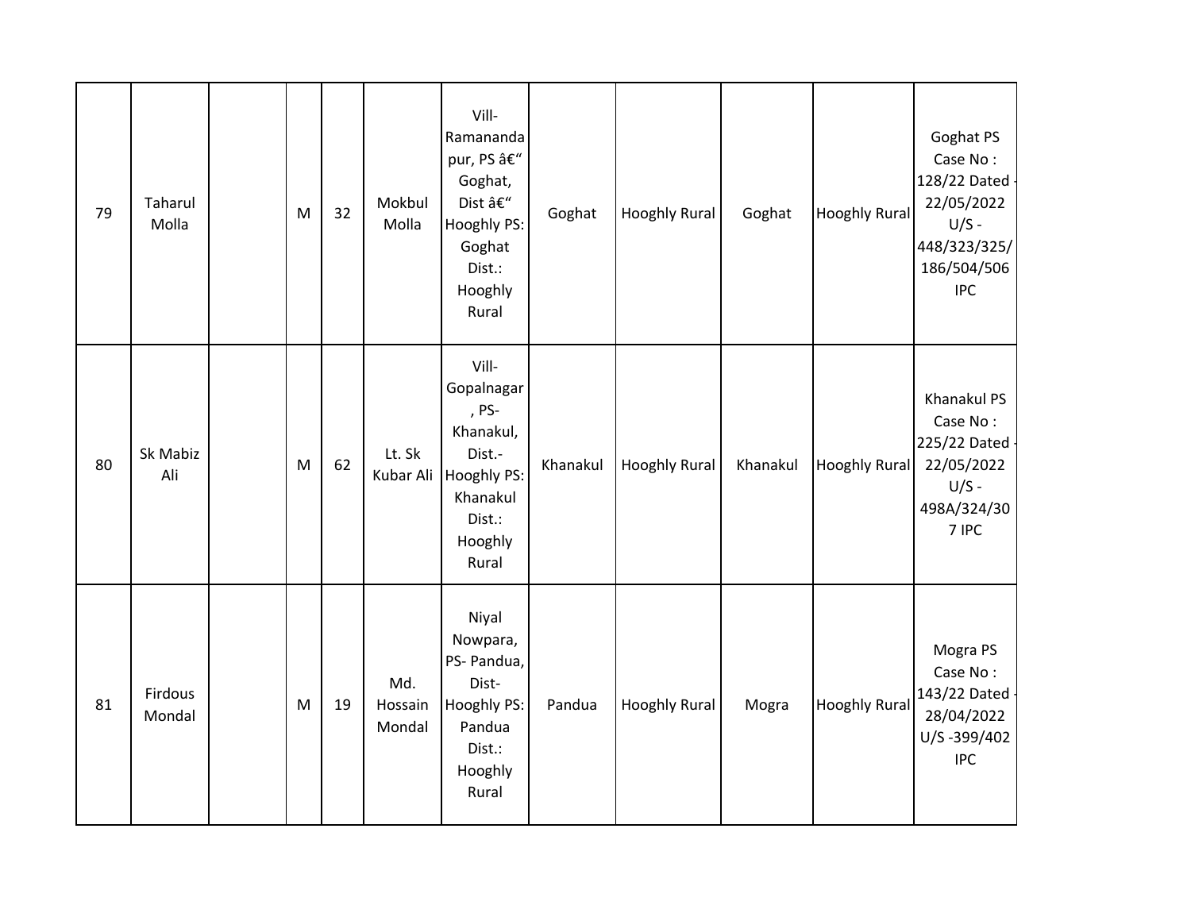| 79 | Taharul Molla | | M | 32 | Mokbul Molla | Vill-Ramananda pur, PS â€“ Goghat, Dist â€“ Hooghly PS: Goghat Dist.: Hooghly Rural | Goghat | Hooghly Rural | Goghat | Hooghly Rural | Goghat PS Case No : 128/22 Dated - 22/05/2022 U/S - 448/323/325/ 186/504/506 IPC |
|---|---|---|---|---|---|---|---|---|---|---|---|
| 80 | Sk Mabiz Ali | | M | 62 | Lt. Sk Kubar Ali | Vill-Gopalnagar , PS-Khanakul, Dist.-Hooghly PS: Khanakul Dist.: Hooghly Rural | Khanakul | Hooghly Rural | Khanakul | Hooghly Rural | Khanakul PS Case No : 225/22 Dated - 22/05/2022 U/S - 498A/324/30 7 IPC |
| 81 | Firdous Mondal | | M | 19 | Md. Hossain Mondal | Niyal Nowpara, PS- Pandua, Dist-Hooghly PS: Pandua Dist.: Hooghly Rural | Pandua | Hooghly Rural | Mogra | Hooghly Rural | Mogra PS Case No : 143/22 Dated - 28/04/2022 U/S -399/402 IPC |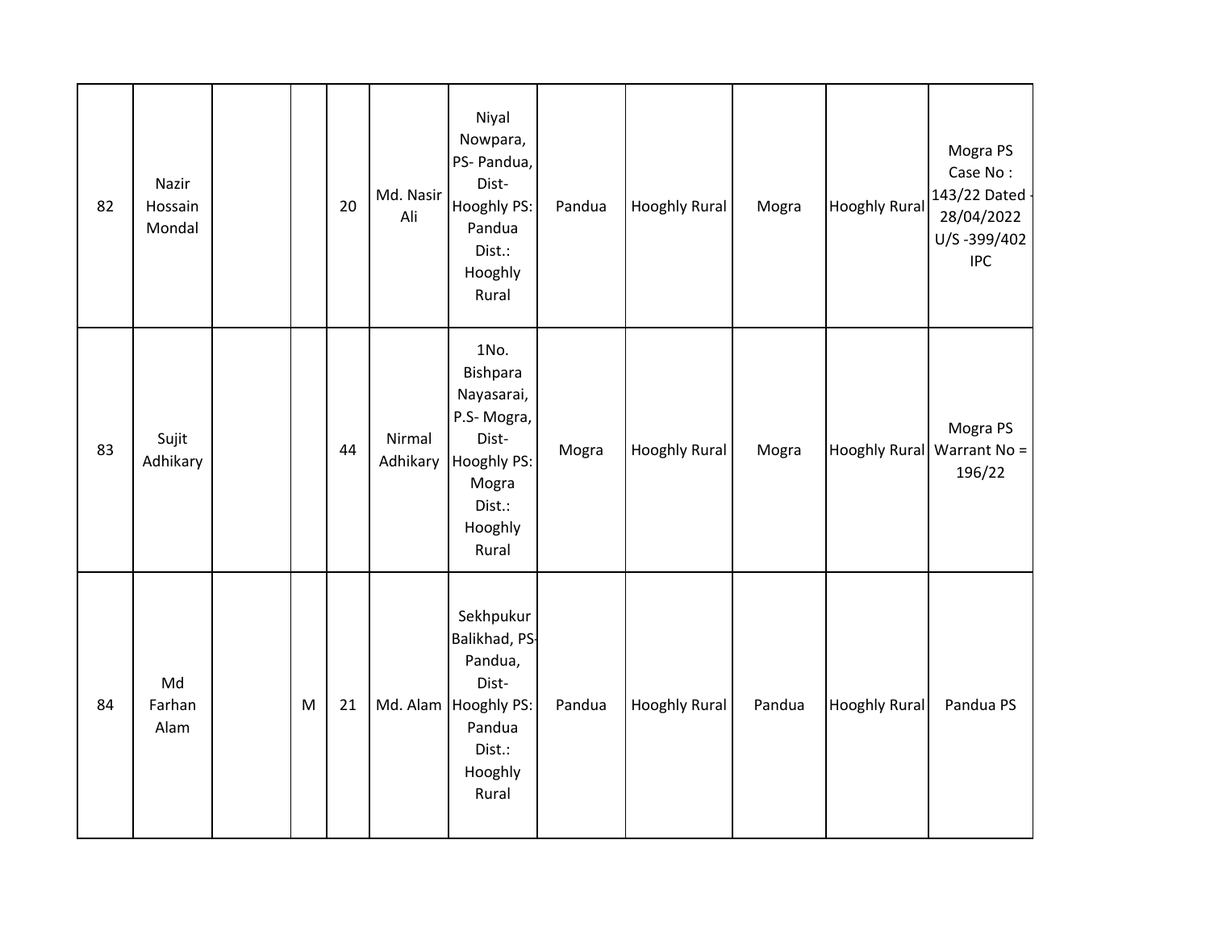| | | | | | | | | | | | |
|---|---|---|---|---|---|---|---|---|---|---|---|
| 82 | Nazir Hossain Mondal | | | 20 | Md. Nasir Ali | Niyal Nowpara, PS- Pandua, Dist- Hooghly PS: Pandua Dist.: Hooghly Rural | Pandua | Hooghly Rural | Mogra | Hooghly Rural | Mogra PS Case No : 143/22 Dated - 28/04/2022 U/S -399/402 IPC |
| 83 | Sujit Adhikary | | | 44 | Nirmal Adhikary | 1No. Bishpara Nayasarai, P.S- Mogra, Dist- Hooghly PS: Mogra Dist.: Hooghly Rural | Mogra | Hooghly Rural | Mogra | Hooghly Rural | Mogra PS Warrant No = 196/22 |
| 84 | Md Farhan Alam | | M | 21 | Md. Alam | Sekhpukur Balikhad, PS- Pandua, Dist- Hooghly PS: Pandua Dist.: Hooghly Rural | Pandua | Hooghly Rural | Pandua | Hooghly Rural | Pandua PS |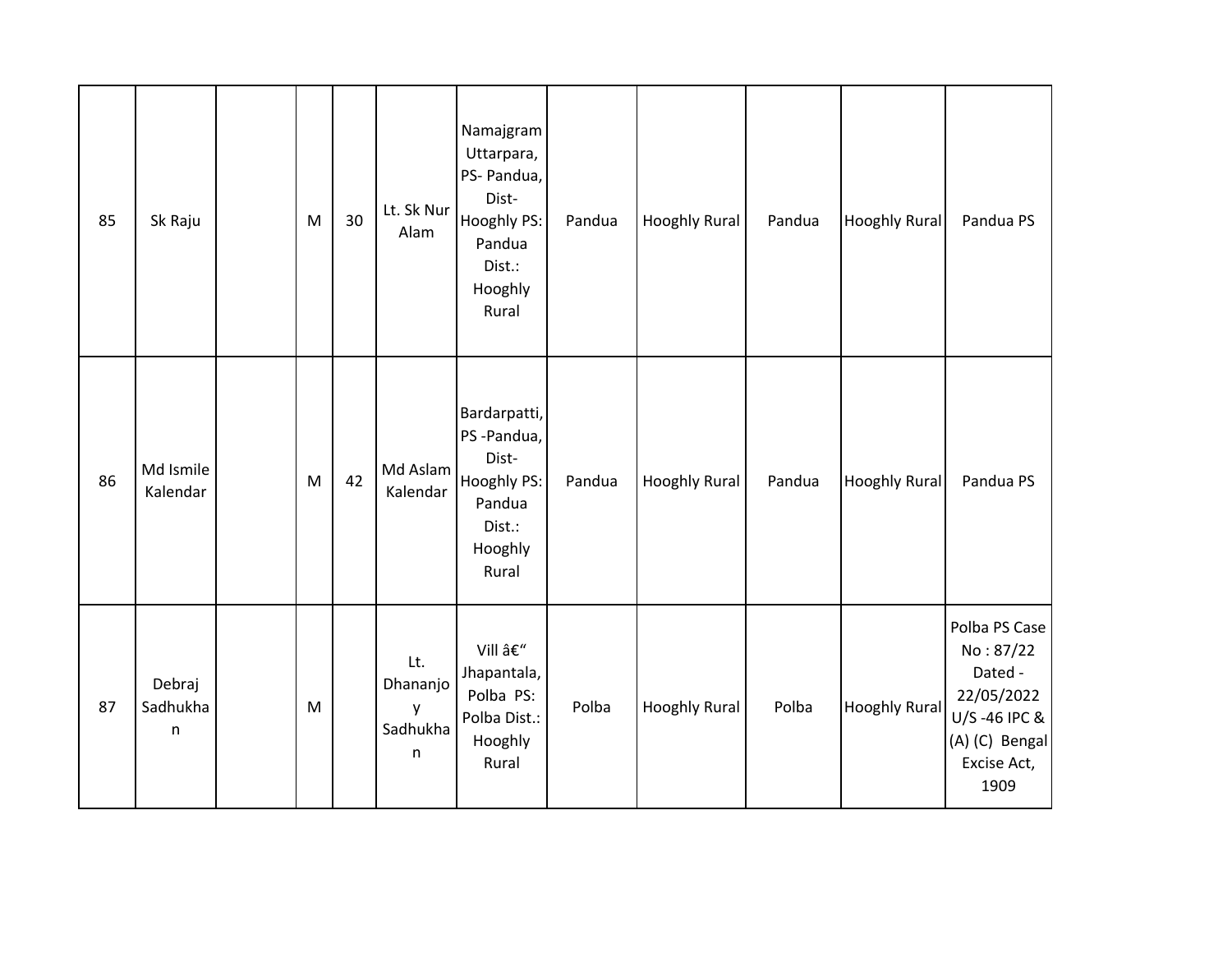| 85 | Sk Raju | | M | 30 | Lt. Sk Nur Alam | Namajgram Uttarpara, PS- Pandua, Dist- Hooghly PS: Pandua Dist.: Hooghly Rural | Pandua | Hooghly Rural | Pandua | Hooghly Rural | Pandua PS |
|---|---|---|---|---|---|---|---|---|---|---|---|
| 86 | Md Ismile Kalendar | | M | 42 | Md Aslam Kalendar | Bardarpatti, PS -Pandua, Dist- Hooghly PS: Pandua Dist.: Hooghly Rural | Pandua | Hooghly Rural | Pandua | Hooghly Rural | Pandua PS |
| 87 | Debraj Sadhukhan | | M | | Lt. Dhananjoy Sadhukhan | Vill â€" Jhapantala, Polba PS: Polba Dist.: Hooghly Rural | Polba | Hooghly Rural | Polba | Hooghly Rural | Polba PS Case No : 87/22 Dated - 22/05/2022 U/S -46 IPC & (A) (C) Bengal Excise Act, 1909 |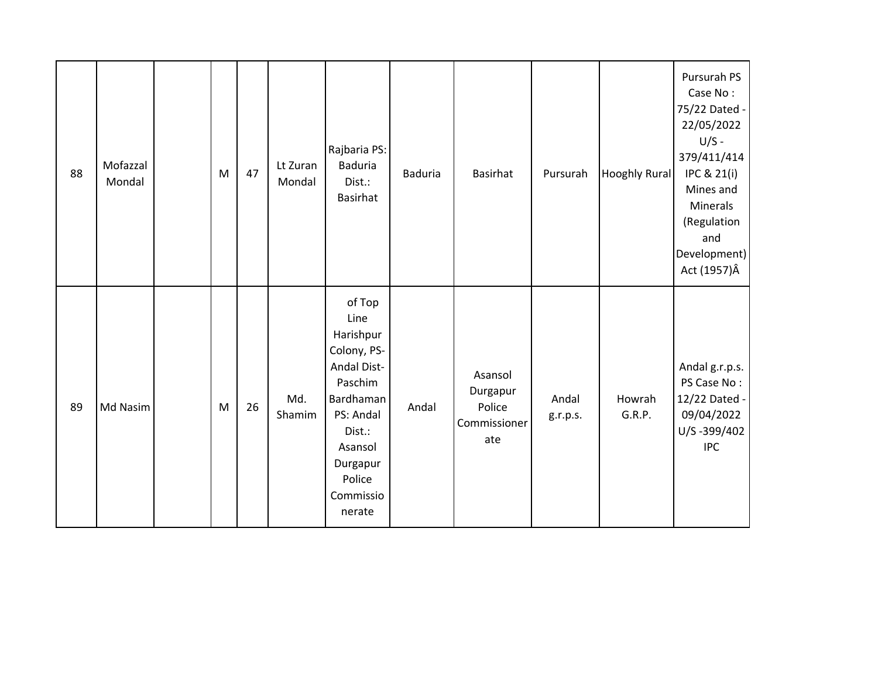| | | | | | | | | | | | |
|---|---|---|---|---|---|---|---|---|---|---|---|
| 88 | Mofazzal Mondal | | M | 47 | Lt Zuran Mondal | Rajbaria PS: Baduria Dist.: Basirhat | Baduria | Basirhat | Pursurah | Hooghly Rural | Pursurah PS Case No : 75/22 Dated - 22/05/2022 U/S - 379/411/414 IPC & 21(i) Mines and Minerals (Regulation and Development) Act (1957)Â |
| 89 | Md Nasim | | M | 26 | Md. Shamim | of Top Line Harishpur Colony, PS- Andal Dist- Paschim Bardhaman PS: Andal Dist.: Asansol Durgapur Police Commissionerate | Andal | Asansol Durgapur Police Commissionerate | Andal g.r.p.s. | Howrah G.R.P. | Andal g.r.p.s. PS Case No : 12/22 Dated - 09/04/2022 U/S -399/402 IPC |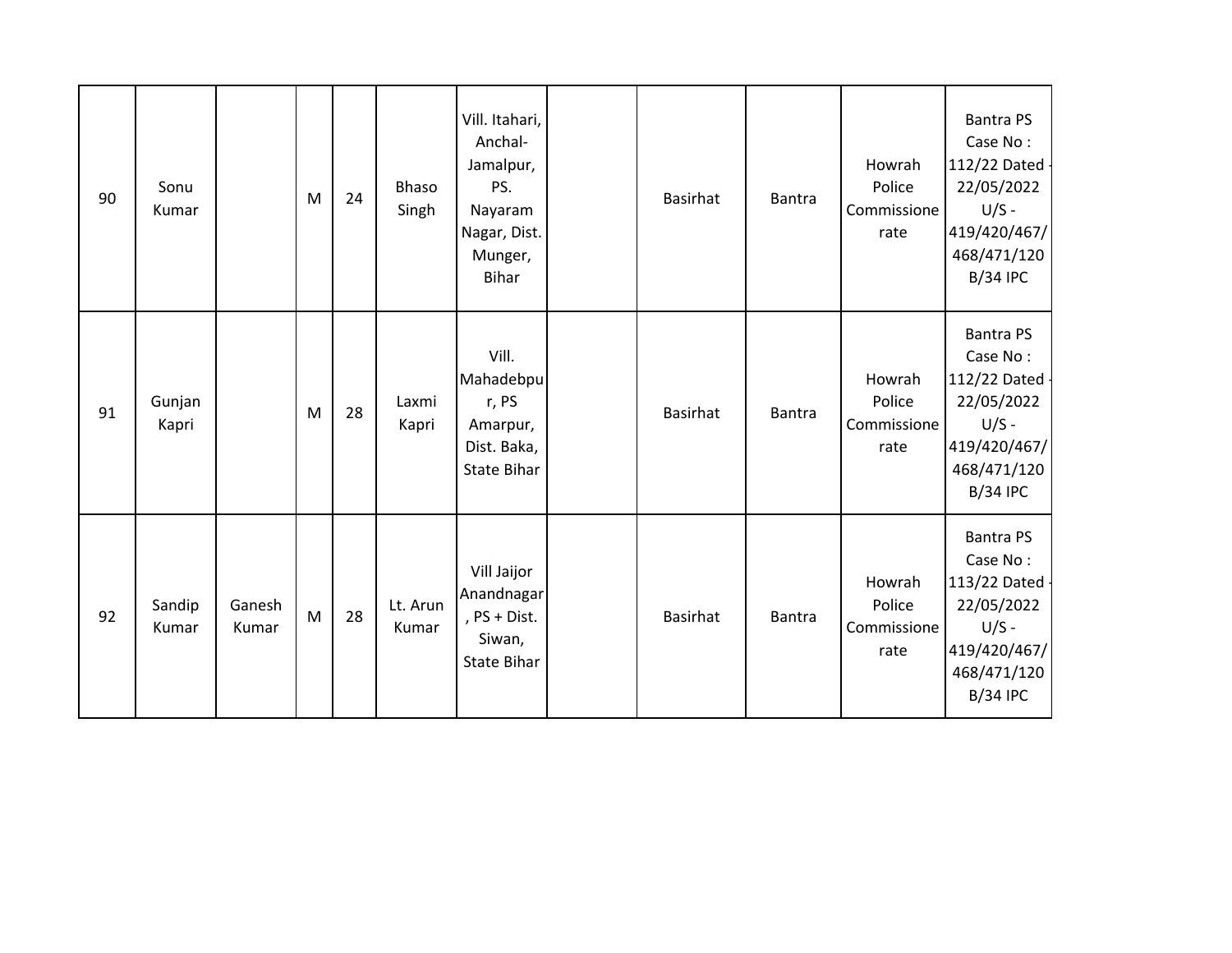| 90 | Sonu Kumar | | M | 24 | Bhaso Singh | Vill. Itahari, Anchal-Jamalpur, PS. Nayaram Nagar, Dist. Munger, Bihar | | Basirhat | Bantra | Howrah Police Commissionerate | Bantra PS Case No : 112/22 Dated - 22/05/2022 U/S - 419/420/467/468/471/120B/34 IPC |
|---|---|---|---|---|---|---|---|---|---|---|---|
| 91 | Gunjan Kapri | | M | 28 | Laxmi Kapri | Vill. Mahadebpur, PS Amarpur, Dist. Baka, State Bihar | | Basirhat | Bantra | Howrah Police Commissionerate | Bantra PS Case No : 112/22 Dated - 22/05/2022 U/S - 419/420/467/468/471/120B/34 IPC |
| 92 | Sandip Kumar | Ganesh Kumar | M | 28 | Lt. Arun Kumar | Vill Jaijor Anandnagar, PS + Dist. Siwan, State Bihar | | Basirhat | Bantra | Howrah Police Commissionerate | Bantra PS Case No : 113/22 Dated - 22/05/2022 U/S - 419/420/467/468/471/120B/34 IPC |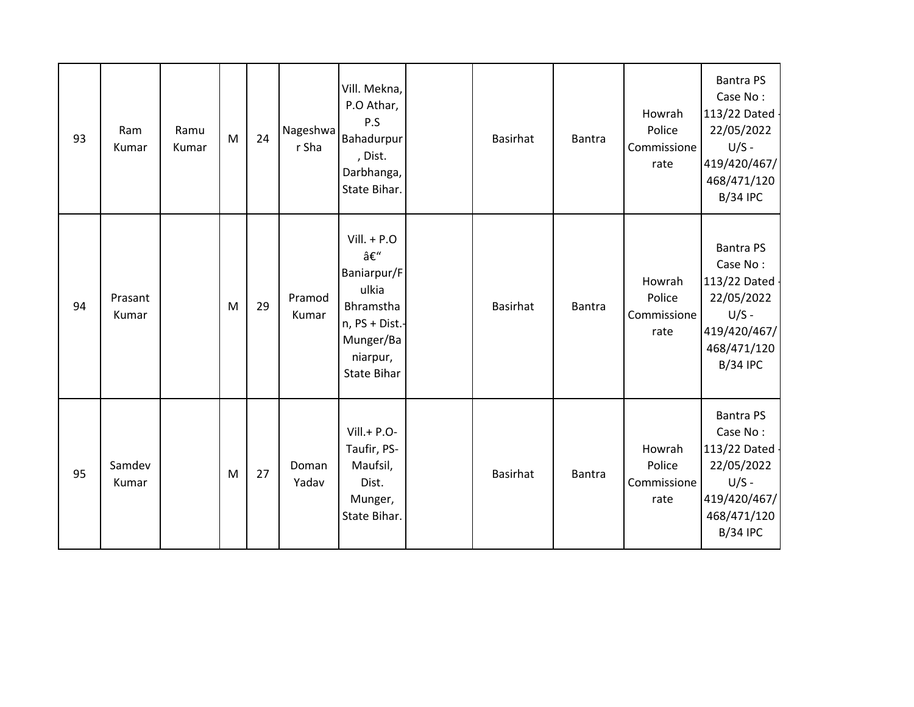| | | | | | | | | | | | |
|---|---|---|---|---|---|---|---|---|---|---|---|
| 93 | Ram Kumar | Ramu Kumar | M | 24 | Nageshwar Sha | Vill. Mekna, P.O Athar, P.S Bahadurpur, Dist. Darbhanga, State Bihar. | | Basirhat | Bantra | Howrah Police Commissionerate | Bantra PS Case No : 113/22 Dated - 22/05/2022 U/S - 419/420/467/468/471/120B/34 IPC |
| 94 | Prasant Kumar | | M | 29 | Pramod Kumar | Vill. + P.O â€“ Baniarpur/Fulkia Bhramsthan, PS + Dist.- Munger/Baniarpur, State Bihar | | Basirhat | Bantra | Howrah Police Commissionerate | Bantra PS Case No : 113/22 Dated - 22/05/2022 U/S - 419/420/467/468/471/120B/34 IPC |
| 95 | Samdev Kumar | | M | 27 | Doman Yadav | Vill.+ P.O- Taufir, PS- Maufsil, Dist. Munger, State Bihar. | | Basirhat | Bantra | Howrah Police Commissionerate | Bantra PS Case No : 113/22 Dated - 22/05/2022 U/S - 419/420/467/468/471/120B/34 IPC |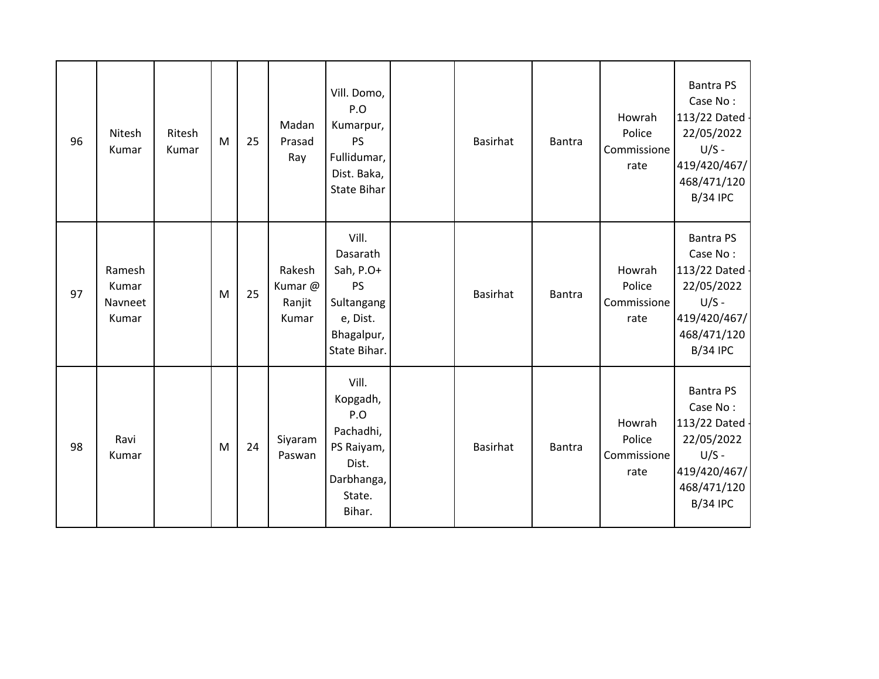| | | | | | | | | | | | |
|---|---|---|---|---|---|---|---|---|---|---|---|
| 96 | Nitesh Kumar | Ritesh Kumar | M | 25 | Madan Prasad Ray | Vill. Domo, P.O Kumarpur, PS Fullidumar, Dist. Baka, State Bihar | | Basirhat | Bantra | Howrah Police Commissionerate | Bantra PS Case No : 113/22 Dated - 22/05/2022 U/S - 419/420/467/468/471/120 B/34 IPC |
| 97 | Ramesh Kumar Navneet Kumar | | M | 25 | Rakesh Kumar @ Ranjit Kumar | Vill. Dasarath Sah, P.O+ PS Sultangange, Dist. Bhagalpur, State Bihar. | | Basirhat | Bantra | Howrah Police Commissionerate | Bantra PS Case No : 113/22 Dated - 22/05/2022 U/S - 419/420/467/468/471/120 B/34 IPC |
| 98 | Ravi Kumar | | M | 24 | Siyaram Paswan | Vill. Kopgadh, P.O Pachadhi, PS Raiyam, Dist. Darbhanga, State. Bihar. | | Basirhat | Bantra | Howrah Police Commissionerate | Bantra PS Case No : 113/22 Dated - 22/05/2022 U/S - 419/420/467/468/471/120 B/34 IPC |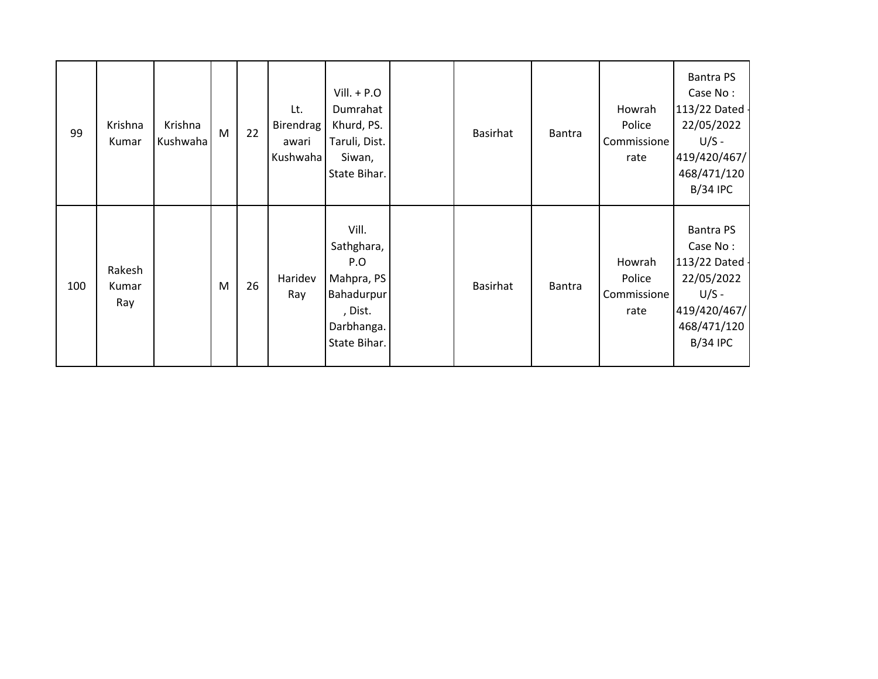| 99 | Krishna Kumar | Krishna Kushwaha | M | 22 | Lt. Birendragawari Kushwaha | Vill. + P.O Dumrahat Khurd, PS. Taruli, Dist. Siwan, State Bihar. | | Basirhat | Bantra | Howrah Police Commissionerate | Bantra PS Case No : 113/22 Dated - 22/05/2022 U/S - 419/420/467/468/471/120B/34 IPC |
|---|---|---|---|---|---|---|---|---|---|---|---|
| 100 | Rakesh Kumar Ray | | M | 26 | Haridev Ray | Vill. Sathghara, P.O Mahpra, PS Bahadurpur, Dist. Darbhanga. State Bihar. | | Basirhat | Bantra | Howrah Police Commissionerate | Bantra PS Case No : 113/22 Dated - 22/05/2022 U/S - 419/420/467/468/471/120B/34 IPC |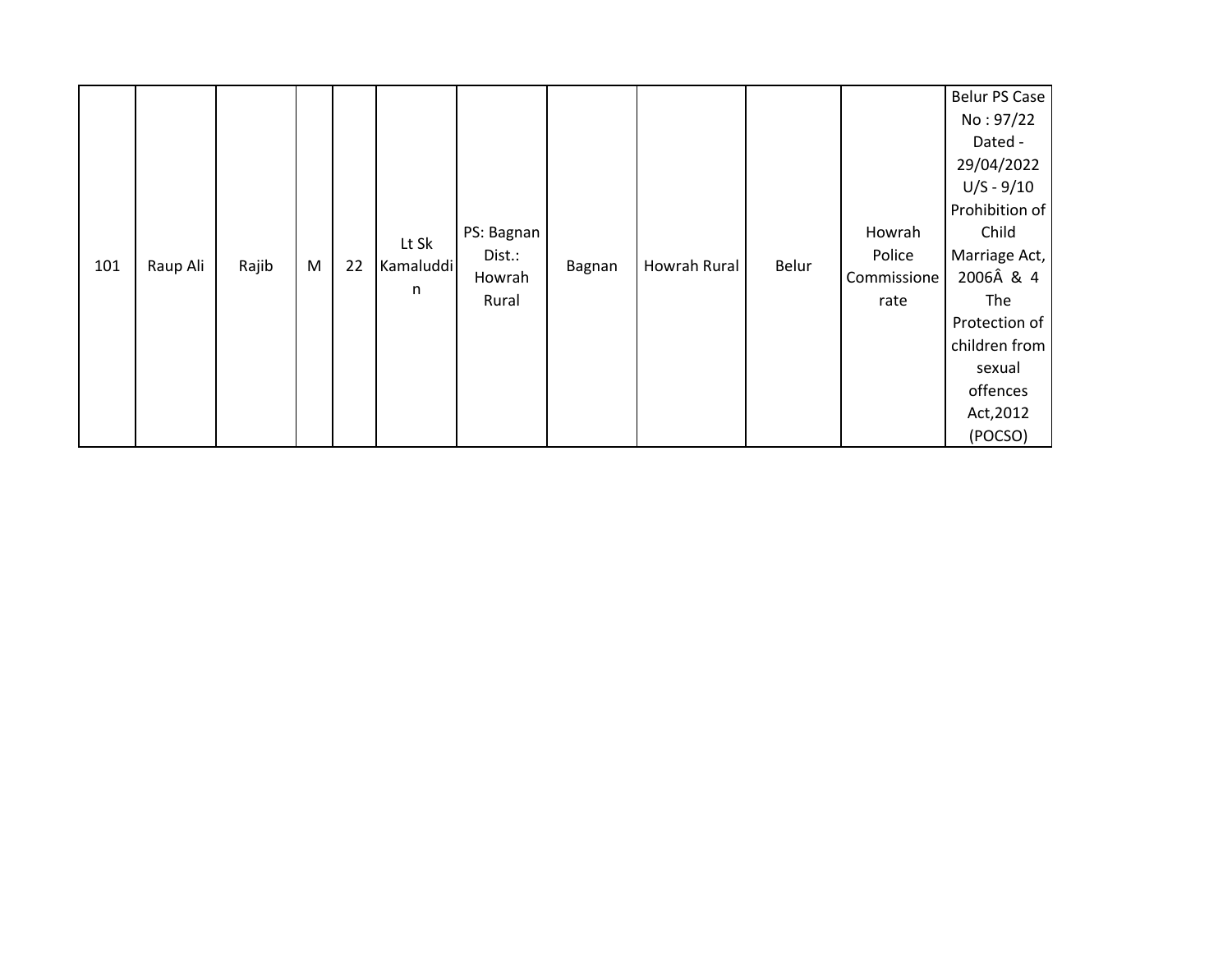| 101 | Raup Ali | Rajib | M | 22 | Lt Sk Kamaluddin | PS: Bagnan Dist.: Howrah Rural | Bagnan | Howrah Rural | Belur | Howrah Police Commissionerate | Belur PS Case No : 97/22 Dated - 29/04/2022 U/S - 9/10 Prohibition of Child Marriage Act, 2006Â & 4 The Protection of children from sexual offences Act,2012 (POCSO) |
|---|---|---|---|---|---|---|---|---|---|---|---|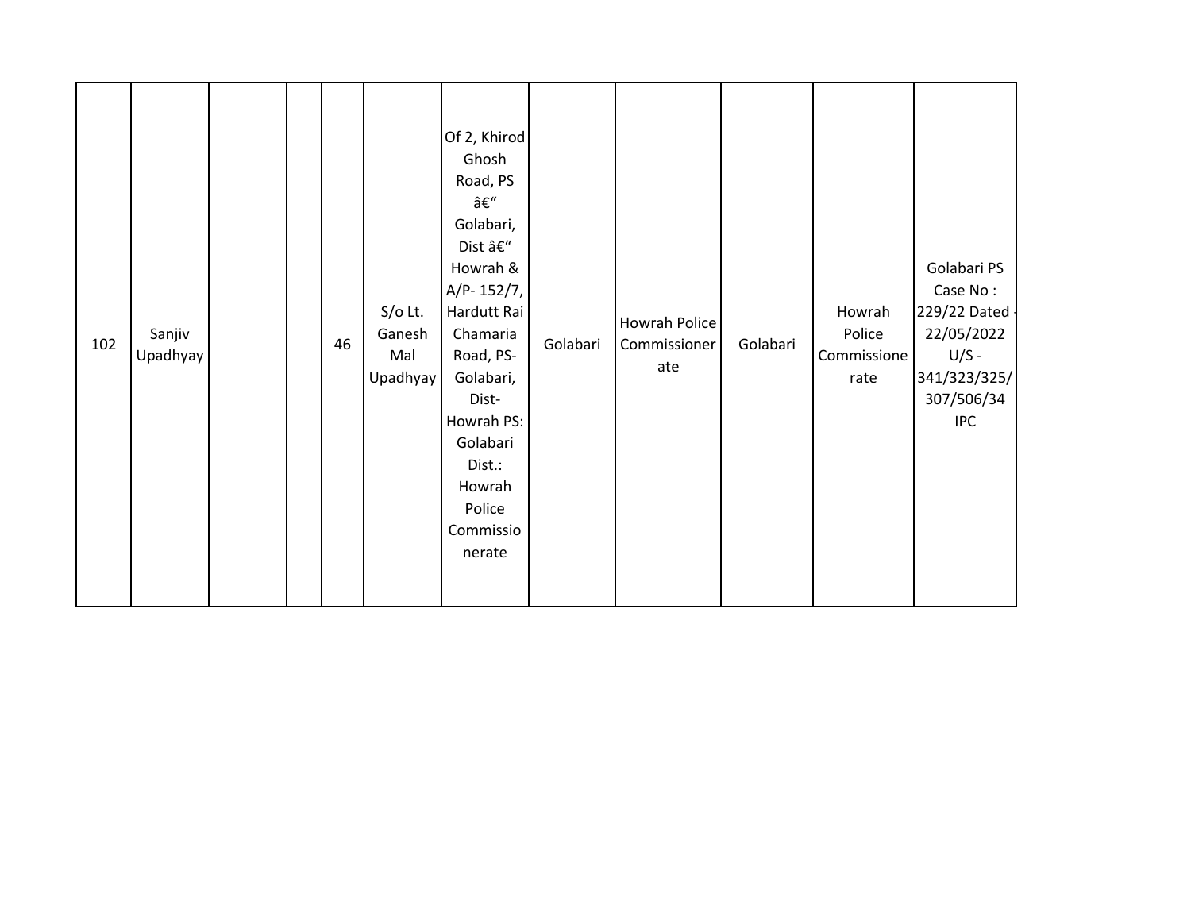| 102 | Sanjiv Upadhyay | | | 46 | S/o Lt. Ganesh Mal Upadhyay | Of 2, Khirod Ghosh Road, PS â€" Golabari, Dist â€" Howrah & A/P- 152/7, Hardutt Rai Chamaria Road, PS- Golabari, Dist- Howrah PS: Golabari Dist.: Howrah Police Commissionerate | Golabari | Howrah Police Commissionerate | Golabari | Howrah Police Commissionerate | Golabari PS Case No : 229/22 Dated - 22/05/2022 U/S - 341/323/325/307/506/34 IPC |
|---|---|---|---|---|---|---|---|---|---|---|---|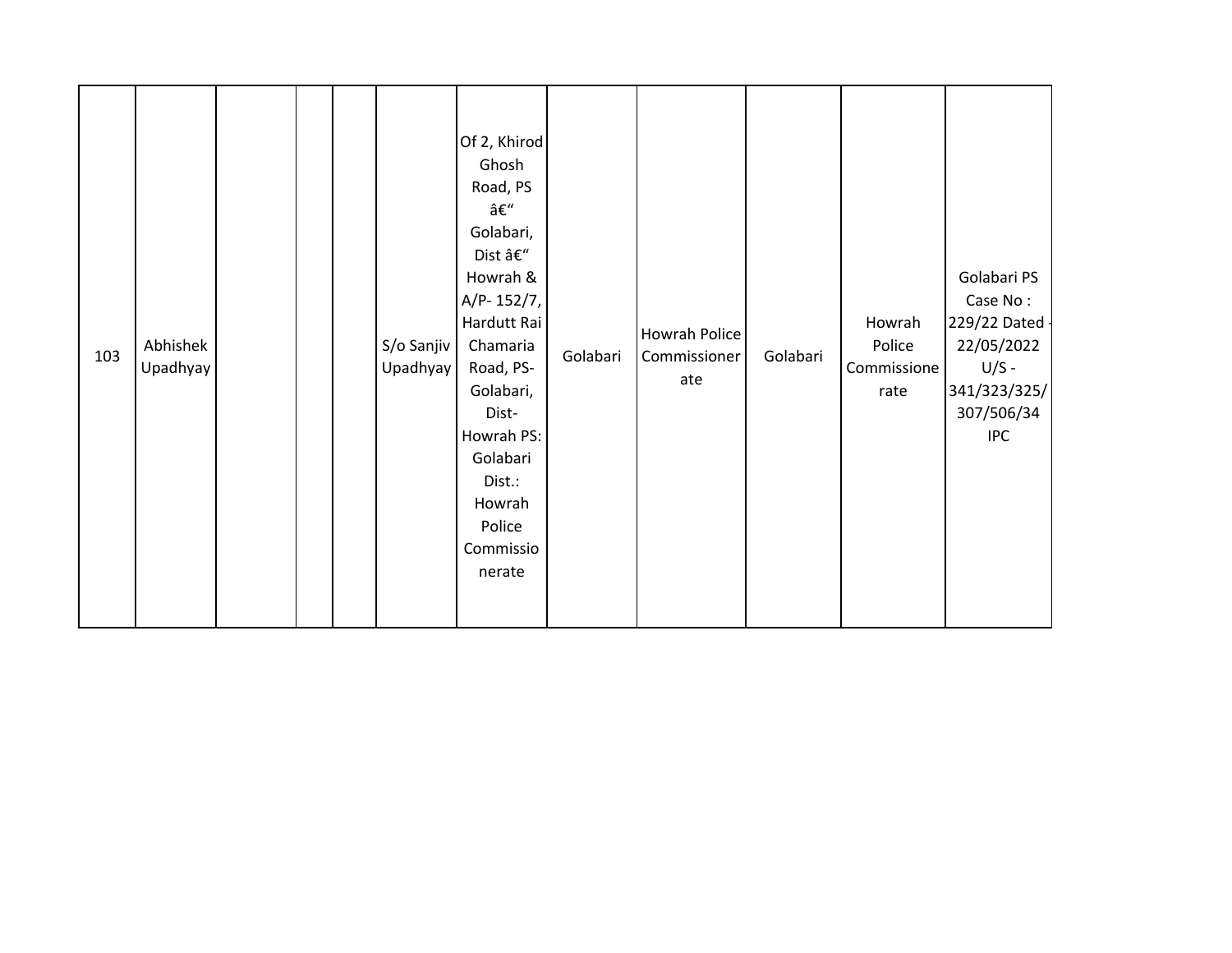| 103 | Abhishek Upadhyay | | | | S/o Sanjiv Upadhyay | Of 2, Khirod Ghosh Road, PS â€“ Golabari, Dist â€“ Howrah & A/P- 152/7, Hardutt Rai Chamaria Road, PS- Golabari, Dist- Howrah PS: Golabari Dist.: Howrah Police Commissionerate | Golabari | Howrah Police Commissionerate | Golabari | Howrah Police Commissionerate | Golabari PS Case No : 229/22 Dated - 22/05/2022 U/S - 341/323/325/307/506/34 IPC |
|---|---|---|---|---|---|---|---|---|---|---|---|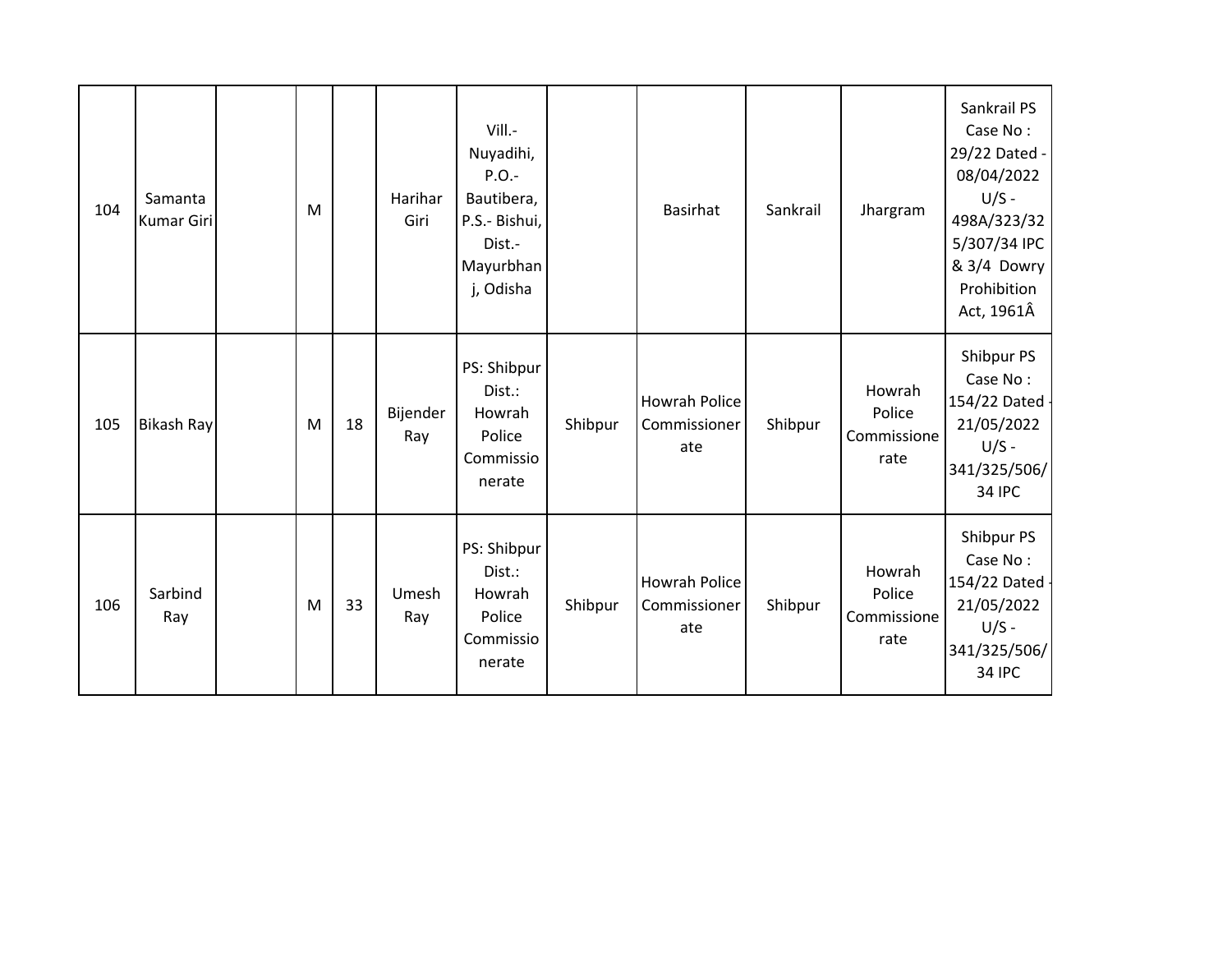| 104 | Samanta Kumar Giri | | M | | Harihar Giri | Vill.- Nuyadihi, P.O.- Bautibera, P.S.- Bishui, Dist.- Mayurbhanj, Odisha | | Basirhat | Sankrail | Jhargram | Sankrail PS Case No : 29/22 Dated - 08/04/2022 U/S - 498A/323/325/307/34 IPC & 3/4 Dowry Prohibition Act, 1961Â |
|---|---|---|---|---|---|---|---|---|---|---|---|
| 105 | Bikash Ray | | M | 18 | Bijender Ray | PS: Shibpur Dist.: Howrah Police Commissionerate | Shibpur | Howrah Police Commissionerate | Shibpur | Howrah Police Commissionerate | Shibpur PS Case No : 154/22 Dated - 21/05/2022 U/S - 341/325/506/34 IPC |
| 106 | Sarbind Ray | | M | 33 | Umesh Ray | PS: Shibpur Dist.: Howrah Police Commissionerate | Shibpur | Howrah Police Commissionerate | Shibpur | Howrah Police Commissionerate | Shibpur PS Case No : 154/22 Dated - 21/05/2022 U/S - 341/325/506/34 IPC |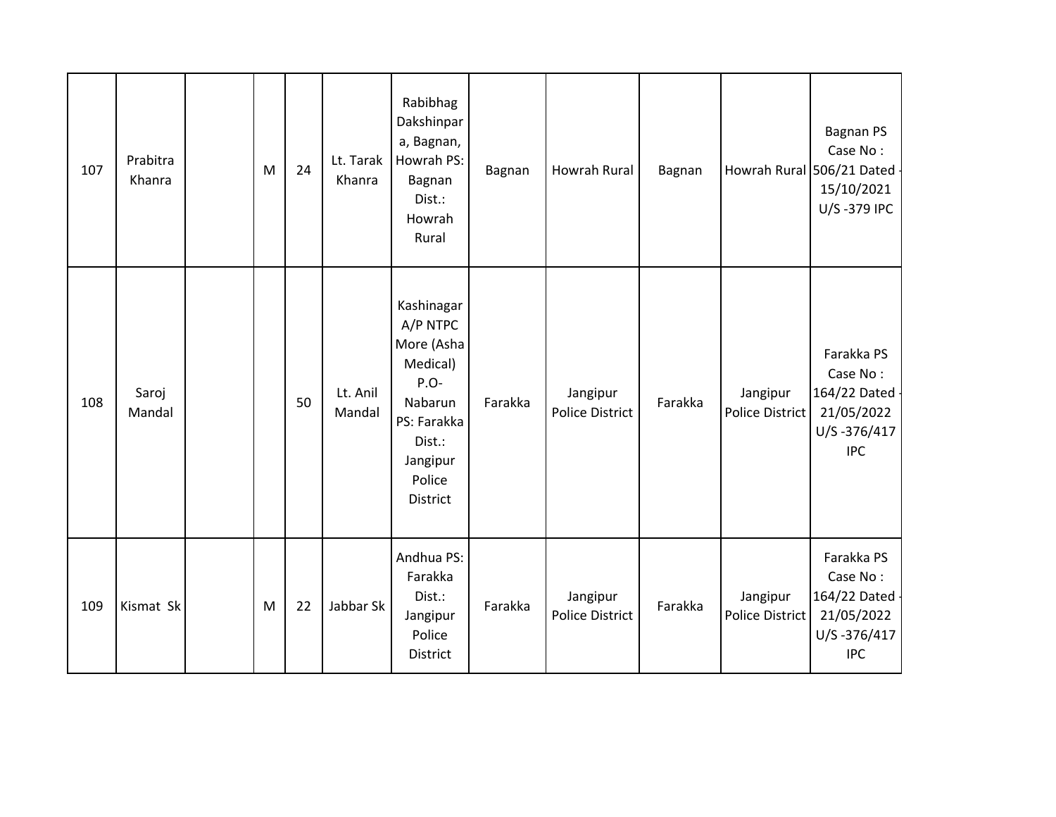| 107 | Prabitra Khanra | | M | 24 | Lt. Tarak Khanra | Rabibhag Dakshinpara, Bagnan, Howrah PS: Bagnan Dist.: Howrah Rural | Bagnan | Howrah Rural | Bagnan | Howrah Rural | Bagnan PS Case No : 506/21 Dated - 15/10/2021 U/S -379 IPC |
|---|---|---|---|---|---|---|---|---|---|---|---|
| 108 | Saroj Mandal | | | 50 | Lt. Anil Mandal | Kashinagar A/P NTPC More (Asha Medical) P.O- Nabarun PS: Farakka Dist.: Jangipur Police District | Farakka | Jangipur Police District | Farakka | Jangipur Police District | Farakka PS Case No : 164/22 Dated - 21/05/2022 U/S -376/417 IPC |
| 109 | Kismat Sk | | M | 22 | Jabbar Sk | Andhua PS: Farakka Dist.: Jangipur Police District | Farakka | Jangipur Police District | Farakka | Jangipur Police District | Farakka PS Case No : 164/22 Dated - 21/05/2022 U/S -376/417 IPC |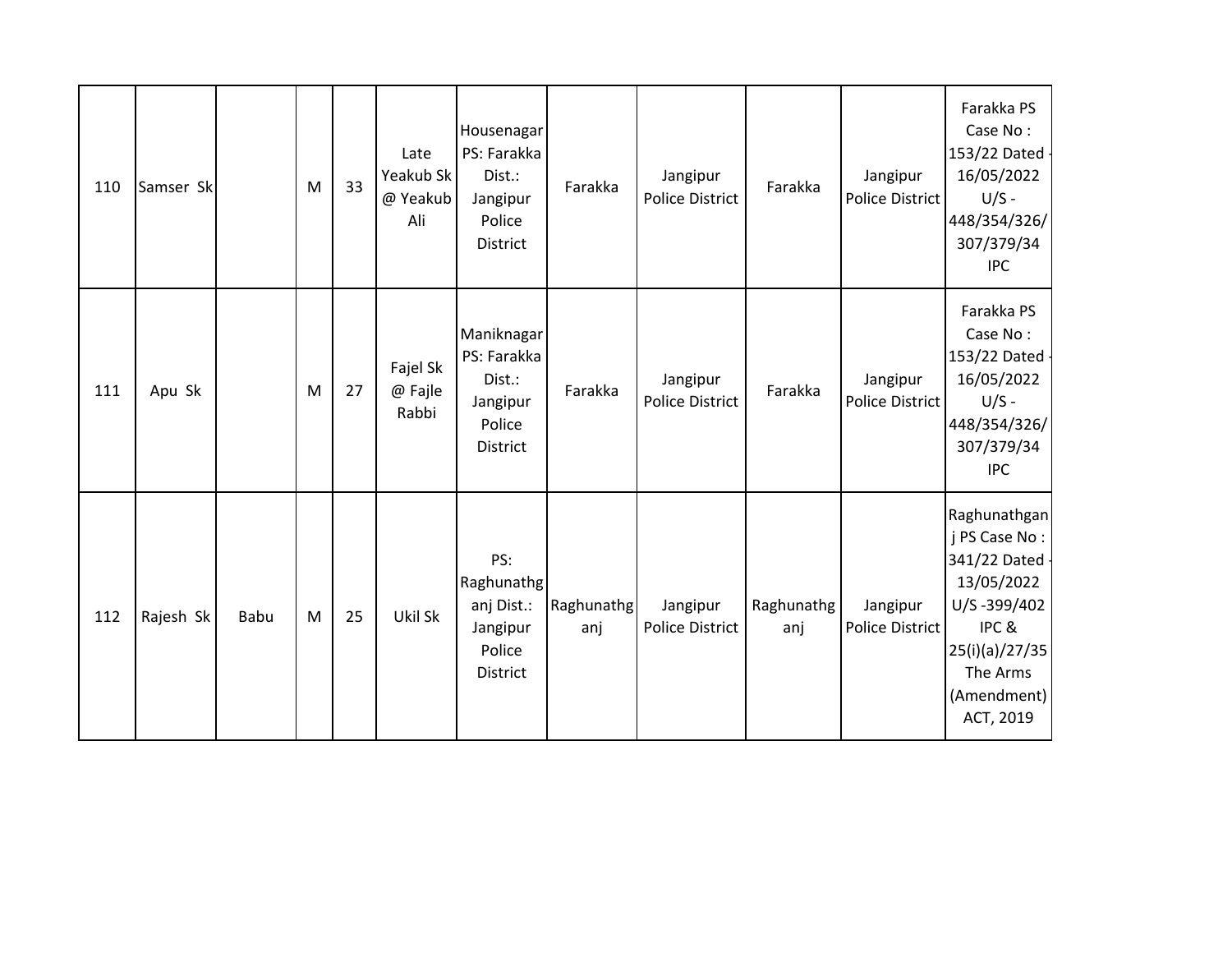| 110 | Samser Sk | | M | 33 | Late Yeakub Sk @ Yeakub Ali | Housenagar PS: Farakka Dist.: Jangipur Police District | Farakka | Jangipur Police District | Farakka | Jangipur Police District | Farakka PS Case No : 153/22 Dated - 16/05/2022 U/S - 448/354/326/307/379/34 IPC |
|---|---|---|---|---|---|---|---|---|---|---|---|
| 111 | Apu Sk | | M | 27 | Fajel Sk @ Fajle Rabbi | Maniknagar PS: Farakka Dist.: Jangipur Police District | Farakka | Jangipur Police District | Farakka | Jangipur Police District | Farakka PS Case No : 153/22 Dated - 16/05/2022 U/S - 448/354/326/307/379/34 IPC |
| 112 | Rajesh Sk | Babu | M | 25 | Ukil Sk | PS: Raghunathganj Dist.: Jangipur Police District | Raghunathganj | Jangipur Police District | Raghunathganj | Jangipur Police District | Raghunathganj PS Case No : 341/22 Dated - 13/05/2022 U/S -399/402 IPC & 25(i)(a)/27/35 The Arms (Amendment) ACT, 2019 |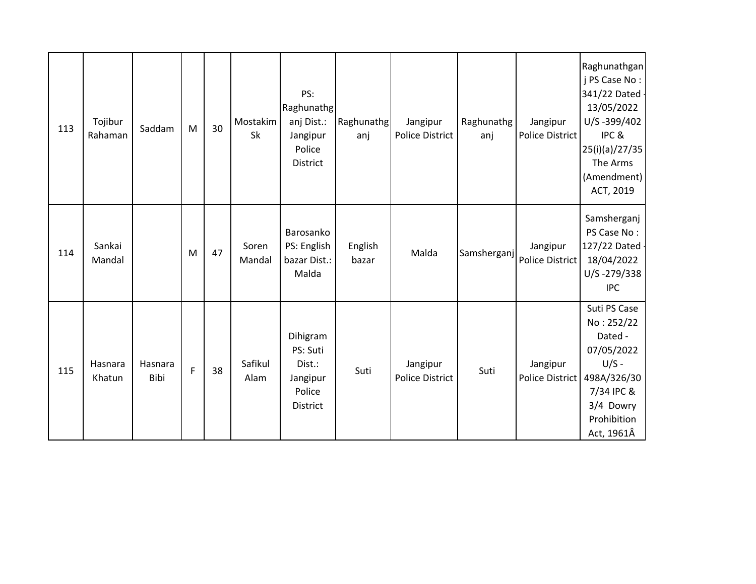| 113 | Tojibur Rahaman | Saddam | M | 30 | Mostakim Sk | PS: Raghunathganj Dist.: Jangipur Police District | Raghunathganj | Jangipur Police District | Raghunathganj | Jangipur Police District | Raghunathganj PS Case No : 341/22 Dated - 13/05/2022 U/S -399/402 IPC & 25(i)(a)/27/35 The Arms (Amendment) ACT, 2019 |
|---|---|---|---|---|---|---|---|---|---|---|---|
| 114 | Sankai Mandal | | M | 47 | Soren Mandal | Barosanko PS: English bazar Dist.: Malda | English bazar | Malda | Samsherganj | Jangipur Police District | Samsherganj PS Case No : 127/22 Dated - 18/04/2022 U/S -279/338 IPC |
| 115 | Hasnara Khatun | Hasnara Bibi | F | 38 | Safikul Alam | Dihigram PS: Suti Dist.: Jangipur Police District | Suti | Jangipur Police District | Suti | Jangipur Police District | Suti PS Case No : 252/22 Dated - 07/05/2022 U/S - 498A/326/307/34 IPC & 3/4 Dowry Prohibition Act, 1961Â |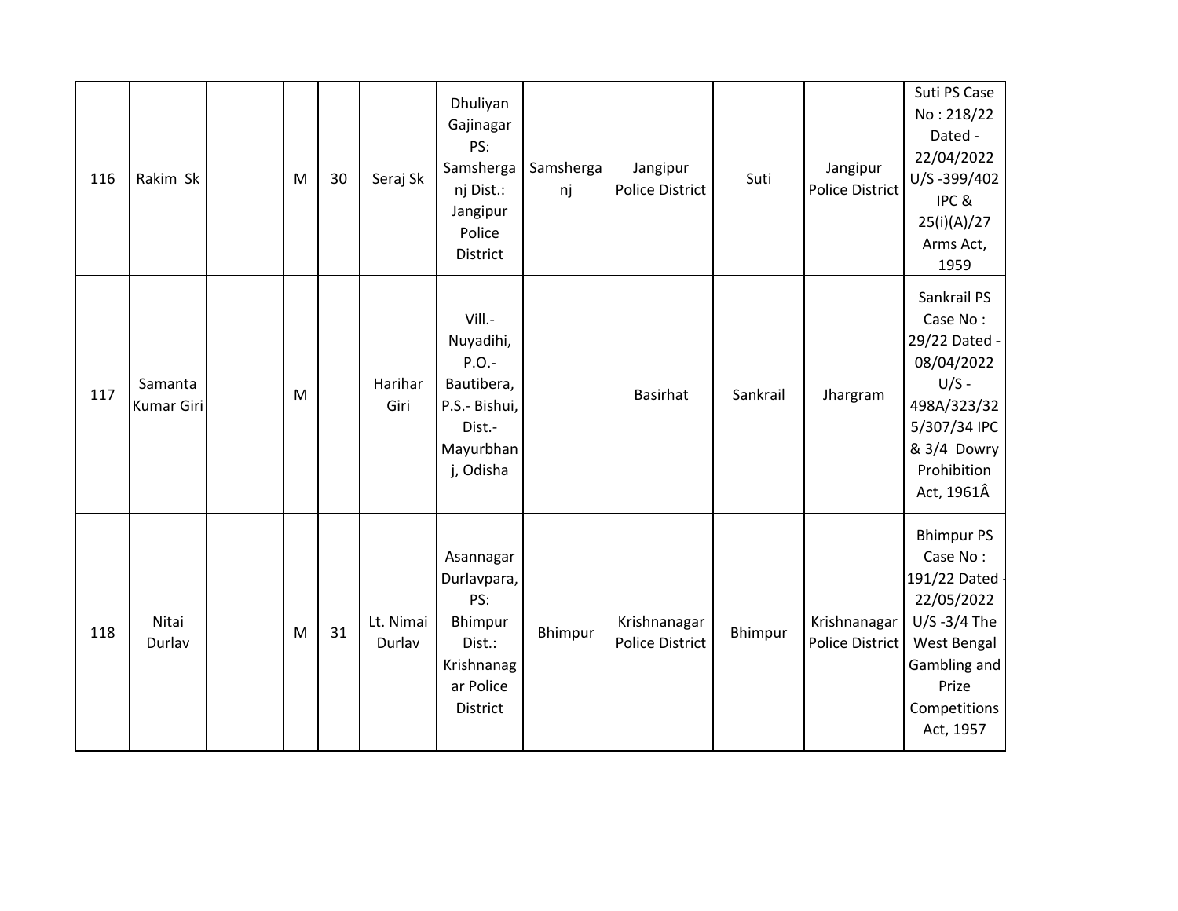| 116 | Rakim Sk | | M | 30 | Seraj Sk | Dhuliyan Gajinagar PS: Samsherganj Dist.: Jangipur Police District | Samsherganj | Jangipur Police District | Suti | Jangipur Police District | Suti PS Case No : 218/22 Dated - 22/04/2022 U/S -399/402 IPC & 25(i)(A)/27 Arms Act, 1959 |
|---|---|---|---|---|---|---|---|---|---|---|---|
| 117 | Samanta Kumar Giri | | M | | Harihar Giri | Vill.- Nuyadihi, P.O.- Bautibera, P.S.- Bishui, Dist.- Mayurbhanj, Odisha | | Basirhat | Sankrail | Jhargram | Sankrail PS Case No : 29/22 Dated - 08/04/2022 U/S - 498A/323/325/307/34 IPC & 3/4 Dowry Prohibition Act, 1961Â |
| 118 | Nitai Durlav | | M | 31 | Lt. Nimai Durlav | Asannagar Durlavpara, PS: Bhimpur Dist.: Krishnanagar Police District | Bhimpur | Krishnanagar Police District | Bhimpur | Krishnanagar Police District | Bhimpur PS Case No : 191/22 Dated - 22/05/2022 U/S -3/4 The West Bengal Gambling and Prize Competitions Act, 1957 |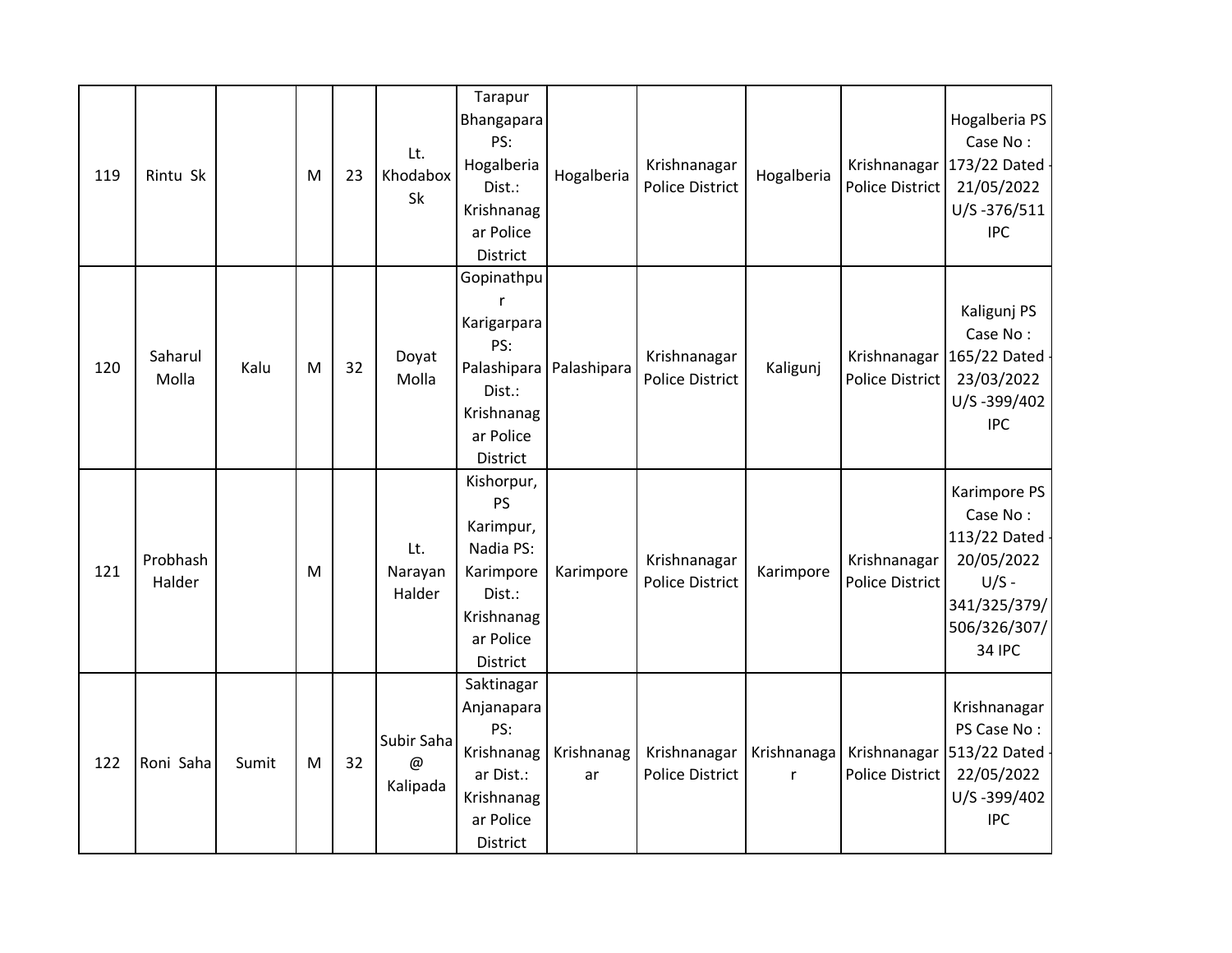| 119 | Rintu Sk | | M | 23 | Lt. Khodabox Sk | Tarapur Bhangapara PS: Hogalberia Dist.: Krishnanagar Police District | Hogalberia | Krishnanagar Police District | Hogalberia | Krishnanagar Police District | Hogalberia PS Case No : 173/22 Dated - 21/05/2022 U/S -376/511 IPC |
|---|---|---|---|---|---|---|---|---|---|---|---|
| 120 | Saharul Molla | Kalu | M | 32 | Doyat Molla | Gopinathpur Karigarpara PS: Palashipara Dist.: Krishnanagar Police District | Palashipara | Krishnanagar Police District | Kaligunj | Krishnanagar Police District | Kaligunj PS Case No : 165/22 Dated - 23/03/2022 U/S -399/402 IPC |
| 121 | Probhash Halder | | M | | Lt. Narayan Halder | Kishorpur, PS Karimpur, Nadia PS: Karimpore Dist.: Krishnanagar Police District | Karimpore | Krishnanagar Police District | Karimpore | Krishnanagar Police District | Karimpore PS Case No : 113/22 Dated - 20/05/2022 U/S - 341/325/379/506/326/307/34 IPC |
| 122 | Roni Saha | Sumit | M | 32 | Subir Saha @ Kalipada | Saktinagar Anjanapara PS: Krishnanagar Dist.: Krishnanagar Police District | Krishnanagar | Krishnanagar Police District | Krishnanagar | Krishnanagar Police District | Krishnanagar PS Case No : 513/22 Dated - 22/05/2022 U/S -399/402 IPC |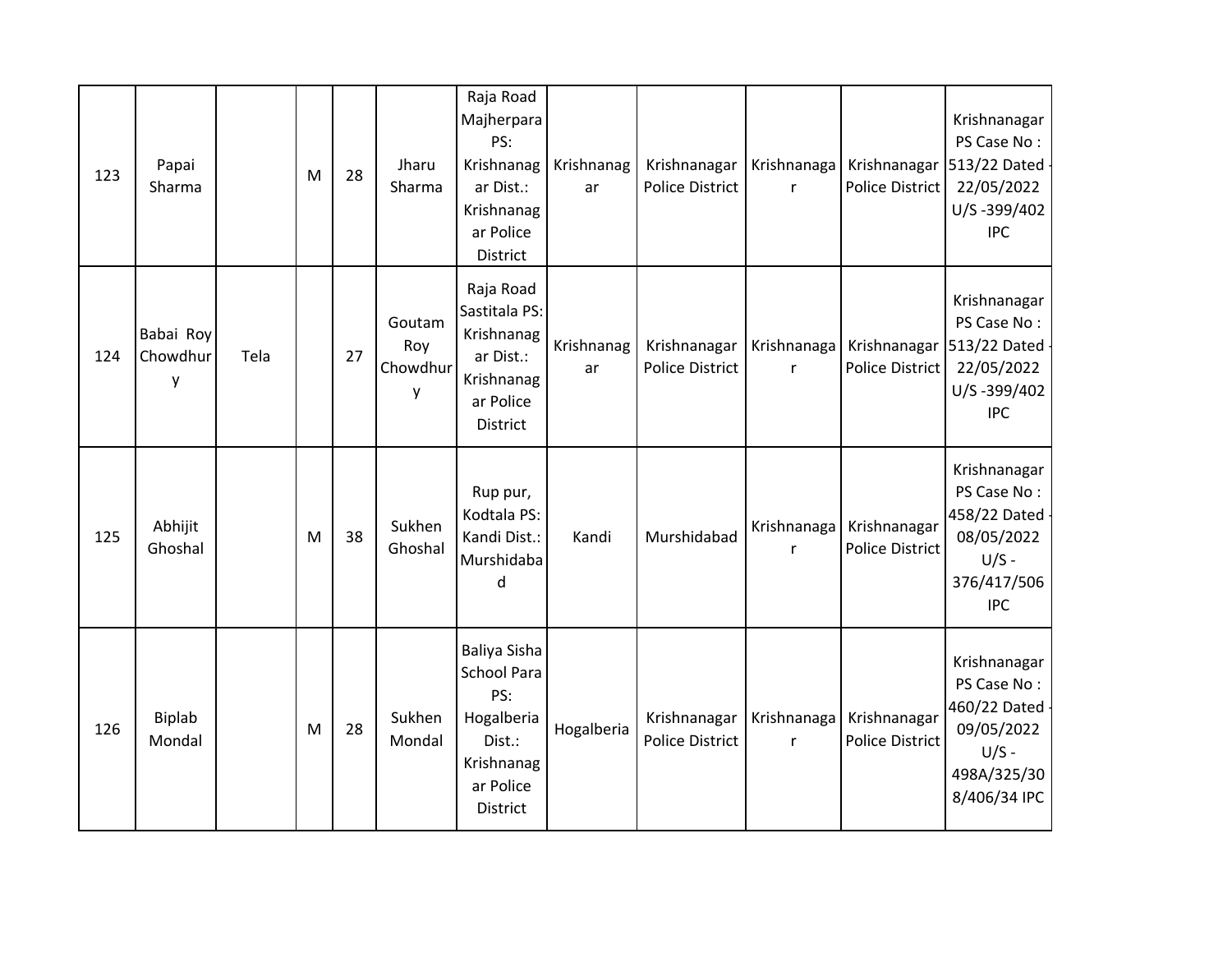| | | | | | | | | | | | |
|---|---|---|---|---|---|---|---|---|---|---|---|
| 123 | Papai Sharma | | M | 28 | Jharu Sharma | Raja Road Majherpara PS: Krishnanagar Dist.: Krishnanagar Police District | Krishnanagar | Krishnanagar Police District | Krishnanagar | Krishnanagar Police District | Krishnanagar PS Case No : 513/22 Dated - 22/05/2022 U/S -399/402 IPC |
| 124 | Babai Roy Chowdhury | Tela | | 27 | Goutam Roy Chowdhury | Raja Road Sastitala PS: Krishnanagar Dist.: Krishnanagar Police District | Krishnanagar | Krishnanagar Police District | Krishnanagar | Krishnanagar Police District | Krishnanagar PS Case No : 513/22 Dated - 22/05/2022 U/S -399/402 IPC |
| 125 | Abhijit Ghoshal | | M | 38 | Sukhen Ghoshal | Rup pur, Kodtala PS: Kandi Dist.: Murshidabad | Kandi | Murshidabad | Krishnanagar | Krishnanagar Police District | Krishnanagar PS Case No : 458/22 Dated - 08/05/2022 U/S - 376/417/506 IPC |
| 126 | Biplab Mondal | | M | 28 | Sukhen Mondal | Baliya Sisha School Para PS: Hogalberia Dist.: Krishnanagar Police District | Hogalberia | Krishnanagar Police District | Krishnanagar | Krishnanagar Police District | Krishnanagar PS Case No : 460/22 Dated - 09/05/2022 U/S - 498A/325/308/406/34 IPC |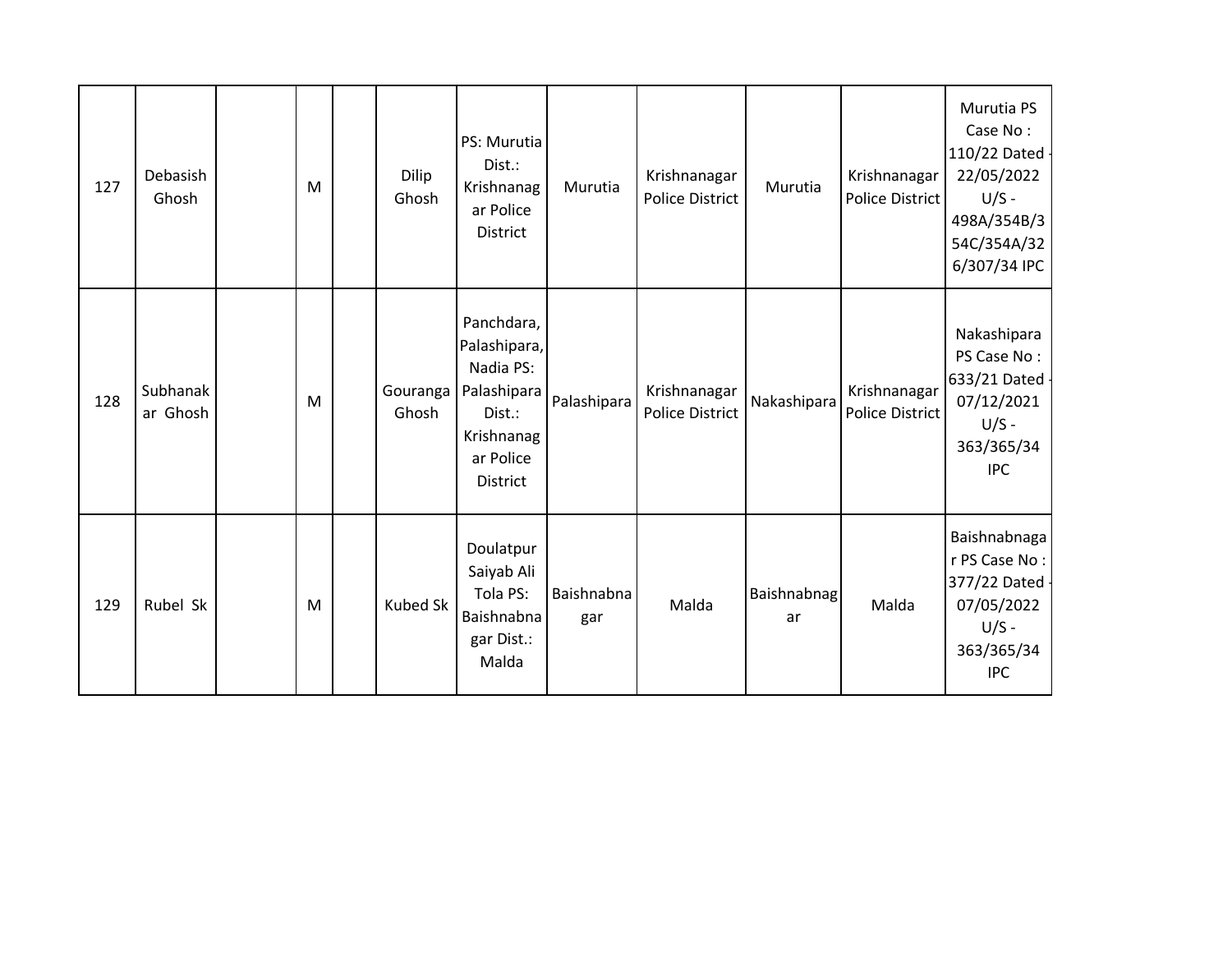| 127 | Debasish Ghosh | | M | | Dilip Ghosh | PS: Murutia Dist.: Krishnanagar Police District | Murutia | Krishnanagar Police District | Murutia | Krishnanagar Police District | Murutia PS Case No : 110/22 Dated - 22/05/2022 U/S - 498A/354B/354C/354A/326/307/34 IPC |
|---|---|---|---|---|---|---|---|---|---|---|---|
| 128 | Subhanakar Ghosh | | M | | Gouranga Ghosh | Panchdara, Palashipara, Nadia PS: Palashipara Dist.: Krishnanagar Police District | Palashipara | Krishnanagar Police District | Nakashipara | Krishnanagar Police District | Nakashipara PS Case No : 633/21 Dated - 07/12/2021 U/S - 363/365/34 IPC |
| 129 | Rubel Sk | | M | | Kubed Sk | Doulatpur Saiyab Ali Tola PS: Baishnabnagar Dist.: Malda | Baishnabnagar | Malda | Baishnabnagar | Malda | Baishnabnagar PS Case No : 377/22 Dated - 07/05/2022 U/S - 363/365/34 IPC |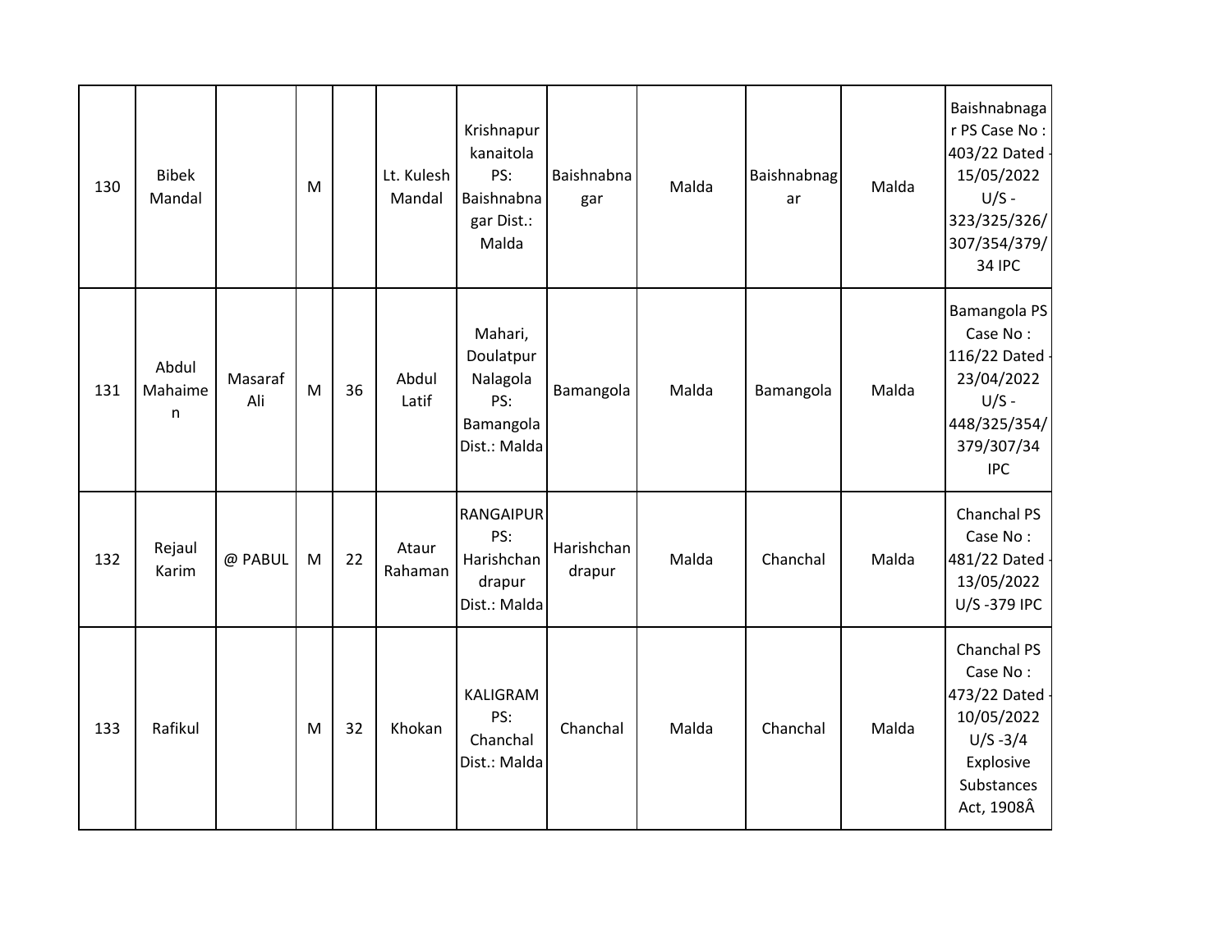| | | | | | | | | | | | |
|---|---|---|---|---|---|---|---|---|---|---|---|
| 130 | Bibek Mandal | | M | | Lt. Kulesh Mandal | Krishnapur kanaitola PS: Baishnabnagar Dist.: Malda | Baishnabnagar | Malda | Baishnabnagar | Malda | Baishnabnagar PS Case No : 403/22 Dated - 15/05/2022 U/S - 323/325/326/307/354/379/34 IPC |
| 131 | Abdul Mahaimen | Masaraf Ali | M | 36 | Abdul Latif | Mahari, Doulatpur Nalagola PS: Bamangola Dist.: Malda | Bamangola | Malda | Bamangola | Malda | Bamangola PS Case No : 116/22 Dated - 23/04/2022 U/S - 448/325/354/379/307/34 IPC |
| 132 | Rejaul Karim | @ PABUL | M | 22 | Ataur Rahaman | RANGAIPUR PS: Harishchandrapur Dist.: Malda | Harishchandrapur | Malda | Chanchal | Malda | Chanchal PS Case No : 481/22 Dated - 13/05/2022 U/S -379 IPC |
| 133 | Rafikul | | M | 32 | Khokan | KALIGRAM PS: Chanchal Dist.: Malda | Chanchal | Malda | Chanchal | Malda | Chanchal PS Case No : 473/22 Dated - 10/05/2022 U/S -3/4 Explosive Substances Act, 1908Â |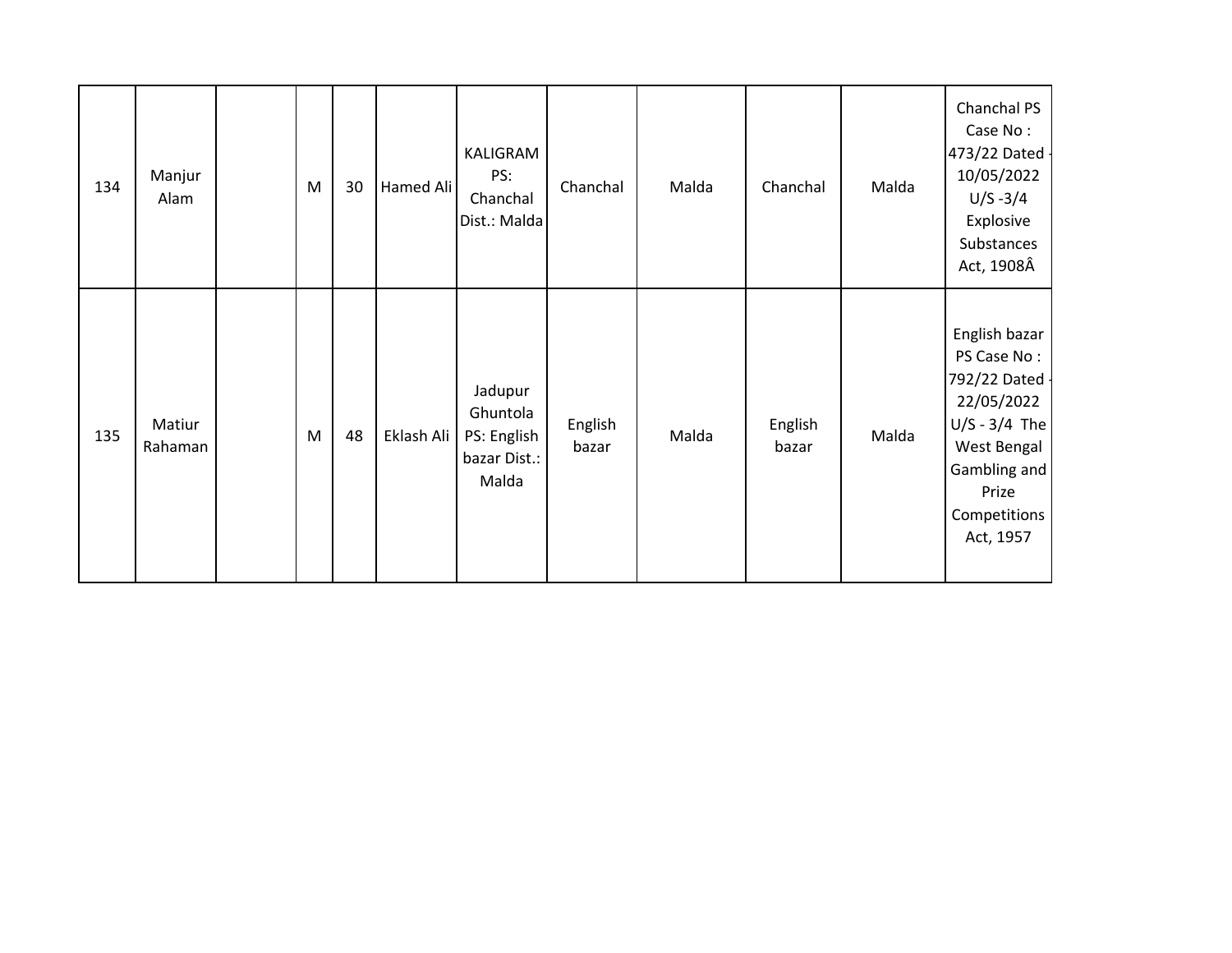| 134 | Manjur Alam | | M | 30 | Hamed Ali | KALIGRAM PS: Chanchal Dist.: Malda | Chanchal | Malda | Chanchal | Malda | Chanchal PS Case No : 473/22 Dated - 10/05/2022 U/S -3/4 Explosive Substances Act, 1908Â |
|---|---|---|---|---|---|---|---|---|---|---|---|
| 135 | Matiur Rahaman | | M | 48 | Eklash Ali | Jadupur Ghuntola PS: English bazar Dist.: Malda | English bazar | Malda | English bazar | Malda | English bazar PS Case No : 792/22 Dated - 22/05/2022 U/S - 3/4 The West Bengal Gambling and Prize Competitions Act, 1957 |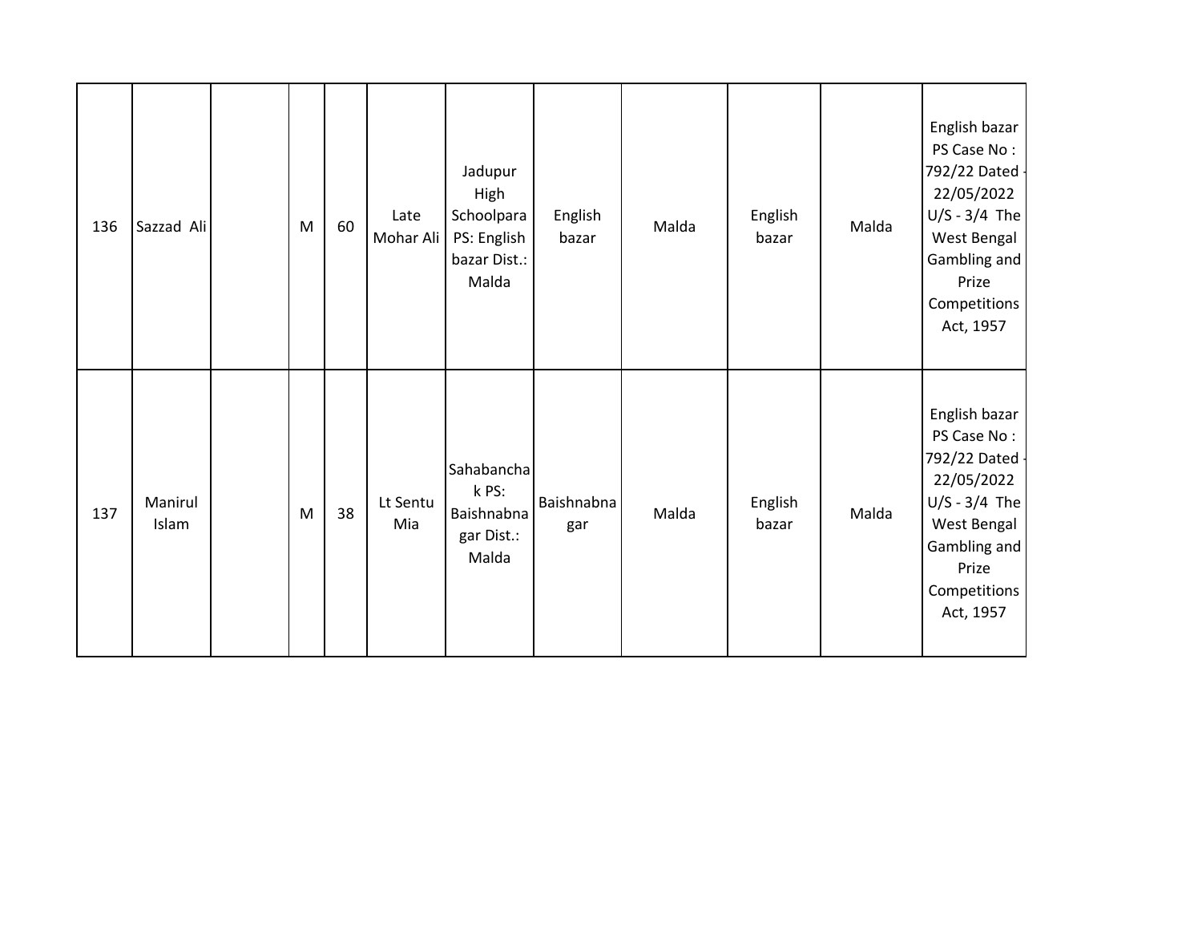| | | | | | | | | | | | |
|---|---|---|---|---|---|---|---|---|---|---|---|
| 136 | Sazzad Ali | | M | 60 | Late Mohar Ali | Jadupur High Schoolpara PS: English bazar Dist.: Malda | English bazar | Malda | English bazar | Malda | English bazar PS Case No : 792/22 Dated - 22/05/2022 U/S - 3/4 The West Bengal Gambling and Prize Competitions Act, 1957 |
| 137 | Manirul Islam | | M | 38 | Lt Sentu Mia | Sahabanchak PS: Baishnabnagar Dist.: Malda | Baishnabnagar | Malda | English bazar | Malda | English bazar PS Case No : 792/22 Dated - 22/05/2022 U/S - 3/4 The West Bengal Gambling and Prize Competitions Act, 1957 |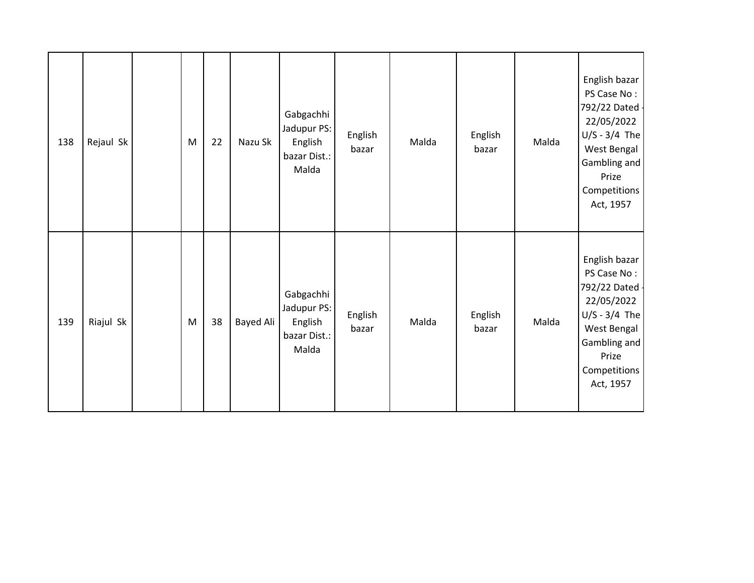| 138 | Rejaul Sk |  | M | 22 | Nazu Sk | Gabgachhi Jadupur PS: English bazar Dist.: Malda | English bazar | Malda | English bazar | Malda | English bazar PS Case No : 792/22 Dated - 22/05/2022 U/S - 3/4 The West Bengal Gambling and Prize Competitions Act, 1957 |
|---|---|---|---|---|---|---|---|---|---|---|---|
| 139 | Riajul Sk |  | M | 38 | Bayed Ali | Gabgachhi Jadupur PS: English bazar Dist.: Malda | English bazar | Malda | English bazar | Malda | English bazar PS Case No : 792/22 Dated - 22/05/2022 U/S - 3/4 The West Bengal Gambling and Prize Competitions Act, 1957 |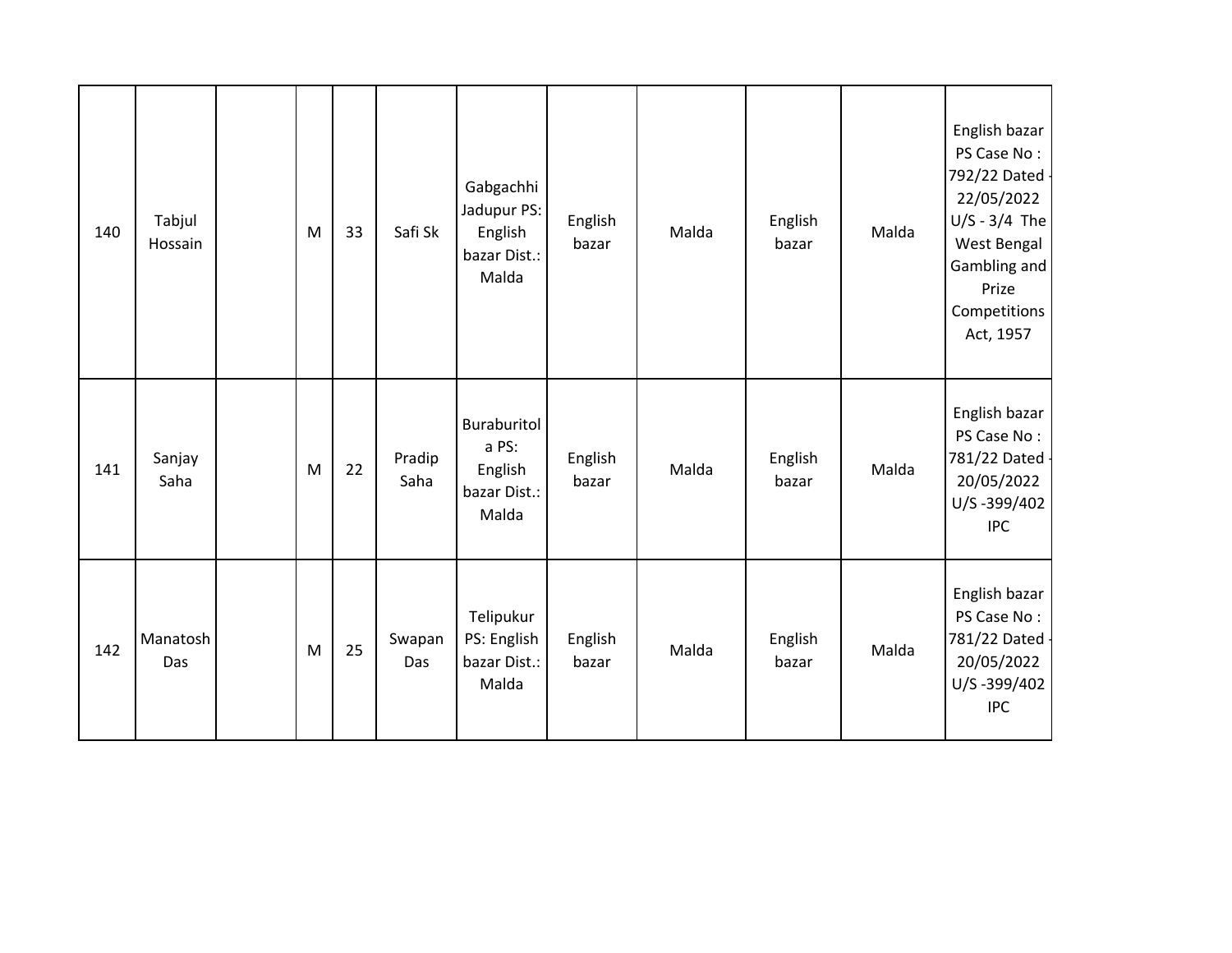| 140 | Tabjul Hossain | | M | 33 | Safi Sk | Gabgachhi Jadupur PS: English bazar Dist.: Malda | English bazar | Malda | English bazar | Malda | English bazar PS Case No : 792/22 Dated - 22/05/2022 U/S - 3/4 The West Bengal Gambling and Prize Competitions Act, 1957 |
|---|---|---|---|---|---|---|---|---|---|---|---|
| 141 | Sanjay Saha | | M | 22 | Pradip Saha | Buraburitola PS: English bazar Dist.: Malda | English bazar | Malda | English bazar | Malda | English bazar PS Case No : 781/22 Dated - 20/05/2022 U/S -399/402 IPC |
| 142 | Manatosh Das | | M | 25 | Swapan Das | Telipukur PS: English bazar Dist.: Malda | English bazar | Malda | English bazar | Malda | English bazar PS Case No : 781/22 Dated - 20/05/2022 U/S -399/402 IPC |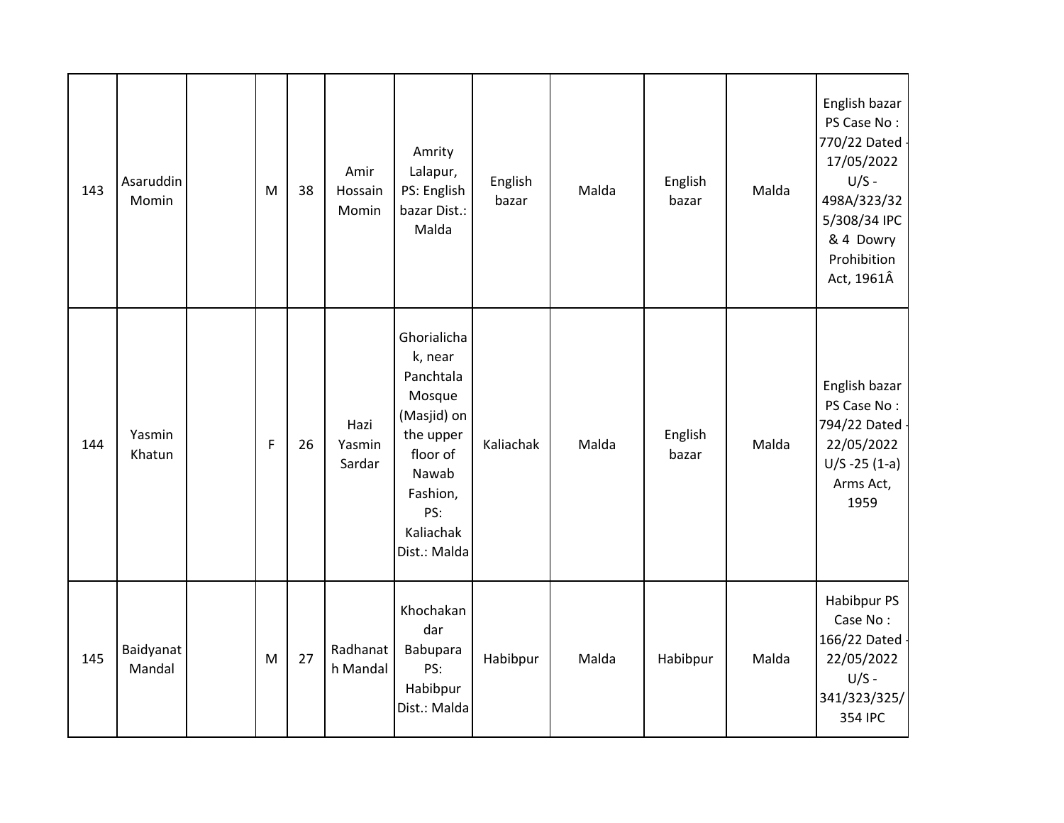| | | | | | | | | | | | |
|---|---|---|---|---|---|---|---|---|---|---|---|
| 143 | Asaruddin Momin | | M | 38 | Amir Hossain Momin | Amrity Lalapur, PS: English bazar Dist.: Malda | English bazar | Malda | English bazar | Malda | English bazar PS Case No : 770/22 Dated - 17/05/2022 U/S - 498A/323/325/308/34 IPC & 4 Dowry Prohibition Act, 1961Â |
| 144 | Yasmin Khatun | | F | 26 | Hazi Yasmin Sardar | Ghorialichak, near Panchtala Mosque (Masjid) on the upper floor of Nawab Fashion, PS: Kaliachak Dist.: Malda | Kaliachak | Malda | English bazar | Malda | English bazar PS Case No : 794/22 Dated - 22/05/2022 U/S -25 (1-a) Arms Act, 1959 |
| 145 | Baidyanat Mandal | | M | 27 | Radhanath Mandal | Khochakandar Babupara PS: Habibpur Dist.: Malda | Habibpur | Malda | Habibpur | Malda | Habibpur PS Case No : 166/22 Dated - 22/05/2022 U/S - 341/323/325/354 IPC |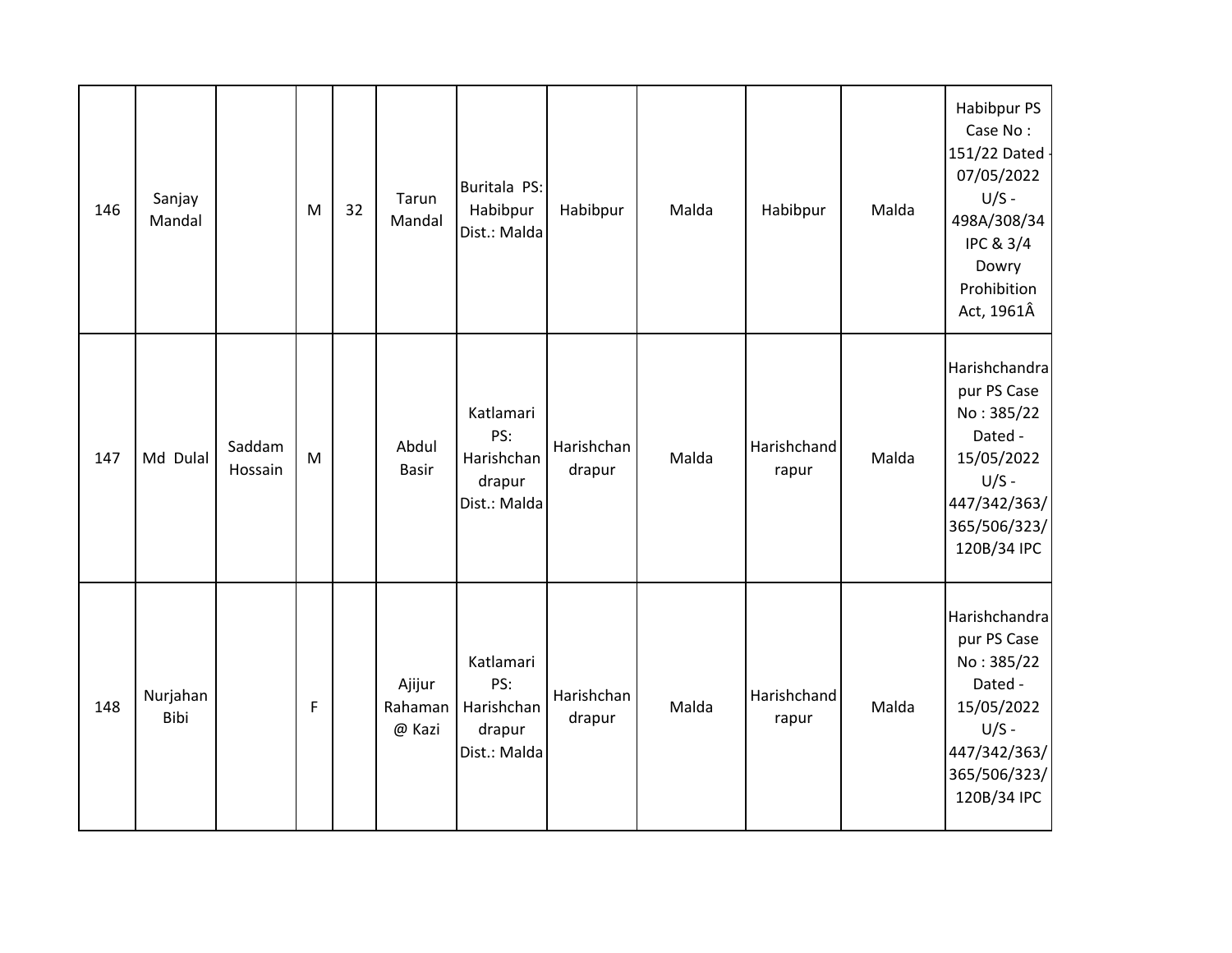| 146 | Sanjay Mandal | | M | 32 | Tarun Mandal | Buritala PS: Habibpur Dist.: Malda | Habibpur | Malda | Habibpur | Malda | Habibpur PS Case No : 151/22 Dated - 07/05/2022 U/S - 498A/308/34 IPC & 3/4 Dowry Prohibition Act, 1961Â |
|---|---|---|---|---|---|---|---|---|---|---|---|
| 147 | Md Dulal | Saddam Hossain | M | | Abdul Basir | Katlamari PS: Harishchandrapur Dist.: Malda | Harishchandrapur | Malda | Harishchandrapur | Malda | Harishchandrapur PS Case No : 385/22 Dated - 15/05/2022 U/S - 447/342/363/365/506/323/120B/34 IPC |
| 148 | Nurjahan Bibi | | F | | Ajijur Rahaman @ Kazi | Katlamari PS: Harishchandrapur Dist.: Malda | Harishchandrapur | Malda | Harishchandrapur | Malda | Harishchandrapur PS Case No : 385/22 Dated - 15/05/2022 U/S - 447/342/363/365/506/323/120B/34 IPC |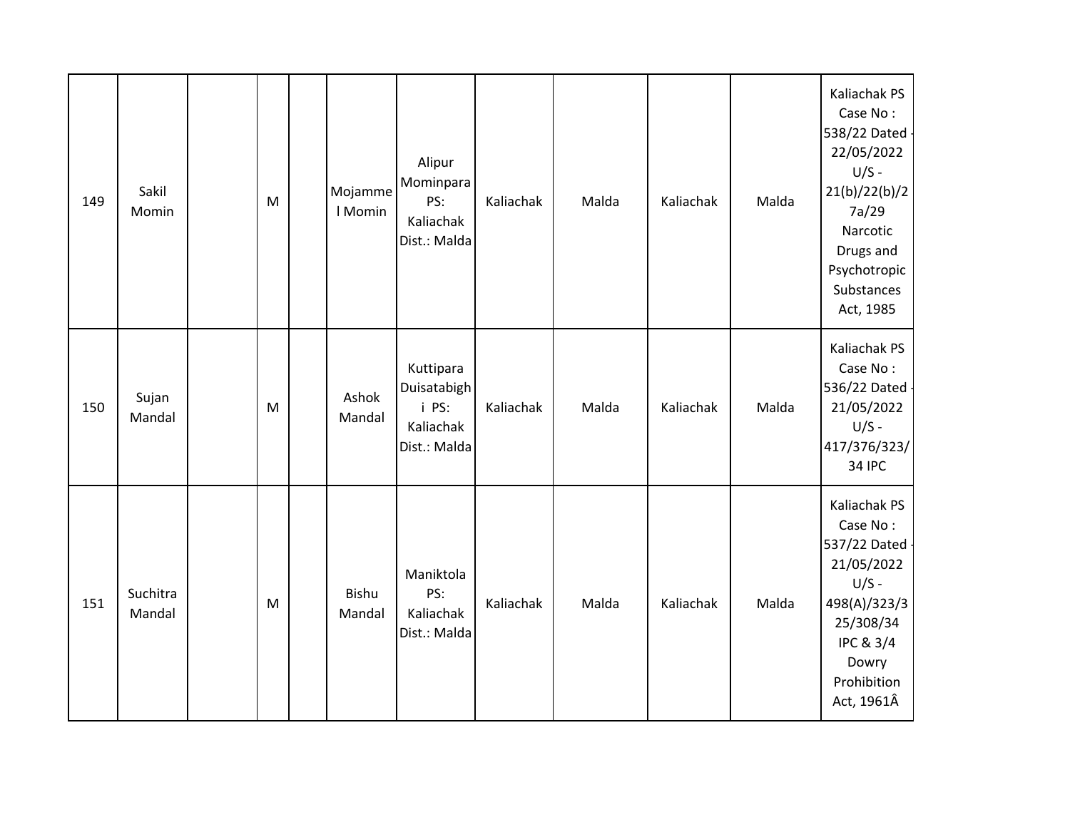| 149 | Sakil Momin | | M | | Mojammel Momin | Alipur Mominpara PS: Kaliachak Dist.: Malda | Kaliachak | Malda | Kaliachak | Malda | Kaliachak PS Case No : 538/22 Dated - 22/05/2022 U/S - 21(b)/22(b)/27a/29 Narcotic Drugs and Psychotropic Substances Act, 1985 |
|---|---|---|---|---|---|---|---|---|---|---|---|
| 150 | Sujan Mandal | | M | | Ashok Mandal | Kuttipara Duisatabighi PS: Kaliachak Dist.: Malda | Kaliachak | Malda | Kaliachak | Malda | Kaliachak PS Case No : 536/22 Dated - 21/05/2022 U/S - 417/376/323/34 IPC |
| 151 | Suchitra Mandal | | M | | Bishu Mandal | Maniktola PS: Kaliachak Dist.: Malda | Kaliachak | Malda | Kaliachak | Malda | Kaliachak PS Case No : 537/22 Dated - 21/05/2022 U/S - 498(A)/323/325/308/34 IPC & 3/4 Dowry Prohibition Act, 1961Â |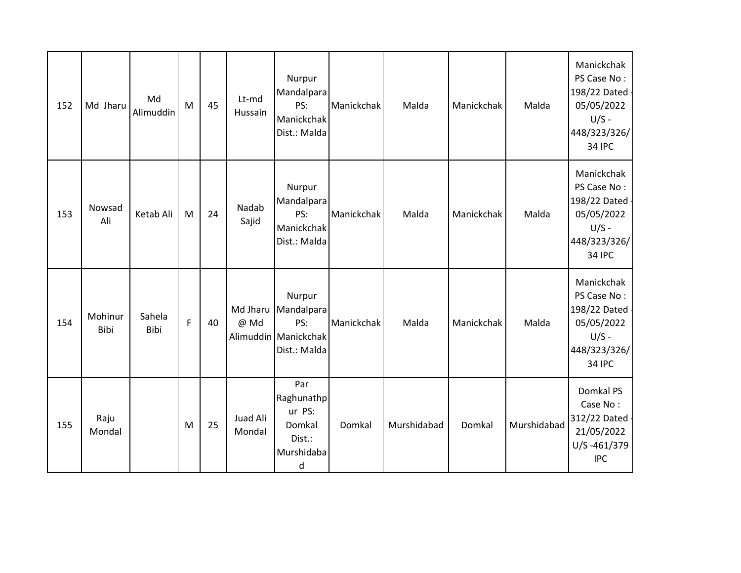| 152 | Md Jharu | Md Alimuddin | M | 45 | Lt-md Hussain | Nurpur Mandalpara PS: Manickchak Dist.: Malda | Manickchak | Malda | Manickchak | Malda | Manickchak PS Case No : 198/22 Dated - 05/05/2022 U/S - 448/323/326/34 IPC |
|---|---|---|---|---|---|---|---|---|---|---|---|
| 153 | Nowsad Ali | Ketab Ali | M | 24 | Nadab Sajid | Nurpur Mandalpara PS: Manickchak Dist.: Malda | Manickchak | Malda | Manickchak | Malda | Manickchak PS Case No : 198/22 Dated - 05/05/2022 U/S - 448/323/326/34 IPC |
| 154 | Mohinur Bibi | Sahela Bibi | F | 40 | Md Jharu @ Md Alimuddin | Nurpur Mandalpara PS: Manickchak Dist.: Malda | Manickchak | Malda | Manickchak | Malda | Manickchak PS Case No : 198/22 Dated - 05/05/2022 U/S - 448/323/326/34 IPC |
| 155 | Raju Mondal | | M | 25 | Juad Ali Mondal | Par Raghunathpur PS: Domkal Dist.: Murshidabad | Domkal | Murshidabad | Domkal | Murshidabad | Domkal PS Case No : 312/22 Dated - 21/05/2022 U/S -461/379 IPC |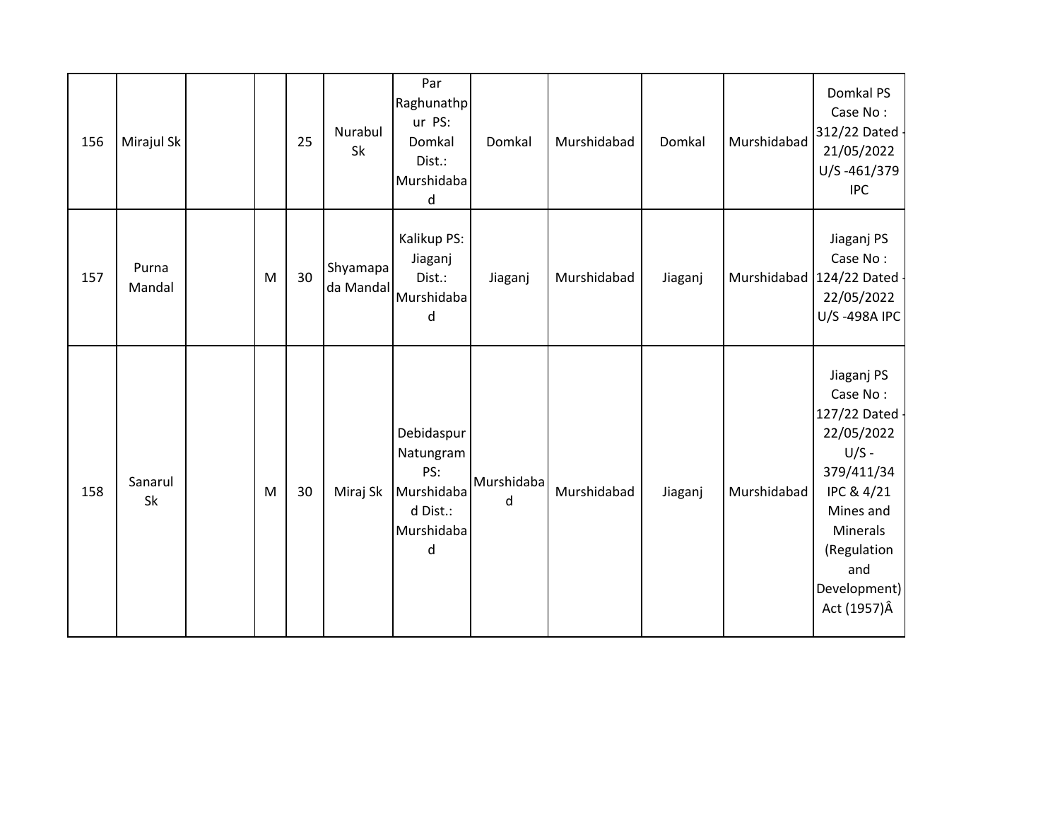| 156 | Mirajul Sk | | | 25 | Nurabul Sk | Par Raghunathpur PS: Domkal Dist.: Murshidabad | Domkal | Murshidabad | Domkal | Murshidabad | Domkal PS Case No : 312/22 Dated - 21/05/2022 U/S -461/379 IPC |
|---|---|---|---|---|---|---|---|---|---|---|---|
| 157 | Purna Mandal | | M | 30 | Shyamapada Mandal | Kalikup PS: Jiaganj Dist.: Murshidabad | Jiaganj | Murshidabad | Jiaganj | Murshidabad | Jiaganj PS Case No : 124/22 Dated - 22/05/2022 U/S -498A IPC |
| 158 | Sanarul Sk | | M | 30 | Miraj Sk | Debidaspur Natungram PS: Murshidabad Dist.: Murshidabad | Murshidabad | Murshidabad | Jiaganj | Murshidabad | Jiaganj PS Case No : 127/22 Dated - 22/05/2022 U/S - 379/411/34 IPC & 4/21 Mines and Minerals (Regulation and Development) Act (1957)Â |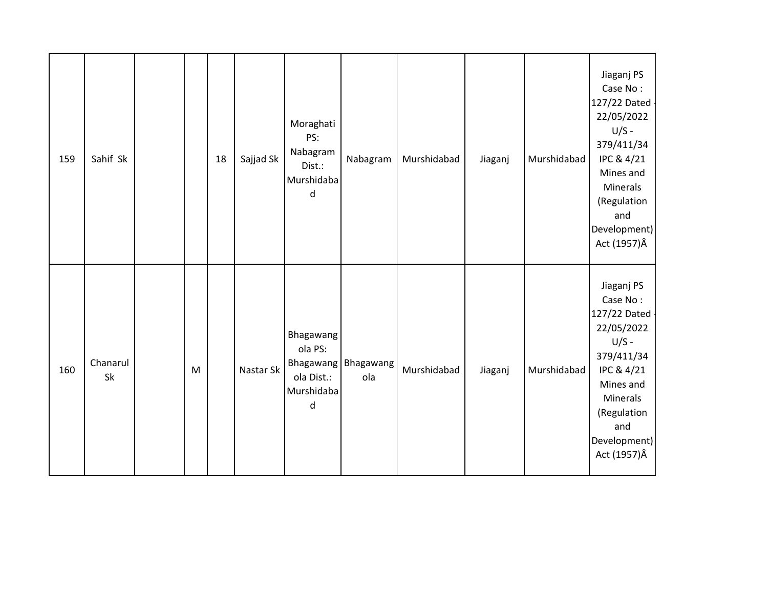| | | | | | | | | | | | |
|---|---|---|---|---|---|---|---|---|---|---|---|
| 159 | Sahif Sk | | | 18 | Sajjad Sk | Moraghati PS: Nabagram Dist.: Murshidabad | Nabagram | Murshidabad | Jiaganj | Murshidabad | Jiaganj PS Case No : 127/22 Dated - 22/05/2022 U/S - 379/411/34 IPC & 4/21 Mines and Minerals (Regulation and Development) Act (1957)Â |
| 160 | Chanarul Sk | | M | | Nastar Sk | Bhagawangola PS: Bhagawangola Dist.: Murshidabad | Bhagawangola | Murshidabad | Jiaganj | Murshidabad | Jiaganj PS Case No : 127/22 Dated - 22/05/2022 U/S - 379/411/34 IPC & 4/21 Mines and Minerals (Regulation and Development) Act (1957)Â |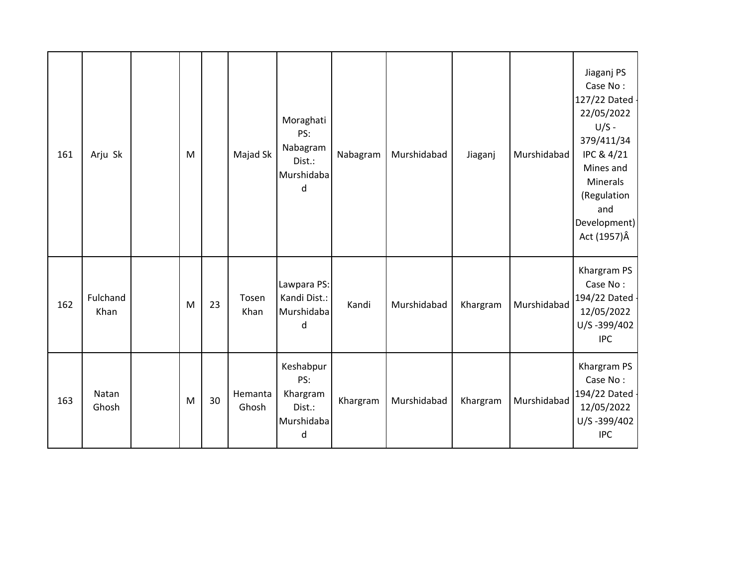| 161 | Arju Sk | | M | | Majad Sk | Moraghati PS: Nabagram Dist.: Murshidabad | Nabagram | Murshidabad | Jiaganj | Murshidabad | Jiaganj PS Case No : 127/22 Dated - 22/05/2022 U/S - 379/411/34 IPC & 4/21 Mines and Minerals (Regulation and Development) Act (1957)Â |
|---|---|---|---|---|---|---|---|---|---|---|---|
| 162 | Fulchand Khan | | M | 23 | Tosen Khan | Lawpara PS: Kandi Dist.: Murshidabad | Kandi | Murshidabad | Khargram | Murshidabad | Khargram PS Case No : 194/22 Dated - 12/05/2022 U/S -399/402 IPC |
| 163 | Natan Ghosh | | M | 30 | Hemanta Ghosh | Keshabpur PS: Khargram Dist.: Murshidabad | Khargram | Murshidabad | Khargram | Murshidabad | Khargram PS Case No : 194/22 Dated - 12/05/2022 U/S -399/402 IPC |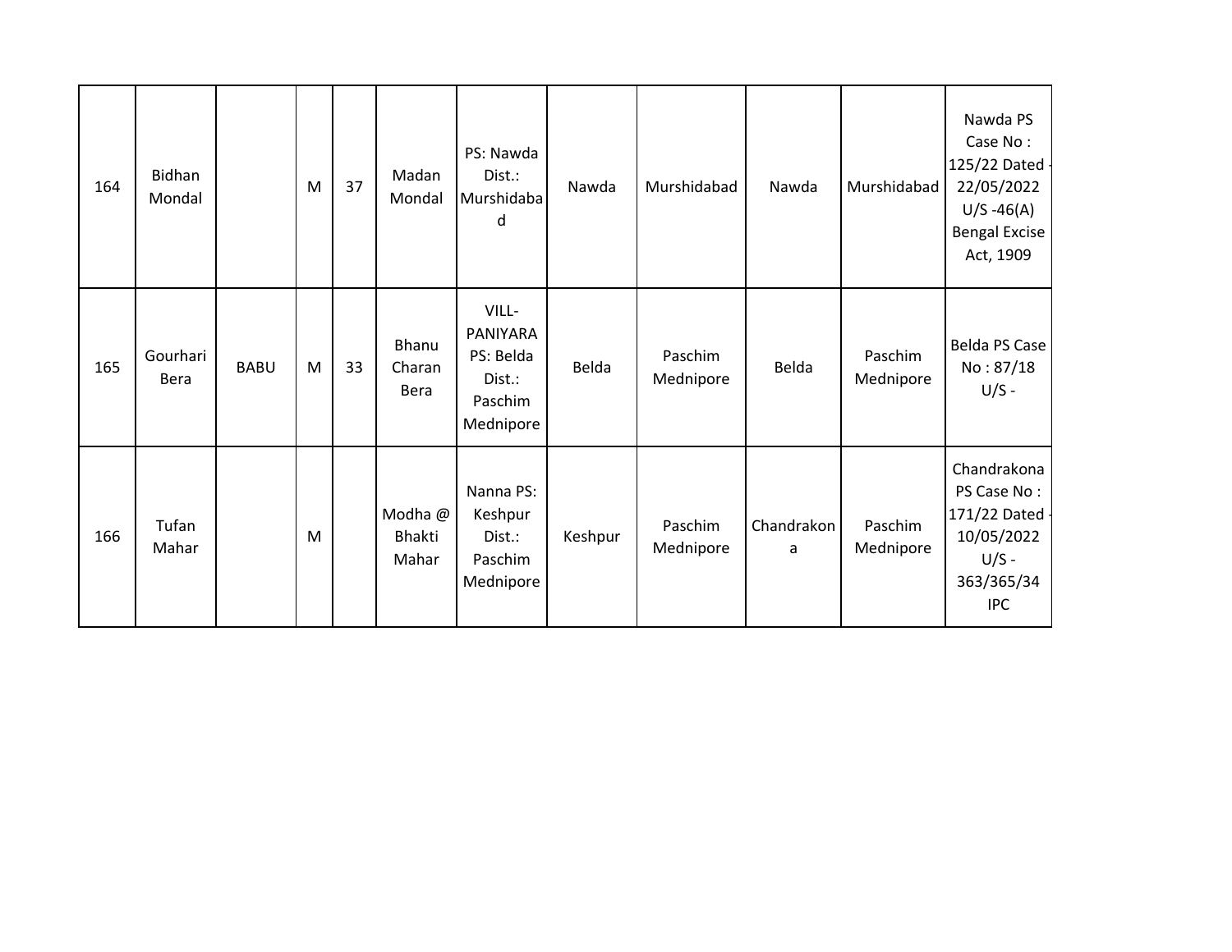| | | | | | | | | | | | |
|---|---|---|---|---|---|---|---|---|---|---|---|
| 164 | Bidhan Mondal | | M | 37 | Madan Mondal | PS: Nawda Dist.: Murshidabad | Nawda | Murshidabad | Nawda | Murshidabad | Nawda PS Case No : 125/22 Dated - 22/05/2022 U/S -46(A) Bengal Excise Act, 1909 |
| 165 | Gourhari Bera | BABU | M | 33 | Bhanu Charan Bera | VILL-PANIYARA PS: Belda Dist.: Paschim Mednipore | Belda | Paschim Mednipore | Belda | Paschim Mednipore | Belda PS Case No : 87/18 U/S - |
| 166 | Tufan Mahar | | M | | Modha @ Bhakti Mahar | Nanna PS: Keshpur Dist.: Paschim Mednipore | Keshpur | Paschim Mednipore | Chandrakona | Paschim Mednipore | Chandrakona PS Case No : 171/22 Dated - 10/05/2022 U/S - 363/365/34 IPC |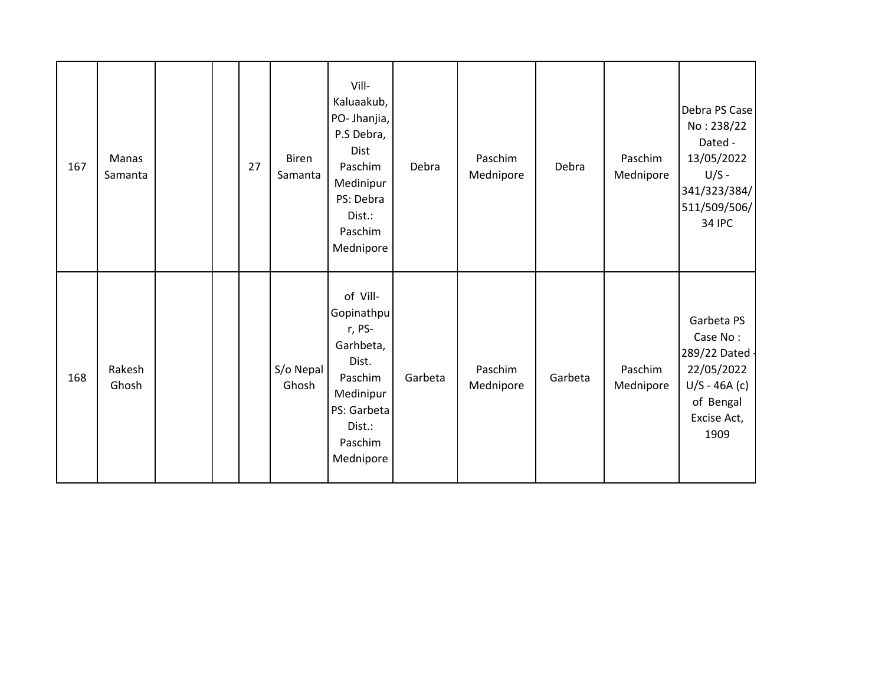| | | | | | | | | | | | |
|---|---|---|---|---|---|---|---|---|---|---|---|
| 167 | Manas Samanta | | | 27 | Biren Samanta | Vill- Kaluaakub, PO- Jhanjia, P.S Debra, Dist Paschim Medinipur PS: Debra Dist.: Paschim Mednipore | Debra | Paschim Mednipore | Debra | Paschim Mednipore | Debra PS Case No : 238/22 Dated - 13/05/2022 U/S - 341/323/384/511/509/506/34 IPC |
| 168 | Rakesh Ghosh | | | | S/o Nepal Ghosh | of Vill- Gopinathpur, PS- Garhbeta, Dist. Paschim Medinipur PS: Garbeta Dist.: Paschim Mednipore | Garbeta | Paschim Mednipore | Garbeta | Paschim Mednipore | Garbeta PS Case No : 289/22 Dated - 22/05/2022 U/S - 46A (c) of Bengal Excise Act, 1909 |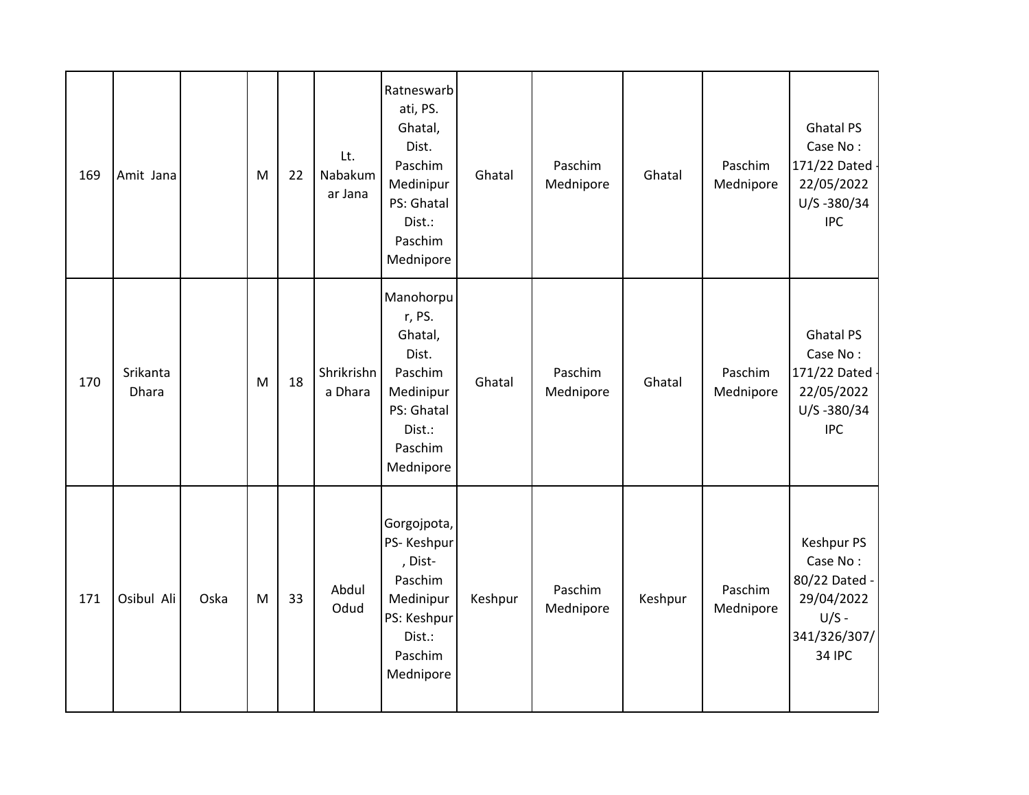| 169 | Amit Jana | | M | 22 | Lt. Nabakumar Jana | Ratneswarbati, PS. Ghatal, Dist. Paschim Medinipur PS: Ghatal Dist.: Paschim Mednipore | Ghatal | Paschim Mednipore | Ghatal | Paschim Mednipore | Ghatal PS Case No : 171/22 Dated - 22/05/2022 U/S -380/34 IPC |
|---|---|---|---|---|---|---|---|---|---|---|---|
| 170 | Srikanta Dhara | | M | 18 | Shrikrishna Dhara | Manohorpur, PS. Ghatal, Dist. Paschim Medinipur PS: Ghatal Dist.: Paschim Mednipore | Ghatal | Paschim Mednipore | Ghatal | Paschim Mednipore | Ghatal PS Case No : 171/22 Dated - 22/05/2022 U/S -380/34 IPC |
| 171 | Osibul Ali | Oska | M | 33 | Abdul Odud | Gorgojpota, PS- Keshpur , Dist- Paschim Medinipur PS: Keshpur Dist.: Paschim Mednipore | Keshpur | Paschim Mednipore | Keshpur | Paschim Mednipore | Keshpur PS Case No : 80/22 Dated - 29/04/2022 U/S - 341/326/307/34 IPC |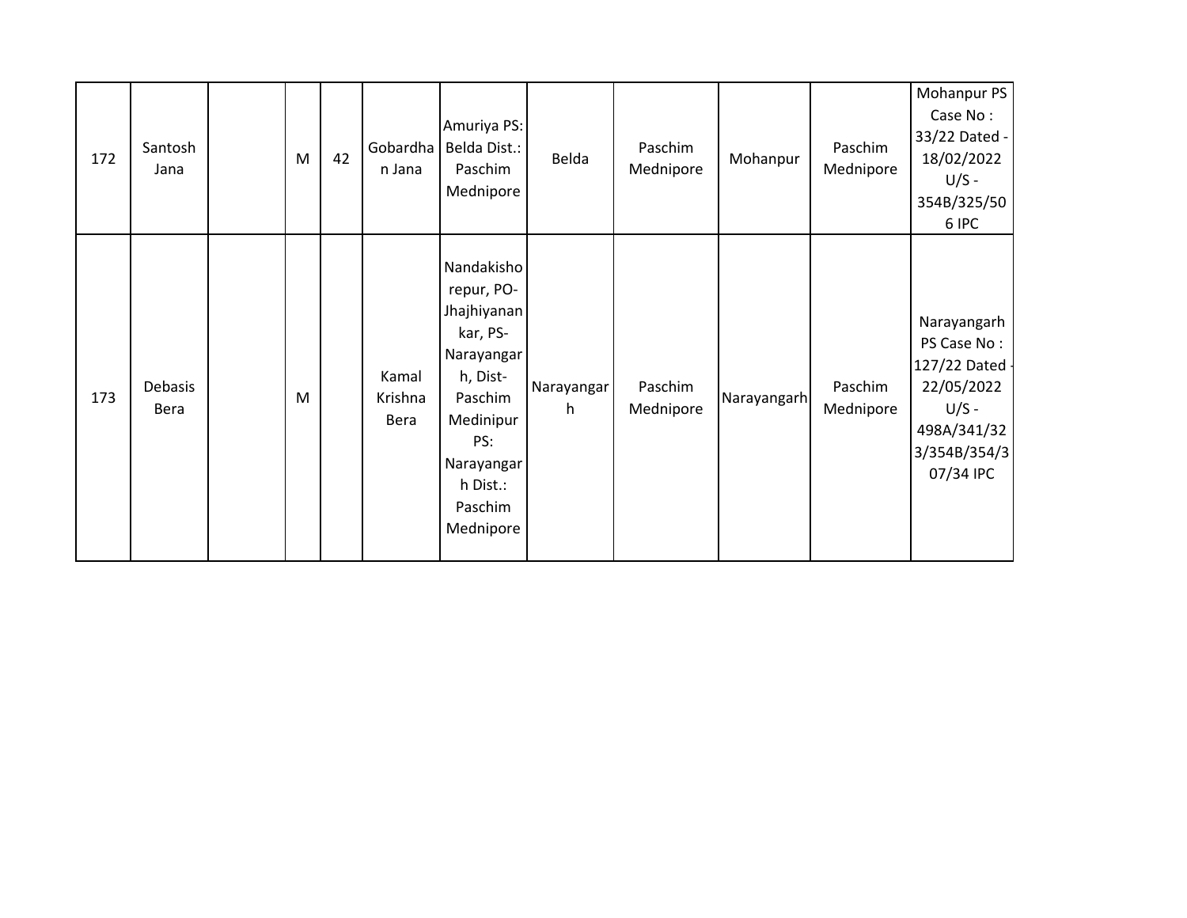| | | | | | | | | | | | |
|---|---|---|---|---|---|---|---|---|---|---|---|
| 172 | Santosh Jana | | M | 42 | Gobardhan Jana | Amuriya PS: Belda Dist.: Paschim Mednipore | Belda | Paschim Mednipore | Mohanpur | Paschim Mednipore | Mohanpur PS Case No : 33/22 Dated - 18/02/2022 U/S - 354B/325/506 IPC |
| 173 | Debasis Bera | | M | | Kamal Krishna Bera | Nandakishorepur, PO- Jhajhiyanankar, PS- Narayangarh, Dist- Paschim Medinipur PS: Narayangarh Dist.: Paschim Mednipore | Narayangarh | Paschim Mednipore | Narayangarh | Paschim Mednipore | Narayangarh PS Case No : 127/22 Dated - 22/05/2022 U/S - 498A/341/323/354B/354/307/34 IPC |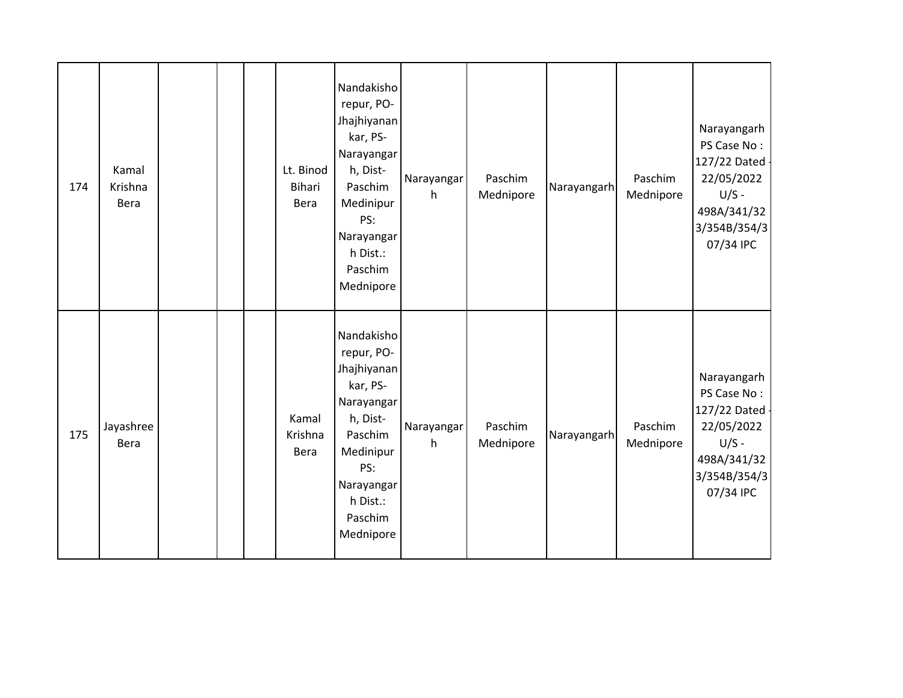| | | | | | | | | | | | |
|---|---|---|---|---|---|---|---|---|---|---|---|
| 174 | Kamal Krishna Bera | | | | Lt. Binod Bihari Bera | Nandakishorepur, PO-Jhajhiyanankar, PS-Narayangarh, Dist-Paschim Medinipur PS: Narayangarh Dist.: Paschim Mednipore | Narayangarh | Paschim Mednipore | Narayangarh | Paschim Mednipore | Narayangarh PS Case No : 127/22 Dated - 22/05/2022 U/S - 498A/341/323/354B/354/307/34 IPC |
| 175 | Jayashree Bera | | | | Kamal Krishna Bera | Nandakishorepur, PO-Jhajhiyanankar, PS-Narayangarh, Dist-Paschim Medinipur PS: Narayangarh Dist.: Paschim Mednipore | Narayangarh | Paschim Mednipore | Narayangarh | Paschim Mednipore | Narayangarh PS Case No : 127/22 Dated - 22/05/2022 U/S - 498A/341/323/354B/354/307/34 IPC |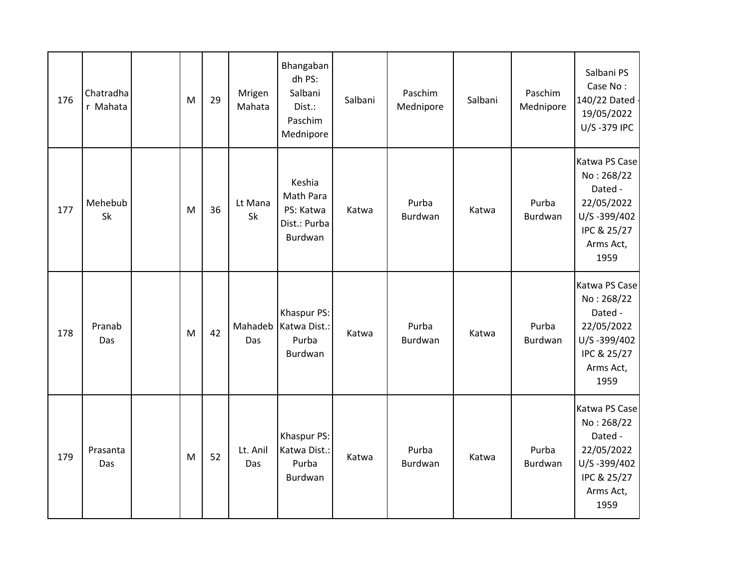| 176 | Chatradhar Mahata | | M | 29 | Mrigen Mahata | Bhangabandh PS: Salbani Dist.: Paschim Mednipore | Salbani | Paschim Mednipore | Salbani | Paschim Mednipore | Salbani PS Case No : 140/22 Dated - 19/05/2022 U/S -379 IPC |
|---|---|---|---|---|---|---|---|---|---|---|---|
| 177 | Mehebub Sk | | M | 36 | Lt Mana Sk | Keshia Math Para PS: Katwa Dist.: Purba Burdwan | Katwa | Purba Burdwan | Katwa | Purba Burdwan | Katwa PS Case No : 268/22 Dated - 22/05/2022 U/S -399/402 IPC & 25/27 Arms Act, 1959 |
| 178 | Pranab Das | | M | 42 | Mahadeb Das | Khaspur PS: Katwa Dist.: Purba Burdwan | Katwa | Purba Burdwan | Katwa | Purba Burdwan | Katwa PS Case No : 268/22 Dated - 22/05/2022 U/S -399/402 IPC & 25/27 Arms Act, 1959 |
| 179 | Prasanta Das | | M | 52 | Lt. Anil Das | Khaspur PS: Katwa Dist.: Purba Burdwan | Katwa | Purba Burdwan | Katwa | Purba Burdwan | Katwa PS Case No : 268/22 Dated - 22/05/2022 U/S -399/402 IPC & 25/27 Arms Act, 1959 |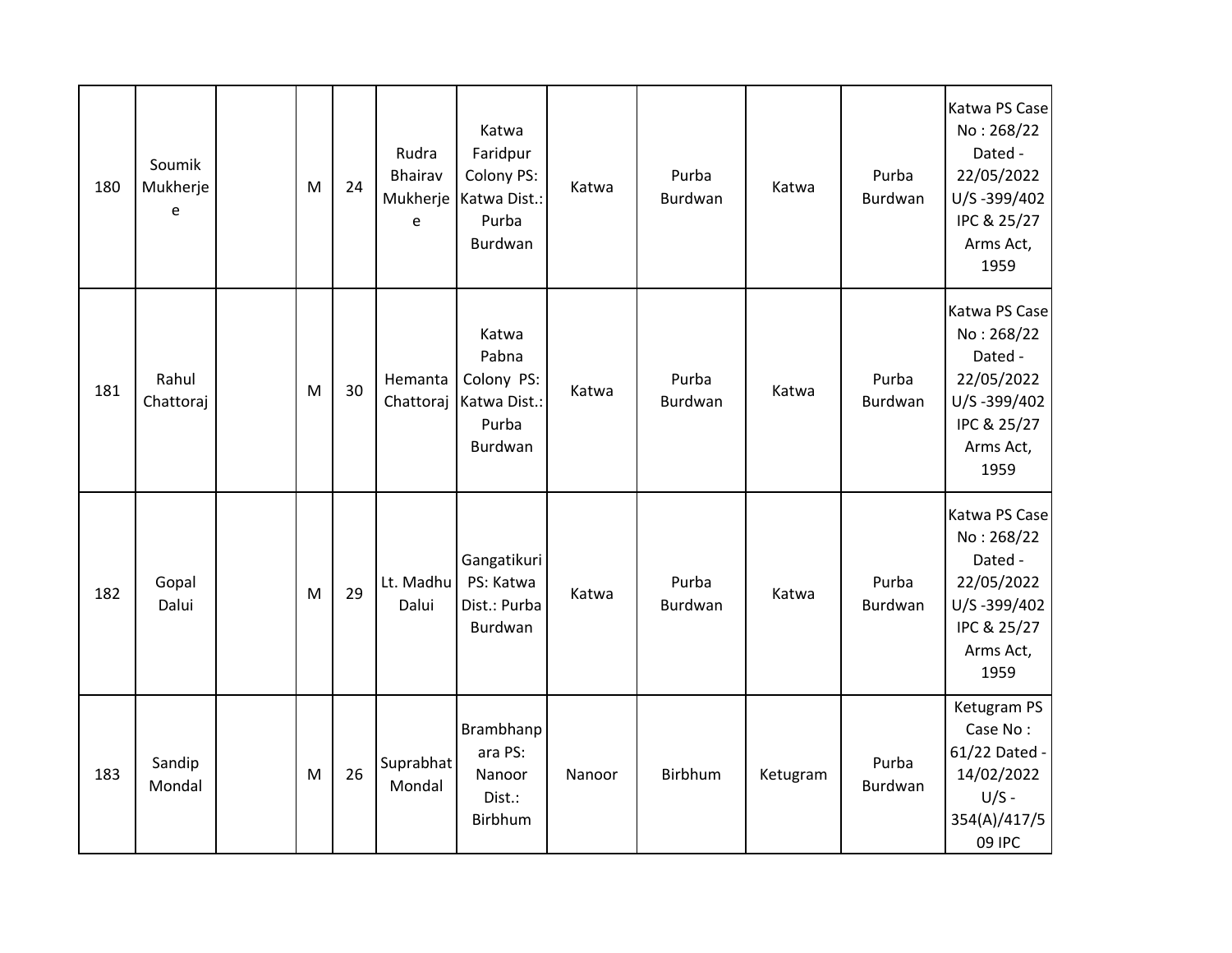| | | | | | | | | | | | |
|---|---|---|---|---|---|---|---|---|---|---|---|
| 180 | Soumik Mukherjee | | M | 24 | Rudra Bhairav Mukherjee | Katwa Faridpur Colony PS: Katwa Dist.: Purba Burdwan | Katwa | Purba Burdwan | Katwa | Purba Burdwan | Katwa PS Case No : 268/22 Dated - 22/05/2022 U/S -399/402 IPC & 25/27 Arms Act, 1959 |
| 181 | Rahul Chattoraj | | M | 30 | Hemanta Chattoraj | Katwa Pabna Colony PS: Katwa Dist.: Purba Burdwan | Katwa | Purba Burdwan | Katwa | Purba Burdwan | Katwa PS Case No : 268/22 Dated - 22/05/2022 U/S -399/402 IPC & 25/27 Arms Act, 1959 |
| 182 | Gopal Dalui | | M | 29 | Lt. Madhu Dalui | Gangatikuri PS: Katwa Dist.: Purba Burdwan | Katwa | Purba Burdwan | Katwa | Purba Burdwan | Katwa PS Case No : 268/22 Dated - 22/05/2022 U/S -399/402 IPC & 25/27 Arms Act, 1959 |
| 183 | Sandip Mondal | | M | 26 | Suprabhat Mondal | Brambhanpara PS: Nanoor Dist.: Birbhum | Nanoor | Birbhum | Ketugram | Purba Burdwan | Ketugram PS Case No : 61/22 Dated - 14/02/2022 U/S - 354(A)/417/509 IPC |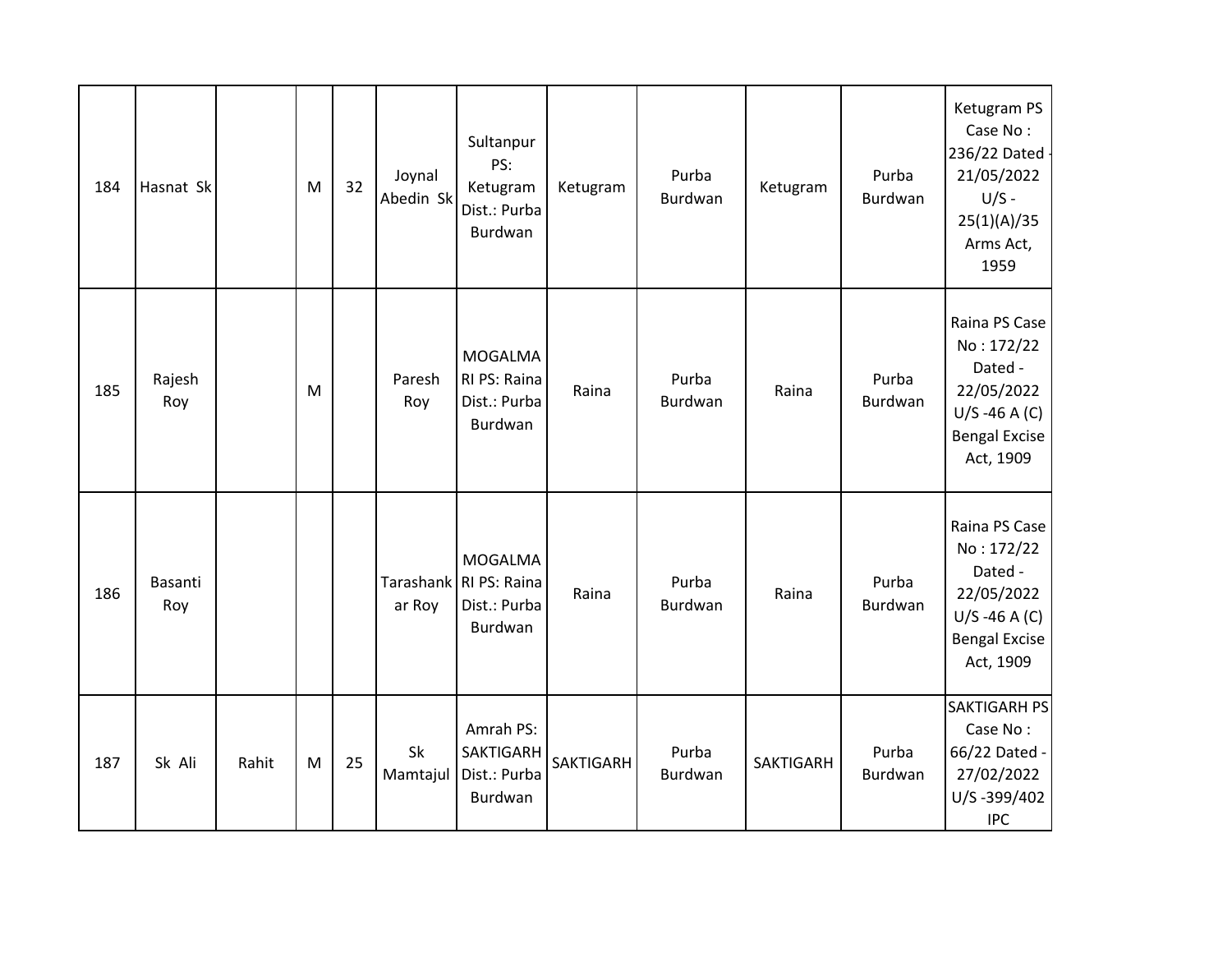| 184 | Hasnat Sk | | M | 32 | Joynal Abedin Sk | Sultanpur PS: Ketugram Dist.: Purba Burdwan | Ketugram | Purba Burdwan | Ketugram | Purba Burdwan | Ketugram PS Case No : 236/22 Dated - 21/05/2022 U/S - 25(1)(A)/35 Arms Act, 1959 |
|---|---|---|---|---|---|---|---|---|---|---|---|
| 185 | Rajesh Roy | | M | | Paresh Roy | MOGALMARI PS: Raina Dist.: Purba Burdwan | Raina | Purba Burdwan | Raina | Purba Burdwan | Raina PS Case No : 172/22 Dated - 22/05/2022 U/S -46 A (C) Bengal Excise Act, 1909 |
| 186 | Basanti Roy | | | | Tarashankar Roy | MOGALMARI PS: Raina Dist.: Purba Burdwan | Raina | Purba Burdwan | Raina | Purba Burdwan | Raina PS Case No : 172/22 Dated - 22/05/2022 U/S -46 A (C) Bengal Excise Act, 1909 |
| 187 | Sk Ali | Rahit | M | 25 | Sk Mamtajul | Amrah PS: SAKTIGARH Dist.: Purba Burdwan | SAKTIGARH | Purba Burdwan | SAKTIGARH | Purba Burdwan | SAKTIGARH PS Case No : 66/22 Dated - 27/02/2022 U/S -399/402 IPC |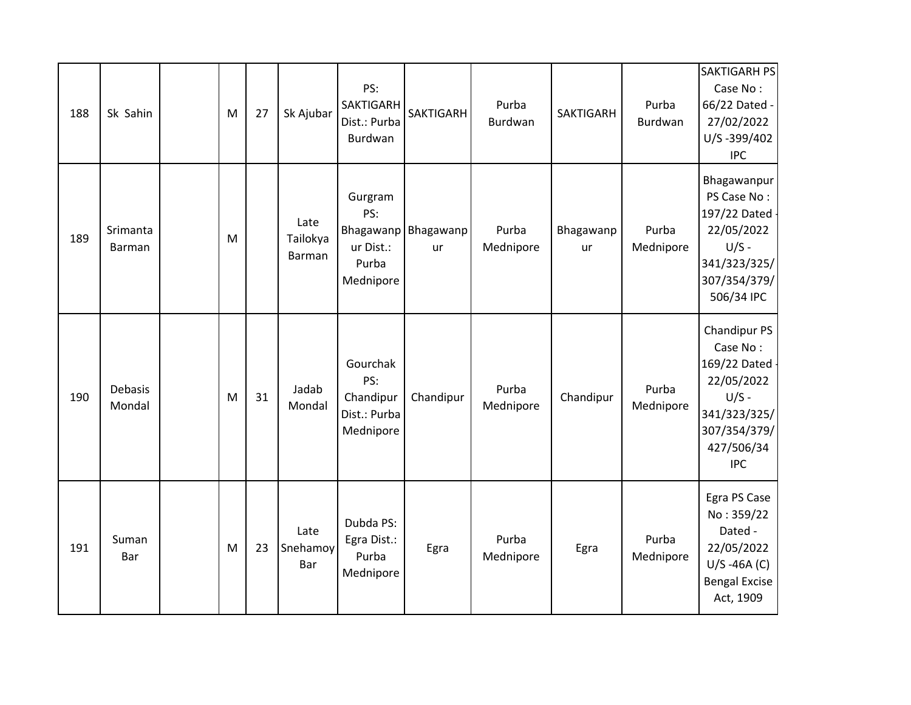| 188 | Sk Sahin | | M | 27 | Sk Ajubar | PS: SAKTIGARH Dist.: Purba Burdwan | SAKTIGARH | Purba Burdwan | SAKTIGARH | Purba Burdwan | SAKTIGARH PS Case No : 66/22 Dated - 27/02/2022 U/S -399/402 IPC |
|---|---|---|---|---|---|---|---|---|---|---|---|
| 189 | Srimanta Barman | | M | | Late Tailokya Barman | Gurgram PS: Bhagawanpur Dist.: Purba Mednipore | Bhagawanpur | Purba Mednipore | Bhagawanpur | Purba Mednipore | Bhagawanpur PS Case No : 197/22 Dated - 22/05/2022 U/S - 341/323/325/307/354/379/506/34 IPC |
| 190 | Debasis Mondal | | M | 31 | Jadab Mondal | Gourchak PS: Chandipur Dist.: Purba Mednipore | Chandipur | Purba Mednipore | Chandipur | Purba Mednipore | Chandipur PS Case No : 169/22 Dated - 22/05/2022 U/S - 341/323/325/307/354/379/427/506/34 IPC |
| 191 | Suman Bar | | M | 23 | Late Snehamoy Bar | Dubda PS: Egra Dist.: Purba Mednipore | Egra | Purba Mednipore | Egra | Purba Mednipore | Egra PS Case No : 359/22 Dated - 22/05/2022 U/S -46A (C) Bengal Excise Act, 1909 |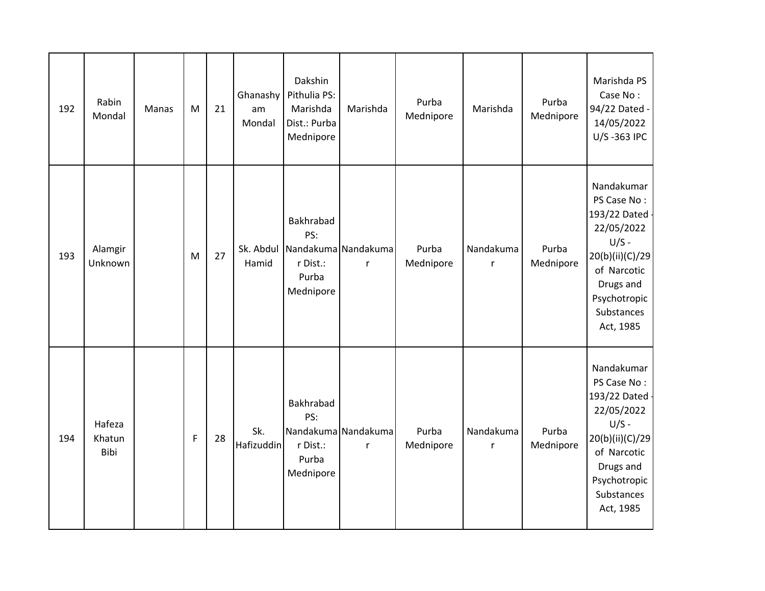| 192 | Rabin Mondal | Manas | M | 21 | Ghanashyam Mondal | Dakshin Pithulia PS: Marishda Dist.: Purba Mednipore | Marishda | Purba Mednipore | Marishda | Purba Mednipore | Marishda PS Case No : 94/22 Dated - 14/05/2022 U/S -363 IPC |
|---|---|---|---|---|---|---|---|---|---|---|---|
| 193 | Alamgir Unknown | | M | 27 | Sk. Abdul Hamid | Bakhrabad PS: Nandakumar Dist.: Purba Mednipore | Nandakumar | Purba Mednipore | Nandakumar | Purba Mednipore | Nandakumar PS Case No : 193/22 Dated - 22/05/2022 U/S - 20(b)(ii)(C)/29 of Narcotic Drugs and Psychotropic Substances Act, 1985 |
| 194 | Hafeza Khatun Bibi | | F | 28 | Sk. Hafizuddin | Bakhrabad PS: Nandakumar Dist.: Purba Mednipore | Nandakumar | Purba Mednipore | Nandakumar | Purba Mednipore | Nandakumar PS Case No : 193/22 Dated - 22/05/2022 U/S - 20(b)(ii)(C)/29 of Narcotic Drugs and Psychotropic Substances Act, 1985 |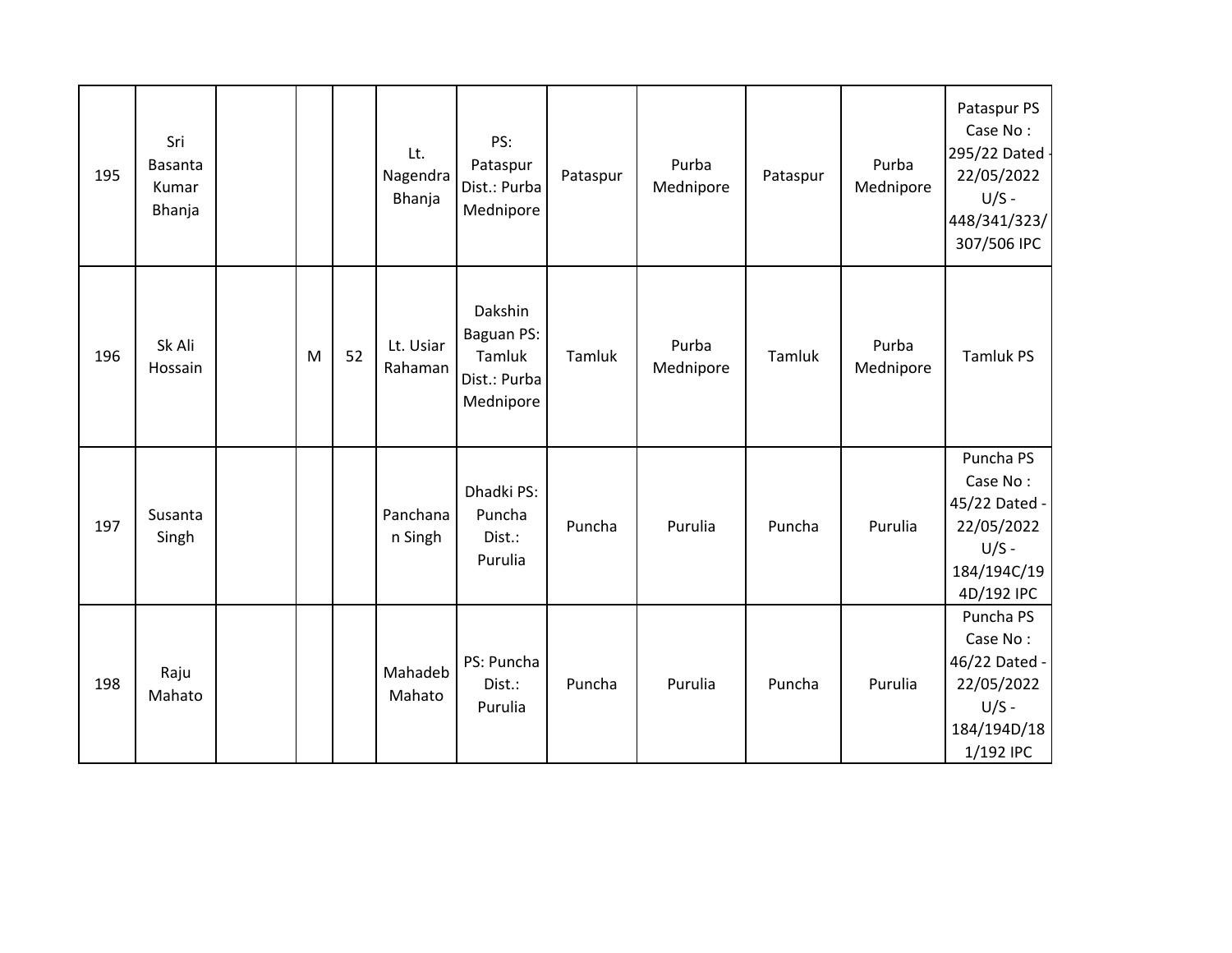| 195 | Sri Basanta Kumar Bhanja | | | | Lt. Nagendra Bhanja | PS: Pataspur Dist.: Purba Mednipore | Pataspur | Purba Mednipore | Pataspur | Purba Mednipore | Pataspur PS Case No : 295/22 Dated - 22/05/2022 U/S - 448/341/323/ 307/506 IPC |
|---|---|---|---|---|---|---|---|---|---|---|---|
| 196 | Sk Ali Hossain | | M | 52 | Lt. Usiar Rahaman | Dakshin Baguan PS: Tamluk Dist.: Purba Mednipore | Tamluk | Purba Mednipore | Tamluk | Purba Mednipore | Tamluk PS |
| 197 | Susanta Singh | | | | Panchanan Singh | Dhadki PS: Puncha Dist.: Purulia | Puncha | Purulia | Puncha | Purulia | Puncha PS Case No : 45/22 Dated - 22/05/2022 U/S - 184/194C/194D/192 IPC |
| 198 | Raju Mahato | | | | Mahadeb Mahato | PS: Puncha Dist.: Purulia | Puncha | Purulia | Puncha | Purulia | Puncha PS Case No : 46/22 Dated - 22/05/2022 U/S - 184/194D/181/192 IPC |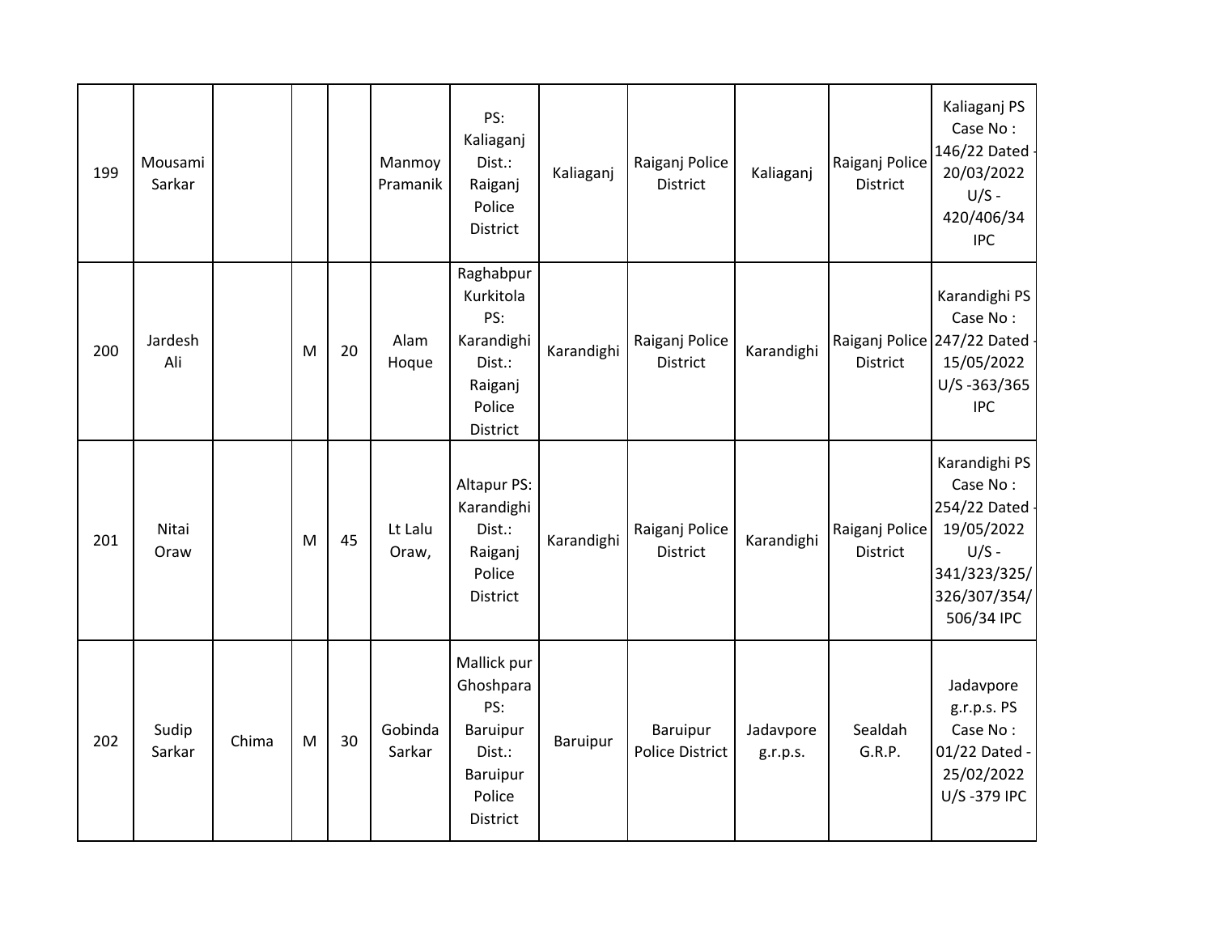| 199 | Mousami Sarkar | | | | Manmoy Pramanik | PS: Kaliaganj Dist.: Raiganj Police District | Kaliaganj | Raiganj Police District | Kaliaganj | Raiganj Police District | Kaliaganj PS Case No : 146/22 Dated - 20/03/2022 U/S - 420/406/34 IPC |
|---|---|---|---|---|---|---|---|---|---|---|---|
| 200 | Jardesh Ali | | M | 20 | Alam Hoque | Raghabpur Kurkitola PS: Karandighi Dist.: Raiganj Police District | Karandighi | Raiganj Police District | Karandighi | Raiganj Police District | Karandighi PS Case No : 247/22 Dated - 15/05/2022 U/S -363/365 IPC |
| 201 | Nitai Oraw | | M | 45 | Lt Lalu Oraw, | Altapur PS: Karandighi Dist.: Raiganj Police District | Karandighi | Raiganj Police District | Karandighi | Raiganj Police District | Karandighi PS Case No : 254/22 Dated - 19/05/2022 U/S - 341/323/325/326/307/354/506/34 IPC |
| 202 | Sudip Sarkar | Chima | M | 30 | Gobinda Sarkar | Mallick pur Ghoshpara PS: Baruipur Dist.: Baruipur Police District | Baruipur | Baruipur Police District | Jadavpore g.r.p.s. | Sealdah G.R.P. | Jadavpore g.r.p.s. PS Case No : 01/22 Dated - 25/02/2022 U/S -379 IPC |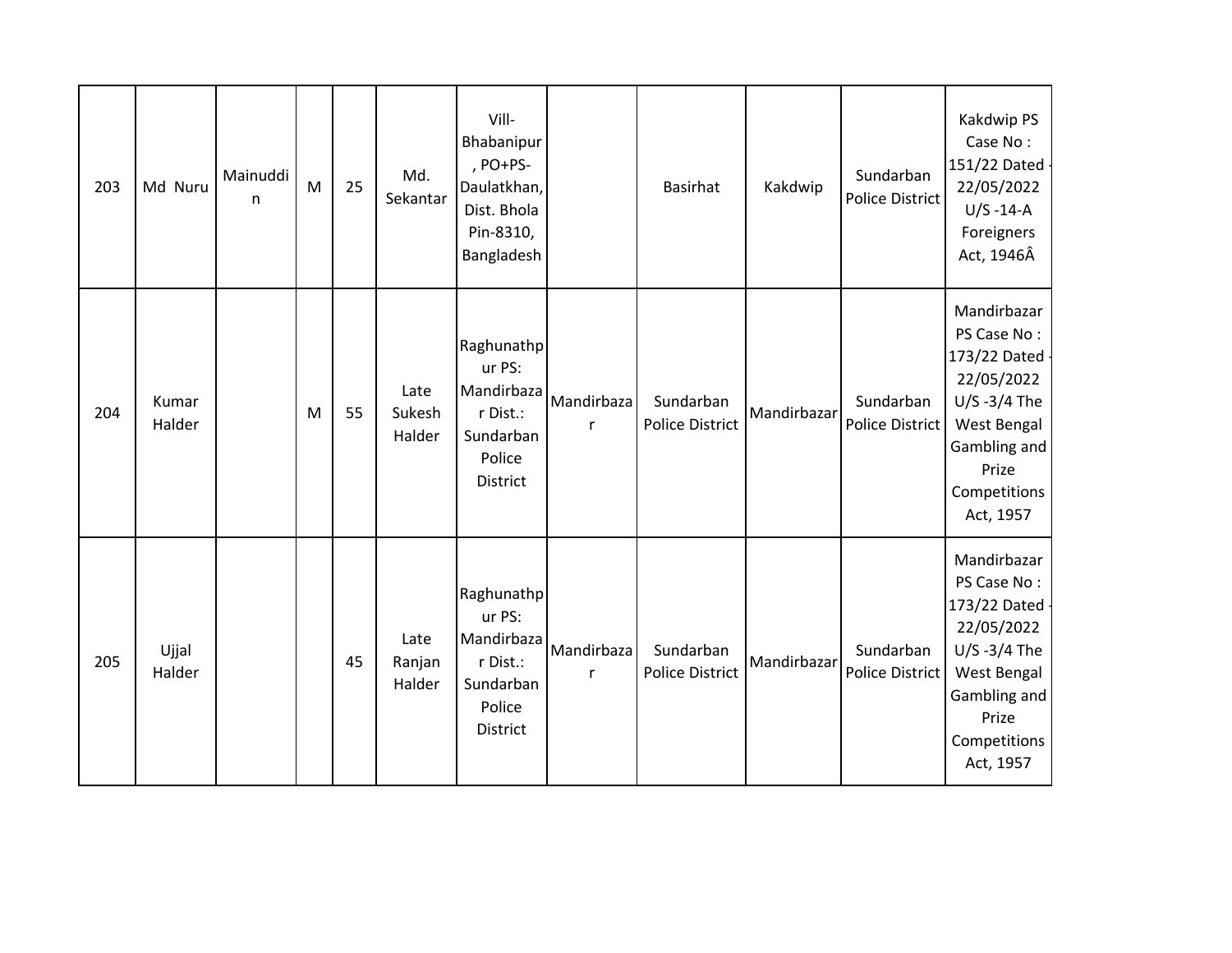| 203 | Md Nuru | Mainuddin | M | 25 | Md. Sekantar | Vill- Bhabanipur , PO+PS- Daulatkhan, Dist. Bhola Pin-8310, Bangladesh | | Basirhat | Kakdwip | Sundarban Police District | Kakdwip PS Case No : 151/22 Dated - 22/05/2022 U/S -14-A Foreigners Act, 1946Â |
|---|---|---|---|---|---|---|---|---|---|---|---|
| 204 | Kumar Halder | | M | 55 | Late Sukesh Halder | Raghunathpur PS: Mandirbazar Dist.: Sundarban Police District | Mandirbazar | Sundarban Police District | Mandirbazar | Sundarban Police District | Mandirbazar PS Case No : 173/22 Dated - 22/05/2022 U/S -3/4 The West Bengal Gambling and Prize Competitions Act, 1957 |
| 205 | Ujjal Halder | | | 45 | Late Ranjan Halder | Raghunathpur PS: Mandirbazar Dist.: Sundarban Police District | Mandirbazar | Sundarban Police District | Mandirbazar | Sundarban Police District | Mandirbazar PS Case No : 173/22 Dated - 22/05/2022 U/S -3/4 The West Bengal Gambling and Prize Competitions Act, 1957 |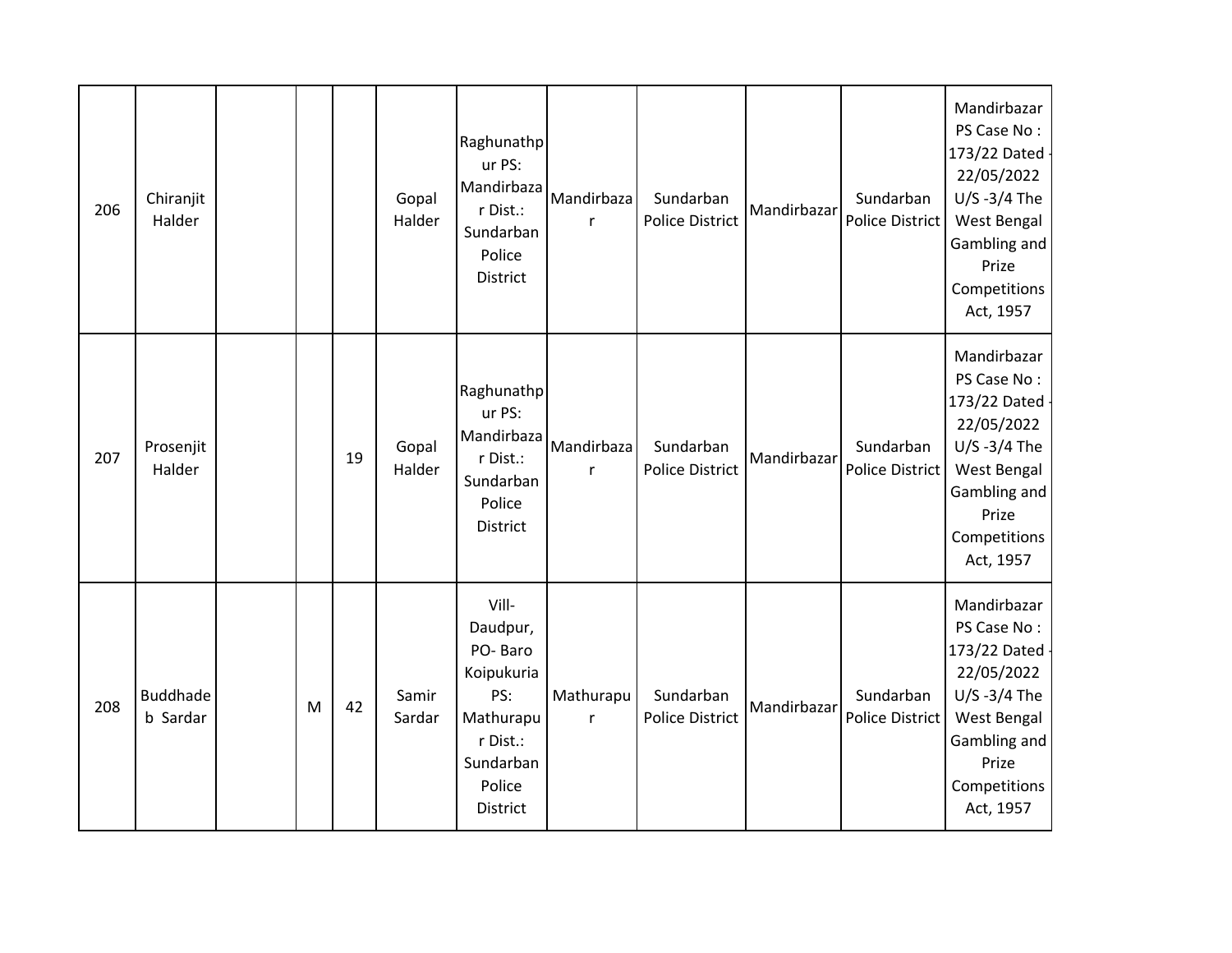| 206 | Chiranjit Halder | | | | Gopal Halder | Raghunathpur PS: Mandirbazar Dist.: Sundarban Police District | Mandirbazar | Sundarban Police District | Mandirbazar | Sundarban Police District | Mandirbazar PS Case No : 173/22 Dated - 22/05/2022 U/S -3/4 The West Bengal Gambling and Prize Competitions Act, 1957 |
|---|---|---|---|---|---|---|---|---|---|---|---|
| 207 | Prosenjit Halder | | | 19 | Gopal Halder | Raghunathpur PS: Mandirbazar Dist.: Sundarban Police District | Mandirbazar | Sundarban Police District | Mandirbazar | Sundarban Police District | Mandirbazar PS Case No : 173/22 Dated - 22/05/2022 U/S -3/4 The West Bengal Gambling and Prize Competitions Act, 1957 |
| 208 | Buddhadeb Sardar | | M | 42 | Samir Sardar | Vill- Daudpur, PO- Baro Koipukuria PS: Mathurapur Dist.: Sundarban Police District | Mathurapur | Sundarban Police District | Mandirbazar | Sundarban Police District | Mandirbazar PS Case No : 173/22 Dated - 22/05/2022 U/S -3/4 The West Bengal Gambling and Prize Competitions Act, 1957 |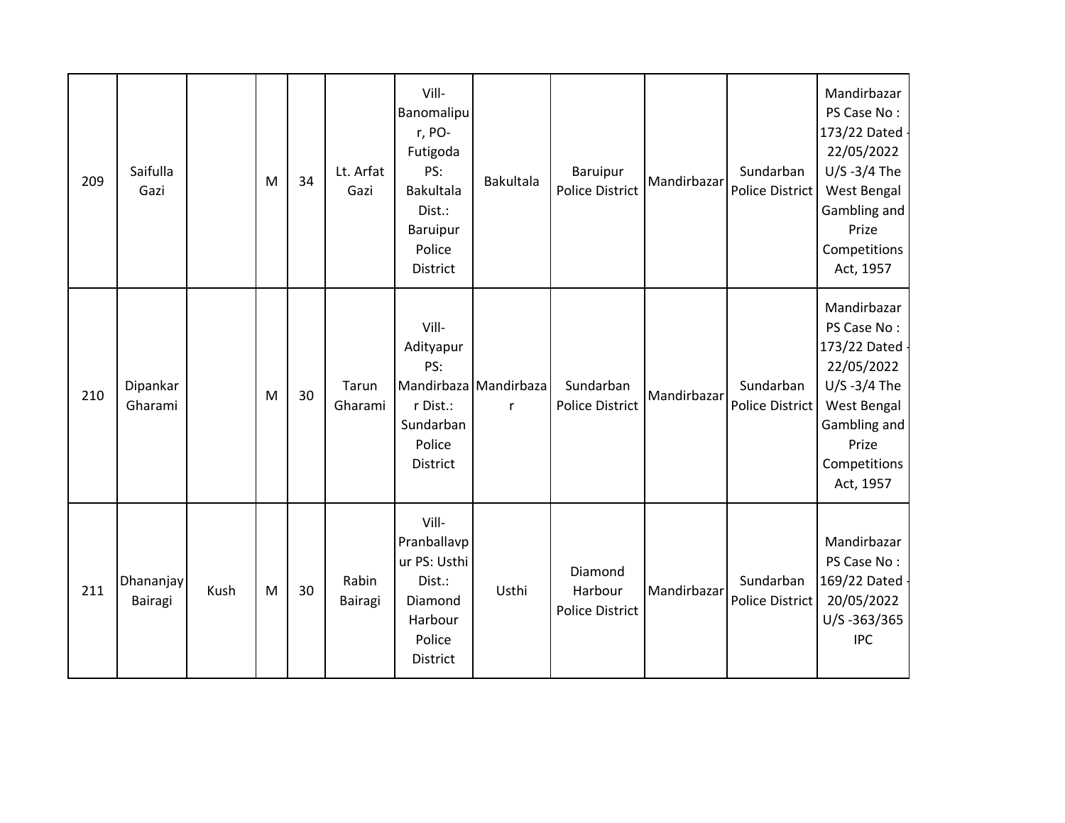| 209 | Saifulla Gazi | | M | 34 | Lt. Arfat Gazi | Vill-Banomalipur, PO-Futigoda PS: Bakultala Dist.: Baruipur Police District | Bakultala | Baruipur Police District | Mandirbazar | Sundarban Police District | Mandirbazar PS Case No : 173/22 Dated - 22/05/2022 U/S -3/4 The West Bengal Gambling and Prize Competitions Act, 1957 |
|---|---|---|---|---|---|---|---|---|---|---|---|
| 210 | Dipankar Gharami | | M | 30 | Tarun Gharami | Vill-Adityapur PS: Mandirbazar Dist.: Sundarban Police District | Mandirbazar | Sundarban Police District | Mandirbazar | Sundarban Police District | Mandirbazar PS Case No : 173/22 Dated - 22/05/2022 U/S -3/4 The West Bengal Gambling and Prize Competitions Act, 1957 |
| 211 | Dhananjay Bairagi | Kush | M | 30 | Rabin Bairagi | Vill-Pranballavpur PS: Usthi Dist.: Diamond Harbour Police District | Usthi | Diamond Harbour Police District | Mandirbazar | Sundarban Police District | Mandirbazar PS Case No : 169/22 Dated - 20/05/2022 U/S -363/365 IPC |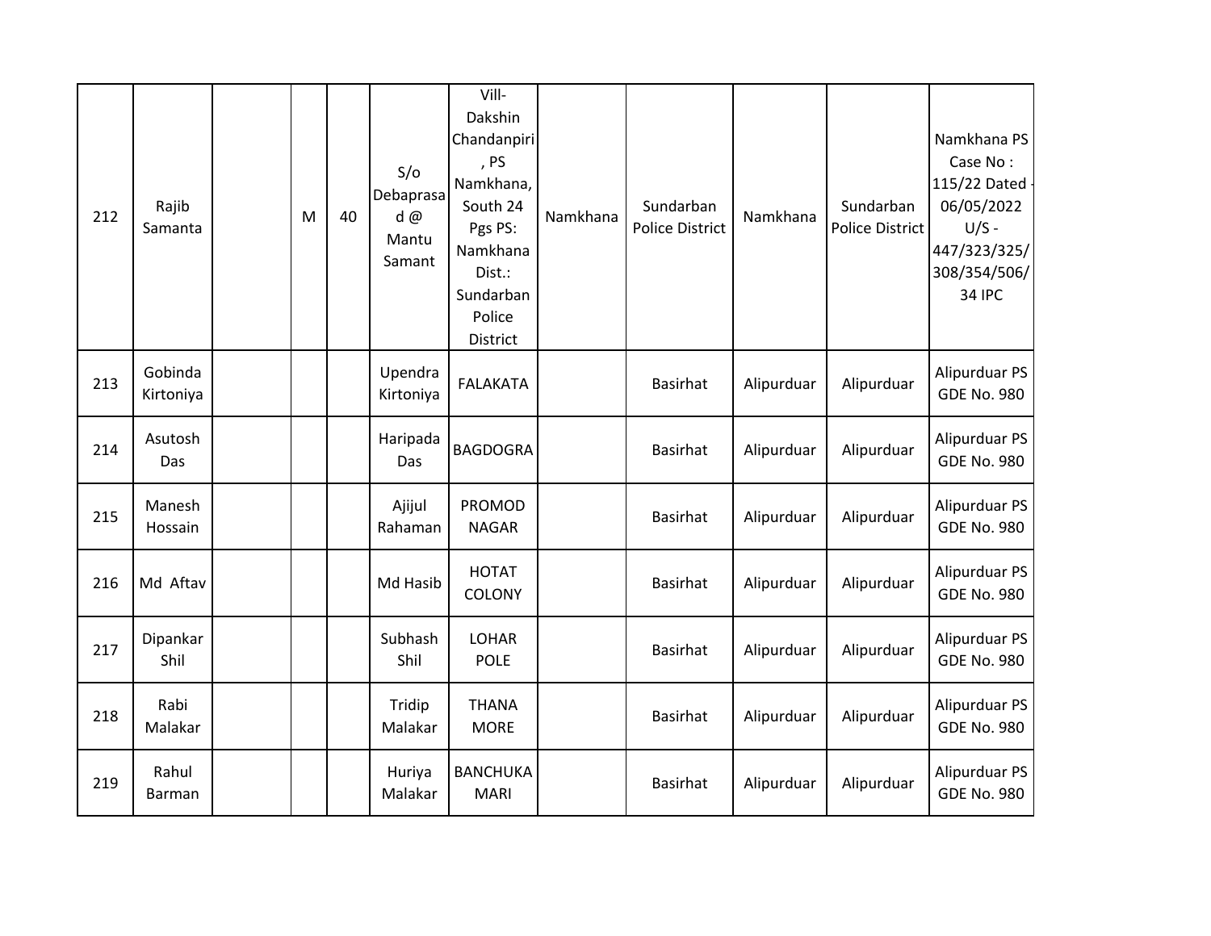| 212 | Rajib Samanta | | M | 40 | S/o Debaprasad @ Mantu Samant | Vill- Dakshin Chandanpiri , PS Namkhana, South 24 Pgs PS: Namkhana Dist.: Sundarban Police District | Namkhana | Sundarban Police District | Namkhana | Sundarban Police District | Namkhana PS Case No : 115/22 Dated - 06/05/2022 U/S - 447/323/325/308/354/506/34 IPC |
|---|---|---|---|---|---|---|---|---|---|---|---|
| 213 | Gobinda Kirtoniya | | | | Upendra Kirtoniya | FALAKATA | | Basirhat | Alipurduar | Alipurduar | Alipurduar PS GDE No. 980 |
| 214 | Asutosh Das | | | | Haripada Das | BAGDOGRA | | Basirhat | Alipurduar | Alipurduar | Alipurduar PS GDE No. 980 |
| 215 | Manesh Hossain | | | | Ajijul Rahaman | PROMOD NAGAR | | Basirhat | Alipurduar | Alipurduar | Alipurduar PS GDE No. 980 |
| 216 | Md Aftav | | | | Md Hasib | HOTAT COLONY | | Basirhat | Alipurduar | Alipurduar | Alipurduar PS GDE No. 980 |
| 217 | Dipankar Shil | | | | Subhash Shil | LOHAR POLE | | Basirhat | Alipurduar | Alipurduar | Alipurduar PS GDE No. 980 |
| 218 | Rabi Malakar | | | | Tridip Malakar | THANA MORE | | Basirhat | Alipurduar | Alipurduar | Alipurduar PS GDE No. 980 |
| 219 | Rahul Barman | | | | Huriya Malakar | BANCHUKA MARI | | Basirhat | Alipurduar | Alipurduar | Alipurduar PS GDE No. 980 |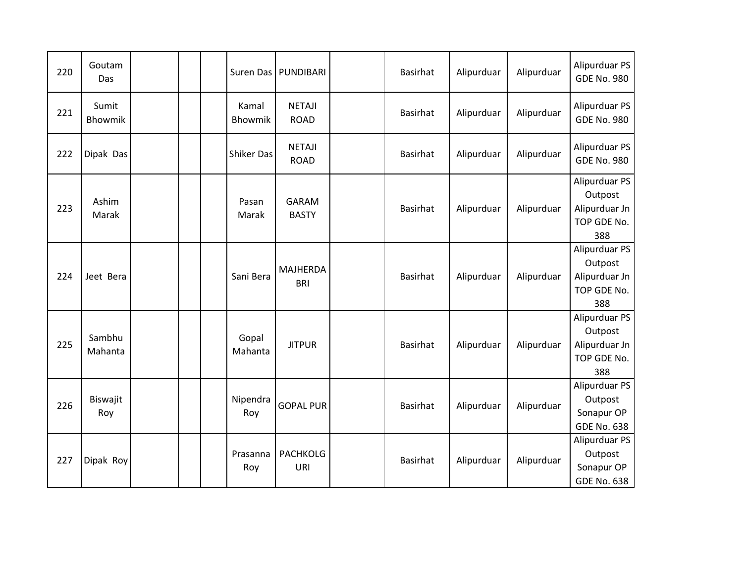| | | | | | | | | | | | |
|---|---|---|---|---|---|---|---|---|---|---|---|
| 220 | Goutam Das | | | | Suren Das | PUNDIBARI | | Basirhat | Alipurduar | Alipurduar | Alipurduar PS GDE No. 980 |
| 221 | Sumit Bhowmik | | | | Kamal Bhowmik | NETAJI ROAD | | Basirhat | Alipurduar | Alipurduar | Alipurduar PS GDE No. 980 |
| 222 | Dipak Das | | | | Shiker Das | NETAJI ROAD | | Basirhat | Alipurduar | Alipurduar | Alipurduar PS GDE No. 980 |
| 223 | Ashim Marak | | | | Pasan Marak | GARAM BASTY | | Basirhat | Alipurduar | Alipurduar | Alipurduar PS Outpost Alipurduar Jn TOP GDE No. 388 |
| 224 | Jeet Bera | | | | Sani Bera | MAJHERDA BRI | | Basirhat | Alipurduar | Alipurduar | Alipurduar PS Outpost Alipurduar Jn TOP GDE No. 388 |
| 225 | Sambhu Mahanta | | | | Gopal Mahanta | JITPUR | | Basirhat | Alipurduar | Alipurduar | Alipurduar PS Outpost Alipurduar Jn TOP GDE No. 388 |
| 226 | Biswajit Roy | | | | Nipendra Roy | GOPAL PUR | | Basirhat | Alipurduar | Alipurduar | Alipurduar PS Outpost Sonapur OP GDE No. 638 |
| 227 | Dipak Roy | | | | Prasanna Roy | PACHKOLG URI | | Basirhat | Alipurduar | Alipurduar | Alipurduar PS Outpost Sonapur OP GDE No. 638 |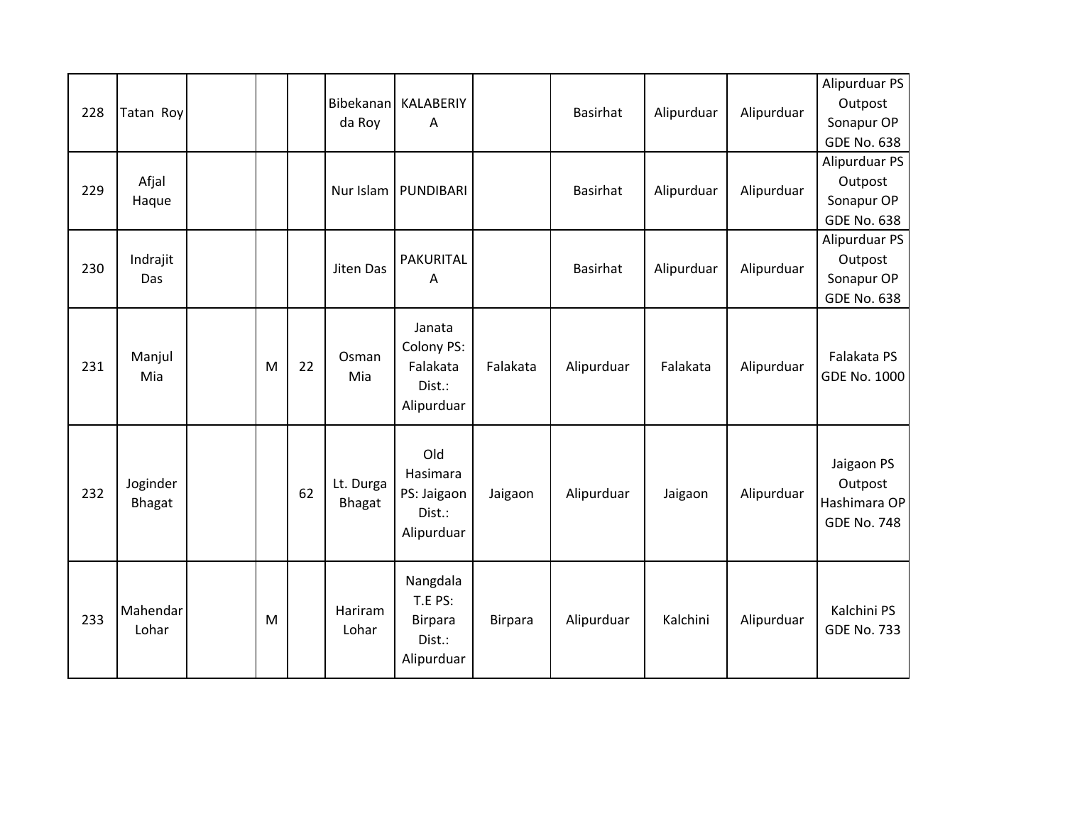| 228 | Tatan Roy | | | | Bibekananda Roy | KALABERIYA | | Basirhat | Alipurduar | Alipurduar | Alipurduar PS Outpost Sonapur OP GDE No. 638 |
|---|---|---|---|---|---|---|---|---|---|---|---|
| 229 | Afjal Haque | | | | Nur Islam | PUNDIBARI | | Basirhat | Alipurduar | Alipurduar | Alipurduar PS Outpost Sonapur OP GDE No. 638 |
| 230 | Indrajit Das | | | | Jiten Das | PAKURITALA | | Basirhat | Alipurduar | Alipurduar | Alipurduar PS Outpost Sonapur OP GDE No. 638 |
| 231 | Manjul Mia | | M | 22 | Osman Mia | Janata Colony PS: Falakata Dist.: Alipurduar | Falakata | Alipurduar | Falakata | Alipurduar | Falakata PS GDE No. 1000 |
| 232 | Joginder Bhagat | | | 62 | Lt. Durga Bhagat | Old Hasimara PS: Jaigaon Dist.: Alipurduar | Jaigaon | Alipurduar | Jaigaon | Alipurduar | Jaigaon PS Outpost Hashimara OP GDE No. 748 |
| 233 | Mahendar Lohar | | M | | Hariram Lohar | Nangdala T.E PS: Birpara Dist.: Alipurduar | Birpara | Alipurduar | Kalchini | Alipurduar | Kalchini PS GDE No. 733 |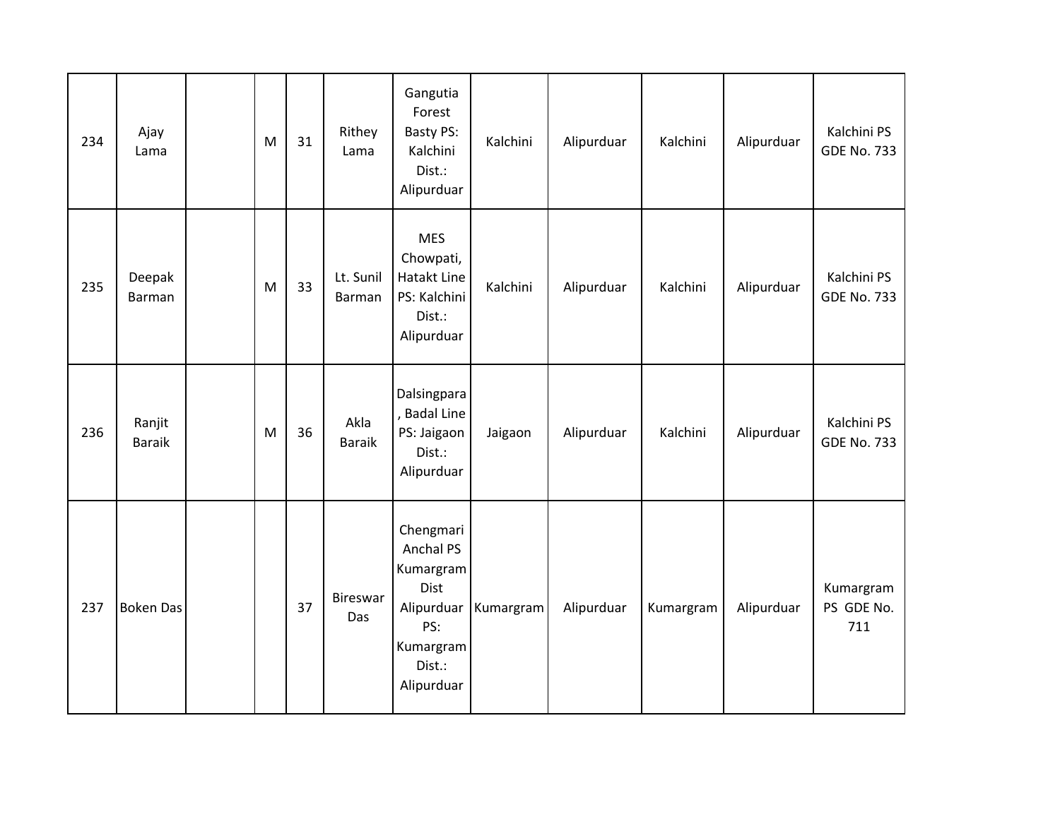| 234 | Ajay Lama | | M | 31 | Rithey Lama | Gangutia Forest Basty PS: Kalchini Dist.: Alipurduar | Kalchini | Alipurduar | Kalchini | Alipurduar | Kalchini PS GDE No. 733 |
|---|---|---|---|---|---|---|---|---|---|---|---|
| 235 | Deepak Barman | | M | 33 | Lt. Sunil Barman | MES Chowpati, Hatakt Line PS: Kalchini Dist.: Alipurduar | Kalchini | Alipurduar | Kalchini | Alipurduar | Kalchini PS GDE No. 733 |
| 236 | Ranjit Baraik | | M | 36 | Akla Baraik | Dalsingpara , Badal Line PS: Jaigaon Dist.: Alipurduar | Jaigaon | Alipurduar | Kalchini | Alipurduar | Kalchini PS GDE No. 733 |
| 237 | Boken Das | | | 37 | Bireswar Das | Chengmari Anchal PS Kumargram Dist Alipurduar PS: Kumargram Dist.: Alipurduar | Kumargram | Alipurduar | Kumargram | Alipurduar | Kumargram PS GDE No. 711 |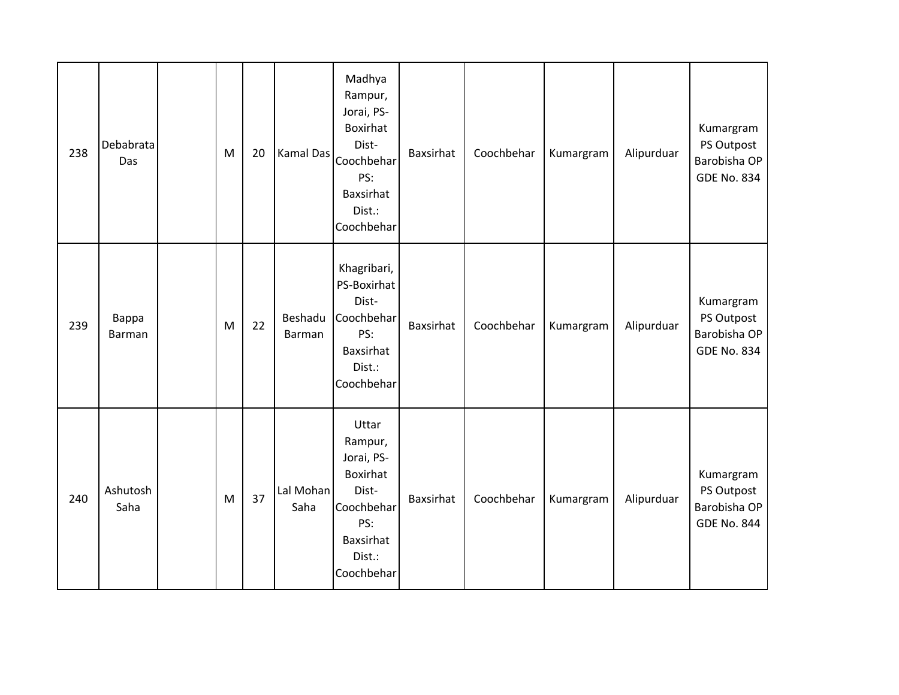| 238 | Debabrata Das | | M | 20 | Kamal Das | Madhya Rampur, Jorai, PS-Boxirhat Dist-Coochbehar PS: Baxsirhat Dist.: Coochbehar | Baxsirhat | Coochbehar | Kumargram | Alipurduar | Kumargram PS Outpost Barobisha OP GDE No. 834 |
|---|---|---|---|---|---|---|---|---|---|---|---|
| 239 | Bappa Barman | | M | 22 | Beshadu Barman | Khagribari, PS-Boxirhat Dist-Coochbehar PS: Baxsirhat Dist.: Coochbehar | Baxsirhat | Coochbehar | Kumargram | Alipurduar | Kumargram PS Outpost Barobisha OP GDE No. 834 |
| 240 | Ashutosh Saha | | M | 37 | Lal Mohan Saha | Uttar Rampur, Jorai, PS-Boxirhat Dist-Coochbehar PS: Baxsirhat Dist.: Coochbehar | Baxsirhat | Coochbehar | Kumargram | Alipurduar | Kumargram PS Outpost Barobisha OP GDE No. 844 |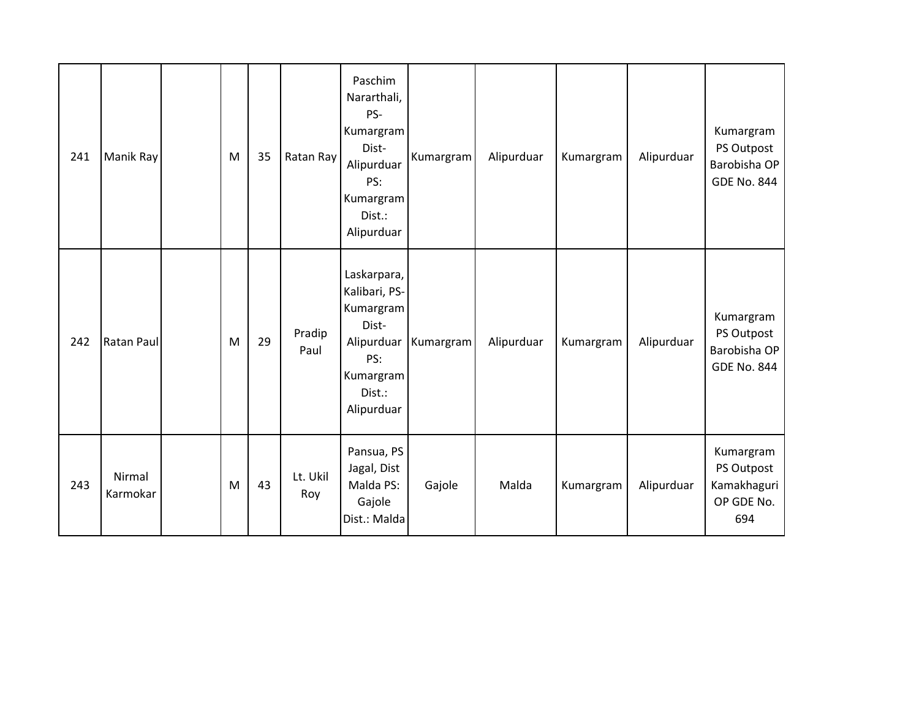| | | | | | | | | | | | |
|---|---|---|---|---|---|---|---|---|---|---|---|
| 241 | Manik Ray | | M | 35 | Ratan Ray | Paschim Nararthali, PS-Kumargram Dist-Alipurduar PS: Kumargram Dist.: Alipurduar | Kumargram | Alipurduar | Kumargram | Alipurduar | Kumargram PS Outpost Barobisha OP GDE No. 844 |
| 242 | Ratan Paul | | M | 29 | Pradip Paul | Laskarpara, Kalibari, PS-Kumargram Dist-Alipurduar PS: Kumargram Dist.: Alipurduar | Kumargram | Alipurduar | Kumargram | Alipurduar | Kumargram PS Outpost Barobisha OP GDE No. 844 |
| 243 | Nirmal Karmokar | | M | 43 | Lt. Ukil Roy | Pansua, PS Jagal, Dist Malda PS: Gajole Dist.: Malda | Gajole | Malda | Kumargram | Alipurduar | Kumargram PS Outpost Kamakhaguri OP GDE No. 694 |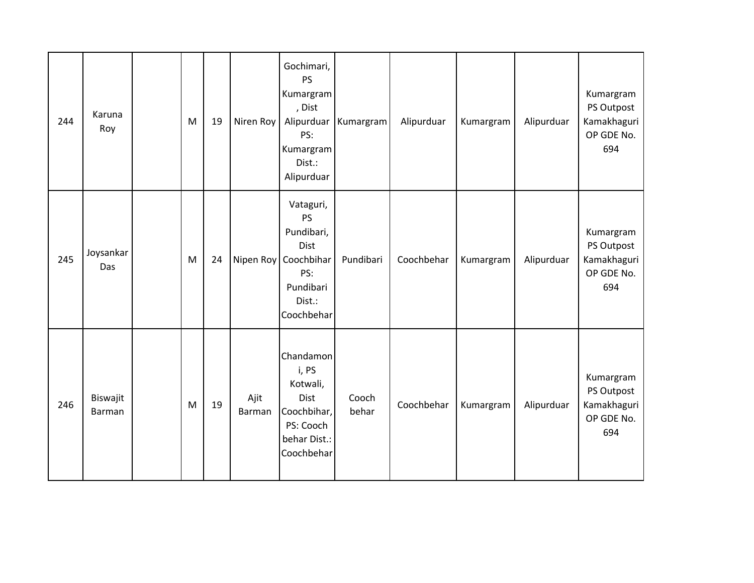| 244 | Karuna Roy | | M | 19 | Niren Roy | Gochimari, PS Kumargram, Dist Alipurduar PS: Kumargram Dist.: Alipurduar | Kumargram | Alipurduar | Kumargram | Alipurduar | Kumargram PS Outpost Kamakhaguri OP GDE No. 694 |
|---|---|---|---|---|---|---|---|---|---|---|---|
| 245 | Joysankar Das | | M | 24 | Nipen Roy | Vataguri, PS Pundibari, Dist Coochbihar PS: Pundibari Dist.: Coochbehar | Pundibari | Coochbehar | Kumargram | Alipurduar | Kumargram PS Outpost Kamakhaguri OP GDE No. 694 |
| 246 | Biswajit Barman | | M | 19 | Ajit Barman | Chandamoni, PS Kotwali, Dist Coochbihar, PS: Cooch behar Dist.: Coochbehar | Cooch behar | Coochbehar | Kumargram | Alipurduar | Kumargram PS Outpost Kamakhaguri OP GDE No. 694 |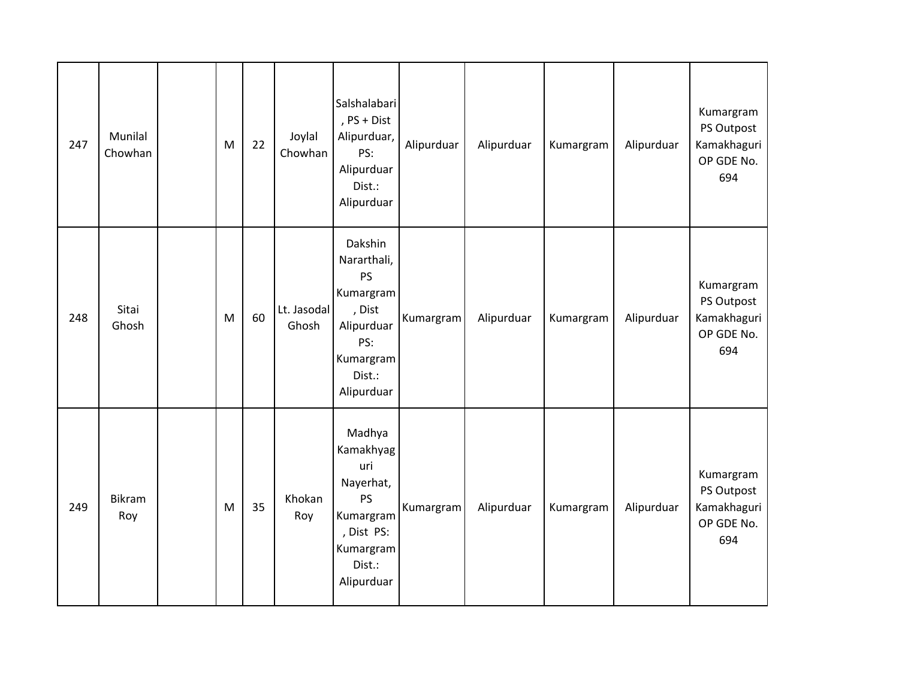| 247 | Munilal Chowhan | | M | 22 | Joylal Chowhan | Salshalabari , PS + Dist Alipurduar, PS: Alipurduar Dist.: Alipurduar | Alipurduar | Alipurduar | Kumargram | Alipurduar | Kumargram PS Outpost Kamakhaguri OP GDE No. 694 |
|---|---|---|---|---|---|---|---|---|---|---|---|
| 248 | Sitai Ghosh | | M | 60 | Lt. Jasodal Ghosh | Dakshin Nararthali, PS Kumargram , Dist Alipurduar PS: Kumargram Dist.: Alipurduar | Kumargram | Alipurduar | Kumargram | Alipurduar | Kumargram PS Outpost Kamakhaguri OP GDE No. 694 |
| 249 | Bikram Roy | | M | 35 | Khokan Roy | Madhya Kamakhyaguri Nayerhat, PS Kumargram , Dist PS: Kumargram Dist.: Alipurduar | Kumargram | Alipurduar | Kumargram | Alipurduar | Kumargram PS Outpost Kamakhaguri OP GDE No. 694 |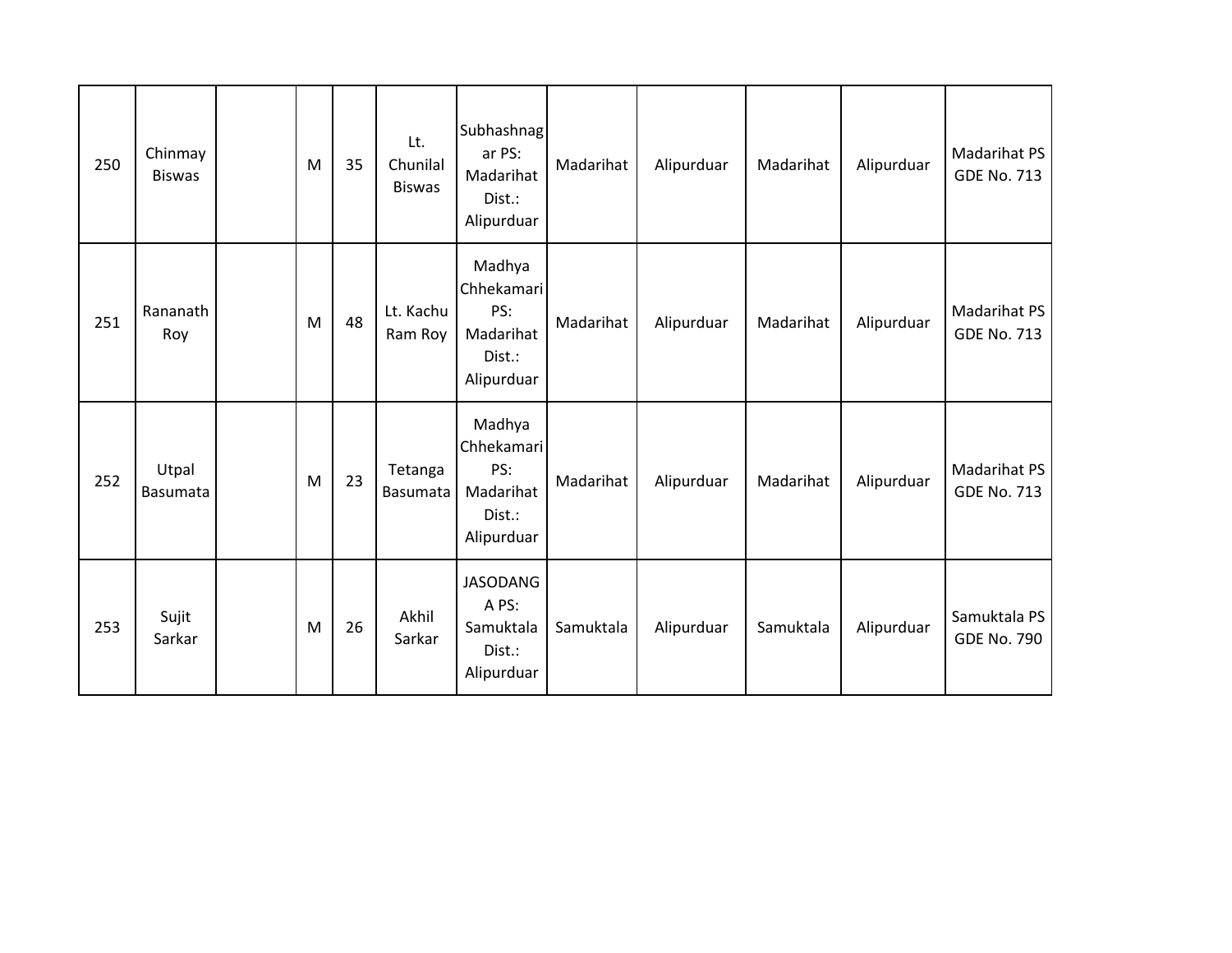| 250 | Chinmay Biswas | | M | 35 | Lt. Chunilal Biswas | Subhashnagar PS: Madarihat Dist.: Alipurduar | Madarihat | Alipurduar | Madarihat | Alipurduar | Madarihat PS GDE No. 713 |
|---|---|---|---|---|---|---|---|---|---|---|---|
| 251 | Rananath Roy | | M | 48 | Lt. Kachu Ram Roy | Madhya Chhekamari PS: Madarihat Dist.: Alipurduar | Madarihat | Alipurduar | Madarihat | Alipurduar | Madarihat PS GDE No. 713 |
| 252 | Utpal Basumata | | M | 23 | Tetanga Basumata | Madhya Chhekamari PS: Madarihat Dist.: Alipurduar | Madarihat | Alipurduar | Madarihat | Alipurduar | Madarihat PS GDE No. 713 |
| 253 | Sujit Sarkar | | M | 26 | Akhil Sarkar | JASODANGA PS: Samuktala Dist.: Alipurduar | Samuktala | Alipurduar | Samuktala | Alipurduar | Samuktala PS GDE No. 790 |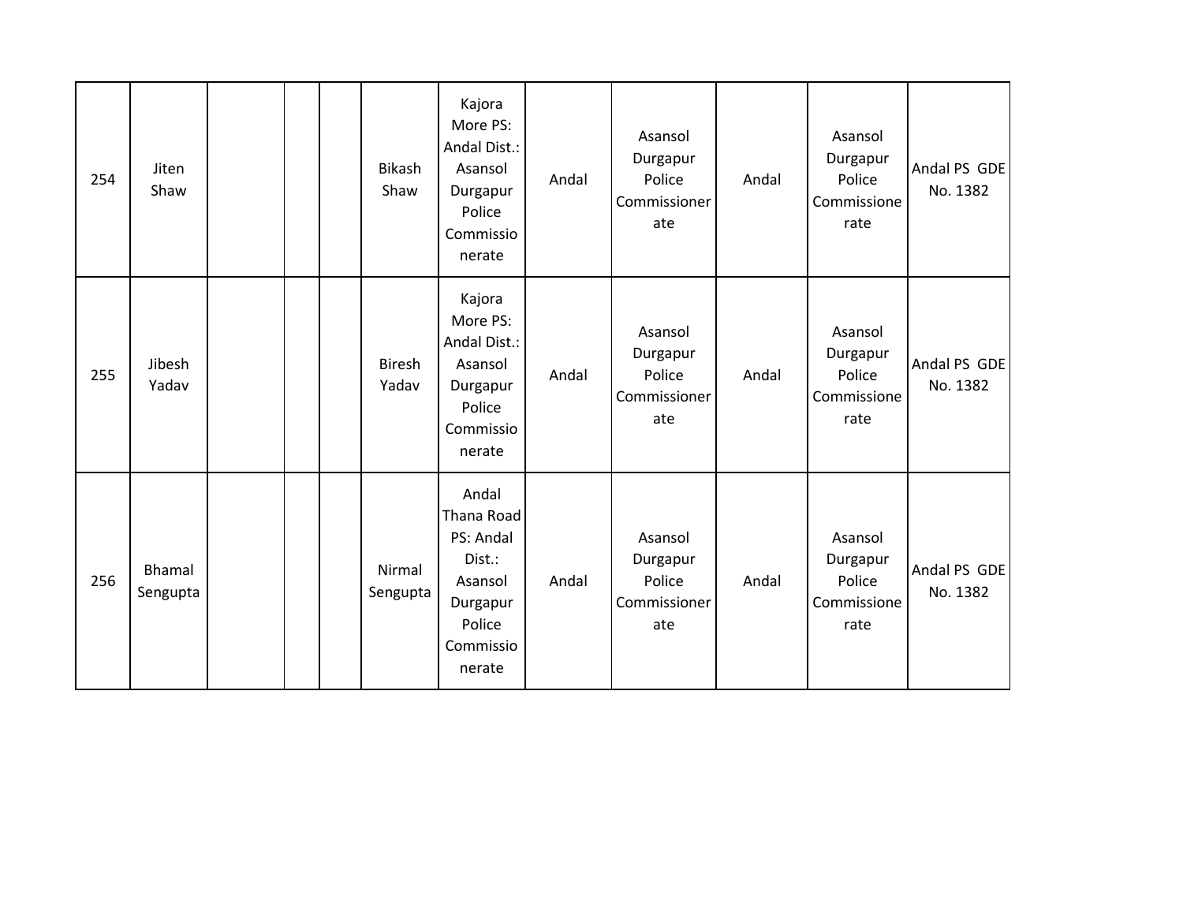| 254 | Jiten Shaw | | | | Bikash Shaw | Kajora More PS: Andal Dist.: Asansol Durgapur Police Commissionerate | Andal | Asansol Durgapur Police Commissionerate | Andal | Asansol Durgapur Police Commissionerate | Andal PS GDE No. 1382 |
|---|---|---|---|---|---|---|---|---|---|---|---|
| 255 | Jibesh Yadav | | | | Biresh Yadav | Kajora More PS: Andal Dist.: Asansol Durgapur Police Commissionerate | Andal | Asansol Durgapur Police Commissionerate | Andal | Asansol Durgapur Police Commissionerate | Andal PS GDE No. 1382 |
| 256 | Bhamal Sengupta | | | | Nirmal Sengupta | Andal Thana Road PS: Andal Dist.: Asansol Durgapur Police Commissionerate | Andal | Asansol Durgapur Police Commissionerate | Andal | Asansol Durgapur Police Commissionerate | Andal PS GDE No. 1382 |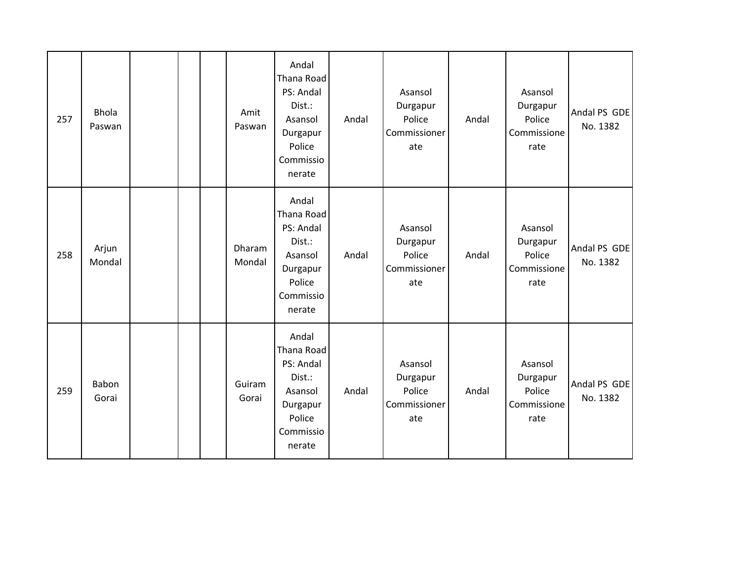| 257 | Bhola Paswan | | | | Amit Paswan | Andal Thana Road PS: Andal Dist.: Asansol Durgapur Police Commissionerate | Andal | Asansol Durgapur Police Commissionerate | Andal | Asansol Durgapur Police Commissionerate | Andal PS GDE No. 1382 |
|---|---|---|---|---|---|---|---|---|---|---|---|
| 258 | Arjun Mondal | | | | Dharam Mondal | Andal Thana Road PS: Andal Dist.: Asansol Durgapur Police Commissionerate | Andal | Asansol Durgapur Police Commissionerate | Andal | Asansol Durgapur Police Commissionerate | Andal PS GDE No. 1382 |
| 259 | Babon Gorai | | | | Guiram Gorai | Andal Thana Road PS: Andal Dist.: Asansol Durgapur Police Commissionerate | Andal | Asansol Durgapur Police Commissionerate | Andal | Asansol Durgapur Police Commissionerate | Andal PS GDE No. 1382 |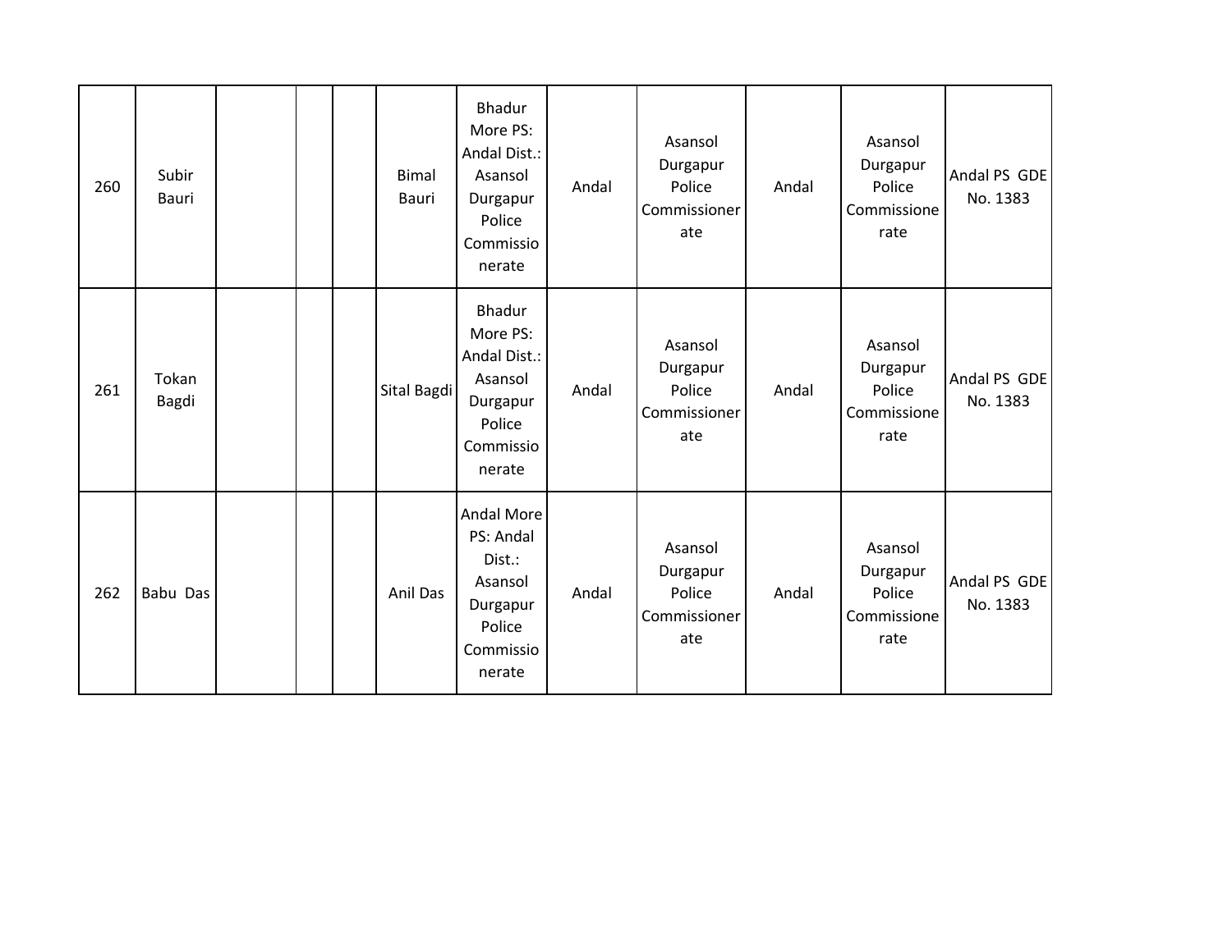| | | | | | | | | | | | |
|---|---|---|---|---|---|---|---|---|---|---|---|
| 260 | Subir Bauri | | | | Bimal Bauri | Bhadur More PS: Andal Dist.: Asansol Durgapur Police Commissionerate | Andal | Asansol Durgapur Police Commissionerate | Andal | Asansol Durgapur Police Commissionerate | Andal PS GDE No. 1383 |
| 261 | Tokan Bagdi | | | | Sital Bagdi | Bhadur More PS: Andal Dist.: Asansol Durgapur Police Commissionerate | Andal | Asansol Durgapur Police Commissionerate | Andal | Asansol Durgapur Police Commissionerate | Andal PS GDE No. 1383 |
| 262 | Babu Das | | | | Anil Das | Andal More PS: Andal Dist.: Asansol Durgapur Police Commissionerate | Andal | Asansol Durgapur Police Commissionerate | Andal | Asansol Durgapur Police Commissionerate | Andal PS GDE No. 1383 |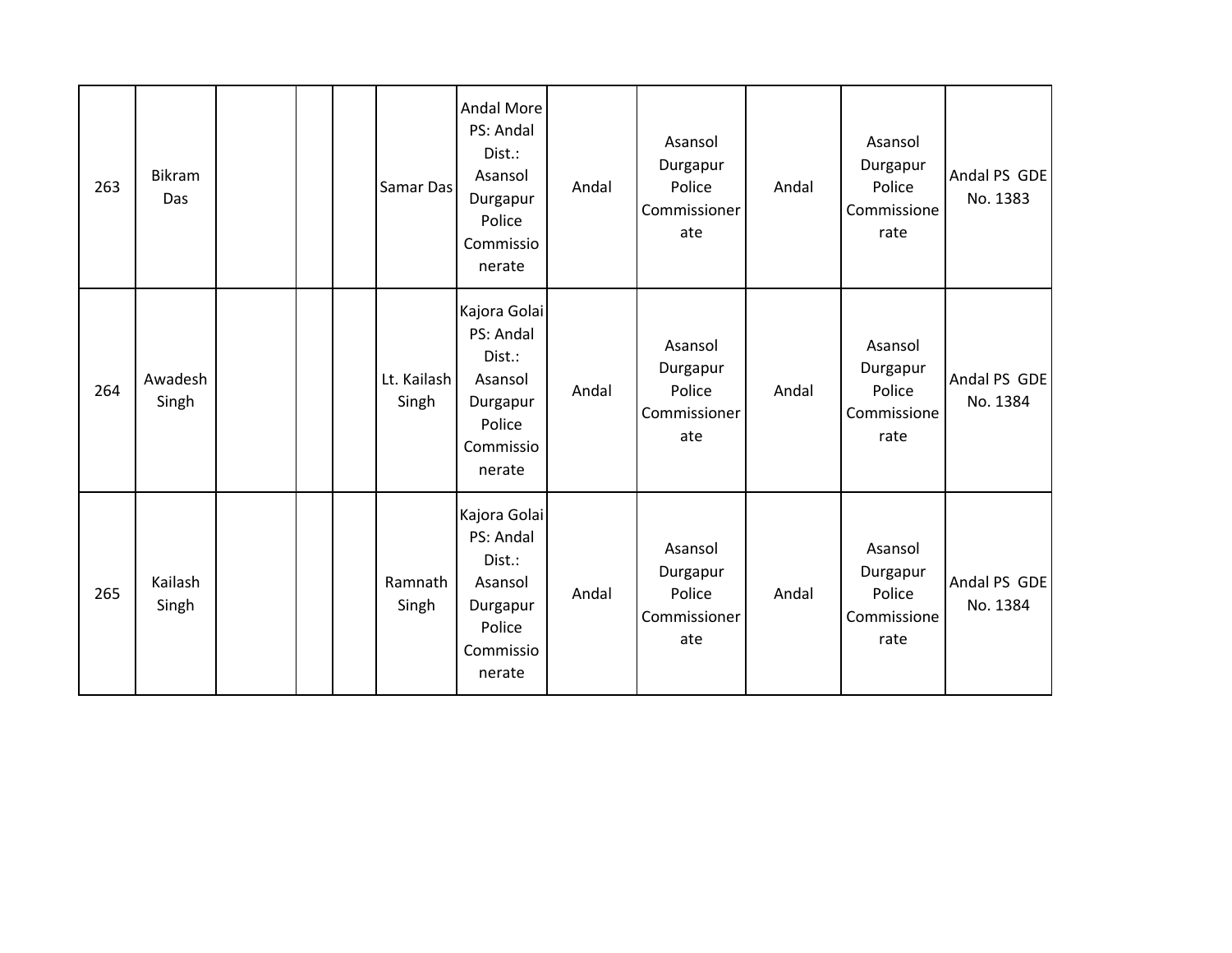| 263 | Bikram Das | | | | Samar Das | Andal More PS: Andal Dist.: Asansol Durgapur Police Commissionerate | Andal | Asansol Durgapur Police Commissionerate | Andal | Asansol Durgapur Police Commissionerate | Andal PS GDE No. 1383 |
|---|---|---|---|---|---|---|---|---|---|---|---|
| 264 | Awadesh Singh | | | | Lt. Kailash Singh | Kajora Golai PS: Andal Dist.: Asansol Durgapur Police Commissionerate | Andal | Asansol Durgapur Police Commissionerate | Andal | Asansol Durgapur Police Commissionerate | Andal PS GDE No. 1384 |
| 265 | Kailash Singh | | | | Ramnath Singh | Kajora Golai PS: Andal Dist.: Asansol Durgapur Police Commissionerate | Andal | Asansol Durgapur Police Commissionerate | Andal | Asansol Durgapur Police Commissionerate | Andal PS GDE No. 1384 |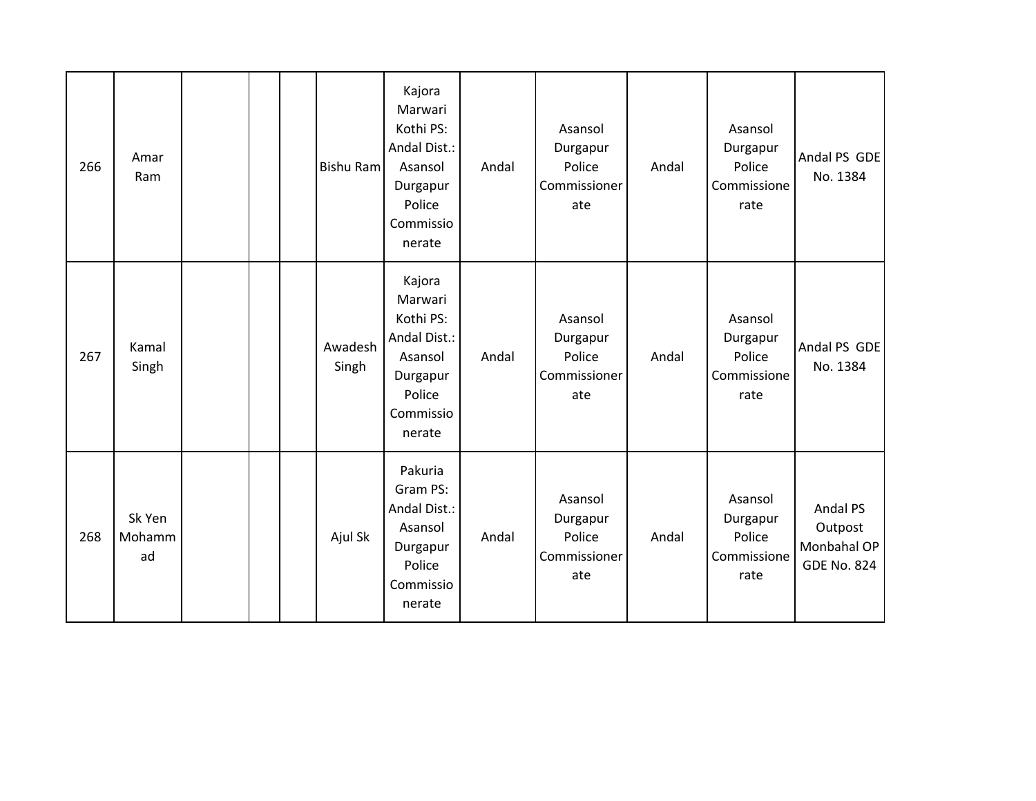| | | | | | | | | | | | |
|---|---|---|---|---|---|---|---|---|---|---|---|
| 266 | Amar Ram | | | | Bishu Ram | Kajora Marwari Kothi PS: Andal Dist.: Asansol Durgapur Police Commissionerate | Andal | Asansol Durgapur Police Commissionerate | Andal | Asansol Durgapur Police Commissionerate | Andal PS GDE No. 1384 |
| 267 | Kamal Singh | | | | Awadesh Singh | Kajora Marwari Kothi PS: Andal Dist.: Asansol Durgapur Police Commissionerate | Andal | Asansol Durgapur Police Commissionerate | Andal | Asansol Durgapur Police Commissionerate | Andal PS GDE No. 1384 |
| 268 | Sk Yen Mohammad | | | | Ajul Sk | Pakuria Gram PS: Andal Dist.: Asansol Durgapur Police Commissionerate | Andal | Asansol Durgapur Police Commissionerate | Andal | Asansol Durgapur Police Commissionerate | Andal PS Outpost Monbahal OP GDE No. 824 |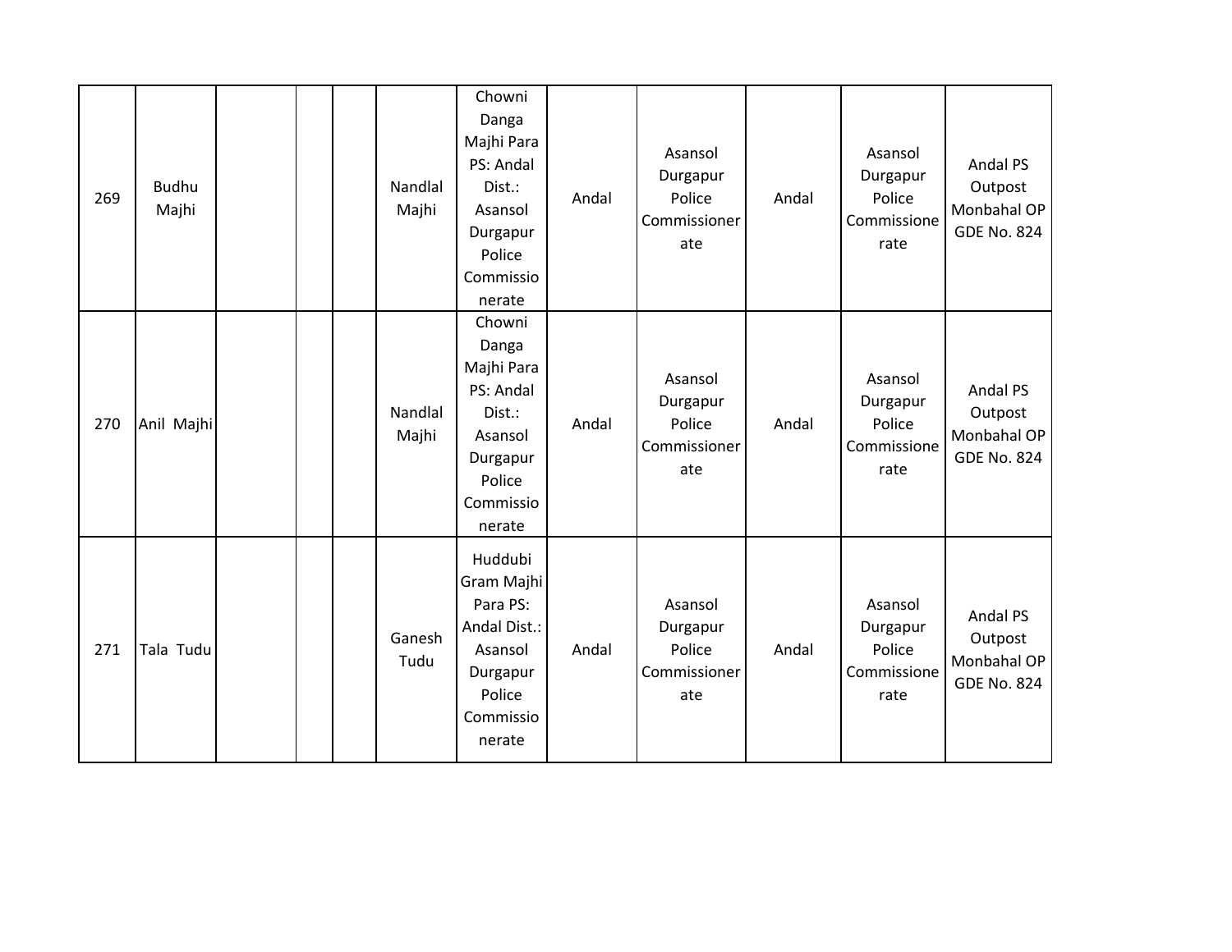| | | | | | | | | | | | |
|---|---|---|---|---|---|---|---|---|---|---|---|
| 269 | Budhu Majhi | | | | Nandlal Majhi | Chowni Danga Majhi Para PS: Andal Dist.: Asansol Durgapur Police Commissionerate | Andal | Asansol Durgapur Police Commissionerate | Andal | Asansol Durgapur Police Commissionerate | Andal PS Outpost Monbahal OP GDE No. 824 |
| 270 | Anil Majhi | | | | Nandlal Majhi | Chowni Danga Majhi Para PS: Andal Dist.: Asansol Durgapur Police Commissionerate | Andal | Asansol Durgapur Police Commissionerate | Andal | Asansol Durgapur Police Commissionerate | Andal PS Outpost Monbahal OP GDE No. 824 |
| 271 | Tala Tudu | | | | Ganesh Tudu | Huddubi Gram Majhi Para PS: Andal Dist.: Asansol Durgapur Police Commissionerate | Andal | Asansol Durgapur Police Commissionerate | Andal | Asansol Durgapur Police Commissionerate | Andal PS Outpost Monbahal OP GDE No. 824 |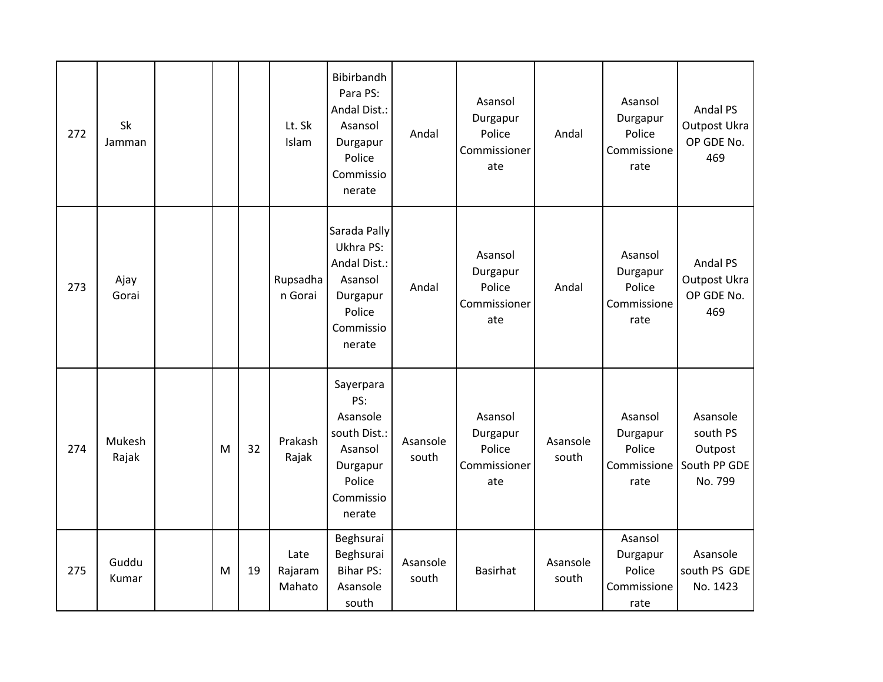| 272 | Sk Jamman | | | | Lt. Sk Islam | Bibirbandh Para PS: Andal Dist.: Asansol Durgapur Police Commissionerate | Andal | Asansol Durgapur Police Commissionerate | Andal | Asansol Durgapur Police Commissionerate | Andal PS Outpost Ukra OP GDE No. 469 |
|---|---|---|---|---|---|---|---|---|---|---|---|
| 273 | Ajay Gorai | | | | Rupsadhan Gorai | Sarada Pally Ukhra PS: Andal Dist.: Asansol Durgapur Police Commissionerate | Andal | Asansol Durgapur Police Commissionerate | Andal | Asansol Durgapur Police Commissionerate | Andal PS Outpost Ukra OP GDE No. 469 |
| 274 | Mukesh Rajak | | M | 32 | Prakash Rajak | Sayerpara PS: Asansole south Dist.: Asansol Durgapur Police Commissionerate | Asansole south | Asansol Durgapur Police Commissionerate | Asansole south | Asansol Durgapur Police Commissionerate | Asansole south PS Outpost South PP GDE No. 799 |
| 275 | Guddu Kumar | | M | 19 | Late Rajaram Mahato | Beghsurai Beghsurai Bihar PS: Asansole south | Asansole south | Basirhat | Asansole south | Asansol Durgapur Police Commissionerate | Asansole south PS GDE No. 1423 |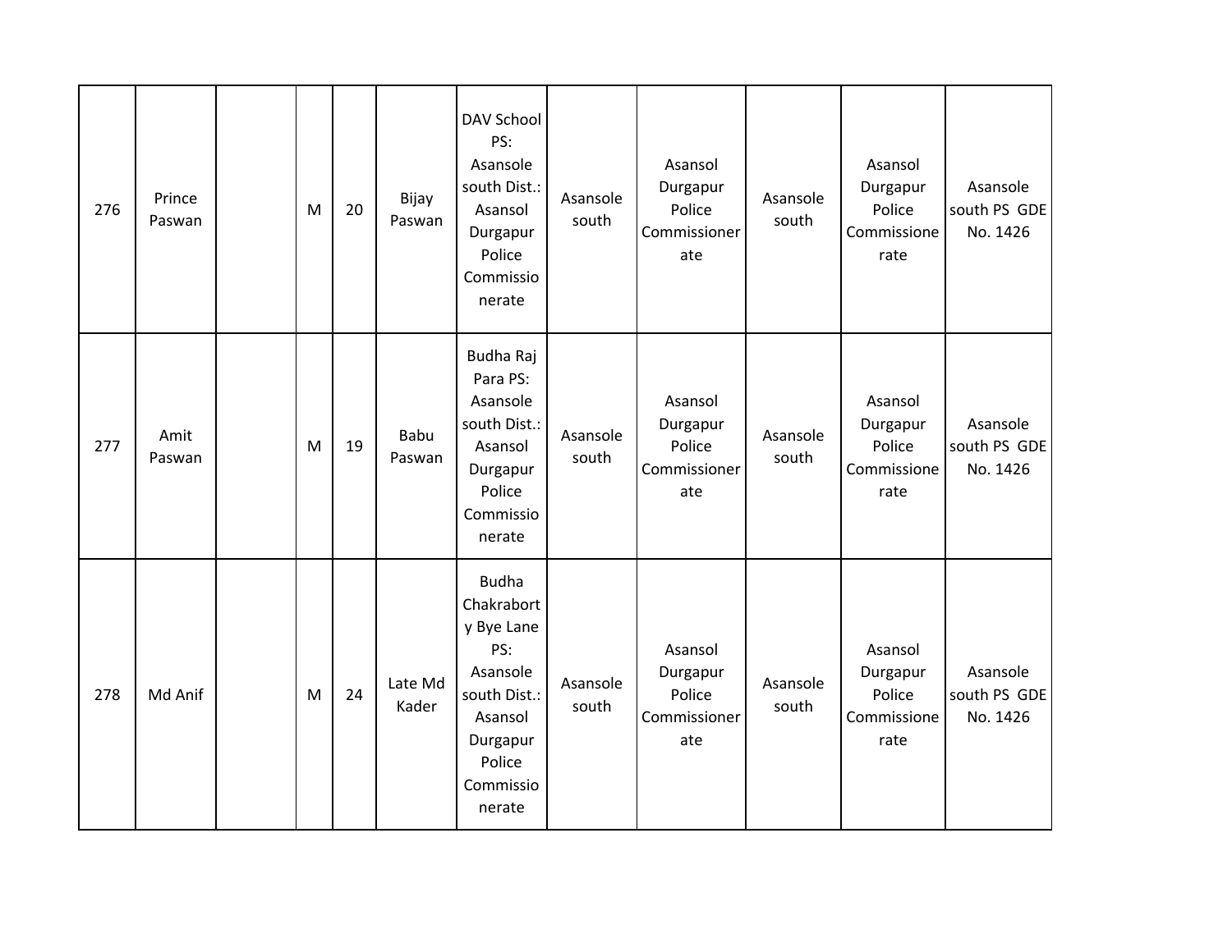| 276 | Prince Paswan | | M | 20 | Bijay Paswan | DAV School PS: Asansole south Dist.: Asansol Durgapur Police Commissionerate | Asansole south | Asansol Durgapur Police Commissionerate | Asansole south | Asansol Durgapur Police Commissionerate | Asansole south PS GDE No. 1426 |
|---|---|---|---|---|---|---|---|---|---|---|---|
| 277 | Amit Paswan | | M | 19 | Babu Paswan | Budha Raj Para PS: Asansole south Dist.: Asansol Durgapur Police Commissionerate | Asansole south | Asansol Durgapur Police Commissionerate | Asansole south | Asansol Durgapur Police Commissionerate | Asansole south PS GDE No. 1426 |
| 278 | Md Anif | | M | 24 | Late Md Kader | Budha Chakraborty Bye Lane PS: Asansole south Dist.: Asansol Durgapur Police Commissionerate | Asansole south | Asansol Durgapur Police Commissionerate | Asansole south | Asansol Durgapur Police Commissionerate | Asansole south PS GDE No. 1426 |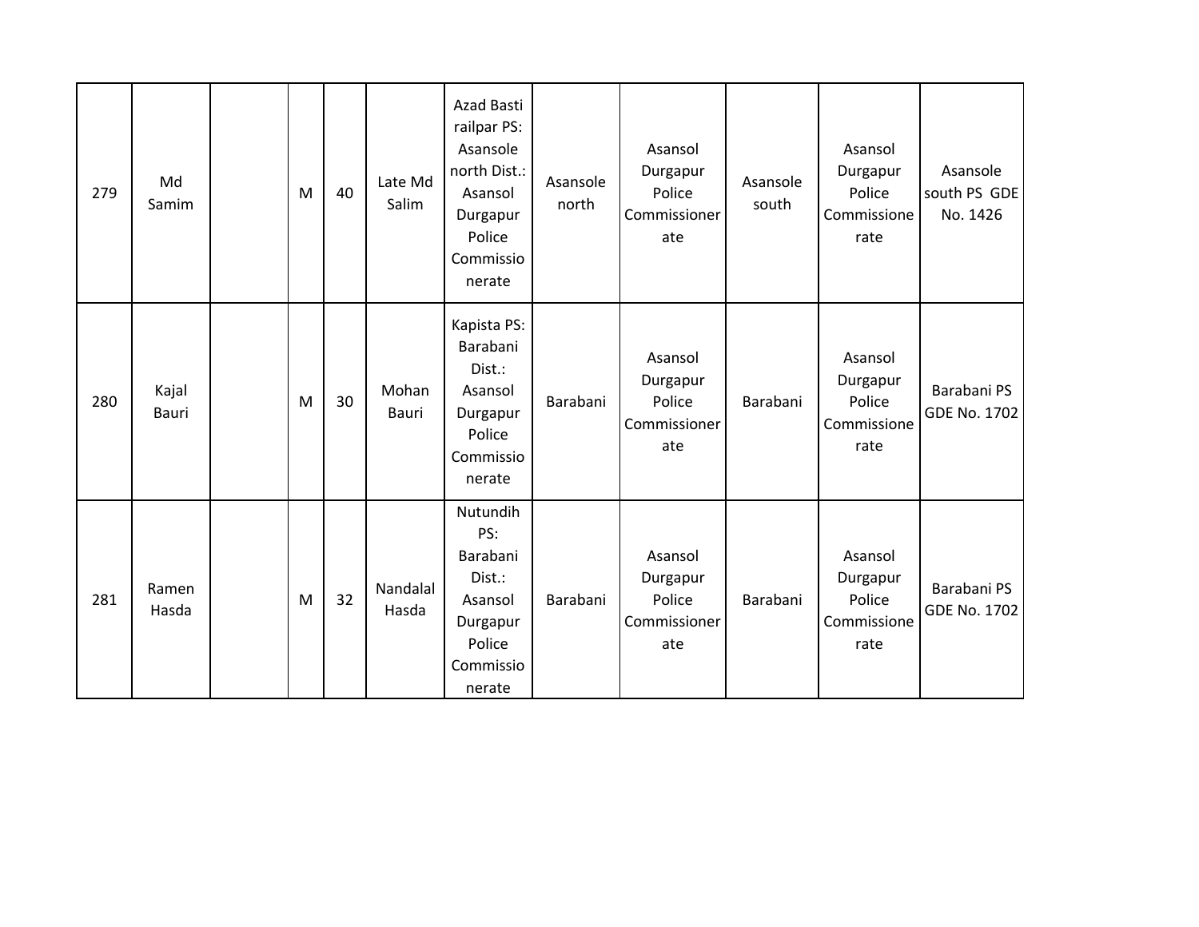| | | | | | | | | | | | |
|---|---|---|---|---|---|---|---|---|---|---|---|
| 279 | Md Samim | | M | 40 | Late Md Salim | Azad Basti railpar PS: Asansole north Dist.: Asansol Durgapur Police Commissionerate | Asansole north | Asansol Durgapur Police Commissionerate | Asansole south | Asansol Durgapur Police Commissionerate | Asansole south PS GDE No. 1426 |
| 280 | Kajal Bauri | | M | 30 | Mohan Bauri | Kapista PS: Barabani Dist.: Asansol Durgapur Police Commissionerate | Barabani | Asansol Durgapur Police Commissionerate | Barabani | Asansol Durgapur Police Commissionerate | Barabani PS GDE No. 1702 |
| 281 | Ramen Hasda | | M | 32 | Nandalal Hasda | Nutundih PS: Barabani Dist.: Asansol Durgapur Police Commissionerate | Barabani | Asansol Durgapur Police Commissionerate | Barabani | Asansol Durgapur Police Commissionerate | Barabani PS GDE No. 1702 |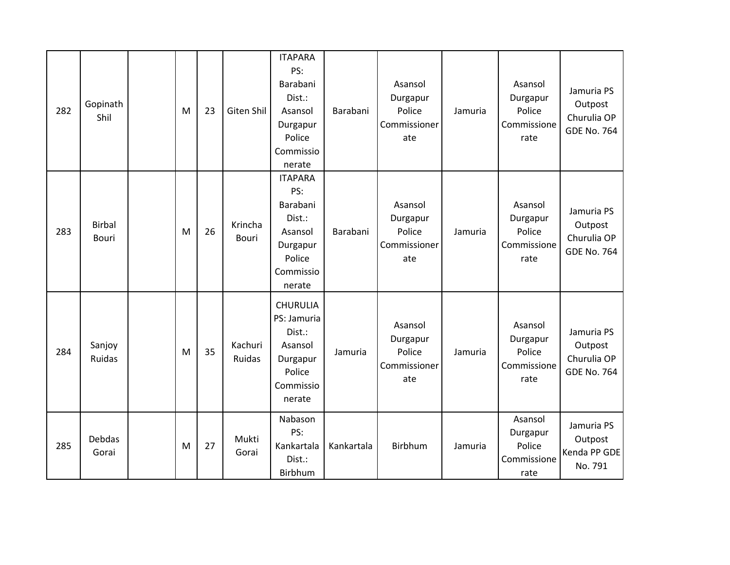| 282 | Gopinath Shil | | M | 23 | Giten Shil | ITAPARA PS: Barabani Dist.: Asansol Durgapur Police Commissionerate | Barabani | Asansol Durgapur Police Commissionerate | Jamuria | Asansol Durgapur Police Commissionerate | Jamuria PS Outpost Churulia OP GDE No. 764 |
|---|---|---|---|---|---|---|---|---|---|---|---|
| 283 | Birbal Bouri | | M | 26 | Krincha Bouri | ITAPARA PS: Barabani Dist.: Asansol Durgapur Police Commissionerate | Barabani | Asansol Durgapur Police Commissionerate | Jamuria | Asansol Durgapur Police Commissionerate | Jamuria PS Outpost Churulia OP GDE No. 764 |
| 284 | Sanjoy Ruidas | | M | 35 | Kachuri Ruidas | CHURULIA PS: Jamuria Dist.: Asansol Durgapur Police Commissionerate | Jamuria | Asansol Durgapur Police Commissionerate | Jamuria | Asansol Durgapur Police Commissionerate | Jamuria PS Outpost Churulia OP GDE No. 764 |
| 285 | Debdas Gorai | | M | 27 | Mukti Gorai | Nabason PS: Kankartala Dist.: Birbhum | Kankartala | Birbhum | Jamuria | Asansol Durgapur Police Commissionerate | Jamuria PS Outpost Kenda PP GDE No. 791 |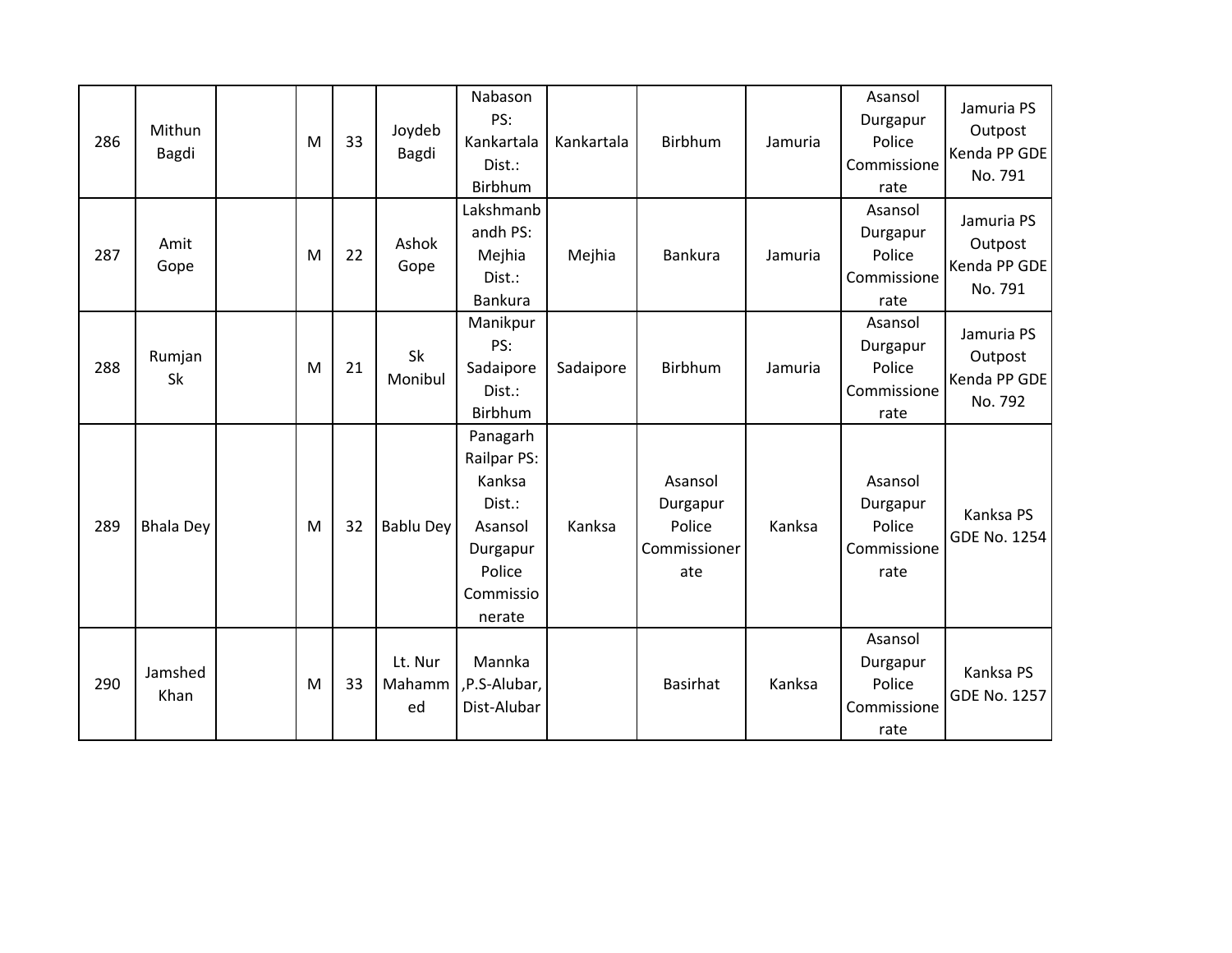| 286 | Mithun Bagdi | | M | 33 | Joydeb Bagdi | Nabason PS: Kankartala Dist.: Birbhum | Kankartala | Birbhum | Jamuria | Asansol Durgapur Police Commissionerate | Jamuria PS Outpost Kenda PP GDE No. 791 |
|---|---|---|---|---|---|---|---|---|---|---|---|
| 287 | Amit Gope | | M | 22 | Ashok Gope | Lakshmanbandh PS: Mejhia Dist.: Bankura | Mejhia | Bankura | Jamuria | Asansol Durgapur Police Commissionerate | Jamuria PS Outpost Kenda PP GDE No. 791 |
| 288 | Rumjan Sk | | M | 21 | Sk Monibul | Manikpur PS: Sadaipore Dist.: Birbhum | Sadaipore | Birbhum | Jamuria | Asansol Durgapur Police Commissionerate | Jamuria PS Outpost Kenda PP GDE No. 792 |
| 289 | Bhala Dey | | M | 32 | Bablu Dey | Panagarh Railpar PS: Kanksa Dist.: Asansol Durgapur Police Commissionerate | Kanksa | Asansol Durgapur Police Commissionerate | Kanksa | Asansol Durgapur Police Commissionerate | Kanksa PS GDE No. 1254 |
| 290 | Jamshed Khan | | M | 33 | Lt. Nur Mahammed | Mannka ,P.S-Alubar, Dist-Alubar | | Basirhat | Kanksa | Asansol Durgapur Police Commissionerate | Kanksa PS GDE No. 1257 |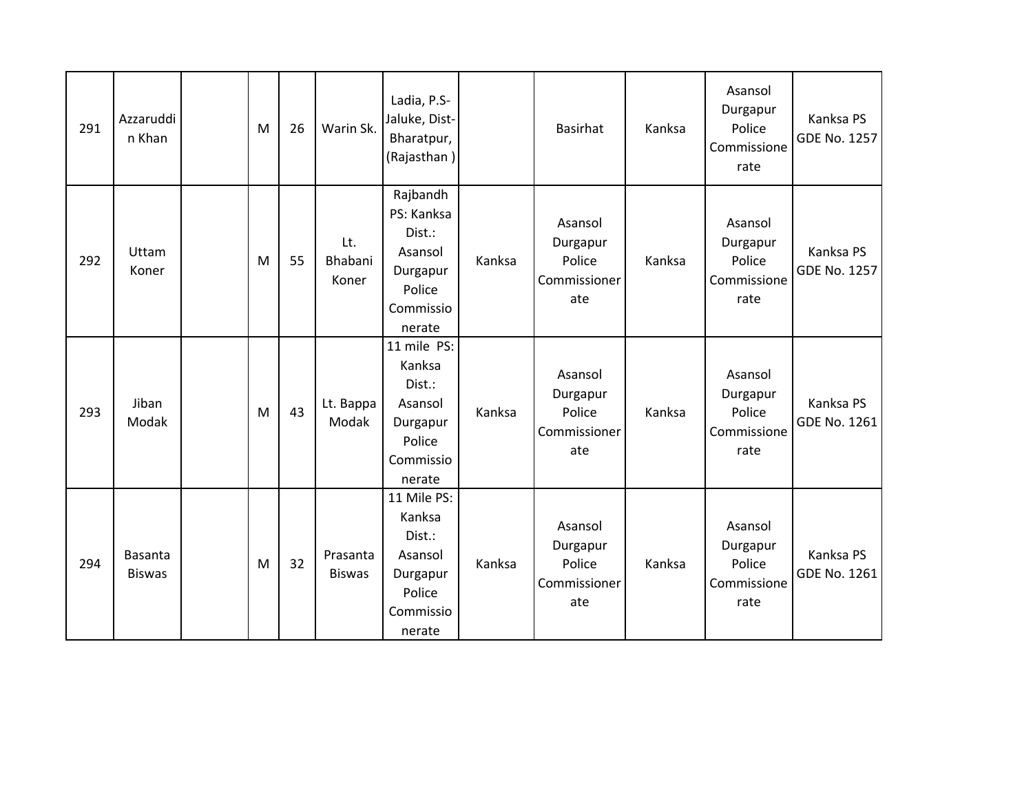| 291 | Azzaruddin Khan | | M | 26 | Warin Sk. | Ladia, P.S-Jaluke, Dist-Bharatpur, (Rajasthan ) | | Basirhat | Kanksa | Asansol Durgapur Police Commissionerate | Kanksa PS GDE No. 1257 |
|---|---|---|---|---|---|---|---|---|---|---|---|
| 292 | Uttam Koner | | M | 55 | Lt. Bhabani Koner | Rajbandh PS: Kanksa Dist.: Asansol Durgapur Police Commissionerate | Kanksa | Asansol Durgapur Police Commissionerate | Kanksa | Asansol Durgapur Police Commissionerate | Kanksa PS GDE No. 1257 |
| 293 | Jiban Modak | | M | 43 | Lt. Bappa Modak | 11 mile PS: Kanksa Dist.: Asansol Durgapur Police Commissionerate | Kanksa | Asansol Durgapur Police Commissionerate | Kanksa | Asansol Durgapur Police Commissionerate | Kanksa PS GDE No. 1261 |
| 294 | Basanta Biswas | | M | 32 | Prasanta Biswas | 11 Mile PS: Kanksa Dist.: Asansol Durgapur Police Commissionerate | Kanksa | Asansol Durgapur Police Commissionerate | Kanksa | Asansol Durgapur Police Commissionerate | Kanksa PS GDE No. 1261 |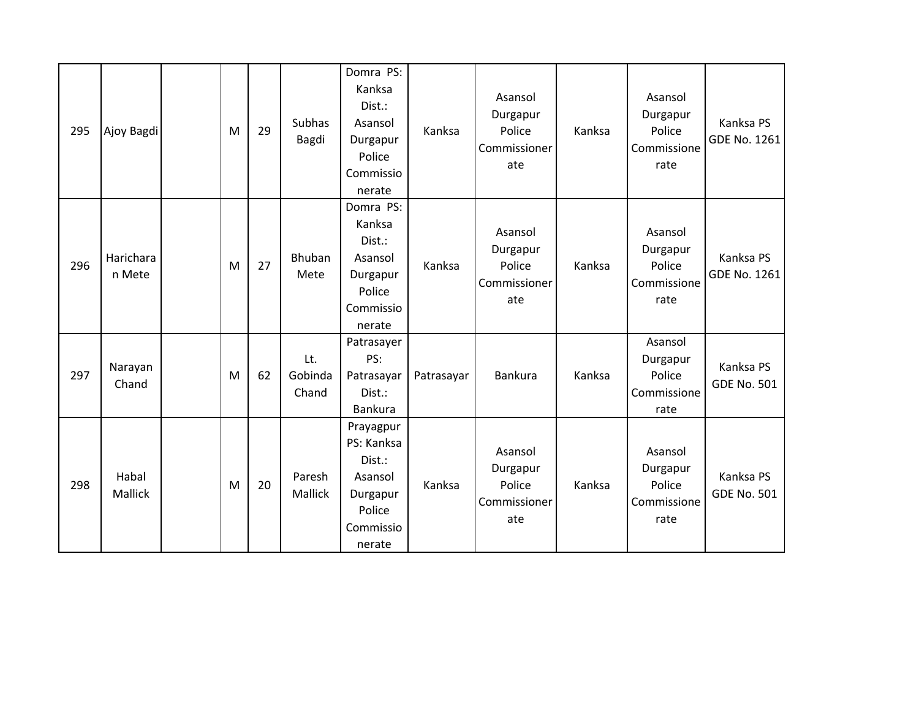| 295 | Ajoy Bagdi | | M | 29 | Subhas Bagdi | Domra PS: Kanksa Dist.: Asansol Durgapur Police Commissionerate | Kanksa | Asansol Durgapur Police Commissionerate | Kanksa | Asansol Durgapur Police Commissionerate | Kanksa PS GDE No. 1261 |
|---|---|---|---|---|---|---|---|---|---|---|---|
| 296 | Haricharan Mete | | M | 27 | Bhuban Mete | Domra PS: Kanksa Dist.: Asansol Durgapur Police Commissionerate | Kanksa | Asansol Durgapur Police Commissionerate | Kanksa | Asansol Durgapur Police Commissionerate | Kanksa PS GDE No. 1261 |
| 297 | Narayan Chand | | M | 62 | Lt. Gobinda Chand | Patrasayer PS: Patrasayar Dist.: Bankura | Patrasayar | Bankura | Kanksa | Asansol Durgapur Police Commissionerate | Kanksa PS GDE No. 501 |
| 298 | Habal Mallick | | M | 20 | Paresh Mallick | Prayagpur PS: Kanksa Dist.: Asansol Durgapur Police Commissionerate | Kanksa | Asansol Durgapur Police Commissionerate | Kanksa | Asansol Durgapur Police Commissionerate | Kanksa PS GDE No. 501 |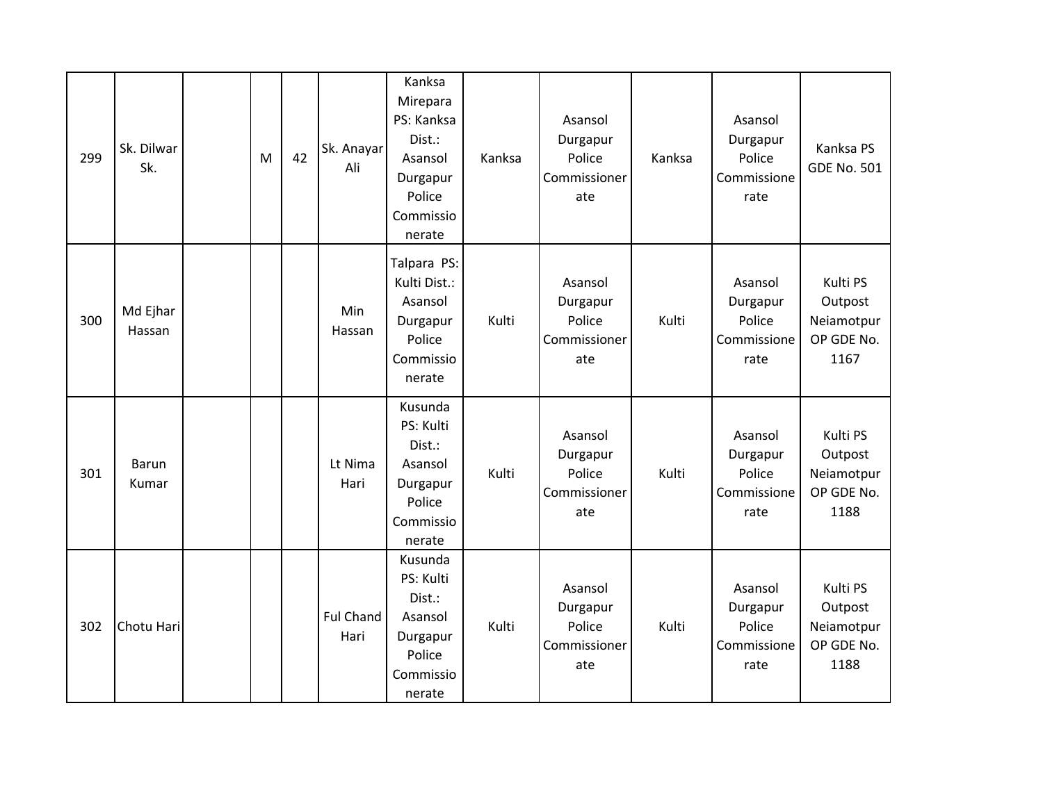| 299 | Sk. Dilwar Sk. | | M | 42 | Sk. Anayar Ali | Kanksa Mirepara PS: Kanksa Dist.: Asansol Durgapur Police Commissionerate | Kanksa | Asansol Durgapur Police Commissionerate | Kanksa | Asansol Durgapur Police Commissionerate | Kanksa PS GDE No. 501 |
|---|---|---|---|---|---|---|---|---|---|---|---|
| 300 | Md Ejhar Hassan | | | | Min Hassan | Talpara PS: Kulti Dist.: Asansol Durgapur Police Commissionerate | Kulti | Asansol Durgapur Police Commissionerate | Kulti | Asansol Durgapur Police Commissionerate | Kulti PS Outpost Neiamotpur OP GDE No. 1167 |
| 301 | Barun Kumar | | | | Lt Nima Hari | Kusunda PS: Kulti Dist.: Asansol Durgapur Police Commissionerate | Kulti | Asansol Durgapur Police Commissionerate | Kulti | Asansol Durgapur Police Commissionerate | Kulti PS Outpost Neiamotpur OP GDE No. 1188 |
| 302 | Chotu Hari | | | | Ful Chand Hari | Kusunda PS: Kulti Dist.: Asansol Durgapur Police Commissionerate | Kulti | Asansol Durgapur Police Commissionerate | Kulti | Asansol Durgapur Police Commissionerate | Kulti PS Outpost Neiamotpur OP GDE No. 1188 |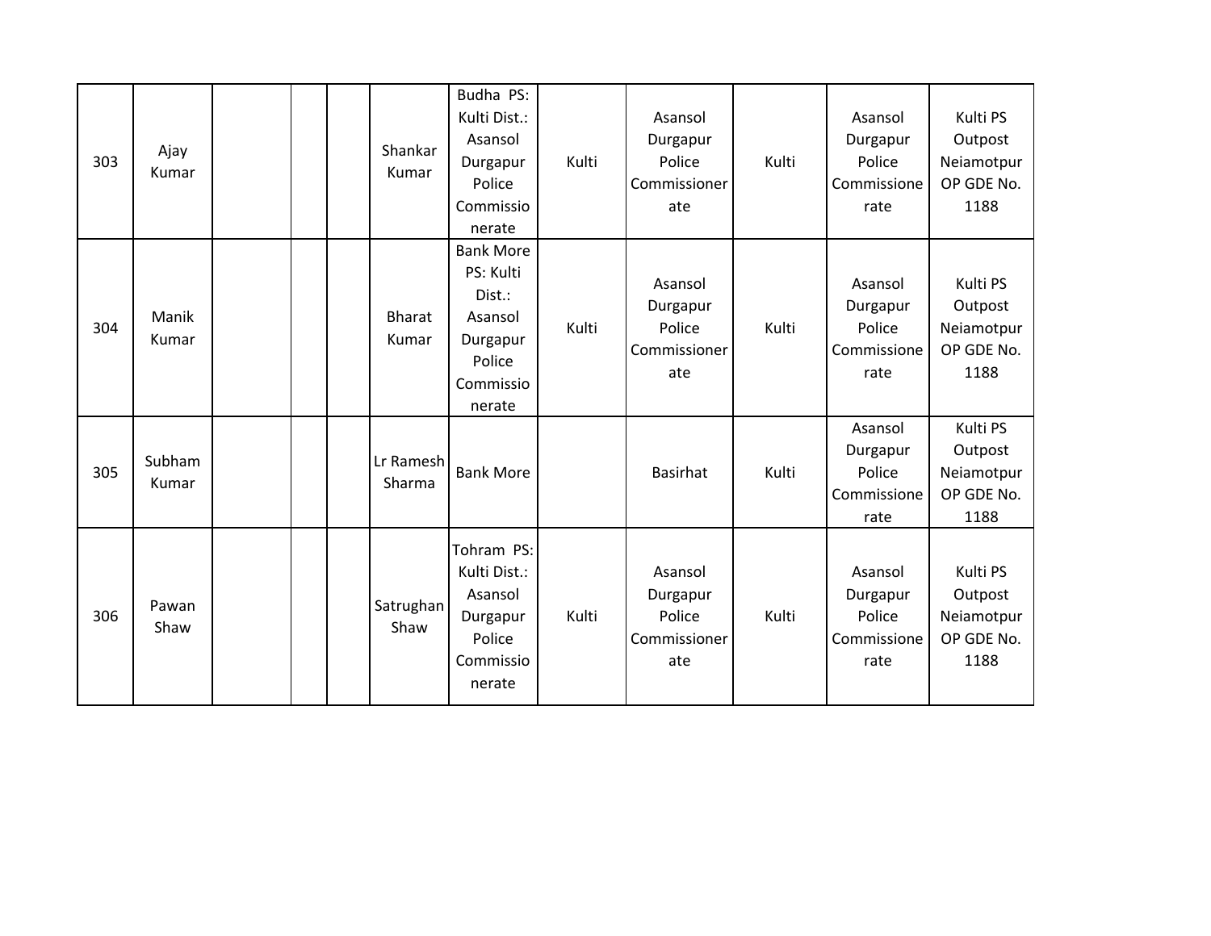| | | | | | | | | | | | |
|---|---|---|---|---|---|---|---|---|---|---|---|
| 303 | Ajay Kumar | | | | Shankar Kumar | Budha PS: Kulti Dist.: Asansol Durgapur Police Commissionerate | Kulti | Asansol Durgapur Police Commissionerate | Kulti | Asansol Durgapur Police Commissionerate | Kulti PS Outpost Neiamotpur OP GDE No. 1188 |
| 304 | Manik Kumar | | | | Bharat Kumar | Bank More PS: Kulti Dist.: Asansol Durgapur Police Commissionerate | Kulti | Asansol Durgapur Police Commissionerate | Kulti | Asansol Durgapur Police Commissionerate | Kulti PS Outpost Neiamotpur OP GDE No. 1188 |
| 305 | Subham Kumar | | | | Lr Ramesh Sharma | Bank More | | Basirhat | Kulti | Asansol Durgapur Police Commissionerate | Kulti PS Outpost Neiamotpur OP GDE No. 1188 |
| 306 | Pawan Shaw | | | | Satrughan Shaw | Tohram PS: Kulti Dist.: Asansol Durgapur Police Commissionerate | Kulti | Asansol Durgapur Police Commissionerate | Kulti | Asansol Durgapur Police Commissionerate | Kulti PS Outpost Neiamotpur OP GDE No. 1188 |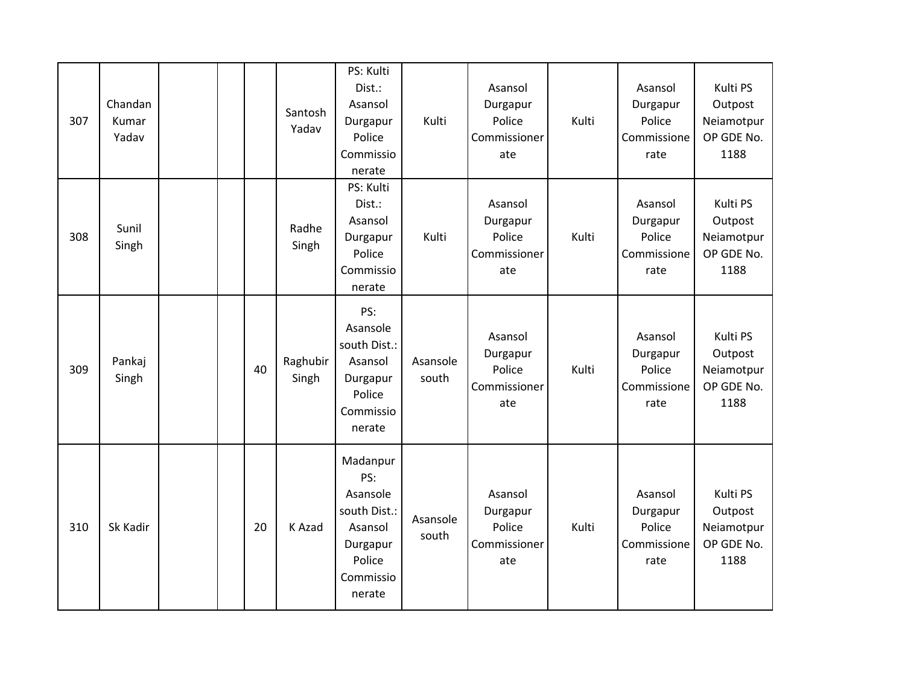| | | | | | | | | | | | |
|---|---|---|---|---|---|---|---|---|---|---|---|
| 307 | Chandan Kumar Yadav | | | | Santosh Yadav | PS: Kulti Dist.: Asansol Durgapur Police Commissionerate | Kulti | Asansol Durgapur Police Commissionerate | Kulti | Asansol Durgapur Police Commissionerate | Kulti PS Outpost Neiamotpur OP GDE No. 1188 |
| 308 | Sunil Singh | | | | Radhe Singh | PS: Kulti Dist.: Asansol Durgapur Police Commissionerate | Kulti | Asansol Durgapur Police Commissionerate | Kulti | Asansol Durgapur Police Commissionerate | Kulti PS Outpost Neiamotpur OP GDE No. 1188 |
| 309 | Pankaj Singh | | | 40 | Raghubir Singh | PS: Asansole south Dist.: Asansol Durgapur Police Commissionerate | Asansole south | Asansol Durgapur Police Commissionerate | Kulti | Asansol Durgapur Police Commissionerate | Kulti PS Outpost Neiamotpur OP GDE No. 1188 |
| 310 | Sk Kadir | | | 20 | K Azad | Madanpur PS: Asansole south Dist.: Asansol Durgapur Police Commissionerate | Asansole south | Asansol Durgapur Police Commissionerate | Kulti | Asansol Durgapur Police Commissionerate | Kulti PS Outpost Neiamotpur OP GDE No. 1188 |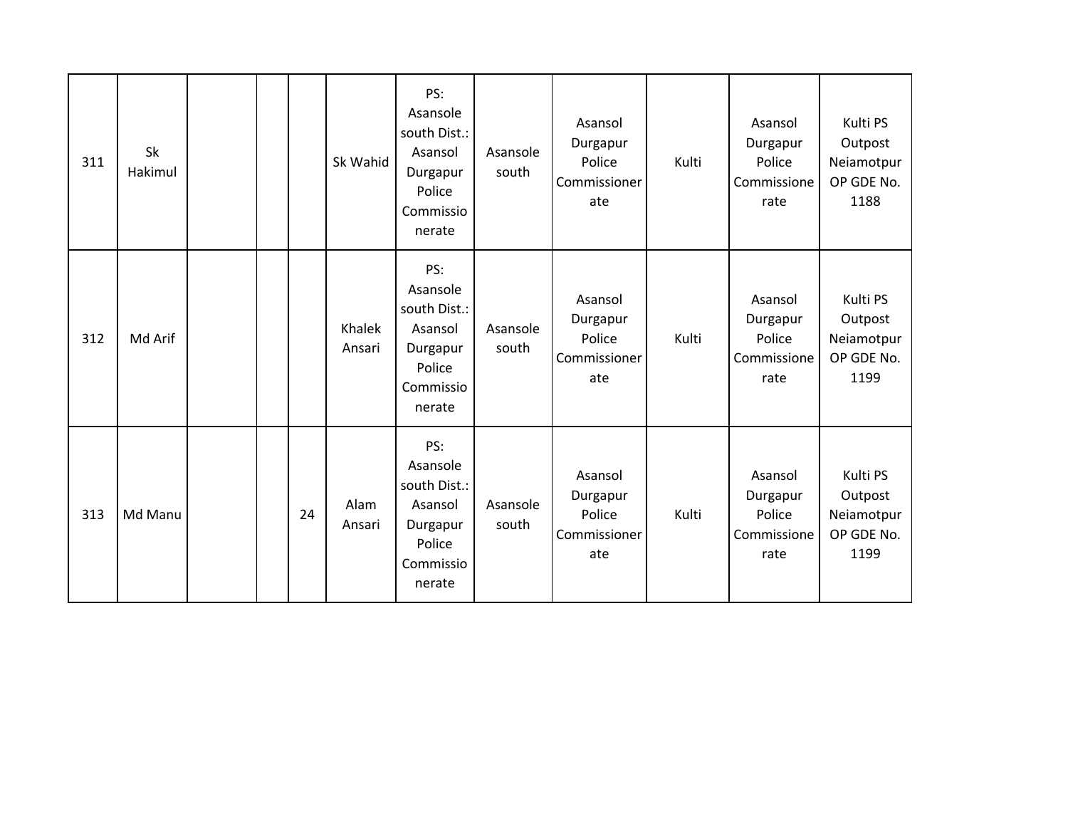| | | | | | | | | | | | |
|---|---|---|---|---|---|---|---|---|---|---|---|
| 311 | Sk Hakimul | | | | Sk Wahid | PS: Asansole south Dist.: Asansol Durgapur Police Commissionerate | Asansole south | Asansol Durgapur Police Commissionerate | Kulti | Asansol Durgapur Police Commissionerate | Kulti PS Outpost Neiamotpur OP GDE No. 1188 |
| 312 | Md Arif | | | | Khalek Ansari | PS: Asansole south Dist.: Asansol Durgapur Police Commissionerate | Asansole south | Asansol Durgapur Police Commissionerate | Kulti | Asansol Durgapur Police Commissionerate | Kulti PS Outpost Neiamotpur OP GDE No. 1199 |
| 313 | Md Manu | | | 24 | Alam Ansari | PS: Asansole south Dist.: Asansol Durgapur Police Commissionerate | Asansole south | Asansol Durgapur Police Commissionerate | Kulti | Asansol Durgapur Police Commissionerate | Kulti PS Outpost Neiamotpur OP GDE No. 1199 |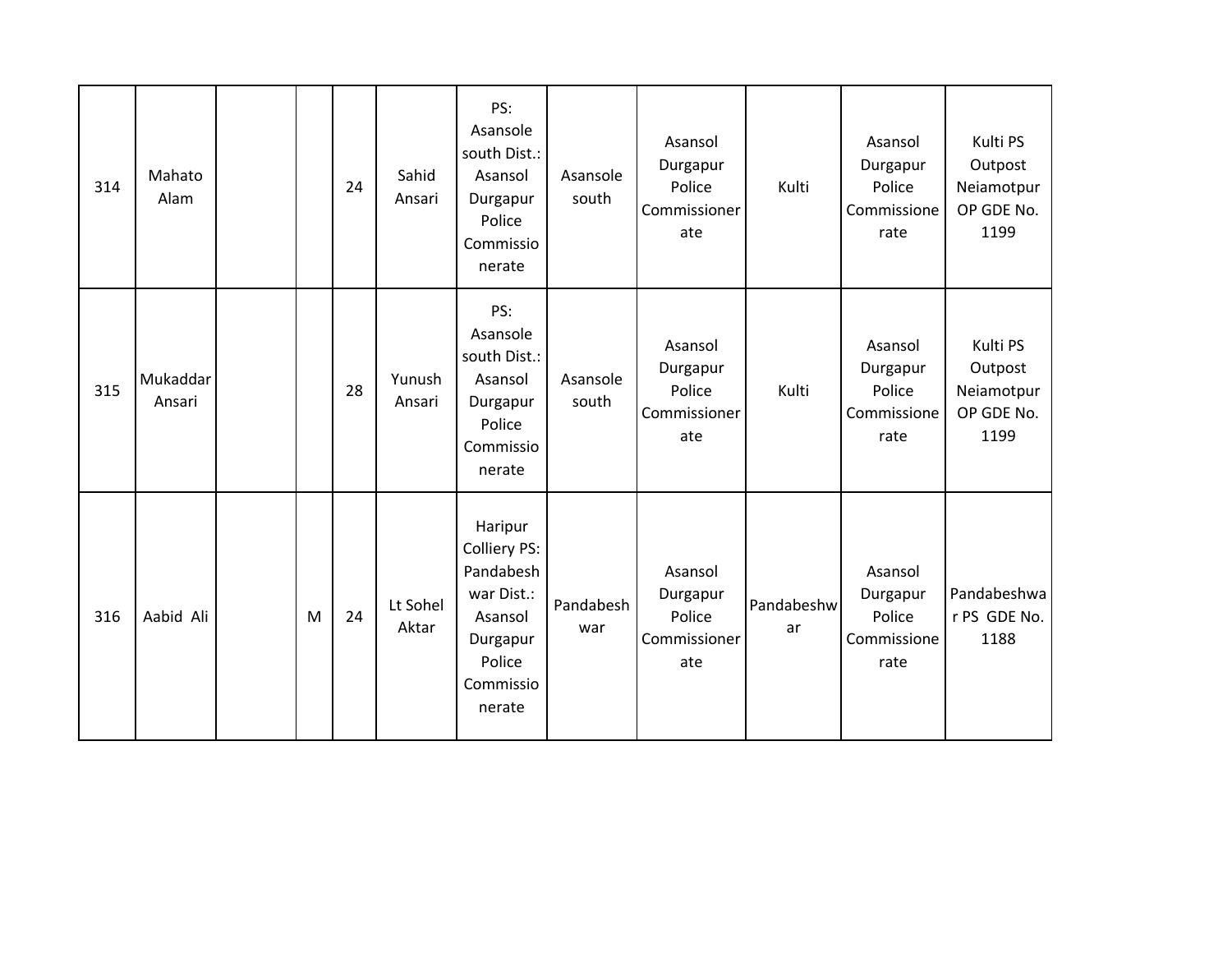| 314 | Mahato Alam | | | 24 | Sahid Ansari | PS: Asansole south Dist.: Asansol Durgapur Police Commissionerate | Asansole south | Asansol Durgapur Police Commissionerate | Kulti | Asansol Durgapur Police Commissionerate | Kulti PS Outpost Neiamotpur OP GDE No. 1199 |
|---|---|---|---|---|---|---|---|---|---|---|---|
| 315 | Mukaddar Ansari | | | 28 | Yunush Ansari | PS: Asansole south Dist.: Asansol Durgapur Police Commissionerate | Asansole south | Asansol Durgapur Police Commissionerate | Kulti | Asansol Durgapur Police Commissionerate | Kulti PS Outpost Neiamotpur OP GDE No. 1199 |
| 316 | Aabid Ali | | M | 24 | Lt Sohel Aktar | Haripur Colliery PS: Pandabeshwar Dist.: Asansol Durgapur Police Commissionerate | Pandabeshwar | Asansol Durgapur Police Commissionerate | Pandabeshwar | Asansol Durgapur Police Commissionerate | Pandabeshwar PS GDE No. 1188 |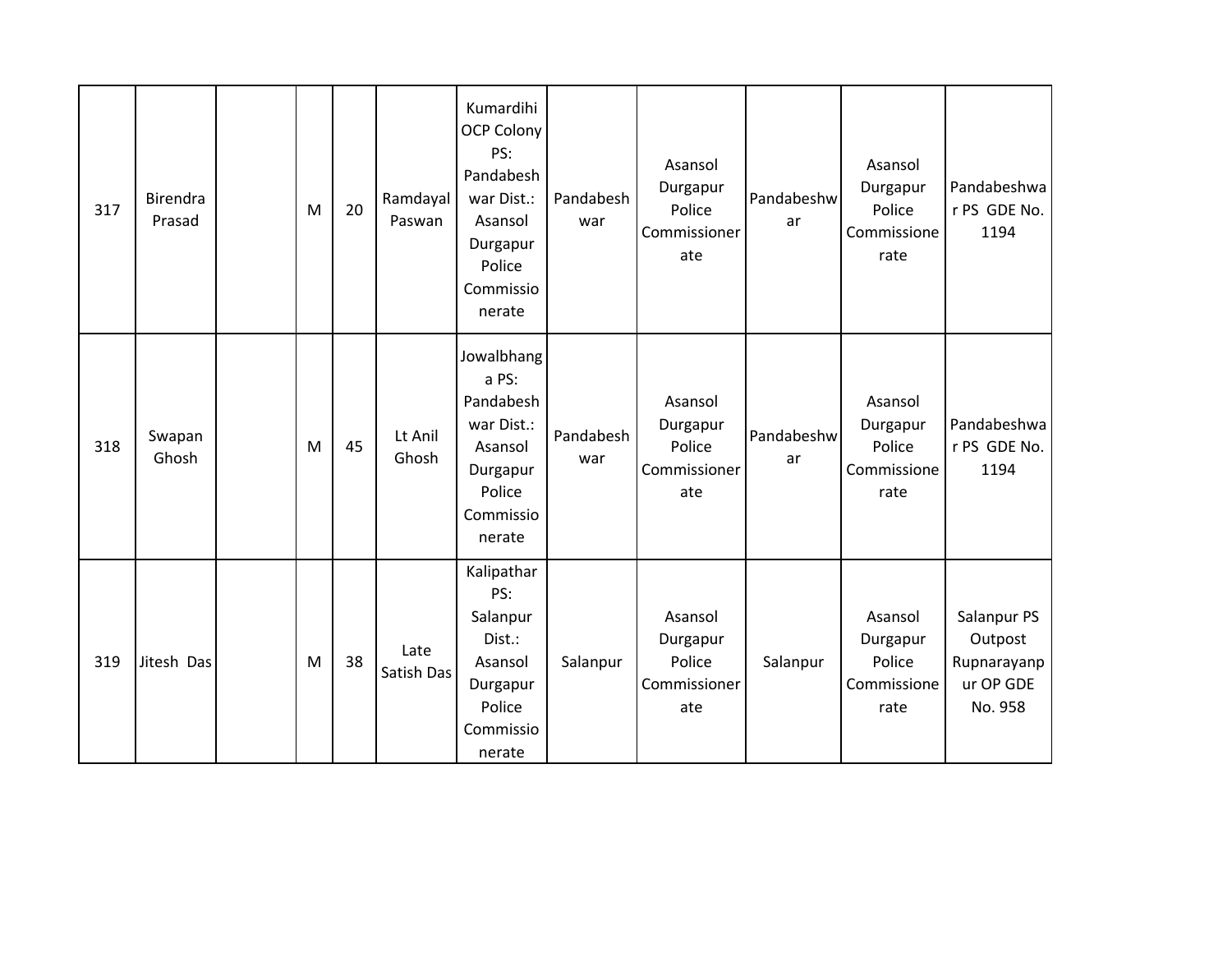| 317 | Birendra Prasad | | M | 20 | Ramdayal Paswan | Kumardihi OCP Colony PS: Pandabeshwar Dist.: Asansol Durgapur Police Commissionerate | Pandabeshwar | Asansol Durgapur Police Commissionerate | Pandabeshwar | Asansol Durgapur Police Commissionerate | Pandabeshwar PS GDE No. 1194 |
|---|---|---|---|---|---|---|---|---|---|---|---|
| 318 | Swapan Ghosh | | M | 45 | Lt Anil Ghosh | Jowalbhanga PS: Pandabeshwar Dist.: Asansol Durgapur Police Commissionerate | Pandabeshwar | Asansol Durgapur Police Commissionerate | Pandabeshwar | Asansol Durgapur Police Commissionerate | Pandabeshwar PS GDE No. 1194 |
| 319 | Jitesh Das | | M | 38 | Late Satish Das | Kalipathar PS: Salanpur Dist.: Asansol Durgapur Police Commissionerate | Salanpur | Asansol Durgapur Police Commissionerate | Salanpur | Asansol Durgapur Police Commissionerate | Salanpur PS Outpost Rupnarayanpur OP GDE No. 958 |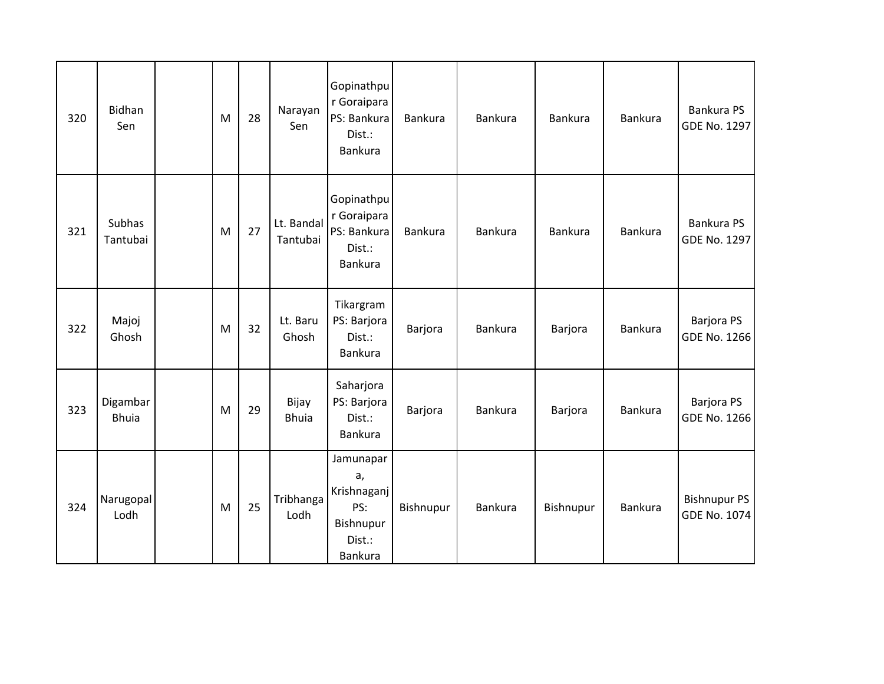| 320 | Bidhan Sen | | M | 28 | Narayan Sen | Gopinathpur Goraipara PS: Bankura Dist.: Bankura | Bankura | Bankura | Bankura | Bankura | Bankura PS GDE No. 1297 |
|---|---|---|---|---|---|---|---|---|---|---|---|
| 321 | Subhas Tantubai | | M | 27 | Lt. Bandal Tantubai | Gopinathpur Goraipara PS: Bankura Dist.: Bankura | Bankura | Bankura | Bankura | Bankura | Bankura PS GDE No. 1297 |
| 322 | Majoj Ghosh | | M | 32 | Lt. Baru Ghosh | Tikargram PS: Barjora Dist.: Bankura | Barjora | Bankura | Barjora | Bankura | Barjora PS GDE No. 1266 |
| 323 | Digambar Bhuia | | M | 29 | Bijay Bhuia | Saharjora PS: Barjora Dist.: Bankura | Barjora | Bankura | Barjora | Bankura | Barjora PS GDE No. 1266 |
| 324 | Narugopal Lodh | | M | 25 | Tribhanga Lodh | Jamunapara, Krishnaganj PS: Bishnupur Dist.: Bankura | Bishnupur | Bankura | Bishnupur | Bankura | Bishnupur PS GDE No. 1074 |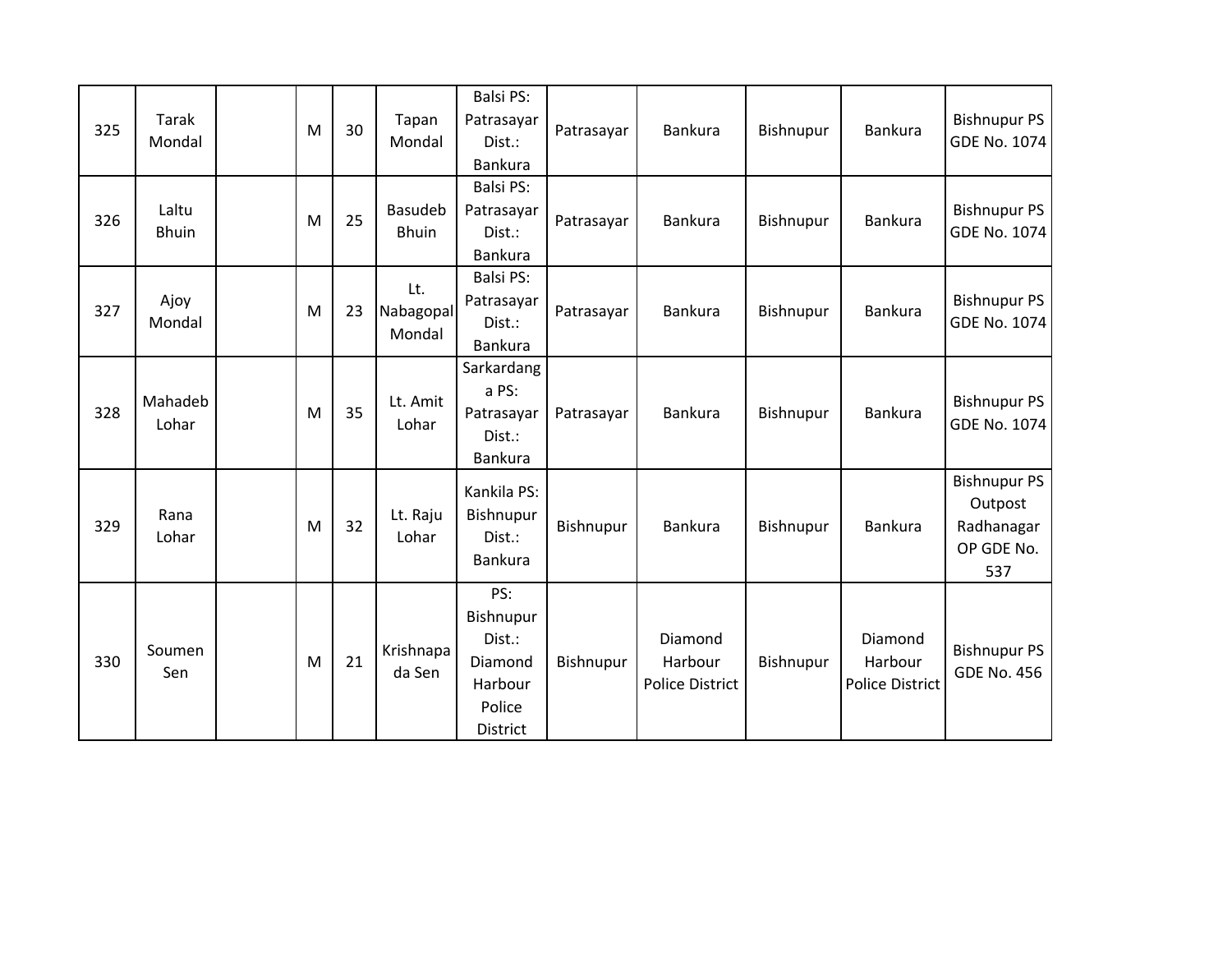| 325 | Tarak Mondal | | M | 30 | Tapan Mondal | Balsi PS: Patrasayar Dist.: Bankura | Patrasayar | Bankura | Bishnupur | Bankura | Bishnupur PS GDE No. 1074 |
|---|---|---|---|---|---|---|---|---|---|---|---|
| 326 | Laltu Bhuin | | M | 25 | Basudeb Bhuin | Balsi PS: Patrasayar Dist.: Bankura | Patrasayar | Bankura | Bishnupur | Bankura | Bishnupur PS GDE No. 1074 |
| 327 | Ajoy Mondal | | M | 23 | Lt. Nabagopal Mondal | Balsi PS: Patrasayar Dist.: Bankura | Patrasayar | Bankura | Bishnupur | Bankura | Bishnupur PS GDE No. 1074 |
| 328 | Mahadeb Lohar | | M | 35 | Lt. Amit Lohar | Sarkardanga PS: Patrasayar Dist.: Bankura | Patrasayar | Bankura | Bishnupur | Bankura | Bishnupur PS GDE No. 1074 |
| 329 | Rana Lohar | | M | 32 | Lt. Raju Lohar | Kankila PS: Bishnupur Dist.: Bankura | Bishnupur | Bankura | Bishnupur | Bankura | Bishnupur PS Outpost Radhanagar OP GDE No. 537 |
| 330 | Soumen Sen | | M | 21 | Krishnapada Sen | PS: Bishnupur Dist.: Diamond Harbour Police District | Bishnupur | Diamond Harbour Police District | Bishnupur | Diamond Harbour Police District | Bishnupur PS GDE No. 456 |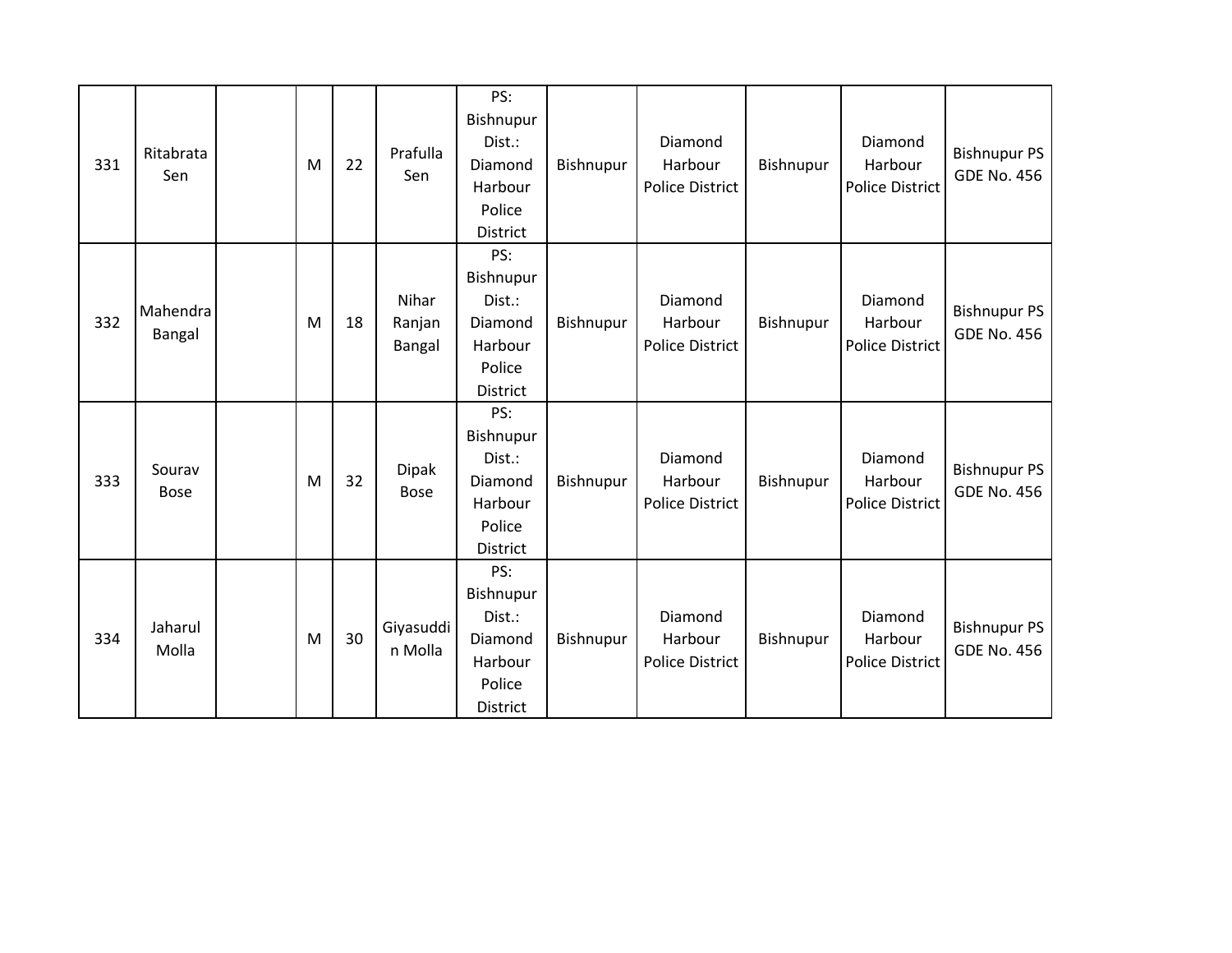| 331 | Ritabrata Sen | | M | 22 | Prafulla Sen | PS: Bishnupur Dist.: Diamond Harbour Police District | Bishnupur | Diamond Harbour Police District | Bishnupur | Diamond Harbour Police District | Bishnupur PS GDE No. 456 |
|---|---|---|---|---|---|---|---|---|---|---|---|
| 332 | Mahendra Bangal | | M | 18 | Nihar Ranjan Bangal | PS: Bishnupur Dist.: Diamond Harbour Police District | Bishnupur | Diamond Harbour Police District | Bishnupur | Diamond Harbour Police District | Bishnupur PS GDE No. 456 |
| 333 | Sourav Bose | | M | 32 | Dipak Bose | PS: Bishnupur Dist.: Diamond Harbour Police District | Bishnupur | Diamond Harbour Police District | Bishnupur | Diamond Harbour Police District | Bishnupur PS GDE No. 456 |
| 334 | Jaharul Molla | | M | 30 | Giyasuddin Molla | PS: Bishnupur Dist.: Diamond Harbour Police District | Bishnupur | Diamond Harbour Police District | Bishnupur | Diamond Harbour Police District | Bishnupur PS GDE No. 456 |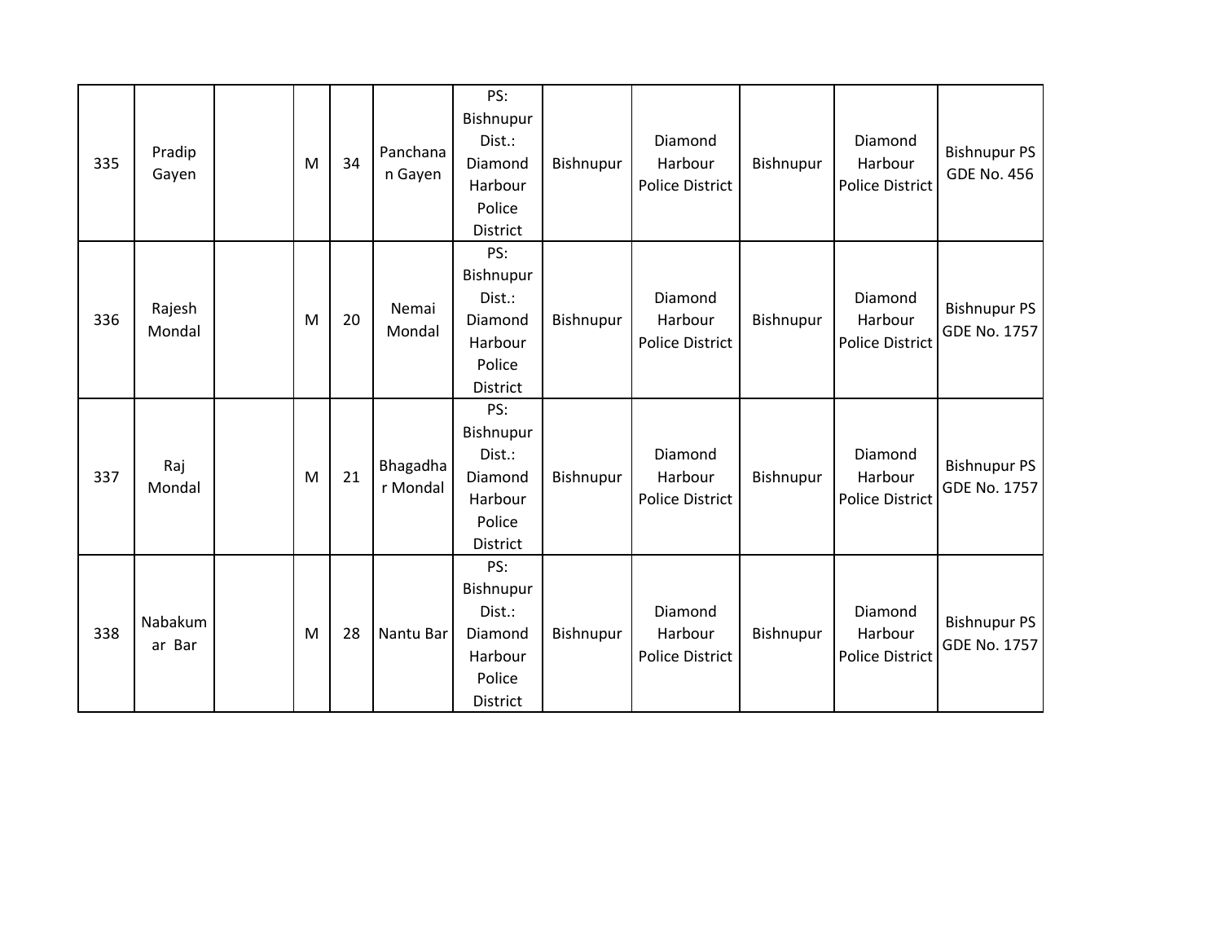| 335 | Pradip Gayen | | M | 34 | Panchanan Gayen | PS: Bishnupur Dist.: Diamond Harbour Police District | Bishnupur | Diamond Harbour Police District | Bishnupur | Diamond Harbour Police District | Bishnupur PS GDE No. 456 |
|---|---|---|---|---|---|---|---|---|---|---|---|
| 336 | Rajesh Mondal | | M | 20 | Nemai Mondal | PS: Bishnupur Dist.: Diamond Harbour Police District | Bishnupur | Diamond Harbour Police District | Bishnupur | Diamond Harbour Police District | Bishnupur PS GDE No. 1757 |
| 337 | Raj Mondal | | M | 21 | Bhagadhar Mondal | PS: Bishnupur Dist.: Diamond Harbour Police District | Bishnupur | Diamond Harbour Police District | Bishnupur | Diamond Harbour Police District | Bishnupur PS GDE No. 1757 |
| 338 | Nabakumar Bar | | M | 28 | Nantu Bar | PS: Bishnupur Dist.: Diamond Harbour Police District | Bishnupur | Diamond Harbour Police District | Bishnupur | Diamond Harbour Police District | Bishnupur PS GDE No. 1757 |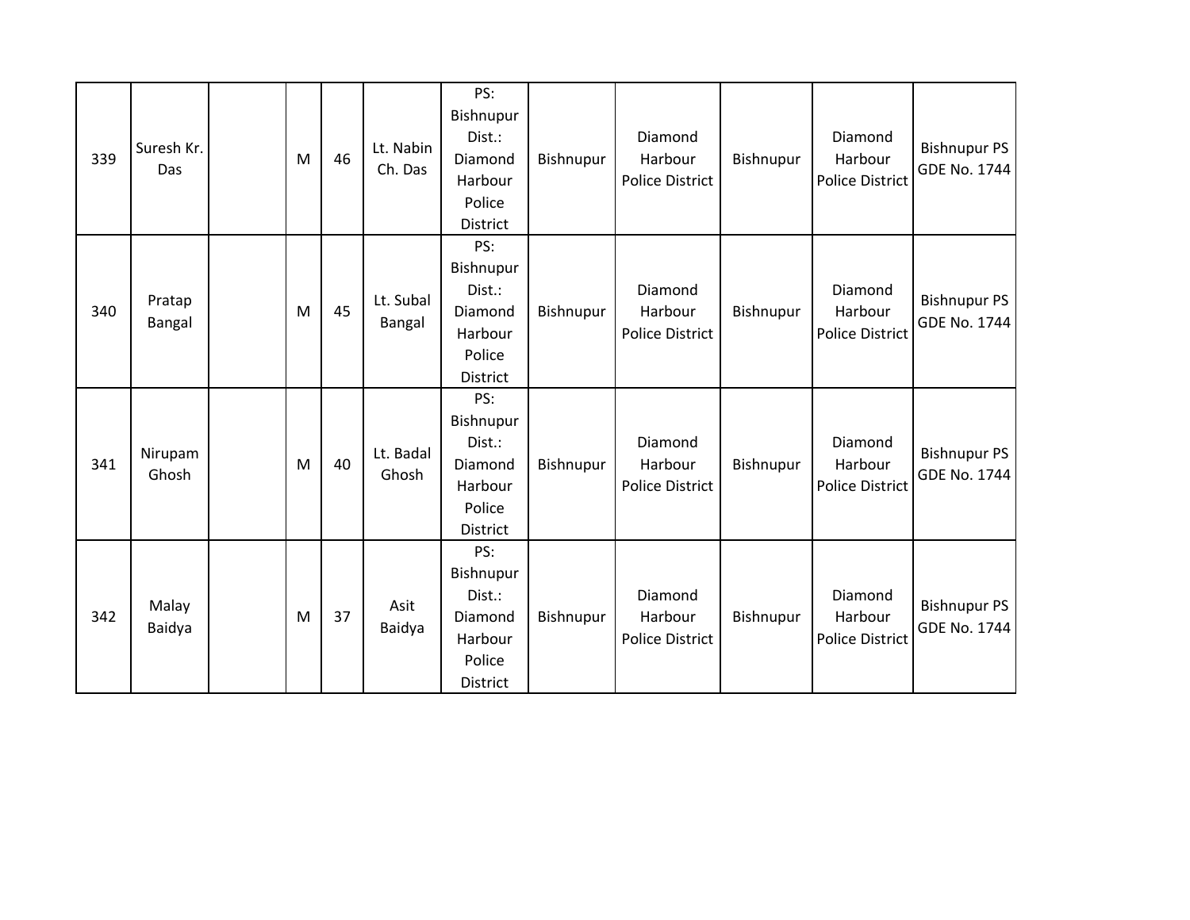| | | | | | | | | | | | |
|---|---|---|---|---|---|---|---|---|---|---|---|
| 339 | Suresh Kr. Das | | M | 46 | Lt. Nabin Ch. Das | PS: Bishnupur Dist.: Diamond Harbour Police District | Bishnupur | Diamond Harbour Police District | Bishnupur | Diamond Harbour Police District | Bishnupur PS GDE No. 1744 |
| 340 | Pratap Bangal | | M | 45 | Lt. Subal Bangal | PS: Bishnupur Dist.: Diamond Harbour Police District | Bishnupur | Diamond Harbour Police District | Bishnupur | Diamond Harbour Police District | Bishnupur PS GDE No. 1744 |
| 341 | Nirupam Ghosh | | M | 40 | Lt. Badal Ghosh | PS: Bishnupur Dist.: Diamond Harbour Police District | Bishnupur | Diamond Harbour Police District | Bishnupur | Diamond Harbour Police District | Bishnupur PS GDE No. 1744 |
| 342 | Malay Baidya | | M | 37 | Asit Baidya | PS: Bishnupur Dist.: Diamond Harbour Police District | Bishnupur | Diamond Harbour Police District | Bishnupur | Diamond Harbour Police District | Bishnupur PS GDE No. 1744 |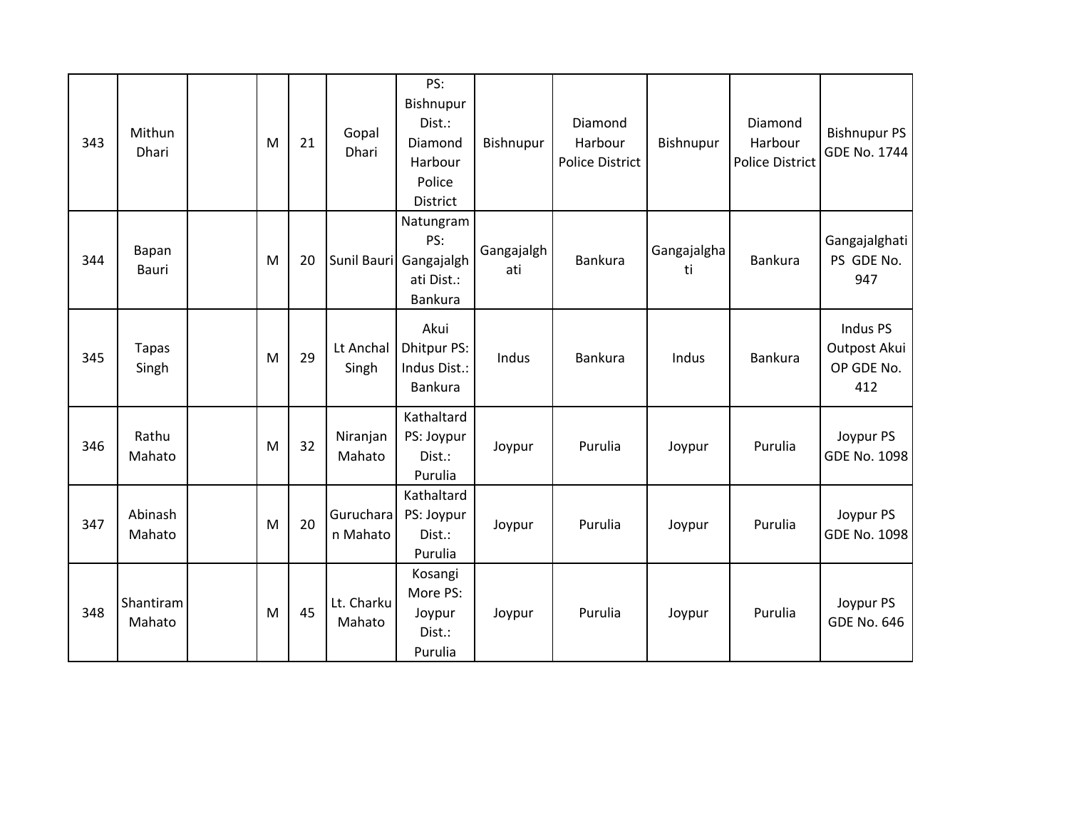| | | | | | | | | | | | |
|---|---|---|---|---|---|---|---|---|---|---|---|
| 343 | Mithun Dhari | | M | 21 | Gopal Dhari | PS: Bishnupur Dist.: Diamond Harbour Police District | Bishnupur | Diamond Harbour Police District | Bishnupur | Diamond Harbour Police District | Bishnupur PS GDE No. 1744 |
| 344 | Bapan Bauri | | M | 20 | Sunil Bauri | Natungram PS: Gangajalghati Dist.: Bankura | Gangajalghati | Bankura | Gangajalghati | Bankura | Gangajalghati PS GDE No. 947 |
| 345 | Tapas Singh | | M | 29 | Lt Anchal Singh | Akui Dhitpur PS: Indus Dist.: Bankura | Indus | Bankura | Indus | Bankura | Indus PS Outpost Akui OP GDE No. 412 |
| 346 | Rathu Mahato | | M | 32 | Niranjan Mahato | Kathaltard PS: Joypur Dist.: Purulia | Joypur | Purulia | Joypur | Purulia | Joypur PS GDE No. 1098 |
| 347 | Abinash Mahato | | M | 20 | Gurucharan Mahato | Kathaltard PS: Joypur Dist.: Purulia | Joypur | Purulia | Joypur | Purulia | Joypur PS GDE No. 1098 |
| 348 | Shantiram Mahato | | M | 45 | Lt. Charku Mahato | Kosangi More PS: Joypur Dist.: Purulia | Joypur | Purulia | Joypur | Purulia | Joypur PS GDE No. 646 |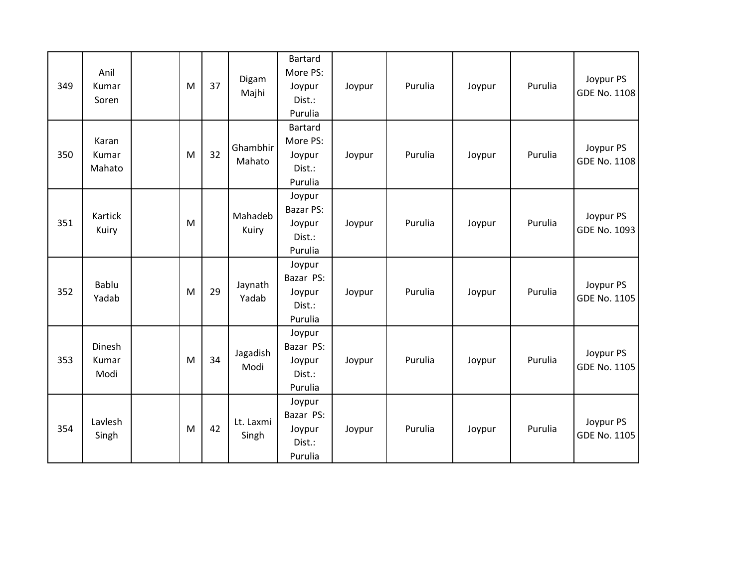| 349 | Anil Kumar Soren | | M | 37 | Digam Majhi | Bartard More PS: Joypur Dist.: Purulia | Joypur | Purulia | Joypur | Purulia | Joypur PS GDE No. 1108 |
|---|---|---|---|---|---|---|---|---|---|---|---|
| 350 | Karan Kumar Mahato | | M | 32 | Ghambhir Mahato | Bartard More PS: Joypur Dist.: Purulia | Joypur | Purulia | Joypur | Purulia | Joypur PS GDE No. 1108 |
| 351 | Kartick Kuiry | | M | | Mahadeb Kuiry | Joypur Bazar PS: Joypur Dist.: Purulia | Joypur | Purulia | Joypur | Purulia | Joypur PS GDE No. 1093 |
| 352 | Bablu Yadab | | M | 29 | Jaynath Yadab | Joypur Bazar PS: Joypur Dist.: Purulia | Joypur | Purulia | Joypur | Purulia | Joypur PS GDE No. 1105 |
| 353 | Dinesh Kumar Modi | | M | 34 | Jagadish Modi | Joypur Bazar PS: Joypur Dist.: Purulia | Joypur | Purulia | Joypur | Purulia | Joypur PS GDE No. 1105 |
| 354 | Lavlesh Singh | | M | 42 | Lt. Laxmi Singh | Joypur Bazar PS: Joypur Dist.: Purulia | Joypur | Purulia | Joypur | Purulia | Joypur PS GDE No. 1105 |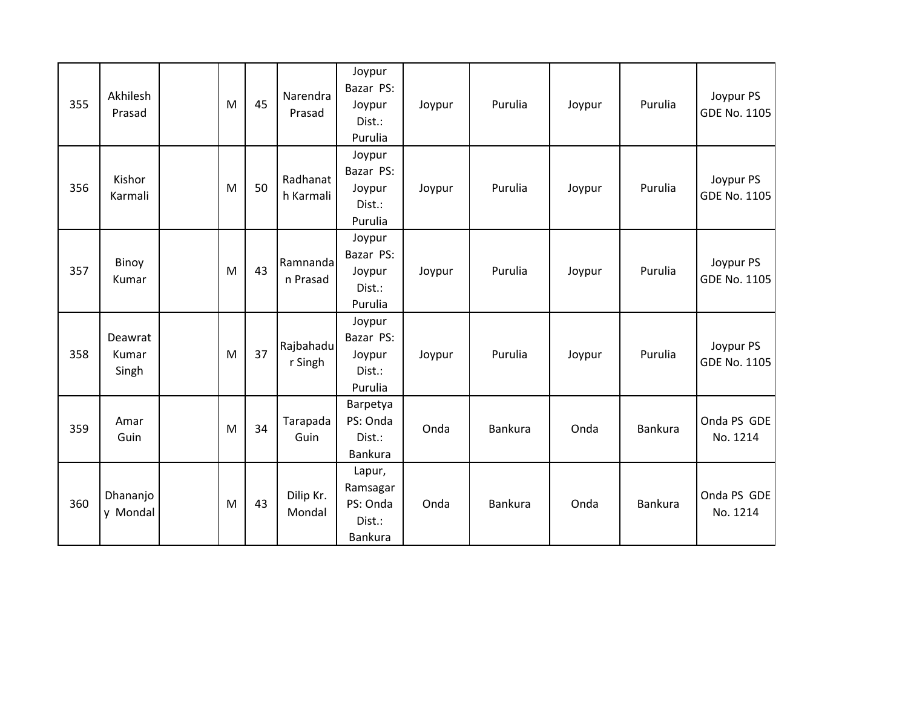| 355 | Akhilesh Prasad | | M | 45 | Narendra Prasad | Joypur Bazar PS: Joypur Dist.: Purulia | Joypur | Purulia | Joypur | Purulia | Joypur PS GDE No. 1105 |
|---|---|---|---|---|---|---|---|---|---|---|---|
| 356 | Kishor Karmali | | M | 50 | Radhanath Karmali | Joypur Bazar PS: Joypur Dist.: Purulia | Joypur | Purulia | Joypur | Purulia | Joypur PS GDE No. 1105 |
| 357 | Binoy Kumar | | M | 43 | Ramnandan Prasad | Joypur Bazar PS: Joypur Dist.: Purulia | Joypur | Purulia | Joypur | Purulia | Joypur PS GDE No. 1105 |
| 358 | Deawrat Kumar Singh | | M | 37 | Rajbahadur Singh | Joypur Bazar PS: Joypur Dist.: Purulia | Joypur | Purulia | Joypur | Purulia | Joypur PS GDE No. 1105 |
| 359 | Amar Guin | | M | 34 | Tarapada Guin | Barpetya PS: Onda Dist.: Bankura | Onda | Bankura | Onda | Bankura | Onda PS GDE No. 1214 |
| 360 | Dhananjoy Mondal | | M | 43 | Dilip Kr. Mondal | Lapur, Ramsagar PS: Onda Dist.: Bankura | Onda | Bankura | Onda | Bankura | Onda PS GDE No. 1214 |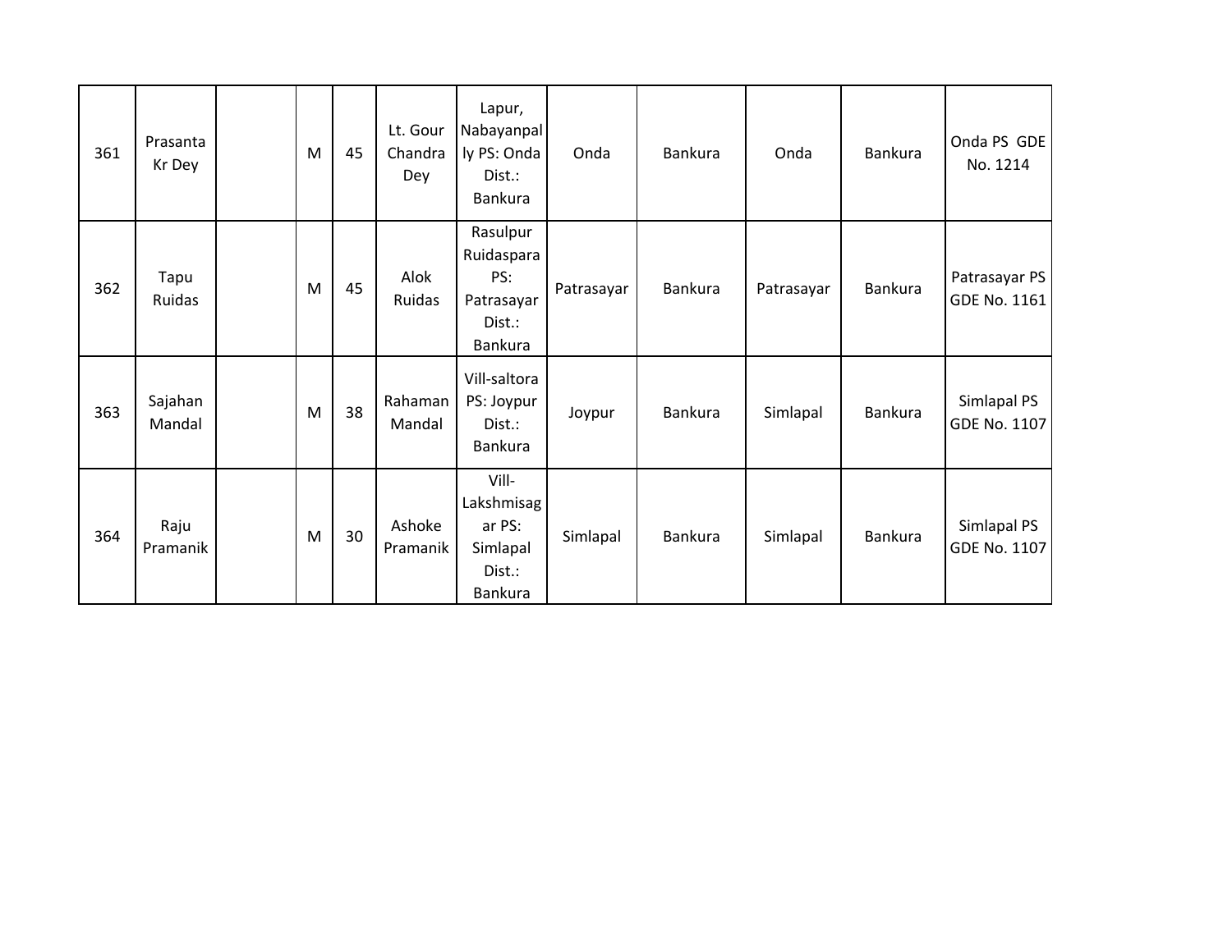| 361 | Prasanta Kr Dey | | M | 45 | Lt. Gour Chandra Dey | Lapur, Nabayanpally PS: Onda Dist.: Bankura | Onda | Bankura | Onda | Bankura | Onda PS GDE No. 1214 |
|---|---|---|---|---|---|---|---|---|---|---|---|
| 362 | Tapu Ruidas | | M | 45 | Alok Ruidas | Rasulpur Ruidaspara PS: Patrasayar Dist.: Bankura | Patrasayar | Bankura | Patrasayar | Bankura | Patrasayar PS GDE No. 1161 |
| 363 | Sajahan Mandal | | M | 38 | Rahaman Mandal | Vill-saltora PS: Joypur Dist.: Bankura | Joypur | Bankura | Simlapal | Bankura | Simlapal PS GDE No. 1107 |
| 364 | Raju Pramanik | | M | 30 | Ashoke Pramanik | Vill-Lakshmisagar PS: Simlapal Dist.: Bankura | Simlapal | Bankura | Simlapal | Bankura | Simlapal PS GDE No. 1107 |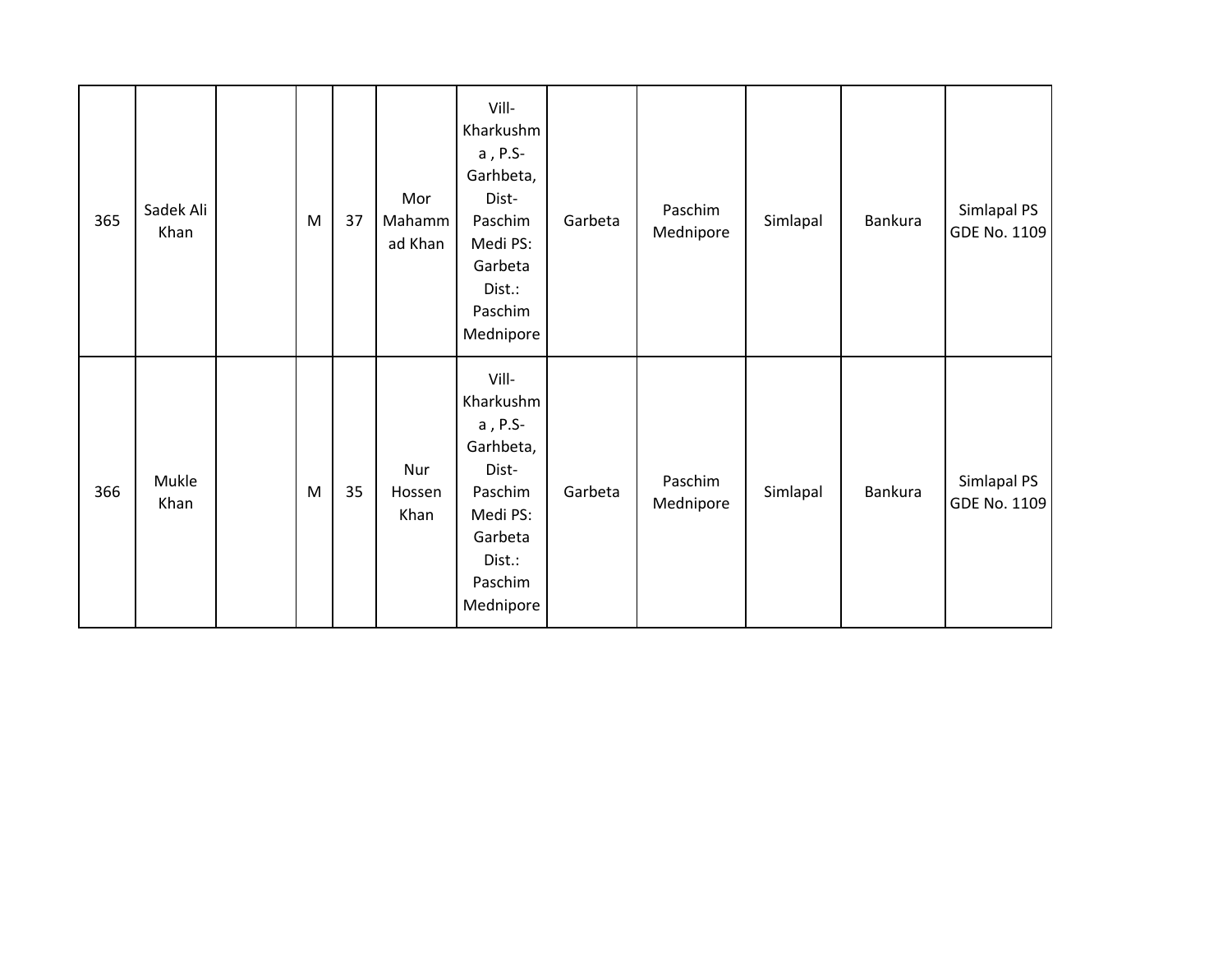| | | | | | | | | | | | |
|---|---|---|---|---|---|---|---|---|---|---|---|
| 365 | Sadek Ali Khan | | M | 37 | Mor Mahammad Khan | Vill-Kharkushma , P.S-Garhbeta, Dist-Paschim Medi PS: Garbeta Dist.: Paschim Mednipore | Garbeta | Paschim Mednipore | Simlapal | Bankura | Simlapal PS GDE No. 1109 |
| 366 | Mukle Khan | | M | 35 | Nur Hossen Khan | Vill-Kharkushma , P.S-Garhbeta, Dist-Paschim Medi PS: Garbeta Dist.: Paschim Mednipore | Garbeta | Paschim Mednipore | Simlapal | Bankura | Simlapal PS GDE No. 1109 |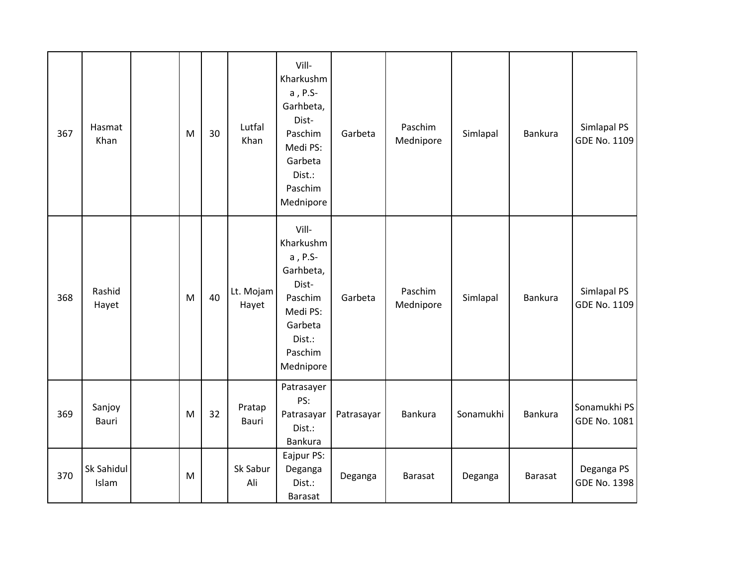| 367 | Hasmat Khan | | M | 30 | Lutfal Khan | Vill-Kharkushma , P.S-Garhbeta, Dist-Paschim Medi PS: Garbeta Dist.: Paschim Mednipore | Garbeta | Paschim Mednipore | Simlapal | Bankura | Simlapal PS GDE No. 1109 |
|---|---|---|---|---|---|---|---|---|---|---|---|
| 368 | Rashid Hayet | | M | 40 | Lt. Mojam Hayet | Vill-Kharkushma , P.S-Garhbeta, Dist-Paschim Medi PS: Garbeta Dist.: Paschim Mednipore | Garbeta | Paschim Mednipore | Simlapal | Bankura | Simlapal PS GDE No. 1109 |
| 369 | Sanjoy Bauri | | M | 32 | Pratap Bauri | Patrasayer PS: Patrasayar Dist.: Bankura | Patrasayar | Bankura | Sonamukhi | Bankura | Sonamukhi PS GDE No. 1081 |
| 370 | Sk Sahidul Islam | | M | | Sk Sabur Ali | Eajpur PS: Deganga Dist.: Barasat | Deganga | Barasat | Deganga | Barasat | Deganga PS GDE No. 1398 |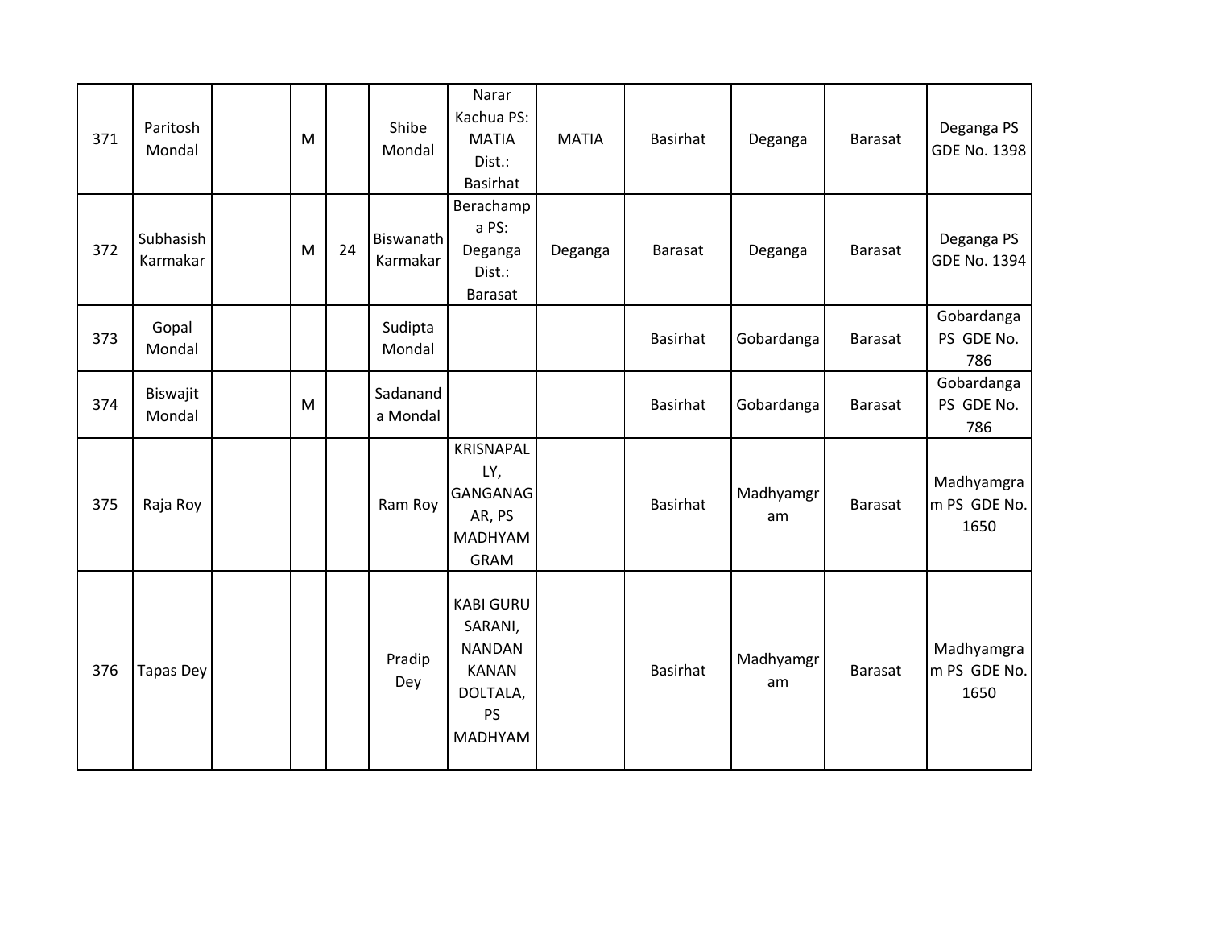| 371 | Paritosh Mondal | | M | | Shibe Mondal | Narar Kachua PS: MATIA Dist.: Basirhat | MATIA | Basirhat | Deganga | Barasat | Deganga PS GDE No. 1398 |
|---|---|---|---|---|---|---|---|---|---|---|---|
| 372 | Subhasish Karmakar | | M | 24 | Biswanath Karmakar | Berachampa PS: Deganga Dist.: Barasat | Deganga | Barasat | Deganga | Barasat | Deganga PS GDE No. 1394 |
| 373 | Gopal Mondal | | | | Sudipta Mondal | | | Basirhat | Gobardanga | Barasat | Gobardanga PS GDE No. 786 |
| 374 | Biswajit Mondal | | M | | Sadananda Mondal | | | Basirhat | Gobardanga | Barasat | Gobardanga PS GDE No. 786 |
| 375 | Raja Roy | | | | Ram Roy | KRISNAPALLY, GANGANAGAR, PS MADHYAMGRAM | | Basirhat | Madhyamgram | Barasat | Madhyamgram PS GDE No. 1650 |
| 376 | Tapas Dey | | | | Pradip Dey | KABI GURU SARANI, NANDAN KANAN DOLTALA, PS MADHYAM | | Basirhat | Madhyamgram | Barasat | Madhyamgram PS GDE No. 1650 |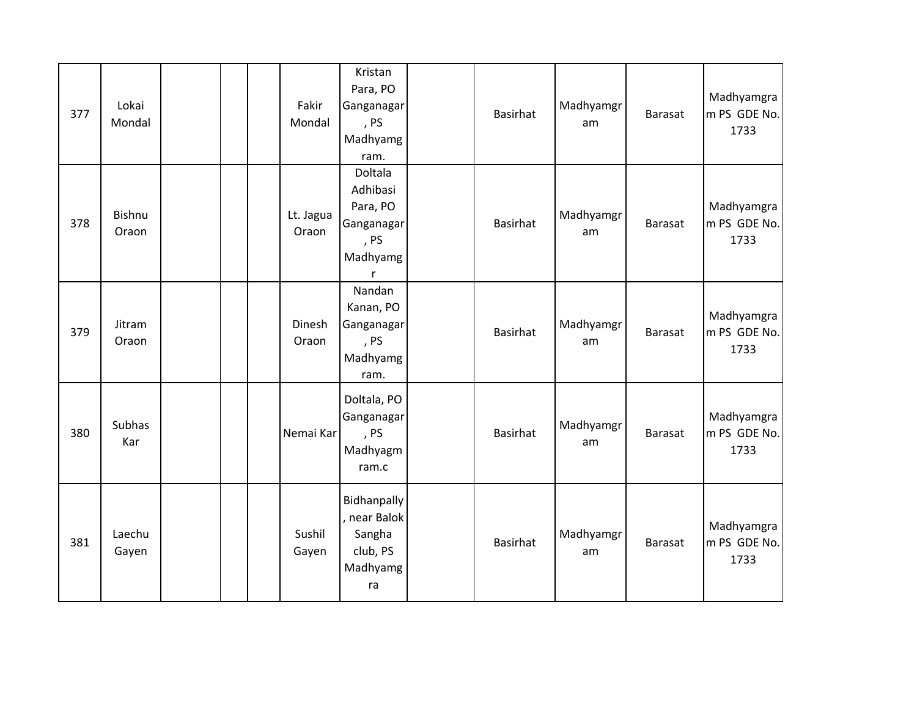| 377 | Lokai Mondal | | | | Fakir Mondal | Kristan Para, PO Ganganagar, PS Madhyamgram. | | Basirhat | Madhyamgram | Barasat | Madhyamgram PS GDE No. 1733 |
|---|---|---|---|---|---|---|---|---|---|---|---|
| 378 | Bishnu Oraon | | | | Lt. Jagua Oraon | Doltala Adhibasi Para, PO Ganganagar, PS Madhyamgr | | Basirhat | Madhyamgram | Barasat | Madhyamgram PS GDE No. 1733 |
| 379 | Jitram Oraon | | | | Dinesh Oraon | Nandan Kanan, PO Ganganagar, PS Madhyamgram. | | Basirhat | Madhyamgram | Barasat | Madhyamgram PS GDE No. 1733 |
| 380 | Subhas Kar | | | | Nemai Kar | Doltala, PO Ganganagar, PS Madhyagmram.c | | Basirhat | Madhyamgram | Barasat | Madhyamgram PS GDE No. 1733 |
| 381 | Laechu Gayen | | | | Sushil Gayen | Bidhanpally, near Balok Sangha club, PS Madhyamgra | | Basirhat | Madhyamgram | Barasat | Madhyamgram PS GDE No. 1733 |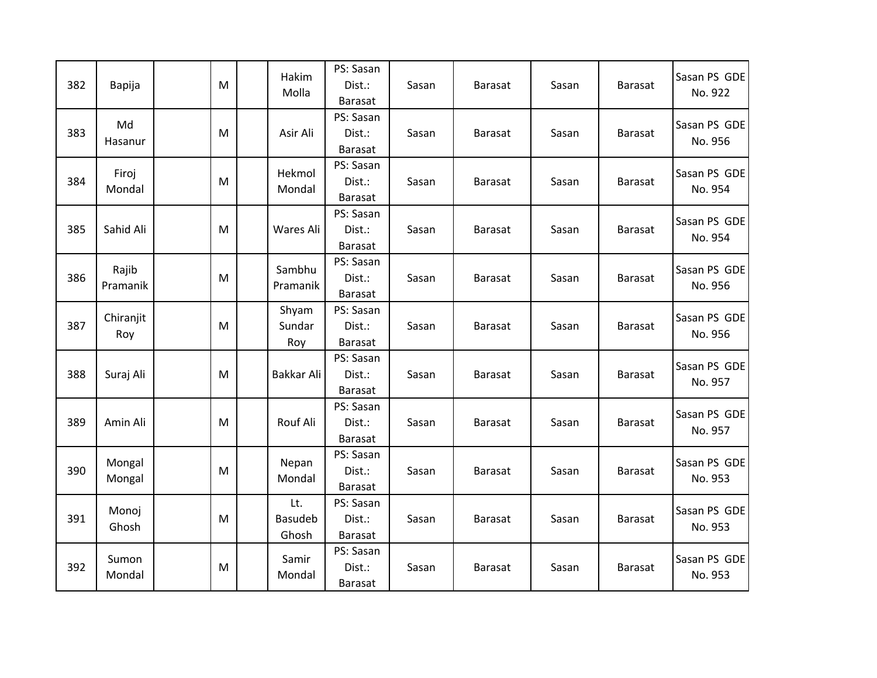| 382 | Bapija | | M | | Hakim Molla | PS: Sasan Dist.: Barasat | Sasan | Barasat | Sasan | Barasat | Sasan PS GDE No. 922 |
|---|---|---|---|---|---|---|---|---|---|---|---|
| 383 | Md Hasanur | | M | | Asir Ali | PS: Sasan Dist.: Barasat | Sasan | Barasat | Sasan | Barasat | Sasan PS GDE No. 956 |
| 384 | Firoj Mondal | | M | | Hekmol Mondal | PS: Sasan Dist.: Barasat | Sasan | Barasat | Sasan | Barasat | Sasan PS GDE No. 954 |
| 385 | Sahid Ali | | M | | Wares Ali | PS: Sasan Dist.: Barasat | Sasan | Barasat | Sasan | Barasat | Sasan PS GDE No. 954 |
| 386 | Rajib Pramanik | | M | | Sambhu Pramanik | PS: Sasan Dist.: Barasat | Sasan | Barasat | Sasan | Barasat | Sasan PS GDE No. 956 |
| 387 | Chiranjit Roy | | M | | Shyam Sundar Roy | PS: Sasan Dist.: Barasat | Sasan | Barasat | Sasan | Barasat | Sasan PS GDE No. 956 |
| 388 | Suraj Ali | | M | | Bakkar Ali | PS: Sasan Dist.: Barasat | Sasan | Barasat | Sasan | Barasat | Sasan PS GDE No. 957 |
| 389 | Amin Ali | | M | | Rouf Ali | PS: Sasan Dist.: Barasat | Sasan | Barasat | Sasan | Barasat | Sasan PS GDE No. 957 |
| 390 | Mongal Mongal | | M | | Nepan Mondal | PS: Sasan Dist.: Barasat | Sasan | Barasat | Sasan | Barasat | Sasan PS GDE No. 953 |
| 391 | Monoj Ghosh | | M | | Lt. Basudeb Ghosh | PS: Sasan Dist.: Barasat | Sasan | Barasat | Sasan | Barasat | Sasan PS GDE No. 953 |
| 392 | Sumon Mondal | | M | | Samir Mondal | PS: Sasan Dist.: Barasat | Sasan | Barasat | Sasan | Barasat | Sasan PS GDE No. 953 |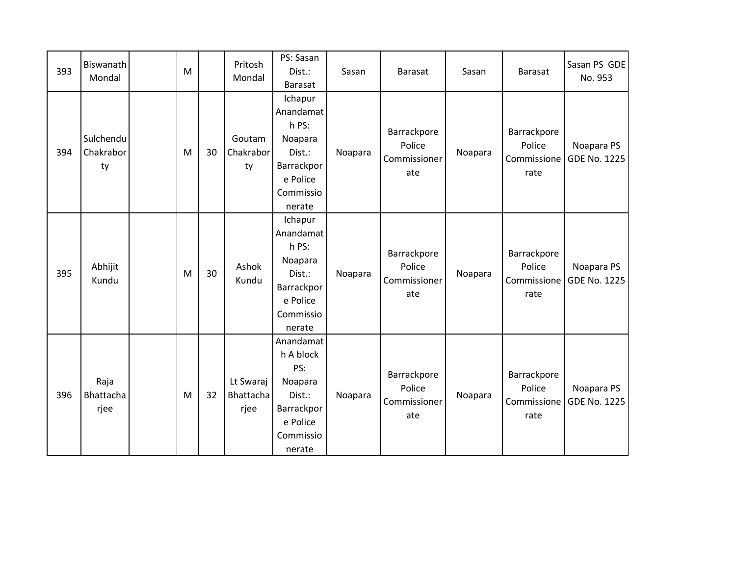| 393 | Biswanath Mondal | | M | | Pritosh Mondal | PS: Sasan Dist.: Barasat | Sasan | Barasat | Sasan | Barasat | Sasan PS GDE No. 953 |
|---|---|---|---|---|---|---|---|---|---|---|---|
| 394 | Sulchendu Chakraborty | | M | 30 | Goutam Chakraborty | Ichapur Anandamath PS: Noapara Dist.: Barrackpore Police Commissionerate | Noapara | Barrackpore Police Commissionerate | Noapara | Barrackpore Police Commissionerate | Noapara PS GDE No. 1225 |
| 395 | Abhijit Kundu | | M | 30 | Ashok Kundu | Ichapur Anandamath PS: Noapara Dist.: Barrackpore Police Commissionerate | Noapara | Barrackpore Police Commissionerate | Noapara | Barrackpore Police Commissionerate | Noapara PS GDE No. 1225 |
| 396 | Raja Bhattacharjee | | M | 32 | Lt Swaraj Bhattacharjee | Anandamath A block PS: Noapara Dist.: Barrackpore Police Commissionerate | Noapara | Barrackpore Police Commissionerate | Noapara | Barrackpore Police Commissionerate | Noapara PS GDE No. 1225 |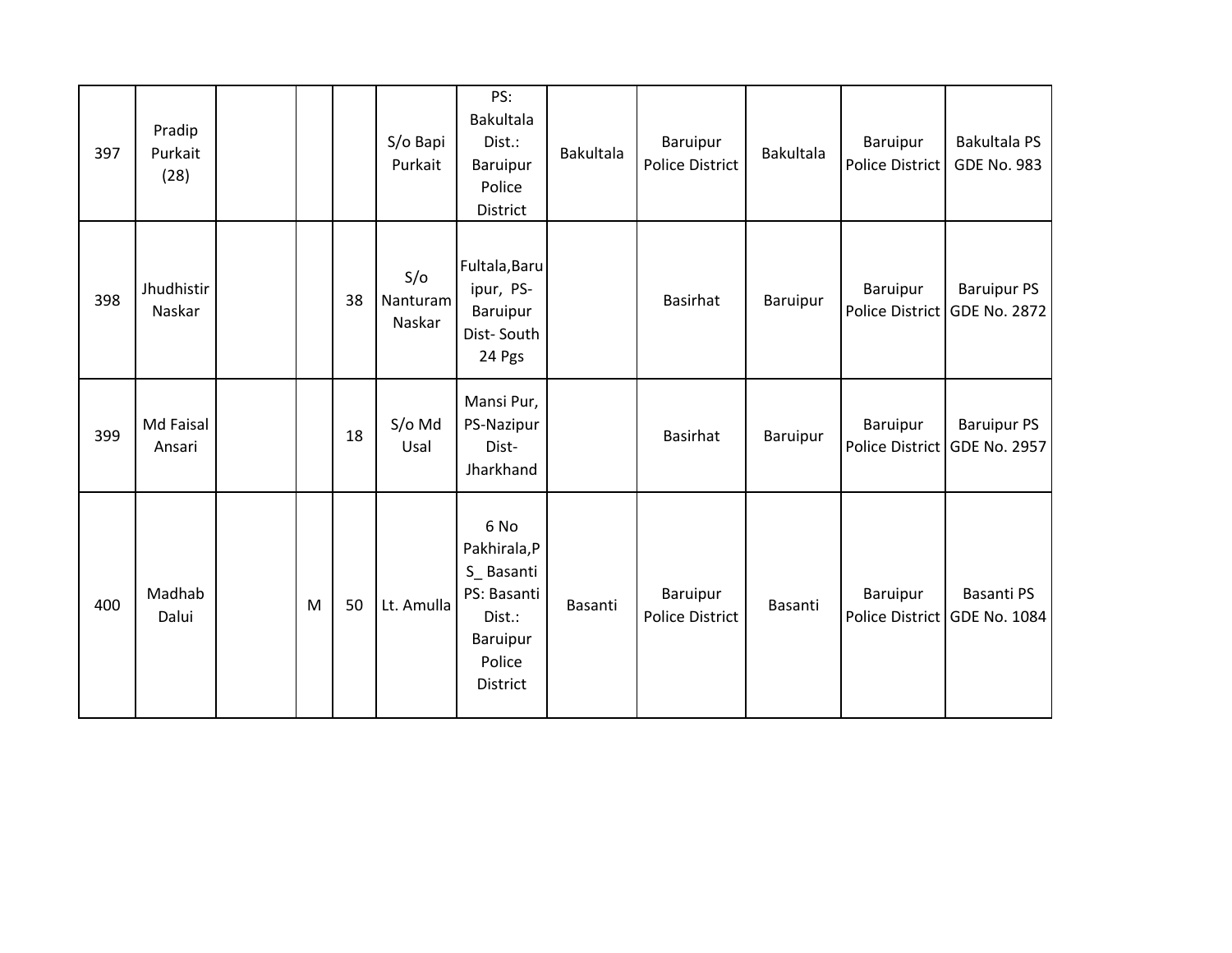| 397 | Pradip Purkait (28) | | | | S/o Bapi Purkait | PS: Bakultala Dist.: Baruipur Police District | Bakultala | Baruipur Police District | Bakultala | Baruipur Police District | Bakultala PS GDE No. 983 |
|---|---|---|---|---|---|---|---|---|---|---|---|
| 398 | Jhudhistir Naskar | | | 38 | S/o Nanturam Naskar | Fultala,Baruipur, PS-Baruipur Dist- South 24 Pgs | | Basirhat | Baruipur | Baruipur Police District | Baruipur PS GDE No. 2872 |
| 399 | Md Faisal Ansari | | | 18 | S/o Md Usal | Mansi Pur, PS-Nazipur Dist- Jharkhand | | Basirhat | Baruipur | Baruipur Police District | Baruipur PS GDE No. 2957 |
| 400 | Madhab Dalui | | M | 50 | Lt. Amulla | 6 No Pakhirala,PS_ Basanti PS: Basanti Dist.: Baruipur Police District | Basanti | Baruipur Police District | Basanti | Baruipur Police District | Basanti PS GDE No. 1084 |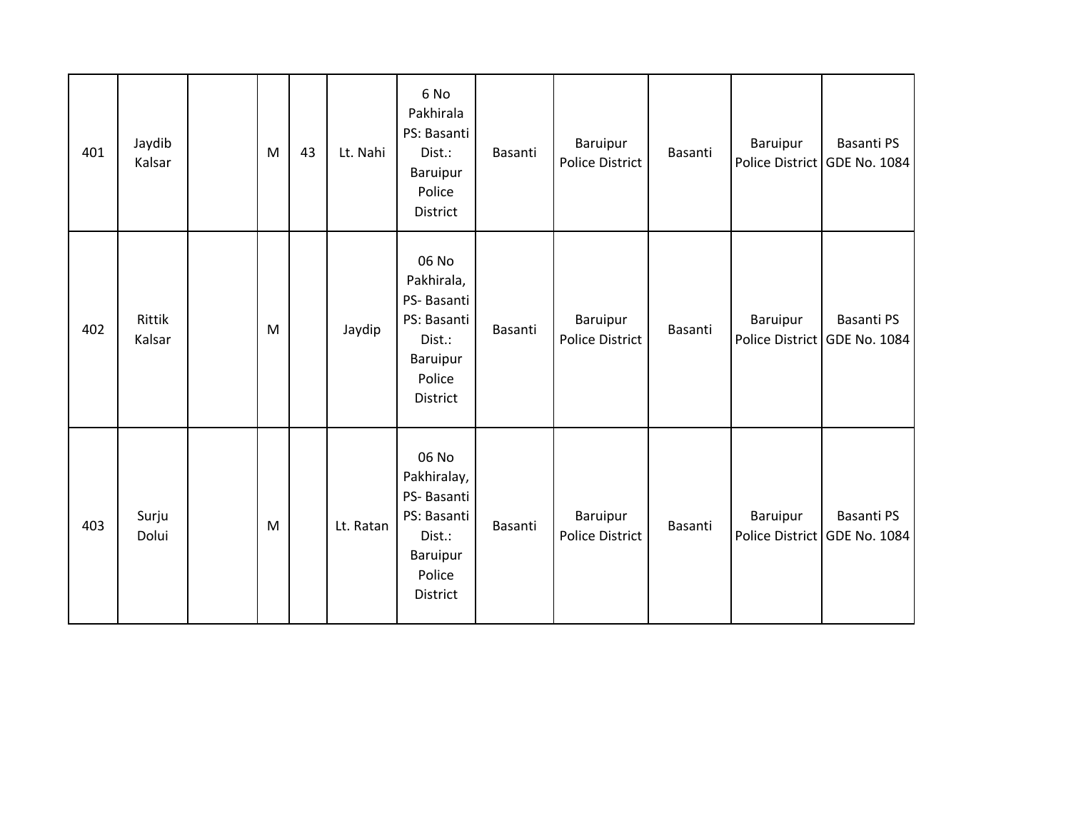| 401 | Jaydib Kalsar | | M | 43 | Lt. Nahi | 6 No Pakhirala PS: Basanti Dist.: Baruipur Police District | Basanti | Baruipur Police District | Basanti | Baruipur Police District | Basanti PS GDE No. 1084 |
|---|---|---|---|---|---|---|---|---|---|---|---|
| 402 | Rittik Kalsar | | M | | Jaydip | 06 No Pakhirala, PS- Basanti PS: Basanti Dist.: Baruipur Police District | Basanti | Baruipur Police District | Basanti | Baruipur Police District | Basanti PS GDE No. 1084 |
| 403 | Surju Dolui | | M | | Lt. Ratan | 06 No Pakhiralay, PS- Basanti PS: Basanti Dist.: Baruipur Police District | Basanti | Baruipur Police District | Basanti | Baruipur Police District | Basanti PS GDE No. 1084 |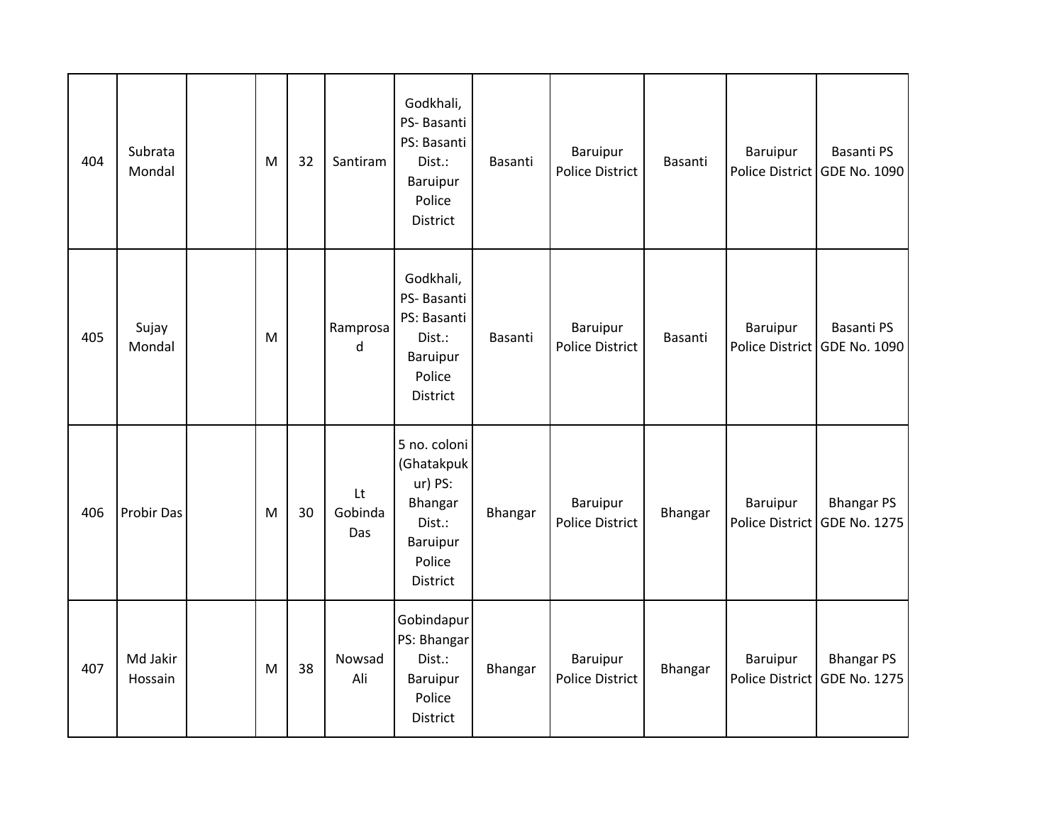| 404 | Subrata Mondal | | M | 32 | Santiram | Godkhali, PS- Basanti PS: Basanti Dist.: Baruipur Police District | Basanti | Baruipur Police District | Basanti | Baruipur Police District | Basanti PS GDE No. 1090 |
|---|---|---|---|---|---|---|---|---|---|---|---|
| 405 | Sujay Mondal | | M | | Ramprosad | Godkhali, PS- Basanti PS: Basanti Dist.: Baruipur Police District | Basanti | Baruipur Police District | Basanti | Baruipur Police District | Basanti PS GDE No. 1090 |
| 406 | Probir Das | | M | 30 | Lt Gobinda Das | 5 no. coloni (Ghatakpukur) PS: Bhangar Dist.: Baruipur Police District | Bhangar | Baruipur Police District | Bhangar | Baruipur Police District | Bhangar PS GDE No. 1275 |
| 407 | Md Jakir Hossain | | M | 38 | Nowsad Ali | Gobindapur PS: Bhangar Dist.: Baruipur Police District | Bhangar | Baruipur Police District | Bhangar | Baruipur Police District | Bhangar PS GDE No. 1275 |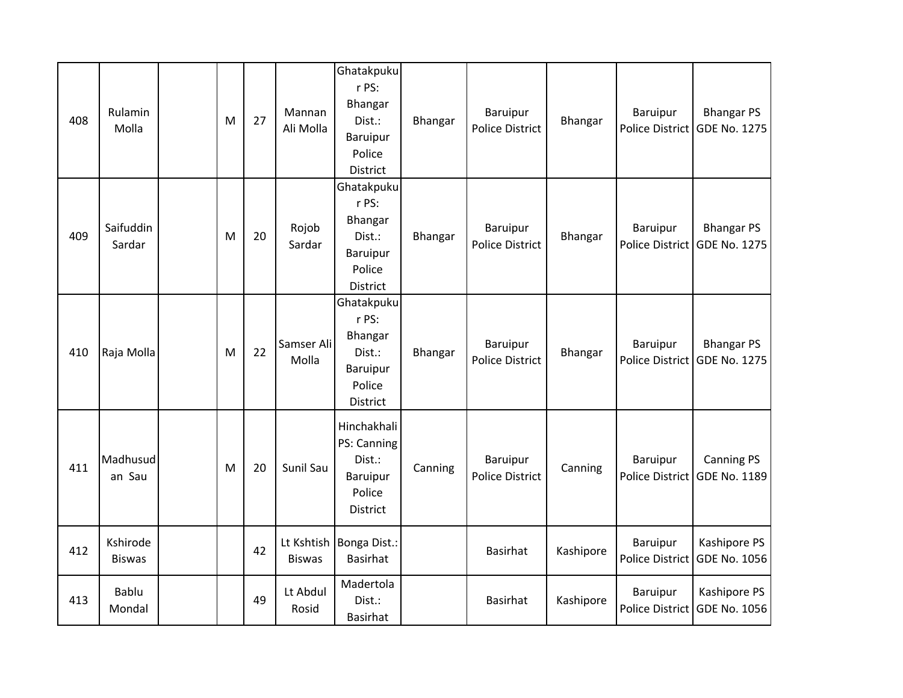| 408 | Rulamin Molla | | M | 27 | Mannan Ali Molla | Ghatakpukur PS: Bhangar Dist.: Baruipur Police District | Bhangar | Baruipur Police District | Bhangar | Baruipur Police District | Bhangar PS GDE No. 1275 |
|---|---|---|---|---|---|---|---|---|---|---|---|
| 409 | Saifuddin Sardar | | M | 20 | Rojob Sardar | Ghatakpukur PS: Bhangar Dist.: Baruipur Police District | Bhangar | Baruipur Police District | Bhangar | Baruipur Police District | Bhangar PS GDE No. 1275 |
| 410 | Raja Molla | | M | 22 | Samser Ali Molla | Ghatakpukur PS: Bhangar Dist.: Baruipur Police District | Bhangar | Baruipur Police District | Bhangar | Baruipur Police District | Bhangar PS GDE No. 1275 |
| 411 | Madhusudan Sau | | M | 20 | Sunil Sau | Hinchakhali PS: Canning Dist.: Baruipur Police District | Canning | Baruipur Police District | Canning | Baruipur Police District | Canning PS GDE No. 1189 |
| 412 | Kshirode Biswas | | | 42 | Lt Kshtish Biswas | Bonga Dist.: Basirhat | | Basirhat | Kashipore | Baruipur Police District | Kashipore PS GDE No. 1056 |
| 413 | Bablu Mondal | | | 49 | Lt Abdul Rosid | Madertola Dist.: Basirhat | | Basirhat | Kashipore | Baruipur Police District | Kashipore PS GDE No. 1056 |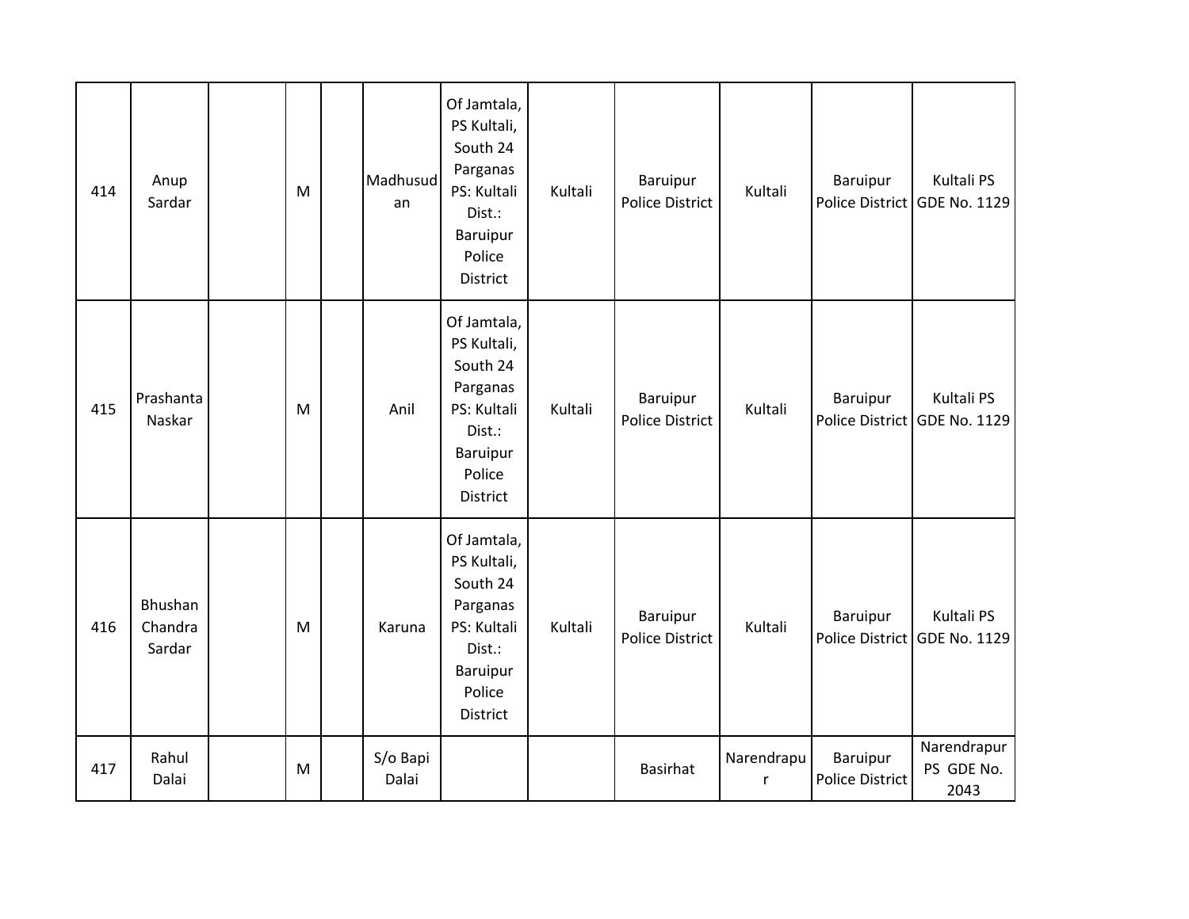| 414 | Anup Sardar | | M | | Madhusudan | Of Jamtala, PS Kultali, South 24 Parganas PS: Kultali Dist.: Baruipur Police District | Kultali | Baruipur Police District | Kultali | Baruipur Police District | Kultali PS GDE No. 1129 |
|---|---|---|---|---|---|---|---|---|---|---|---|
| 415 | Prashanta Naskar | | M | | Anil | Of Jamtala, PS Kultali, South 24 Parganas PS: Kultali Dist.: Baruipur Police District | Kultali | Baruipur Police District | Kultali | Baruipur Police District | Kultali PS GDE No. 1129 |
| 416 | Bhushan Chandra Sardar | | M | | Karuna | Of Jamtala, PS Kultali, South 24 Parganas PS: Kultali Dist.: Baruipur Police District | Kultali | Baruipur Police District | Kultali | Baruipur Police District | Kultali PS GDE No. 1129 |
| 417 | Rahul Dalai | | M | | S/o Bapi Dalai | | | Basirhat | Narendrapur | Baruipur Police District | Narendrapur PS GDE No. 2043 |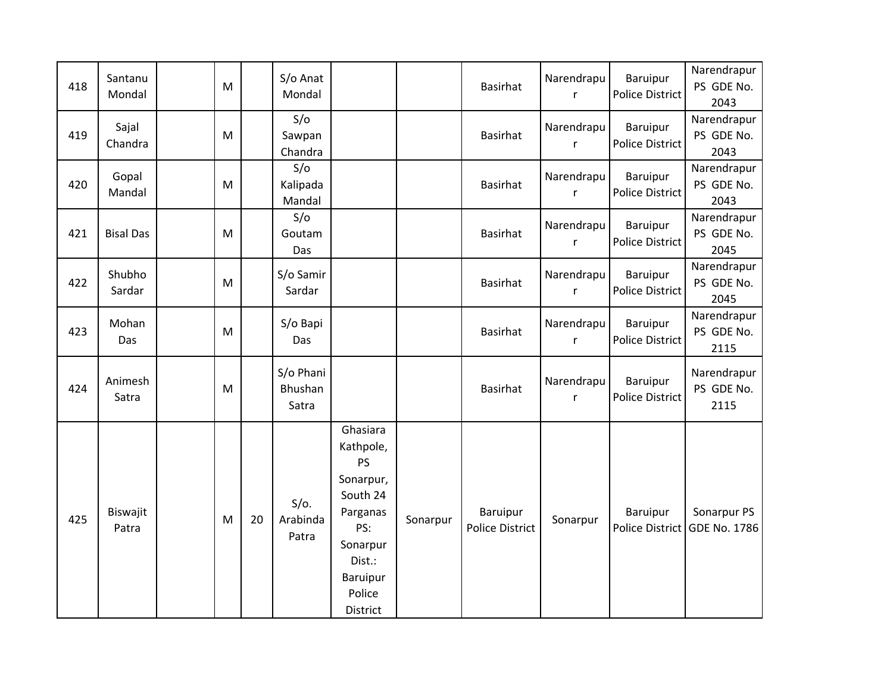| | | | | | | | | | | | |
|---|---|---|---|---|---|---|---|---|---|---|---|
| 418 | Santanu Mondal | | M | | S/o Anat Mondal | | | Basirhat | Narendrapur | Baruipur Police District | Narendrapur PS GDE No. 2043 |
| 419 | Sajal Chandra | | M | | S/o Sawpan Chandra | | | Basirhat | Narendrapur | Baruipur Police District | Narendrapur PS GDE No. 2043 |
| 420 | Gopal Mandal | | M | | S/o Kalipada Mandal | | | Basirhat | Narendrapur | Baruipur Police District | Narendrapur PS GDE No. 2043 |
| 421 | Bisal Das | | M | | S/o Goutam Das | | | Basirhat | Narendrapur | Baruipur Police District | Narendrapur PS GDE No. 2045 |
| 422 | Shubho Sardar | | M | | S/o Samir Sardar | | | Basirhat | Narendrapur | Baruipur Police District | Narendrapur PS GDE No. 2045 |
| 423 | Mohan Das | | M | | S/o Bapi Das | | | Basirhat | Narendrapur | Baruipur Police District | Narendrapur PS GDE No. 2115 |
| 424 | Animesh Satra | | M | | S/o Phani Bhushan Satra | | | Basirhat | Narendrapur | Baruipur Police District | Narendrapur PS GDE No. 2115 |
| 425 | Biswajit Patra | | M | 20 | S/o. Arabinda Patra | Ghasiara Kathpole, PS Sonarpur, South 24 Parganas PS: Sonarpur Dist.: Baruipur Police District | Sonarpur | Baruipur Police District | Sonarpur | Baruipur Police District | Sonarpur PS GDE No. 1786 |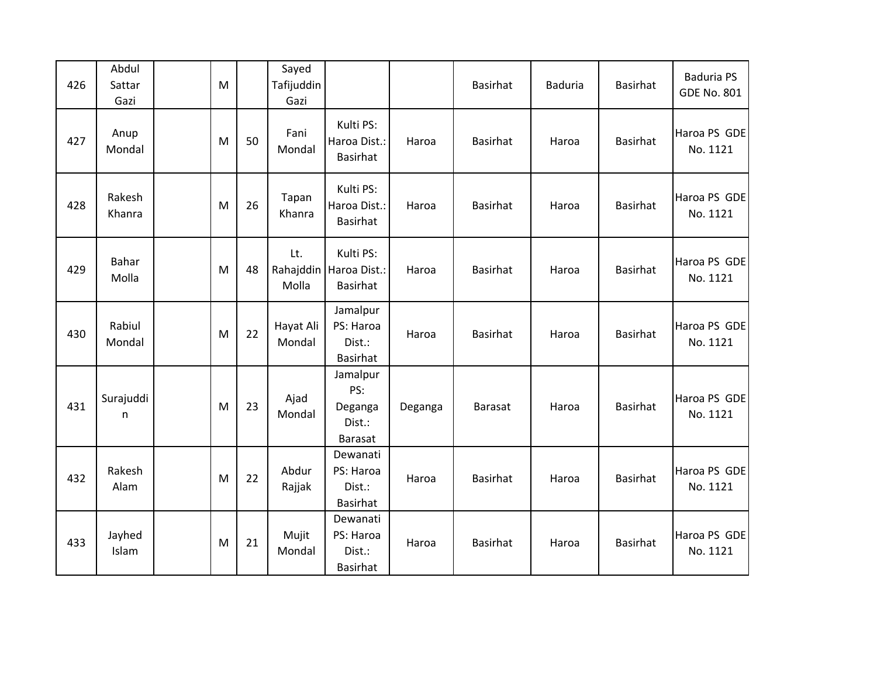| | | | | | | | | | | | |
|---|---|---|---|---|---|---|---|---|---|---|---|
| 426 | Abdul Sattar Gazi | | M | | Sayed Tafijuddin Gazi | | | Basirhat | Baduria | Basirhat | Baduria PS GDE No. 801 |
| 427 | Anup Mondal | | M | 50 | Fani Mondal | Kulti PS: Haroa Dist.: Basirhat | Haroa | Basirhat | Haroa | Basirhat | Haroa PS GDE No. 1121 |
| 428 | Rakesh Khanra | | M | 26 | Tapan Khanra | Kulti PS: Haroa Dist.: Basirhat | Haroa | Basirhat | Haroa | Basirhat | Haroa PS GDE No. 1121 |
| 429 | Bahar Molla | | M | 48 | Lt. Rahajddin Molla | Kulti PS: Haroa Dist.: Basirhat | Haroa | Basirhat | Haroa | Basirhat | Haroa PS GDE No. 1121 |
| 430 | Rabiul Mondal | | M | 22 | Hayat Ali Mondal | Jamalpur PS: Haroa Dist.: Basirhat | Haroa | Basirhat | Haroa | Basirhat | Haroa PS GDE No. 1121 |
| 431 | Surajuddin | | M | 23 | Ajad Mondal | Jamalpur PS: Deganga Dist.: Barasat | Deganga | Barasat | Haroa | Basirhat | Haroa PS GDE No. 1121 |
| 432 | Rakesh Alam | | M | 22 | Abdur Rajjak | Dewanati PS: Haroa Dist.: Basirhat | Haroa | Basirhat | Haroa | Basirhat | Haroa PS GDE No. 1121 |
| 433 | Jayhed Islam | | M | 21 | Mujit Mondal | Dewanati PS: Haroa Dist.: Basirhat | Haroa | Basirhat | Haroa | Basirhat | Haroa PS GDE No. 1121 |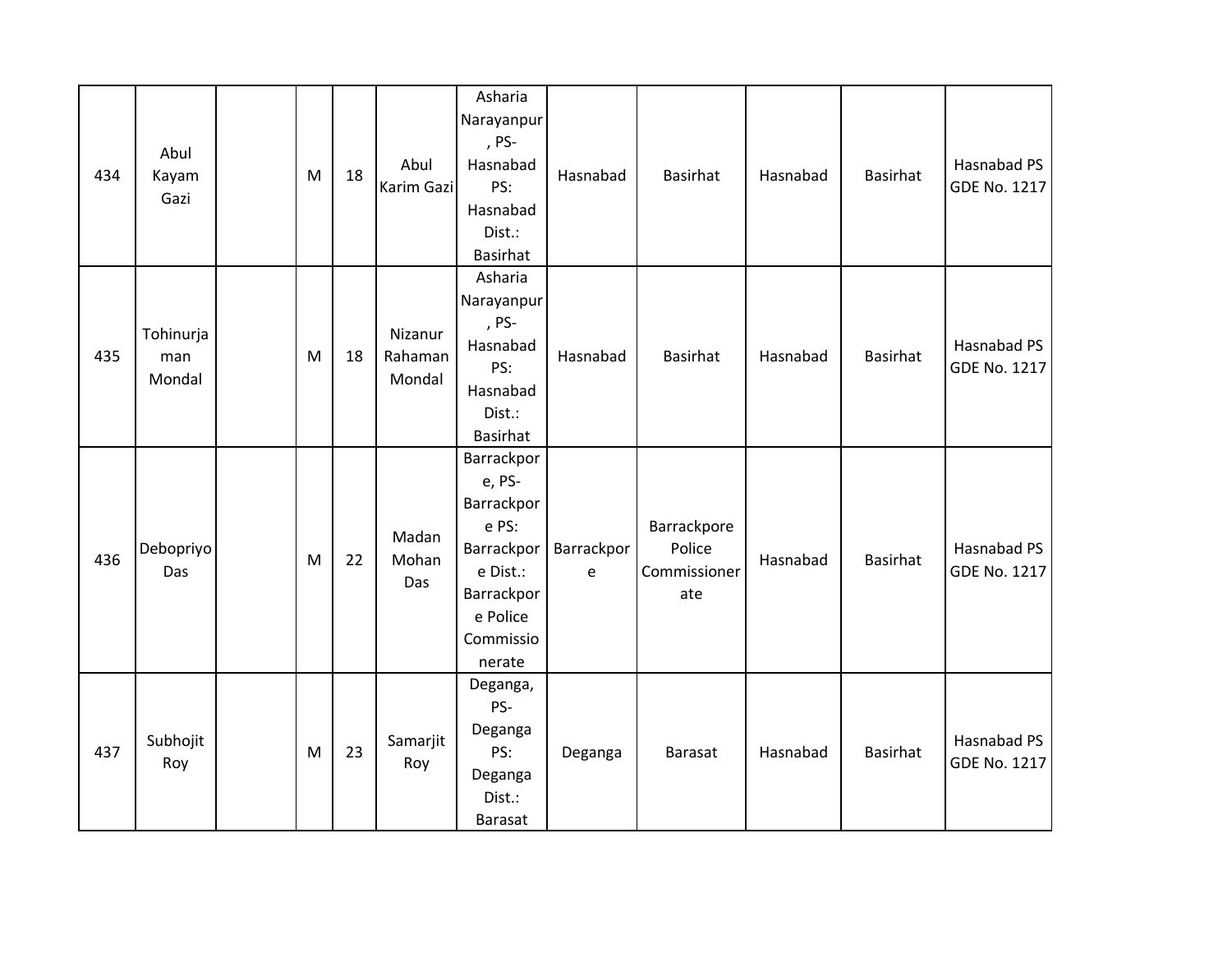| | | | | | | | | | | | |
|---|---|---|---|---|---|---|---|---|---|---|---|
| 434 | Abul Kayam Gazi | | M | 18 | Abul Karim Gazi | Asharia Narayanpur, PS- Hasnabad PS: Hasnabad Dist.: Basirhat | Hasnabad | Basirhat | Hasnabad | Basirhat | Hasnabad PS GDE No. 1217 |
| 435 | Tohinurjaman Mondal | | M | 18 | Nizanur Rahaman Mondal | Asharia Narayanpur, PS- Hasnabad PS: Hasnabad Dist.: Basirhat | Hasnabad | Basirhat | Hasnabad | Basirhat | Hasnabad PS GDE No. 1217 |
| 436 | Debopriyo Das | | M | 22 | Madan Mohan Das | Barrackpore, PS- Barrackpore PS: Barrackpore Dist.: Barrackpore Police Commissionerate | Barrackpore | Barrackpore Police Commissionerate | Hasnabad | Basirhat | Hasnabad PS GDE No. 1217 |
| 437 | Subhojit Roy | | M | 23 | Samarjit Roy | Deganga, PS- Deganga PS: Deganga Dist.: Barasat | Deganga | Barasat | Hasnabad | Basirhat | Hasnabad PS GDE No. 1217 |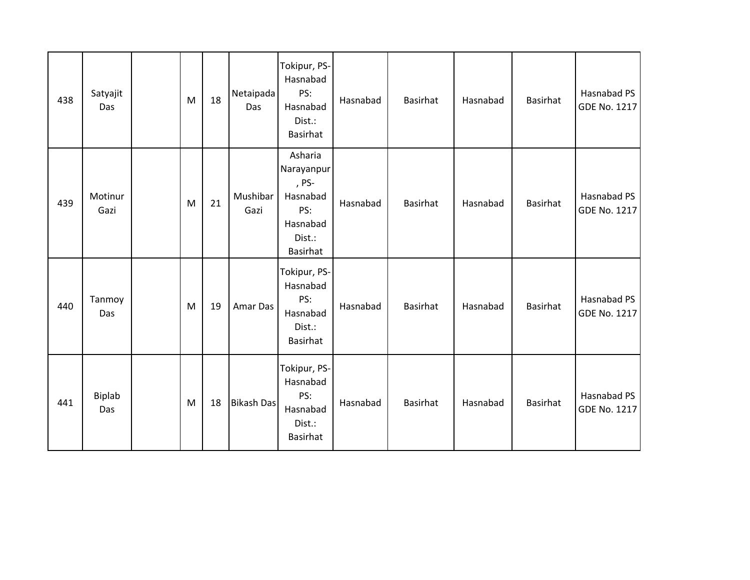| | | | | | | | | | | | |
|---|---|---|---|---|---|---|---|---|---|---|---|
| 438 | Satyajit Das | | M | 18 | Netaipada Das | Tokipur, PS-Hasnabad PS: Hasnabad Dist.: Basirhat | Hasnabad | Basirhat | Hasnabad | Basirhat | Hasnabad PS GDE No. 1217 |
| 439 | Motinur Gazi | | M | 21 | Mushibar Gazi | Asharia Narayanpur, PS-Hasnabad PS: Hasnabad Dist.: Basirhat | Hasnabad | Basirhat | Hasnabad | Basirhat | Hasnabad PS GDE No. 1217 |
| 440 | Tanmoy Das | | M | 19 | Amar Das | Tokipur, PS-Hasnabad PS: Hasnabad Dist.: Basirhat | Hasnabad | Basirhat | Hasnabad | Basirhat | Hasnabad PS GDE No. 1217 |
| 441 | Biplab Das | | M | 18 | Bikash Das | Tokipur, PS-Hasnabad PS: Hasnabad Dist.: Basirhat | Hasnabad | Basirhat | Hasnabad | Basirhat | Hasnabad PS GDE No. 1217 |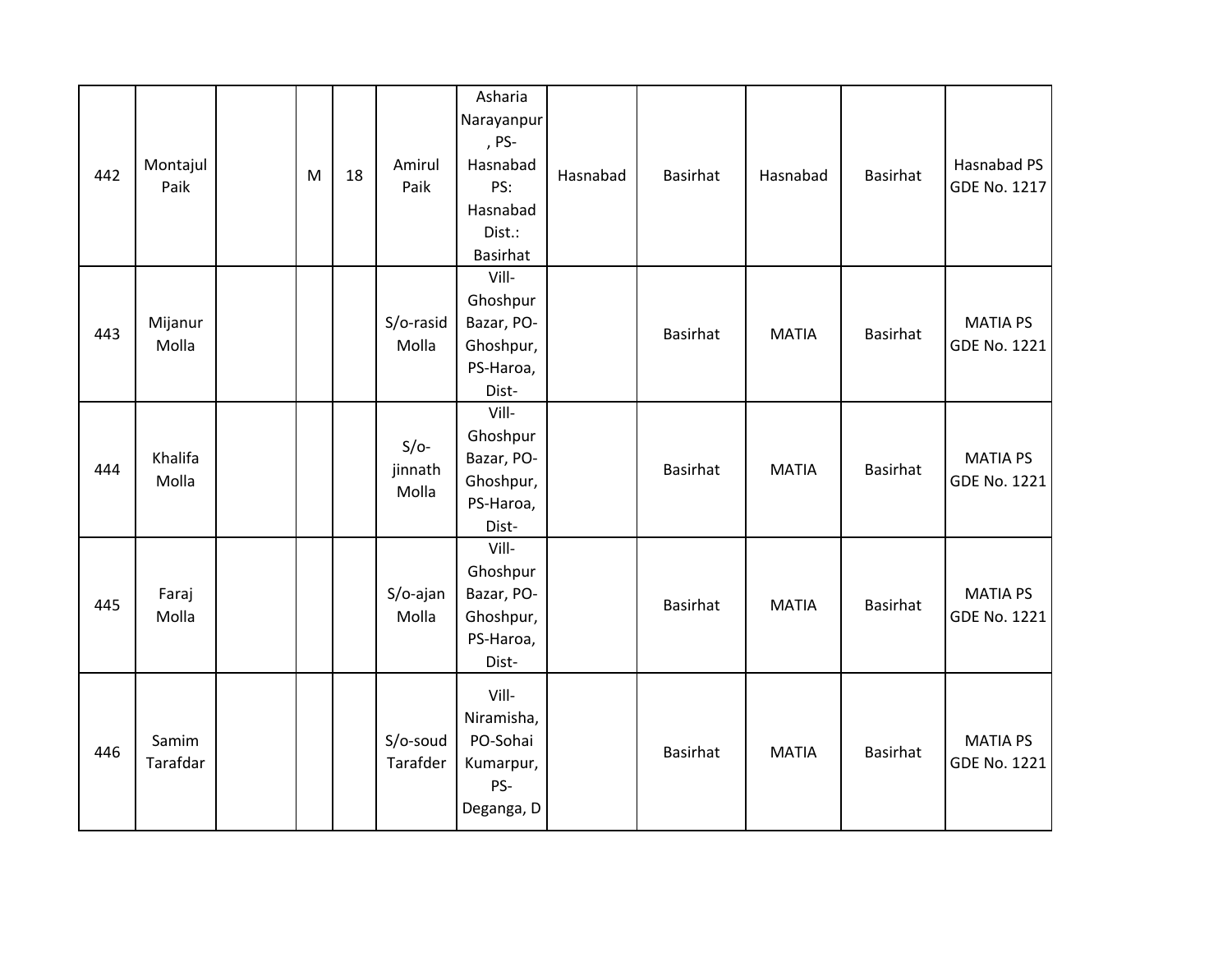| 442 | Montajul Paik | | M | 18 | Amirul Paik | Asharia Narayanpur , PS-Hasnabad PS: Hasnabad Dist.: Basirhat | Hasnabad | Basirhat | Hasnabad | Basirhat | Hasnabad PS GDE No. 1217 |
|---|---|---|---|---|---|---|---|---|---|---|---|
| 443 | Mijanur Molla | | | | S/o-rasid Molla | Vill-Ghoshpur Bazar, PO-Ghoshpur, PS-Haroa, Dist- | | Basirhat | MATIA | Basirhat | MATIA PS GDE No. 1221 |
| 444 | Khalifa Molla | | | | S/o-jinnath Molla | Vill-Ghoshpur Bazar, PO-Ghoshpur, PS-Haroa, Dist- | | Basirhat | MATIA | Basirhat | MATIA PS GDE No. 1221 |
| 445 | Faraj Molla | | | | S/o-ajan Molla | Vill-Ghoshpur Bazar, PO-Ghoshpur, PS-Haroa, Dist- | | Basirhat | MATIA | Basirhat | MATIA PS GDE No. 1221 |
| 446 | Samim Tarafdar | | | | S/o-soud Tarafder | Vill-Niramisha, PO-Sohai Kumarpur, PS-Deganga, D | | Basirhat | MATIA | Basirhat | MATIA PS GDE No. 1221 |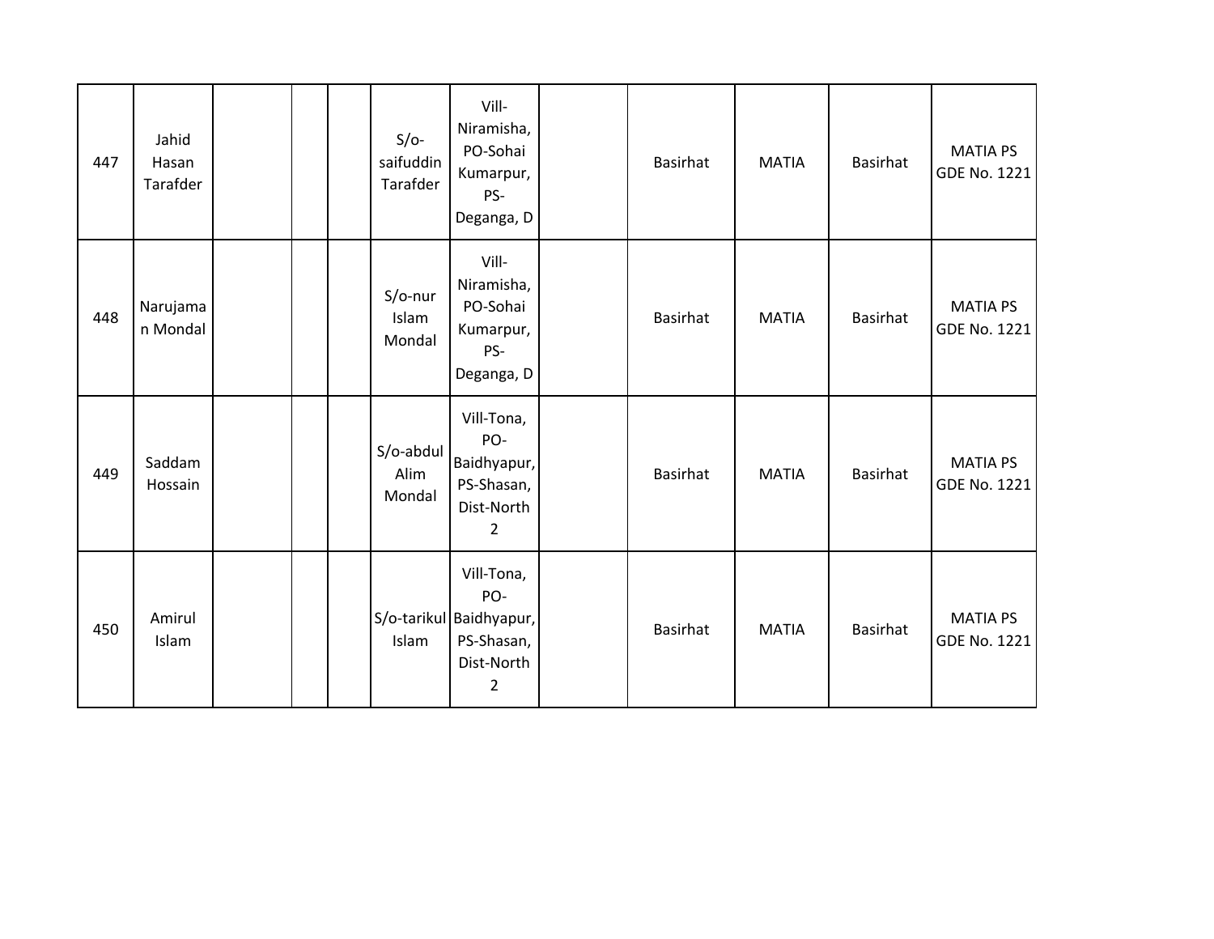| | | | | | | | | | | | |
|---|---|---|---|---|---|---|---|---|---|---|---|
| 447 | Jahid Hasan Tarafder | | | | S/o-saifuddin Tarafder | Vill-Niramisha, PO-Sohai Kumarpur, PS-Deganga, D | | Basirhat | MATIA | Basirhat | MATIA PS GDE No. 1221 |
| 448 | Narujaman Mondal | | | | S/o-nur Islam Mondal | Vill-Niramisha, PO-Sohai Kumarpur, PS-Deganga, D | | Basirhat | MATIA | Basirhat | MATIA PS GDE No. 1221 |
| 449 | Saddam Hossain | | | | S/o-abdul Alim Mondal | Vill-Tona, PO-Baidhyapur, PS-Shasan, Dist-North 2 | | Basirhat | MATIA | Basirhat | MATIA PS GDE No. 1221 |
| 450 | Amirul Islam | | | | S/o-tarikul Islam | Vill-Tona, PO-Baidhyapur, PS-Shasan, Dist-North 2 | | Basirhat | MATIA | Basirhat | MATIA PS GDE No. 1221 |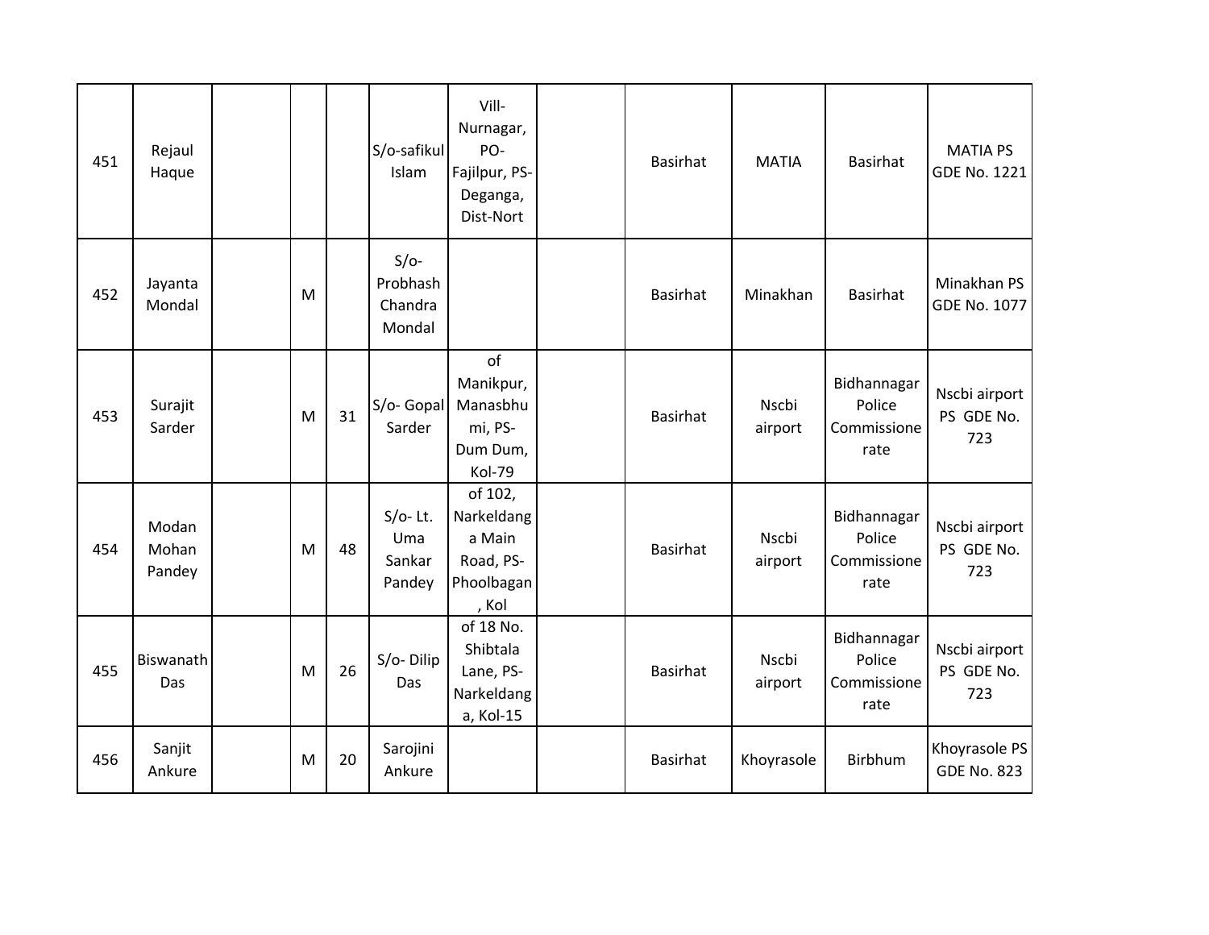| 451 | Rejaul Haque | | | | S/o-safikul Islam | Vill-Nurnagar, PO-Fajilpur, PS-Deganga, Dist-Nort | | Basirhat | MATIA | Basirhat | MATIA PS GDE No. 1221 |
|---|---|---|---|---|---|---|---|---|---|---|---|
| 452 | Jayanta Mondal | | M | | S/o-Probhash Chandra Mondal | | | Basirhat | Minakhan | Basirhat | Minakhan PS GDE No. 1077 |
| 453 | Surajit Sarder | | M | 31 | S/o- Gopal Sarder | of Manikpur, Manasbhumi, PS-Dum Dum, Kol-79 | | Basirhat | Nscbi airport | Bidhannagar Police Commissionerate | Nscbi airport PS GDE No. 723 |
| 454 | Modan Mohan Pandey | | M | 48 | S/o- Lt. Uma Sankar Pandey | of 102, Narkeldanga Main Road, PS-Phoolbagan, Kol | | Basirhat | Nscbi airport | Bidhannagar Police Commissionerate | Nscbi airport PS GDE No. 723 |
| 455 | Biswanath Das | | M | 26 | S/o- Dilip Das | of 18 No. Shibtala Lane, PS-Narkeldanga, Kol-15 | | Basirhat | Nscbi airport | Bidhannagar Police Commissionerate | Nscbi airport PS GDE No. 723 |
| 456 | Sanjit Ankure | | M | 20 | Sarojini Ankure | | | Basirhat | Khoyrasole | Birbhum | Khoyrasole PS GDE No. 823 |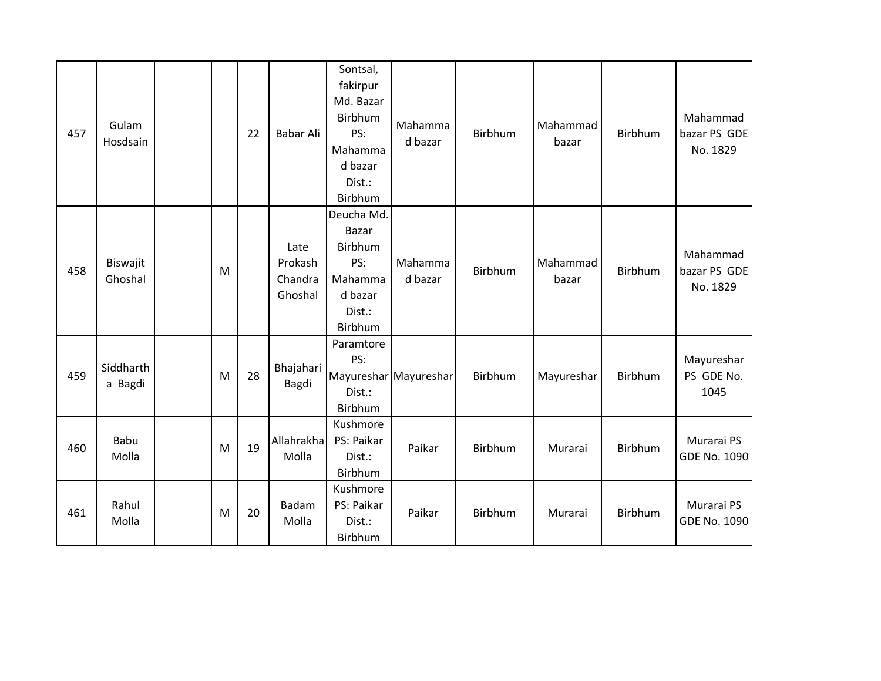| 457 | Gulam Hosdsain | | | 22 | Babar Ali | Sontsal, fakirpur Md. Bazar Birbhum PS: Mahammad bazar Dist.: Birbhum | Mahammad bazar | Birbhum | Mahammad bazar | Birbhum | Mahammad bazar PS GDE No. 1829 |
|---|---|---|---|---|---|---|---|---|---|---|---|
| 458 | Biswajit Ghoshal | | M | | Late Prokash Chandra Ghoshal | Deucha Md. Bazar Birbhum PS: Mahammad bazar Dist.: Birbhum | Mahammad bazar | Birbhum | Mahammad bazar | Birbhum | Mahammad bazar PS GDE No. 1829 |
| 459 | Siddhartha Bagdi | | M | 28 | Bhajahari Bagdi | Paramtore PS: Mayureshar Dist.: Birbhum | Mayureshar | Birbhum | Mayureshar | Birbhum | Mayureshar PS GDE No. 1045 |
| 460 | Babu Molla | | M | 19 | Allahrakha Molla | Kushmore PS: Paikar Dist.: Birbhum | Paikar | Birbhum | Murarai | Birbhum | Murarai PS GDE No. 1090 |
| 461 | Rahul Molla | | M | 20 | Badam Molla | Kushmore PS: Paikar Dist.: Birbhum | Paikar | Birbhum | Murarai | Birbhum | Murarai PS GDE No. 1090 |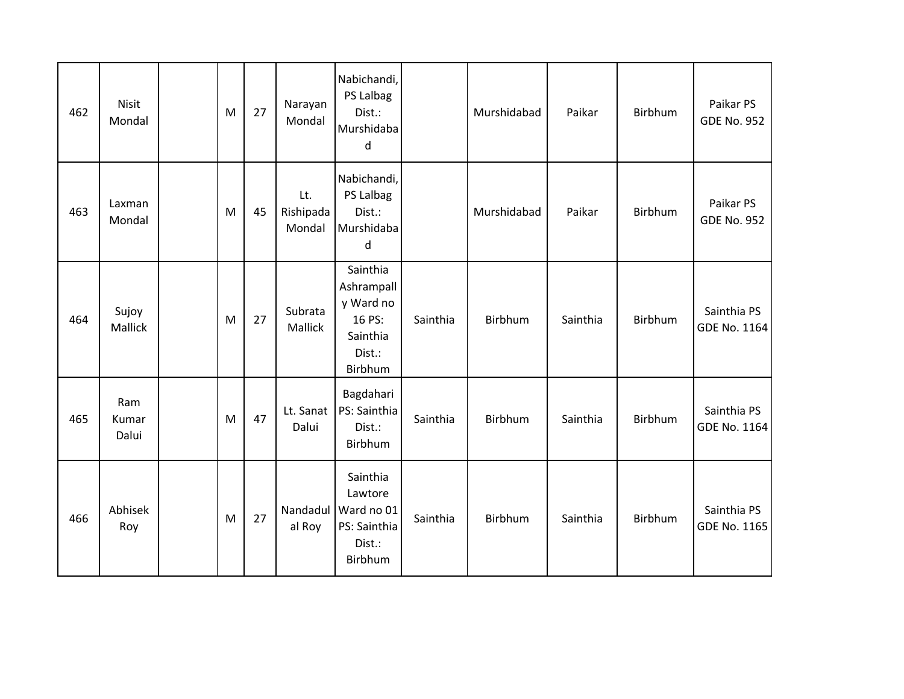| 462 | Nisit Mondal | | M | 27 | Narayan Mondal | Nabichandi, PS Lalbag Dist.: Murshidabad | | Murshidabad | Paikar | Birbhum | Paikar PS GDE No. 952 |
|---|---|---|---|---|---|---|---|---|---|---|---|
| 463 | Laxman Mondal | | M | 45 | Lt. Rishipada Mondal | Nabichandi, PS Lalbag Dist.: Murshidabad | | Murshidabad | Paikar | Birbhum | Paikar PS GDE No. 952 |
| 464 | Sujoy Mallick | | M | 27 | Subrata Mallick | Sainthia Ashrampally Ward no 16 PS: Sainthia Dist.: Birbhum | Sainthia | Birbhum | Sainthia | Birbhum | Sainthia PS GDE No. 1164 |
| 465 | Ram Kumar Dalui | | M | 47 | Lt. Sanat Dalui | Bagdahari PS: Sainthia Dist.: Birbhum | Sainthia | Birbhum | Sainthia | Birbhum | Sainthia PS GDE No. 1164 |
| 466 | Abhisek Roy | | M | 27 | Nandadulal Roy | Sainthia Lawtore Ward no 01 PS: Sainthia Dist.: Birbhum | Sainthia | Birbhum | Sainthia | Birbhum | Sainthia PS GDE No. 1165 |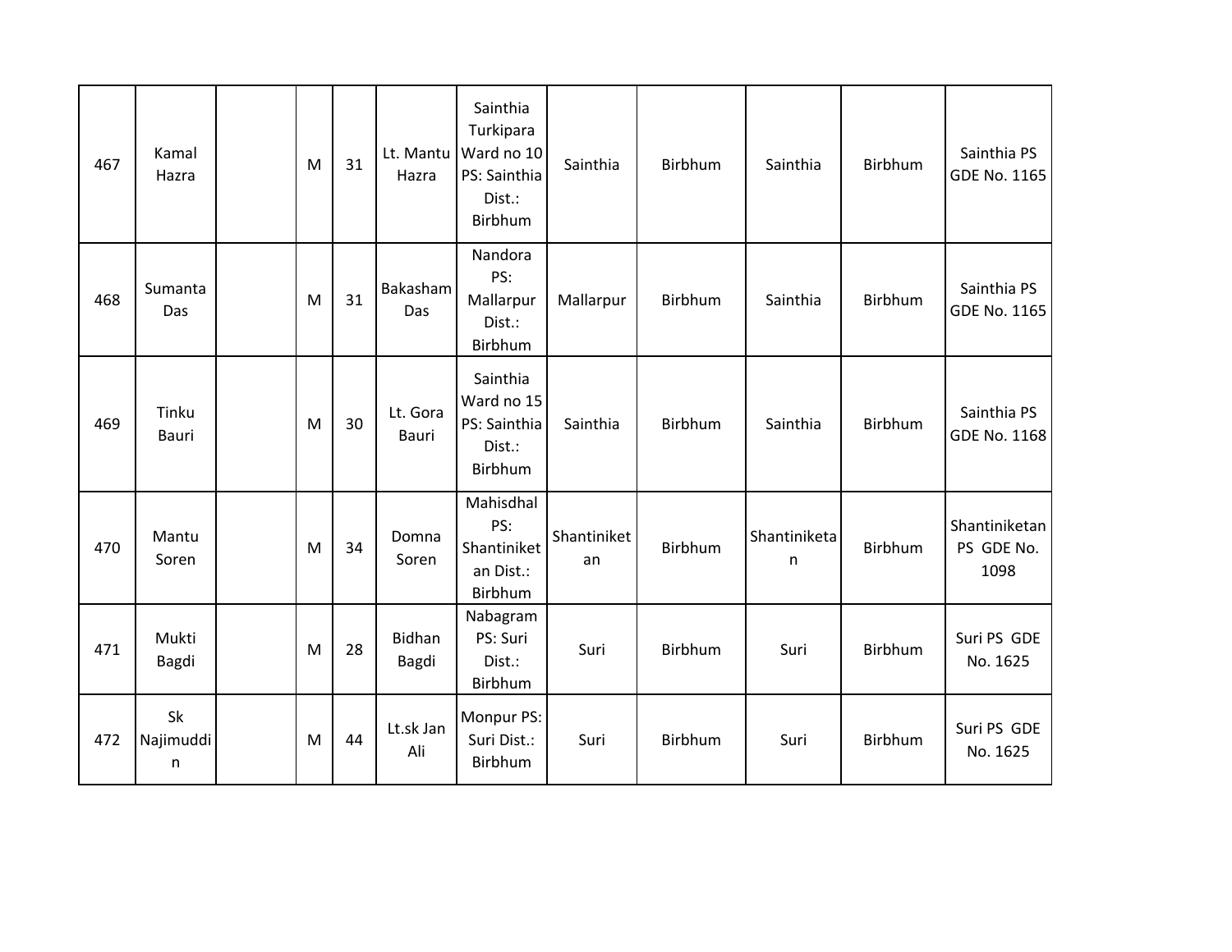| 467 | Kamal Hazra | | M | 31 | Lt. Mantu Hazra | Sainthia Turkipara Ward no 10 PS: Sainthia Dist.: Birbhum | Sainthia | Birbhum | Sainthia | Birbhum | Sainthia PS GDE No. 1165 |
|---|---|---|---|---|---|---|---|---|---|---|---|
| 468 | Sumanta Das | | M | 31 | Bakasham Das | Nandora PS: Mallarpur Dist.: Birbhum | Mallarpur | Birbhum | Sainthia | Birbhum | Sainthia PS GDE No. 1165 |
| 469 | Tinku Bauri | | M | 30 | Lt. Gora Bauri | Sainthia Ward no 15 PS: Sainthia Dist.: Birbhum | Sainthia | Birbhum | Sainthia | Birbhum | Sainthia PS GDE No. 1168 |
| 470 | Mantu Soren | | M | 34 | Domna Soren | Mahisdhal PS: Shantiniketan Dist.: Birbhum | Shantiniketan | Birbhum | Shantiniketan | Birbhum | Shantiniketan PS GDE No. 1098 |
| 471 | Mukti Bagdi | | M | 28 | Bidhan Bagdi | Nabagram PS: Suri Dist.: Birbhum | Suri | Birbhum | Suri | Birbhum | Suri PS GDE No. 1625 |
| 472 | Sk Najimuddin | | M | 44 | Lt.sk Jan Ali | Monpur PS: Suri Dist.: Birbhum | Suri | Birbhum | Suri | Birbhum | Suri PS GDE No. 1625 |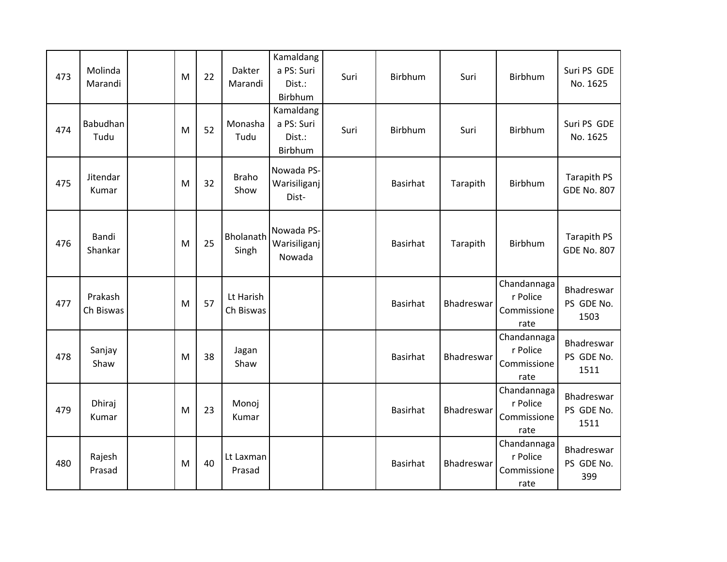| | | | | | | | | | | | |
|---|---|---|---|---|---|---|---|---|---|---|---|
| 473 | Molinda Marandi | | M | 22 | Dakter Marandi | Kamaldanga PS: Suri Dist.: Birbhum | Suri | Birbhum | Suri | Birbhum | Suri PS GDE No. 1625 |
| 474 | Babudhan Tudu | | M | 52 | Monasha Tudu | Kamaldanga PS: Suri Dist.: Birbhum | Suri | Birbhum | Suri | Birbhum | Suri PS GDE No. 1625 |
| 475 | Jitendar Kumar | | M | 32 | Braho Show | Nowada PS-Warisiliganj Dist- | | Basirhat | Tarapith | Birbhum | Tarapith PS GDE No. 807 |
| 476 | Bandi Shankar | | M | 25 | Bholanath Singh | Nowada PS-Warisiliganj Nowada | | Basirhat | Tarapith | Birbhum | Tarapith PS GDE No. 807 |
| 477 | Prakash Ch Biswas | | M | 57 | Lt Harish Ch Biswas | | | Basirhat | Bhadreswar | Chandannagar Police Commissionerate | Bhadreswar PS GDE No. 1503 |
| 478 | Sanjay Shaw | | M | 38 | Jagan Shaw | | | Basirhat | Bhadreswar | Chandannagar Police Commissionerate | Bhadreswar PS GDE No. 1511 |
| 479 | Dhiraj Kumar | | M | 23 | Monoj Kumar | | | Basirhat | Bhadreswar | Chandannagar Police Commissionerate | Bhadreswar PS GDE No. 1511 |
| 480 | Rajesh Prasad | | M | 40 | Lt Laxman Prasad | | | Basirhat | Bhadreswar | Chandannagar Police Commissionerate | Bhadreswar PS GDE No. 399 |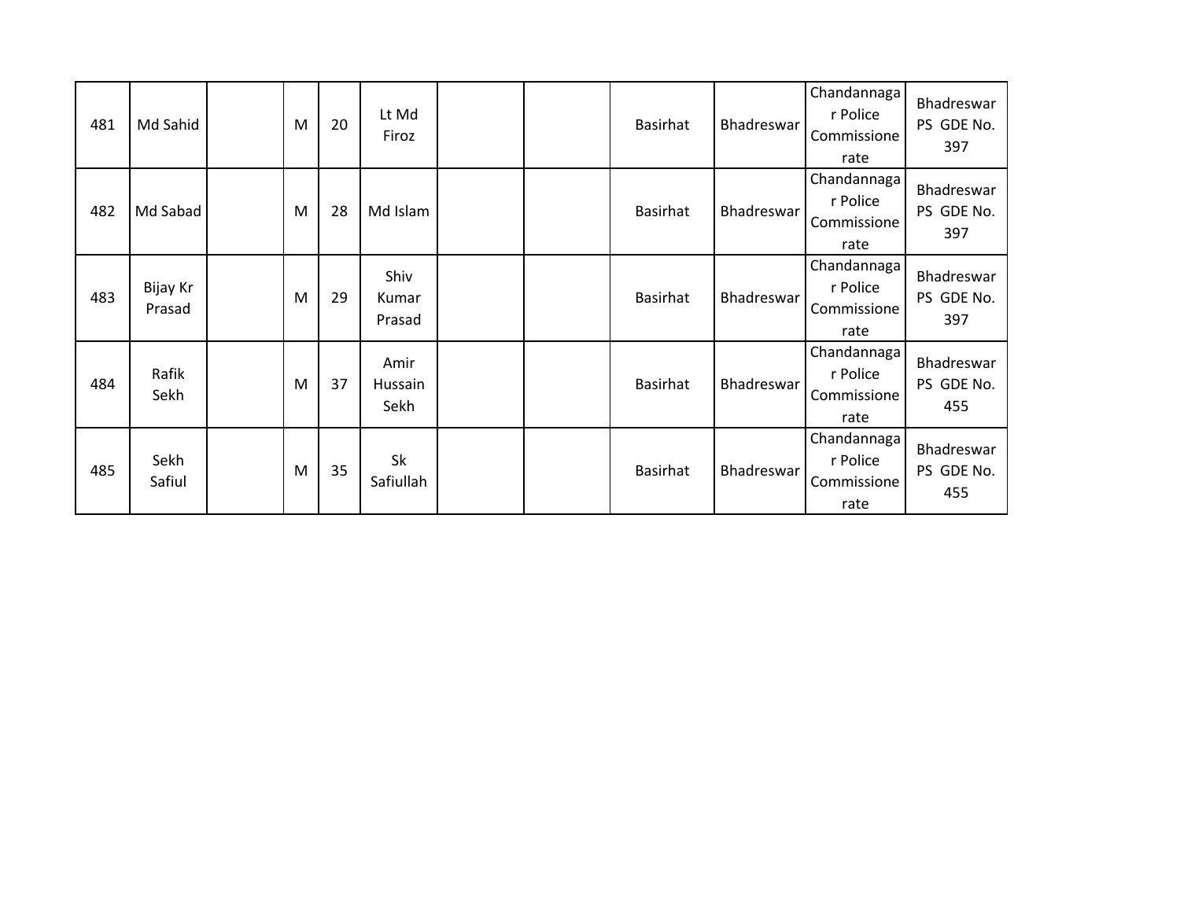| | | | | | | | | | | | |
|---|---|---|---|---|---|---|---|---|---|---|---|
| 481 | Md Sahid | | M | 20 | Lt Md Firoz | | | Basirhat | Bhadreswar | Chandannagar Police Commissionerate | Bhadreswar PS GDE No. 397 |
| 482 | Md Sabad | | M | 28 | Md Islam | | | Basirhat | Bhadreswar | Chandannagar Police Commissionerate | Bhadreswar PS GDE No. 397 |
| 483 | Bijay Kr Prasad | | M | 29 | Shiv Kumar Prasad | | | Basirhat | Bhadreswar | Chandannagar Police Commissionerate | Bhadreswar PS GDE No. 397 |
| 484 | Rafik Sekh | | M | 37 | Amir Hussain Sekh | | | Basirhat | Bhadreswar | Chandannagar Police Commissionerate | Bhadreswar PS GDE No. 455 |
| 485 | Sekh Safiul | | M | 35 | Sk Safiullah | | | Basirhat | Bhadreswar | Chandannagar Police Commissionerate | Bhadreswar PS GDE No. 455 |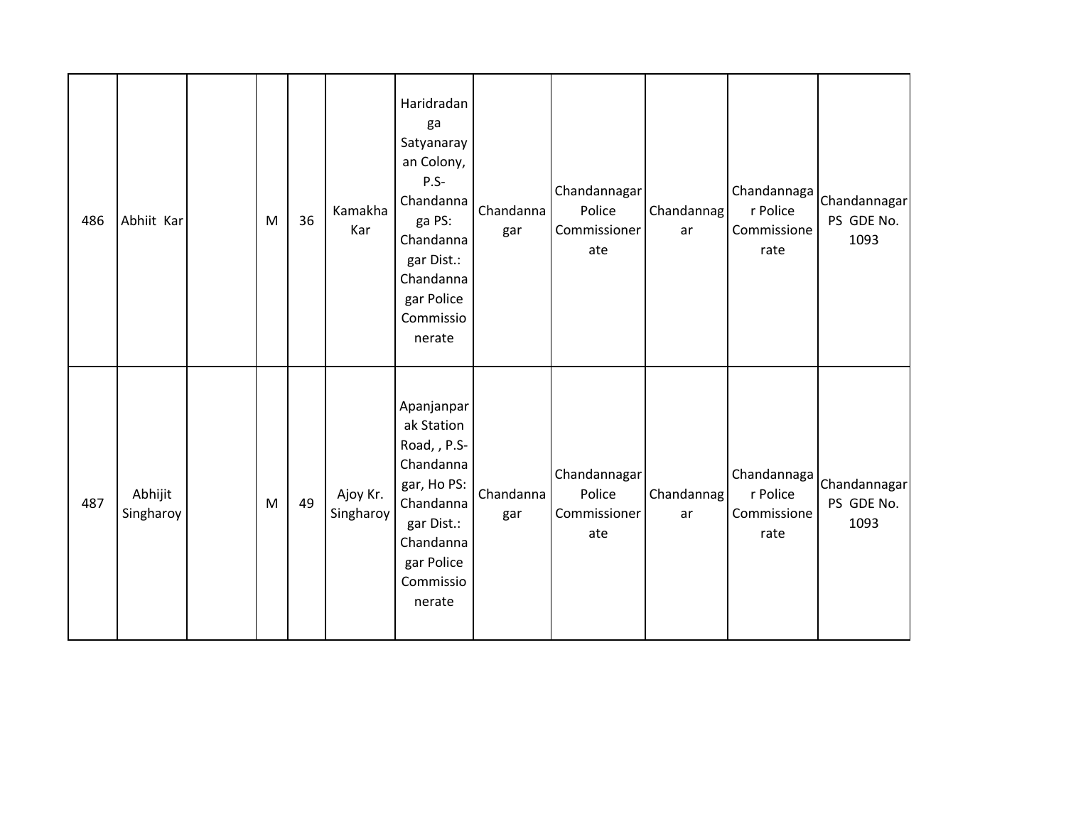| 486 | Abhiit Kar | | M | 36 | Kamakha Kar | Haridradanga Satyanarayan Colony, P.S- Chandannaga PS: Chandannagar Dist.: Chandannagar Police Commissionerate | Chandannagar | Chandannagar Police Commissionerate | Chandannagar | Chandannagar Police Commissionerate | Chandannagar PS GDE No. 1093 |
|---|---|---|---|---|---|---|---|---|---|---|---|
| 487 | Abhijit Singharoy | | M | 49 | Ajoy Kr. Singharoy | Apanjanparak Station Road, , P.S- Chandannagar, Ho PS: Chandannagar Dist.: Chandannagar Police Commissionerate | Chandannagar | Chandannagar Police Commissionerate | Chandannagar | Chandannagar Police Commissionerate | Chandannagar PS GDE No. 1093 |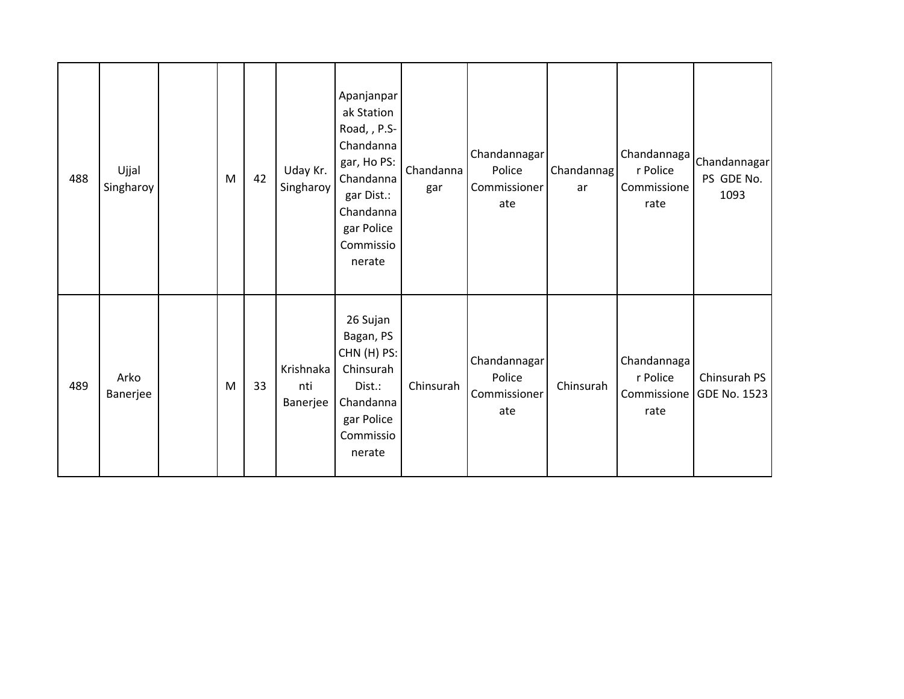| | | | | | | | | | | | |
|---|---|---|---|---|---|---|---|---|---|---|---|
| 488 | Ujjal Singharoy | | M | 42 | Uday Kr. Singharoy | Apanjanparak Station Road, , P.S- Chandannagar, Ho PS: Chandannagar Dist.: Chandannagar Police Commissionerate | Chandannagar | Chandannagar Police Commissionerate | Chandannagar | Chandannagar Police Commissionerate | Chandannagar PS GDE No. 1093 |
| 489 | Arko Banerjee | | M | 33 | Krishnakanti Banerjee | 26 Sujan Bagan, PS CHN (H) PS: Chinsurah Dist.: Chandannagar Police Commissionerate | Chinsurah | Chandannagar Police Commissionerate | Chinsurah | Chandannagar Police Commissionerate | Chinsurah PS GDE No. 1523 |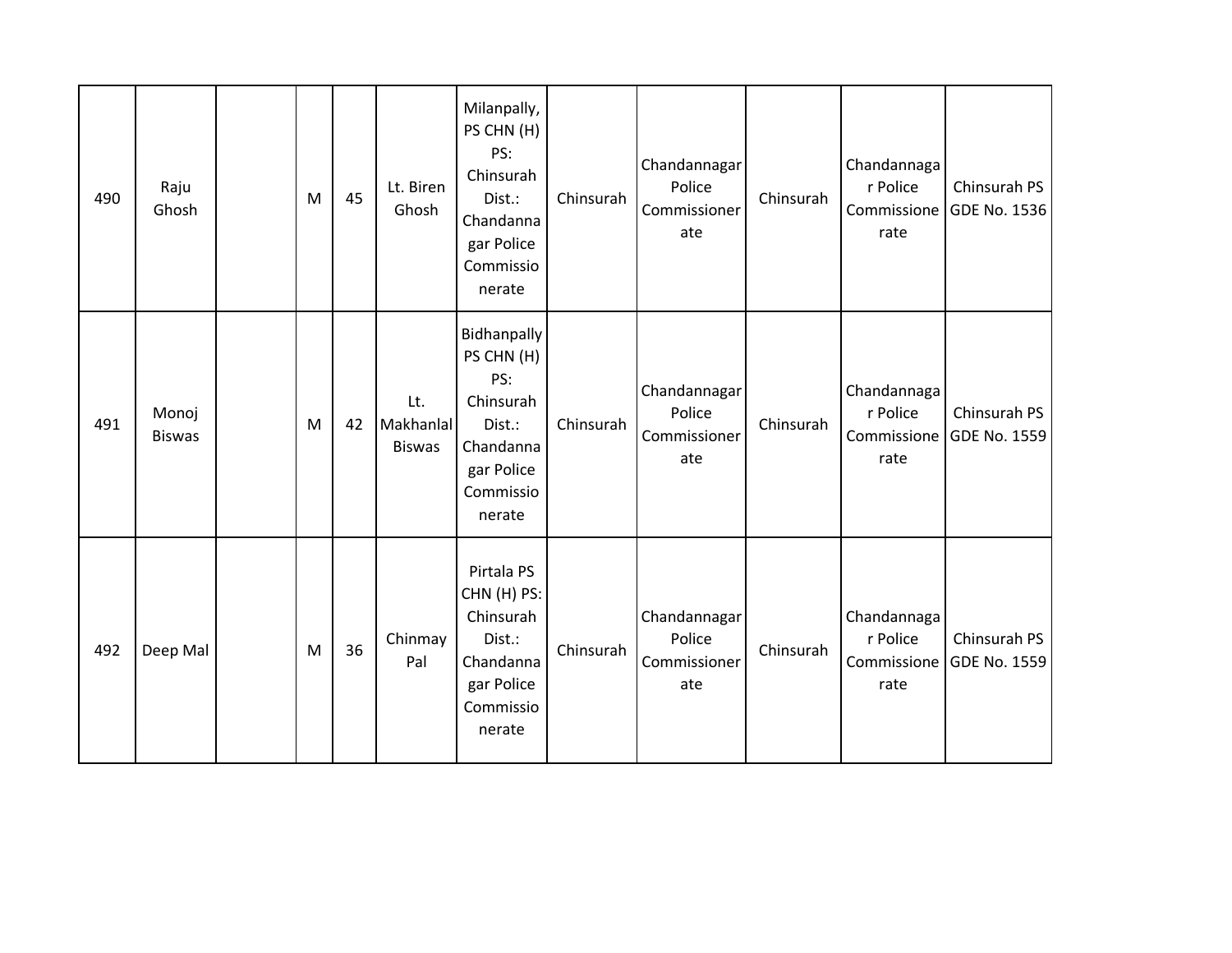| 490 | Raju Ghosh | | M | 45 | Lt. Biren Ghosh | Milanpally, PS CHN (H) PS: Chinsurah Dist.: Chandannagar Police Commissionerate | Chinsurah | Chandannagar Police Commissionerate | Chinsurah | Chandannagar Police Commissionerate | Chinsurah PS GDE No. 1536 |
|---|---|---|---|---|---|---|---|---|---|---|---|
| 491 | Monoj Biswas | | M | 42 | Lt. Makhanlal Biswas | Bidhanpally PS CHN (H) PS: Chinsurah Dist.: Chandannagar Police Commissionerate | Chinsurah | Chandannagar Police Commissionerate | Chinsurah | Chandannagar Police Commissionerate | Chinsurah PS GDE No. 1559 |
| 492 | Deep Mal | | M | 36 | Chinmay Pal | Pirtala PS CHN (H) PS: Chinsurah Dist.: Chandannagar Police Commissionerate | Chinsurah | Chandannagar Police Commissionerate | Chinsurah | Chandannagar Police Commissionerate | Chinsurah PS GDE No. 1559 |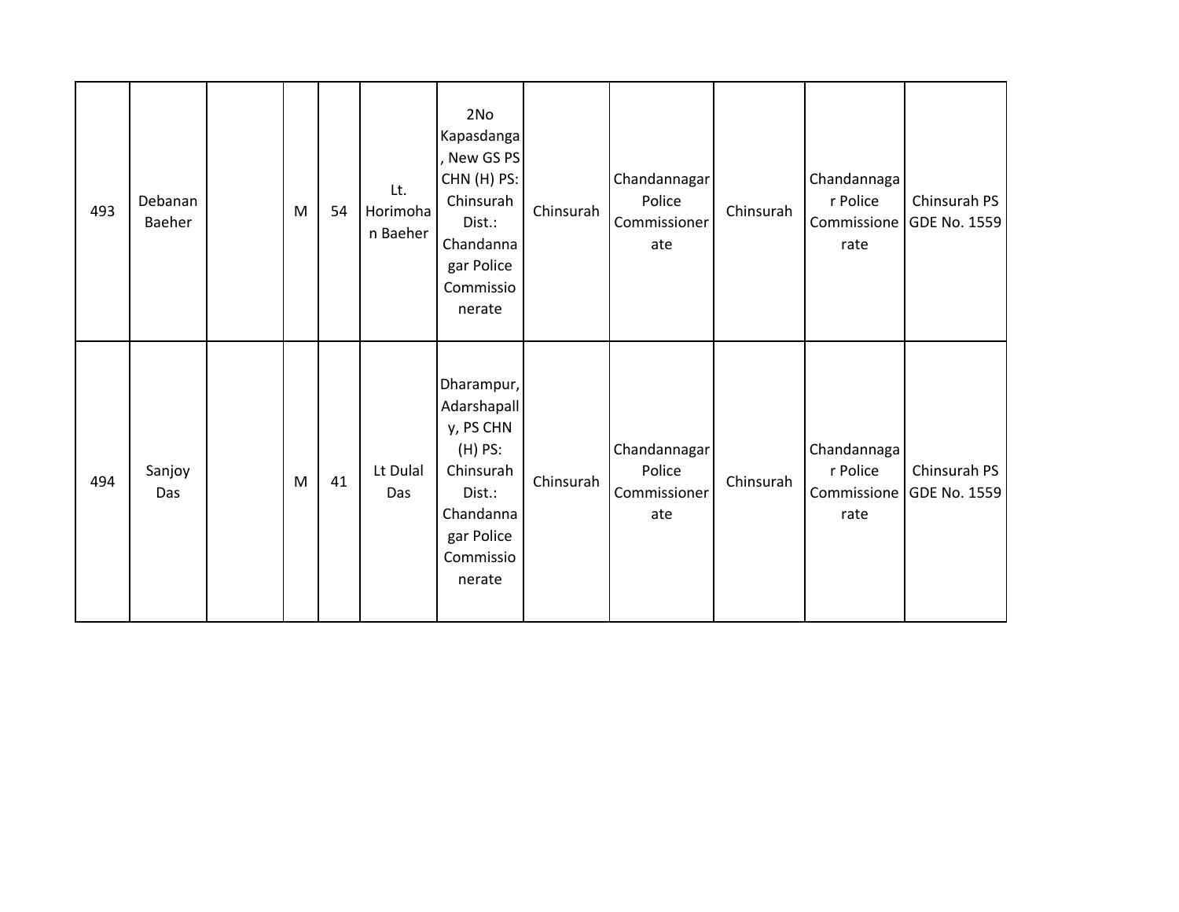| | | | | | | | | | | | |
|---|---|---|---|---|---|---|---|---|---|---|---|
| 493 | Debanan Baeher | | M | 54 | Lt. Horimohan Baeher | 2No Kapasdanga, New GS PS CHN (H) PS: Chinsurah Dist.: Chandannagar Police Commissionerate | Chinsurah | Chandannagar Police Commissionerate | Chinsurah | Chandannagar Police Commissionerate | Chinsurah PS GDE No. 1559 |
| 494 | Sanjoy Das | | M | 41 | Lt Dulal Das | Dharampur, Adarshapally, PS CHN (H) PS: Chinsurah Dist.: Chandannagar Police Commissionerate | Chinsurah | Chandannagar Police Commissionerate | Chinsurah | Chandannagar Police Commissionerate | Chinsurah PS GDE No. 1559 |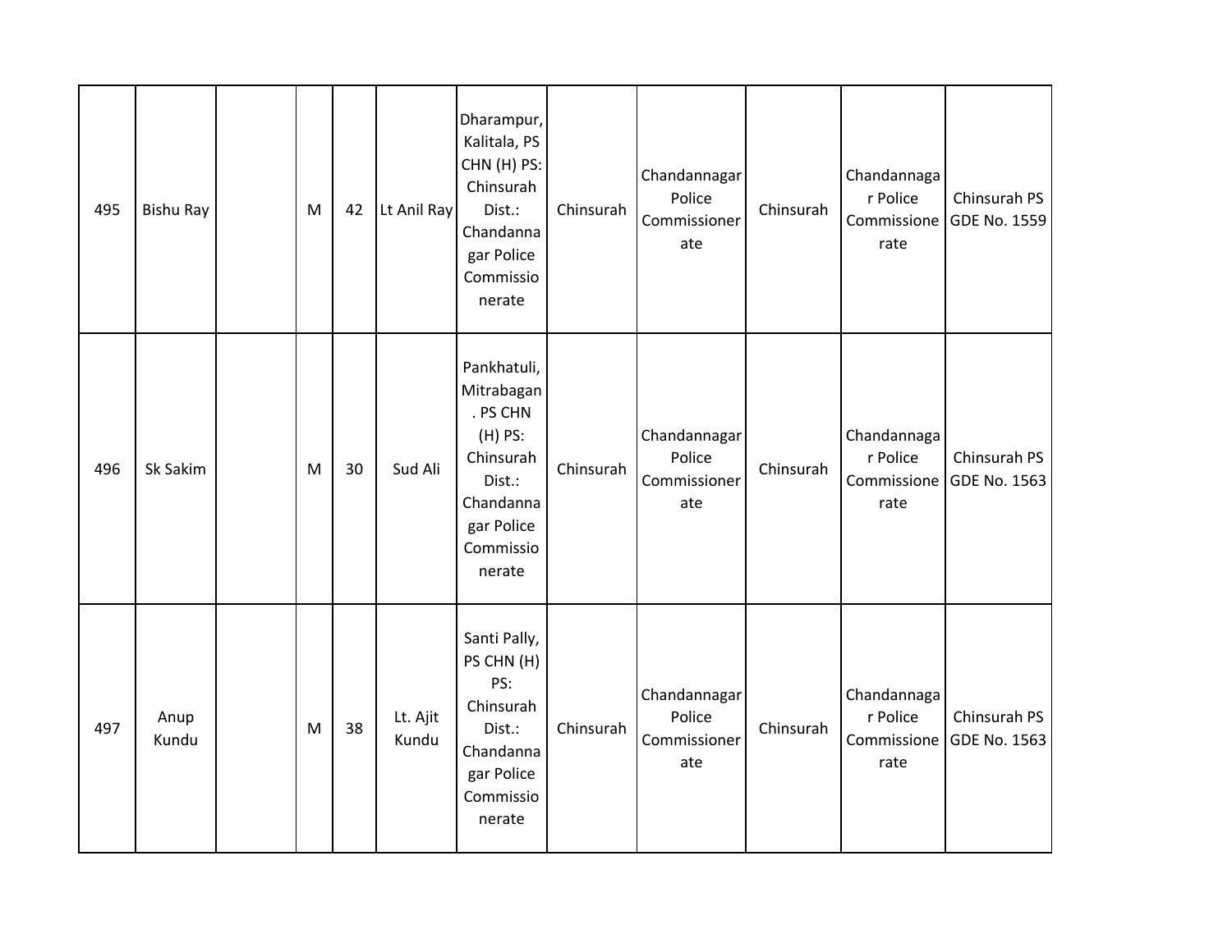| 495 | Bishu Ray | | M | 42 | Lt Anil Ray | Dharampur, Kalitala, PS CHN (H) PS: Chinsurah Dist.: Chandannagar Police Commissionerate | Chinsurah | Chandannagar Police Commissionerate | Chinsurah | Chandannagar Police Commissionerate | Chinsurah PS GDE No. 1559 |
|---|---|---|---|---|---|---|---|---|---|---|---|
| 496 | Sk Sakim | | M | 30 | Sud Ali | Pankhatuli, Mitrabagan. PS CHN (H) PS: Chinsurah Dist.: Chandannagar Police Commissionerate | Chinsurah | Chandannagar Police Commissionerate | Chinsurah | Chandannagar Police Commissionerate | Chinsurah PS GDE No. 1563 |
| 497 | Anup Kundu | | M | 38 | Lt. Ajit Kundu | Santi Pally, PS CHN (H) PS: Chinsurah Dist.: Chandannagar Police Commissionerate | Chinsurah | Chandannagar Police Commissionerate | Chinsurah | Chandannagar Police Commissionerate | Chinsurah PS GDE No. 1563 |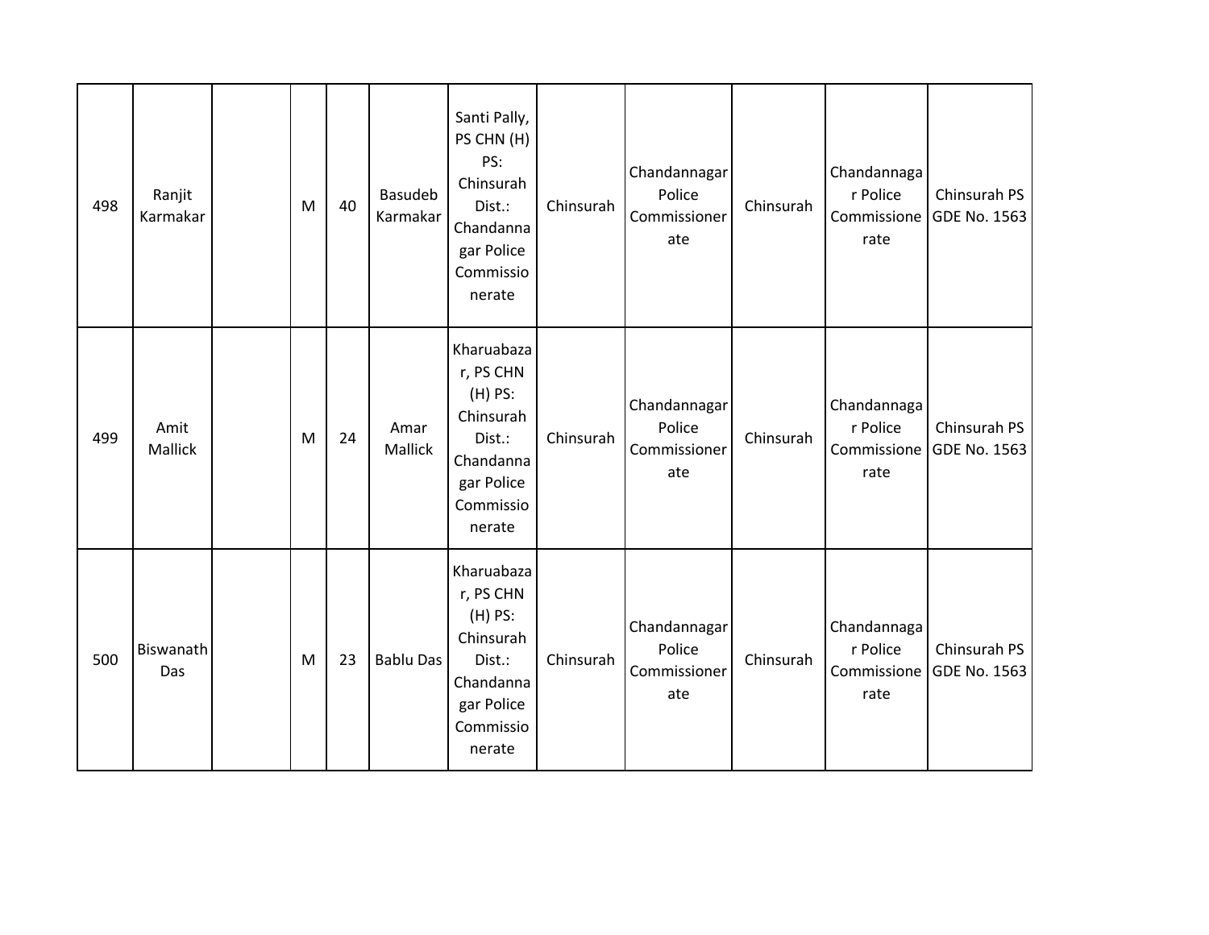| 498 | Ranjit Karmakar | | M | 40 | Basudeb Karmakar | Santi Pally, PS CHN (H) PS: Chinsurah Dist.: Chandannagar Police Commissionerate | Chinsurah | Chandannagar Police Commissionerate | Chinsurah | Chandannagar Police Commissionerate | Chinsurah PS GDE No. 1563 |
|---|---|---|---|---|---|---|---|---|---|---|---|
| 499 | Amit Mallick | | M | 24 | Amar Mallick | Kharuabazar, PS CHN (H) PS: Chinsurah Dist.: Chandannagar Police Commissionerate | Chinsurah | Chandannagar Police Commissionerate | Chinsurah | Chandannagar Police Commissionerate | Chinsurah PS GDE No. 1563 |
| 500 | Biswanath Das | | M | 23 | Bablu Das | Kharuabazar, PS CHN (H) PS: Chinsurah Dist.: Chandannagar Police Commissionerate | Chinsurah | Chandannagar Police Commissionerate | Chinsurah | Chandannagar Police Commissionerate | Chinsurah PS GDE No. 1563 |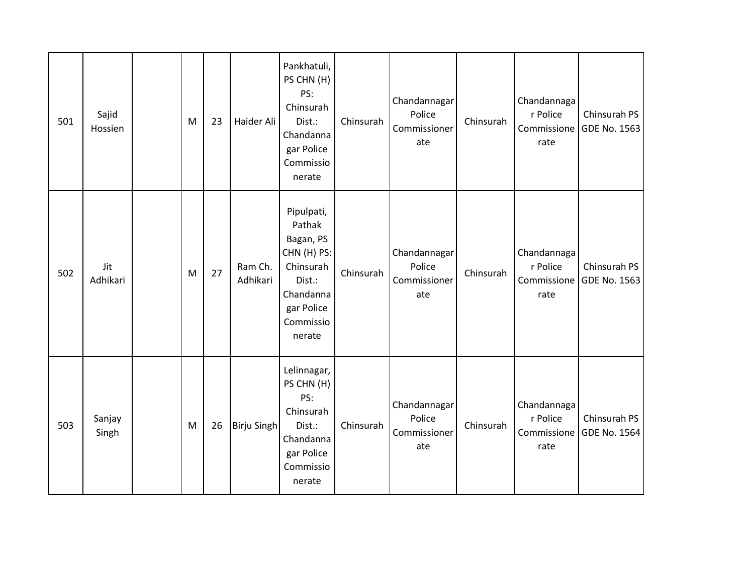| 501 | Sajid Hossien | | M | 23 | Haider Ali | Pankhatuli, PS CHN (H) PS: Chinsurah Dist.: Chandannagar Police Commissionerate | Chinsurah | Chandannagar Police Commissionerate | Chinsurah | Chandannagar Police Commissionerate | Chinsurah PS GDE No. 1563 |
|---|---|---|---|---|---|---|---|---|---|---|---|
| 502 | Jit Adhikari | | M | 27 | Ram Ch. Adhikari | Pipulpati, Pathak Bagan, PS CHN (H) PS: Chinsurah Dist.: Chandannagar Police Commissionerate | Chinsurah | Chandannagar Police Commissionerate | Chinsurah | Chandannagar Police Commissionerate | Chinsurah PS GDE No. 1563 |
| 503 | Sanjay Singh | | M | 26 | Birju Singh | Lelinnagar, PS CHN (H) PS: Chinsurah Dist.: Chandannagar Police Commissionerate | Chinsurah | Chandannagar Police Commissionerate | Chinsurah | Chandannagar Police Commissionerate | Chinsurah PS GDE No. 1564 |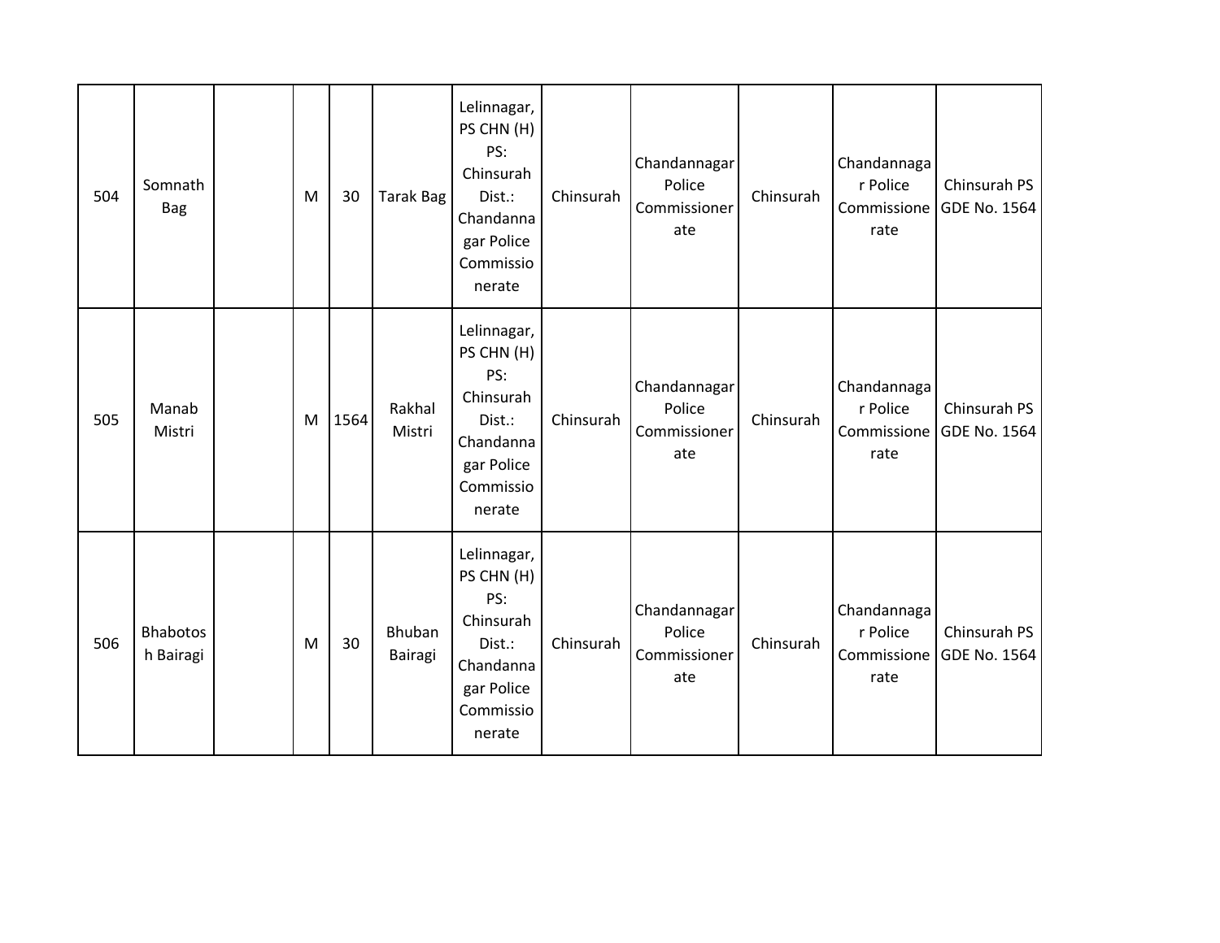| | | | | | | | | | | | |
|---|---|---|---|---|---|---|---|---|---|---|---|
| 504 | Somnath Bag | | M | 30 | Tarak Bag | Lelinnagar, PS CHN (H) PS: Chinsurah Dist.: Chandannagar Police Commissionerate | Chinsurah | Chandannagar Police Commissionerate | Chinsurah | Chandannagar Police Commissionerate | Chinsurah PS GDE No. 1564 |
| 505 | Manab Mistri | | M | 1564 | Rakhal Mistri | Lelinnagar, PS CHN (H) PS: Chinsurah Dist.: Chandannagar Police Commissionerate | Chinsurah | Chandannagar Police Commissionerate | Chinsurah | Chandannagar Police Commissionerate | Chinsurah PS GDE No. 1564 |
| 506 | Bhabotosh Bairagi | | M | 30 | Bhuban Bairagi | Lelinnagar, PS CHN (H) PS: Chinsurah Dist.: Chandannagar Police Commissionerate | Chinsurah | Chandannagar Police Commissionerate | Chinsurah | Chandannagar Police Commissionerate | Chinsurah PS GDE No. 1564 |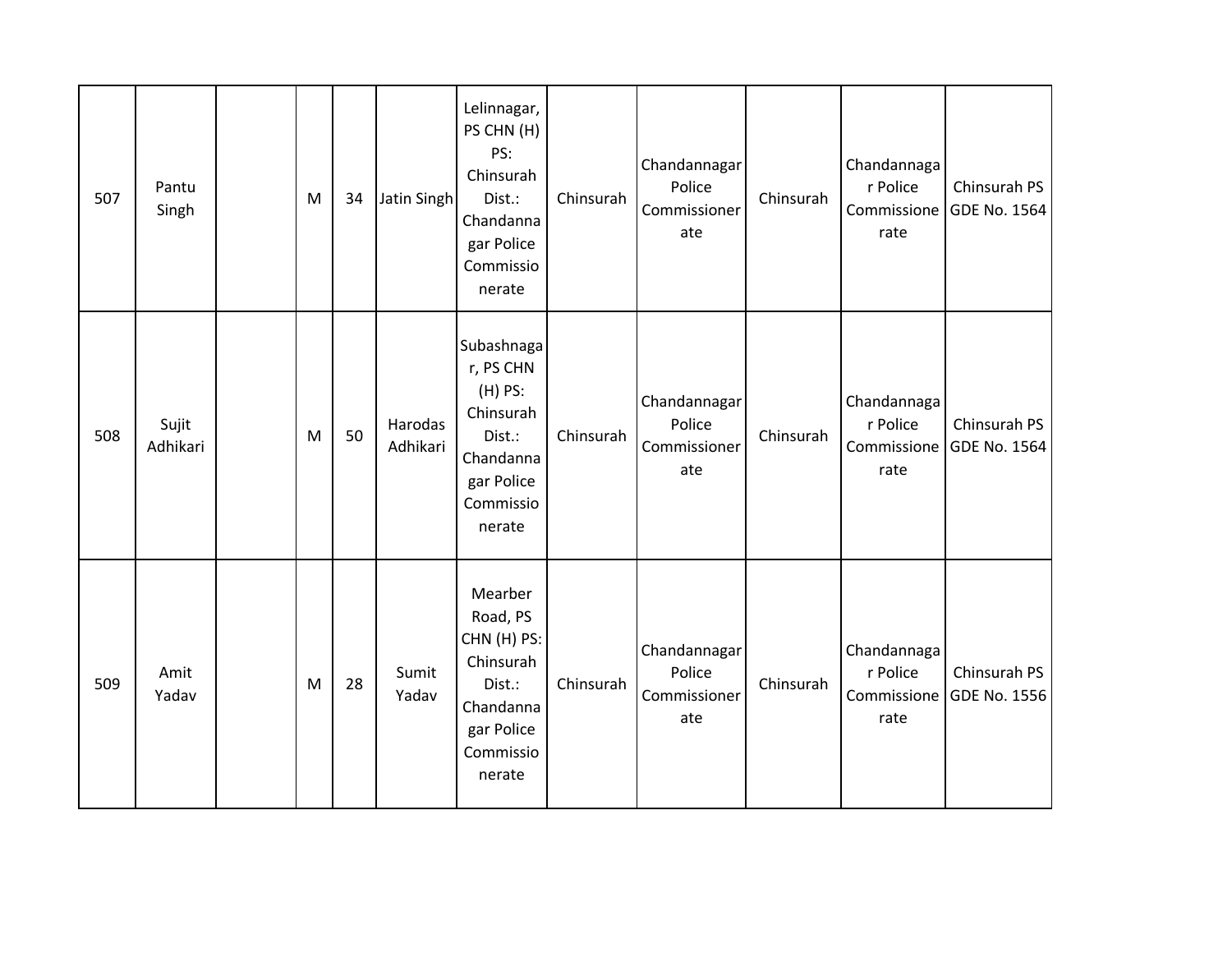| 507 | Pantu Singh | | M | 34 | Jatin Singh | Lelinnagar, PS CHN (H) PS: Chinsurah Dist.: Chandannagar Police Commissionerate | Chinsurah | Chandannagar Police Commissionerate | Chinsurah | Chandannagar Police Commissionerate | Chinsurah PS GDE No. 1564 |
|---|---|---|---|---|---|---|---|---|---|---|---|
| 508 | Sujit Adhikari | | M | 50 | Harodas Adhikari | Subashnagar, PS CHN (H) PS: Chinsurah Dist.: Chandannagar Police Commissionerate | Chinsurah | Chandannagar Police Commissionerate | Chinsurah | Chandannagar Police Commissionerate | Chinsurah PS GDE No. 1564 |
| 509 | Amit Yadav | | M | 28 | Sumit Yadav | Mearber Road, PS CHN (H) PS: Chinsurah Dist.: Chandannagar Police Commissionerate | Chinsurah | Chandannagar Police Commissionerate | Chinsurah | Chandannagar Police Commissionerate | Chinsurah PS GDE No. 1556 |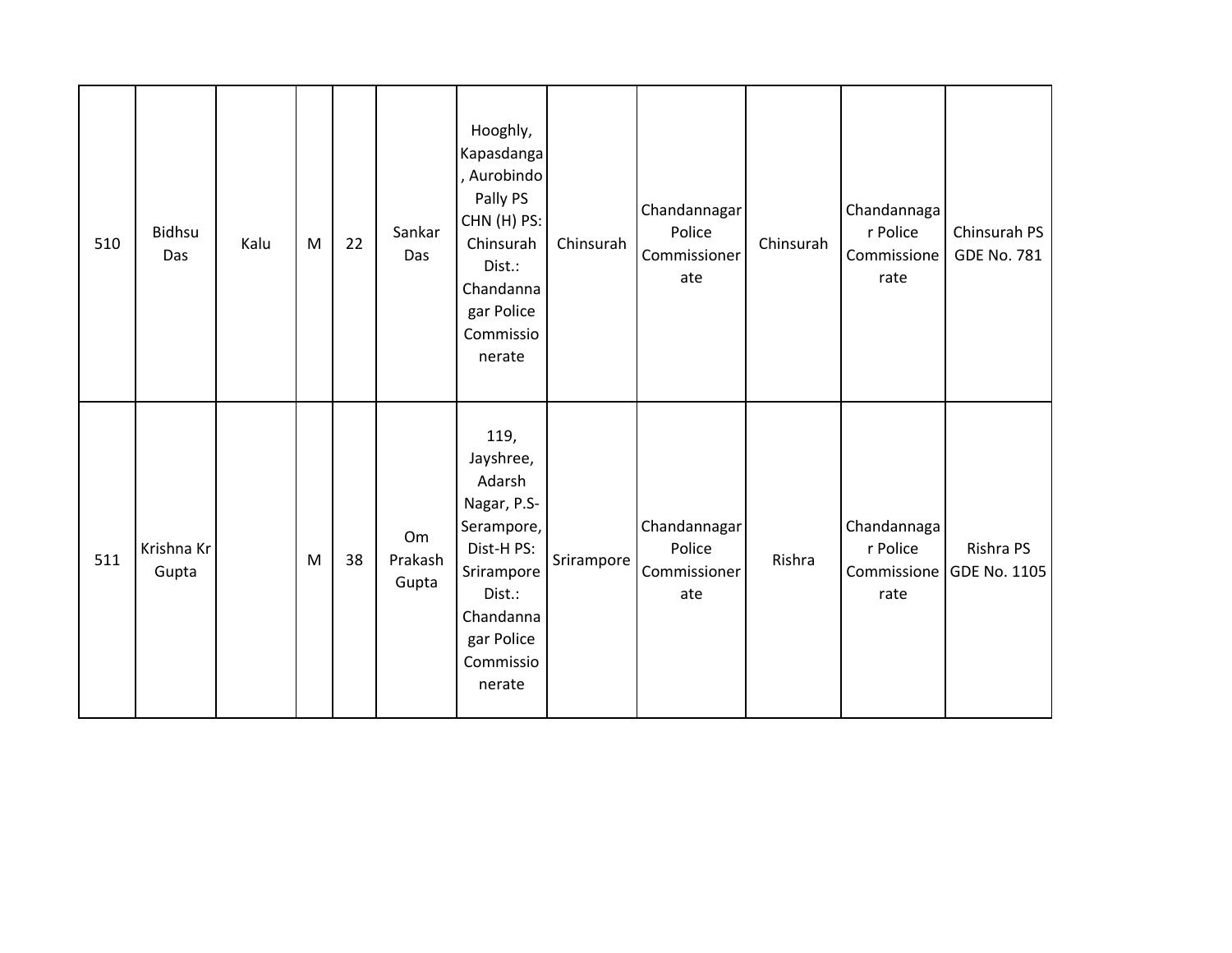| 510 | Bidhsu Das | Kalu | M | 22 | Sankar Das | Hooghly, Kapasdanga, Aurobindo Pally PS CHN (H) PS: Chinsurah Dist.: Chandannagar Police Commissionerate | Chinsurah | Chandannagar Police Commissionerate | Chinsurah | Chandannagar Police Commissionerate | Chinsurah PS GDE No. 781 |
|---|---|---|---|---|---|---|---|---|---|---|---|
| 511 | Krishna Kr Gupta | | M | 38 | Om Prakash Gupta | 119, Jayshree, Adarsh Nagar, P.S-Serampore, Dist-H PS: Srirampore Dist.: Chandannagar Police Commissionerate | Srirampore | Chandannagar Police Commissionerate | Rishra | Chandannagar Police Commissionerate | Rishra PS GDE No. 1105 |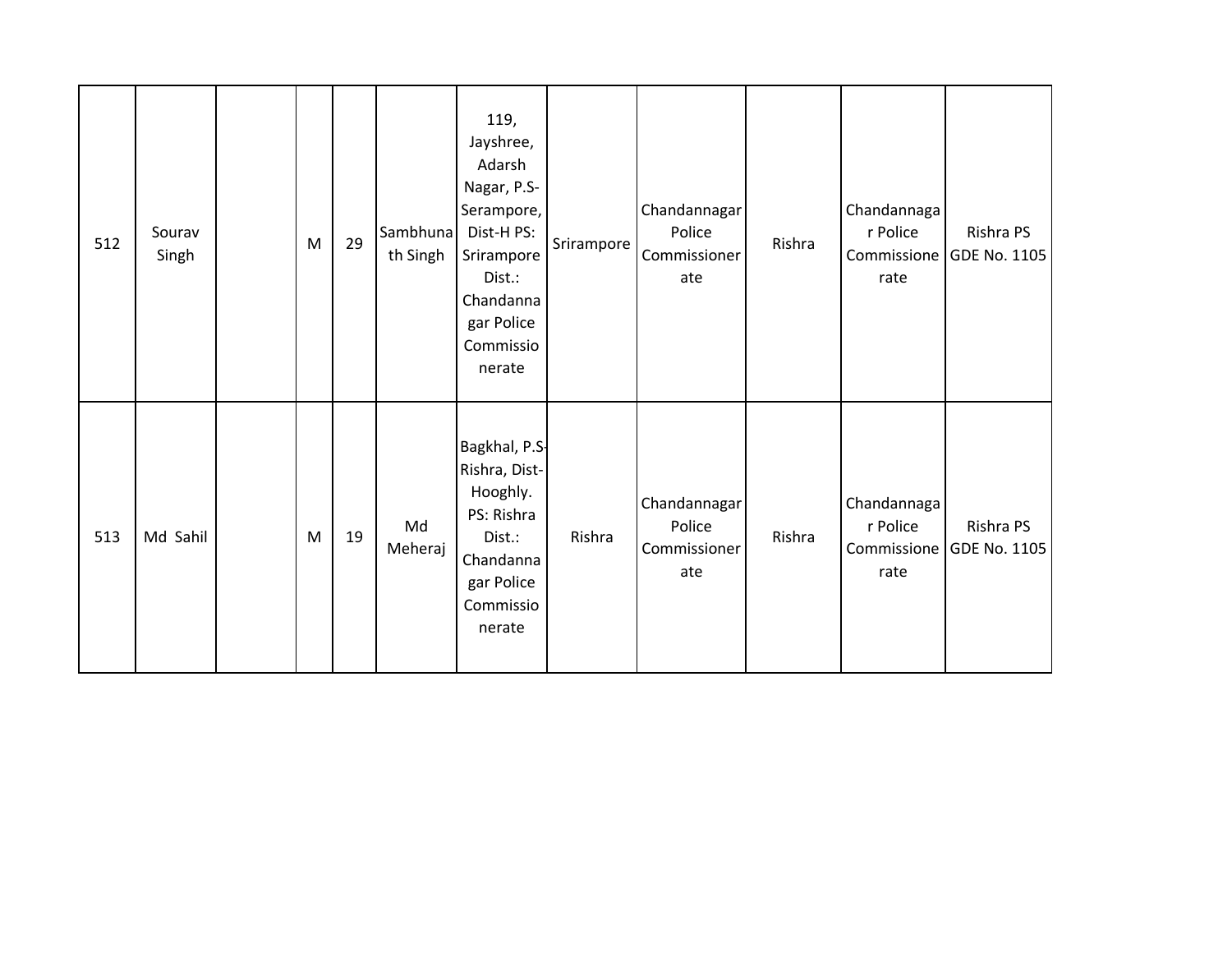| | | | | | | | | | | | |
|---|---|---|---|---|---|---|---|---|---|---|---|
| 512 | Sourav Singh | | M | 29 | Sambhunath Singh | 119, Jayshree, Adarsh Nagar, P.S-Serampore, Dist-H PS: Srirampore Dist.: Chandannagar Police Commissionerate | Srirampore | Chandannagar Police Commissionerate | Rishra | Chandannagar Police Commissionerate | Rishra PS GDE No. 1105 |
| 513 | Md Sahil | | M | 19 | Md Meheraj | Bagkhal, P.S-Rishra, Dist-Hooghly. PS: Rishra Dist.: Chandannagar Police Commissionerate | Rishra | Chandannagar Police Commissionerate | Rishra | Chandannagar Police Commissionerate | Rishra PS GDE No. 1105 |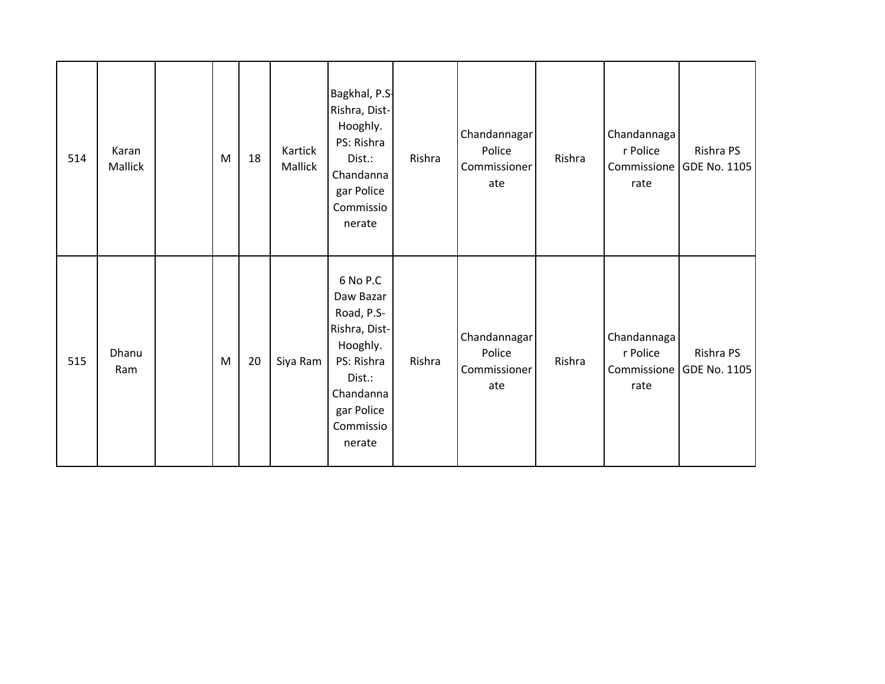| 514 | Karan Mallick | | M | 18 | Kartick Mallick | Bagkhal, P.S-Rishra, Dist-Hooghly. PS: Rishra Dist.: Chandannagar Police Commissionerate | Rishra | Chandannagar Police Commissionerate | Rishra | Chandannagar Police Commissionerate | Rishra PS GDE No. 1105 |
|---|---|---|---|---|---|---|---|---|---|---|---|
| 515 | Dhanu Ram | | M | 20 | Siya Ram | 6 No P.C Daw Bazar Road, P.S-Rishra, Dist-Hooghly. PS: Rishra Dist.: Chandannagar Police Commissionerate | Rishra | Chandannagar Police Commissionerate | Rishra | Chandannagar Police Commissionerate | Rishra PS GDE No. 1105 |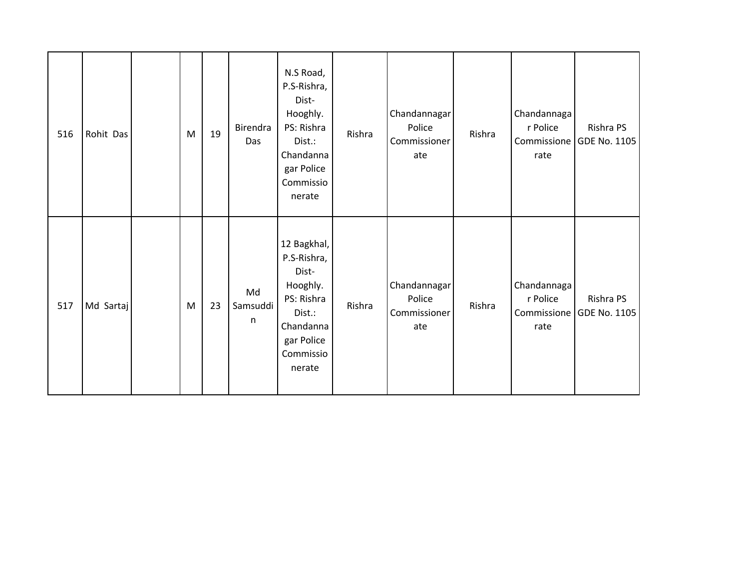| 516 | Rohit Das | | M | 19 | Birendra Das | N.S Road, P.S-Rishra, Dist- Hooghly. PS: Rishra Dist.: Chandannagar Police Commissionerate | Rishra | Chandannagar Police Commissionerate | Rishra | Chandannagar Police Commissionerate | Rishra PS GDE No. 1105 |
|---|---|---|---|---|---|---|---|---|---|---|---|
| 517 | Md Sartaj | | M | 23 | Md Samsuddin | 12 Bagkhal, P.S-Rishra, Dist- Hooghly. PS: Rishra Dist.: Chandannagar Police Commissionerate | Rishra | Chandannagar Police Commissionerate | Rishra | Chandannagar Police Commissionerate | Rishra PS GDE No. 1105 |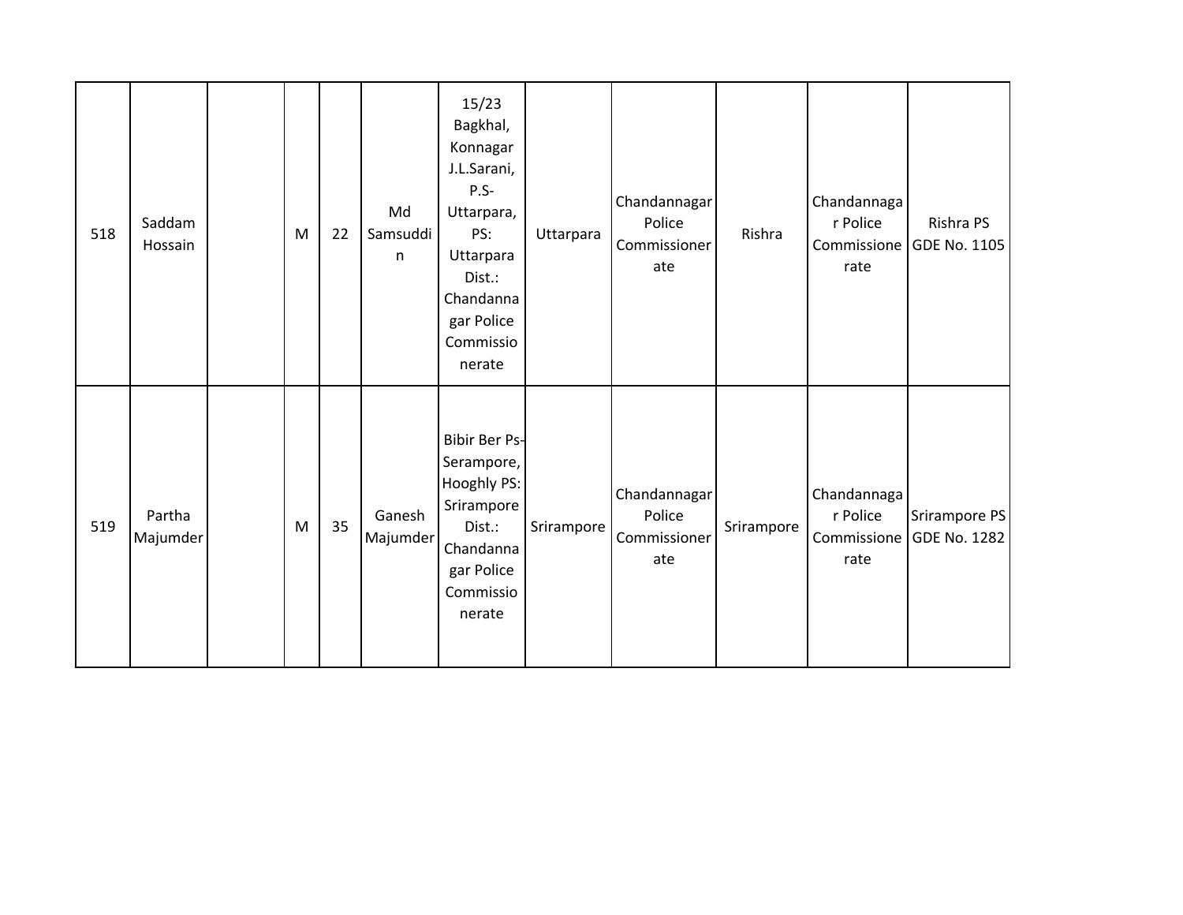| 518 | Saddam Hossain | | M | 22 | Md Samsuddin | 15/23 Bagkhal, Konnagar J.L.Sarani, P.S- Uttarpara, PS: Uttarpara Dist.: Chandannagar Police Commissionerate | Uttarpara | Chandannagar Police Commissionerate | Rishra | Chandannagar Police Commissionerate | Rishra PS GDE No. 1105 |
|---|---|---|---|---|---|---|---|---|---|---|---|
| 519 | Partha Majumder | | M | 35 | Ganesh Majumder | Bibir Ber Ps-Serampore, Hooghly PS: Srirampore Dist.: Chandannagar Police Commissionerate | Srirampore | Chandannagar Police Commissionerate | Srirampore | Chandannagar Police Commissionerate | Srirampore PS GDE No. 1282 |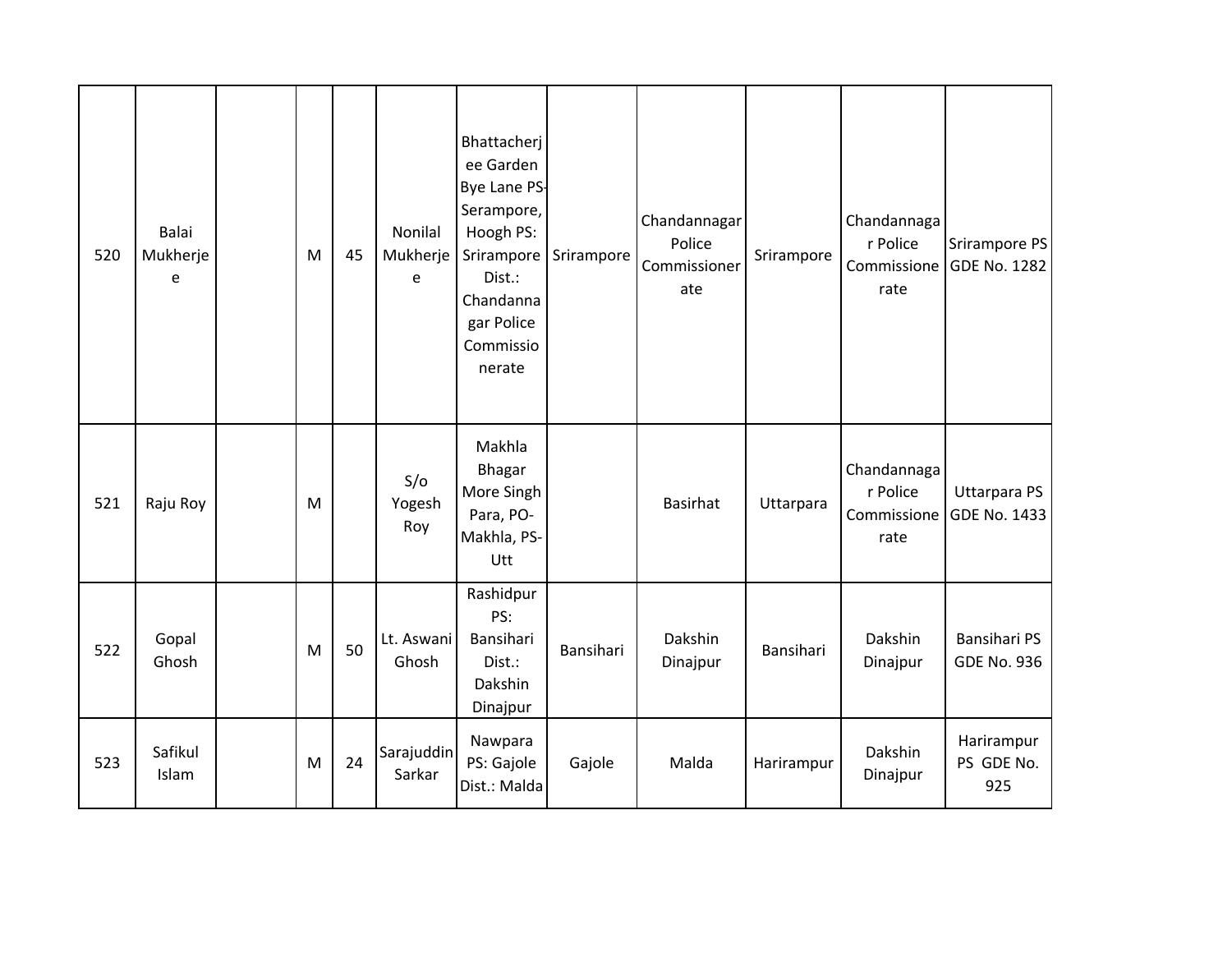| 520 | Balai Mukherjee | | M | 45 | Nonilal Mukherjee | Bhattacherjee Garden Bye Lane PS-Serampore, Hoogh PS: Srirampore Dist.: Chandannagar Police Commissionerate | Srirampore | Chandannagar Police Commissionerate | Srirampore | Chandannagar Police Commissionerate | Srirampore PS GDE No. 1282 |
|---|---|---|---|---|---|---|---|---|---|---|---|
| 521 | Raju Roy | | M | | S/o Yogesh Roy | Makhla Bhagar More Singh Para, PO-Makhla, PS-Utt | | Basirhat | Uttarpara | Chandannagar Police Commissionerate | Uttarpara PS GDE No. 1433 |
| 522 | Gopal Ghosh | | M | 50 | Lt. Aswani Ghosh | Rashidpur PS: Bansihari Dist.: Dakshin Dinajpur | Bansihari | Dakshin Dinajpur | Bansihari | Dakshin Dinajpur | Bansihari PS GDE No. 936 |
| 523 | Safikul Islam | | M | 24 | Sarajuddin Sarkar | Nawpara PS: Gajole Dist.: Malda | Gajole | Malda | Harirampur | Dakshin Dinajpur | Harirampur PS GDE No. 925 |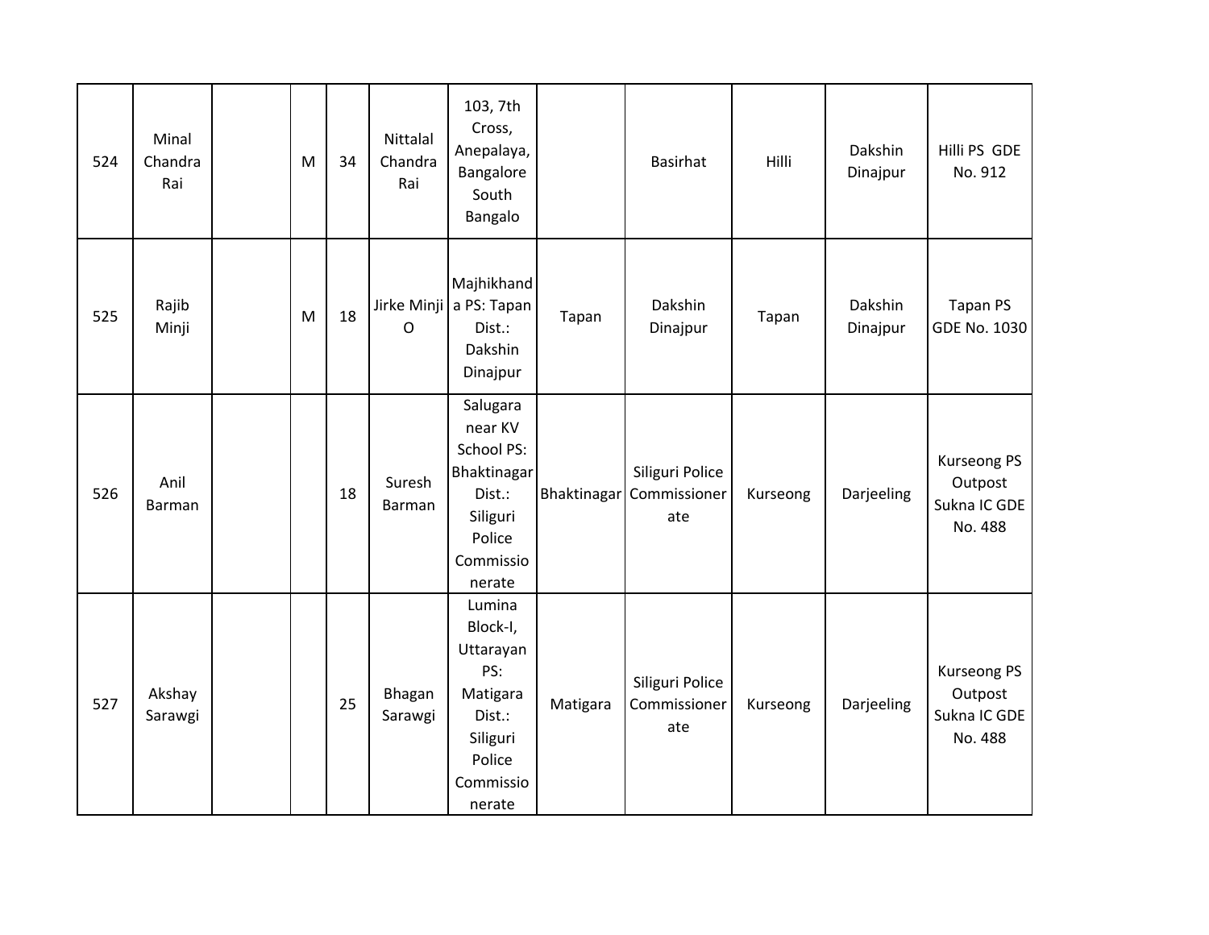| 524 | Minal Chandra Rai | | M | 34 | Nittalal Chandra Rai | 103, 7th Cross, Anepalaya, Bangalore South Bangalo | | Basirhat | Hilli | Dakshin Dinajpur | Hilli PS GDE No. 912 |
|---|---|---|---|---|---|---|---|---|---|---|---|
| 525 | Rajib Minji | | M | 18 | Jirke Minji O | Majhikhanda PS: Tapan Dist.: Dakshin Dinajpur | Tapan | Dakshin Dinajpur | Tapan | Dakshin Dinajpur | Tapan PS GDE No. 1030 |
| 526 | Anil Barman | | | 18 | Suresh Barman | Salugara near KV School PS: Bhaktinagar Dist.: Siliguri Police Commissionerate | Bhaktinagar | Siliguri Police Commissionerate | Kurseong | Darjeeling | Kurseong PS Outpost Sukna IC GDE No. 488 |
| 527 | Akshay Sarawgi | | | 25 | Bhagan Sarawgi | Lumina Block-I, Uttarayan PS: Matigara Dist.: Siliguri Police Commissionerate | Matigara | Siliguri Police Commissionerate | Kurseong | Darjeeling | Kurseong PS Outpost Sukna IC GDE No. 488 |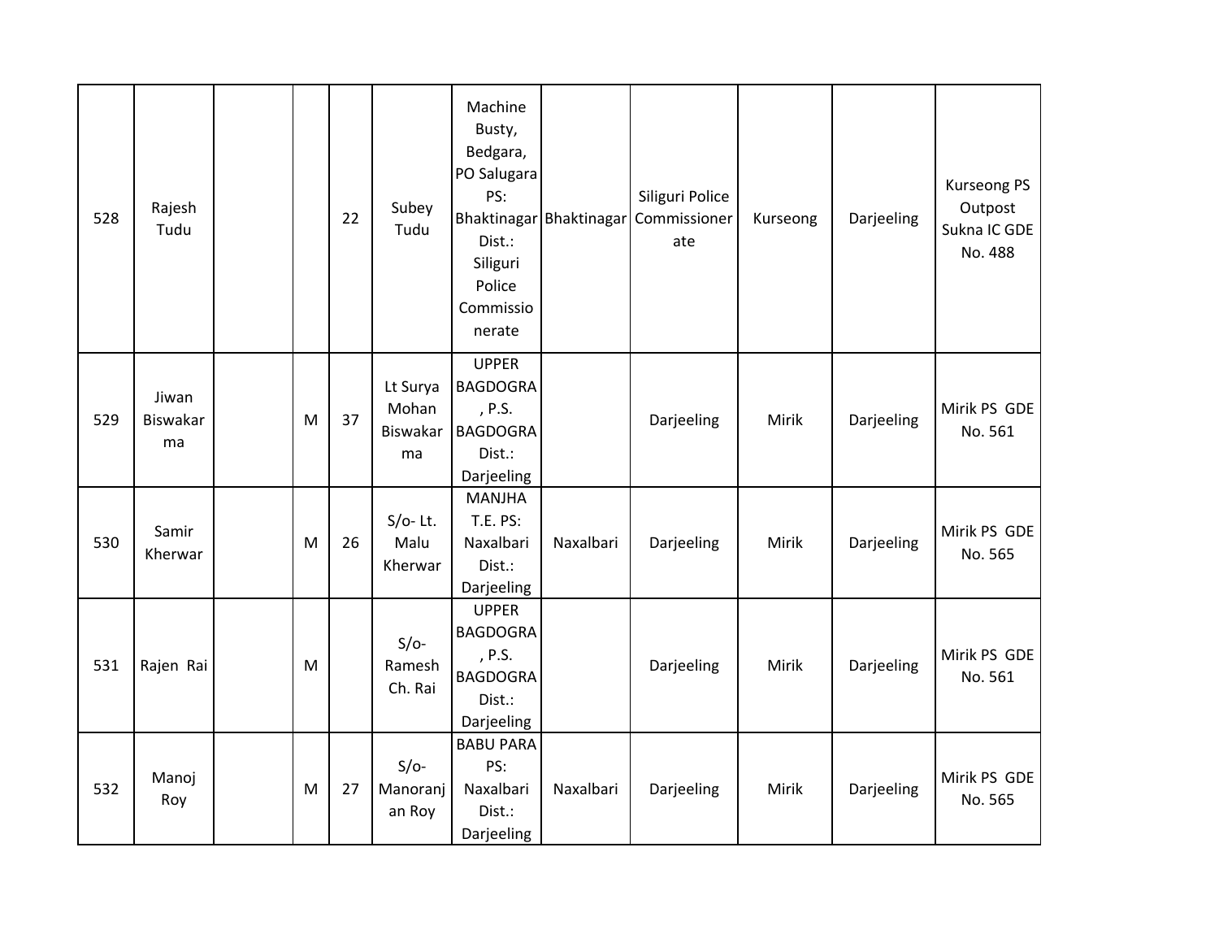| 528 | Rajesh Tudu | | | 22 | Subey Tudu | Machine Busty, Bedgara, PO Salugara PS: Bhaktinagar Dist.: Siliguri Police Commissionerate | Bhaktinagar | Siliguri Police Commissionerate | Kurseong | Darjeeling | Kurseong PS Outpost Sukna IC GDE No. 488 |
|---|---|---|---|---|---|---|---|---|---|---|---|
| 529 | Jiwan Biswakarma | | M | 37 | Lt Surya Mohan Biswakarma | UPPER BAGDOGRA, P.S. BAGDOGRA Dist.: Darjeeling | | Darjeeling | Mirik | Darjeeling | Mirik PS GDE No. 561 |
| 530 | Samir Kherwar | | M | 26 | S/o- Lt. Malu Kherwar | MANJHA T.E. PS: Naxalbari Dist.: Darjeeling | Naxalbari | Darjeeling | Mirik | Darjeeling | Mirik PS GDE No. 565 |
| 531 | Rajen Rai | | M | | S/o- Ramesh Ch. Rai | UPPER BAGDOGRA, P.S. BAGDOGRA Dist.: Darjeeling | | Darjeeling | Mirik | Darjeeling | Mirik PS GDE No. 561 |
| 532 | Manoj Roy | | M | 27 | S/o- Manoranjan Roy | BABU PARA PS: Naxalbari Dist.: Darjeeling | Naxalbari | Darjeeling | Mirik | Darjeeling | Mirik PS GDE No. 565 |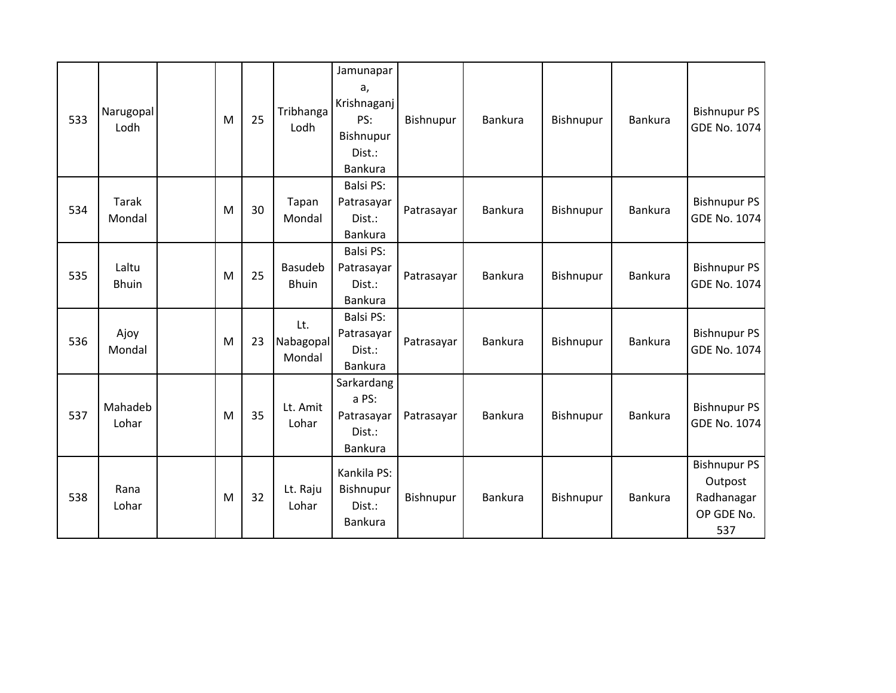| | | | | | | | | | | | |
|---|---|---|---|---|---|---|---|---|---|---|---|
| 533 | Narugopal Lodh | | M | 25 | Tribhanga Lodh | Jamunapara, Krishnaganj PS: Bishnupur Dist.: Bankura | Bishnupur | Bankura | Bishnupur | Bankura | Bishnupur PS GDE No. 1074 |
| 534 | Tarak Mondal | | M | 30 | Tapan Mondal | Balsi PS: Patrasayar Dist.: Bankura | Patrasayar | Bankura | Bishnupur | Bankura | Bishnupur PS GDE No. 1074 |
| 535 | Laltu Bhuin | | M | 25 | Basudeb Bhuin | Balsi PS: Patrasayar Dist.: Bankura | Patrasayar | Bankura | Bishnupur | Bankura | Bishnupur PS GDE No. 1074 |
| 536 | Ajoy Mondal | | M | 23 | Lt. Nabagopal Mondal | Balsi PS: Patrasayar Dist.: Bankura | Patrasayar | Bankura | Bishnupur | Bankura | Bishnupur PS GDE No. 1074 |
| 537 | Mahadeb Lohar | | M | 35 | Lt. Amit Lohar | Sarkardanga PS: Patrasayar Dist.: Bankura | Patrasayar | Bankura | Bishnupur | Bankura | Bishnupur PS GDE No. 1074 |
| 538 | Rana Lohar | | M | 32 | Lt. Raju Lohar | Kankila PS: Bishnupur Dist.: Bankura | Bishnupur | Bankura | Bishnupur | Bankura | Bishnupur PS Outpost Radhanagar OP GDE No. 537 |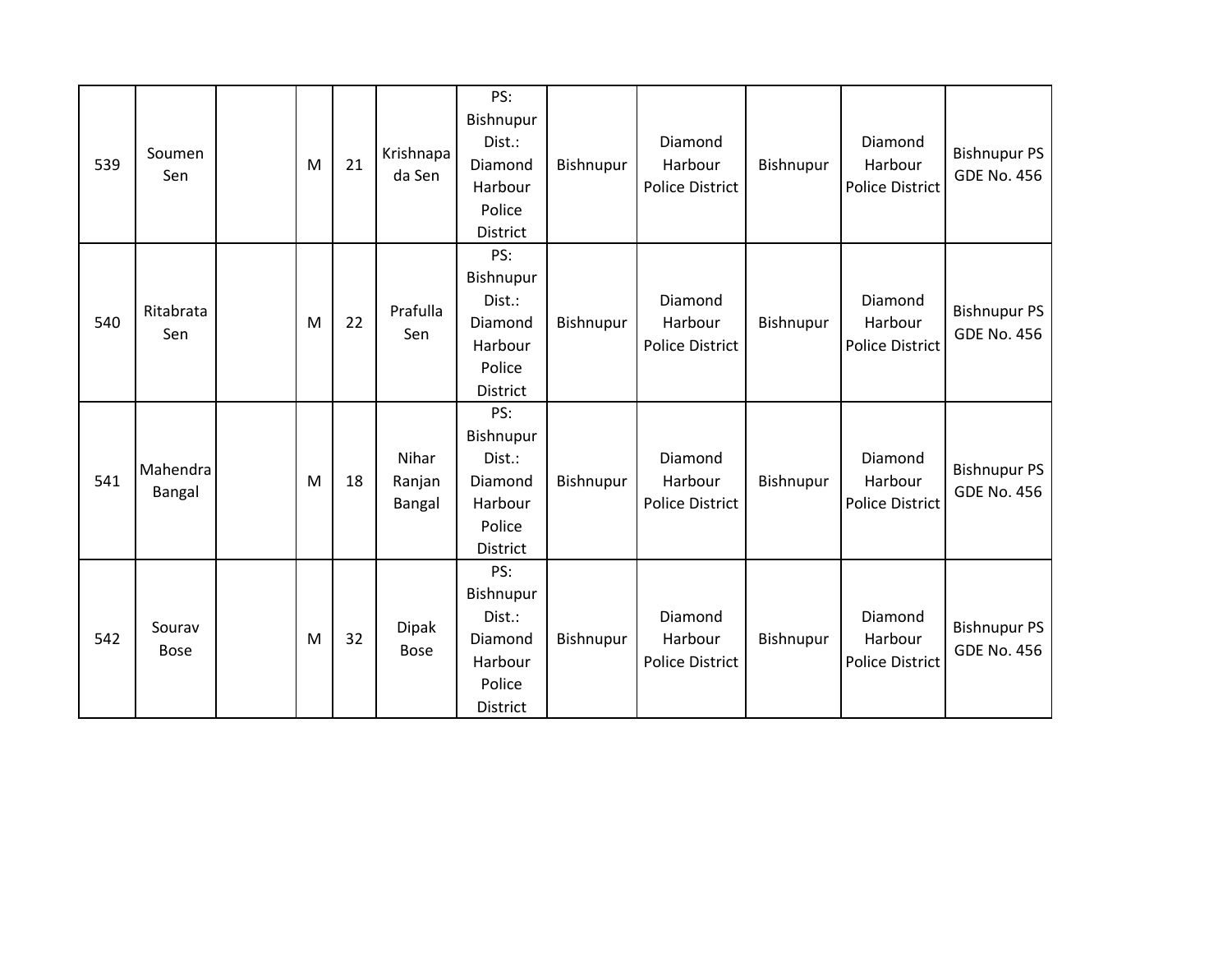| 539 | Soumen Sen | | M | 21 | Krishnapada Sen | PS: Bishnupur Dist.: Diamond Harbour Police District | Bishnupur | Diamond Harbour Police District | Bishnupur | Diamond Harbour Police District | Bishnupur PS GDE No. 456 |
|---|---|---|---|---|---|---|---|---|---|---|---|
| 540 | Ritabrata Sen | | M | 22 | Prafulla Sen | PS: Bishnupur Dist.: Diamond Harbour Police District | Bishnupur | Diamond Harbour Police District | Bishnupur | Diamond Harbour Police District | Bishnupur PS GDE No. 456 |
| 541 | Mahendra Bangal | | M | 18 | Nihar Ranjan Bangal | PS: Bishnupur Dist.: Diamond Harbour Police District | Bishnupur | Diamond Harbour Police District | Bishnupur | Diamond Harbour Police District | Bishnupur PS GDE No. 456 |
| 542 | Sourav Bose | | M | 32 | Dipak Bose | PS: Bishnupur Dist.: Diamond Harbour Police District | Bishnupur | Diamond Harbour Police District | Bishnupur | Diamond Harbour Police District | Bishnupur PS GDE No. 456 |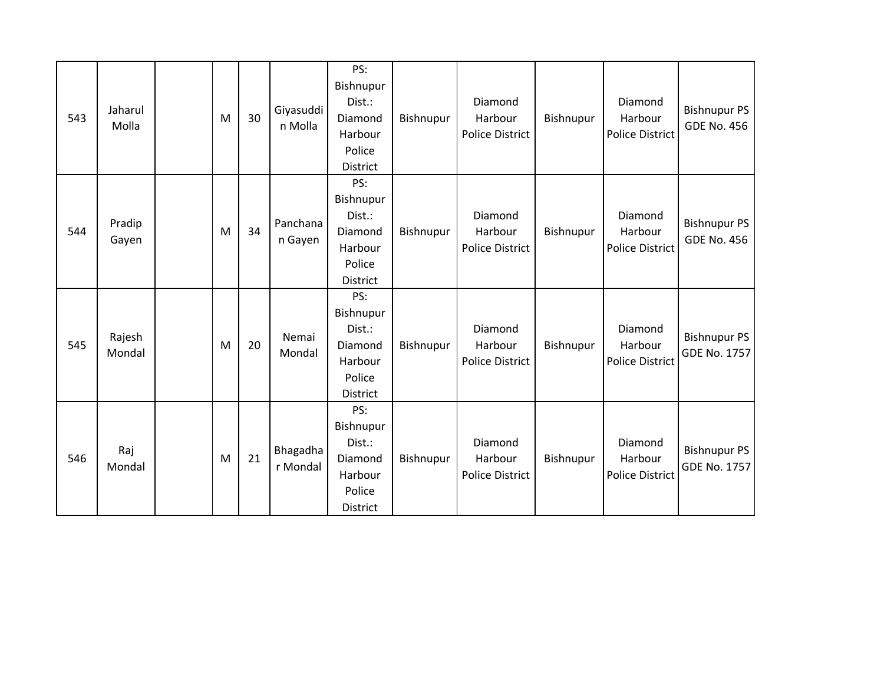| 543 | Jaharul Molla | | M | 30 | Giyasuddin Molla | PS: Bishnupur Dist.: Diamond Harbour Police District | Bishnupur | Diamond Harbour Police District | Bishnupur | Diamond Harbour Police District | Bishnupur PS GDE No. 456 |
|---|---|---|---|---|---|---|---|---|---|---|---|
| 544 | Pradip Gayen | | M | 34 | Panchanan Gayen | PS: Bishnupur Dist.: Diamond Harbour Police District | Bishnupur | Diamond Harbour Police District | Bishnupur | Diamond Harbour Police District | Bishnupur PS GDE No. 456 |
| 545 | Rajesh Mondal | | M | 20 | Nemai Mondal | PS: Bishnupur Dist.: Diamond Harbour Police District | Bishnupur | Diamond Harbour Police District | Bishnupur | Diamond Harbour Police District | Bishnupur PS GDE No. 1757 |
| 546 | Raj Mondal | | M | 21 | Bhagadhar Mondal | PS: Bishnupur Dist.: Diamond Harbour Police District | Bishnupur | Diamond Harbour Police District | Bishnupur | Diamond Harbour Police District | Bishnupur PS GDE No. 1757 |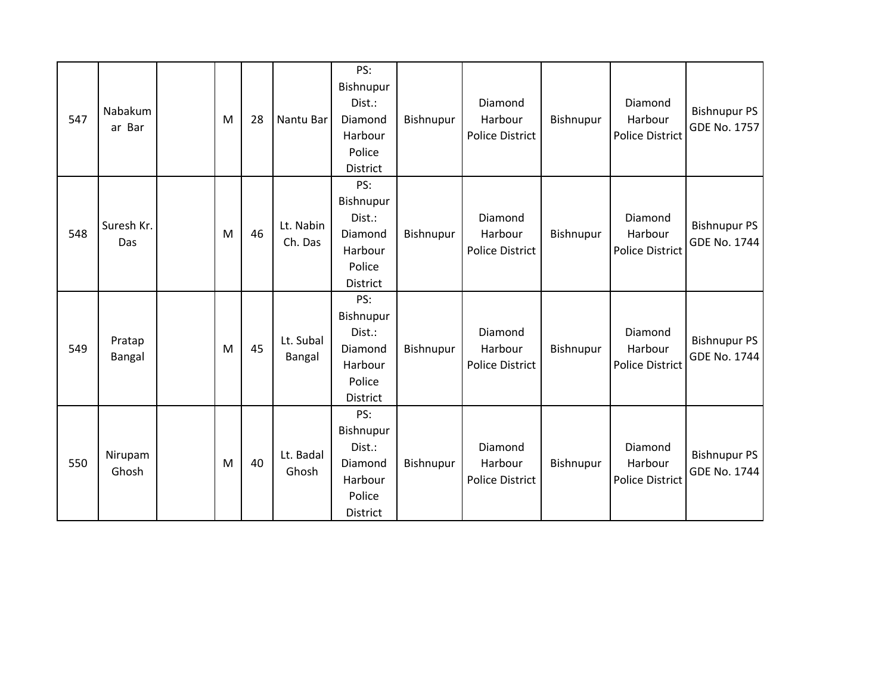| 547 | Nabakumar Bar | | M | 28 | Nantu Bar | PS: Bishnupur Dist.: Diamond Harbour Police District | Bishnupur | Diamond Harbour Police District | Bishnupur | Diamond Harbour Police District | Bishnupur PS GDE No. 1757 |
|---|---|---|---|---|---|---|---|---|---|---|---|
| 548 | Suresh Kr. Das | | M | 46 | Lt. Nabin Ch. Das | PS: Bishnupur Dist.: Diamond Harbour Police District | Bishnupur | Diamond Harbour Police District | Bishnupur | Diamond Harbour Police District | Bishnupur PS GDE No. 1744 |
| 549 | Pratap Bangal | | M | 45 | Lt. Subal Bangal | PS: Bishnupur Dist.: Diamond Harbour Police District | Bishnupur | Diamond Harbour Police District | Bishnupur | Diamond Harbour Police District | Bishnupur PS GDE No. 1744 |
| 550 | Nirupam Ghosh | | M | 40 | Lt. Badal Ghosh | PS: Bishnupur Dist.: Diamond Harbour Police District | Bishnupur | Diamond Harbour Police District | Bishnupur | Diamond Harbour Police District | Bishnupur PS GDE No. 1744 |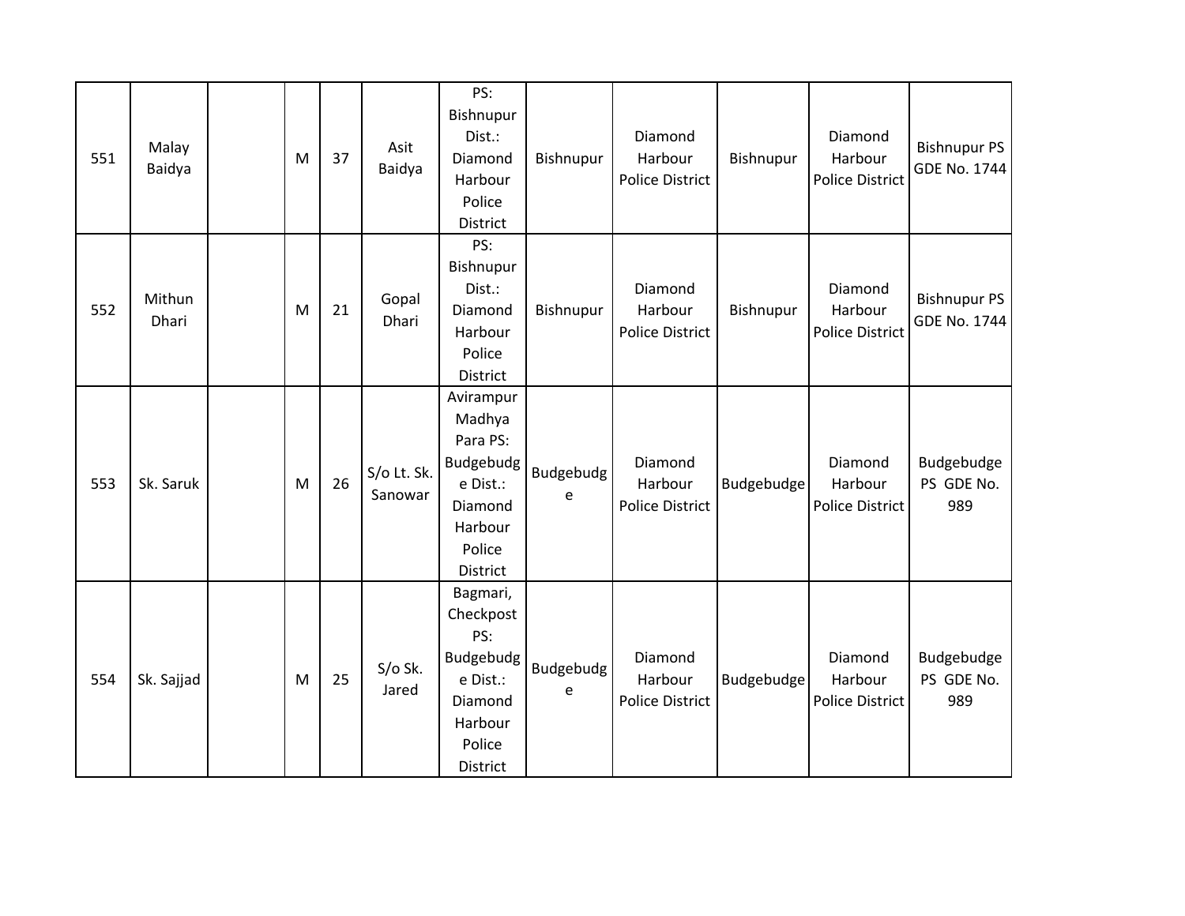| 551 | Malay Baidya | | M | 37 | Asit Baidya | PS: Bishnupur Dist.: Diamond Harbour Police District | Bishnupur | Diamond Harbour Police District | Bishnupur | Diamond Harbour Police District | Bishnupur PS GDE No. 1744 |
|---|---|---|---|---|---|---|---|---|---|---|---|
| 552 | Mithun Dhari | | M | 21 | Gopal Dhari | PS: Bishnupur Dist.: Diamond Harbour Police District | Bishnupur | Diamond Harbour Police District | Bishnupur | Diamond Harbour Police District | Bishnupur PS GDE No. 1744 |
| 553 | Sk. Saruk | | M | 26 | S/o Lt. Sk. Sanowar | Avirampur Madhya Para PS: Budgebudge Dist.: Diamond Harbour Police District | Budgebudge | Diamond Harbour Police District | Budgebudge | Diamond Harbour Police District | Budgebudge PS GDE No. 989 |
| 554 | Sk. Sajjad | | M | 25 | S/o Sk. Jared | Bagmari, Checkpost PS: Budgebudge Dist.: Diamond Harbour Police District | Budgebudge | Diamond Harbour Police District | Budgebudge | Diamond Harbour Police District | Budgebudge PS GDE No. 989 |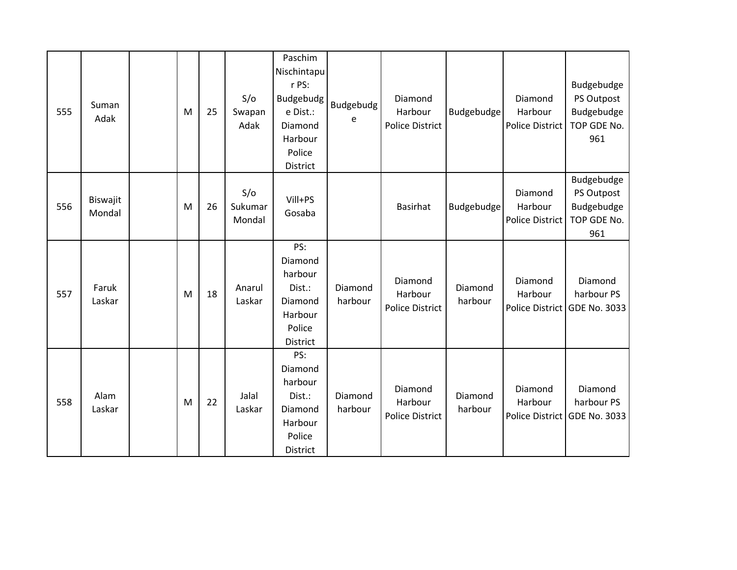| 555 | Suman Adak | | M | 25 | S/o Swapan Adak | Paschim Nischintapur PS: Budgebudge Dist.: Diamond Harbour Police District | Budgebudge | Diamond Harbour Police District | Budgebudge | Diamond Harbour Police District | Budgebudge PS Outpost Budgebudge TOP GDE No. 961 |
|---|---|---|---|---|---|---|---|---|---|---|---|
| 556 | Biswajit Mondal | | M | 26 | S/o Sukumar Mondal | Vill+PS Gosaba | | Basirhat | Budgebudge | Diamond Harbour Police District | Budgebudge PS Outpost Budgebudge TOP GDE No. 961 |
| 557 | Faruk Laskar | | M | 18 | Anarul Laskar | PS: Diamond harbour Dist.: Diamond Harbour Police District | Diamond harbour | Diamond Harbour Police District | Diamond harbour | Diamond Harbour Police District | Diamond harbour PS GDE No. 3033 |
| 558 | Alam Laskar | | M | 22 | Jalal Laskar | PS: Diamond harbour Dist.: Diamond Harbour Police District | Diamond harbour | Diamond Harbour Police District | Diamond harbour | Diamond Harbour Police District | Diamond harbour PS GDE No. 3033 |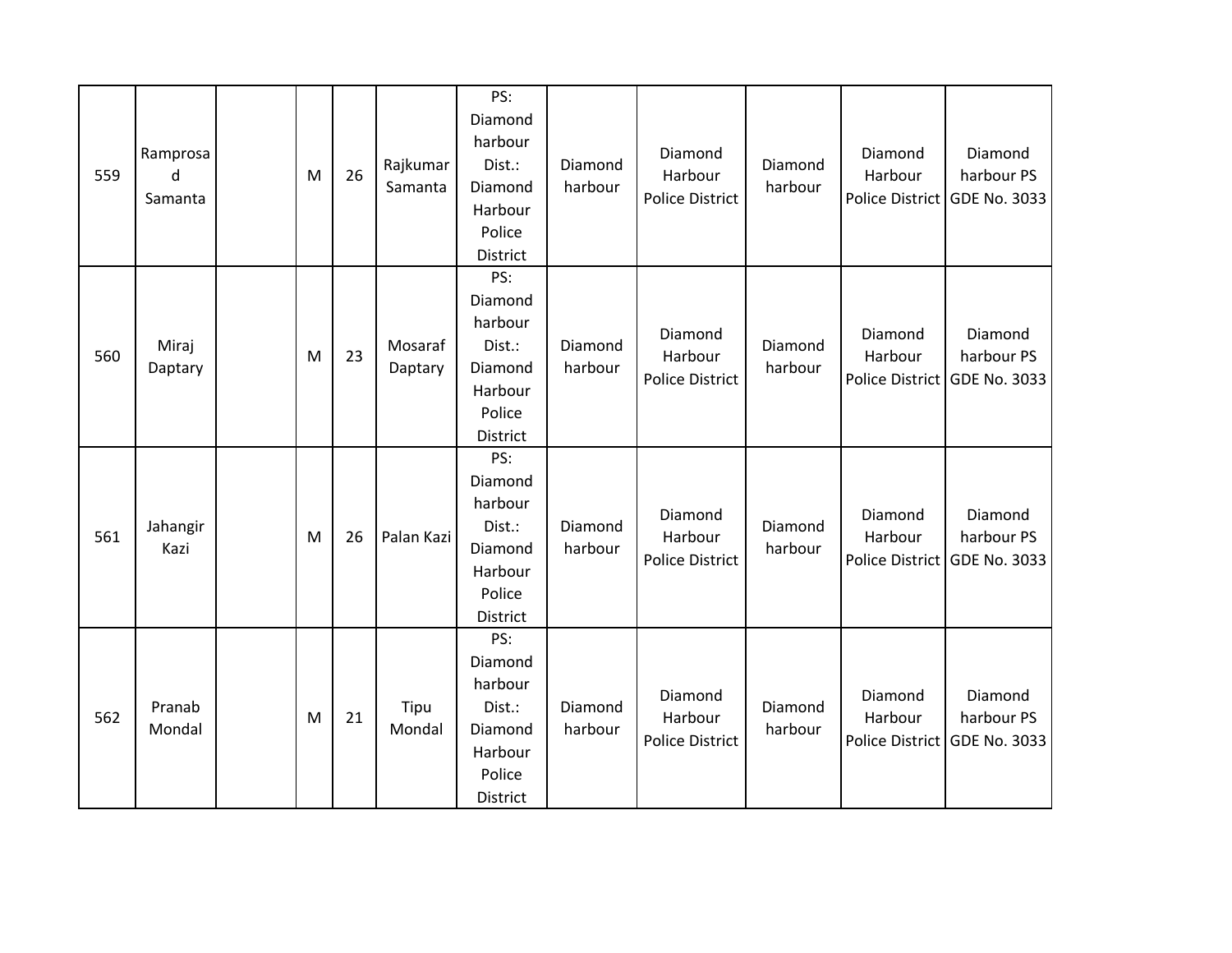| 559 | Ramprosad Samanta | | M | 26 | Rajkumar Samanta | PS: Diamond harbour Dist.: Diamond Harbour Police District | Diamond harbour | Diamond Harbour Police District | Diamond harbour | Diamond Harbour Police District | Diamond harbour PS GDE No. 3033 |
|---|---|---|---|---|---|---|---|---|---|---|---|
| 560 | Miraj Daptary | | M | 23 | Mosaraf Daptary | PS: Diamond harbour Dist.: Diamond Harbour Police District | Diamond harbour | Diamond Harbour Police District | Diamond harbour | Diamond Harbour Police District | Diamond harbour PS GDE No. 3033 |
| 561 | Jahangir Kazi | | M | 26 | Palan Kazi | PS: Diamond harbour Dist.: Diamond Harbour Police District | Diamond harbour | Diamond Harbour Police District | Diamond harbour | Diamond Harbour Police District | Diamond harbour PS GDE No. 3033 |
| 562 | Pranab Mondal | | M | 21 | Tipu Mondal | PS: Diamond harbour Dist.: Diamond Harbour Police District | Diamond harbour | Diamond Harbour Police District | Diamond harbour | Diamond Harbour Police District | Diamond harbour PS GDE No. 3033 |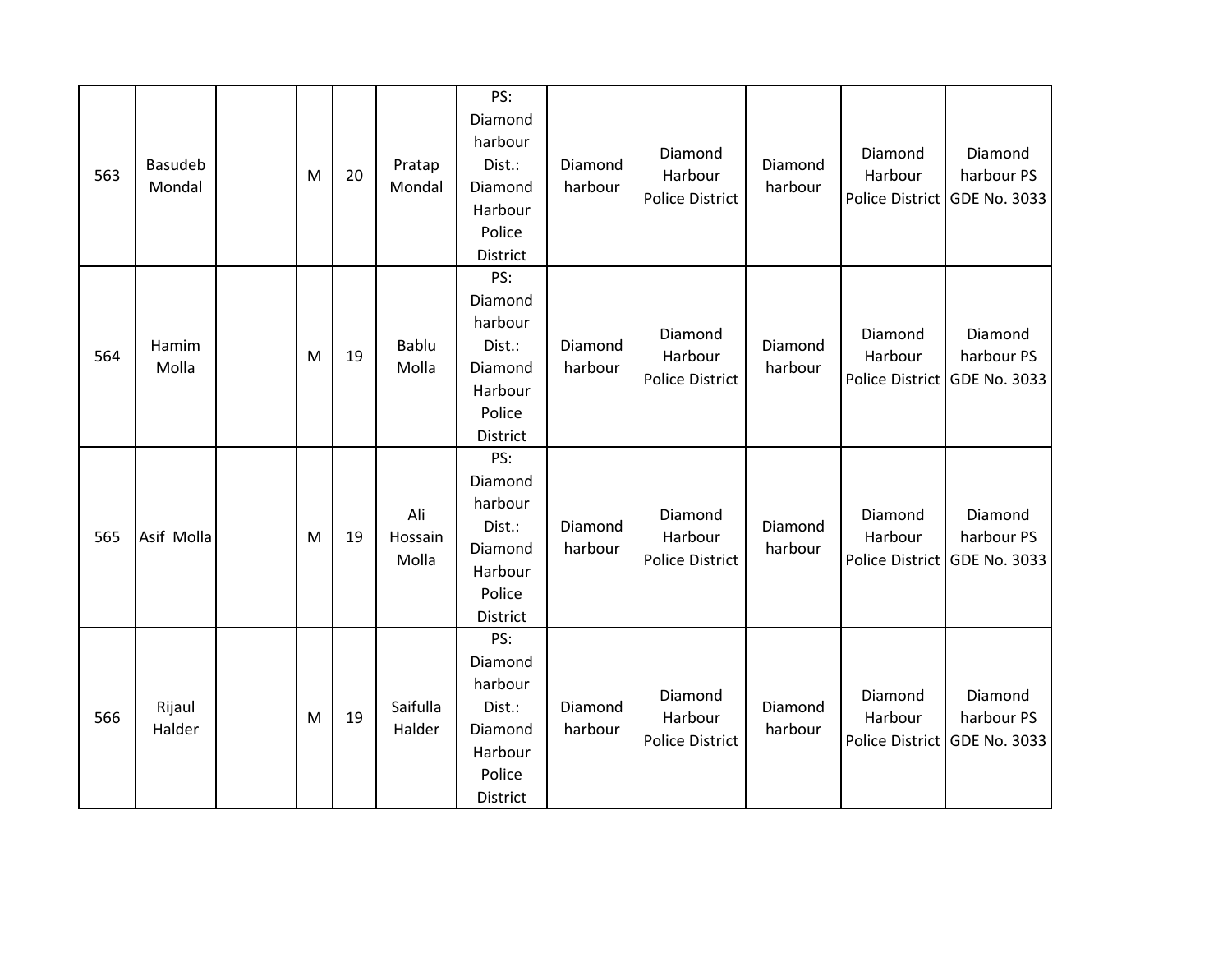| | | | | | | | | | | | |
|---|---|---|---|---|---|---|---|---|---|---|---|
| 563 | Basudeb Mondal | | M | 20 | Pratap Mondal | PS: Diamond harbour Dist.: Diamond Harbour Police District | Diamond harbour | Diamond Harbour Police District | Diamond harbour | Diamond Harbour Police District | Diamond harbour PS GDE No. 3033 |
| 564 | Hamim Molla | | M | 19 | Bablu Molla | PS: Diamond harbour Dist.: Diamond Harbour Police District | Diamond harbour | Diamond Harbour Police District | Diamond harbour | Diamond Harbour Police District | Diamond harbour PS GDE No. 3033 |
| 565 | Asif Molla | | M | 19 | Ali Hossain Molla | PS: Diamond harbour Dist.: Diamond Harbour Police District | Diamond harbour | Diamond Harbour Police District | Diamond harbour | Diamond Harbour Police District | Diamond harbour PS GDE No. 3033 |
| 566 | Rijaul Halder | | M | 19 | Saifulla Halder | PS: Diamond harbour Dist.: Diamond Harbour Police District | Diamond harbour | Diamond Harbour Police District | Diamond harbour | Diamond Harbour Police District | Diamond harbour PS GDE No. 3033 |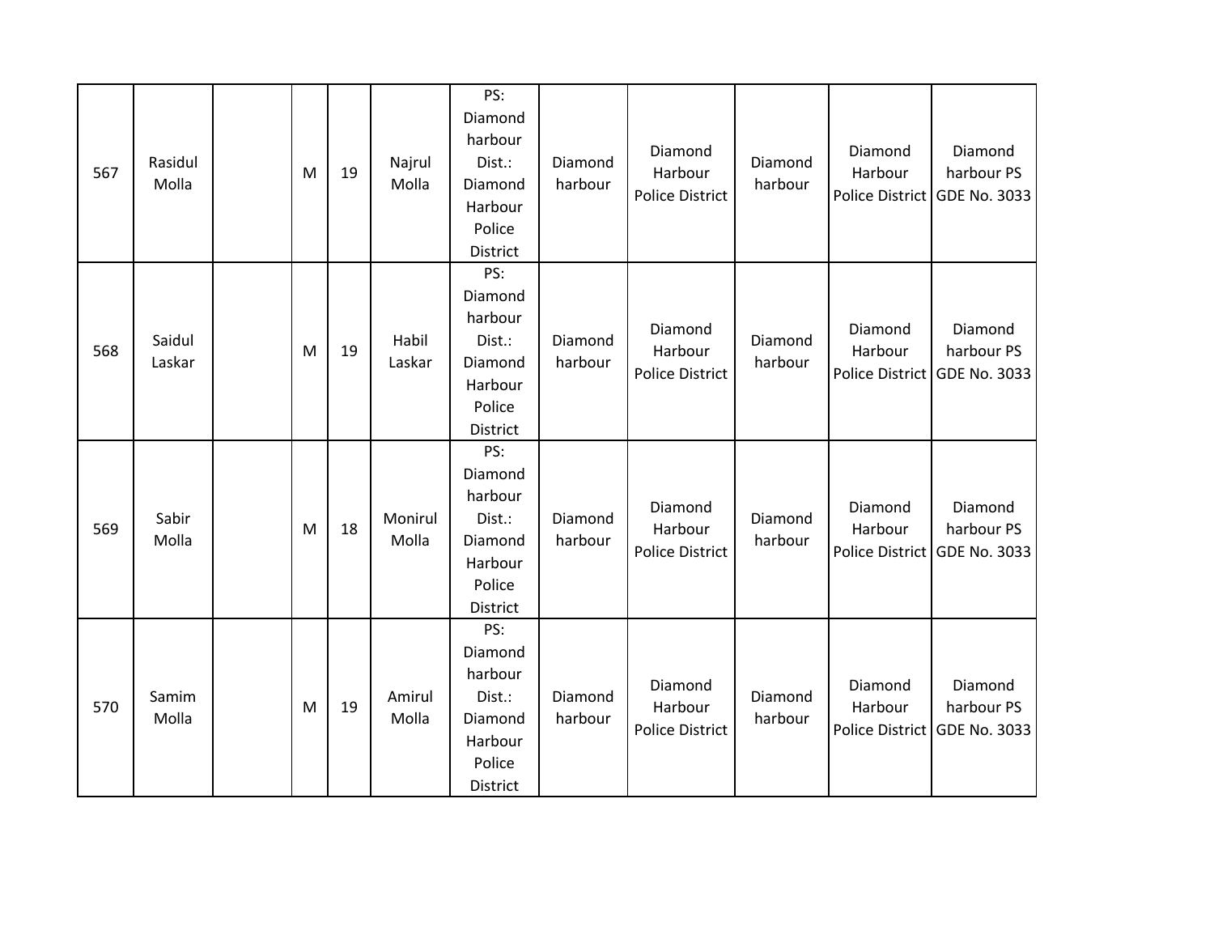| 567 | Rasidul Molla | | M | 19 | Najrul Molla | PS: Diamond harbour Dist.: Diamond Harbour Police District | Diamond harbour | Diamond Harbour Police District | Diamond harbour | Diamond Harbour Police District | Diamond harbour PS GDE No. 3033 |
|---|---|---|---|---|---|---|---|---|---|---|---|
| 568 | Saidul Laskar | | M | 19 | Habil Laskar | PS: Diamond harbour Dist.: Diamond Harbour Police District | Diamond harbour | Diamond Harbour Police District | Diamond harbour | Diamond Harbour Police District | Diamond harbour PS GDE No. 3033 |
| 569 | Sabir Molla | | M | 18 | Monirul Molla | PS: Diamond harbour Dist.: Diamond Harbour Police District | Diamond harbour | Diamond Harbour Police District | Diamond harbour | Diamond Harbour Police District | Diamond harbour PS GDE No. 3033 |
| 570 | Samim Molla | | M | 19 | Amirul Molla | PS: Diamond harbour Dist.: Diamond Harbour Police District | Diamond harbour | Diamond Harbour Police District | Diamond harbour | Diamond Harbour Police District | Diamond harbour PS GDE No. 3033 |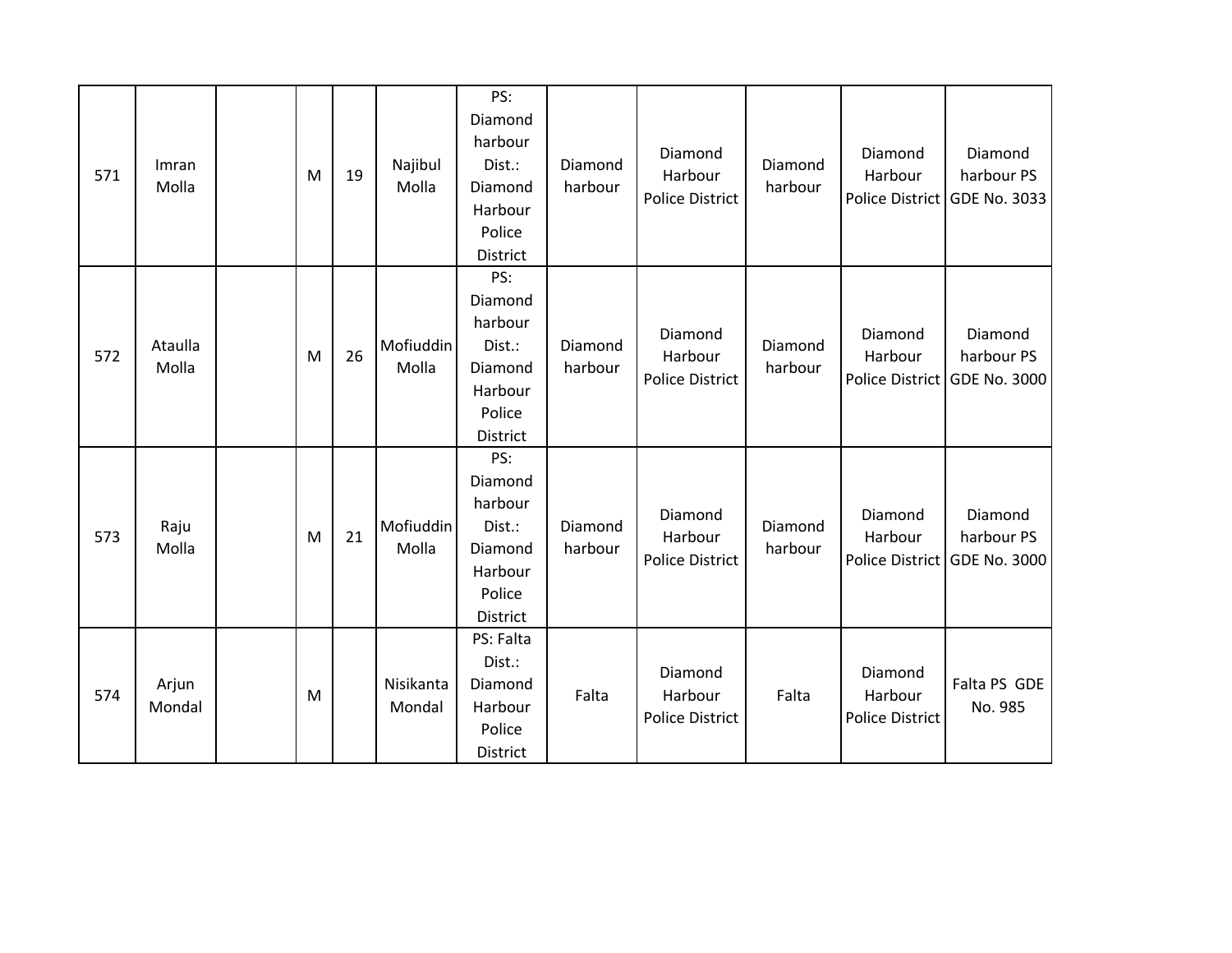| 571 | Imran Molla | | M | 19 | Najibul Molla | PS: Diamond harbour Dist.: Diamond Harbour Police District | Diamond harbour | Diamond Harbour Police District | Diamond harbour | Diamond Harbour Police District | Diamond harbour PS GDE No. 3033 |
|---|---|---|---|---|---|---|---|---|---|---|---|
| 572 | Ataulla Molla | | M | 26 | Mofiuddin Molla | PS: Diamond harbour Dist.: Diamond Harbour Police District | Diamond harbour | Diamond Harbour Police District | Diamond harbour | Diamond Harbour Police District | Diamond harbour PS GDE No. 3000 |
| 573 | Raju Molla | | M | 21 | Mofiuddin Molla | PS: Diamond harbour Dist.: Diamond Harbour Police District | Diamond harbour | Diamond Harbour Police District | Diamond harbour | Diamond Harbour Police District | Diamond harbour PS GDE No. 3000 |
| 574 | Arjun Mondal | | M | | Nisikanta Mondal | PS: Falta Dist.: Diamond Harbour Police District | Falta | Diamond Harbour Police District | Falta | Diamond Harbour Police District | Falta PS GDE No. 985 |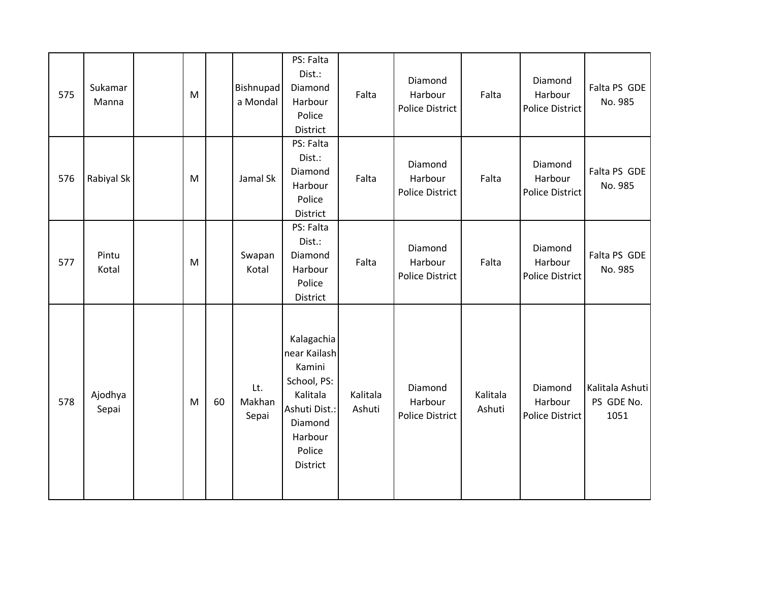| | | | | | | | | | | | |
|---|---|---|---|---|---|---|---|---|---|---|---|
| 575 | Sukamar Manna | | M | | Bishnupada Mondal | PS: Falta Dist.: Diamond Harbour Police District | Falta | Diamond Harbour Police District | Falta | Diamond Harbour Police District | Falta PS GDE No. 985 |
| 576 | Rabiyal Sk | | M | | Jamal Sk | PS: Falta Dist.: Diamond Harbour Police District | Falta | Diamond Harbour Police District | Falta | Diamond Harbour Police District | Falta PS GDE No. 985 |
| 577 | Pintu Kotal | | M | | Swapan Kotal | PS: Falta Dist.: Diamond Harbour Police District | Falta | Diamond Harbour Police District | Falta | Diamond Harbour Police District | Falta PS GDE No. 985 |
| 578 | Ajodhya Sepai | | M | 60 | Lt. Makhan Sepai | Kalagachia near Kailash Kamini School, PS: Kalitala Ashuti Dist.: Diamond Harbour Police District | Kalitala Ashuti | Diamond Harbour Police District | Kalitala Ashuti | Diamond Harbour Police District | Kalitala Ashuti PS GDE No. 1051 |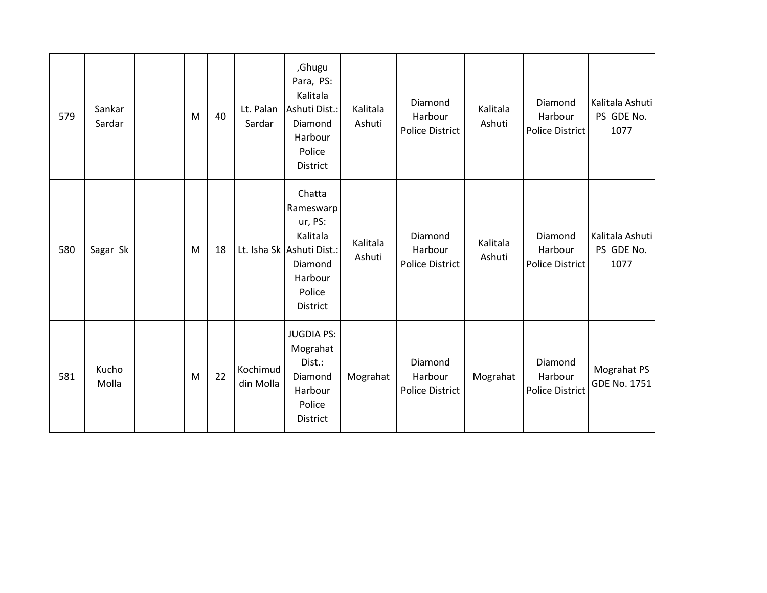| 579 | Sankar Sardar | | M | 40 | Lt. Palan Sardar | ,Ghugu Para, PS: Kalitala Ashuti Dist.: Diamond Harbour Police District | Kalitala Ashuti | Diamond Harbour Police District | Kalitala Ashuti | Diamond Harbour Police District | Kalitala Ashuti PS GDE No. 1077 |
|---|---|---|---|---|---|---|---|---|---|---|---|
| 580 | Sagar Sk | | M | 18 | Lt. Isha Sk | Chatta Rameswarpur, PS: Kalitala Ashuti Dist.: Diamond Harbour Police District | Kalitala Ashuti | Diamond Harbour Police District | Kalitala Ashuti | Diamond Harbour Police District | Kalitala Ashuti PS GDE No. 1077 |
| 581 | Kucho Molla | | M | 22 | Kochimuddin Molla | JUGDIA PS: Mograhat Dist.: Diamond Harbour Police District | Mograhat | Diamond Harbour Police District | Mograhat | Diamond Harbour Police District | Mograhat PS GDE No. 1751 |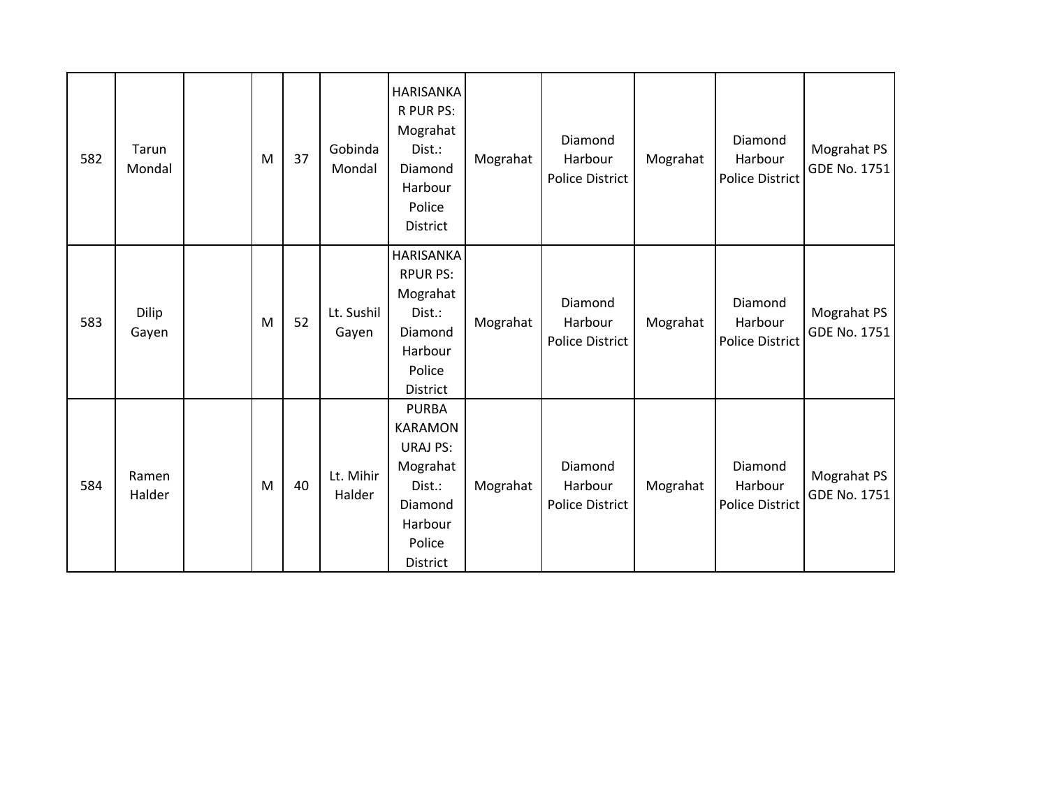| 582 | Tarun Mondal | | M | 37 | Gobinda Mondal | HARISANKAR PUR PS: Mograhat Dist.: Diamond Harbour Police District | Mograhat | Diamond Harbour Police District | Mograhat | Diamond Harbour Police District | Mograhat PS GDE No. 1751 |
|---|---|---|---|---|---|---|---|---|---|---|---|
| 583 | Dilip Gayen | | M | 52 | Lt. Sushil Gayen | HARISANKARPUR PS: Mograhat Dist.: Diamond Harbour Police District | Mograhat | Diamond Harbour Police District | Mograhat | Diamond Harbour Police District | Mograhat PS GDE No. 1751 |
| 584 | Ramen Halder | | M | 40 | Lt. Mihir Halder | PURBA KARAMONURAJ PS: Mograhat Dist.: Diamond Harbour Police District | Mograhat | Diamond Harbour Police District | Mograhat | Diamond Harbour Police District | Mograhat PS GDE No. 1751 |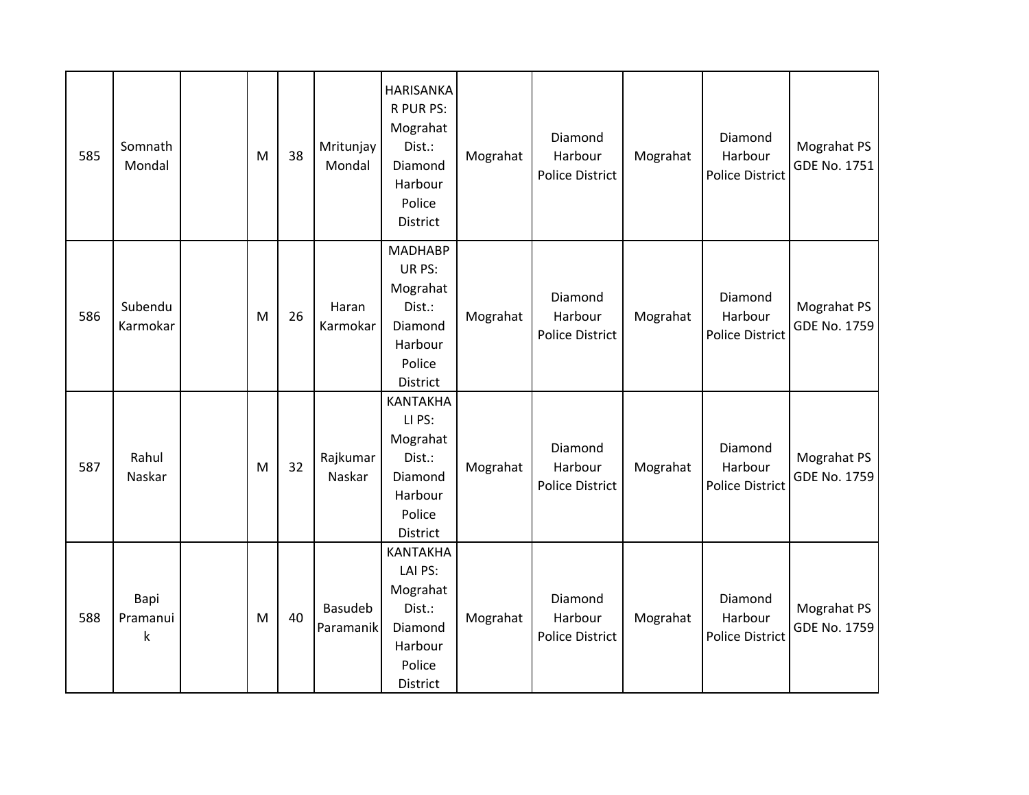| 585 | Somnath Mondal | | M | 38 | Mritunjay Mondal | HARISANKAR PUR PS: Mograhat Dist.: Diamond Harbour Police District | Mograhat | Diamond Harbour Police District | Mograhat | Diamond Harbour Police District | Mograhat PS GDE No. 1751 |
|---|---|---|---|---|---|---|---|---|---|---|---|
| 586 | Subendu Karmokar | | M | 26 | Haran Karmokar | MADHABPUR PS: Mograhat Dist.: Diamond Harbour Police District | Mograhat | Diamond Harbour Police District | Mograhat | Diamond Harbour Police District | Mograhat PS GDE No. 1759 |
| 587 | Rahul Naskar | | M | 32 | Rajkumar Naskar | KANTAKHALI PS: Mograhat Dist.: Diamond Harbour Police District | Mograhat | Diamond Harbour Police District | Mograhat | Diamond Harbour Police District | Mograhat PS GDE No. 1759 |
| 588 | Bapi Pramanuik | | M | 40 | Basudeb Paramanik | KANTAKHALAI PS: Mograhat Dist.: Diamond Harbour Police District | Mograhat | Diamond Harbour Police District | Mograhat | Diamond Harbour Police District | Mograhat PS GDE No. 1759 |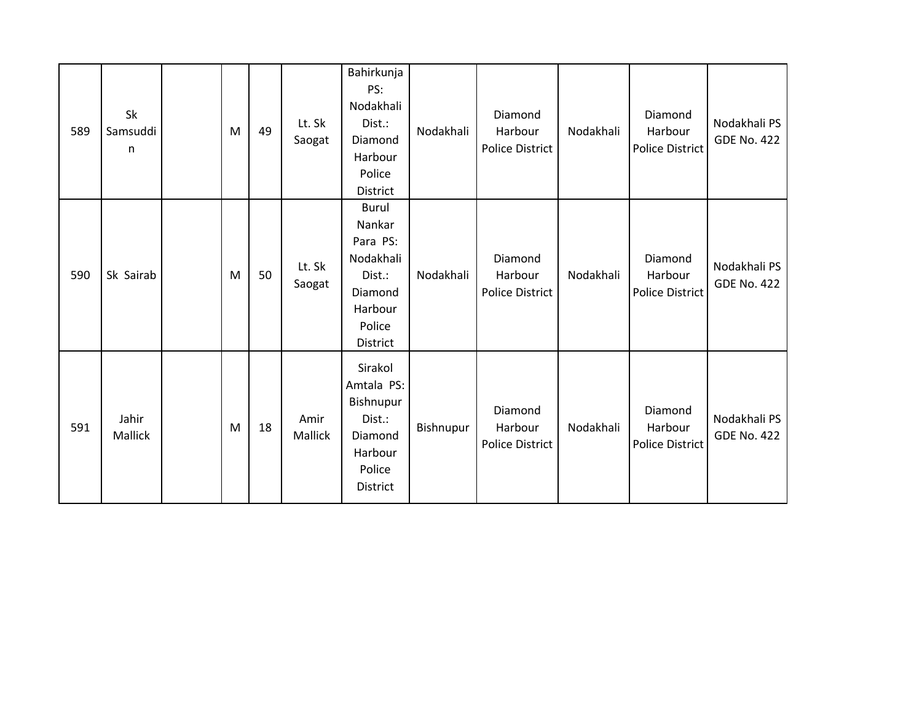| 589 | Sk Samsuddin | | M | 49 | Lt. Sk Saogat | Bahirkunja PS: Nodakhali Dist.: Diamond Harbour Police District | Nodakhali | Diamond Harbour Police District | Nodakhali | Diamond Harbour Police District | Nodakhali PS GDE No. 422 |
|---|---|---|---|---|---|---|---|---|---|---|---|
| 590 | Sk Sairab | | M | 50 | Lt. Sk Saogat | Burul Nankar Para PS: Nodakhali Dist.: Diamond Harbour Police District | Nodakhali | Diamond Harbour Police District | Nodakhali | Diamond Harbour Police District | Nodakhali PS GDE No. 422 |
| 591 | Jahir Mallick | | M | 18 | Amir Mallick | Sirakol Amtala PS: Bishnupur Dist.: Diamond Harbour Police District | Bishnupur | Diamond Harbour Police District | Nodakhali | Diamond Harbour Police District | Nodakhali PS GDE No. 422 |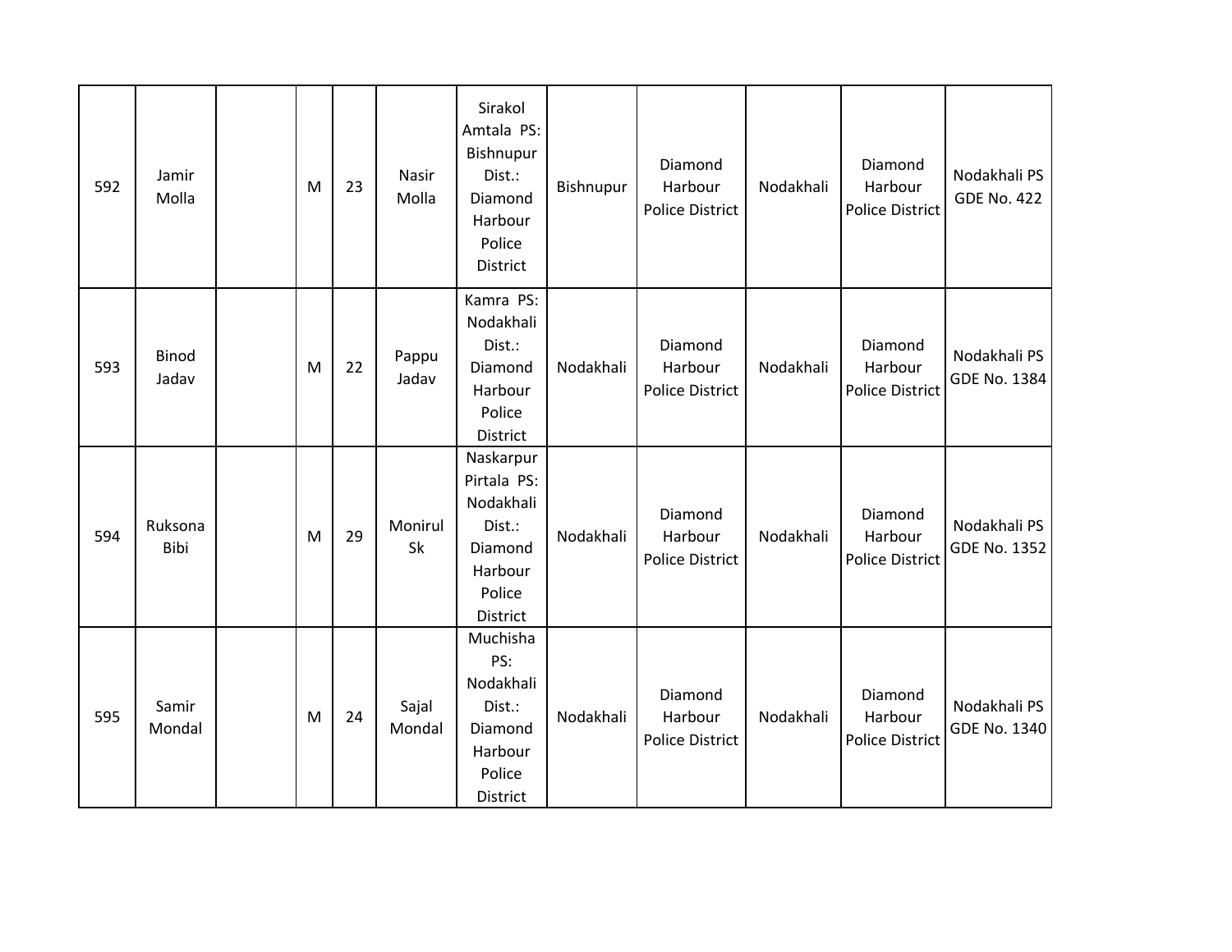| 592 | Jamir Molla | | M | 23 | Nasir Molla | Sirakol Amtala PS: Bishnupur Dist.: Diamond Harbour Police District | Bishnupur | Diamond Harbour Police District | Nodakhali | Diamond Harbour Police District | Nodakhali PS GDE No. 422 |
|---|---|---|---|---|---|---|---|---|---|---|---|
| 593 | Binod Jadav | | M | 22 | Pappu Jadav | Kamra PS: Nodakhali Dist.: Diamond Harbour Police District | Nodakhali | Diamond Harbour Police District | Nodakhali | Diamond Harbour Police District | Nodakhali PS GDE No. 1384 |
| 594 | Ruksona Bibi | | M | 29 | Monirul Sk | Naskarpur Pirtala PS: Nodakhali Dist.: Diamond Harbour Police District | Nodakhali | Diamond Harbour Police District | Nodakhali | Diamond Harbour Police District | Nodakhali PS GDE No. 1352 |
| 595 | Samir Mondal | | M | 24 | Sajal Mondal | Muchisha PS: Nodakhali Dist.: Diamond Harbour Police District | Nodakhali | Diamond Harbour Police District | Nodakhali | Diamond Harbour Police District | Nodakhali PS GDE No. 1340 |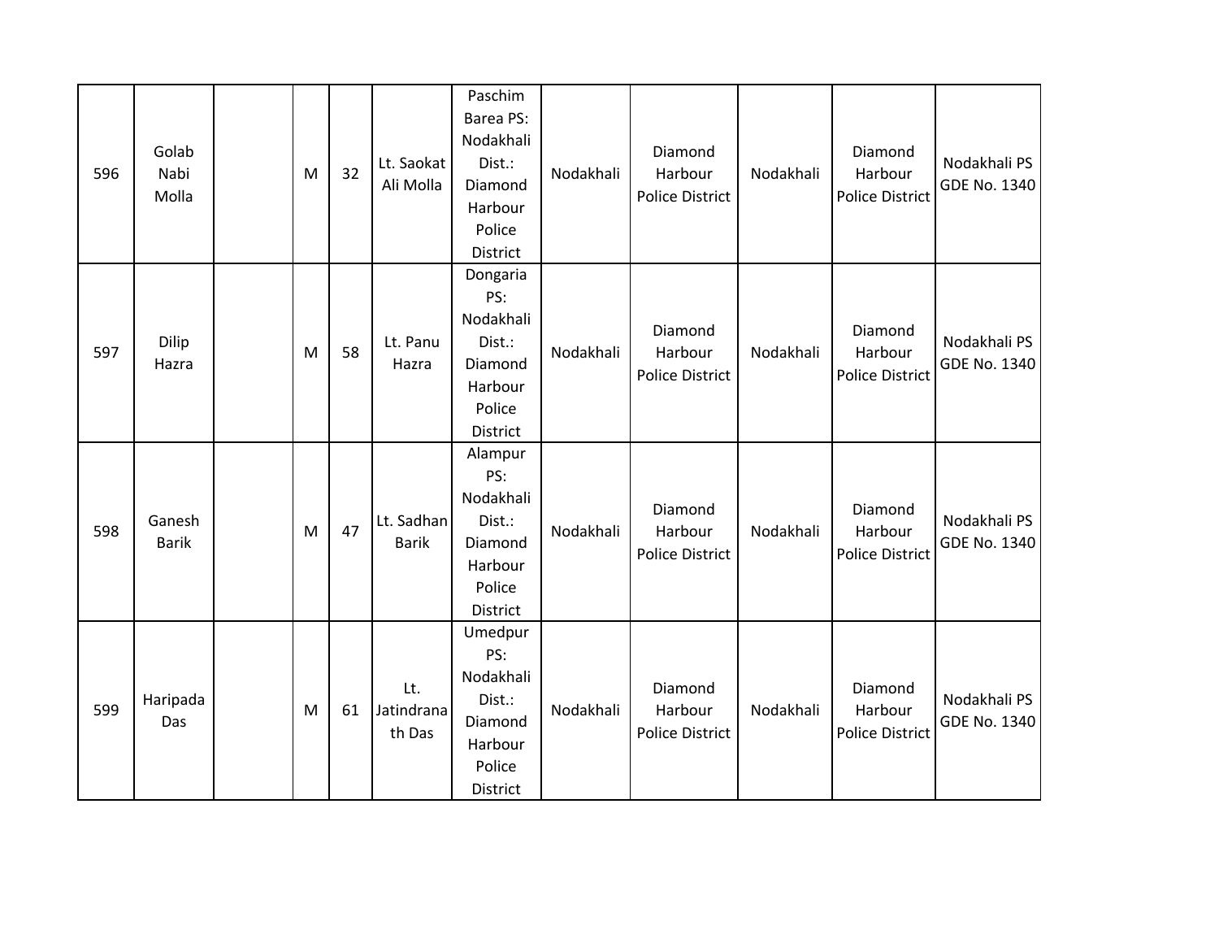| | | | | | | | | | | | |
|---|---|---|---|---|---|---|---|---|---|---|---|
| 596 | Golab Nabi Molla | | M | 32 | Lt. Saokat Ali Molla | Paschim Barea PS: Nodakhali Dist.: Diamond Harbour Police District | Nodakhali | Diamond Harbour Police District | Nodakhali | Diamond Harbour Police District | Nodakhali PS GDE No. 1340 |
| 597 | Dilip Hazra | | M | 58 | Lt. Panu Hazra | Dongaria PS: Nodakhali Dist.: Diamond Harbour Police District | Nodakhali | Diamond Harbour Police District | Nodakhali | Diamond Harbour Police District | Nodakhali PS GDE No. 1340 |
| 598 | Ganesh Barik | | M | 47 | Lt. Sadhan Barik | Alampur PS: Nodakhali Dist.: Diamond Harbour Police District | Nodakhali | Diamond Harbour Police District | Nodakhali | Diamond Harbour Police District | Nodakhali PS GDE No. 1340 |
| 599 | Haripada Das | | M | 61 | Lt. Jatindranath Das | Umedpur PS: Nodakhali Dist.: Diamond Harbour Police District | Nodakhali | Diamond Harbour Police District | Nodakhali | Diamond Harbour Police District | Nodakhali PS GDE No. 1340 |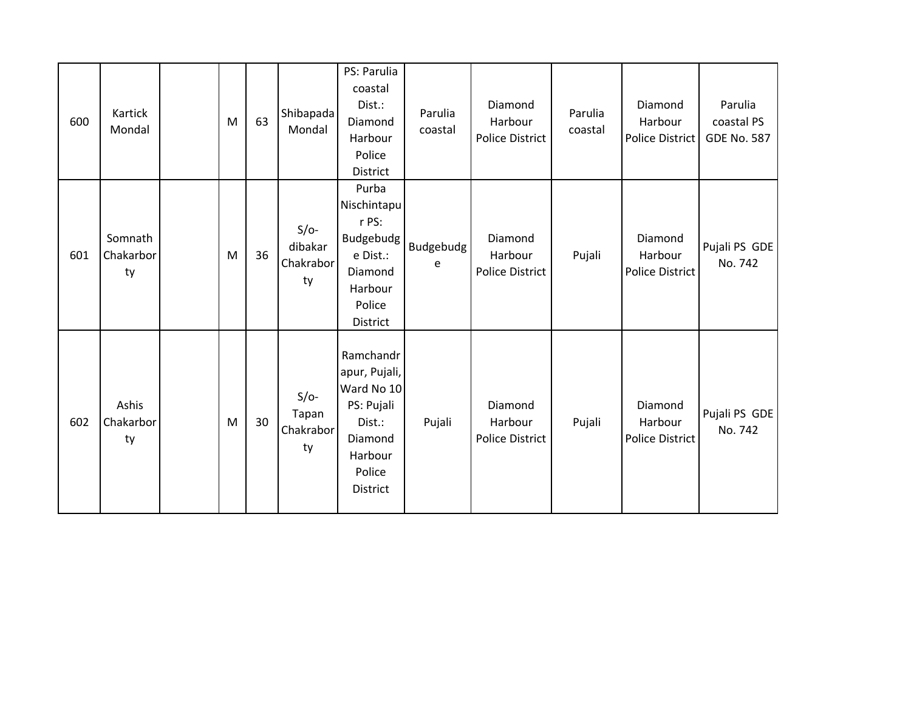| | | | | | | | | | | | |
|---|---|---|---|---|---|---|---|---|---|---|---|
| 600 | Kartick Mondal | | M | 63 | Shibapada Mondal | PS: Parulia coastal Dist.: Diamond Harbour Police District | Parulia coastal | Diamond Harbour Police District | Parulia coastal | Diamond Harbour Police District | Parulia coastal PS GDE No. 587 |
| 601 | Somnath Chakarborty | | M | 36 | S/o- dibakar Chakraborty | Purba Nischintapur PS: Budgebudge Dist.: Diamond Harbour Police District | Budgebudge | Diamond Harbour Police District | Pujali | Diamond Harbour Police District | Pujali PS GDE No. 742 |
| 602 | Ashis Chakarborty | | M | 30 | S/o- Tapan Chakraborty | Ramchandrapur, Pujali, Ward No 10 PS: Pujali Dist.: Diamond Harbour Police District | Pujali | Diamond Harbour Police District | Pujali | Diamond Harbour Police District | Pujali PS GDE No. 742 |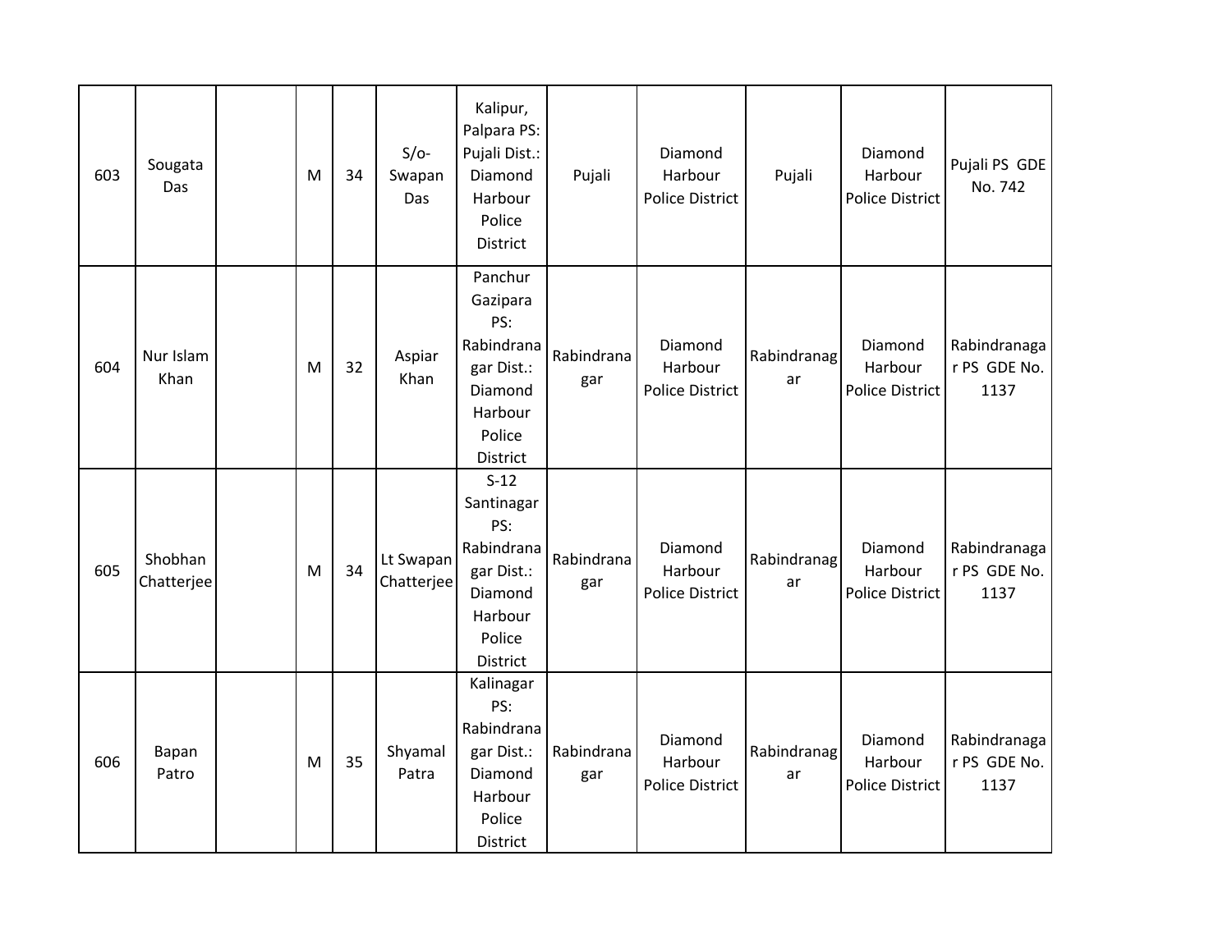| 603 | Sougata Das | | M | 34 | S/o- Swapan Das | Kalipur, Palpara PS: Pujali Dist.: Diamond Harbour Police District | Pujali | Diamond Harbour Police District | Pujali | Diamond Harbour Police District | Pujali PS GDE No. 742 |
|---|---|---|---|---|---|---|---|---|---|---|---|
| 604 | Nur Islam Khan | | M | 32 | Aspiar Khan | Panchur Gazipara PS: Rabindranagar Dist.: Diamond Harbour Police District | Rabindranagar | Diamond Harbour Police District | Rabindranagar | Diamond Harbour Police District | Rabindranagar PS GDE No. 1137 |
| 605 | Shobhan Chatterjee | | M | 34 | Lt Swapan Chatterjee | S-12 Santinagar PS: Rabindranagar Dist.: Diamond Harbour Police District | Rabindranagar | Diamond Harbour Police District | Rabindranagar | Diamond Harbour Police District | Rabindranagar PS GDE No. 1137 |
| 606 | Bapan Patro | | M | 35 | Shyamal Patra | Kalinagar PS: Rabindranagar Dist.: Diamond Harbour Police District | Rabindranagar | Diamond Harbour Police District | Rabindranagar | Diamond Harbour Police District | Rabindranagar PS GDE No. 1137 |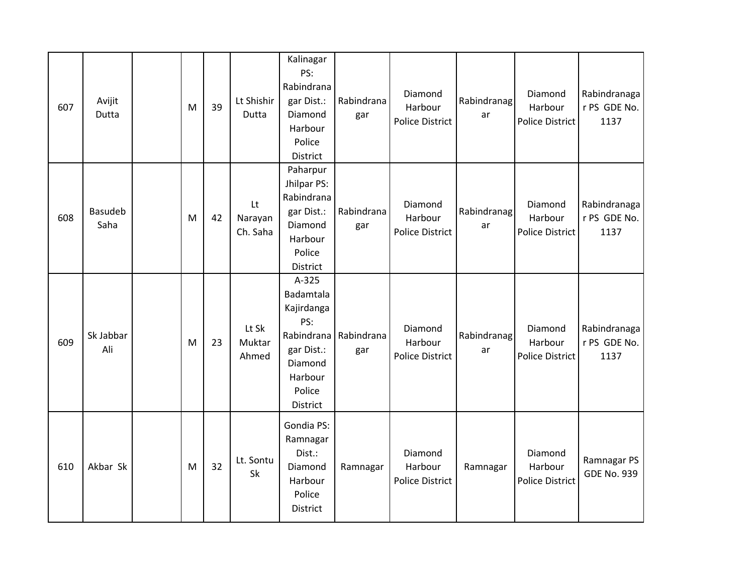| 607 | Avijit Dutta | | M | 39 | Lt Shishir Dutta | Kalinagar PS: Rabindranagar Dist.: Diamond Harbour Police District | Rabindranagar | Diamond Harbour Police District | Rabindranagar | Diamond Harbour Police District | Rabindranagar PS GDE No. 1137 |
|---|---|---|---|---|---|---|---|---|---|---|---|
| 608 | Basudeb Saha | | M | 42 | Lt Narayan Ch. Saha | Paharpur Jhilpar PS: Rabindranagar Dist.: Diamond Harbour Police District | Rabindranagar | Diamond Harbour Police District | Rabindranagar | Diamond Harbour Police District | Rabindranagar PS GDE No. 1137 |
| 609 | Sk Jabbar Ali | | M | 23 | Lt Sk Muktar Ahmed | A-325 Badamtala Kajirdanga PS: Rabindranagar Dist.: Diamond Harbour Police District | Rabindranagar | Diamond Harbour Police District | Rabindranagar | Diamond Harbour Police District | Rabindranagar PS GDE No. 1137 |
| 610 | Akbar Sk | | M | 32 | Lt. Sontu Sk | Gondia PS: Ramnagar Dist.: Diamond Harbour Police District | Ramnagar | Diamond Harbour Police District | Ramnagar | Diamond Harbour Police District | Ramnagar PS GDE No. 939 |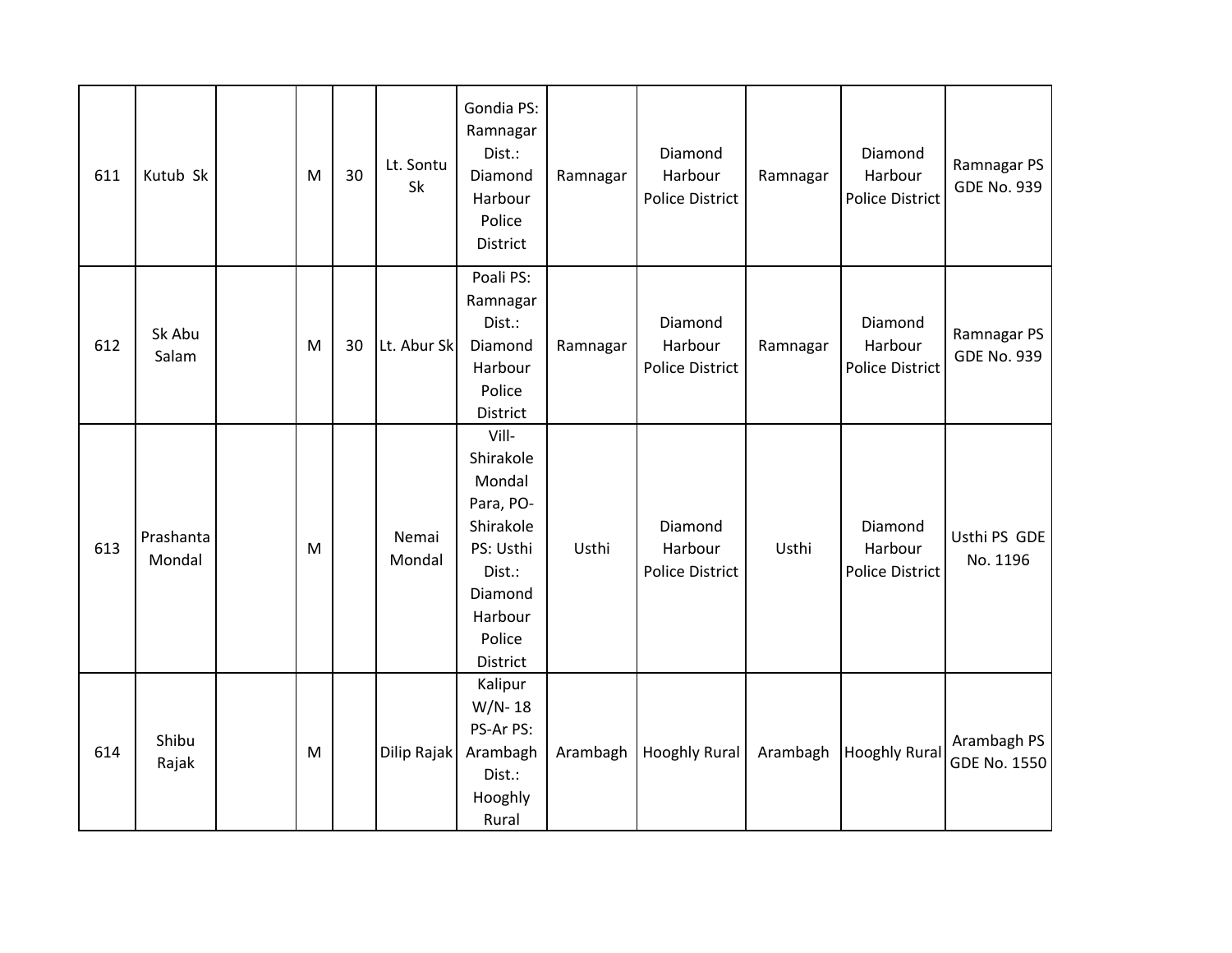| | | | | | | | | | | | |
|---|---|---|---|---|---|---|---|---|---|---|---|
| 611 | Kutub Sk | | M | 30 | Lt. Sontu Sk | Gondia PS: Ramnagar Dist.: Diamond Harbour Police District | Ramnagar | Diamond Harbour Police District | Ramnagar | Diamond Harbour Police District | Ramnagar PS GDE No. 939 |
| 612 | Sk Abu Salam | | M | 30 | Lt. Abur Sk | Poali PS: Ramnagar Dist.: Diamond Harbour Police District | Ramnagar | Diamond Harbour Police District | Ramnagar | Diamond Harbour Police District | Ramnagar PS GDE No. 939 |
| 613 | Prashanta Mondal | | M | | Nemai Mondal | Vill- Shirakole Mondal Para, PO- Shirakole PS: Usthi Dist.: Diamond Harbour Police District | Usthi | Diamond Harbour Police District | Usthi | Diamond Harbour Police District | Usthi PS GDE No. 1196 |
| 614 | Shibu Rajak | | M | | Dilip Rajak | Kalipur W/N- 18 PS-Ar PS: Arambagh Dist.: Hooghly Rural | Arambagh | Hooghly Rural | Arambagh | Hooghly Rural | Arambagh PS GDE No. 1550 |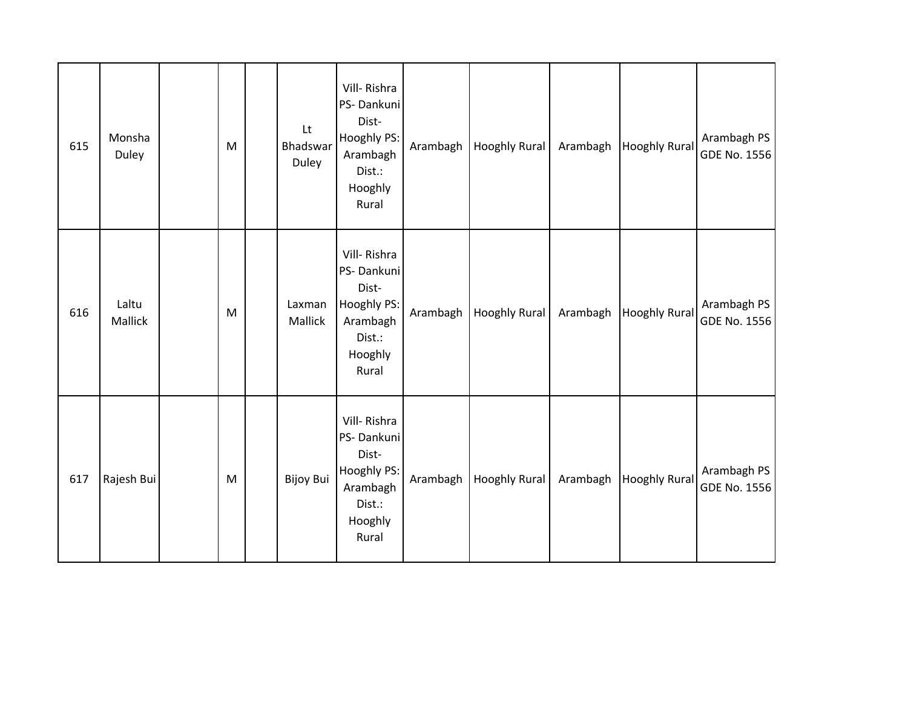| 615 | Monsha Duley | | M | | Lt Bhadswar Duley | Vill- Rishra PS- Dankuni Dist- Hooghly PS: Arambagh Dist.: Hooghly Rural | Arambagh | Hooghly Rural | Arambagh | Hooghly Rural | Arambagh PS GDE No. 1556 |
|---|---|---|---|---|---|---|---|---|---|---|---|
| 616 | Laltu Mallick | | M | | Laxman Mallick | Vill- Rishra PS- Dankuni Dist- Hooghly PS: Arambagh Dist.: Hooghly Rural | Arambagh | Hooghly Rural | Arambagh | Hooghly Rural | Arambagh PS GDE No. 1556 |
| 617 | Rajesh Bui | | M | | Bijoy Bui | Vill- Rishra PS- Dankuni Dist- Hooghly PS: Arambagh Dist.: Hooghly Rural | Arambagh | Hooghly Rural | Arambagh | Hooghly Rural | Arambagh PS GDE No. 1556 |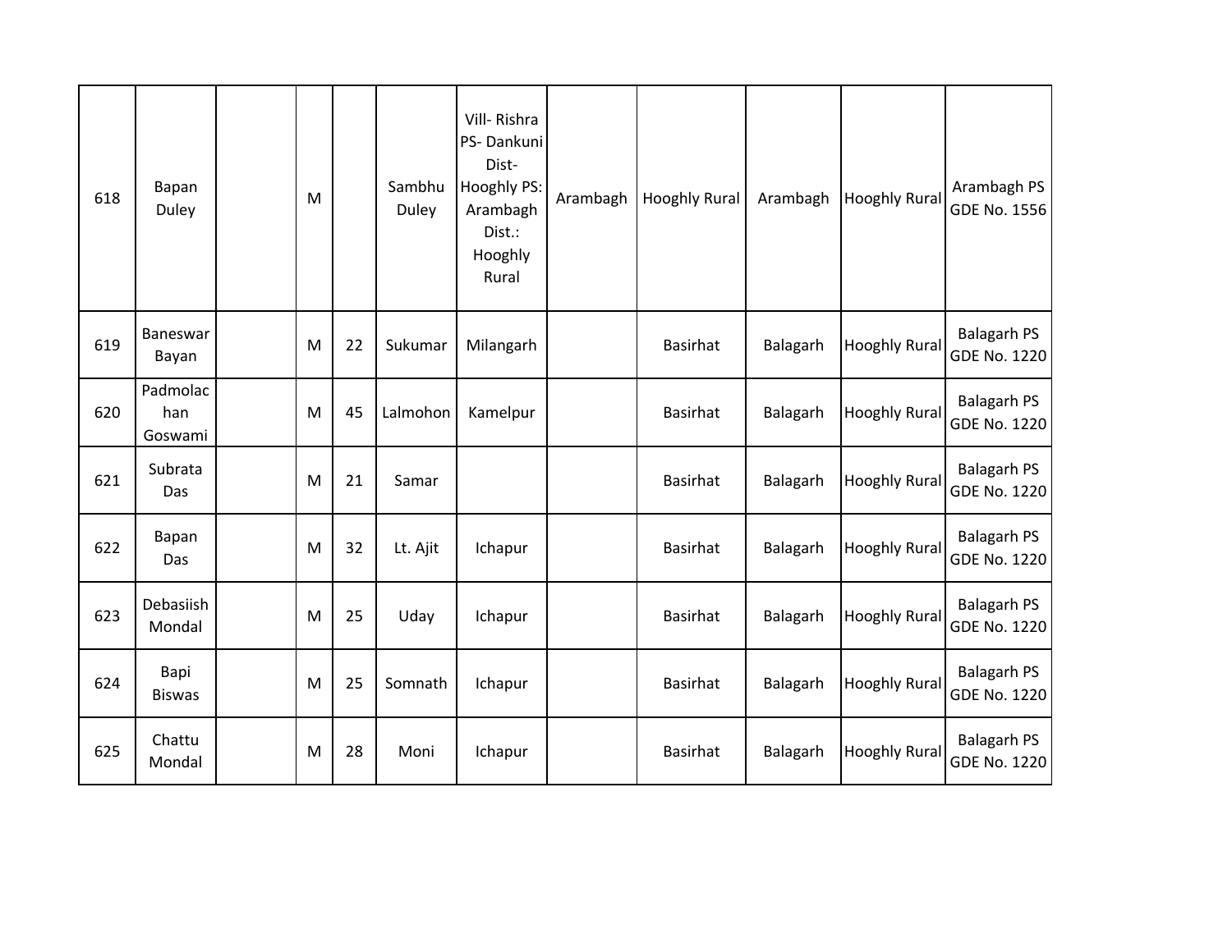| | | | | | | | | | | | |
|---|---|---|---|---|---|---|---|---|---|---|---|
| 618 | Bapan Duley | | M | | Sambhu Duley | Vill- Rishra PS- Dankuni Dist- Hooghly PS: Arambagh Dist.: Hooghly Rural | Arambagh | Hooghly Rural | Arambagh | Hooghly Rural | Arambagh PS GDE No. 1556 |
| 619 | Baneswar Bayan | | M | 22 | Sukumar | Milangarh | | Basirhat | Balagarh | Hooghly Rural | Balagarh PS GDE No. 1220 |
| 620 | Padmolachan Goswami | | M | 45 | Lalmohon | Kamelpur | | Basirhat | Balagarh | Hooghly Rural | Balagarh PS GDE No. 1220 |
| 621 | Subrata Das | | M | 21 | Samar | | | Basirhat | Balagarh | Hooghly Rural | Balagarh PS GDE No. 1220 |
| 622 | Bapan Das | | M | 32 | Lt. Ajit | Ichapur | | Basirhat | Balagarh | Hooghly Rural | Balagarh PS GDE No. 1220 |
| 623 | Debasiish Mondal | | M | 25 | Uday | Ichapur | | Basirhat | Balagarh | Hooghly Rural | Balagarh PS GDE No. 1220 |
| 624 | Bapi Biswas | | M | 25 | Somnath | Ichapur | | Basirhat | Balagarh | Hooghly Rural | Balagarh PS GDE No. 1220 |
| 625 | Chattu Mondal | | M | 28 | Moni | Ichapur | | Basirhat | Balagarh | Hooghly Rural | Balagarh PS GDE No. 1220 |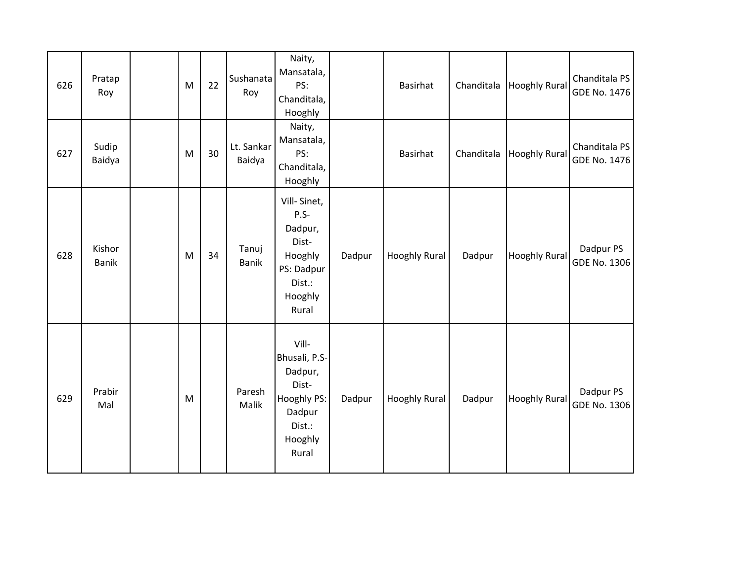| 626 | Pratap Roy | | M | 22 | Sushanata Roy | Naity, Mansatala, PS: Chanditala, Hooghly | | Basirhat | Chanditala | Hooghly Rural | Chanditala PS GDE No. 1476 |
|---|---|---|---|---|---|---|---|---|---|---|---|
| 627 | Sudip Baidya | | M | 30 | Lt. Sankar Baidya | Naity, Mansatala, PS: Chanditala, Hooghly | | Basirhat | Chanditala | Hooghly Rural | Chanditala PS GDE No. 1476 |
| 628 | Kishor Banik | | M | 34 | Tanuj Banik | Vill- Sinet, P.S- Dadpur, Dist- Hooghly PS: Dadpur Dist.: Hooghly Rural | Dadpur | Hooghly Rural | Dadpur | Hooghly Rural | Dadpur PS GDE No. 1306 |
| 629 | Prabir Mal | | M | | Paresh Malik | Vill- Bhusali, P.S- Dadpur, Dist- Hooghly PS: Dadpur Dist.: Hooghly Rural | Dadpur | Hooghly Rural | Dadpur | Hooghly Rural | Dadpur PS GDE No. 1306 |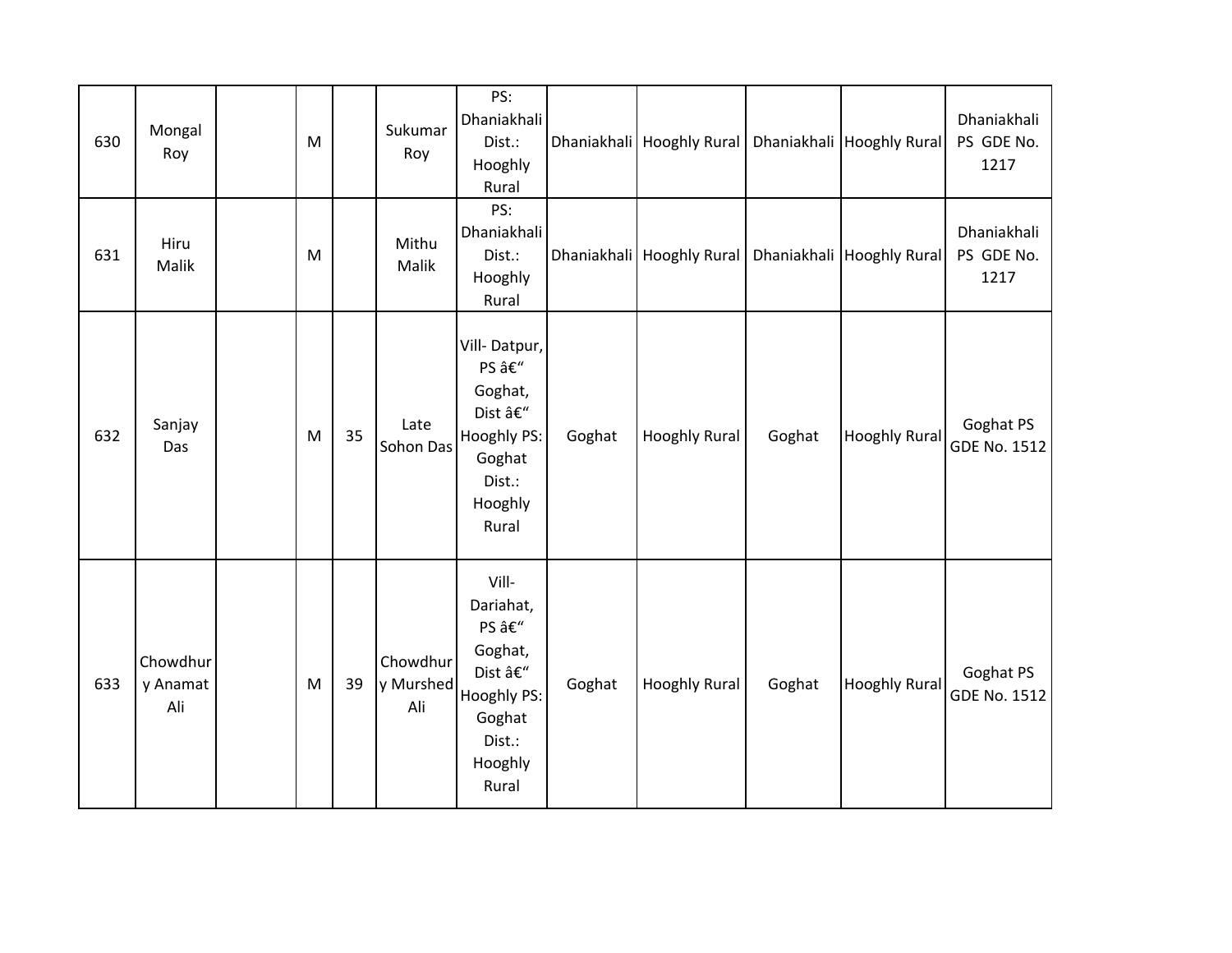| 630 | Mongal Roy | | M | | Sukumar Roy | PS: Dhaniakhali Dist.: Hooghly Rural | Dhaniakhali | Hooghly Rural | Dhaniakhali | Hooghly Rural | Dhaniakhali PS GDE No. 1217 |
|---|---|---|---|---|---|---|---|---|---|---|---|
| 631 | Hiru Malik | | M | | Mithu Malik | PS: Dhaniakhali Dist.: Hooghly Rural | Dhaniakhali | Hooghly Rural | Dhaniakhali | Hooghly Rural | Dhaniakhali PS GDE No. 1217 |
| 632 | Sanjay Das | | M | 35 | Late Sohon Das | Vill- Datpur, PS â€" Goghat, Dist â€" Hooghly PS: Goghat Dist.: Hooghly Rural | Goghat | Hooghly Rural | Goghat | Hooghly Rural | Goghat PS GDE No. 1512 |
| 633 | Chowdhury Anamat Ali | | M | 39 | Chowdhury Murshed Ali | Vill- Dariahat, PS â€" Goghat, Dist â€" Hooghly PS: Goghat Dist.: Hooghly Rural | Goghat | Hooghly Rural | Goghat | Hooghly Rural | Goghat PS GDE No. 1512 |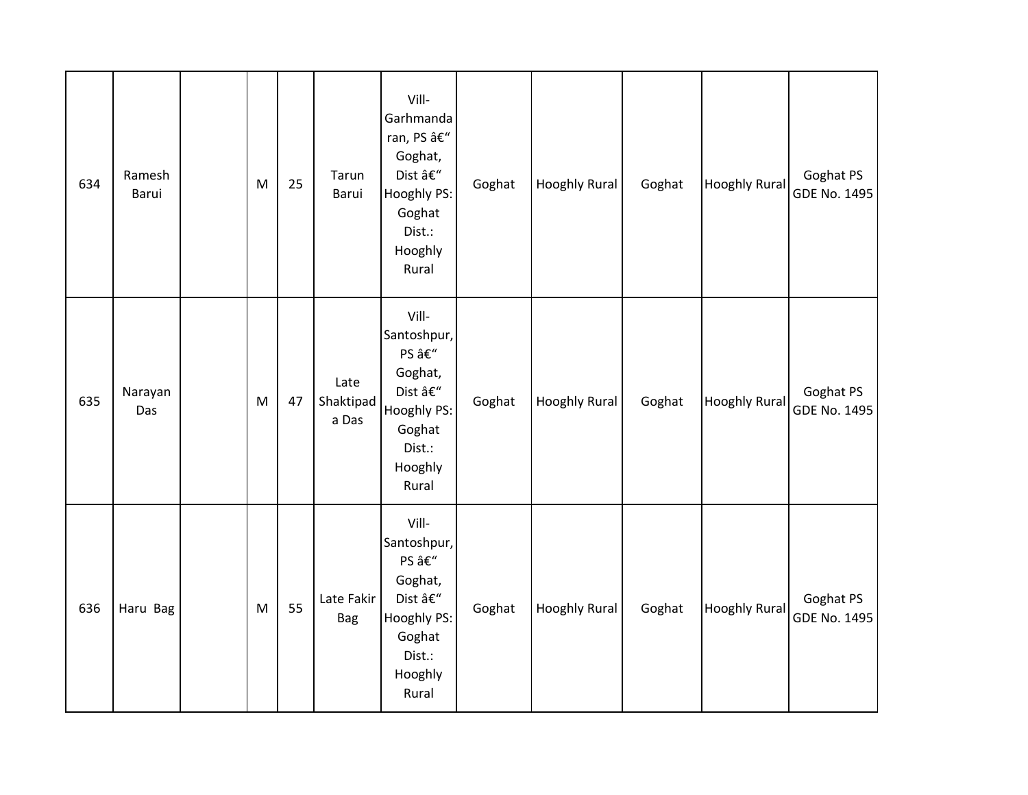| 634 | Ramesh Barui | | M | 25 | Tarun Barui | Vill- Garhmandaran, PS â€" Goghat, Dist â€" Hooghly PS: Goghat Dist.: Hooghly Rural | Goghat | Hooghly Rural | Goghat | Hooghly Rural | Goghat PS GDE No. 1495 |
|---|---|---|---|---|---|---|---|---|---|---|---|
| 635 | Narayan Das | | M | 47 | Late Shaktipada Das | Vill- Santoshpur, PS â€" Goghat, Dist â€" Hooghly PS: Goghat Dist.: Hooghly Rural | Goghat | Hooghly Rural | Goghat | Hooghly Rural | Goghat PS GDE No. 1495 |
| 636 | Haru Bag | | M | 55 | Late Fakir Bag | Vill- Santoshpur, PS â€" Goghat, Dist â€" Hooghly PS: Goghat Dist.: Hooghly Rural | Goghat | Hooghly Rural | Goghat | Hooghly Rural | Goghat PS GDE No. 1495 |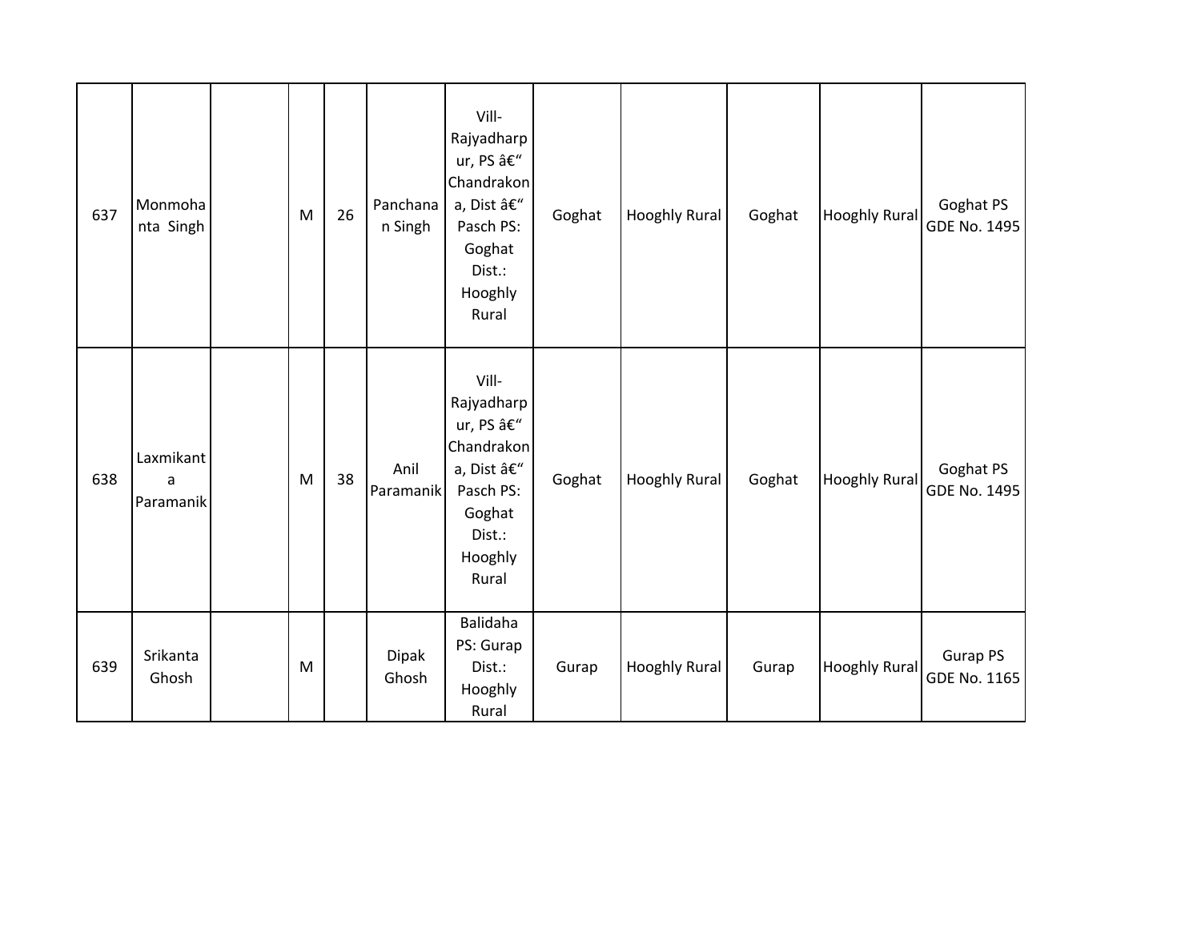| | | | | | | | | | | | |
|---|---|---|---|---|---|---|---|---|---|---|---|
| 637 | Monmohanta Singh | | M | 26 | Panchanan Singh | Vill- Rajyadharpur, PS â€“ Chandrakona, Dist â€“ Pasch PS: Goghat Dist.: Hooghly Rural | Goghat | Hooghly Rural | Goghat | Hooghly Rural | Goghat PS GDE No. 1495 |
| 638 | Laxmikanta Paramanik | | M | 38 | Anil Paramanik | Vill- Rajyadharpur, PS â€“ Chandrakona, Dist â€“ Pasch PS: Goghat Dist.: Hooghly Rural | Goghat | Hooghly Rural | Goghat | Hooghly Rural | Goghat PS GDE No. 1495 |
| 639 | Srikanta Ghosh | | M | | Dipak Ghosh | Balidaha PS: Gurap Dist.: Hooghly Rural | Gurap | Hooghly Rural | Gurap | Hooghly Rural | Gurap PS GDE No. 1165 |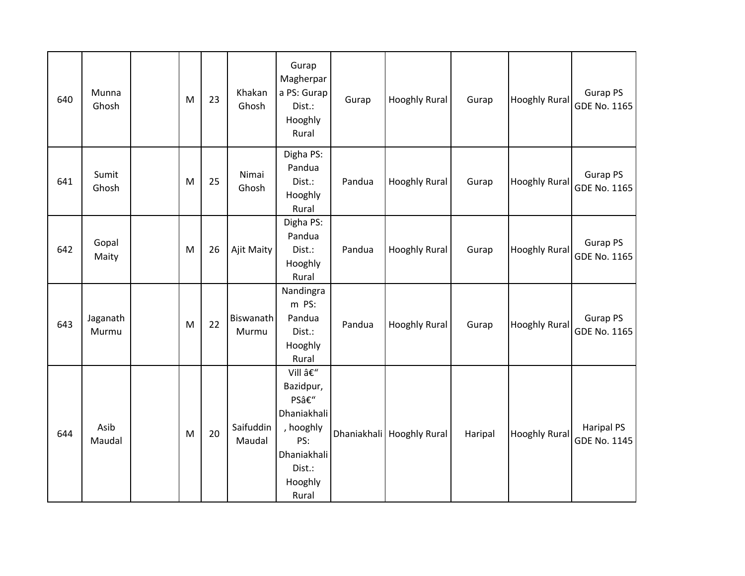| 640 | Munna Ghosh | | M | 23 | Khakan Ghosh | Gurap Magherpara PS: Gurap Dist.: Hooghly Rural | Gurap | Hooghly Rural | Gurap | Hooghly Rural | Gurap PS GDE No. 1165 |
|---|---|---|---|---|---|---|---|---|---|---|---|
| 641 | Sumit Ghosh | | M | 25 | Nimai Ghosh | Digha PS: Pandua Dist.: Hooghly Rural | Pandua | Hooghly Rural | Gurap | Hooghly Rural | Gurap PS GDE No. 1165 |
| 642 | Gopal Maity | | M | 26 | Ajit Maity | Digha PS: Pandua Dist.: Hooghly Rural | Pandua | Hooghly Rural | Gurap | Hooghly Rural | Gurap PS GDE No. 1165 |
| 643 | Jaganath Murmu | | M | 22 | Biswanath Murmu | Nandingram PS: Pandua Dist.: Hooghly Rural | Pandua | Hooghly Rural | Gurap | Hooghly Rural | Gurap PS GDE No. 1165 |
| 644 | Asib Maudal | | M | 20 | Saifuddin Maudal | Vill â€" Bazidpur, PSâ€" Dhaniakhali, hooghly PS: Dhaniakhali Dist.: Hooghly Rural | Dhaniakhali | Hooghly Rural | Haripal | Hooghly Rural | Haripal PS GDE No. 1145 |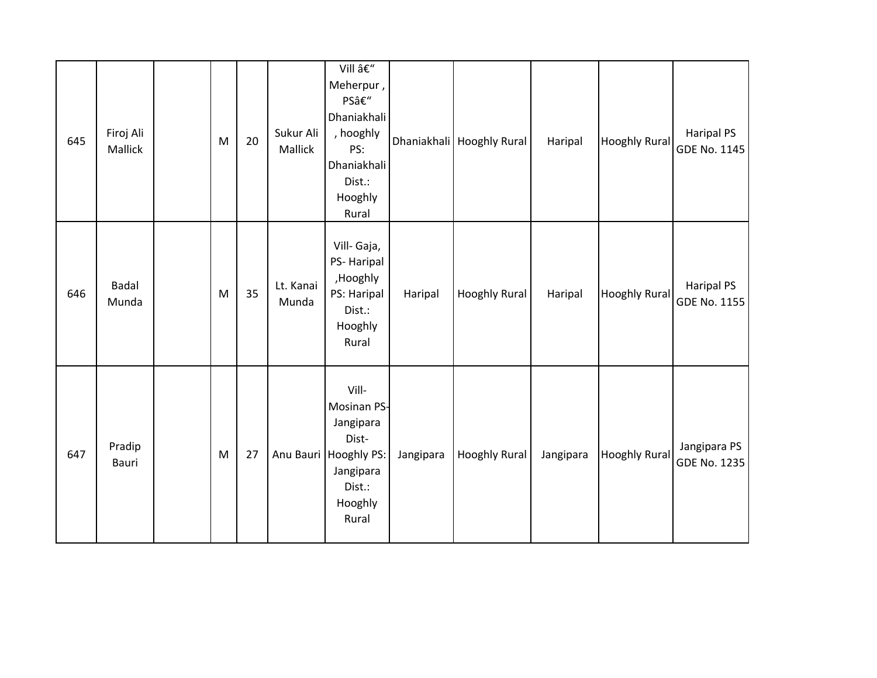| | | | | | | | | | | | |
|---|---|---|---|---|---|---|---|---|---|---|---|
| 645 | Firoj Ali Mallick | | M | 20 | Sukur Ali Mallick | Vill â€“ Meherpur , PSâ€“ Dhaniakhali , hooghly PS: Dhaniakhali Dist.: Hooghly Rural | Dhaniakhali | Hooghly Rural | Haripal | Hooghly Rural | Haripal PS GDE No. 1145 |
| 646 | Badal Munda | | M | 35 | Lt. Kanai Munda | Vill- Gaja, PS- Haripal ,Hooghly PS: Haripal Dist.: Hooghly Rural | Haripal | Hooghly Rural | Haripal | Hooghly Rural | Haripal PS GDE No. 1155 |
| 647 | Pradip Bauri | | M | 27 | Anu Bauri | Vill- Mosinan PS- Jangipara Dist- Hooghly PS: Jangipara Dist.: Hooghly Rural | Jangipara | Hooghly Rural | Jangipara | Hooghly Rural | Jangipara PS GDE No. 1235 |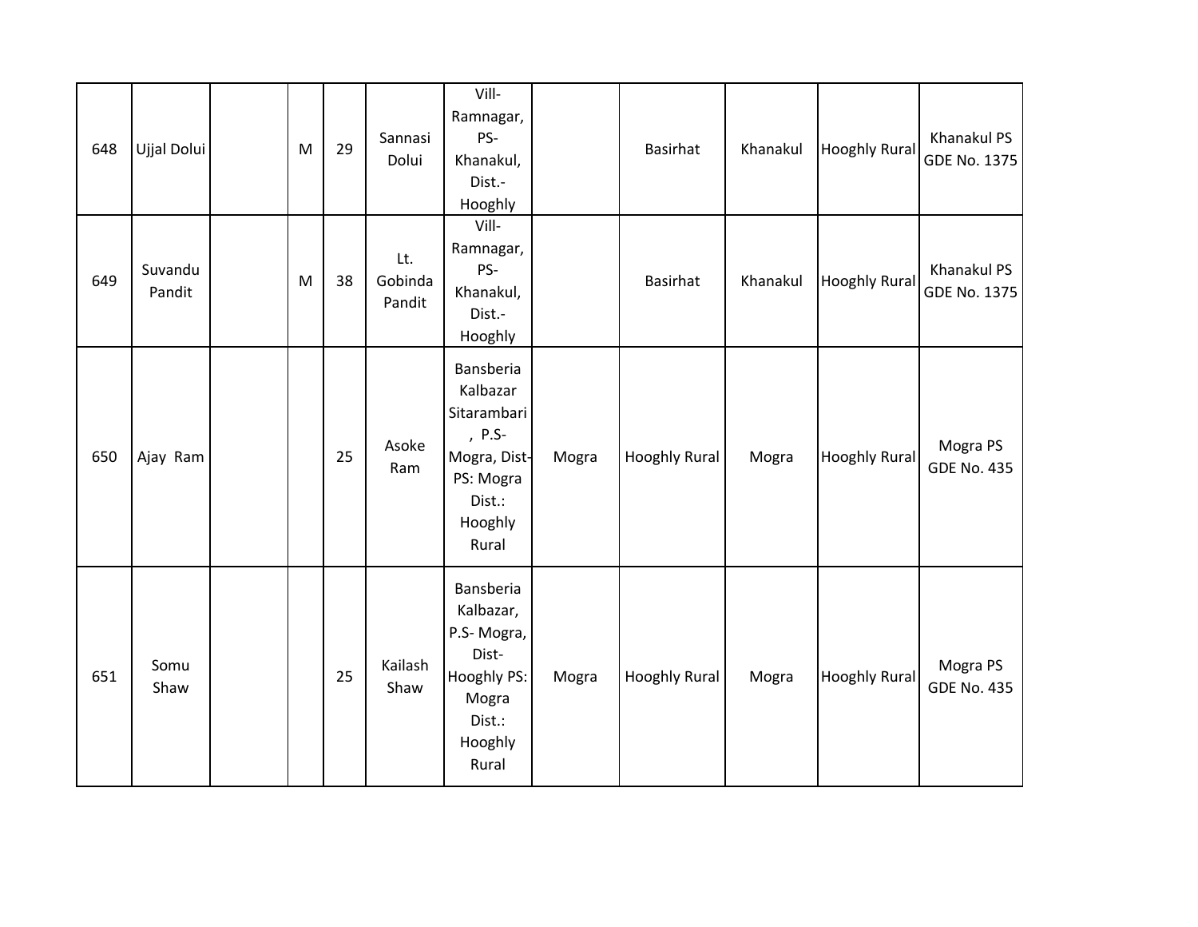| 648 | Ujjal Dolui | | M | 29 | Sannasi Dolui | Vill-Ramnagar, PS-Khanakul, Dist.-Hooghly | | Basirhat | Khanakul | Hooghly Rural | Khanakul PS GDE No. 1375 |
|---|---|---|---|---|---|---|---|---|---|---|---|
| 649 | Suvandu Pandit | | M | 38 | Lt. Gobinda Pandit | Vill-Ramnagar, PS-Khanakul, Dist.-Hooghly | | Basirhat | Khanakul | Hooghly Rural | Khanakul PS GDE No. 1375 |
| 650 | Ajay Ram | | | 25 | Asoke Ram | Bansberia Kalbazar Sitarambari , P.S-Mogra, Dist-PS: Mogra Dist.: Hooghly Rural | Mogra | Hooghly Rural | Mogra | Hooghly Rural | Mogra PS GDE No. 435 |
| 651 | Somu Shaw | | | 25 | Kailash Shaw | Bansberia Kalbazar, P.S- Mogra, Dist-Hooghly PS: Mogra Dist.: Hooghly Rural | Mogra | Hooghly Rural | Mogra | Hooghly Rural | Mogra PS GDE No. 435 |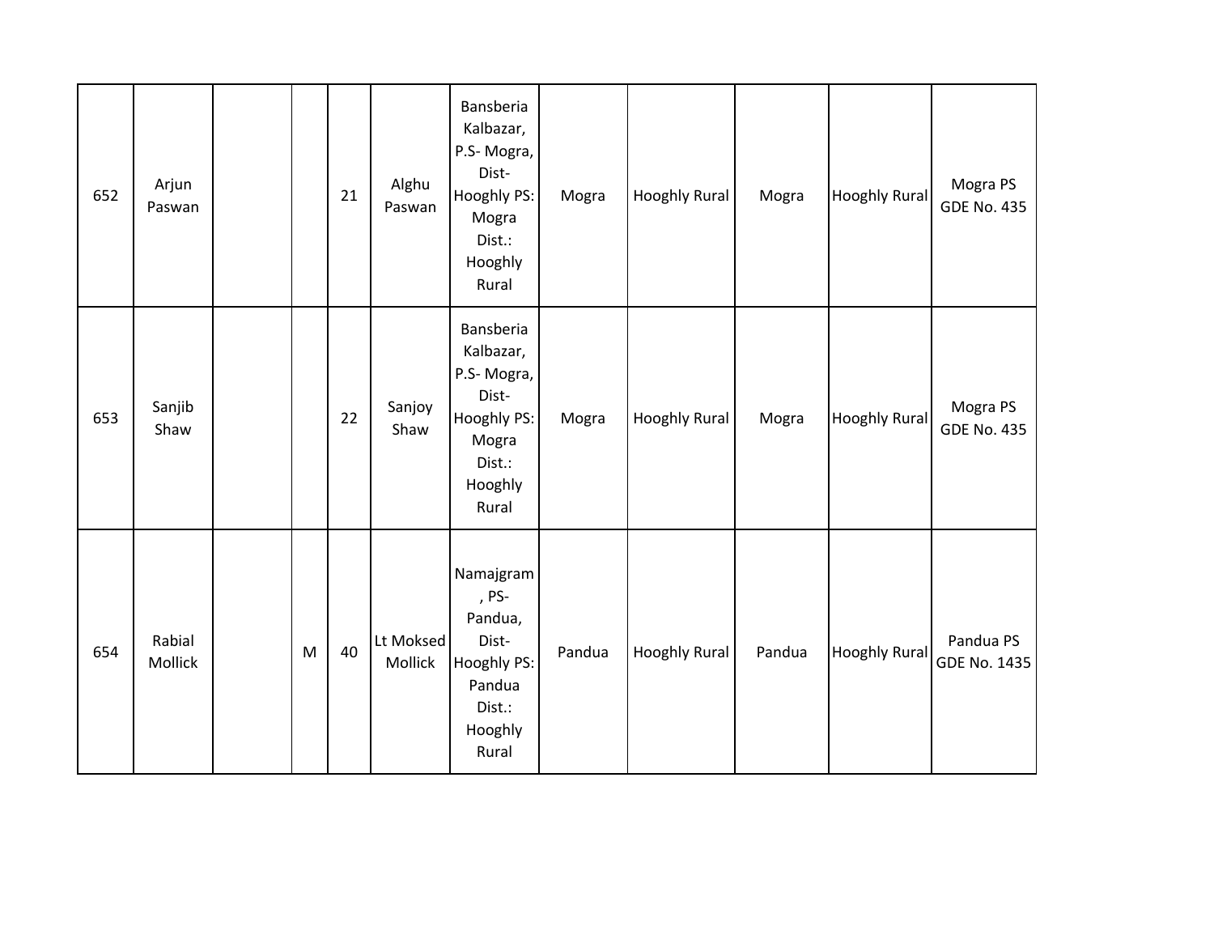| 652 | Arjun Paswan | | | 21 | Alghu Paswan | Bansberia Kalbazar, P.S- Mogra, Dist- Hooghly PS: Mogra Dist.: Hooghly Rural | Mogra | Hooghly Rural | Mogra | Hooghly Rural | Mogra PS GDE No. 435 |
|---|---|---|---|---|---|---|---|---|---|---|---|
| 653 | Sanjib Shaw | | | 22 | Sanjoy Shaw | Bansberia Kalbazar, P.S- Mogra, Dist- Hooghly PS: Mogra Dist.: Hooghly Rural | Mogra | Hooghly Rural | Mogra | Hooghly Rural | Mogra PS GDE No. 435 |
| 654 | Rabial Mollick | | M | 40 | Lt Moksed Mollick | Namajgram , PS- Pandua, Dist- Hooghly PS: Pandua Dist.: Hooghly Rural | Pandua | Hooghly Rural | Pandua | Hooghly Rural | Pandua PS GDE No. 1435 |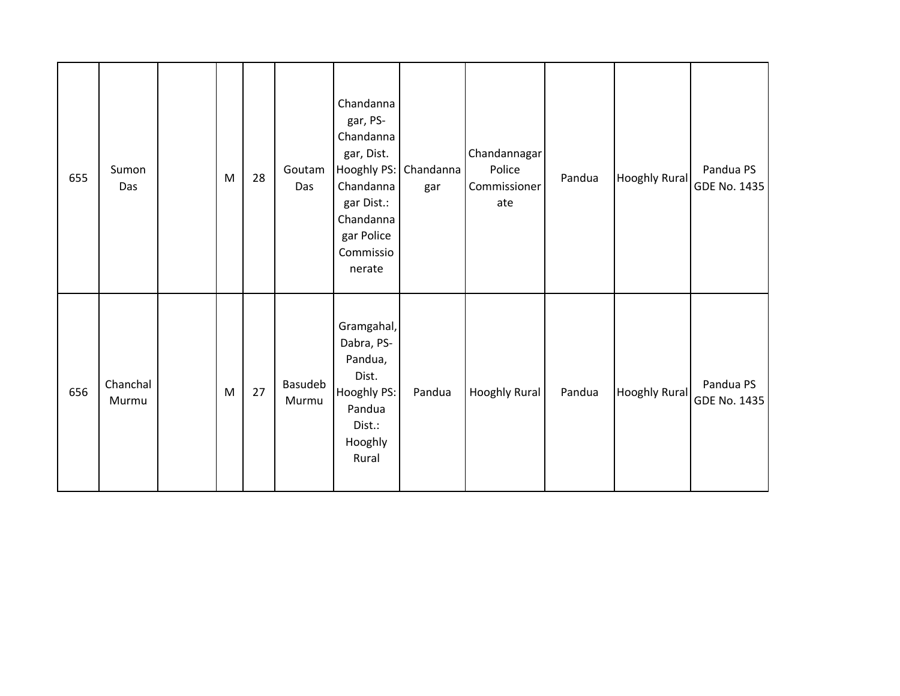| 655 | Sumon Das | | M | 28 | Goutam Das | Chandannagar, PS- Chandannagar, Dist. Hooghly PS: Chandannagar Dist.: Chandannagar Police Commissionerate | Chandannagar | Chandannagar Police Commissionerate | Pandua | Hooghly Rural | Pandua PS GDE No. 1435 |
|---|---|---|---|---|---|---|---|---|---|---|---|
| 656 | Chanchal Murmu | | M | 27 | Basudeb Murmu | Gramgahal, Dabra, PS- Pandua, Dist. Hooghly PS: Pandua Dist.: Hooghly Rural | Pandua | Hooghly Rural | Pandua | Hooghly Rural | Pandua PS GDE No. 1435 |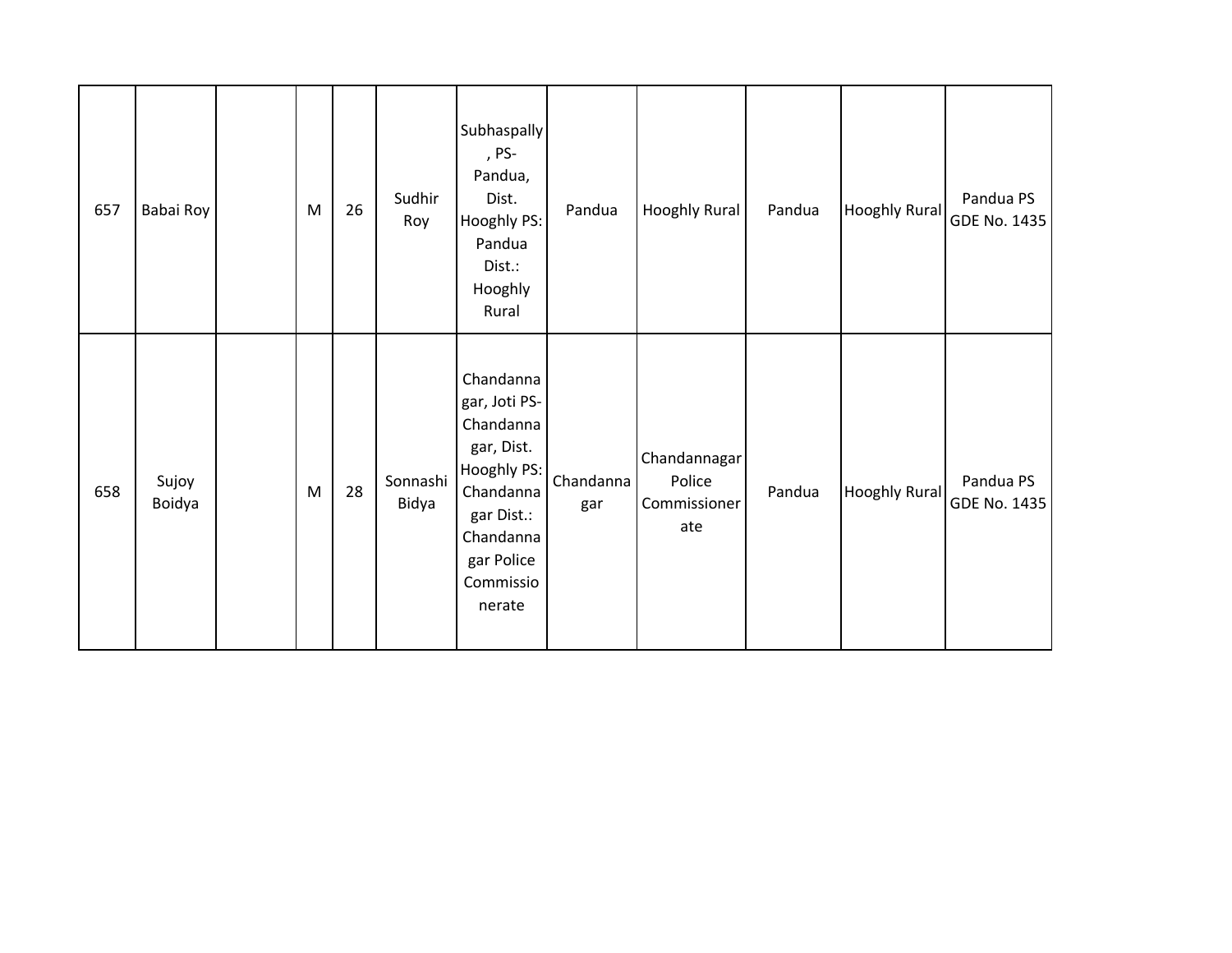| | | | | | | | | | | | |
|---|---|---|---|---|---|---|---|---|---|---|---|
| 657 | Babai Roy | | M | 26 | Sudhir Roy | Subhaspally, PS- Pandua, Dist. Hooghly PS: Pandua Dist.: Hooghly Rural | Pandua | Hooghly Rural | Pandua | Hooghly Rural | Pandua PS GDE No. 1435 |
| 658 | Sujoy Boidya | | M | 28 | Sonnashi Bidya | Chandannagar, Joti PS- Chandannagar, Dist. Hooghly PS: Chandannagar Dist.: Chandannagar Police Commissionerate | Chandannagar | Chandannagar Police Commissionerate | Pandua | Hooghly Rural | Pandua PS GDE No. 1435 |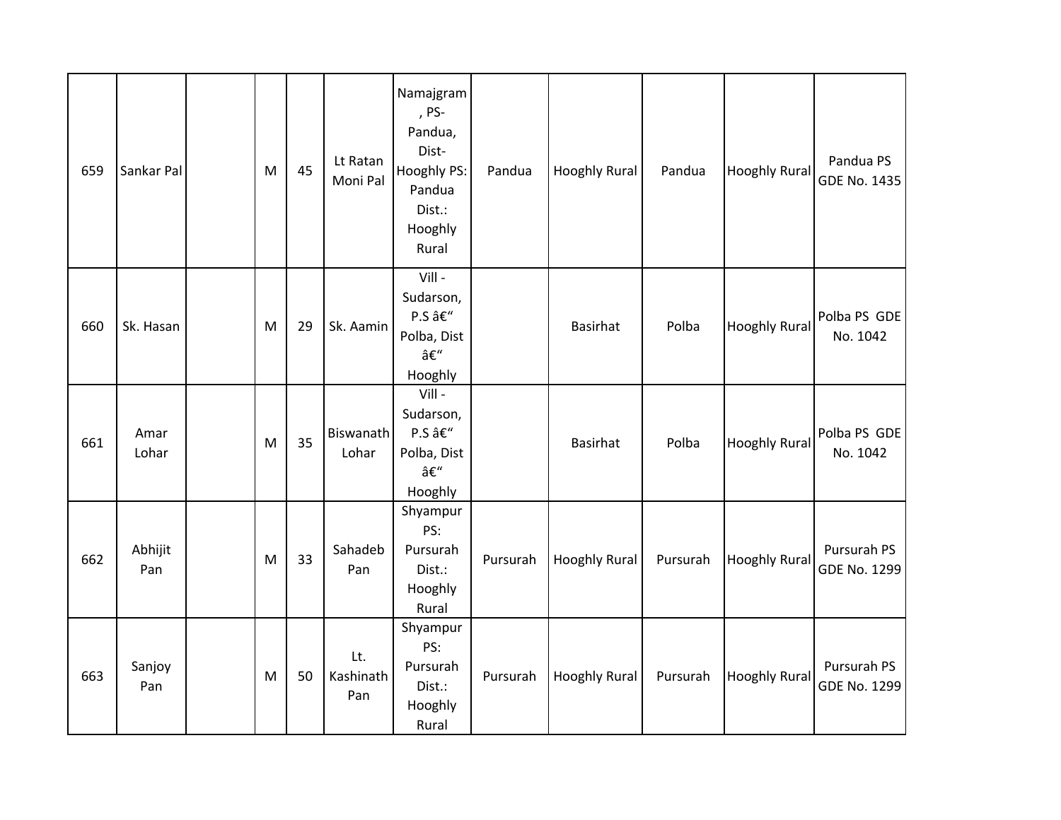| 659 | Sankar Pal | | M | 45 | Lt Ratan Moni Pal | Namajgram , PS- Pandua, Dist- Hooghly PS: Pandua Dist.: Hooghly Rural | Pandua | Hooghly Rural | Pandua | Hooghly Rural | Pandua PS GDE No. 1435 |
|---|---|---|---|---|---|---|---|---|---|---|---|
| 660 | Sk. Hasan | | M | 29 | Sk. Aamin | Vill - Sudarson, P.S â€“ Polba, Dist â€“ Hooghly | | Basirhat | Polba | Hooghly Rural | Polba PS GDE No. 1042 |
| 661 | Amar Lohar | | M | 35 | Biswanath Lohar | Vill - Sudarson, P.S â€“ Polba, Dist â€“ Hooghly | | Basirhat | Polba | Hooghly Rural | Polba PS GDE No. 1042 |
| 662 | Abhijit Pan | | M | 33 | Sahadeb Pan | Shyampur PS: Pursurah Dist.: Hooghly Rural | Pursurah | Hooghly Rural | Pursurah | Hooghly Rural | Pursurah PS GDE No. 1299 |
| 663 | Sanjoy Pan | | M | 50 | Lt. Kashinath Pan | Shyampur PS: Pursurah Dist.: Hooghly Rural | Pursurah | Hooghly Rural | Pursurah | Hooghly Rural | Pursurah PS GDE No. 1299 |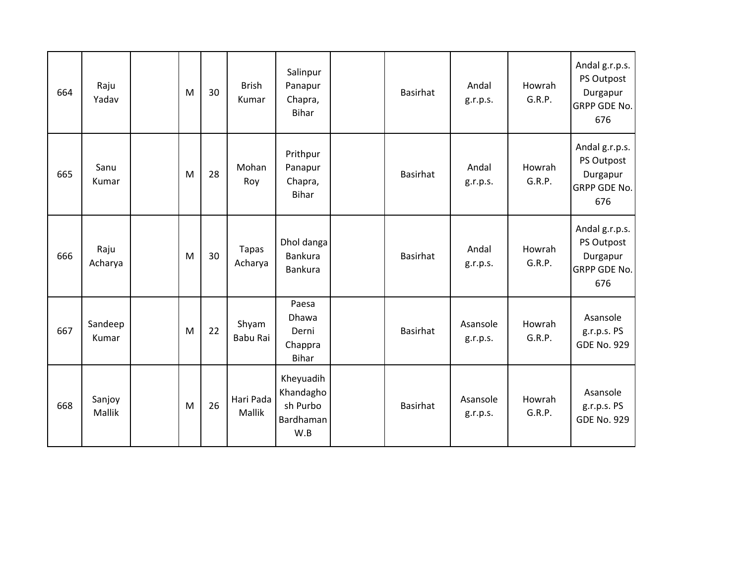| | | | | | | | | | | | |
|---|---|---|---|---|---|---|---|---|---|---|---|
| 664 | Raju Yadav | | M | 30 | Brish Kumar | Salinpur Panapur Chapra, Bihar | | Basirhat | Andal g.r.p.s. | Howrah G.R.P. | Andal g.r.p.s. PS Outpost Durgapur GRPP GDE No. 676 |
| 665 | Sanu Kumar | | M | 28 | Mohan Roy | Prithpur Panapur Chapra, Bihar | | Basirhat | Andal g.r.p.s. | Howrah G.R.P. | Andal g.r.p.s. PS Outpost Durgapur GRPP GDE No. 676 |
| 666 | Raju Acharya | | M | 30 | Tapas Acharya | Dhol danga Bankura Bankura | | Basirhat | Andal g.r.p.s. | Howrah G.R.P. | Andal g.r.p.s. PS Outpost Durgapur GRPP GDE No. 676 |
| 667 | Sandeep Kumar | | M | 22 | Shyam Babu Rai | Paesa Dhawa Derni Chappra Bihar | | Basirhat | Asansole g.r.p.s. | Howrah G.R.P. | Asansole g.r.p.s. PS GDE No. 929 |
| 668 | Sanjoy Mallik | | M | 26 | Hari Pada Mallik | Kheyuadih Khandaghosh Purbo Bardhaman W.B | | Basirhat | Asansole g.r.p.s. | Howrah G.R.P. | Asansole g.r.p.s. PS GDE No. 929 |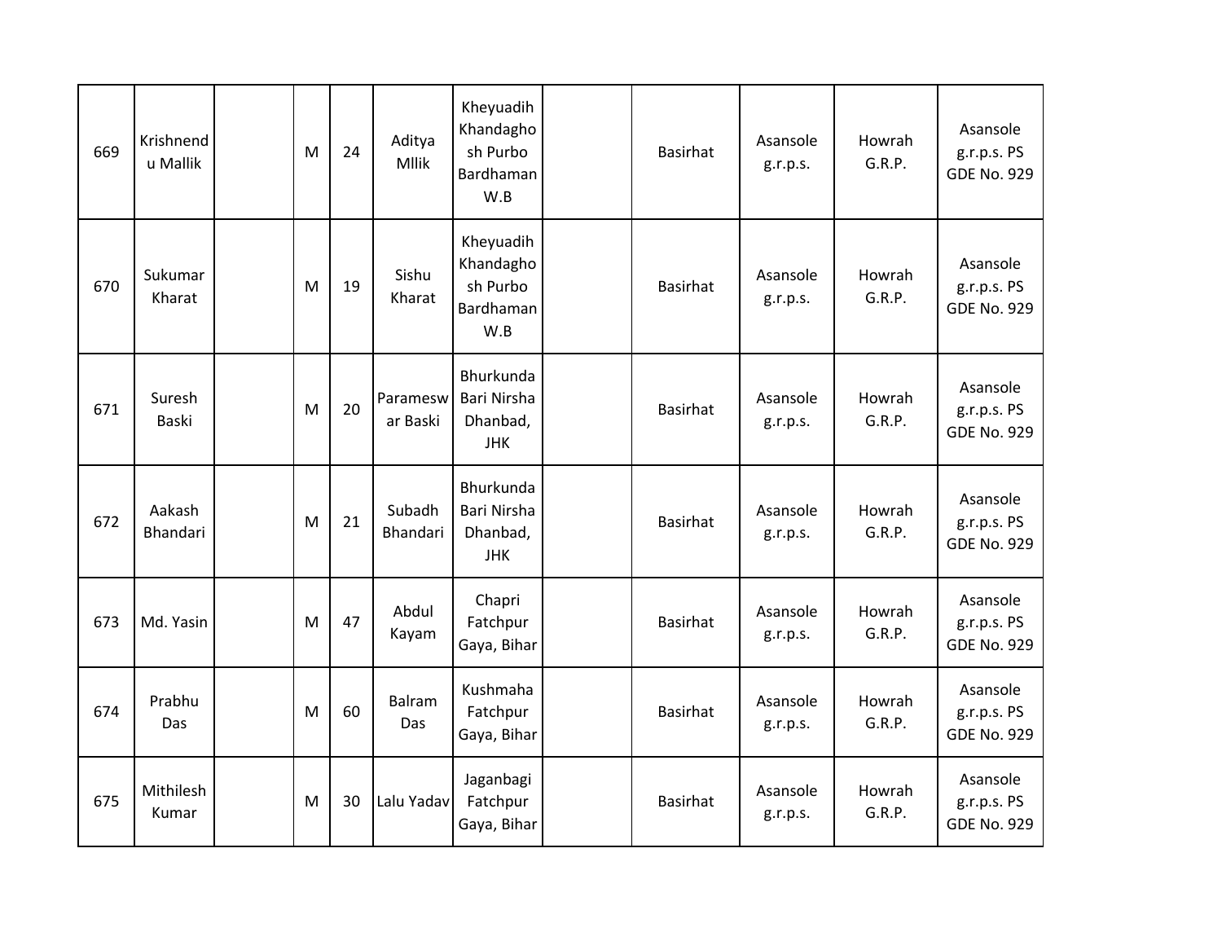| 669 | Krishnendu Mallik | | M | 24 | Aditya Mllik | Kheyuadih Khandaghosh Purbo Bardhaman W.B | | Basirhat | Asansole g.r.p.s. | Howrah G.R.P. | Asansole g.r.p.s. PS GDE No. 929 |
|---|---|---|---|---|---|---|---|---|---|---|---|
| 670 | Sukumar Kharat | | M | 19 | Sishu Kharat | Kheyuadih Khandaghosh Purbo Bardhaman W.B | | Basirhat | Asansole g.r.p.s. | Howrah G.R.P. | Asansole g.r.p.s. PS GDE No. 929 |
| 671 | Suresh Baski | | M | 20 | Parameswar Baski | Bhurkunda Bari Nirsha Dhanbad, JHK | | Basirhat | Asansole g.r.p.s. | Howrah G.R.P. | Asansole g.r.p.s. PS GDE No. 929 |
| 672 | Aakash Bhandari | | M | 21 | Subadh Bhandari | Bhurkunda Bari Nirsha Dhanbad, JHK | | Basirhat | Asansole g.r.p.s. | Howrah G.R.P. | Asansole g.r.p.s. PS GDE No. 929 |
| 673 | Md. Yasin | | M | 47 | Abdul Kayam | Chapri Fatchpur Gaya, Bihar | | Basirhat | Asansole g.r.p.s. | Howrah G.R.P. | Asansole g.r.p.s. PS GDE No. 929 |
| 674 | Prabhu Das | | M | 60 | Balram Das | Kushmaha Fatchpur Gaya, Bihar | | Basirhat | Asansole g.r.p.s. | Howrah G.R.P. | Asansole g.r.p.s. PS GDE No. 929 |
| 675 | Mithilesh Kumar | | M | 30 | Lalu Yadav | Jaganbagi Fatchpur Gaya, Bihar | | Basirhat | Asansole g.r.p.s. | Howrah G.R.P. | Asansole g.r.p.s. PS GDE No. 929 |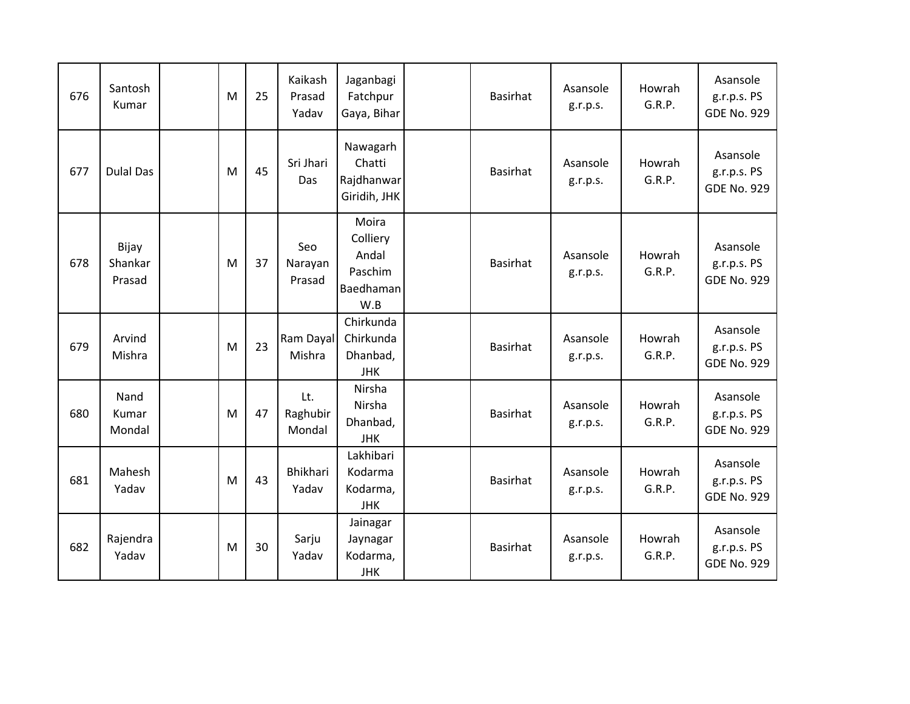| 676 | Santosh Kumar | | M | 25 | Kaikash Prasad Yadav | Jaganbagi Fatchpur Gaya, Bihar | | Basirhat | Asansole g.r.p.s. | Howrah G.R.P. | Asansole g.r.p.s. PS GDE No. 929 |
|---|---|---|---|---|---|---|---|---|---|---|---|
| 677 | Dulal Das | | M | 45 | Sri Jhari Das | Nawagarh Chatti Rajdhanwar Giridih, JHK | | Basirhat | Asansole g.r.p.s. | Howrah G.R.P. | Asansole g.r.p.s. PS GDE No. 929 |
| 678 | Bijay Shankar Prasad | | M | 37 | Seo Narayan Prasad | Moira Colliery Andal Paschim Baedhaman W.B | | Basirhat | Asansole g.r.p.s. | Howrah G.R.P. | Asansole g.r.p.s. PS GDE No. 929 |
| 679 | Arvind Mishra | | M | 23 | Ram Dayal Mishra | Chirkunda Chirkunda Dhanbad, JHK | | Basirhat | Asansole g.r.p.s. | Howrah G.R.P. | Asansole g.r.p.s. PS GDE No. 929 |
| 680 | Nand Kumar Mondal | | M | 47 | Lt. Raghubir Mondal | Nirsha Nirsha Dhanbad, JHK | | Basirhat | Asansole g.r.p.s. | Howrah G.R.P. | Asansole g.r.p.s. PS GDE No. 929 |
| 681 | Mahesh Yadav | | M | 43 | Bhikhari Yadav | Lakhibari Kodarma Kodarma, JHK | | Basirhat | Asansole g.r.p.s. | Howrah G.R.P. | Asansole g.r.p.s. PS GDE No. 929 |
| 682 | Rajendra Yadav | | M | 30 | Sarju Yadav | Jainagar Jaynagar Kodarma, JHK | | Basirhat | Asansole g.r.p.s. | Howrah G.R.P. | Asansole g.r.p.s. PS GDE No. 929 |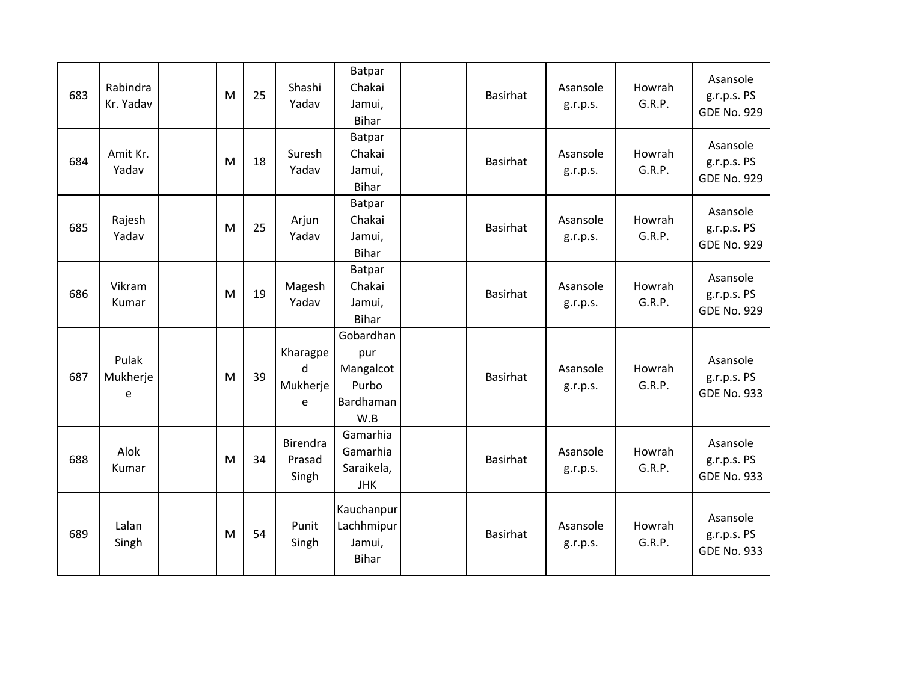| 683 | Rabindra Kr. Yadav | | M | 25 | Shashi Yadav | Batpar Chakai Jamui, Bihar | | Basirhat | Asansole g.r.p.s. | Howrah G.R.P. | Asansole g.r.p.s. PS GDE No. 929 |
|---|---|---|---|---|---|---|---|---|---|---|---|
| 684 | Amit Kr. Yadav | | M | 18 | Suresh Yadav | Batpar Chakai Jamui, Bihar | | Basirhat | Asansole g.r.p.s. | Howrah G.R.P. | Asansole g.r.p.s. PS GDE No. 929 |
| 685 | Rajesh Yadav | | M | 25 | Arjun Yadav | Batpar Chakai Jamui, Bihar | | Basirhat | Asansole g.r.p.s. | Howrah G.R.P. | Asansole g.r.p.s. PS GDE No. 929 |
| 686 | Vikram Kumar | | M | 19 | Magesh Yadav | Batpar Chakai Jamui, Bihar | | Basirhat | Asansole g.r.p.s. | Howrah G.R.P. | Asansole g.r.p.s. PS GDE No. 929 |
| 687 | Pulak Mukherjee | | M | 39 | Kharagped Mukherjee | Gobardhanpur Mangalcot Purbo Bardhaman W.B | | Basirhat | Asansole g.r.p.s. | Howrah G.R.P. | Asansole g.r.p.s. PS GDE No. 933 |
| 688 | Alok Kumar | | M | 34 | Birendra Prasad Singh | Gamarhia Gamarhia Saraikela, JHK | | Basirhat | Asansole g.r.p.s. | Howrah G.R.P. | Asansole g.r.p.s. PS GDE No. 933 |
| 689 | Lalan Singh | | M | 54 | Punit Singh | Kauchanpur Lachhmipur Jamui, Bihar | | Basirhat | Asansole g.r.p.s. | Howrah G.R.P. | Asansole g.r.p.s. PS GDE No. 933 |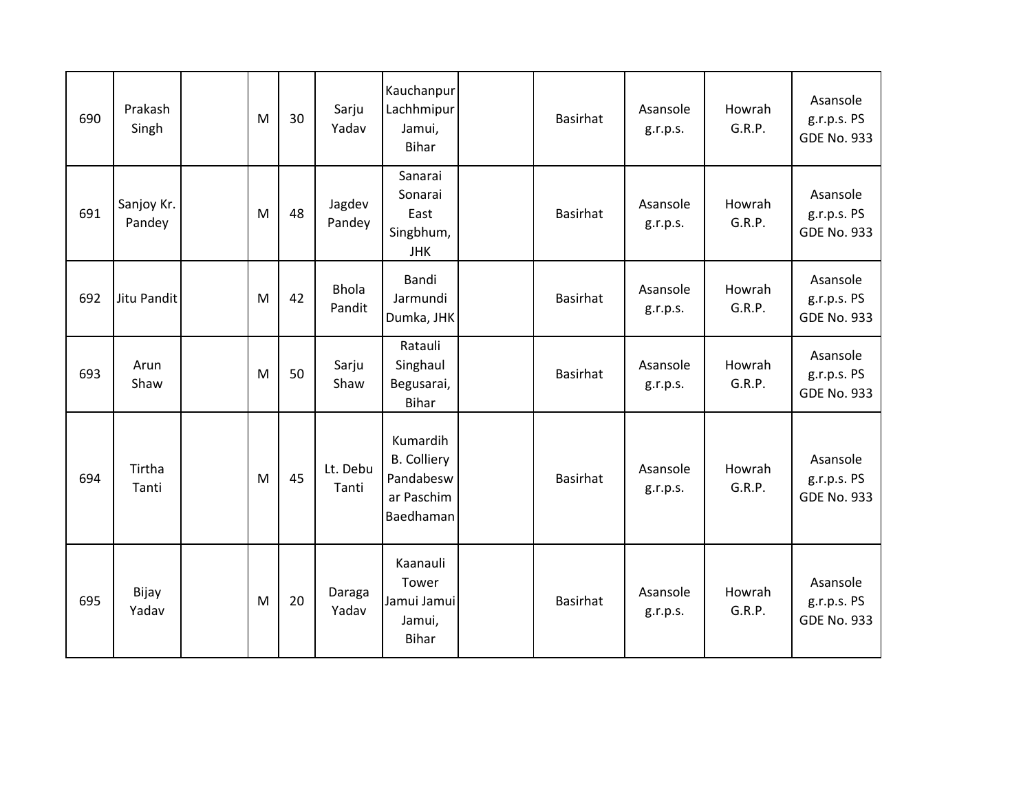| | | | | | | | | | | | |
|---|---|---|---|---|---|---|---|---|---|---|---|
| 690 | Prakash Singh | | M | 30 | Sarju Yadav | Kauchanpur Lachhmipur Jamui, Bihar | | Basirhat | Asansole g.r.p.s. | Howrah G.R.P. | Asansole g.r.p.s. PS GDE No. 933 |
| 691 | Sanjoy Kr. Pandey | | M | 48 | Jagdev Pandey | Sanarai Sonarai East Singbhum, JHK | | Basirhat | Asansole g.r.p.s. | Howrah G.R.P. | Asansole g.r.p.s. PS GDE No. 933 |
| 692 | Jitu Pandit | | M | 42 | Bhola Pandit | Bandi Jarmundi Dumka, JHK | | Basirhat | Asansole g.r.p.s. | Howrah G.R.P. | Asansole g.r.p.s. PS GDE No. 933 |
| 693 | Arun Shaw | | M | 50 | Sarju Shaw | Ratauli Singhaul Begusarai, Bihar | | Basirhat | Asansole g.r.p.s. | Howrah G.R.P. | Asansole g.r.p.s. PS GDE No. 933 |
| 694 | Tirtha Tanti | | M | 45 | Lt. Debu Tanti | Kumardih B. Colliery Pandabeswar Paschim Baedhaman | | Basirhat | Asansole g.r.p.s. | Howrah G.R.P. | Asansole g.r.p.s. PS GDE No. 933 |
| 695 | Bijay Yadav | | M | 20 | Daraga Yadav | Kaanauli Tower Jamui Jamui Jamui, Bihar | | Basirhat | Asansole g.r.p.s. | Howrah G.R.P. | Asansole g.r.p.s. PS GDE No. 933 |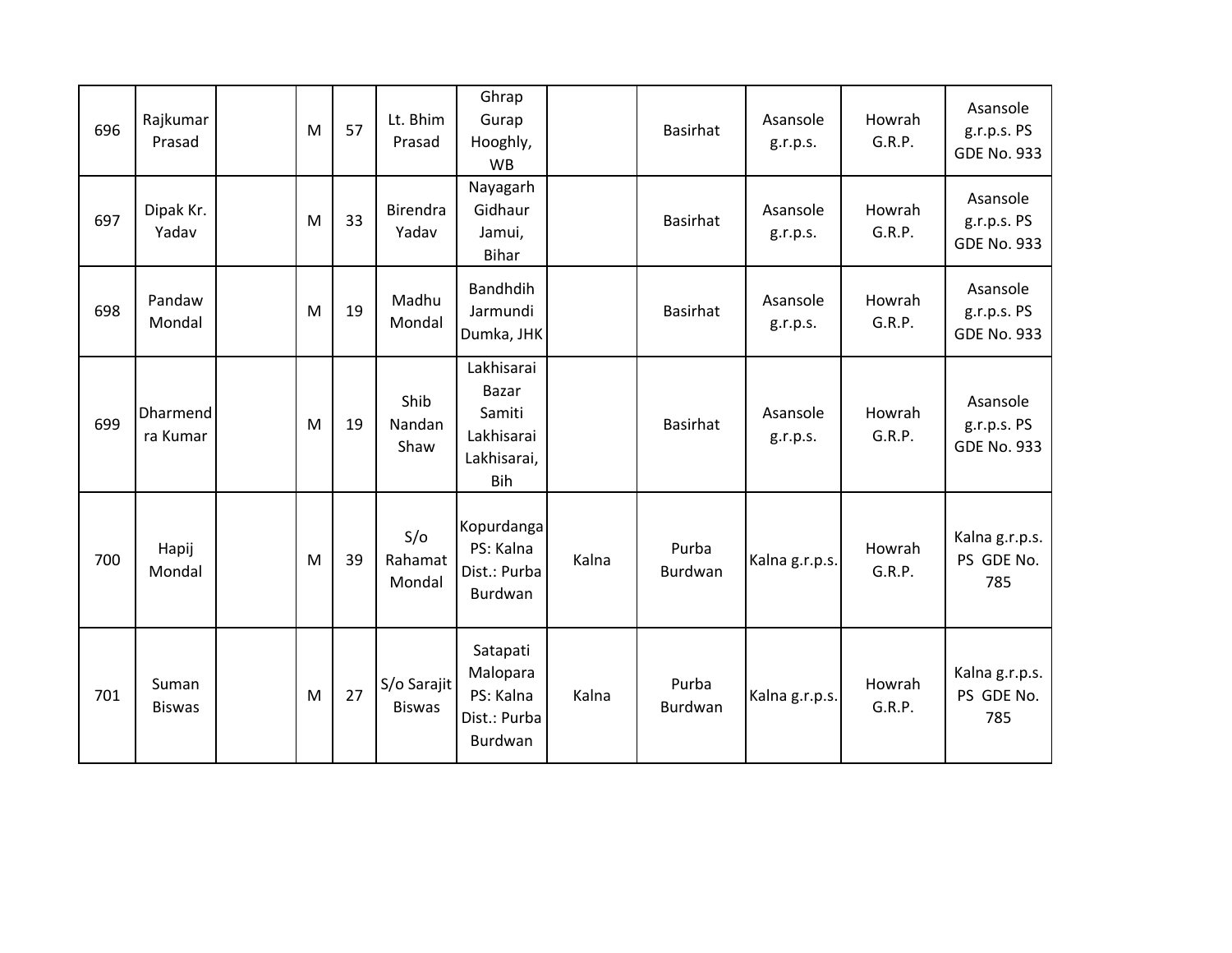| | | | | | | | | | | | |
|---|---|---|---|---|---|---|---|---|---|---|---|
| 696 | Rajkumar Prasad | | M | 57 | Lt. Bhim Prasad | Ghrap Gurap Hooghly, WB | | Basirhat | Asansole g.r.p.s. | Howrah G.R.P. | Asansole g.r.p.s. PS GDE No. 933 |
| 697 | Dipak Kr. Yadav | | M | 33 | Birendra Yadav | Nayagarh Gidhaur Jamui, Bihar | | Basirhat | Asansole g.r.p.s. | Howrah G.R.P. | Asansole g.r.p.s. PS GDE No. 933 |
| 698 | Pandaw Mondal | | M | 19 | Madhu Mondal | Bandhdih Jarmundi Dumka, JHK | | Basirhat | Asansole g.r.p.s. | Howrah G.R.P. | Asansole g.r.p.s. PS GDE No. 933 |
| 699 | Dharmendra Kumar | | M | 19 | Shib Nandan Shaw | Lakhisarai Bazar Samiti Lakhisarai Lakhisarai, Bih | | Basirhat | Asansole g.r.p.s. | Howrah G.R.P. | Asansole g.r.p.s. PS GDE No. 933 |
| 700 | Hapij Mondal | | M | 39 | S/o Rahamat Mondal | Kopurdanga PS: Kalna Dist.: Purba Burdwan | Kalna | Purba Burdwan | Kalna g.r.p.s. | Howrah G.R.P. | Kalna g.r.p.s. PS GDE No. 785 |
| 701 | Suman Biswas | | M | 27 | S/o Sarajit Biswas | Satapati Malopara PS: Kalna Dist.: Purba Burdwan | Kalna | Purba Burdwan | Kalna g.r.p.s. | Howrah G.R.P. | Kalna g.r.p.s. PS GDE No. 785 |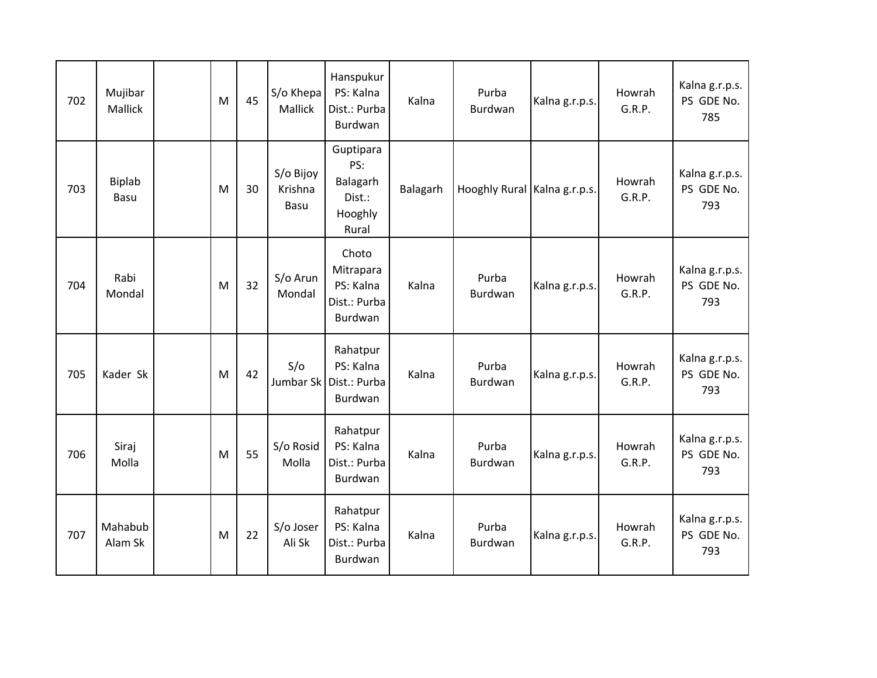| 702 | Mujibar Mallick | | M | 45 | S/o Khepa Mallick | Hanspukur PS: Kalna Dist.: Purba Burdwan | Kalna | Purba Burdwan | Kalna g.r.p.s. | Howrah G.R.P. | Kalna g.r.p.s. PS GDE No. 785 |
|---|---|---|---|---|---|---|---|---|---|---|---|
| 703 | Biplab Basu | | M | 30 | S/o Bijoy Krishna Basu | Guptipara PS: Balagarh Dist.: Hooghly Rural | Balagarh | Hooghly Rural | Kalna g.r.p.s. | Howrah G.R.P. | Kalna g.r.p.s. PS GDE No. 793 |
| 704 | Rabi Mondal | | M | 32 | S/o Arun Mondal | Choto Mitrapara PS: Kalna Dist.: Purba Burdwan | Kalna | Purba Burdwan | Kalna g.r.p.s. | Howrah G.R.P. | Kalna g.r.p.s. PS GDE No. 793 |
| 705 | Kader Sk | | M | 42 | S/o Jumbar Sk | Rahatpur PS: Kalna Dist.: Purba Burdwan | Kalna | Purba Burdwan | Kalna g.r.p.s. | Howrah G.R.P. | Kalna g.r.p.s. PS GDE No. 793 |
| 706 | Siraj Molla | | M | 55 | S/o Rosid Molla | Rahatpur PS: Kalna Dist.: Purba Burdwan | Kalna | Purba Burdwan | Kalna g.r.p.s. | Howrah G.R.P. | Kalna g.r.p.s. PS GDE No. 793 |
| 707 | Mahabub Alam Sk | | M | 22 | S/o Joser Ali Sk | Rahatpur PS: Kalna Dist.: Purba Burdwan | Kalna | Purba Burdwan | Kalna g.r.p.s. | Howrah G.R.P. | Kalna g.r.p.s. PS GDE No. 793 |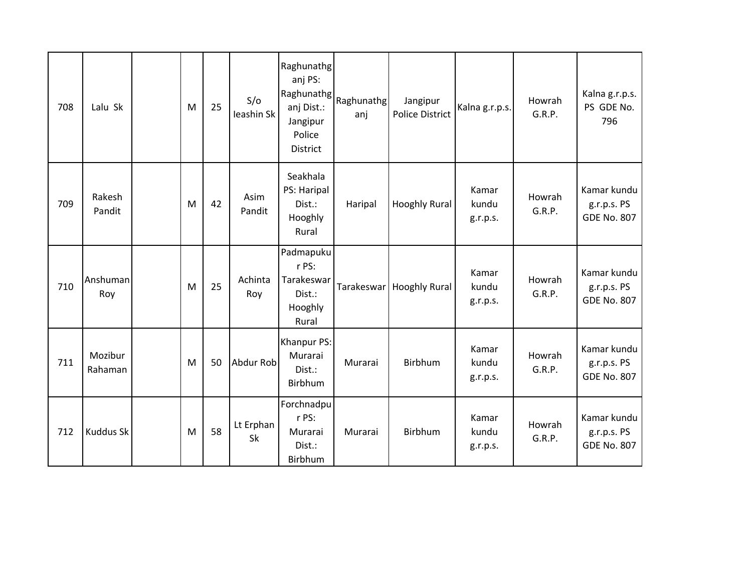| 708 | Lalu Sk | | M | 25 | S/o Ieashin Sk | Raghunathganj PS: Raghunathganj Dist.: Jangipur Police District | Raghunathganj | Jangipur Police District | Kalna g.r.p.s. | Howrah G.R.P. | Kalna g.r.p.s. PS GDE No. 796 |
|---|---|---|---|---|---|---|---|---|---|---|---|
| 709 | Rakesh Pandit | | M | 42 | Asim Pandit | Seakhala PS: Haripal Dist.: Hooghly Rural | Haripal | Hooghly Rural | Kamar kundu g.r.p.s. | Howrah G.R.P. | Kamar kundu g.r.p.s. PS GDE No. 807 |
| 710 | Anshuman Roy | | M | 25 | Achinta Roy | Padmapukur PS: Tarakeswar Dist.: Hooghly Rural | Tarakeswar | Hooghly Rural | Kamar kundu g.r.p.s. | Howrah G.R.P. | Kamar kundu g.r.p.s. PS GDE No. 807 |
| 711 | Mozibur Rahaman | | M | 50 | Abdur Rob | Khanpur PS: Murarai Dist.: Birbhum | Murarai | Birbhum | Kamar kundu g.r.p.s. | Howrah G.R.P. | Kamar kundu g.r.p.s. PS GDE No. 807 |
| 712 | Kuddus Sk | | M | 58 | Lt Erphan Sk | Forchnadpur PS: Murarai Dist.: Birbhum | Murarai | Birbhum | Kamar kundu g.r.p.s. | Howrah G.R.P. | Kamar kundu g.r.p.s. PS GDE No. 807 |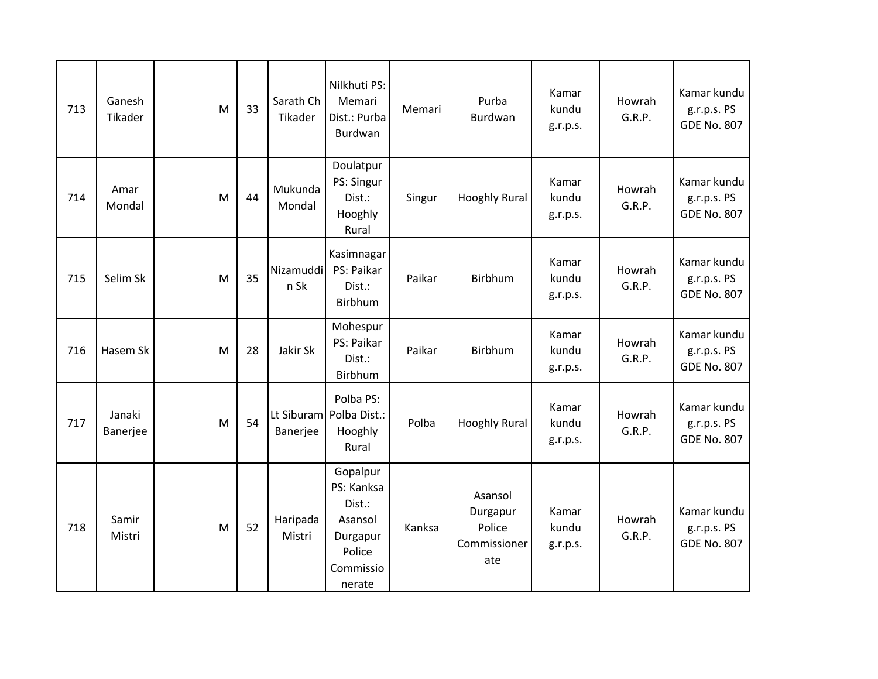| 713 | Ganesh Tikader | | M | 33 | Sarath Ch Tikader | Nilkhuti PS: Memari Dist.: Purba Burdwan | Memari | Purba Burdwan | Kamar kundu g.r.p.s. | Howrah G.R.P. | Kamar kundu g.r.p.s. PS GDE No. 807 |
|---|---|---|---|---|---|---|---|---|---|---|---|
| 714 | Amar Mondal | | M | 44 | Mukunda Mondal | Doulatpur PS: Singur Dist.: Hooghly Rural | Singur | Hooghly Rural | Kamar kundu g.r.p.s. | Howrah G.R.P. | Kamar kundu g.r.p.s. PS GDE No. 807 |
| 715 | Selim Sk | | M | 35 | Nizamuddin Sk | Kasimnagar PS: Paikar Dist.: Birbhum | Paikar | Birbhum | Kamar kundu g.r.p.s. | Howrah G.R.P. | Kamar kundu g.r.p.s. PS GDE No. 807 |
| 716 | Hasem Sk | | M | 28 | Jakir Sk | Mohespur PS: Paikar Dist.: Birbhum | Paikar | Birbhum | Kamar kundu g.r.p.s. | Howrah G.R.P. | Kamar kundu g.r.p.s. PS GDE No. 807 |
| 717 | Janaki Banerjee | | M | 54 | Lt Siburam Banerjee | Polba PS: Polba Dist.: Hooghly Rural | Polba | Hooghly Rural | Kamar kundu g.r.p.s. | Howrah G.R.P. | Kamar kundu g.r.p.s. PS GDE No. 807 |
| 718 | Samir Mistri | | M | 52 | Haripada Mistri | Gopalpur PS: Kanksa Dist.: Asansol Durgapur Police Commissionerate | Kanksa | Asansol Durgapur Police Commissionerate | Kamar kundu g.r.p.s. | Howrah G.R.P. | Kamar kundu g.r.p.s. PS GDE No. 807 |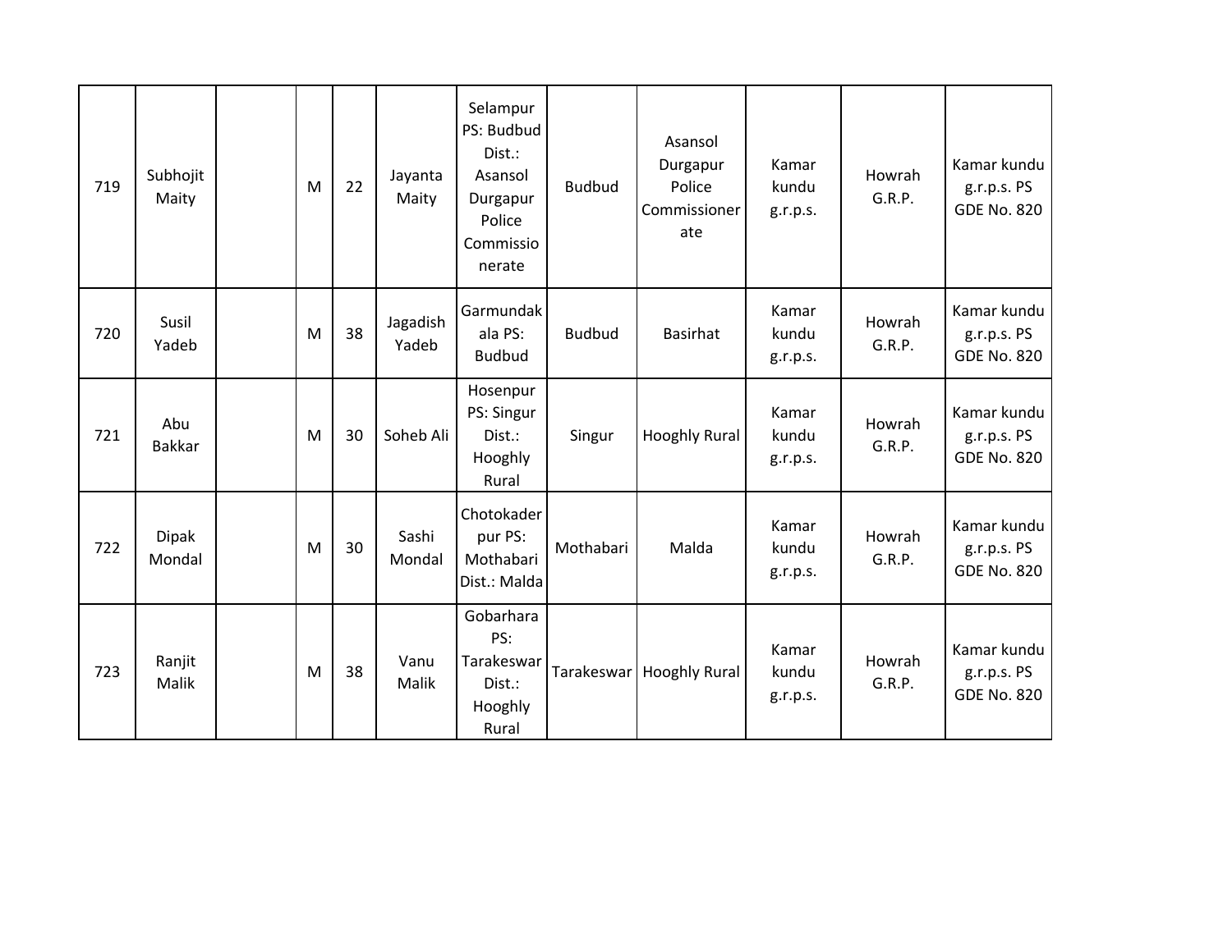| 719 | Subhojit Maity | | M | 22 | Jayanta Maity | Selampur PS: Budbud Dist.: Asansol Durgapur Police Commissionerate | Budbud | Asansol Durgapur Police Commissionerate | Kamar kundu g.r.p.s. | Howrah G.R.P. | Kamar kundu g.r.p.s. PS GDE No. 820 |
|---|---|---|---|---|---|---|---|---|---|---|---|
| 720 | Susil Yadeb | | M | 38 | Jagadish Yadeb | Garmundakala PS: Budbud | Budbud | Basirhat | Kamar kundu g.r.p.s. | Howrah G.R.P. | Kamar kundu g.r.p.s. PS GDE No. 820 |
| 721 | Abu Bakkar | | M | 30 | Soheb Ali | Hosenpur PS: Singur Dist.: Hooghly Rural | Singur | Hooghly Rural | Kamar kundu g.r.p.s. | Howrah G.R.P. | Kamar kundu g.r.p.s. PS GDE No. 820 |
| 722 | Dipak Mondal | | M | 30 | Sashi Mondal | Chotokaderpur PS: Mothabari Dist.: Malda | Mothabari | Malda | Kamar kundu g.r.p.s. | Howrah G.R.P. | Kamar kundu g.r.p.s. PS GDE No. 820 |
| 723 | Ranjit Malik | | M | 38 | Vanu Malik | Gobarhara PS: Tarakeswar Dist.: Hooghly Rural | Tarakeswar | Hooghly Rural | Kamar kundu g.r.p.s. | Howrah G.R.P. | Kamar kundu g.r.p.s. PS GDE No. 820 |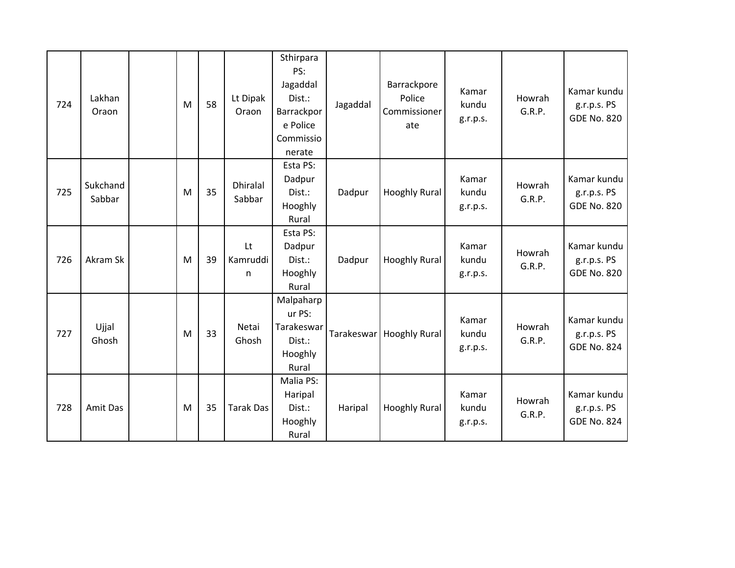| 724 | Lakhan Oraon | | M | 58 | Lt Dipak Oraon | Sthirpara PS: Jagaddal Dist.: Barrackpore Police Commissionerate | Jagaddal | Barrackpore Police Commissionerate | Kamar kundu g.r.p.s. | Howrah G.R.P. | Kamar kundu g.r.p.s. PS GDE No. 820 |
|---|---|---|---|---|---|---|---|---|---|---|---|
| 725 | Sukchand Sabbar | | M | 35 | Dhiralal Sabbar | Esta PS: Dadpur Dist.: Hooghly Rural | Dadpur | Hooghly Rural | Kamar kundu g.r.p.s. | Howrah G.R.P. | Kamar kundu g.r.p.s. PS GDE No. 820 |
| 726 | Akram Sk | | M | 39 | Lt Kamruddin | Esta PS: Dadpur Dist.: Hooghly Rural | Dadpur | Hooghly Rural | Kamar kundu g.r.p.s. | Howrah G.R.P. | Kamar kundu g.r.p.s. PS GDE No. 820 |
| 727 | Ujjal Ghosh | | M | 33 | Netai Ghosh | Malpaharpur PS: Tarakeswar Dist.: Hooghly Rural | Tarakeswar | Hooghly Rural | Kamar kundu g.r.p.s. | Howrah G.R.P. | Kamar kundu g.r.p.s. PS GDE No. 824 |
| 728 | Amit Das | | M | 35 | Tarak Das | Malia PS: Haripal Dist.: Hooghly Rural | Haripal | Hooghly Rural | Kamar kundu g.r.p.s. | Howrah G.R.P. | Kamar kundu g.r.p.s. PS GDE No. 824 |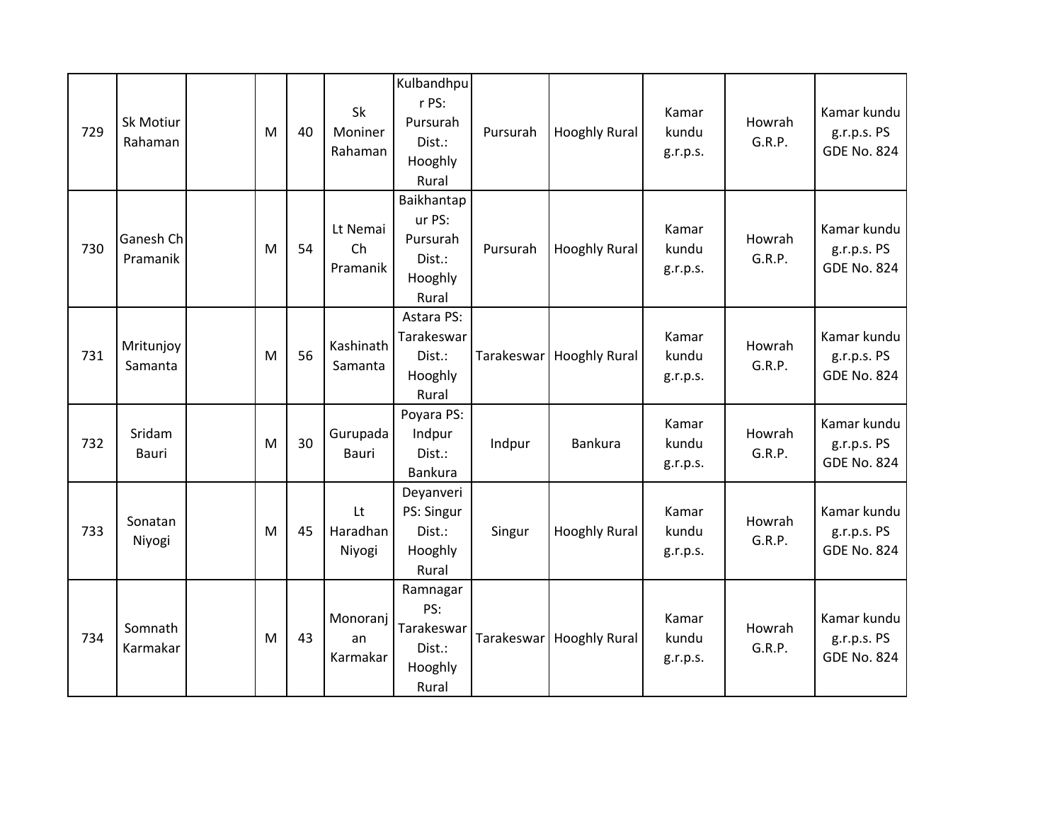| 729 | Sk Motiur Rahaman | | M | 40 | Sk Moniner Rahaman | Kulbandhpur PS: Pursurah Dist.: Hooghly Rural | Pursurah | Hooghly Rural | Kamar kundu g.r.p.s. | Howrah G.R.P. | Kamar kundu g.r.p.s. PS GDE No. 824 |
|---|---|---|---|---|---|---|---|---|---|---|---|
| 730 | Ganesh Ch Pramanik | | M | 54 | Lt Nemai Ch Pramanik | Baikhantapur PS: Pursurah Dist.: Hooghly Rural | Pursurah | Hooghly Rural | Kamar kundu g.r.p.s. | Howrah G.R.P. | Kamar kundu g.r.p.s. PS GDE No. 824 |
| 731 | Mritunjoy Samanta | | M | 56 | Kashinath Samanta | Astara PS: Tarakeswar Dist.: Hooghly Rural | Tarakeswar | Hooghly Rural | Kamar kundu g.r.p.s. | Howrah G.R.P. | Kamar kundu g.r.p.s. PS GDE No. 824 |
| 732 | Sridam Bauri | | M | 30 | Gurupada Bauri | Poyara PS: Indpur Dist.: Bankura | Indpur | Bankura | Kamar kundu g.r.p.s. | Howrah G.R.P. | Kamar kundu g.r.p.s. PS GDE No. 824 |
| 733 | Sonatan Niyogi | | M | 45 | Lt Haradhan Niyogi | Deyanveri PS: Singur Dist.: Hooghly Rural | Singur | Hooghly Rural | Kamar kundu g.r.p.s. | Howrah G.R.P. | Kamar kundu g.r.p.s. PS GDE No. 824 |
| 734 | Somnath Karmakar | | M | 43 | Monoranjan Karmakar | Ramnagar PS: Tarakeswar Dist.: Hooghly Rural | Tarakeswar | Hooghly Rural | Kamar kundu g.r.p.s. | Howrah G.R.P. | Kamar kundu g.r.p.s. PS GDE No. 824 |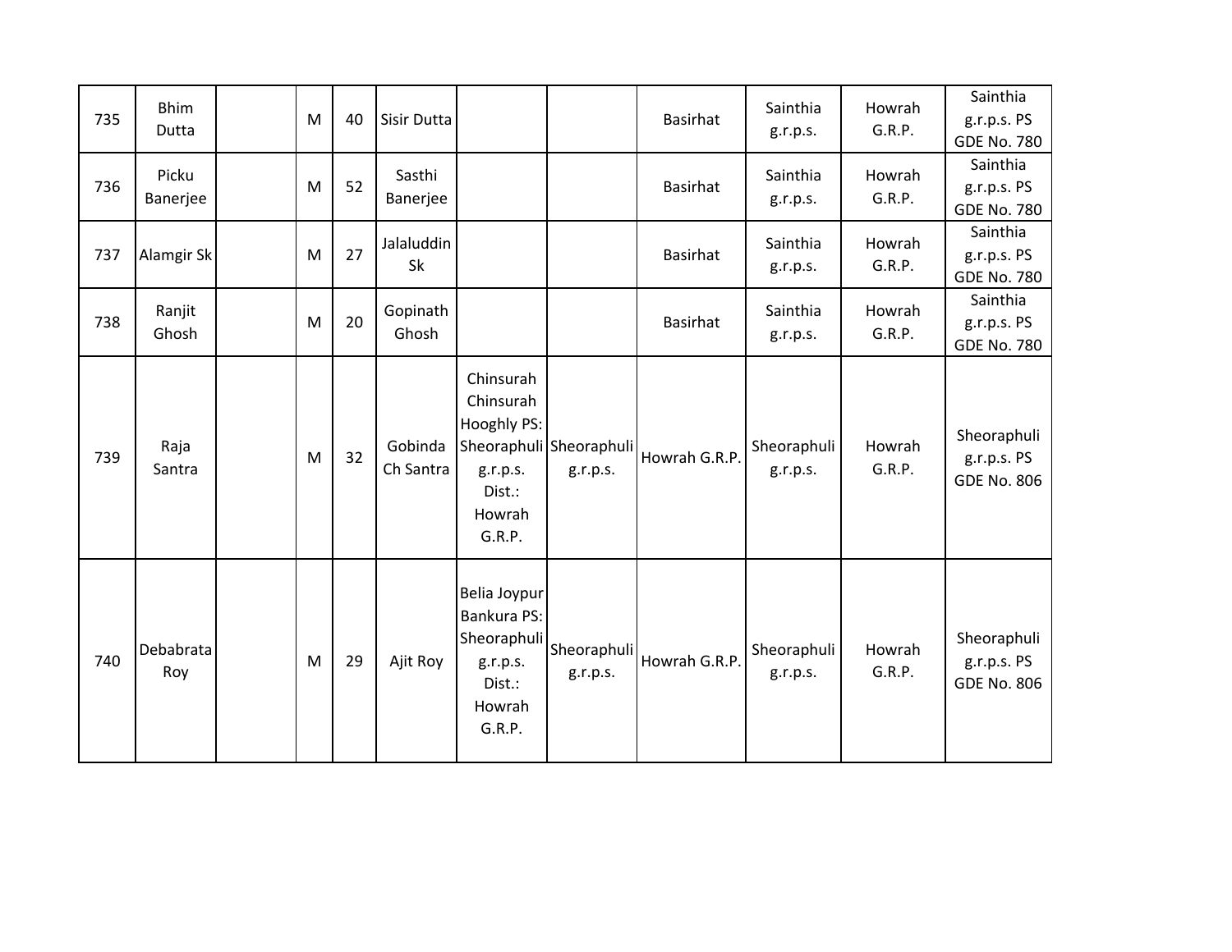| | | | | | | | | | | | |
|---|---|---|---|---|---|---|---|---|---|---|---|
| 735 | Bhim Dutta | | M | 40 | Sisir Dutta | | | Basirhat | Sainthia g.r.p.s. | Howrah G.R.P. | Sainthia g.r.p.s. PS GDE No. 780 |
| 736 | Picku Banerjee | | M | 52 | Sasthi Banerjee | | | Basirhat | Sainthia g.r.p.s. | Howrah G.R.P. | Sainthia g.r.p.s. PS GDE No. 780 |
| 737 | Alamgir Sk | | M | 27 | Jalaluddin Sk | | | Basirhat | Sainthia g.r.p.s. | Howrah G.R.P. | Sainthia g.r.p.s. PS GDE No. 780 |
| 738 | Ranjit Ghosh | | M | 20 | Gopinath Ghosh | | | Basirhat | Sainthia g.r.p.s. | Howrah G.R.P. | Sainthia g.r.p.s. PS GDE No. 780 |
| 739 | Raja Santra | | M | 32 | Gobinda Ch Santra | Chinsurah Chinsurah Hooghly PS: Sheoraphuli g.r.p.s. Dist.: Howrah G.R.P. | Sheoraphuli g.r.p.s. | Howrah G.R.P. | Sheoraphuli g.r.p.s. | Howrah G.R.P. | Sheoraphuli g.r.p.s. PS GDE No. 806 |
| 740 | Debabrata Roy | | M | 29 | Ajit Roy | Belia Joypur Bankura PS: Sheoraphuli g.r.p.s. Dist.: Howrah G.R.P. | Sheoraphuli g.r.p.s. | Howrah G.R.P. | Sheoraphuli g.r.p.s. | Howrah G.R.P. | Sheoraphuli g.r.p.s. PS GDE No. 806 |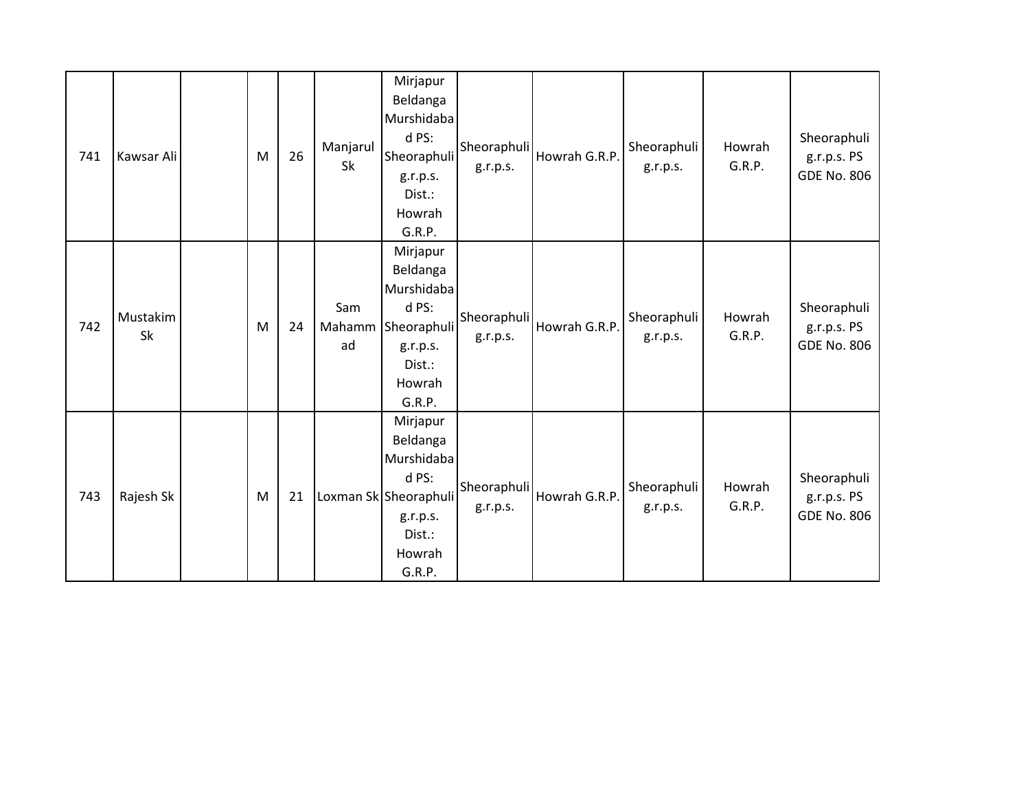| 741 | Kawsar Ali | | M | 26 | Manjarul Sk | Mirjapur Beldanga Murshidabad PS: Sheoraphuli g.r.p.s. Dist.: Howrah G.R.P. | Sheoraphuli g.r.p.s. | Howrah G.R.P. | Sheoraphuli g.r.p.s. | Howrah G.R.P. | Sheoraphuli g.r.p.s. PS GDE No. 806 |
|---|---|---|---|---|---|---|---|---|---|---|---|
| 742 | Mustakim Sk | | M | 24 | Sam Mahammad | Mirjapur Beldanga Murshidabad PS: Sheoraphuli g.r.p.s. Dist.: Howrah G.R.P. | Sheoraphuli g.r.p.s. | Howrah G.R.P. | Sheoraphuli g.r.p.s. | Howrah G.R.P. | Sheoraphuli g.r.p.s. PS GDE No. 806 |
| 743 | Rajesh Sk | | M | 21 | Loxman Sk | Mirjapur Beldanga Murshidabad PS: Sheoraphuli g.r.p.s. Dist.: Howrah G.R.P. | Sheoraphuli g.r.p.s. | Howrah G.R.P. | Sheoraphuli g.r.p.s. | Howrah G.R.P. | Sheoraphuli g.r.p.s. PS GDE No. 806 |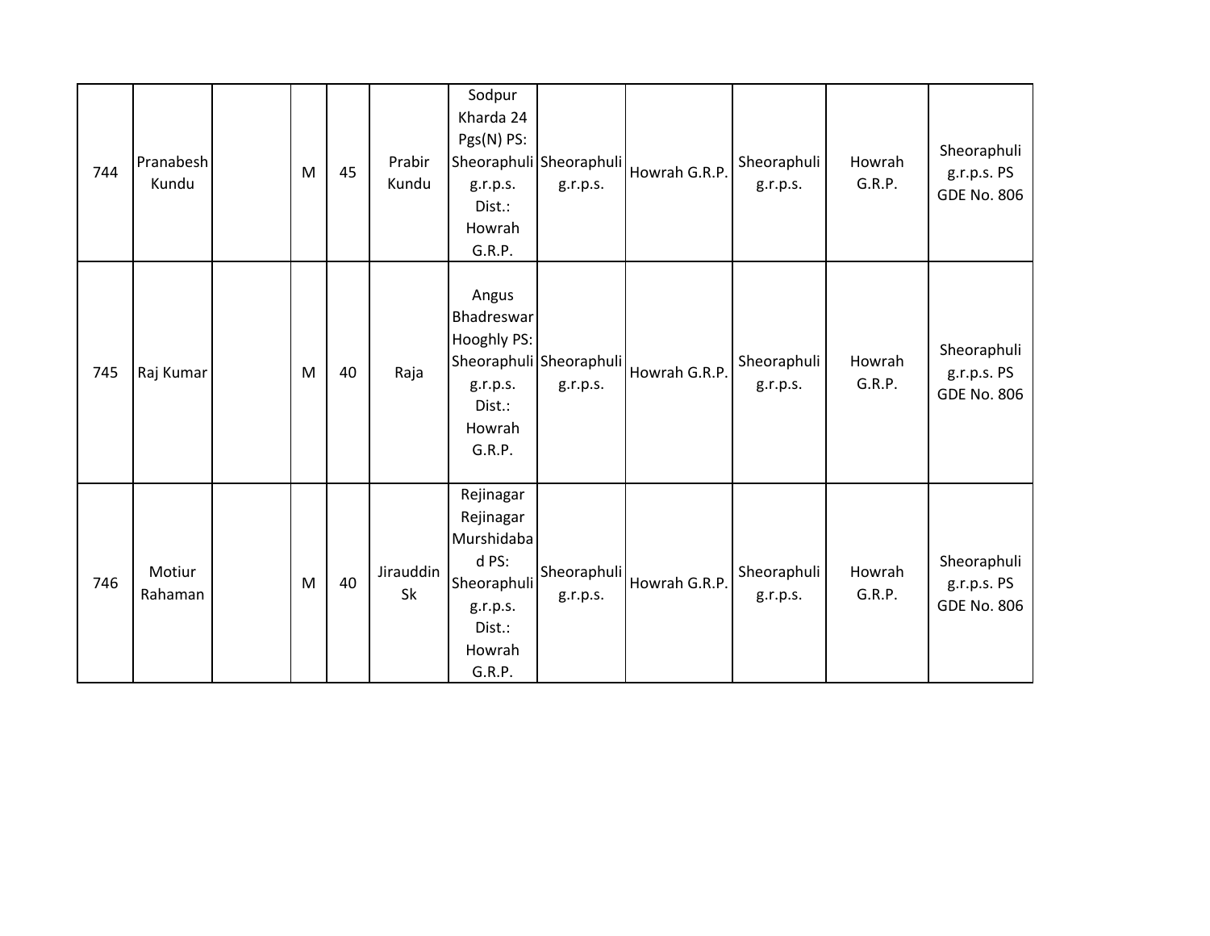| | | | | | | | | | | | |
|---|---|---|---|---|---|---|---|---|---|---|---|
| 744 | Pranabesh Kundu | | M | 45 | Prabir Kundu | Sodpur Kharda 24 Pgs(N) PS: Sheoraphuli g.r.p.s. Dist.: Howrah G.R.P. | Sheoraphuli g.r.p.s. | Howrah G.R.P. | Sheoraphuli g.r.p.s. | Howrah G.R.P. | Sheoraphuli g.r.p.s. PS GDE No. 806 |
| 745 | Raj Kumar | | M | 40 | Raja | Angus Bhadreswar Hooghly PS: Sheoraphuli g.r.p.s. Dist.: Howrah G.R.P. | Sheoraphuli g.r.p.s. | Howrah G.R.P. | Sheoraphuli g.r.p.s. | Howrah G.R.P. | Sheoraphuli g.r.p.s. PS GDE No. 806 |
| 746 | Motiur Rahaman | | M | 40 | Jirauddin Sk | Rejinagar Rejinagar Murshidabad PS: Sheoraphuli g.r.p.s. Dist.: Howrah G.R.P. | Sheoraphuli g.r.p.s. | Howrah G.R.P. | Sheoraphuli g.r.p.s. | Howrah G.R.P. | Sheoraphuli g.r.p.s. PS GDE No. 806 |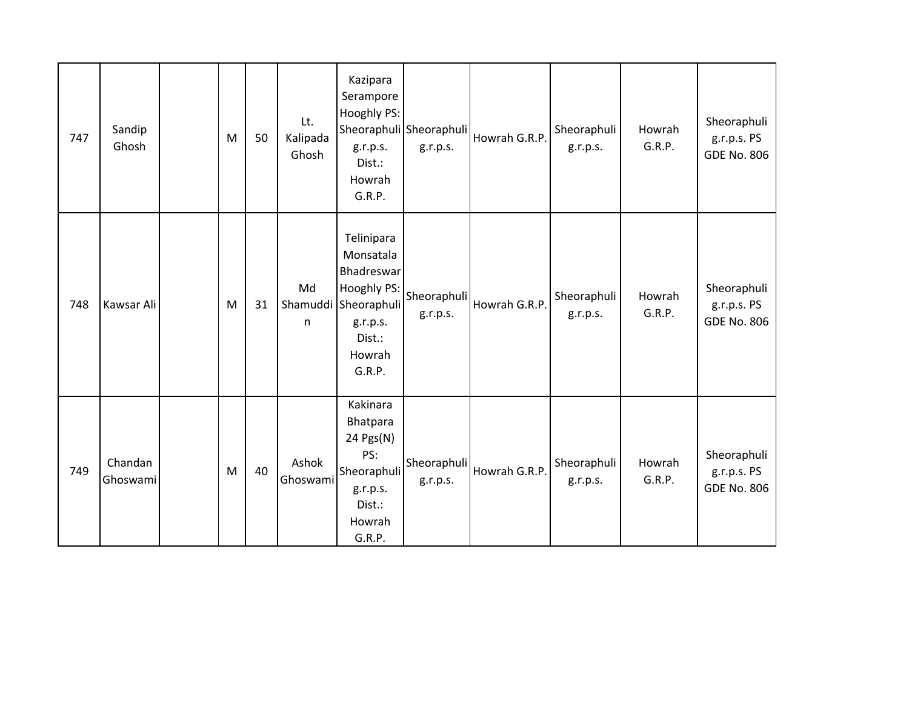| 747 | Sandip Ghosh | | M | 50 | Lt. Kalipada Ghosh | Kazipara Serampore Hooghly PS: Sheoraphuli g.r.p.s. Dist.: Howrah G.R.P. | Sheoraphuli g.r.p.s. | Howrah G.R.P. | Sheoraphuli g.r.p.s. | Howrah G.R.P. | Sheoraphuli g.r.p.s. PS GDE No. 806 |
|---|---|---|---|---|---|---|---|---|---|---|---|
| 748 | Kawsar Ali | | M | 31 | Md Shamuddin | Telinipara Monsatala Bhadreswar Hooghly PS: Sheoraphuli g.r.p.s. Dist.: Howrah G.R.P. | Sheoraphuli g.r.p.s. | Howrah G.R.P. | Sheoraphuli g.r.p.s. | Howrah G.R.P. | Sheoraphuli g.r.p.s. PS GDE No. 806 |
| 749 | Chandan Ghoswami | | M | 40 | Ashok Ghoswami | Kakinara Bhatpara 24 Pgs(N) PS: Sheoraphuli g.r.p.s. Dist.: Howrah G.R.P. | Sheoraphuli g.r.p.s. | Howrah G.R.P. | Sheoraphuli g.r.p.s. | Howrah G.R.P. | Sheoraphuli g.r.p.s. PS GDE No. 806 |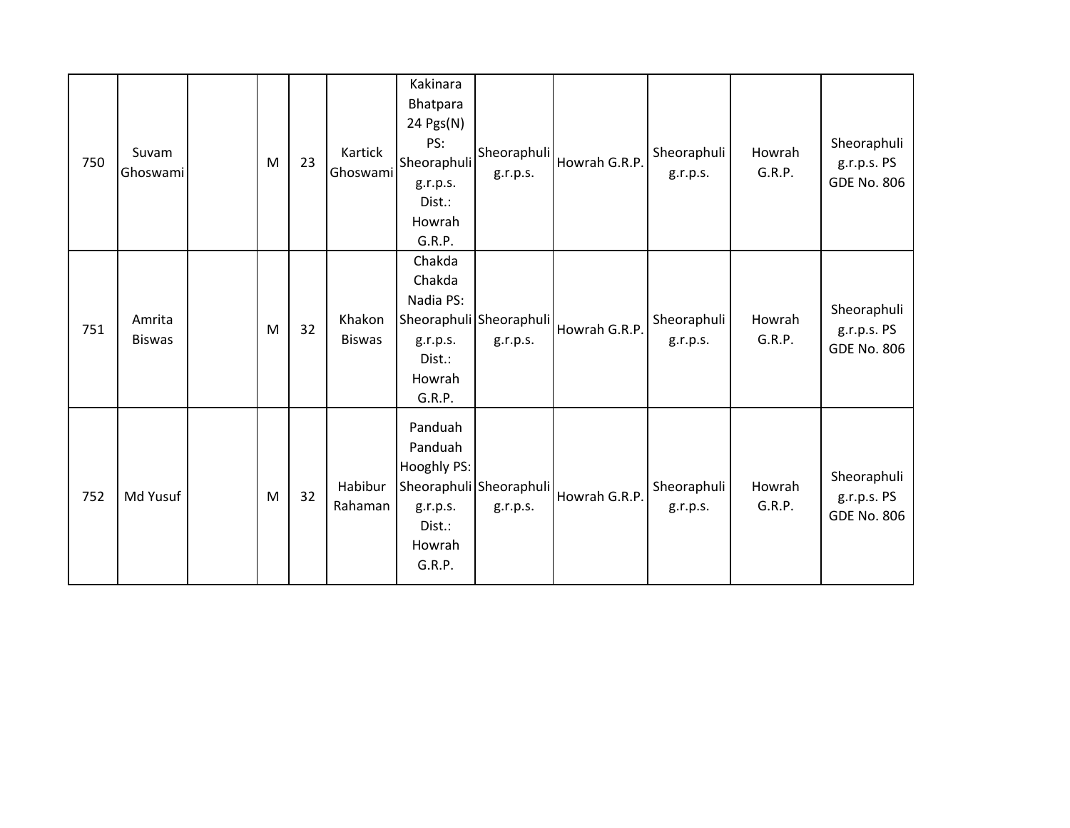| | | | | | | | | | | | |
|---|---|---|---|---|---|---|---|---|---|---|---|
| 750 | Suvam Ghoswami | | M | 23 | Kartick Ghoswami | Kakinara Bhatpara 24 Pgs(N) PS: Sheoraphuli g.r.p.s. Dist.: Howrah G.R.P. | Sheoraphuli g.r.p.s. | Howrah G.R.P. | Sheoraphuli g.r.p.s. | Howrah G.R.P. | Sheoraphuli g.r.p.s. PS GDE No. 806 |
| 751 | Amrita Biswas | | M | 32 | Khakon Biswas | Chakda Chakda Nadia PS: Sheoraphuli g.r.p.s. Dist.: Howrah G.R.P. | Sheoraphuli g.r.p.s. | Howrah G.R.P. | Sheoraphuli g.r.p.s. | Howrah G.R.P. | Sheoraphuli g.r.p.s. PS GDE No. 806 |
| 752 | Md Yusuf | | M | 32 | Habibur Rahaman | Panduah Panduah Hooghly PS: Sheoraphuli g.r.p.s. Dist.: Howrah G.R.P. | Sheoraphuli g.r.p.s. | Howrah G.R.P. | Sheoraphuli g.r.p.s. | Howrah G.R.P. | Sheoraphuli g.r.p.s. PS GDE No. 806 |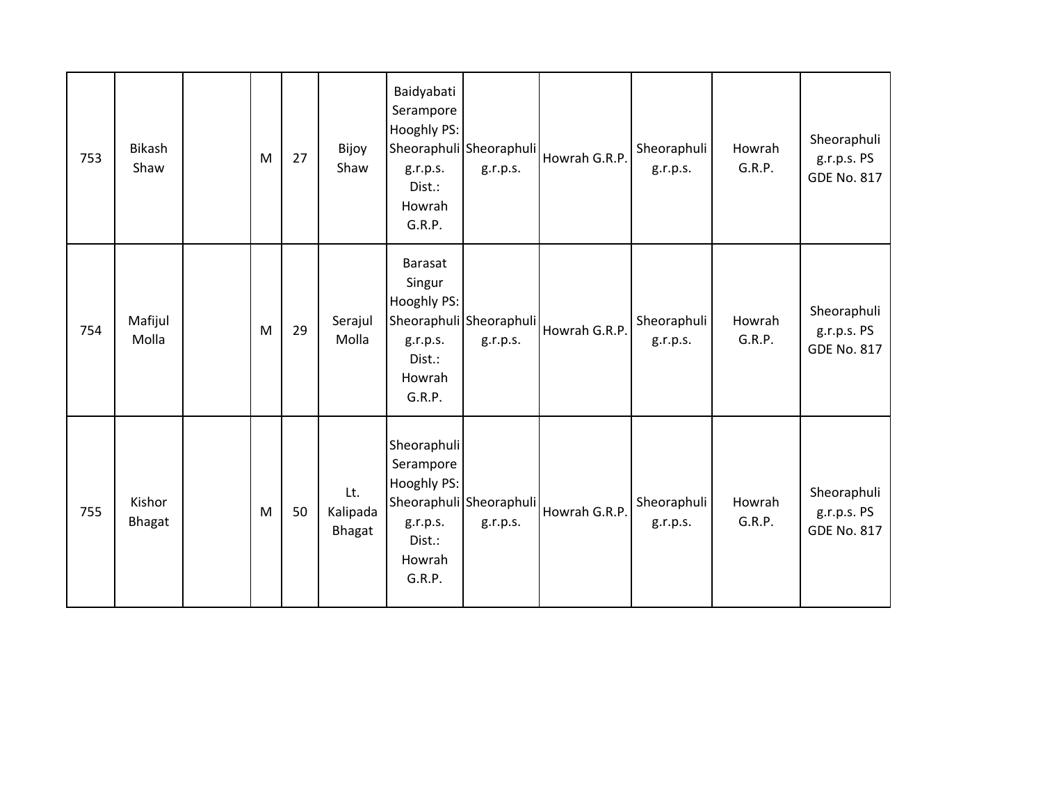| 753 | Bikash Shaw | | M | 27 | Bijoy Shaw | Baidyabati Serampore Hooghly PS: Sheoraphuli g.r.p.s. Dist.: Howrah G.R.P. | Sheoraphuli g.r.p.s. | Howrah G.R.P. | Sheoraphuli g.r.p.s. | Howrah G.R.P. | Sheoraphuli g.r.p.s. PS GDE No. 817 |
|---|---|---|---|---|---|---|---|---|---|---|---|
| 754 | Mafijul Molla | | M | 29 | Serajul Molla | Barasat Singur Hooghly PS: Sheoraphuli g.r.p.s. Dist.: Howrah G.R.P. | Sheoraphuli g.r.p.s. | Howrah G.R.P. | Sheoraphuli g.r.p.s. | Howrah G.R.P. | Sheoraphuli g.r.p.s. PS GDE No. 817 |
| 755 | Kishor Bhagat | | M | 50 | Lt. Kalipada Bhagat | Sheoraphuli Serampore Hooghly PS: Sheoraphuli g.r.p.s. Dist.: Howrah G.R.P. | Sheoraphuli g.r.p.s. | Howrah G.R.P. | Sheoraphuli g.r.p.s. | Howrah G.R.P. | Sheoraphuli g.r.p.s. PS GDE No. 817 |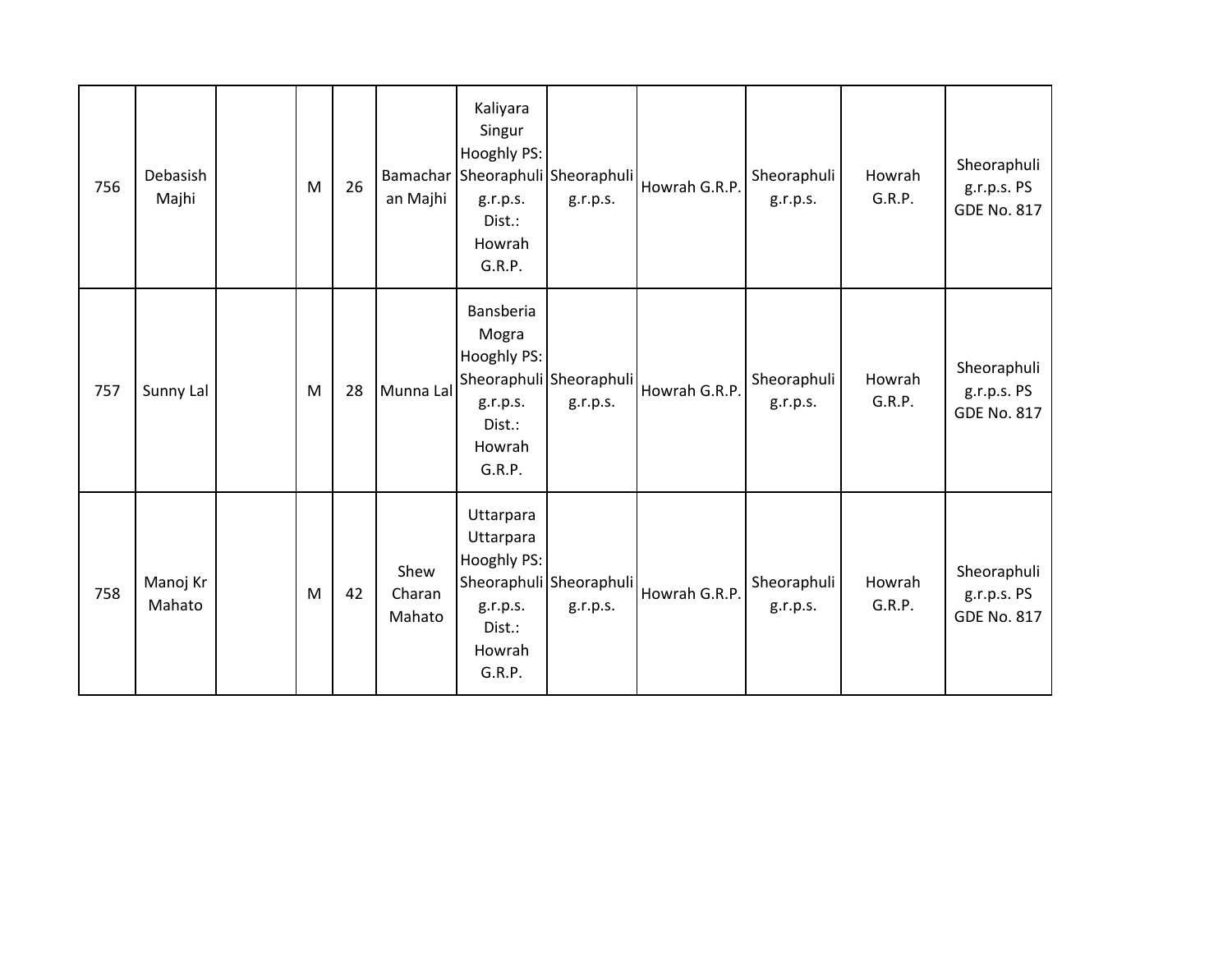| 756 | Debasish Majhi | | M | 26 | Bamacharan Majhi | Kaliyara Singur Hooghly PS: Sheoraphuli g.r.p.s. Dist.: Howrah G.R.P. | Sheoraphuli g.r.p.s. | Howrah G.R.P. | Sheoraphuli g.r.p.s. | Howrah G.R.P. | Sheoraphuli g.r.p.s. PS GDE No. 817 |
|---|---|---|---|---|---|---|---|---|---|---|---|
| 757 | Sunny Lal | | M | 28 | Munna Lal | Bansberia Mogra Hooghly PS: Sheoraphuli g.r.p.s. Dist.: Howrah G.R.P. | Sheoraphuli g.r.p.s. | Howrah G.R.P. | Sheoraphuli g.r.p.s. | Howrah G.R.P. | Sheoraphuli g.r.p.s. PS GDE No. 817 |
| 758 | Manoj Kr Mahato | | M | 42 | Shew Charan Mahato | Uttarpara Uttarpara Hooghly PS: Sheoraphuli g.r.p.s. Dist.: Howrah G.R.P. | Sheoraphuli g.r.p.s. | Howrah G.R.P. | Sheoraphuli g.r.p.s. | Howrah G.R.P. | Sheoraphuli g.r.p.s. PS GDE No. 817 |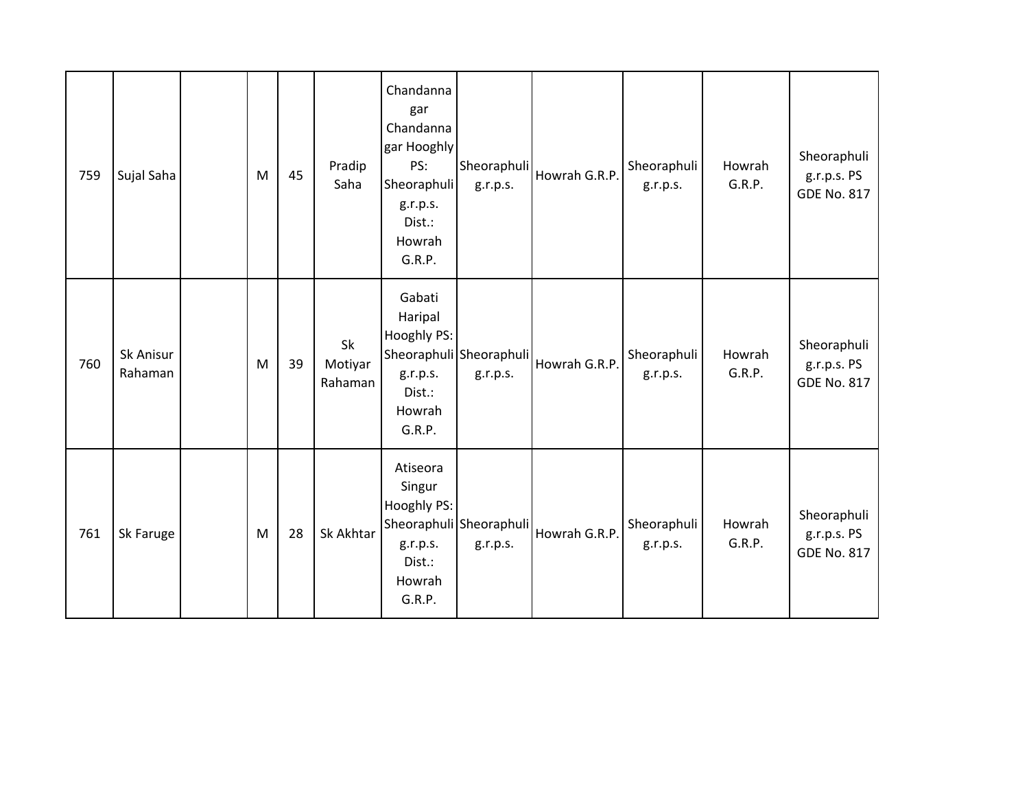| 759 | Sujal Saha | | M | 45 | Pradip Saha | Chandannagar Chandannagar Hooghly PS: Sheoraphuli g.r.p.s. Dist.: Howrah G.R.P. | Sheoraphuli g.r.p.s. | Howrah G.R.P. | Sheoraphuli g.r.p.s. | Howrah G.R.P. | Sheoraphuli g.r.p.s. PS GDE No. 817 |
|---|---|---|---|---|---|---|---|---|---|---|---|
| 760 | Sk Anisur Rahaman | | M | 39 | Sk Motiyar Rahaman | Gabati Haripal Hooghly PS: Sheoraphuli g.r.p.s. Dist.: Howrah G.R.P. | Sheoraphuli g.r.p.s. | Howrah G.R.P. | Sheoraphuli g.r.p.s. | Howrah G.R.P. | Sheoraphuli g.r.p.s. PS GDE No. 817 |
| 761 | Sk Faruge | | M | 28 | Sk Akhtar | Atiseora Singur Hooghly PS: Sheoraphuli g.r.p.s. Dist.: Howrah G.R.P. | Sheoraphuli g.r.p.s. | Howrah G.R.P. | Sheoraphuli g.r.p.s. | Howrah G.R.P. | Sheoraphuli g.r.p.s. PS GDE No. 817 |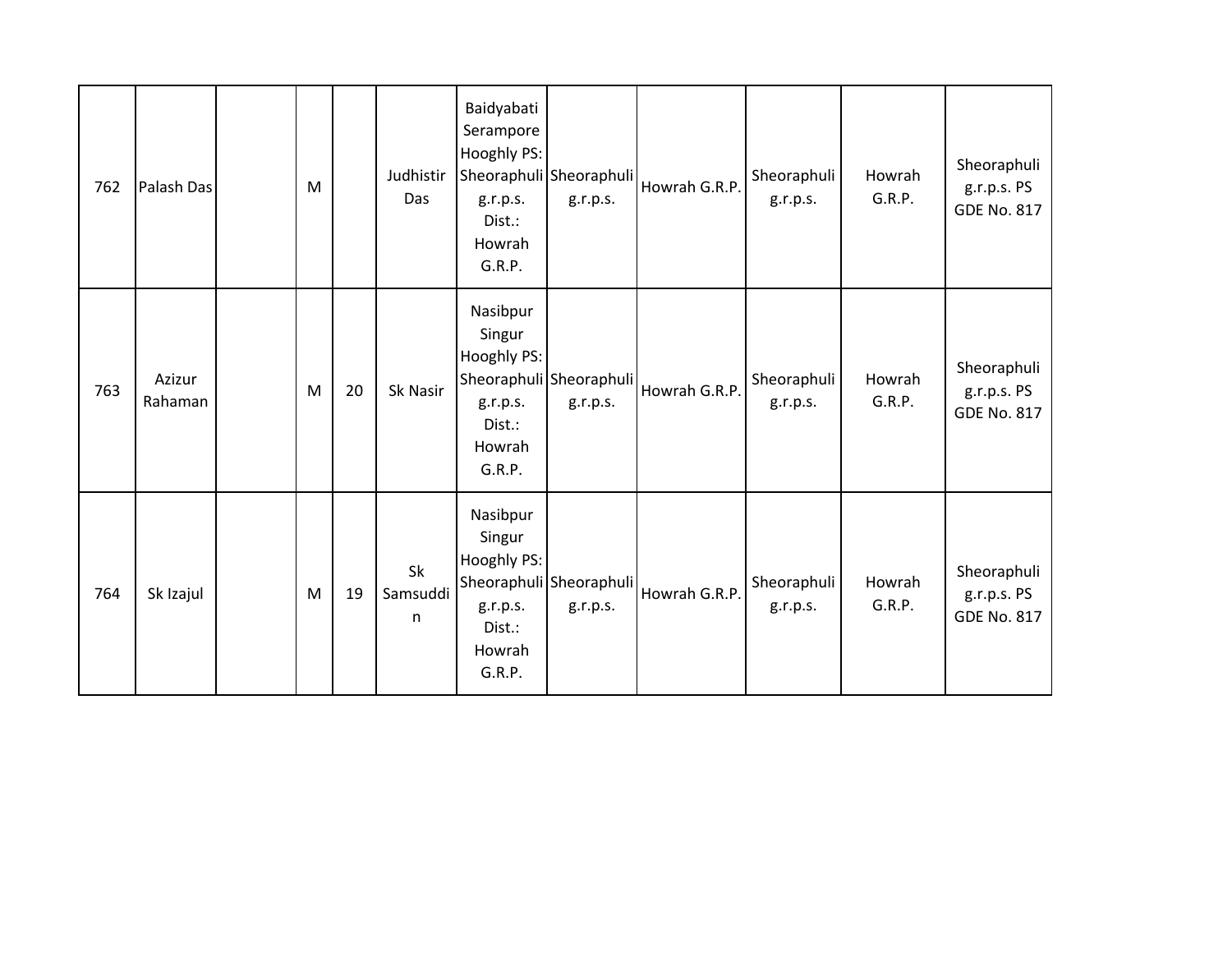| 762 | Palash Das | | M | | Judhistir Das | Baidyabati Serampore Hooghly PS: Sheoraphuli g.r.p.s. Dist.: Howrah G.R.P. | Sheoraphuli g.r.p.s. | Howrah G.R.P. | Sheoraphuli g.r.p.s. | Howrah G.R.P. | Sheoraphuli g.r.p.s. PS GDE No. 817 |
|---|---|---|---|---|---|---|---|---|---|---|---|
| 763 | Azizur Rahaman | | M | 20 | Sk Nasir | Nasibpur Singur Hooghly PS: Sheoraphuli g.r.p.s. Dist.: Howrah G.R.P. | Sheoraphuli g.r.p.s. | Howrah G.R.P. | Sheoraphuli g.r.p.s. | Howrah G.R.P. | Sheoraphuli g.r.p.s. PS GDE No. 817 |
| 764 | Sk Izajul | | M | 19 | Sk Samsuddin | Nasibpur Singur Hooghly PS: Sheoraphuli g.r.p.s. Dist.: Howrah G.R.P. | Sheoraphuli g.r.p.s. | Howrah G.R.P. | Sheoraphuli g.r.p.s. | Howrah G.R.P. | Sheoraphuli g.r.p.s. PS GDE No. 817 |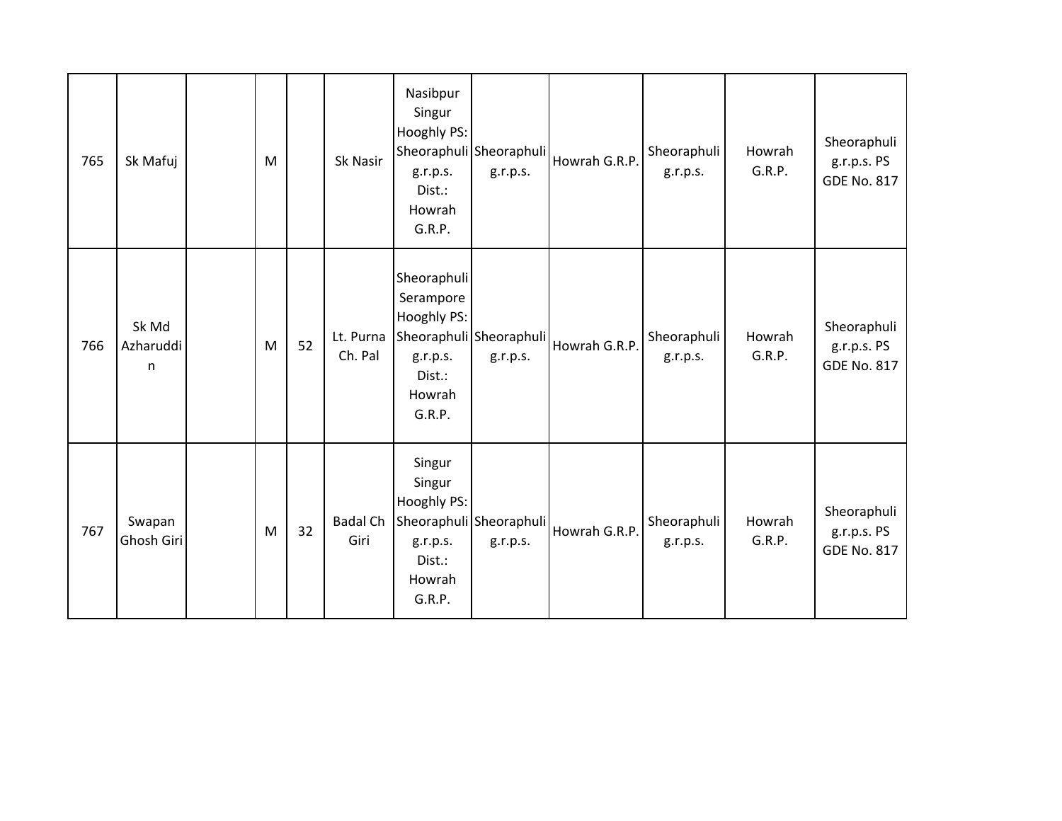| 765 | Sk Mafuj | | M | | Sk Nasir | Nasibpur Singur Hooghly PS: Sheoraphuli g.r.p.s. Dist.: Howrah G.R.P. | Sheoraphuli g.r.p.s. | Howrah G.R.P. | Sheoraphuli g.r.p.s. | Howrah G.R.P. | Sheoraphuli g.r.p.s. PS GDE No. 817 |
|---|---|---|---|---|---|---|---|---|---|---|---|
| 766 | Sk Md Azharuddin | | M | 52 | Lt. Purna Ch. Pal | Sheoraphuli Serampore Hooghly PS: Sheoraphuli g.r.p.s. Dist.: Howrah G.R.P. | Sheoraphuli g.r.p.s. | Howrah G.R.P. | Sheoraphuli g.r.p.s. | Howrah G.R.P. | Sheoraphuli g.r.p.s. PS GDE No. 817 |
| 767 | Swapan Ghosh Giri | | M | 32 | Badal Ch Giri | Singur Singur Hooghly PS: Sheoraphuli g.r.p.s. Dist.: Howrah G.R.P. | Sheoraphuli g.r.p.s. | Howrah G.R.P. | Sheoraphuli g.r.p.s. | Howrah G.R.P. | Sheoraphuli g.r.p.s. PS GDE No. 817 |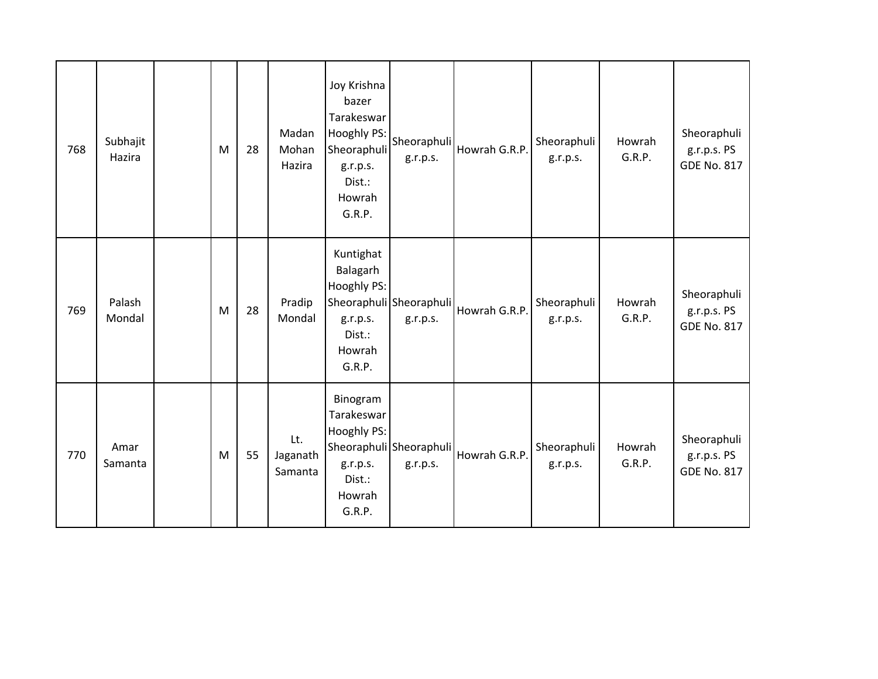| 768 | Subhajit Hazira | | M | 28 | Madan Mohan Hazira | Joy Krishna bazer Tarakeswar Hooghly PS: Sheoraphuli g.r.p.s. Dist.: Howrah G.R.P. | Sheoraphuli g.r.p.s. | Howrah G.R.P. | Sheoraphuli g.r.p.s. | Howrah G.R.P. | Sheoraphuli g.r.p.s. PS GDE No. 817 |
|---|---|---|---|---|---|---|---|---|---|---|---|
| 769 | Palash Mondal | | M | 28 | Pradip Mondal | Kuntighat Balagarh Hooghly PS: Sheoraphuli g.r.p.s. Dist.: Howrah G.R.P. | Sheoraphuli g.r.p.s. | Howrah G.R.P. | Sheoraphuli g.r.p.s. | Howrah G.R.P. | Sheoraphuli g.r.p.s. PS GDE No. 817 |
| 770 | Amar Samanta | | M | 55 | Lt. Jaganath Samanta | Binogram Tarakeswar Hooghly PS: Sheoraphuli g.r.p.s. Dist.: Howrah G.R.P. | Sheoraphuli g.r.p.s. | Howrah G.R.P. | Sheoraphuli g.r.p.s. | Howrah G.R.P. | Sheoraphuli g.r.p.s. PS GDE No. 817 |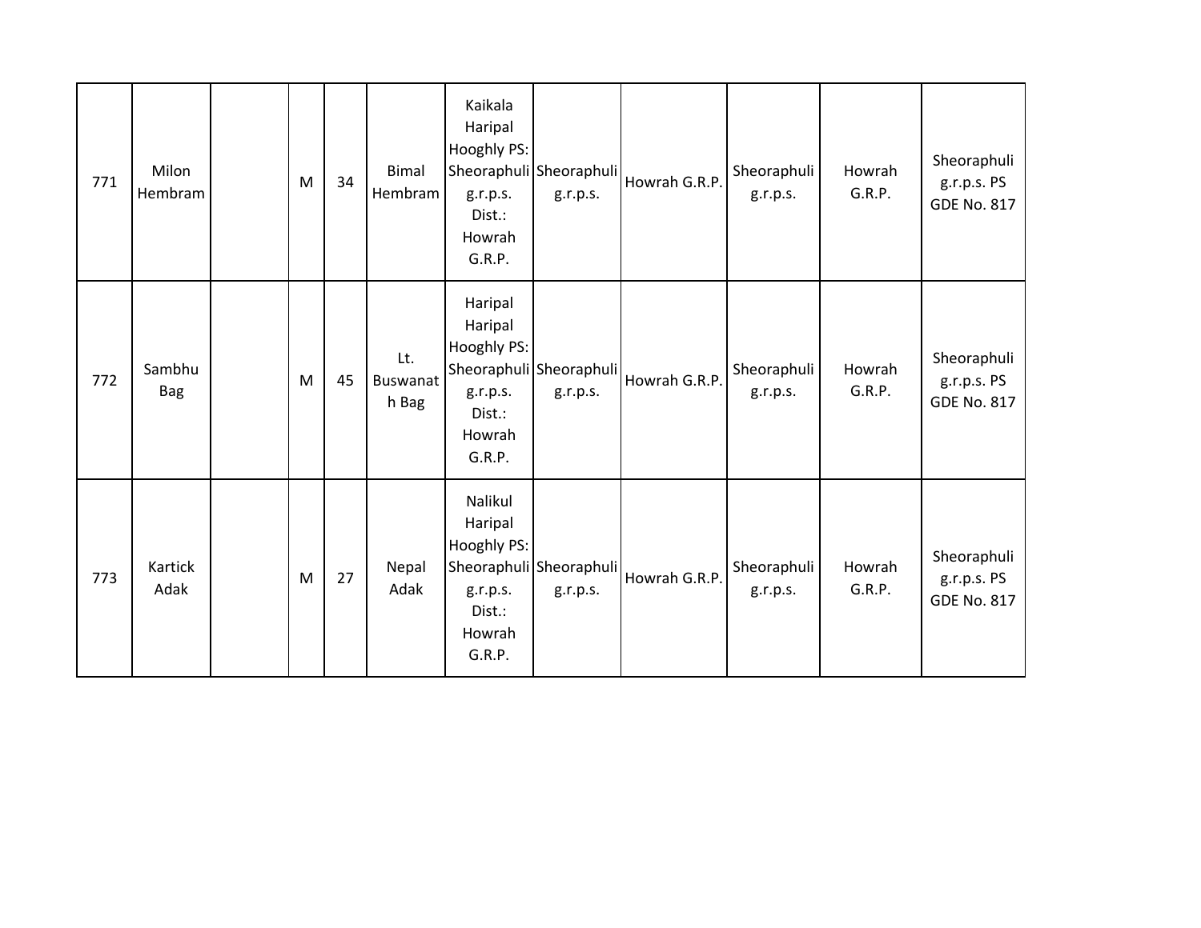| 771 | Milon Hembram | | M | 34 | Bimal Hembram | Kaikala Haripal Hooghly PS: Sheoraphuli g.r.p.s. Dist.: Howrah G.R.P. | Sheoraphuli g.r.p.s. | Howrah G.R.P. | Sheoraphuli g.r.p.s. | Howrah G.R.P. | Sheoraphuli g.r.p.s. PS GDE No. 817 |
|---|---|---|---|---|---|---|---|---|---|---|---|
| 772 | Sambhu Bag | | M | 45 | Lt. Buswanath Bag | Haripal Haripal Hooghly PS: Sheoraphuli g.r.p.s. Dist.: Howrah G.R.P. | Sheoraphuli g.r.p.s. | Howrah G.R.P. | Sheoraphuli g.r.p.s. | Howrah G.R.P. | Sheoraphuli g.r.p.s. PS GDE No. 817 |
| 773 | Kartick Adak | | M | 27 | Nepal Adak | Nalikul Haripal Hooghly PS: Sheoraphuli g.r.p.s. Dist.: Howrah G.R.P. | Sheoraphuli g.r.p.s. | Howrah G.R.P. | Sheoraphuli g.r.p.s. | Howrah G.R.P. | Sheoraphuli g.r.p.s. PS GDE No. 817 |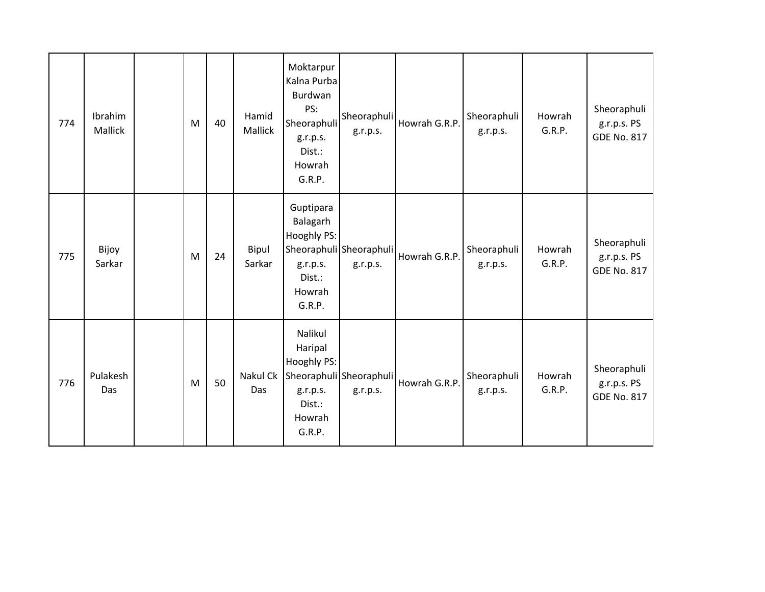| | | | | | | | | | | | |
|---|---|---|---|---|---|---|---|---|---|---|---|
| 774 | Ibrahim Mallick | | M | 40 | Hamid Mallick | Moktarpur Kalna Purba Burdwan PS: Sheoraphuli g.r.p.s. Dist.: Howrah G.R.P. | Sheoraphuli g.r.p.s. | Howrah G.R.P. | Sheoraphuli g.r.p.s. | Howrah G.R.P. | Sheoraphuli g.r.p.s. PS GDE No. 817 |
| 775 | Bijoy Sarkar | | M | 24 | Bipul Sarkar | Guptipara Balagarh Hooghly PS: Sheoraphuli g.r.p.s. Dist.: Howrah G.R.P. | Sheoraphuli g.r.p.s. | Howrah G.R.P. | Sheoraphuli g.r.p.s. | Howrah G.R.P. | Sheoraphuli g.r.p.s. PS GDE No. 817 |
| 776 | Pulakesh Das | | M | 50 | Nakul Ck Das | Nalikul Haripal Hooghly PS: Sheoraphuli g.r.p.s. Dist.: Howrah G.R.P. | Sheoraphuli g.r.p.s. | Howrah G.R.P. | Sheoraphuli g.r.p.s. | Howrah G.R.P. | Sheoraphuli g.r.p.s. PS GDE No. 817 |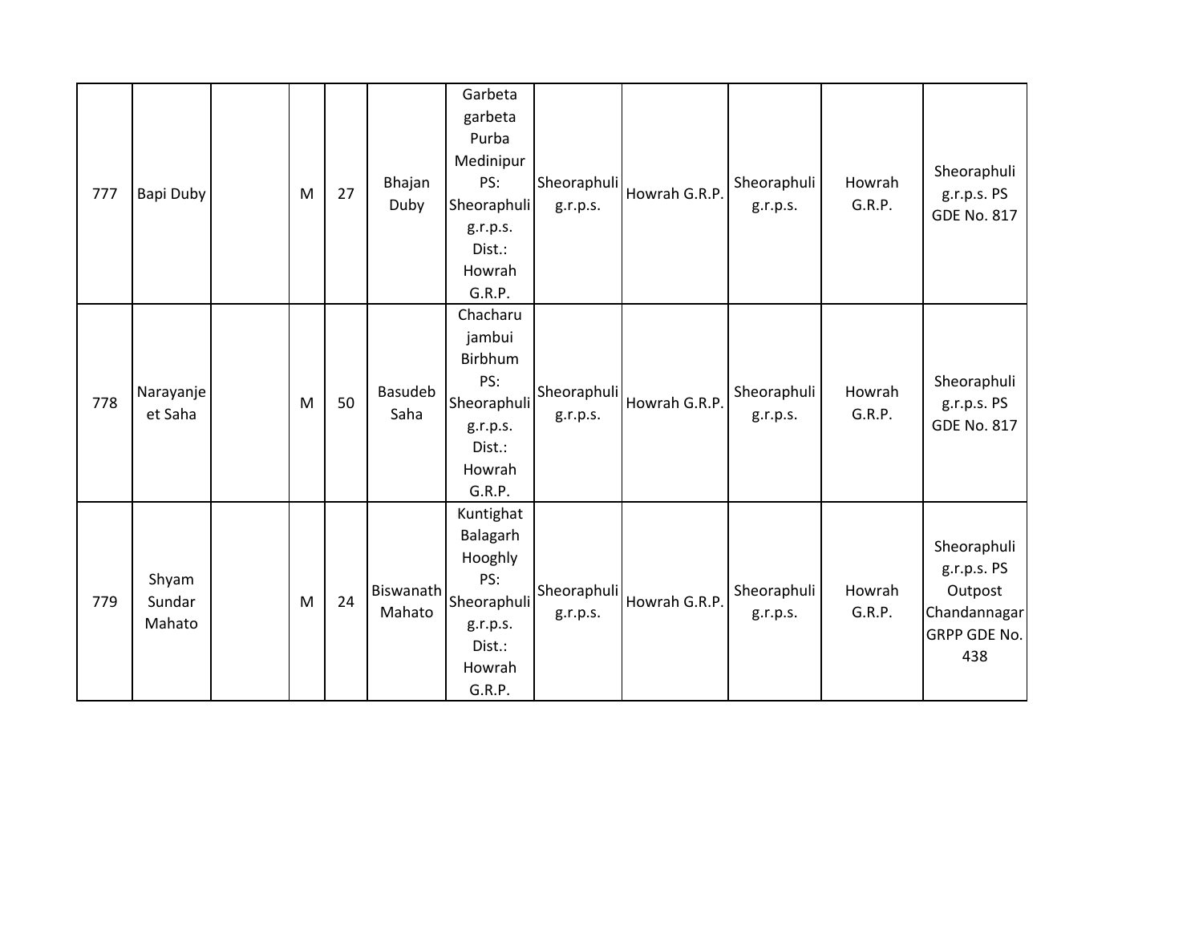| | | | | | | | | | | | |
|---|---|---|---|---|---|---|---|---|---|---|---|
| 777 | Bapi Duby | | M | 27 | Bhajan Duby | Garbeta garbeta Purba Medinipur PS: Sheoraphuli g.r.p.s. Dist.: Howrah G.R.P. | Sheoraphuli g.r.p.s. | Howrah G.R.P. | Sheoraphuli g.r.p.s. | Howrah G.R.P. | Sheoraphuli g.r.p.s. PS GDE No. 817 |
| 778 | Narayanjeet Saha | | M | 50 | Basudeb Saha | Chacharu jambui Birbhum PS: Sheoraphuli g.r.p.s. Dist.: Howrah G.R.P. | Sheoraphuli g.r.p.s. | Howrah G.R.P. | Sheoraphuli g.r.p.s. | Howrah G.R.P. | Sheoraphuli g.r.p.s. PS GDE No. 817 |
| 779 | Shyam Sundar Mahato | | M | 24 | Biswanath Mahato | Kuntighat Balagarh Hooghly PS: Sheoraphuli g.r.p.s. Dist.: Howrah G.R.P. | Sheoraphuli g.r.p.s. | Howrah G.R.P. | Sheoraphuli g.r.p.s. | Howrah G.R.P. | Sheoraphuli g.r.p.s. PS Outpost Chandannagar GRPP GDE No. 438 |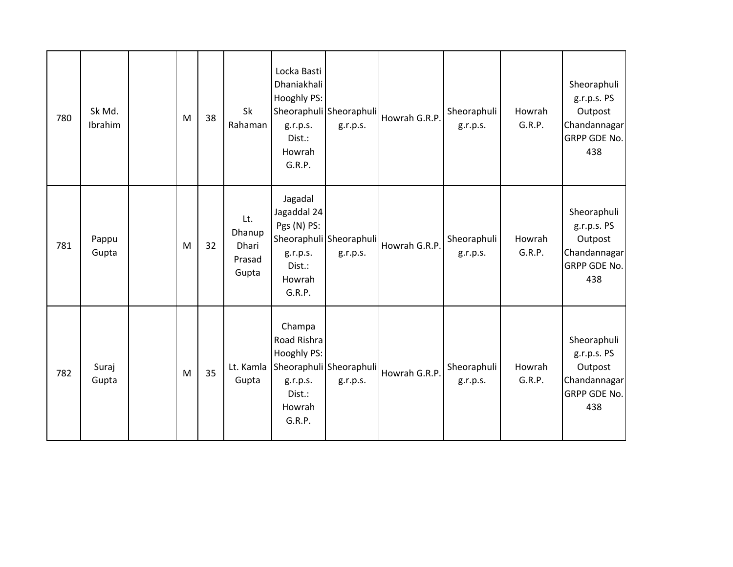| 780 | Sk Md. Ibrahim | | M | 38 | Sk Rahaman | Locka Basti Dhaniakhali Hooghly PS: Sheoraphuli g.r.p.s. Dist.: Howrah G.R.P. | Sheoraphuli g.r.p.s. | Howrah G.R.P. | Sheoraphuli g.r.p.s. | Howrah G.R.P. | Sheoraphuli g.r.p.s. PS Outpost Chandannagar GRPP GDE No. 438 |
|---|---|---|---|---|---|---|---|---|---|---|---|
| 781 | Pappu Gupta | | M | 32 | Lt. Dhanup Dhari Prasad Gupta | Jagadal Jagaddal 24 Pgs (N) PS: Sheoraphuli g.r.p.s. Dist.: Howrah G.R.P. | Sheoraphuli g.r.p.s. | Howrah G.R.P. | Sheoraphuli g.r.p.s. | Howrah G.R.P. | Sheoraphuli g.r.p.s. PS Outpost Chandannagar GRPP GDE No. 438 |
| 782 | Suraj Gupta | | M | 35 | Lt. Kamla Gupta | Champa Road Rishra Hooghly PS: Sheoraphuli g.r.p.s. Dist.: Howrah G.R.P. | Sheoraphuli g.r.p.s. | Howrah G.R.P. | Sheoraphuli g.r.p.s. | Howrah G.R.P. | Sheoraphuli g.r.p.s. PS Outpost Chandannagar GRPP GDE No. 438 |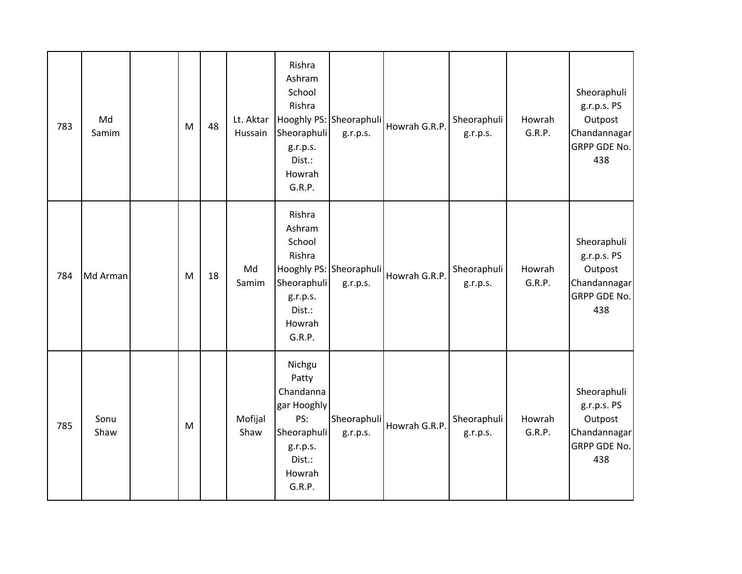| 783 | Md Samim | | M | 48 | Lt. Aktar Hussain | Rishra Ashram School Rishra Hooghly PS: Sheoraphuli g.r.p.s. Dist.: Howrah G.R.P. | Sheoraphuli g.r.p.s. | Howrah G.R.P. | Sheoraphuli g.r.p.s. | Howrah G.R.P. | Sheoraphuli g.r.p.s. PS Outpost Chandannagar GRPP GDE No. 438 |
|---|---|---|---|---|---|---|---|---|---|---|---|
| 784 | Md Arman | | M | 18 | Md Samim | Rishra Ashram School Rishra Hooghly PS: Sheoraphuli g.r.p.s. Dist.: Howrah G.R.P. | Sheoraphuli g.r.p.s. | Howrah G.R.P. | Sheoraphuli g.r.p.s. | Howrah G.R.P. | Sheoraphuli g.r.p.s. PS Outpost Chandannagar GRPP GDE No. 438 |
| 785 | Sonu Shaw | | M | | Mofijal Shaw | Nichgu Patty Chandannagar Hooghly PS: Sheoraphuli g.r.p.s. Dist.: Howrah G.R.P. | Sheoraphuli g.r.p.s. | Howrah G.R.P. | Sheoraphuli g.r.p.s. | Howrah G.R.P. | Sheoraphuli g.r.p.s. PS Outpost Chandannagar GRPP GDE No. 438 |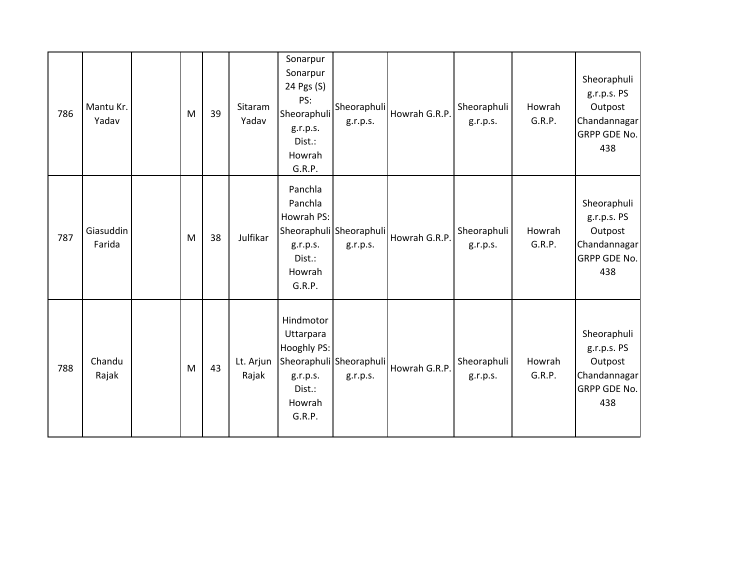| | | | | | | | | | | | |
|---|---|---|---|---|---|---|---|---|---|---|---|
| 786 | Mantu Kr. Yadav | | M | 39 | Sitaram Yadav | Sonarpur Sonarpur 24 Pgs (S) PS: Sheoraphuli g.r.p.s. Dist.: Howrah G.R.P. | Sheoraphuli g.r.p.s. | Howrah G.R.P. | Sheoraphuli g.r.p.s. | Howrah G.R.P. | Sheoraphuli g.r.p.s. PS Outpost Chandannagar GRPP GDE No. 438 |
| 787 | Giasuddin Farida | | M | 38 | Julfikar | Panchla Panchla Howrah PS: Sheoraphuli g.r.p.s. Dist.: Howrah G.R.P. | Sheoraphuli g.r.p.s. | Howrah G.R.P. | Sheoraphuli g.r.p.s. | Howrah G.R.P. | Sheoraphuli g.r.p.s. PS Outpost Chandannagar GRPP GDE No. 438 |
| 788 | Chandu Rajak | | M | 43 | Lt. Arjun Rajak | Hindmotor Uttarpara Hooghly PS: Sheoraphuli g.r.p.s. Dist.: Howrah G.R.P. | Sheoraphuli g.r.p.s. | Howrah G.R.P. | Sheoraphuli g.r.p.s. | Howrah G.R.P. | Sheoraphuli g.r.p.s. PS Outpost Chandannagar GRPP GDE No. 438 |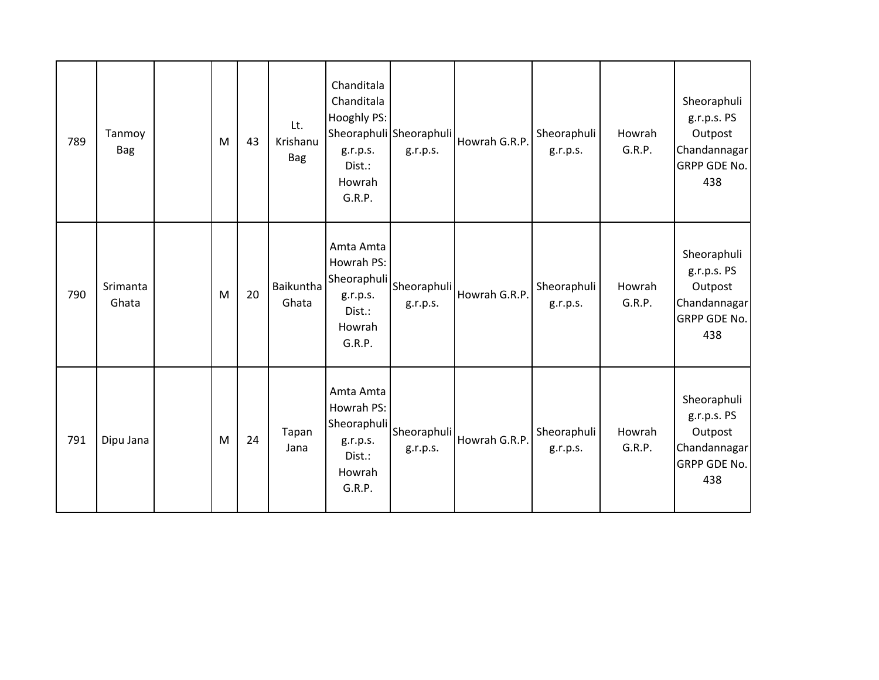| | | | | | | | | | | | |
|---|---|---|---|---|---|---|---|---|---|---|---|
| 789 | Tanmoy Bag | | M | 43 | Lt. Krishanu Bag | Chanditala Chanditala Hooghly PS: Sheoraphuli g.r.p.s. Dist.: Howrah G.R.P. | Sheoraphuli g.r.p.s. | Howrah G.R.P. | Sheoraphuli g.r.p.s. | Howrah G.R.P. | Sheoraphuli g.r.p.s. PS Outpost Chandannagar GRPP GDE No. 438 |
| 790 | Srimanta Ghata | | M | 20 | Baikuntha Ghata | Amta Amta Howrah PS: Sheoraphuli g.r.p.s. Dist.: Howrah G.R.P. | Sheoraphuli g.r.p.s. | Howrah G.R.P. | Sheoraphuli g.r.p.s. | Howrah G.R.P. | Sheoraphuli g.r.p.s. PS Outpost Chandannagar GRPP GDE No. 438 |
| 791 | Dipu Jana | | M | 24 | Tapan Jana | Amta Amta Howrah PS: Sheoraphuli g.r.p.s. Dist.: Howrah G.R.P. | Sheoraphuli g.r.p.s. | Howrah G.R.P. | Sheoraphuli g.r.p.s. | Howrah G.R.P. | Sheoraphuli g.r.p.s. PS Outpost Chandannagar GRPP GDE No. 438 |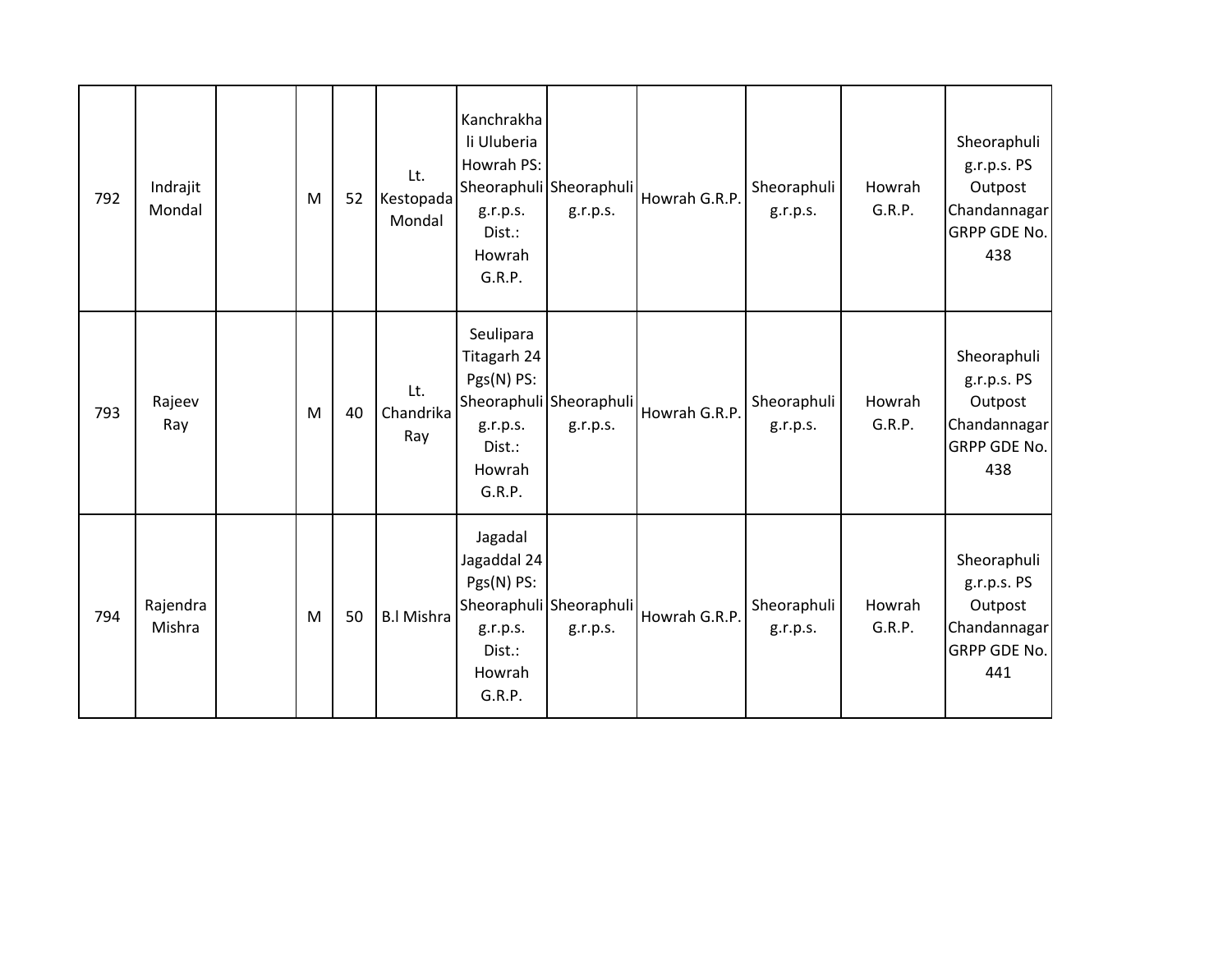| 792 | Indrajit Mondal | | M | 52 | Lt. Kestopada Mondal | Kanchrakhali Uluberia Howrah PS: Sheoraphuli g.r.p.s. Dist.: Howrah G.R.P. | Sheoraphuli g.r.p.s. | Howrah G.R.P. | Sheoraphuli g.r.p.s. | Howrah G.R.P. | Sheoraphuli g.r.p.s. PS Outpost Chandannagar GRPP GDE No. 438 |
|---|---|---|---|---|---|---|---|---|---|---|---|
| 793 | Rajeev Ray | | M | 40 | Lt. Chandrika Ray | Seulipara Titagarh 24 Pgs(N) PS: Sheoraphuli g.r.p.s. Dist.: Howrah G.R.P. | Sheoraphuli g.r.p.s. | Howrah G.R.P. | Sheoraphuli g.r.p.s. | Howrah G.R.P. | Sheoraphuli g.r.p.s. PS Outpost Chandannagar GRPP GDE No. 438 |
| 794 | Rajendra Mishra | | M | 50 | B.l Mishra | Jagadal Jagaddal 24 Pgs(N) PS: Sheoraphuli g.r.p.s. Dist.: Howrah G.R.P. | Sheoraphuli g.r.p.s. | Howrah G.R.P. | Sheoraphuli g.r.p.s. | Howrah G.R.P. | Sheoraphuli g.r.p.s. PS Outpost Chandannagar GRPP GDE No. 441 |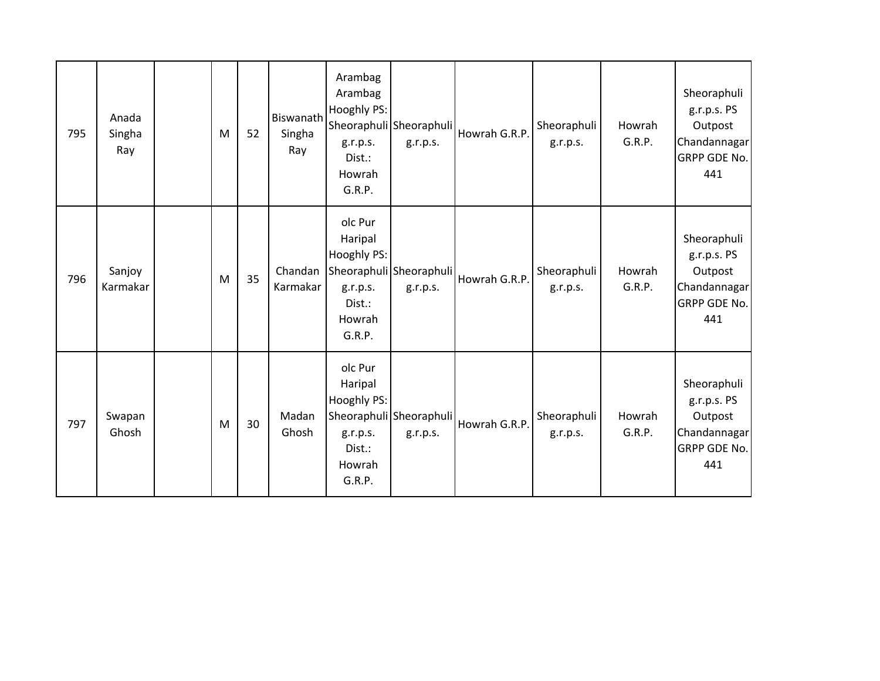| 795 | Anada Singha Ray | | M | 52 | Biswanath Singha Ray | Arambag Arambag Hooghly PS: Sheoraphuli g.r.p.s. Dist.: Howrah G.R.P. | Sheoraphuli g.r.p.s. | Howrah G.R.P. | Sheoraphuli g.r.p.s. | Howrah G.R.P. | Sheoraphuli g.r.p.s. PS Outpost Chandannagar GRPP GDE No. 441 |
|---|---|---|---|---|---|---|---|---|---|---|---|
| 796 | Sanjoy Karmakar | | M | 35 | Chandan Karmakar | olc Pur Haripal Hooghly PS: Sheoraphuli g.r.p.s. Dist.: Howrah G.R.P. | Sheoraphuli g.r.p.s. | Howrah G.R.P. | Sheoraphuli g.r.p.s. | Howrah G.R.P. | Sheoraphuli g.r.p.s. PS Outpost Chandannagar GRPP GDE No. 441 |
| 797 | Swapan Ghosh | | M | 30 | Madan Ghosh | olc Pur Haripal Hooghly PS: Sheoraphuli g.r.p.s. Dist.: Howrah G.R.P. | Sheoraphuli g.r.p.s. | Howrah G.R.P. | Sheoraphuli g.r.p.s. | Howrah G.R.P. | Sheoraphuli g.r.p.s. PS Outpost Chandannagar GRPP GDE No. 441 |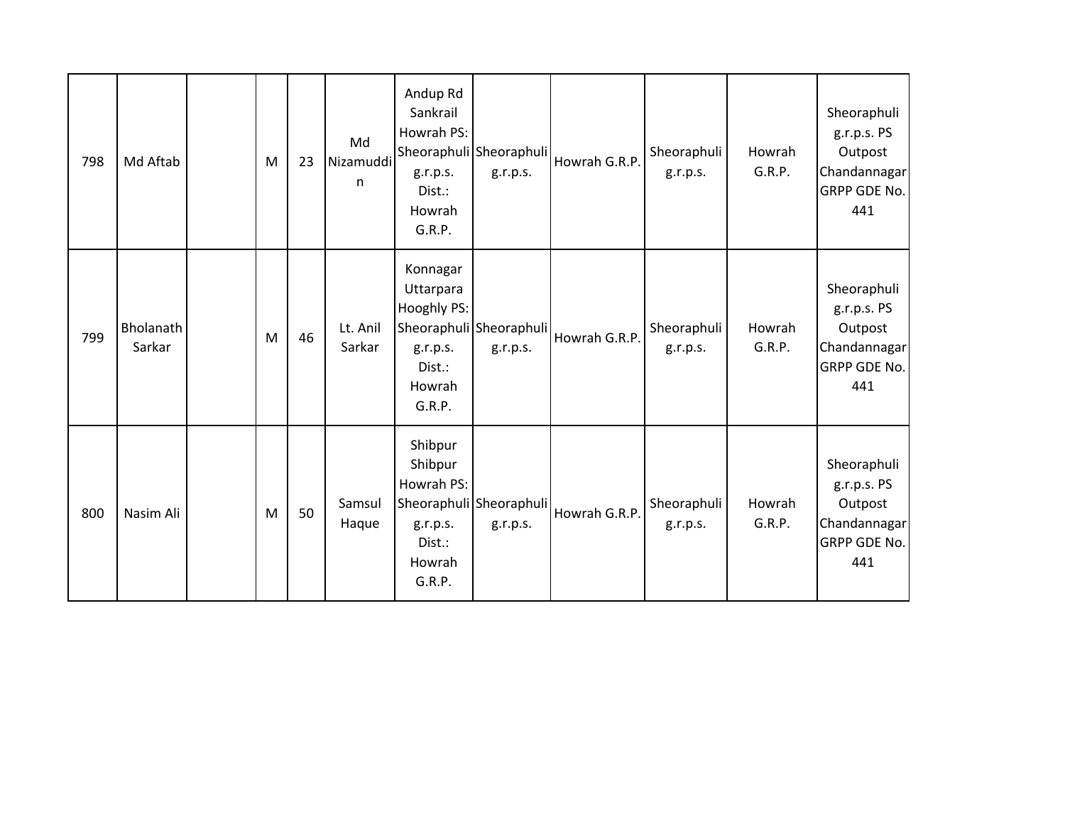| 798 | Md Aftab | | M | 23 | Md Nizamuddin | Andup Rd Sankrail Howrah PS: Sheoraphuli g.r.p.s. Dist.: Howrah G.R.P. | Sheoraphuli g.r.p.s. | Howrah G.R.P. | Sheoraphuli g.r.p.s. | Howrah G.R.P. | Sheoraphuli g.r.p.s. PS Outpost Chandannagar GRPP GDE No. 441 |
|---|---|---|---|---|---|---|---|---|---|---|---|
| 799 | Bholanath Sarkar | | M | 46 | Lt. Anil Sarkar | Konnagar Uttarpara Hooghly PS: Sheoraphuli g.r.p.s. Dist.: Howrah G.R.P. | Sheoraphuli g.r.p.s. | Howrah G.R.P. | Sheoraphuli g.r.p.s. | Howrah G.R.P. | Sheoraphuli g.r.p.s. PS Outpost Chandannagar GRPP GDE No. 441 |
| 800 | Nasim Ali | | M | 50 | Samsul Haque | Shibpur Shibpur Howrah PS: Sheoraphuli g.r.p.s. Dist.: Howrah G.R.P. | Sheoraphuli g.r.p.s. | Howrah G.R.P. | Sheoraphuli g.r.p.s. | Howrah G.R.P. | Sheoraphuli g.r.p.s. PS Outpost Chandannagar GRPP GDE No. 441 |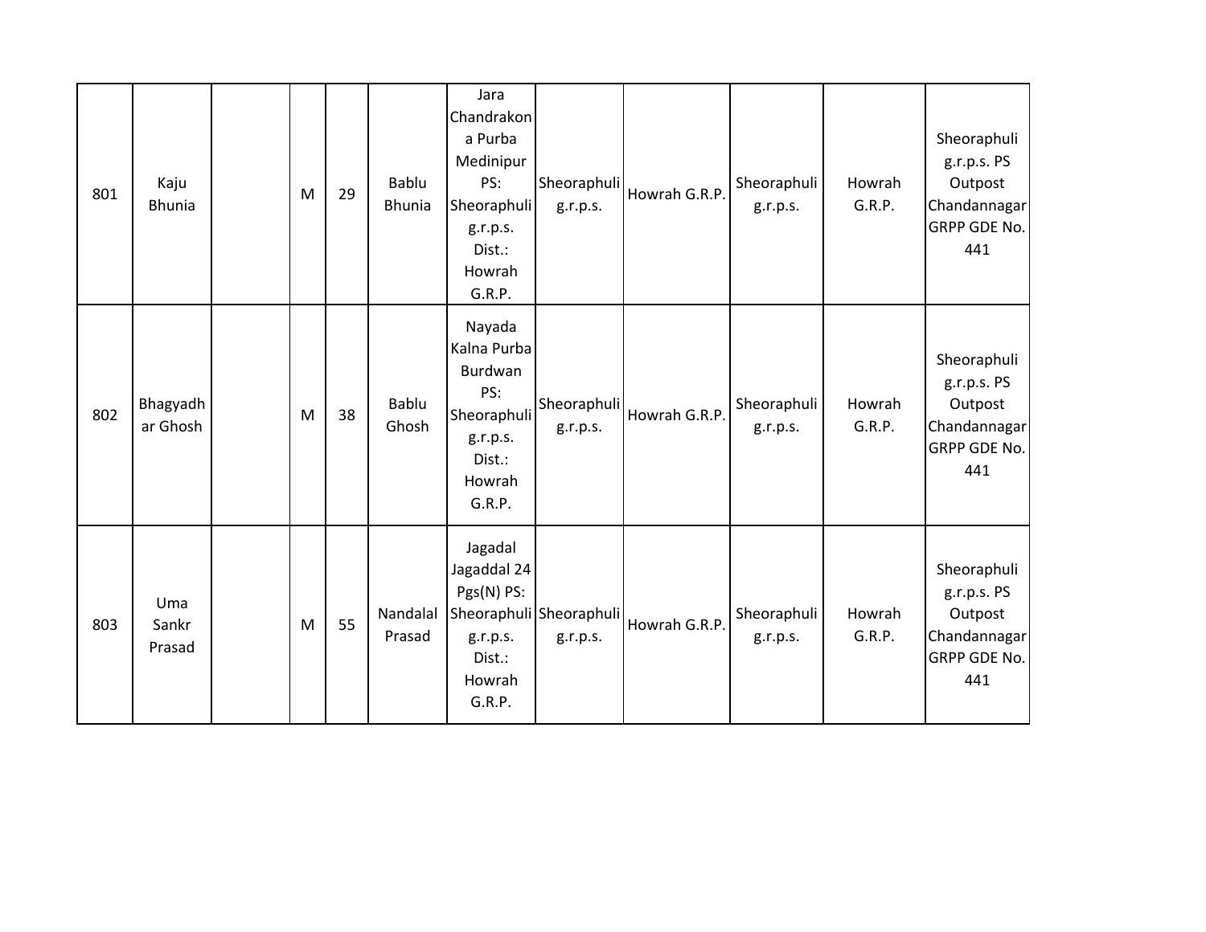| 801 | Kaju Bhunia | | M | 29 | Bablu Bhunia | Jara Chandrakona Purba Medinipur PS: Sheoraphuli g.r.p.s. Dist.: Howrah G.R.P. | Sheoraphuli g.r.p.s. | Howrah G.R.P. | Sheoraphuli g.r.p.s. | Howrah G.R.P. | Sheoraphuli g.r.p.s. PS Outpost Chandannagar GRPP GDE No. 441 |
|---|---|---|---|---|---|---|---|---|---|---|---|
| 802 | Bhagyadhar Ghosh | | M | 38 | Bablu Ghosh | Nayada Kalna Purba Burdwan PS: Sheoraphuli g.r.p.s. Dist.: Howrah G.R.P. | Sheoraphuli g.r.p.s. | Howrah G.R.P. | Sheoraphuli g.r.p.s. | Howrah G.R.P. | Sheoraphuli g.r.p.s. PS Outpost Chandannagar GRPP GDE No. 441 |
| 803 | Uma Sankr Prasad | | M | 55 | Nandalal Prasad | Jagadal Jagaddal 24 Pgs(N) PS: Sheoraphuli g.r.p.s. Dist.: Howrah G.R.P. | Sheoraphuli g.r.p.s. | Howrah G.R.P. | Sheoraphuli g.r.p.s. | Howrah G.R.P. | Sheoraphuli g.r.p.s. PS Outpost Chandannagar GRPP GDE No. 441 |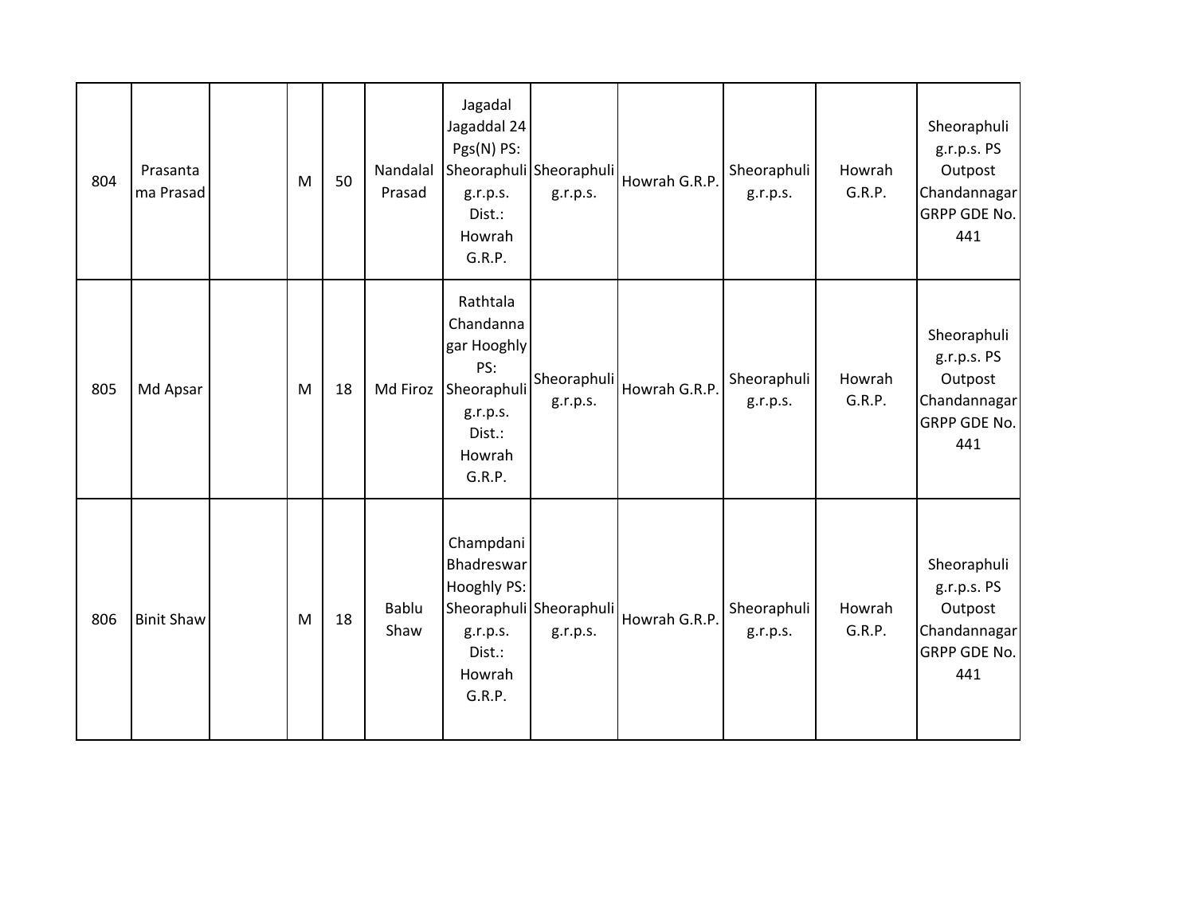| 804 | Prasanta ma Prasad | | M | 50 | Nandalal Prasad | Jagadal Jagaddal 24 Pgs(N) PS: Sheoraphuli g.r.p.s. Dist.: Howrah G.R.P. | Sheoraphuli g.r.p.s. | Howrah G.R.P. | Sheoraphuli g.r.p.s. | Howrah G.R.P. | Sheoraphuli g.r.p.s. PS Outpost Chandannagar GRPP GDE No. 441 |
|---|---|---|---|---|---|---|---|---|---|---|---|
| 805 | Md Apsar | | M | 18 | Md Firoz | Rathtala Chandannagar Hooghly PS: Sheoraphuli g.r.p.s. Dist.: Howrah G.R.P. | Sheoraphuli g.r.p.s. | Howrah G.R.P. | Sheoraphuli g.r.p.s. | Howrah G.R.P. | Sheoraphuli g.r.p.s. PS Outpost Chandannagar GRPP GDE No. 441 |
| 806 | Binit Shaw | | M | 18 | Bablu Shaw | Champdani Bhadreswar Hooghly PS: Sheoraphuli g.r.p.s. Dist.: Howrah G.R.P. | Sheoraphuli g.r.p.s. | Howrah G.R.P. | Sheoraphuli g.r.p.s. | Howrah G.R.P. | Sheoraphuli g.r.p.s. PS Outpost Chandannagar GRPP GDE No. 441 |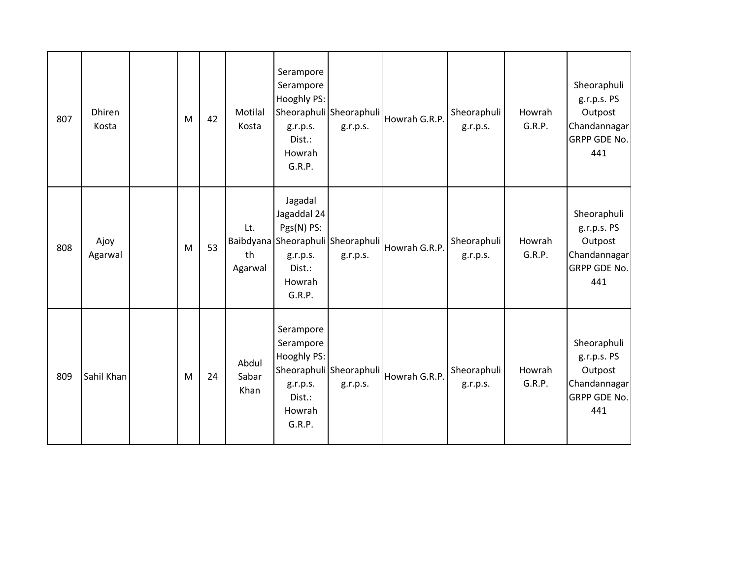| | | | | | | | | | | | |
|---|---|---|---|---|---|---|---|---|---|---|---|
| 807 | Dhiren Kosta | | M | 42 | Motilal Kosta | Serampore Serampore Hooghly PS: Sheoraphuli g.r.p.s. Dist.: Howrah G.R.P. | Sheoraphuli g.r.p.s. | Howrah G.R.P. | Sheoraphuli g.r.p.s. | Howrah G.R.P. | Sheoraphuli g.r.p.s. PS Outpost Chandannagar GRPP GDE No. 441 |
| 808 | Ajoy Agarwal | | M | 53 | Lt. Baibdyanath Agarwal | Jagadal Jagaddal 24 Pgs(N) PS: Sheoraphuli g.r.p.s. Dist.: Howrah G.R.P. | Sheoraphuli g.r.p.s. | Howrah G.R.P. | Sheoraphuli g.r.p.s. | Howrah G.R.P. | Sheoraphuli g.r.p.s. PS Outpost Chandannagar GRPP GDE No. 441 |
| 809 | Sahil Khan | | M | 24 | Abdul Sabar Khan | Serampore Serampore Hooghly PS: Sheoraphuli g.r.p.s. Dist.: Howrah G.R.P. | Sheoraphuli g.r.p.s. | Howrah G.R.P. | Sheoraphuli g.r.p.s. | Howrah G.R.P. | Sheoraphuli g.r.p.s. PS Outpost Chandannagar GRPP GDE No. 441 |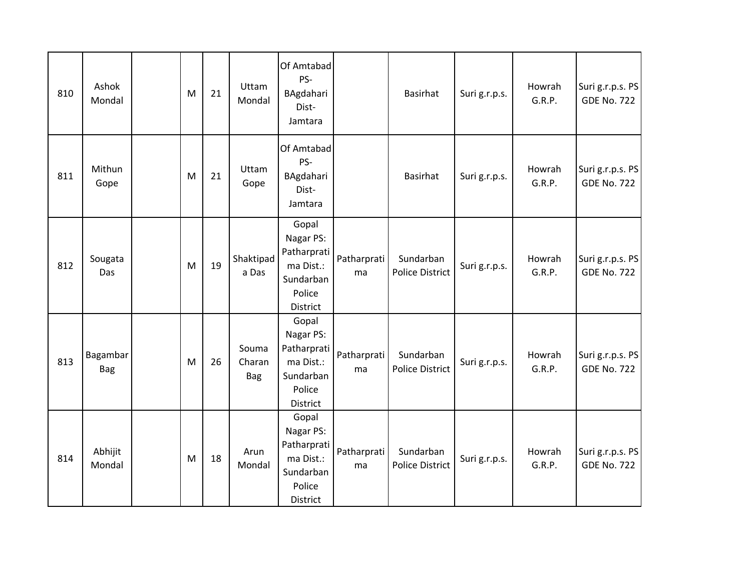| 810 | Ashok Mondal | | M | 21 | Uttam Mondal | Of Amtabad PS-BAgdahari Dist-Jamtara | | Basirhat | Suri g.r.p.s. | Howrah G.R.P. | Suri g.r.p.s. PS GDE No. 722 |
|---|---|---|---|---|---|---|---|---|---|---|---|
| 811 | Mithun Gope | | M | 21 | Uttam Gope | Of Amtabad PS-BAgdahari Dist-Jamtara | | Basirhat | Suri g.r.p.s. | Howrah G.R.P. | Suri g.r.p.s. PS GDE No. 722 |
| 812 | Sougata Das | | M | 19 | Shaktipada Das | Gopal Nagar PS: Patharpratima Dist.: Sundarban Police District | Patharpratima | Sundarban Police District | Suri g.r.p.s. | Howrah G.R.P. | Suri g.r.p.s. PS GDE No. 722 |
| 813 | Bagambar Bag | | M | 26 | Souma Charan Bag | Gopal Nagar PS: Patharpratima Dist.: Sundarban Police District | Patharpratima | Sundarban Police District | Suri g.r.p.s. | Howrah G.R.P. | Suri g.r.p.s. PS GDE No. 722 |
| 814 | Abhijit Mondal | | M | 18 | Arun Mondal | Gopal Nagar PS: Patharpratima Dist.: Sundarban Police District | Patharpratima | Sundarban Police District | Suri g.r.p.s. | Howrah G.R.P. | Suri g.r.p.s. PS GDE No. 722 |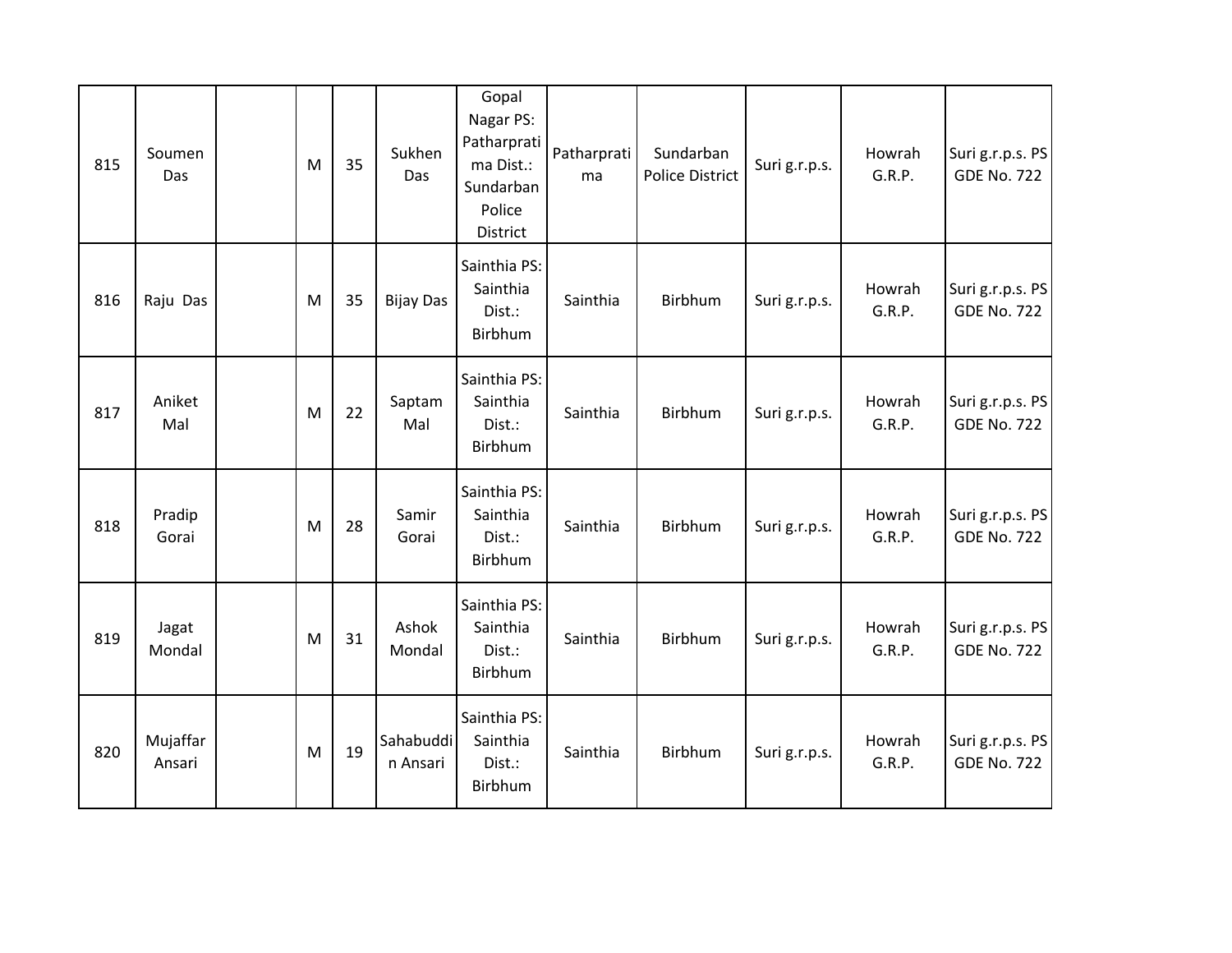| 815 | Soumen Das | | M | 35 | Sukhen Das | Gopal Nagar PS: Patharpratima Dist.: Sundarban Police District | Patharpratima | Sundarban Police District | Suri g.r.p.s. | Howrah G.R.P. | Suri g.r.p.s. PS GDE No. 722 |
|---|---|---|---|---|---|---|---|---|---|---|---|
| 816 | Raju Das | | M | 35 | Bijay Das | Sainthia PS: Sainthia Dist.: Birbhum | Sainthia | Birbhum | Suri g.r.p.s. | Howrah G.R.P. | Suri g.r.p.s. PS GDE No. 722 |
| 817 | Aniket Mal | | M | 22 | Saptam Mal | Sainthia PS: Sainthia Dist.: Birbhum | Sainthia | Birbhum | Suri g.r.p.s. | Howrah G.R.P. | Suri g.r.p.s. PS GDE No. 722 |
| 818 | Pradip Gorai | | M | 28 | Samir Gorai | Sainthia PS: Sainthia Dist.: Birbhum | Sainthia | Birbhum | Suri g.r.p.s. | Howrah G.R.P. | Suri g.r.p.s. PS GDE No. 722 |
| 819 | Jagat Mondal | | M | 31 | Ashok Mondal | Sainthia PS: Sainthia Dist.: Birbhum | Sainthia | Birbhum | Suri g.r.p.s. | Howrah G.R.P. | Suri g.r.p.s. PS GDE No. 722 |
| 820 | Mujaffar Ansari | | M | 19 | Sahabuddin Ansari | Sainthia PS: Sainthia Dist.: Birbhum | Sainthia | Birbhum | Suri g.r.p.s. | Howrah G.R.P. | Suri g.r.p.s. PS GDE No. 722 |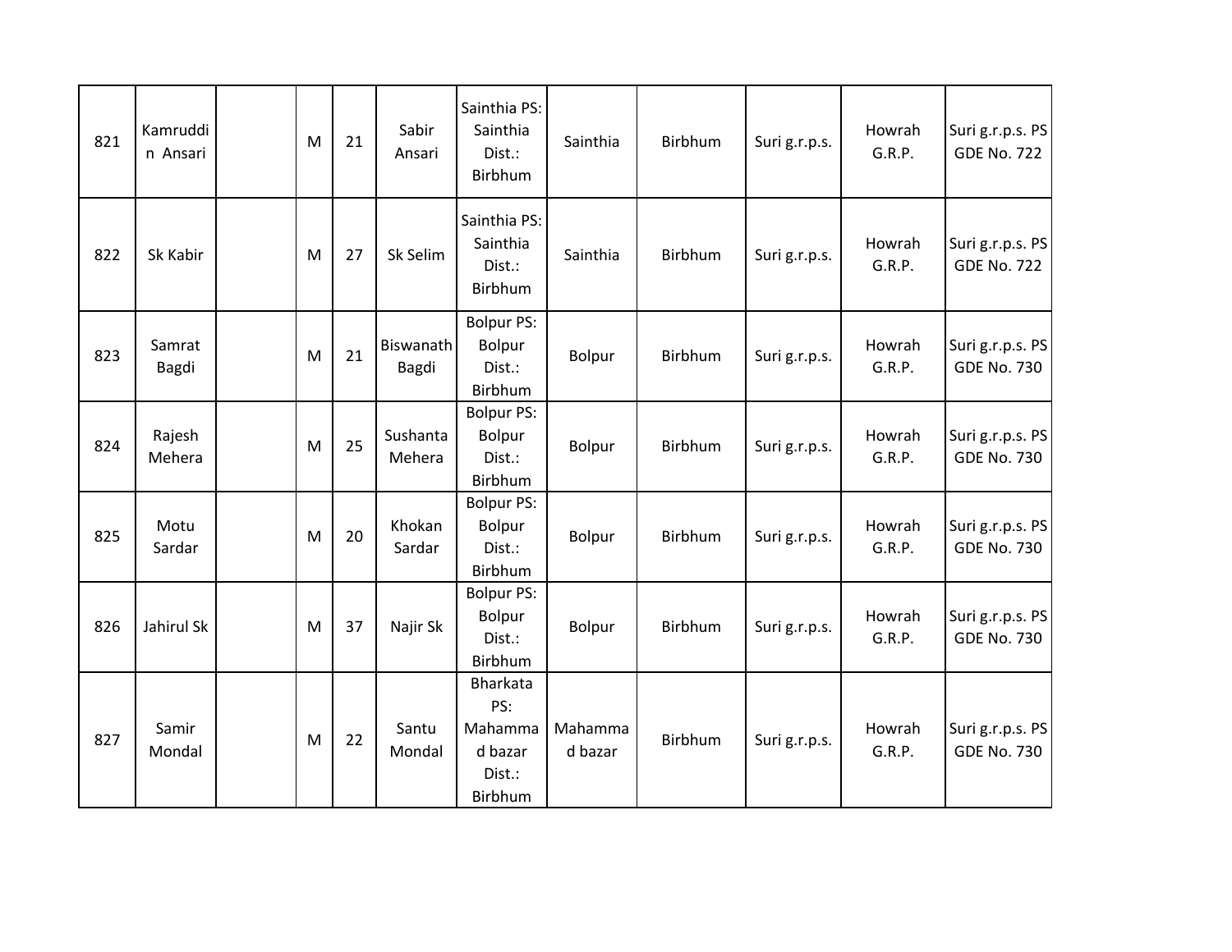| 821 | Kamruddin Ansari | | M | 21 | Sabir Ansari | Sainthia PS: Sainthia Dist.: Birbhum | Sainthia | Birbhum | Suri g.r.p.s. | Howrah G.R.P. | Suri g.r.p.s. PS GDE No. 722 |
|---|---|---|---|---|---|---|---|---|---|---|---|
| 822 | Sk Kabir | | M | 27 | Sk Selim | Sainthia PS: Sainthia Dist.: Birbhum | Sainthia | Birbhum | Suri g.r.p.s. | Howrah G.R.P. | Suri g.r.p.s. PS GDE No. 722 |
| 823 | Samrat Bagdi | | M | 21 | Biswanath Bagdi | Bolpur PS: Bolpur Dist.: Birbhum | Bolpur | Birbhum | Suri g.r.p.s. | Howrah G.R.P. | Suri g.r.p.s. PS GDE No. 730 |
| 824 | Rajesh Mehera | | M | 25 | Sushanta Mehera | Bolpur PS: Bolpur Dist.: Birbhum | Bolpur | Birbhum | Suri g.r.p.s. | Howrah G.R.P. | Suri g.r.p.s. PS GDE No. 730 |
| 825 | Motu Sardar | | M | 20 | Khokan Sardar | Bolpur PS: Bolpur Dist.: Birbhum | Bolpur | Birbhum | Suri g.r.p.s. | Howrah G.R.P. | Suri g.r.p.s. PS GDE No. 730 |
| 826 | Jahirul Sk | | M | 37 | Najir Sk | Bolpur PS: Bolpur Dist.: Birbhum | Bolpur | Birbhum | Suri g.r.p.s. | Howrah G.R.P. | Suri g.r.p.s. PS GDE No. 730 |
| 827 | Samir Mondal | | M | 22 | Santu Mondal | Bharkata PS: Mahammad bazar Dist.: Birbhum | Mahammad bazar | Birbhum | Suri g.r.p.s. | Howrah G.R.P. | Suri g.r.p.s. PS GDE No. 730 |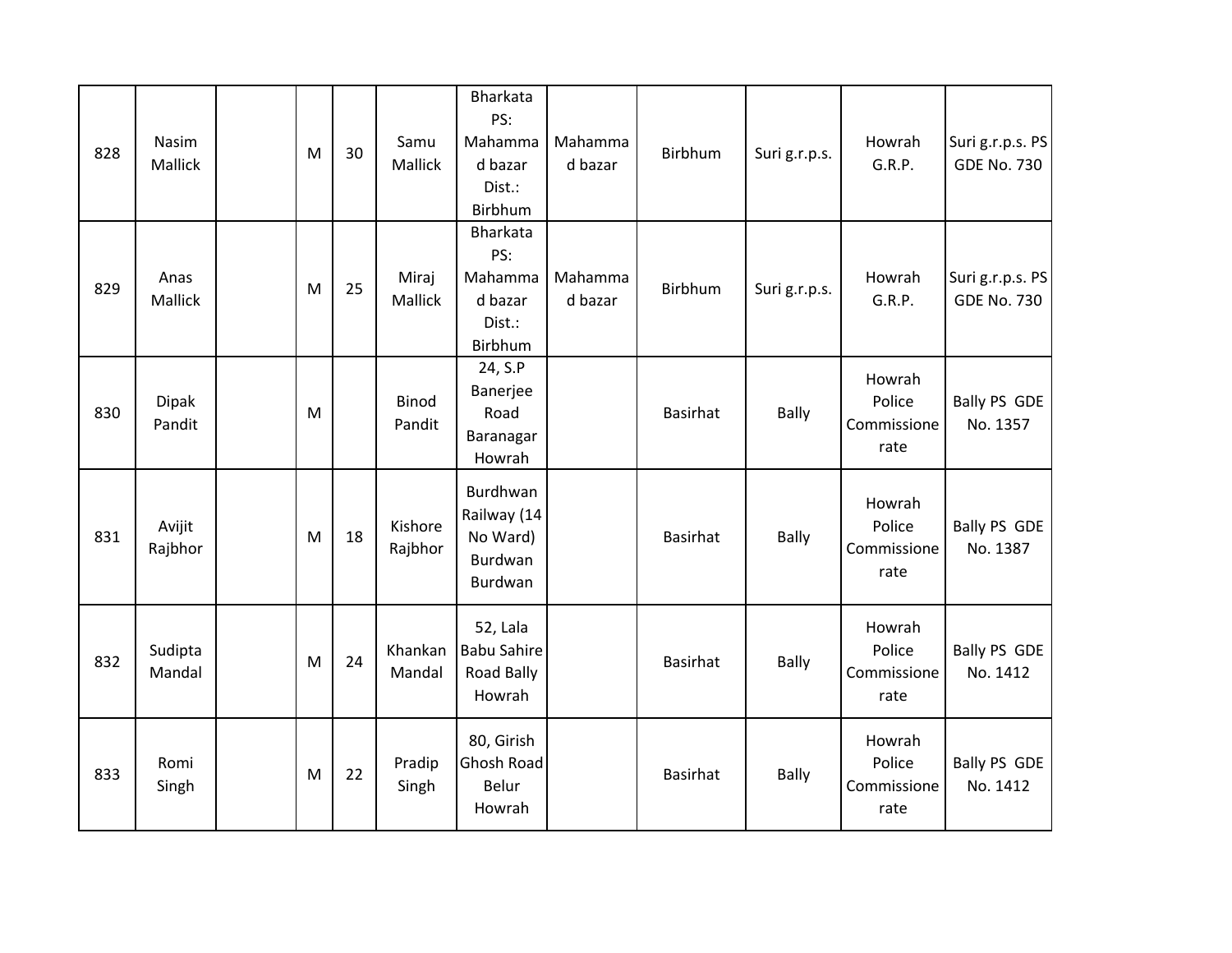| 828 | Nasim Mallick | | M | 30 | Samu Mallick | Bharkata PS: Mahammad bazar Dist.: Birbhum | Mahammad bazar | Birbhum | Suri g.r.p.s. | Howrah G.R.P. | Suri g.r.p.s. PS GDE No. 730 |
|---|---|---|---|---|---|---|---|---|---|---|---|
| 829 | Anas Mallick | | M | 25 | Miraj Mallick | Bharkata PS: Mahammad bazar Dist.: Birbhum | Mahammad bazar | Birbhum | Suri g.r.p.s. | Howrah G.R.P. | Suri g.r.p.s. PS GDE No. 730 |
| 830 | Dipak Pandit | | M | | Binod Pandit | 24, S.P Banerjee Road Baranagar Howrah | | Basirhat | Bally | Howrah Police Commissionerate | Bally PS GDE No. 1357 |
| 831 | Avijit Rajbhor | | M | 18 | Kishore Rajbhor | Burdhwan Railway (14 No Ward) Burdwan Burdwan | | Basirhat | Bally | Howrah Police Commissionerate | Bally PS GDE No. 1387 |
| 832 | Sudipta Mandal | | M | 24 | Khankan Mandal | 52, Lala Babu Sahire Road Bally Howrah | | Basirhat | Bally | Howrah Police Commissionerate | Bally PS GDE No. 1412 |
| 833 | Romi Singh | | M | 22 | Pradip Singh | 80, Girish Ghosh Road Belur Howrah | | Basirhat | Bally | Howrah Police Commissionerate | Bally PS GDE No. 1412 |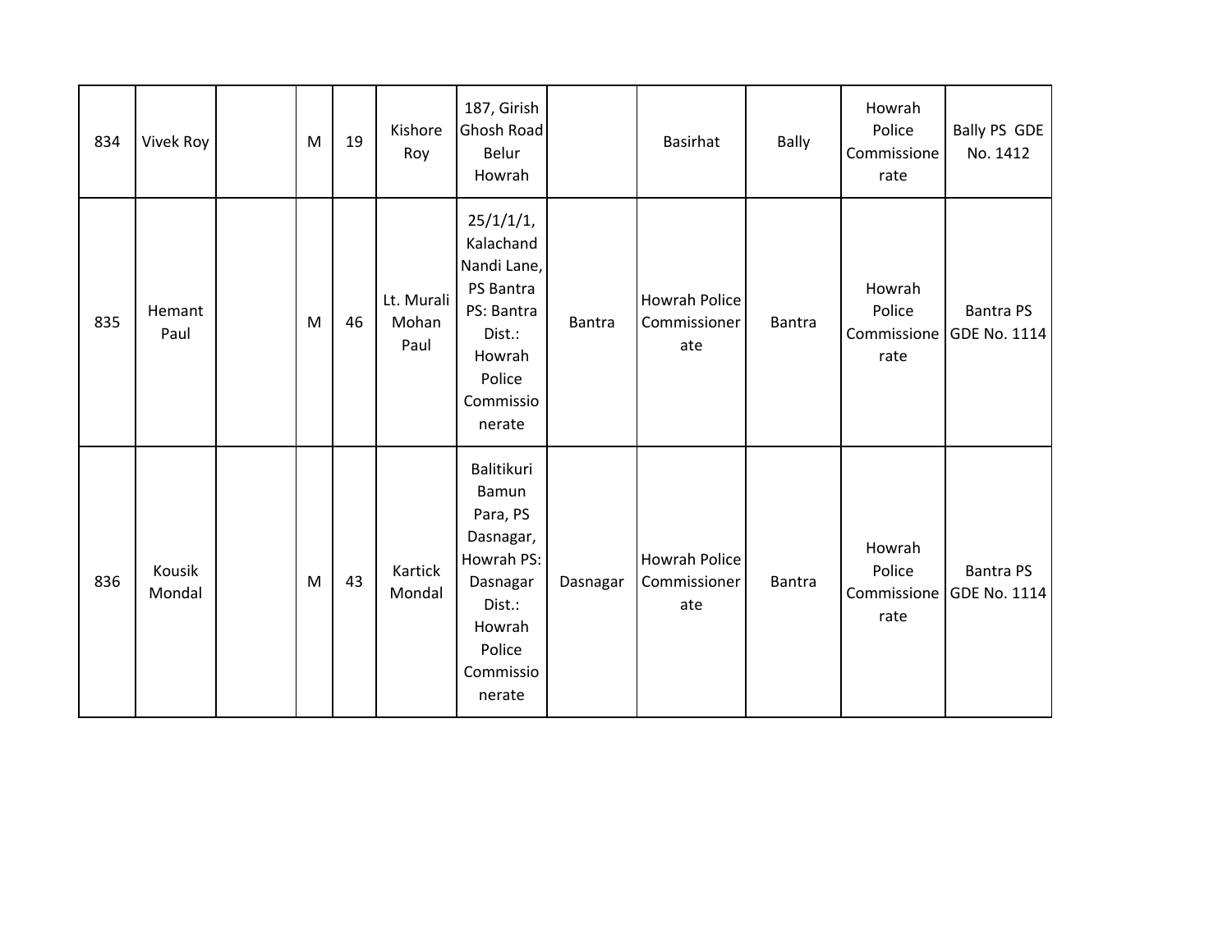| 834 | Vivek Roy | | M | 19 | Kishore Roy | 187, Girish Ghosh Road Belur Howrah | | Basirhat | Bally | Howrah Police Commissionerate | Bally PS GDE No. 1412 |
|---|---|---|---|---|---|---|---|---|---|---|---|
| 835 | Hemant Paul | | M | 46 | Lt. Murali Mohan Paul | 25/1/1/1, Kalachand Nandi Lane, PS Bantra PS: Bantra Dist.: Howrah Police Commissionerate | Bantra | Howrah Police Commissionerate | Bantra | Howrah Police Commissionerate | Bantra PS GDE No. 1114 |
| 836 | Kousik Mondal | | M | 43 | Kartick Mondal | Balitikuri Bamun Para, PS Dasnagar, Howrah PS: Dasnagar Dist.: Howrah Police Commissionerate | Dasnagar | Howrah Police Commissionerate | Bantra | Howrah Police Commissionerate | Bantra PS GDE No. 1114 |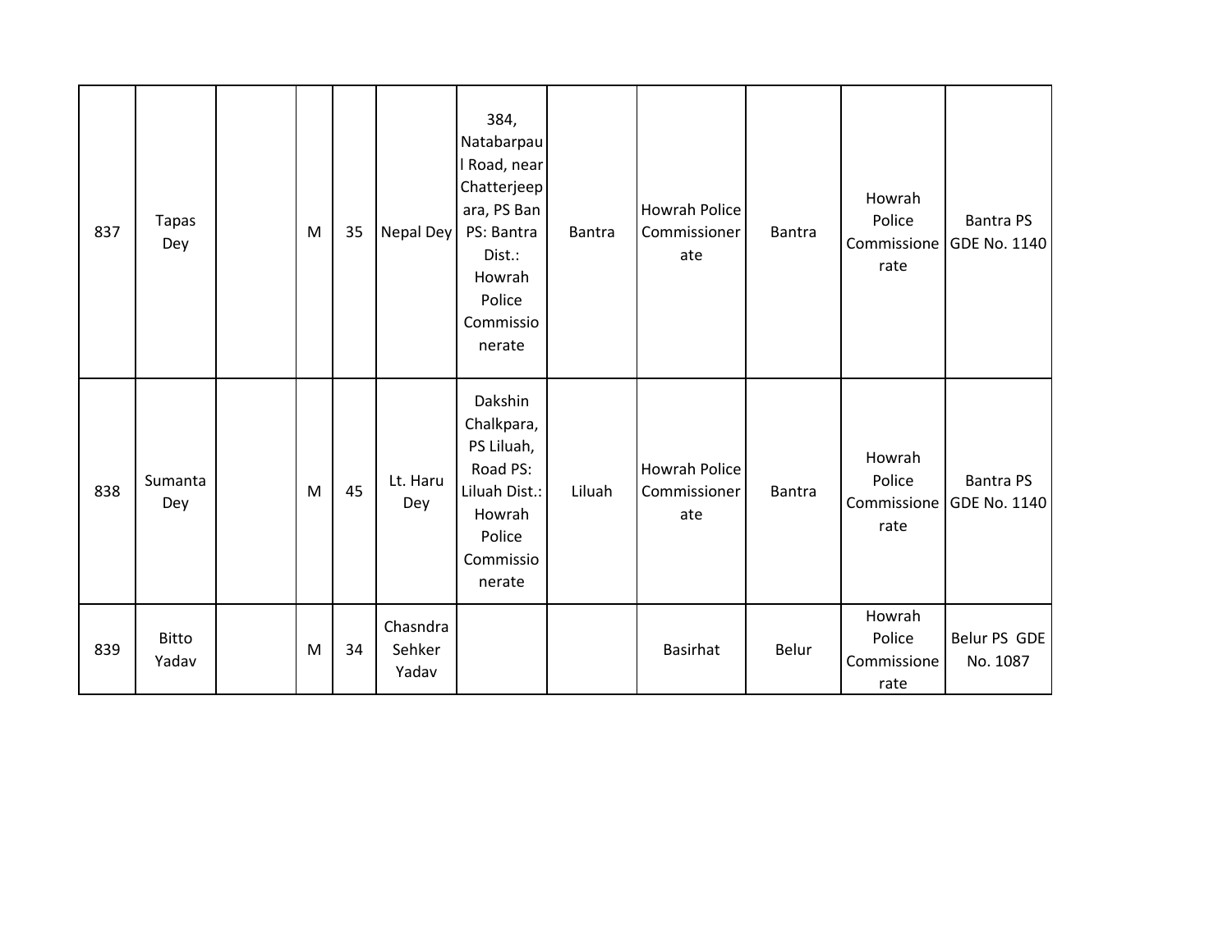| | | | | | | | | | | | |
|---|---|---|---|---|---|---|---|---|---|---|---|
| 837 | Tapas Dey | | M | 35 | Nepal Dey | 384, Natabarpaul Road, near Chatterjeepara, PS Ban PS: Bantra Dist.: Howrah Police Commissionerate | Bantra | Howrah Police Commissionerate | Bantra | Howrah Police Commissionerate | Bantra PS GDE No. 1140 |
| 838 | Sumanta Dey | | M | 45 | Lt. Haru Dey | Dakshin Chalkpara, PS Liluah, Road PS: Liluah Dist.: Howrah Police Commissionerate | Liluah | Howrah Police Commissionerate | Bantra | Howrah Police Commissionerate | Bantra PS GDE No. 1140 |
| 839 | Bitto Yadav | | M | 34 | Chasndra Sehker Yadav | | | Basirhat | Belur | Howrah Police Commissionerate | Belur PS GDE No. 1087 |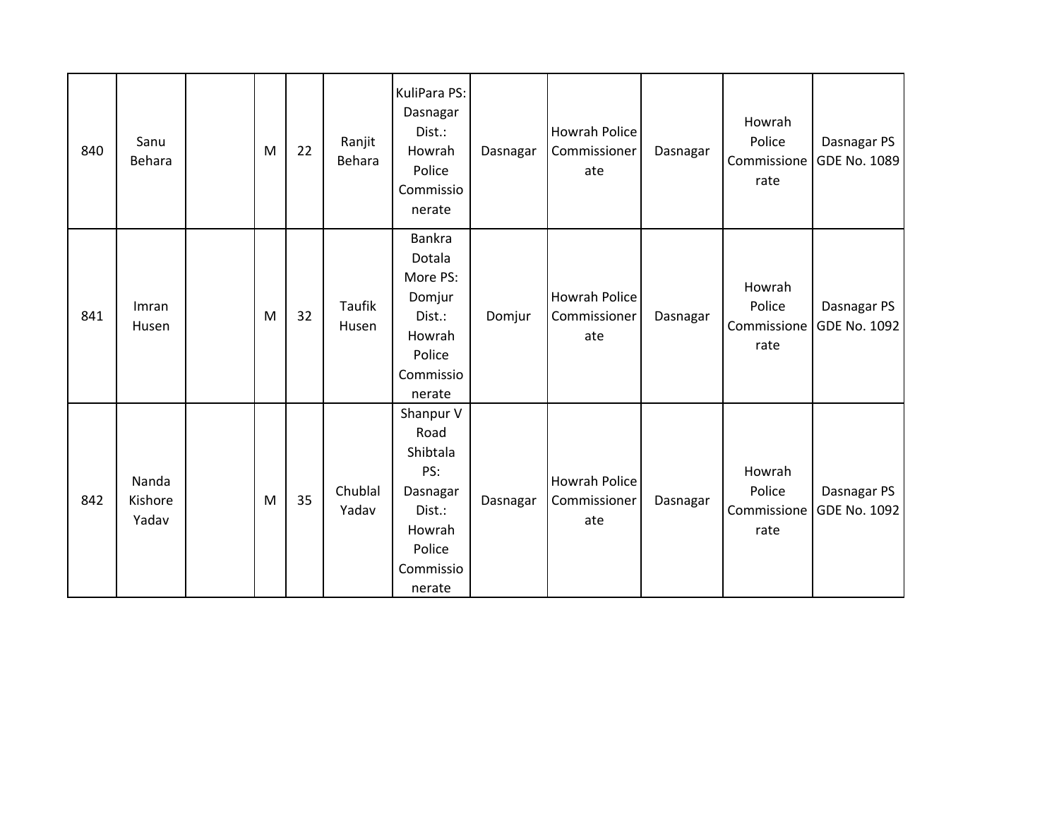| | | | | | | | | | | | |
|---|---|---|---|---|---|---|---|---|---|---|---|
| 840 | Sanu Behara | | M | 22 | Ranjit Behara | KuliPara PS: Dasnagar Dist.: Howrah Police Commissionerate | Dasnagar | Howrah Police Commissionerate | Dasnagar | Howrah Police Commissionerate | Dasnagar PS GDE No. 1089 |
| 841 | Imran Husen | | M | 32 | Taufik Husen | Bankra Dotala More PS: Domjur Dist.: Howrah Police Commissionerate | Domjur | Howrah Police Commissionerate | Dasnagar | Howrah Police Commissionerate | Dasnagar PS GDE No. 1092 |
| 842 | Nanda Kishore Yadav | | M | 35 | Chublal Yadav | Shanpur V Road Shibtala PS: Dasnagar Dist.: Howrah Police Commissionerate | Dasnagar | Howrah Police Commissionerate | Dasnagar | Howrah Police Commissionerate | Dasnagar PS GDE No. 1092 |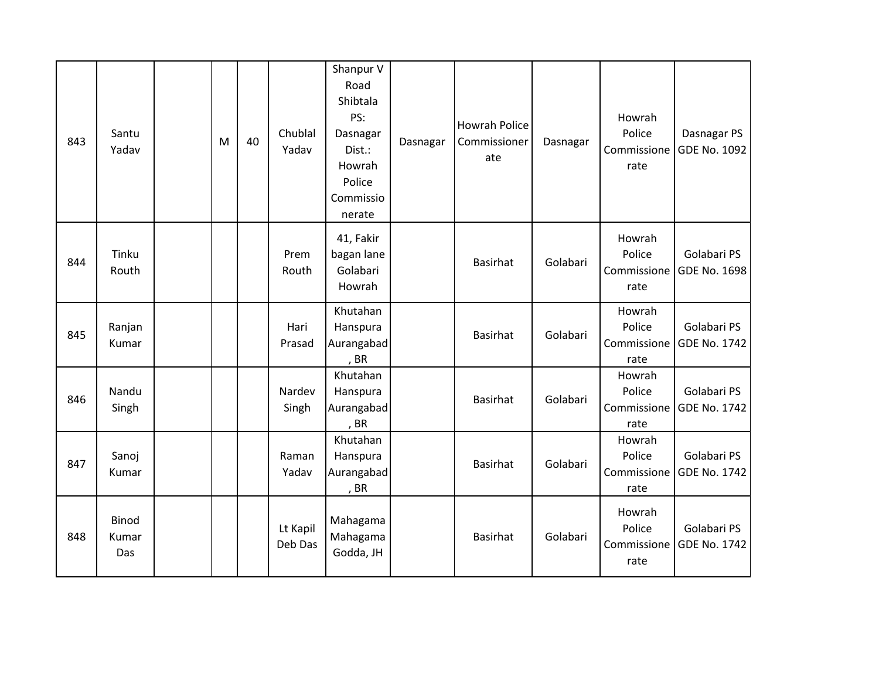| | | | | | | | | | | | |
|---|---|---|---|---|---|---|---|---|---|---|---|
| 843 | Santu Yadav | | M | 40 | Chublal Yadav | Shanpur V Road Shibtala PS: Dasnagar Dist.: Howrah Police Commissionerate | Dasnagar | Howrah Police Commissionerate | Dasnagar | Howrah Police Commissionerate | Dasnagar PS GDE No. 1092 |
| 844 | Tinku Routh | | | | Prem Routh | 41, Fakir bagan lane Golabari Howrah | | Basirhat | Golabari | Howrah Police Commissionerate | Golabari PS GDE No. 1698 |
| 845 | Ranjan Kumar | | | | Hari Prasad | Khutahan Hanspura Aurangabad, BR | | Basirhat | Golabari | Howrah Police Commissionerate | Golabari PS GDE No. 1742 |
| 846 | Nandu Singh | | | | Nardev Singh | Khutahan Hanspura Aurangabad, BR | | Basirhat | Golabari | Howrah Police Commissionerate | Golabari PS GDE No. 1742 |
| 847 | Sanoj Kumar | | | | Raman Yadav | Khutahan Hanspura Aurangabad, BR | | Basirhat | Golabari | Howrah Police Commissionerate | Golabari PS GDE No. 1742 |
| 848 | Binod Kumar Das | | | | Lt Kapil Deb Das | Mahagama Mahagama Godda, JH | | Basirhat | Golabari | Howrah Police Commissionerate | Golabari PS GDE No. 1742 |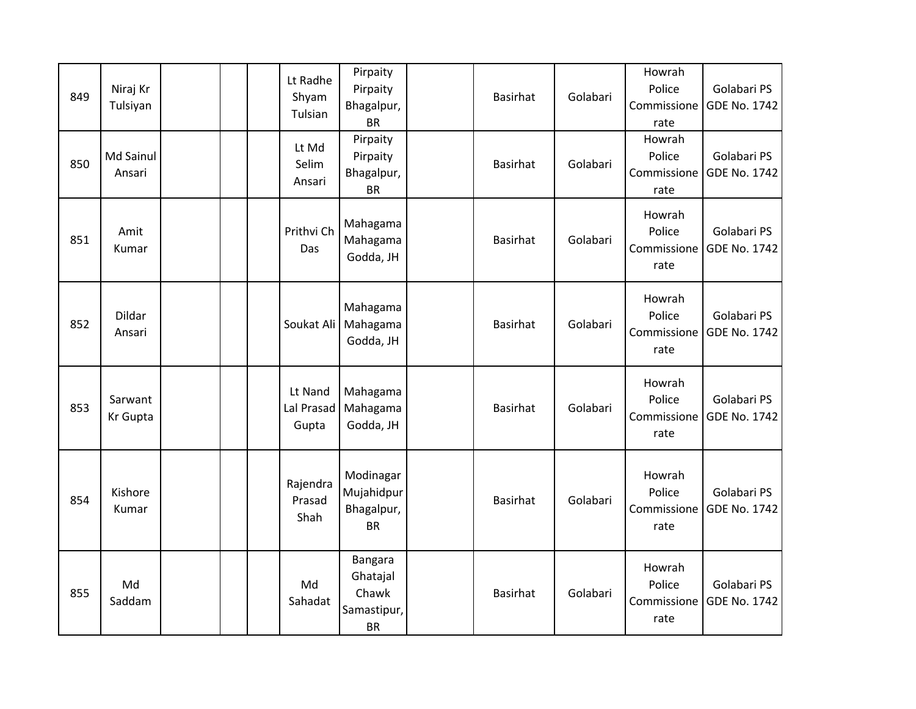| | | | | | | | | | | | |
|---|---|---|---|---|---|---|---|---|---|---|---|
| 849 | Niraj Kr Tulsiyan | | | | Lt Radhe Shyam Tulsian | Pirpaity Pirpaity Bhagalpur, BR | | Basirhat | Golabari | Howrah Police Commissionerate | Golabari PS GDE No. 1742 |
| 850 | Md Sainul Ansari | | | | Lt Md Selim Ansari | Pirpaity Pirpaity Bhagalpur, BR | | Basirhat | Golabari | Howrah Police Commissionerate | Golabari PS GDE No. 1742 |
| 851 | Amit Kumar | | | | Prithvi Ch Das | Mahagama Mahagama Godda, JH | | Basirhat | Golabari | Howrah Police Commissionerate | Golabari PS GDE No. 1742 |
| 852 | Dildar Ansari | | | | Soukat Ali | Mahagama Mahagama Godda, JH | | Basirhat | Golabari | Howrah Police Commissionerate | Golabari PS GDE No. 1742 |
| 853 | Sarwant Kr Gupta | | | | Lt Nand Lal Prasad Gupta | Mahagama Mahagama Godda, JH | | Basirhat | Golabari | Howrah Police Commissionerate | Golabari PS GDE No. 1742 |
| 854 | Kishore Kumar | | | | Rajendra Prasad Shah | Modinagar Mujahidpur Bhagalpur, BR | | Basirhat | Golabari | Howrah Police Commissionerate | Golabari PS GDE No. 1742 |
| 855 | Md Saddam | | | | Md Sahadat | Bangara Ghatajal Chawk Samastipur, BR | | Basirhat | Golabari | Howrah Police Commissionerate | Golabari PS GDE No. 1742 |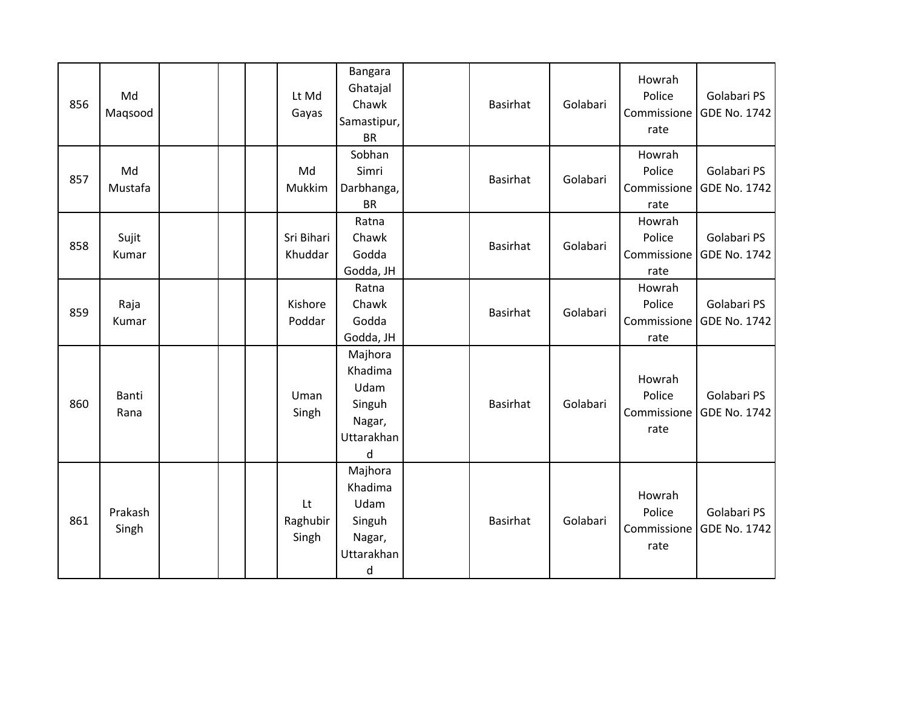| | | | | | | | | | | | |
|---|---|---|---|---|---|---|---|---|---|---|---|
| 856 | Md Maqsood | | | | Lt Md Gayas | Bangara Ghatajal Chawk Samastipur, BR | | Basirhat | Golabari | Howrah Police Commissionerate | Golabari PS GDE No. 1742 |
| 857 | Md Mustafa | | | | Md Mukkim | Sobhan Simri Darbhanga, BR | | Basirhat | Golabari | Howrah Police Commissionerate | Golabari PS GDE No. 1742 |
| 858 | Sujit Kumar | | | | Sri Bihari Khuddar | Ratna Chawk Godda Godda, JH | | Basirhat | Golabari | Howrah Police Commissionerate | Golabari PS GDE No. 1742 |
| 859 | Raja Kumar | | | | Kishore Poddar | Ratna Chawk Godda Godda, JH | | Basirhat | Golabari | Howrah Police Commissionerate | Golabari PS GDE No. 1742 |
| 860 | Banti Rana | | | | Uman Singh | Majhora Khadima Udam Singuh Nagar, Uttarakhand | | Basirhat | Golabari | Howrah Police Commissionerate | Golabari PS GDE No. 1742 |
| 861 | Prakash Singh | | | | Lt Raghubir Singh | Majhora Khadima Udam Singuh Nagar, Uttarakhand | | Basirhat | Golabari | Howrah Police Commissionerate | Golabari PS GDE No. 1742 |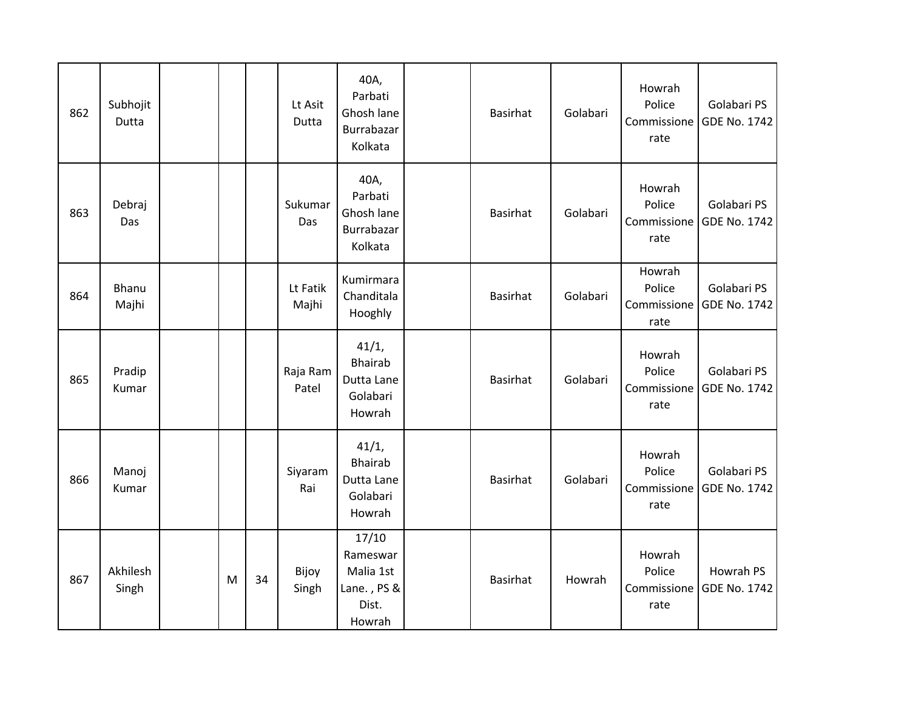| 862 | Subhojit Dutta | | | | Lt Asit Dutta | 40A, Parbati Ghosh lane Burrabazar Kolkata | | Basirhat | Golabari | Howrah Police Commissionerate | Golabari PS GDE No. 1742 |
|---|---|---|---|---|---|---|---|---|---|---|---|
| 863 | Debraj Das | | | | Sukumar Das | 40A, Parbati Ghosh lane Burrabazar Kolkata | | Basirhat | Golabari | Howrah Police Commissionerate | Golabari PS GDE No. 1742 |
| 864 | Bhanu Majhi | | | | Lt Fatik Majhi | Kumirmara Chanditala Hooghly | | Basirhat | Golabari | Howrah Police Commissionerate | Golabari PS GDE No. 1742 |
| 865 | Pradip Kumar | | | | Raja Ram Patel | 41/1, Bhairab Dutta Lane Golabari Howrah | | Basirhat | Golabari | Howrah Police Commissionerate | Golabari PS GDE No. 1742 |
| 866 | Manoj Kumar | | | | Siyaram Rai | 41/1, Bhairab Dutta Lane Golabari Howrah | | Basirhat | Golabari | Howrah Police Commissionerate | Golabari PS GDE No. 1742 |
| 867 | Akhilesh Singh | | M | 34 | Bijoy Singh | 17/10 Rameswar Malia 1st Lane. , PS & Dist. Howrah | | Basirhat | Howrah | Howrah Police Commissionerate | Howrah PS GDE No. 1742 |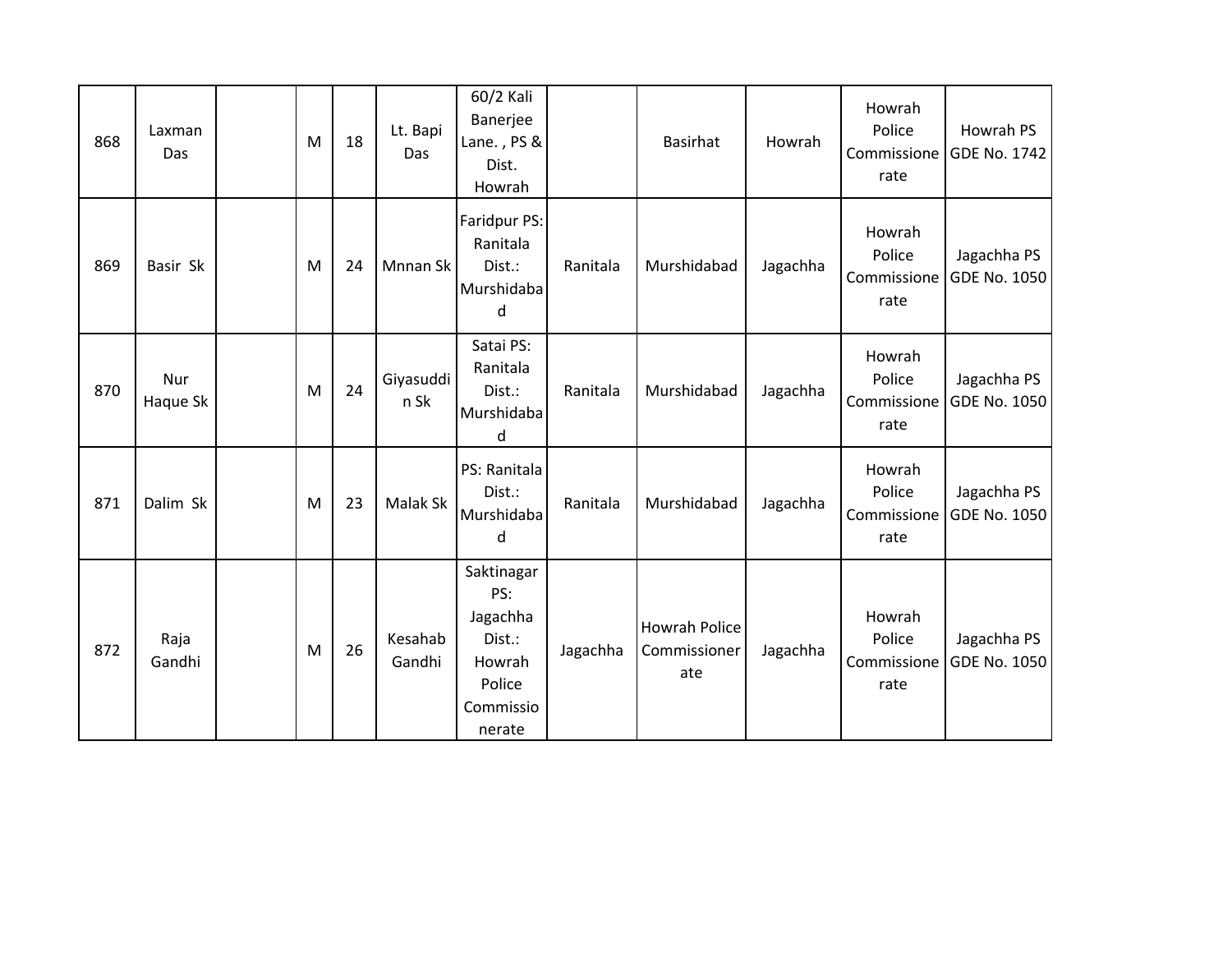| 868 | Laxman Das | | M | 18 | Lt. Bapi Das | 60/2 Kali Banerjee Lane. , PS & Dist. Howrah | | Basirhat | Howrah | Howrah Police Commissionerate | Howrah PS GDE No. 1742 |
|---|---|---|---|---|---|---|---|---|---|---|---|
| 869 | Basir Sk | | M | 24 | Mnnan Sk | Faridpur PS: Ranitala Dist.: Murshidabad | Ranitala | Murshidabad | Jagachha | Howrah Police Commissionerate | Jagachha PS GDE No. 1050 |
| 870 | Nur Haque Sk | | M | 24 | Giyasuddin Sk | Satai PS: Ranitala Dist.: Murshidabad | Ranitala | Murshidabad | Jagachha | Howrah Police Commissionerate | Jagachha PS GDE No. 1050 |
| 871 | Dalim Sk | | M | 23 | Malak Sk | PS: Ranitala Dist.: Murshidabad | Ranitala | Murshidabad | Jagachha | Howrah Police Commissionerate | Jagachha PS GDE No. 1050 |
| 872 | Raja Gandhi | | M | 26 | Kesahab Gandhi | Saktinagar PS: Jagachha Dist.: Howrah Police Commissionerate | Jagachha | Howrah Police Commissionerate | Jagachha | Howrah Police Commissionerate | Jagachha PS GDE No. 1050 |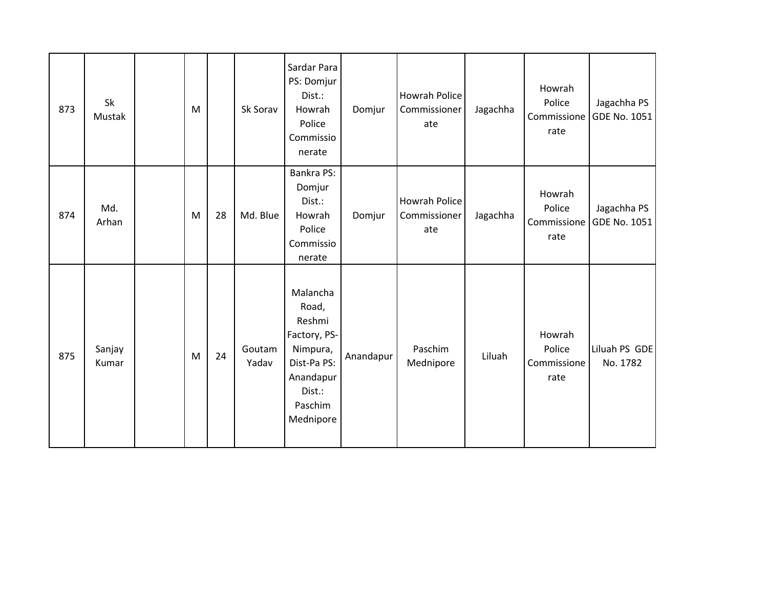| 873 | Sk Mustak | | M | | Sk Sorav | Sardar Para PS: Domjur Dist.: Howrah Police Commissionerate | Domjur | Howrah Police Commissionerate | Jagachha | Howrah Police Commissionerate | Jagachha PS GDE No. 1051 |
|---|---|---|---|---|---|---|---|---|---|---|---|
| 874 | Md. Arhan | | M | 28 | Md. Blue | Bankra PS: Domjur Dist.: Howrah Police Commissionerate | Domjur | Howrah Police Commissionerate | Jagachha | Howrah Police Commissionerate | Jagachha PS GDE No. 1051 |
| 875 | Sanjay Kumar | | M | 24 | Goutam Yadav | Malancha Road, Reshmi Factory, PS-Nimpura, Dist-Pa PS: Anandapur Dist.: Paschim Mednipore | Anandapur | Paschim Mednipore | Liluah | Howrah Police Commissionerate | Liluah PS GDE No. 1782 |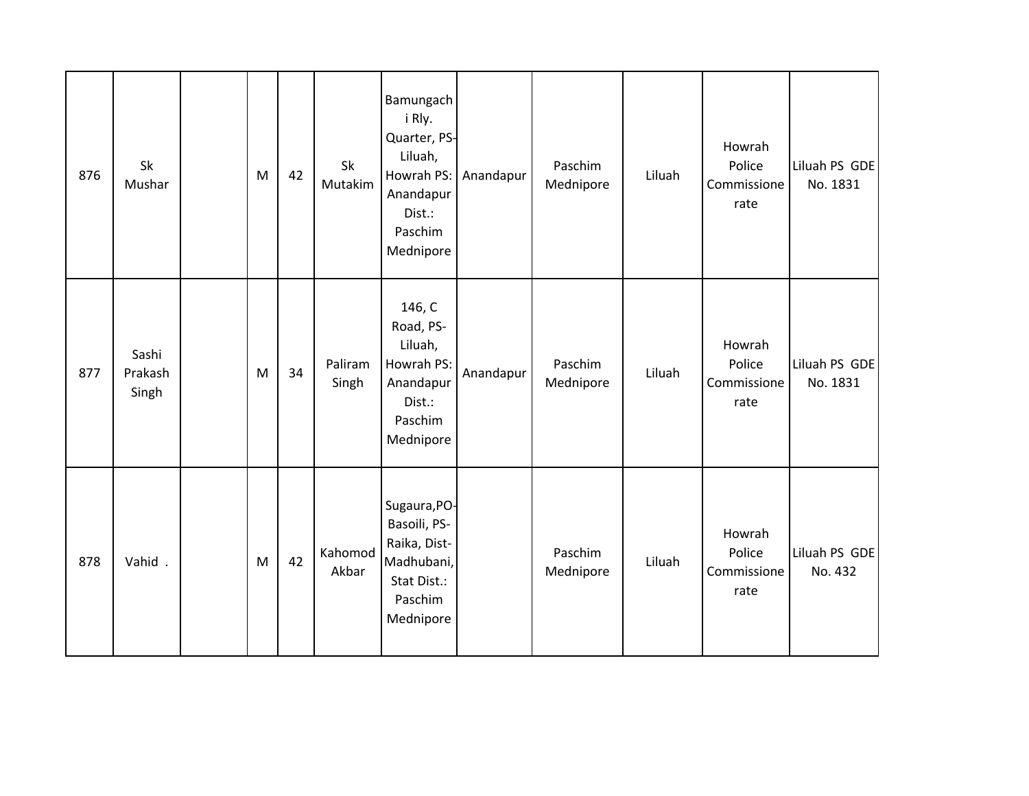| | | | | | | | | | | | |
|---|---|---|---|---|---|---|---|---|---|---|---|
| 876 | Sk Mushar | | M | 42 | Sk Mutakim | Bamungachi Rly. Quarter, PS-Liluah, Howrah PS: Anandapur Dist.: Paschim Mednipore | Anandapur | Paschim Mednipore | Liluah | Howrah Police Commissionerate | Liluah PS GDE No. 1831 |
| 877 | Sashi Prakash Singh | | M | 34 | Paliram Singh | 146, C Road, PS-Liluah, Howrah PS: Anandapur Dist.: Paschim Mednipore | Anandapur | Paschim Mednipore | Liluah | Howrah Police Commissionerate | Liluah PS GDE No. 1831 |
| 878 | Vahid . | | M | 42 | Kahomod Akbar | Sugaura,PO-Basoili, PS-Raika, Dist-Madhubani, Stat Dist.: Paschim Mednipore | | Paschim Mednipore | Liluah | Howrah Police Commissionerate | Liluah PS GDE No. 432 |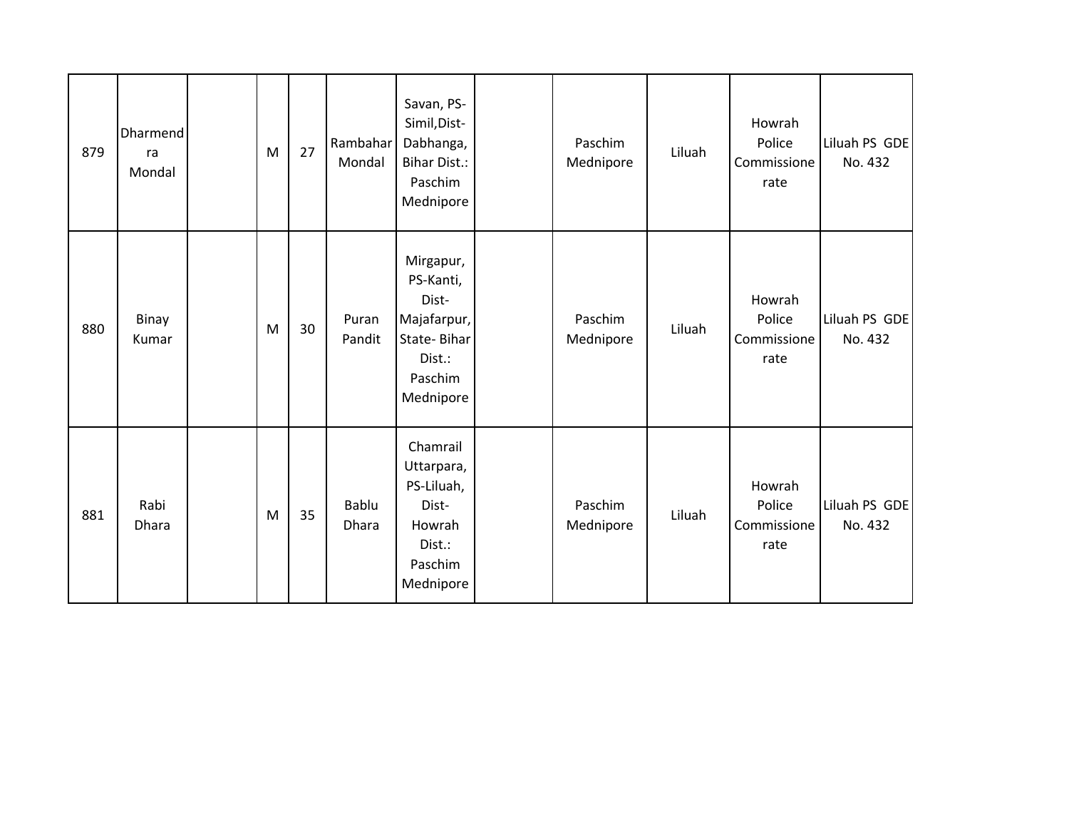| 879 | Dharmendra Mondal | | M | 27 | Rambahar Mondal | Savan, PS-Simil,Dist-Dabhanga, Bihar Dist.: Paschim Mednipore | | Paschim Mednipore | Liluah | Howrah Police Commissionerate | Liluah PS GDE No. 432 |
|---|---|---|---|---|---|---|---|---|---|---|---|
| 880 | Binay Kumar | | M | 30 | Puran Pandit | Mirgapur, PS-Kanti, Dist-Majafarpur, State- Bihar Dist.: Paschim Mednipore | | Paschim Mednipore | Liluah | Howrah Police Commissionerate | Liluah PS GDE No. 432 |
| 881 | Rabi Dhara | | M | 35 | Bablu Dhara | Chamrail Uttarpara, PS-Liluah, Dist-Howrah Dist.: Paschim Mednipore | | Paschim Mednipore | Liluah | Howrah Police Commissionerate | Liluah PS GDE No. 432 |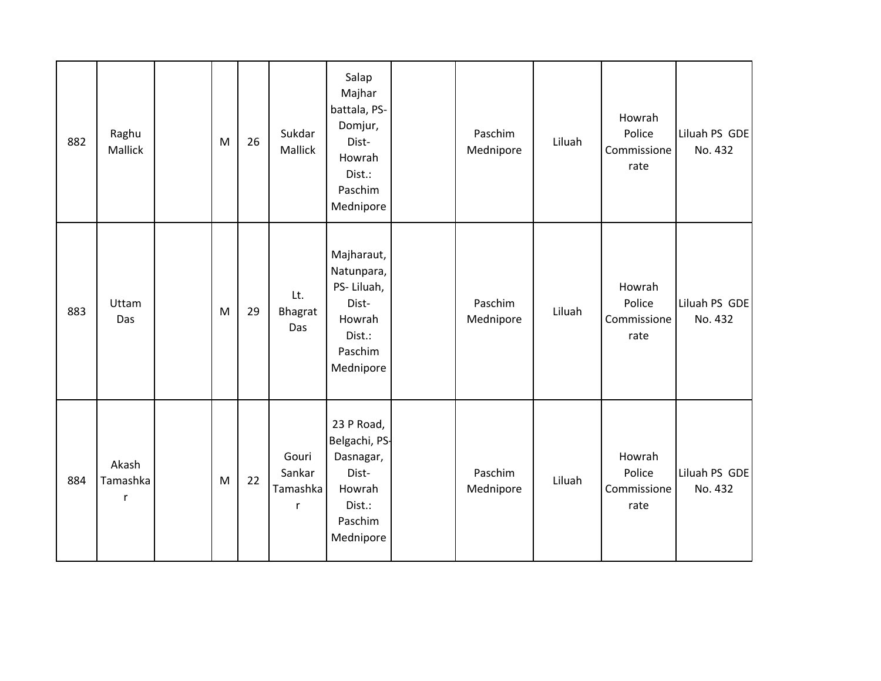| 882 | Raghu Mallick | | M | 26 | Sukdar Mallick | Salap Majhar battala, PS- Domjur, Dist- Howrah Dist.: Paschim Mednipore | | Paschim Mednipore | Liluah | Howrah Police Commissionerate | Liluah PS GDE No. 432 |
|---|---|---|---|---|---|---|---|---|---|---|---|
| 883 | Uttam Das | | M | 29 | Lt. Bhagrat Das | Majharaut, Natunpara, PS- Liluah, Dist- Howrah Dist.: Paschim Mednipore | | Paschim Mednipore | Liluah | Howrah Police Commissionerate | Liluah PS GDE No. 432 |
| 884 | Akash Tamashkar | | M | 22 | Gouri Sankar Tamashkar | 23 P Road, Belgachi, PS- Dasnagar, Dist- Howrah Dist.: Paschim Mednipore | | Paschim Mednipore | Liluah | Howrah Police Commissionerate | Liluah PS GDE No. 432 |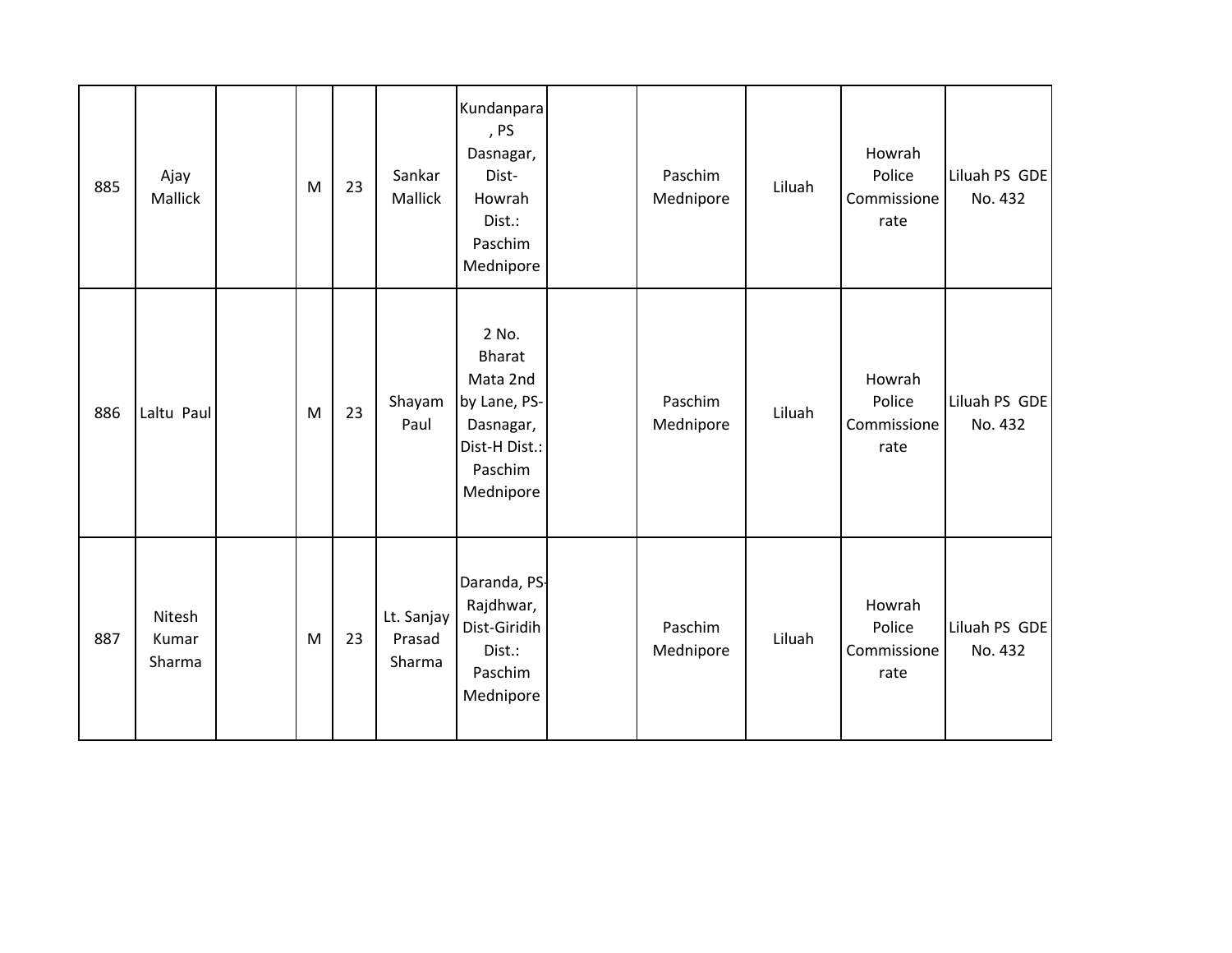| | | | | | | | | | | | |
|---|---|---|---|---|---|---|---|---|---|---|---|
| 885 | Ajay Mallick | | M | 23 | Sankar Mallick | Kundanpara , PS Dasnagar, Dist-Howrah Dist.: Paschim Mednipore | | Paschim Mednipore | Liluah | Howrah Police Commissione rate | Liluah PS GDE No. 432 |
| 886 | Laltu Paul | | M | 23 | Shayam Paul | 2 No. Bharat Mata 2nd by Lane, PS-Dasnagar, Dist-H Dist.: Paschim Mednipore | | Paschim Mednipore | Liluah | Howrah Police Commissione rate | Liluah PS GDE No. 432 |
| 887 | Nitesh Kumar Sharma | | M | 23 | Lt. Sanjay Prasad Sharma | Daranda, PS-Rajdhwar, Dist-Giridih Dist.: Paschim Mednipore | | Paschim Mednipore | Liluah | Howrah Police Commissione rate | Liluah PS GDE No. 432 |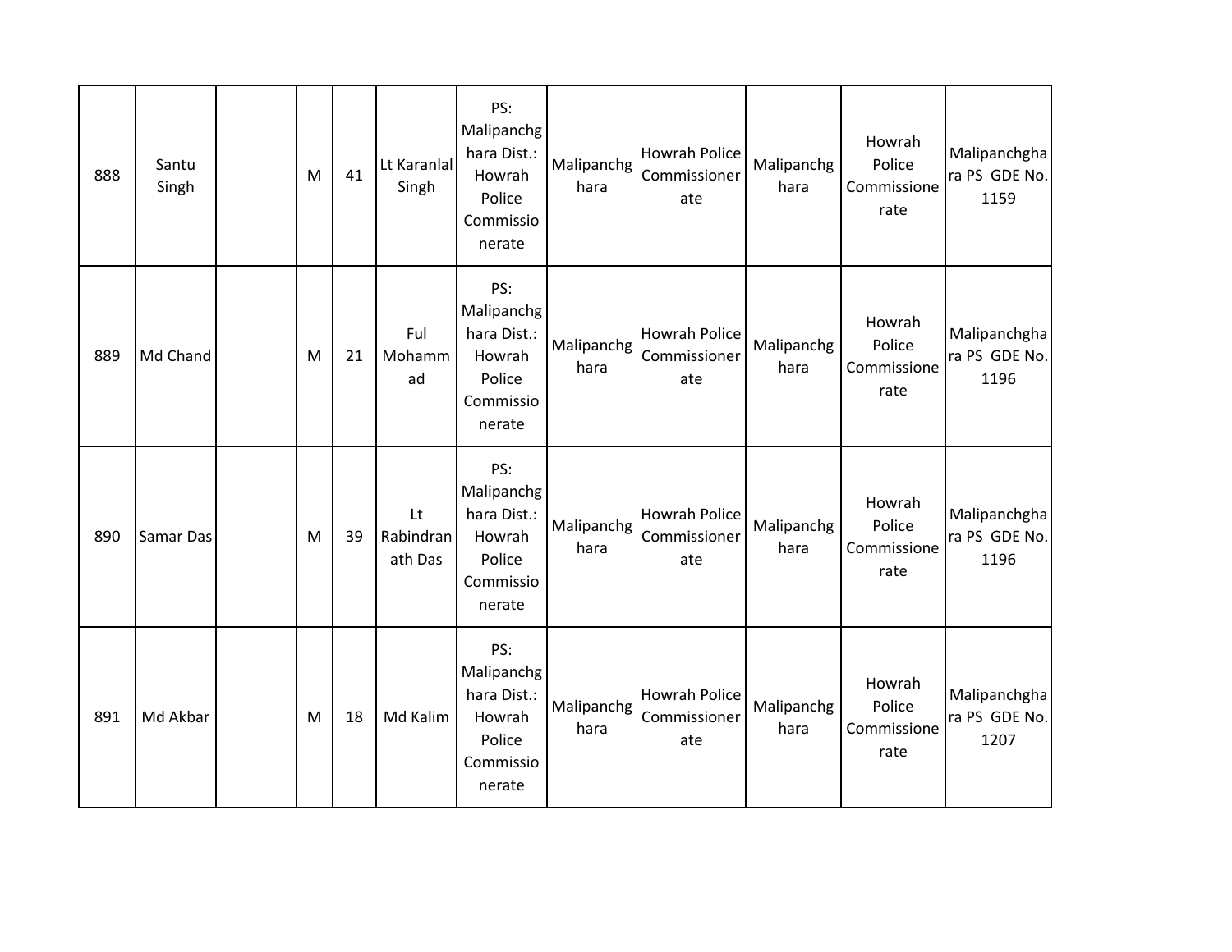| 888 | Santu Singh | | M | 41 | Lt Karanlal Singh | PS: Malipanchghara Dist.: Howrah Police Commissionerate | Malipanchghara | Howrah Police Commissionerate | Malipanchghara | Howrah Police Commissionerate | Malipanchghara PS GDE No. 1159 |
|---|---|---|---|---|---|---|---|---|---|---|---|
| 889 | Md Chand | | M | 21 | Ful Mohammad | PS: Malipanchghara Dist.: Howrah Police Commissionerate | Malipanchghara | Howrah Police Commissionerate | Malipanchghara | Howrah Police Commissionerate | Malipanchghara PS GDE No. 1196 |
| 890 | Samar Das | | M | 39 | Lt Rabindranath Das | PS: Malipanchghara Dist.: Howrah Police Commissionerate | Malipanchghara | Howrah Police Commissionerate | Malipanchghara | Howrah Police Commissionerate | Malipanchghara PS GDE No. 1196 |
| 891 | Md Akbar | | M | 18 | Md Kalim | PS: Malipanchghara Dist.: Howrah Police Commissionerate | Malipanchghara | Howrah Police Commissionerate | Malipanchghara | Howrah Police Commissionerate | Malipanchghara PS GDE No. 1207 |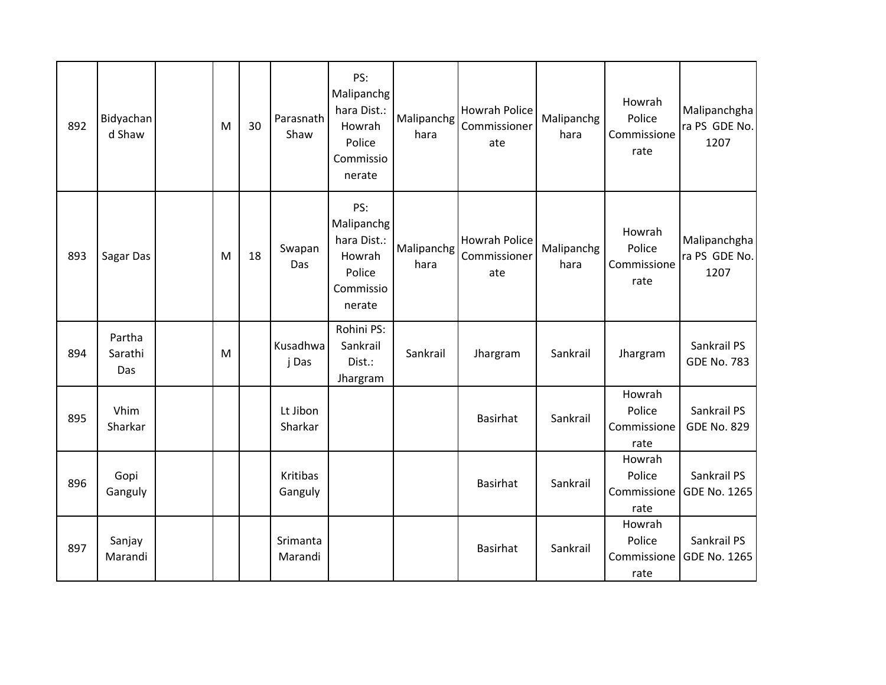| 892 | Bidyachand Shaw | | M | 30 | Parasnath Shaw | PS: Malipanchghara Dist.: Howrah Police Commissionerate | Malipanchghara | Howrah Police Commissionerate | Malipanchghara | Howrah Police Commissionerate | Malipanchghara PS GDE No. 1207 |
|---|---|---|---|---|---|---|---|---|---|---|---|
| 893 | Sagar Das | | M | 18 | Swapan Das | PS: Malipanchghara Dist.: Howrah Police Commissionerate | Malipanchghara | Howrah Police Commissionerate | Malipanchghara | Howrah Police Commissionerate | Malipanchghara PS GDE No. 1207 |
| 894 | Partha Sarathi Das | | M | | Kusadhwaj Das | Rohini PS: Sankrail Dist.: Jhargram | Sankrail | Jhargram | Sankrail | Jhargram | Sankrail PS GDE No. 783 |
| 895 | Vhim Sharkar | | | | Lt Jibon Sharkar | | | Basirhat | Sankrail | Howrah Police Commissionerate | Sankrail PS GDE No. 829 |
| 896 | Gopi Ganguly | | | | Kritibas Ganguly | | | Basirhat | Sankrail | Howrah Police Commissionerate | Sankrail PS GDE No. 1265 |
| 897 | Sanjay Marandi | | | | Srimanta Marandi | | | Basirhat | Sankrail | Howrah Police Commissionerate | Sankrail PS GDE No. 1265 |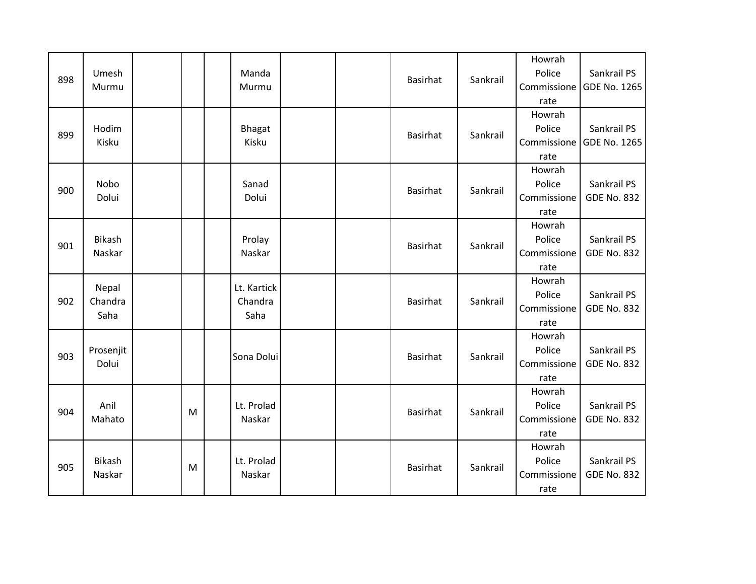| | | | | | | | | | | | |
|---|---|---|---|---|---|---|---|---|---|---|---|
| 898 | Umesh Murmu | | | | Manda Murmu | | | Basirhat | Sankrail | Howrah Police Commissionerate | Sankrail PS GDE No. 1265 |
| 899 | Hodim Kisku | | | | Bhagat Kisku | | | Basirhat | Sankrail | Howrah Police Commissionerate | Sankrail PS GDE No. 1265 |
| 900 | Nobo Dolui | | | | Sanad Dolui | | | Basirhat | Sankrail | Howrah Police Commissionerate | Sankrail PS GDE No. 832 |
| 901 | Bikash Naskar | | | | Prolay Naskar | | | Basirhat | Sankrail | Howrah Police Commissionerate | Sankrail PS GDE No. 832 |
| 902 | Nepal Chandra Saha | | | | Lt. Kartick Chandra Saha | | | Basirhat | Sankrail | Howrah Police Commissionerate | Sankrail PS GDE No. 832 |
| 903 | Prosenjit Dolui | | | | Sona Dolui | | | Basirhat | Sankrail | Howrah Police Commissionerate | Sankrail PS GDE No. 832 |
| 904 | Anil Mahato | | M | | Lt. Prolad Naskar | | | Basirhat | Sankrail | Howrah Police Commissionerate | Sankrail PS GDE No. 832 |
| 905 | Bikash Naskar | | M | | Lt. Prolad Naskar | | | Basirhat | Sankrail | Howrah Police Commissionerate | Sankrail PS GDE No. 832 |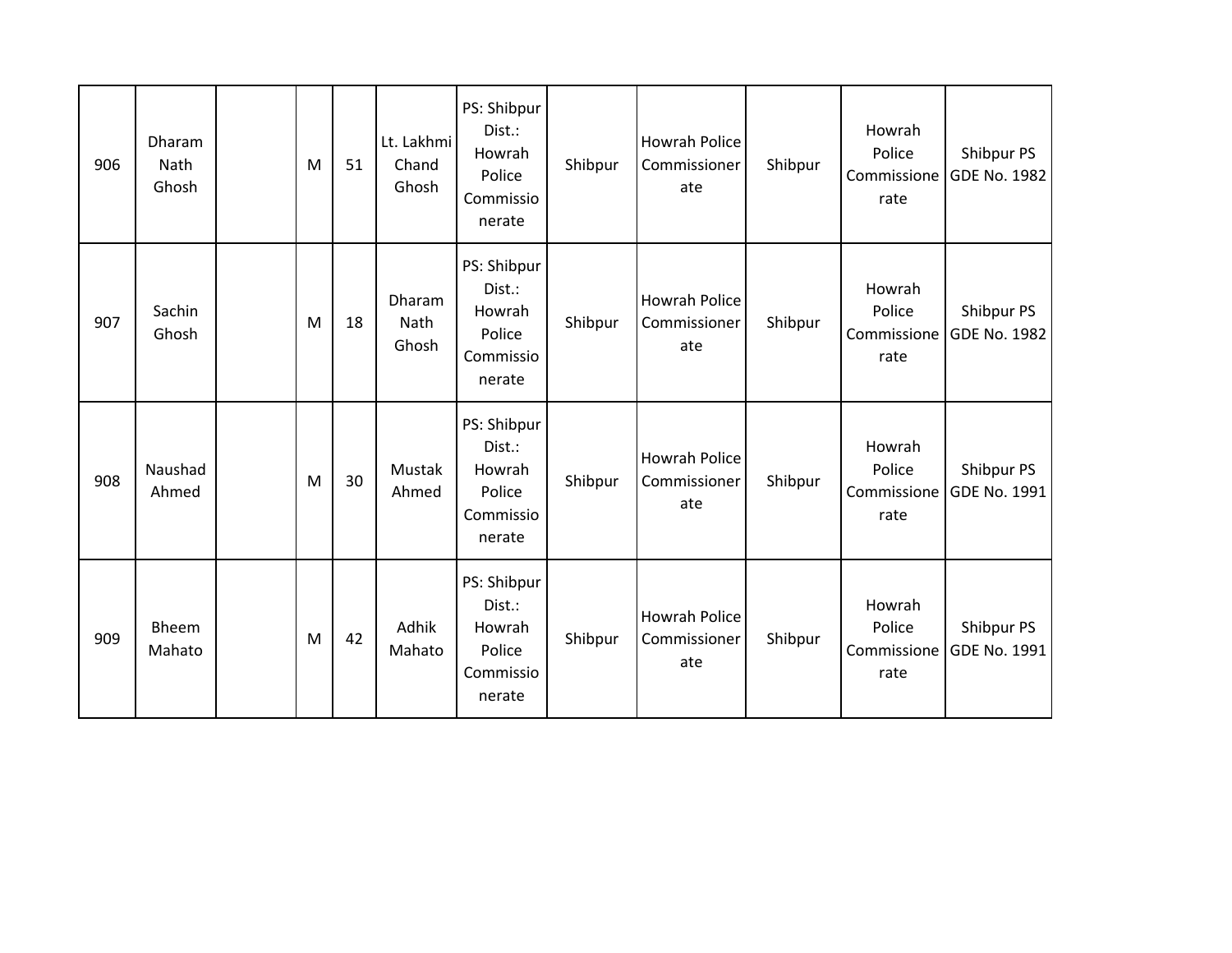| | | | | | | | | | | | |
|---|---|---|---|---|---|---|---|---|---|---|---|
| 906 | Dharam Nath Ghosh | | M | 51 | Lt. Lakhmi Chand Ghosh | PS: Shibpur Dist.: Howrah Police Commissionerate | Shibpur | Howrah Police Commissionerate | Shibpur | Howrah Police Commissionerate | Shibpur PS GDE No. 1982 |
| 907 | Sachin Ghosh | | M | 18 | Dharam Nath Ghosh | PS: Shibpur Dist.: Howrah Police Commissionerate | Shibpur | Howrah Police Commissionerate | Shibpur | Howrah Police Commissionerate | Shibpur PS GDE No. 1982 |
| 908 | Naushad Ahmed | | M | 30 | Mustak Ahmed | PS: Shibpur Dist.: Howrah Police Commissionerate | Shibpur | Howrah Police Commissionerate | Shibpur | Howrah Police Commissionerate | Shibpur PS GDE No. 1991 |
| 909 | Bheem Mahato | | M | 42 | Adhik Mahato | PS: Shibpur Dist.: Howrah Police Commissionerate | Shibpur | Howrah Police Commissionerate | Shibpur | Howrah Police Commissionerate | Shibpur PS GDE No. 1991 |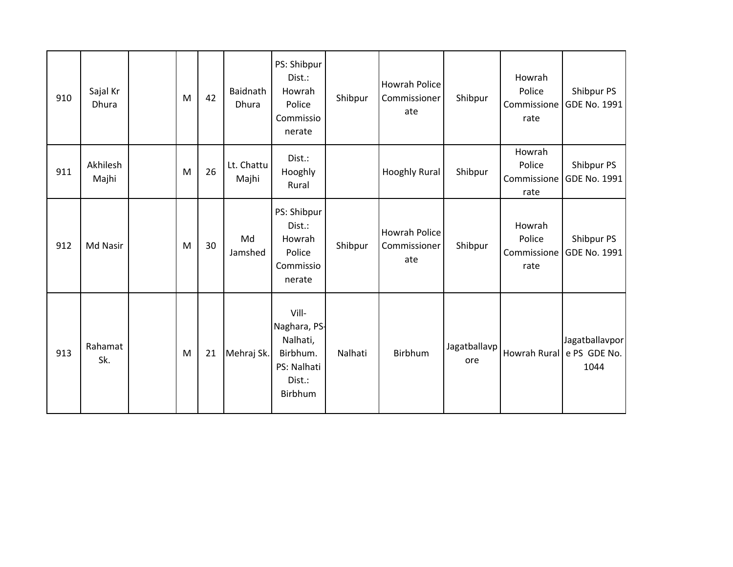| 910 | Sajal Kr Dhura | | M | 42 | Baidnath Dhura | PS: Shibpur Dist.: Howrah Police Commissionerate | Shibpur | Howrah Police Commissionerate | Shibpur | Howrah Police Commissionerate | Shibpur PS GDE No. 1991 |
|---|---|---|---|---|---|---|---|---|---|---|---|
| 911 | Akhilesh Majhi | | M | 26 | Lt. Chattu Majhi | Dist.: Hooghly Rural | | Hooghly Rural | Shibpur | Howrah Police Commissionerate | Shibpur PS GDE No. 1991 |
| 912 | Md Nasir | | M | 30 | Md Jamshed | PS: Shibpur Dist.: Howrah Police Commissionerate | Shibpur | Howrah Police Commissionerate | Shibpur | Howrah Police Commissionerate | Shibpur PS GDE No. 1991 |
| 913 | Rahamat Sk. | | M | 21 | Mehraj Sk. | Vill- Naghara, PS- Nalhati, Birbhum. PS: Nalhati Dist.: Birbhum | Nalhati | Birbhum | Jagatballavpore | Howrah Rural | Jagatballavpore PS GDE No. 1044 |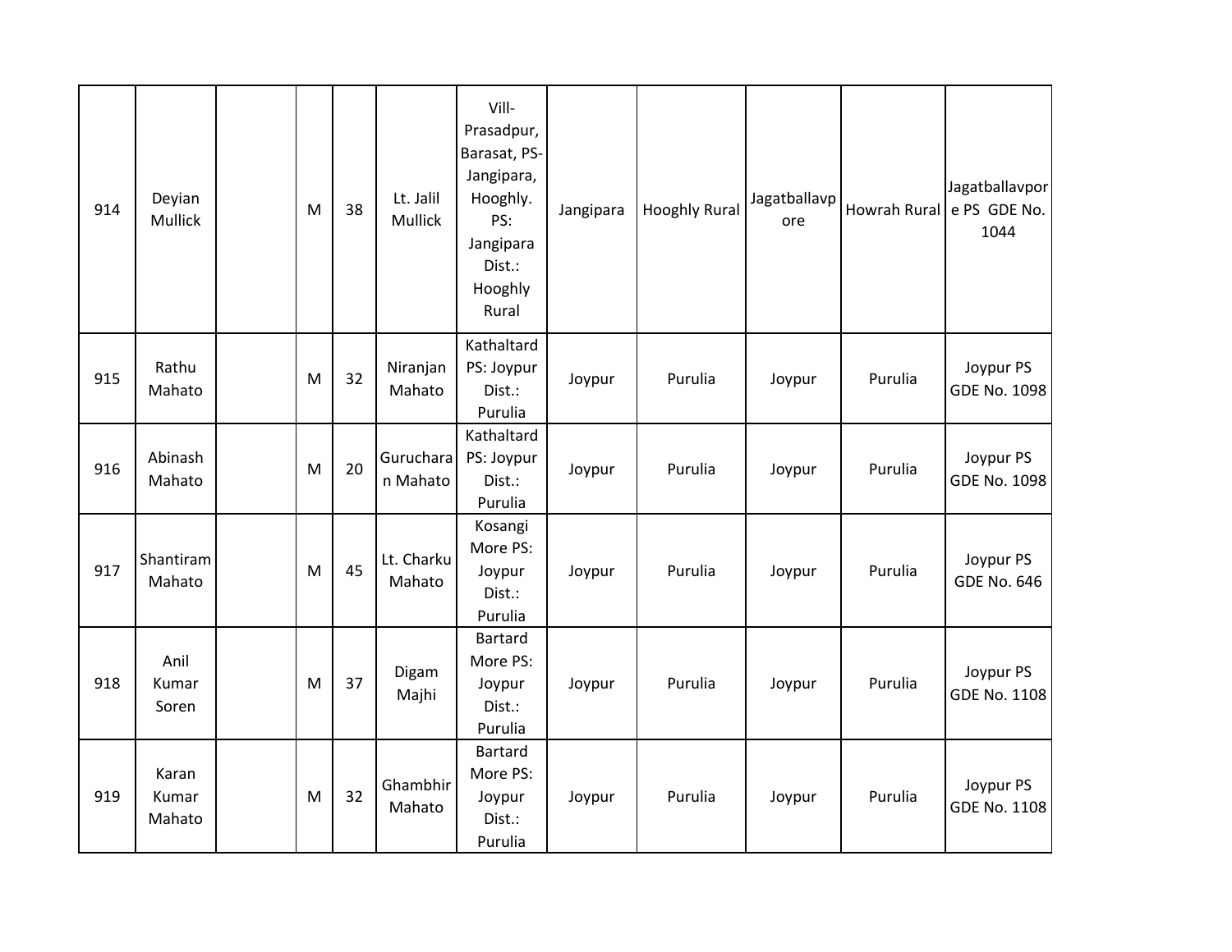| | | | | | | | | | | | |
|---|---|---|---|---|---|---|---|---|---|---|---|
| 914 | Deyian Mullick | | M | 38 | Lt. Jalil Mullick | Vill-Prasadpur, Barasat, PS-Jangipara, Hooghly. PS: Jangipara Dist.: Hooghly Rural | Jangipara | Hooghly Rural | Jagatballavpore | Howrah Rural | Jagatballavpore PS GDE No. 1044 |
| 915 | Rathu Mahato | | M | 32 | Niranjan Mahato | Kathaltard PS: Joypur Dist.: Purulia | Joypur | Purulia | Joypur | Purulia | Joypur PS GDE No. 1098 |
| 916 | Abinash Mahato | | M | 20 | Gurucharan Mahato | Kathaltard PS: Joypur Dist.: Purulia | Joypur | Purulia | Joypur | Purulia | Joypur PS GDE No. 1098 |
| 917 | Shantiram Mahato | | M | 45 | Lt. Charku Mahato | Kosangi More PS: Joypur Dist.: Purulia | Joypur | Purulia | Joypur | Purulia | Joypur PS GDE No. 646 |
| 918 | Anil Kumar Soren | | M | 37 | Digam Majhi | Bartard More PS: Joypur Dist.: Purulia | Joypur | Purulia | Joypur | Purulia | Joypur PS GDE No. 1108 |
| 919 | Karan Kumar Mahato | | M | 32 | Ghambhir Mahato | Bartard More PS: Joypur Dist.: Purulia | Joypur | Purulia | Joypur | Purulia | Joypur PS GDE No. 1108 |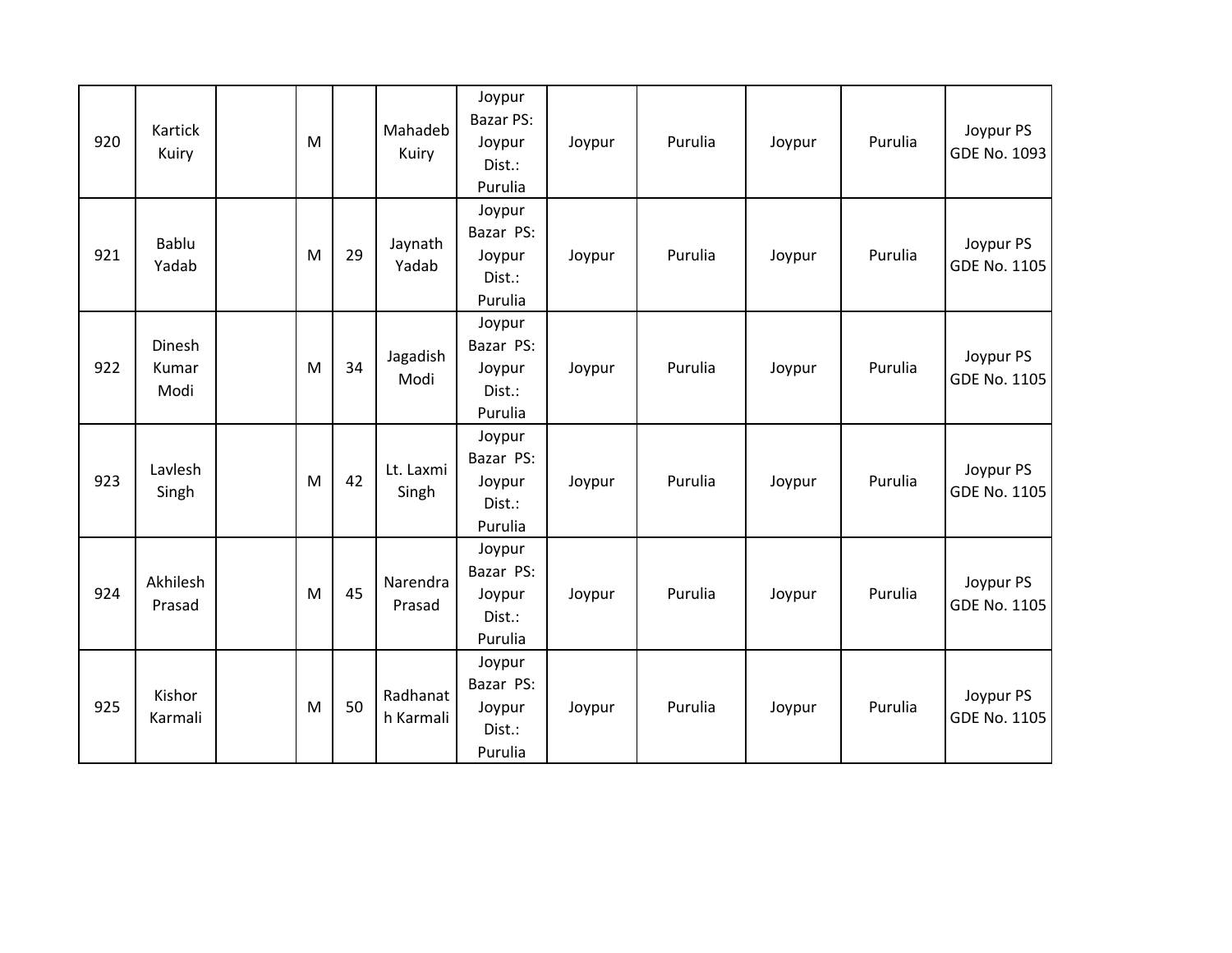| 920 | Kartick Kuiry | | M | | Mahadeb Kuiry | Joypur Bazar PS: Joypur Dist.: Purulia | Joypur | Purulia | Joypur | Purulia | Joypur PS GDE No. 1093 |
|---|---|---|---|---|---|---|---|---|---|---|---|
| 921 | Bablu Yadab | | M | 29 | Jaynath Yadab | Joypur Bazar PS: Joypur Dist.: Purulia | Joypur | Purulia | Joypur | Purulia | Joypur PS GDE No. 1105 |
| 922 | Dinesh Kumar Modi | | M | 34 | Jagadish Modi | Joypur Bazar PS: Joypur Dist.: Purulia | Joypur | Purulia | Joypur | Purulia | Joypur PS GDE No. 1105 |
| 923 | Lavlesh Singh | | M | 42 | Lt. Laxmi Singh | Joypur Bazar PS: Joypur Dist.: Purulia | Joypur | Purulia | Joypur | Purulia | Joypur PS GDE No. 1105 |
| 924 | Akhilesh Prasad | | M | 45 | Narendra Prasad | Joypur Bazar PS: Joypur Dist.: Purulia | Joypur | Purulia | Joypur | Purulia | Joypur PS GDE No. 1105 |
| 925 | Kishor Karmali | | M | 50 | Radhanath Karmali | Joypur Bazar PS: Joypur Dist.: Purulia | Joypur | Purulia | Joypur | Purulia | Joypur PS GDE No. 1105 |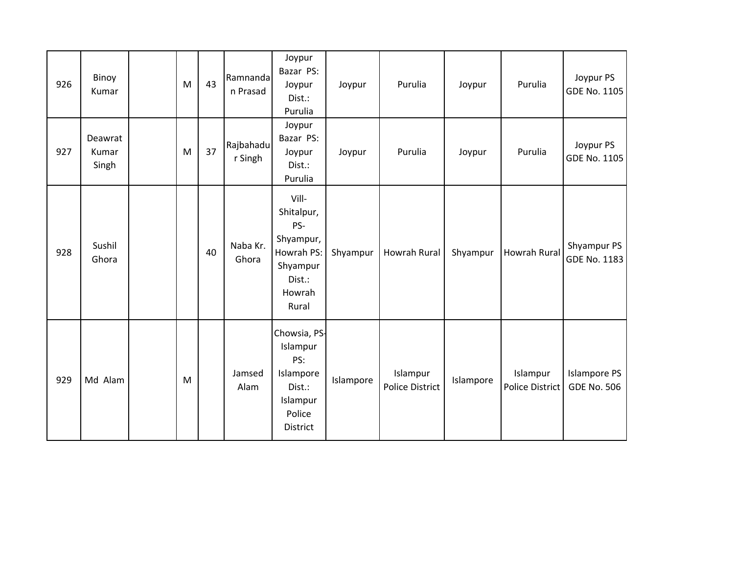| 926 | Binoy Kumar | | M | 43 | Ramnandan Prasad | Joypur Bazar PS: Joypur Dist.: Purulia | Joypur | Purulia | Joypur | Purulia | Joypur PS GDE No. 1105 |
|---|---|---|---|---|---|---|---|---|---|---|---|
| 927 | Deawrat Kumar Singh | | M | 37 | Rajbahadur Singh | Joypur Bazar PS: Joypur Dist.: Purulia | Joypur | Purulia | Joypur | Purulia | Joypur PS GDE No. 1105 |
| 928 | Sushil Ghora | | | 40 | Naba Kr. Ghora | Vill- Shitalpur, PS- Shyampur, Howrah PS: Shyampur Dist.: Howrah Rural | Shyampur | Howrah Rural | Shyampur | Howrah Rural | Shyampur PS GDE No. 1183 |
| 929 | Md Alam | | M | | Jamsed Alam | Chowsia, PS- Islampur PS: Islampore Dist.: Islampur Police District | Islampore | Islampur Police District | Islampore | Islampur Police District | Islampore PS GDE No. 506 |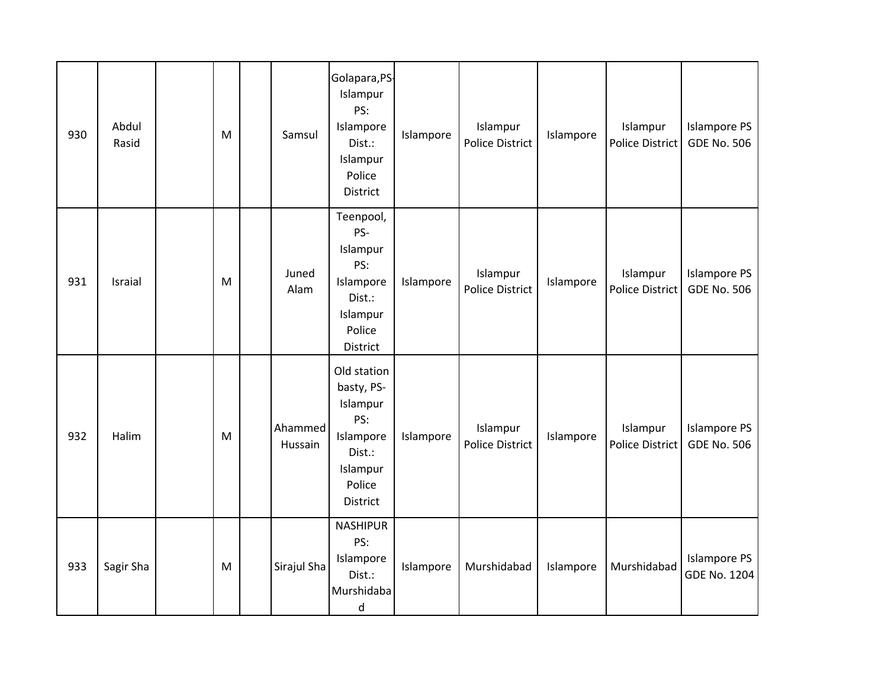| | | | | | | | | | | | |
|---|---|---|---|---|---|---|---|---|---|---|---|
| 930 | Abdul Rasid | | M | | Samsul | Golapara,PS-Islampur PS: Islampore Dist.: Islampur Police District | Islampore | Islampur Police District | Islampore | Islampur Police District | Islampore PS GDE No. 506 |
| 931 | Israial | | M | | Juned Alam | Teenpool, PS-Islampur PS: Islampore Dist.: Islampur Police District | Islampore | Islampur Police District | Islampore | Islampur Police District | Islampore PS GDE No. 506 |
| 932 | Halim | | M | | Ahammed Hussain | Old station basty, PS-Islampur PS: Islampore Dist.: Islampur Police District | Islampore | Islampur Police District | Islampore | Islampur Police District | Islampore PS GDE No. 506 |
| 933 | Sagir Sha | | M | | Sirajul Sha | NASHIPUR PS: Islampore Dist.: Murshidabad | Islampore | Murshidabad | Islampore | Murshidabad | Islampore PS GDE No. 1204 |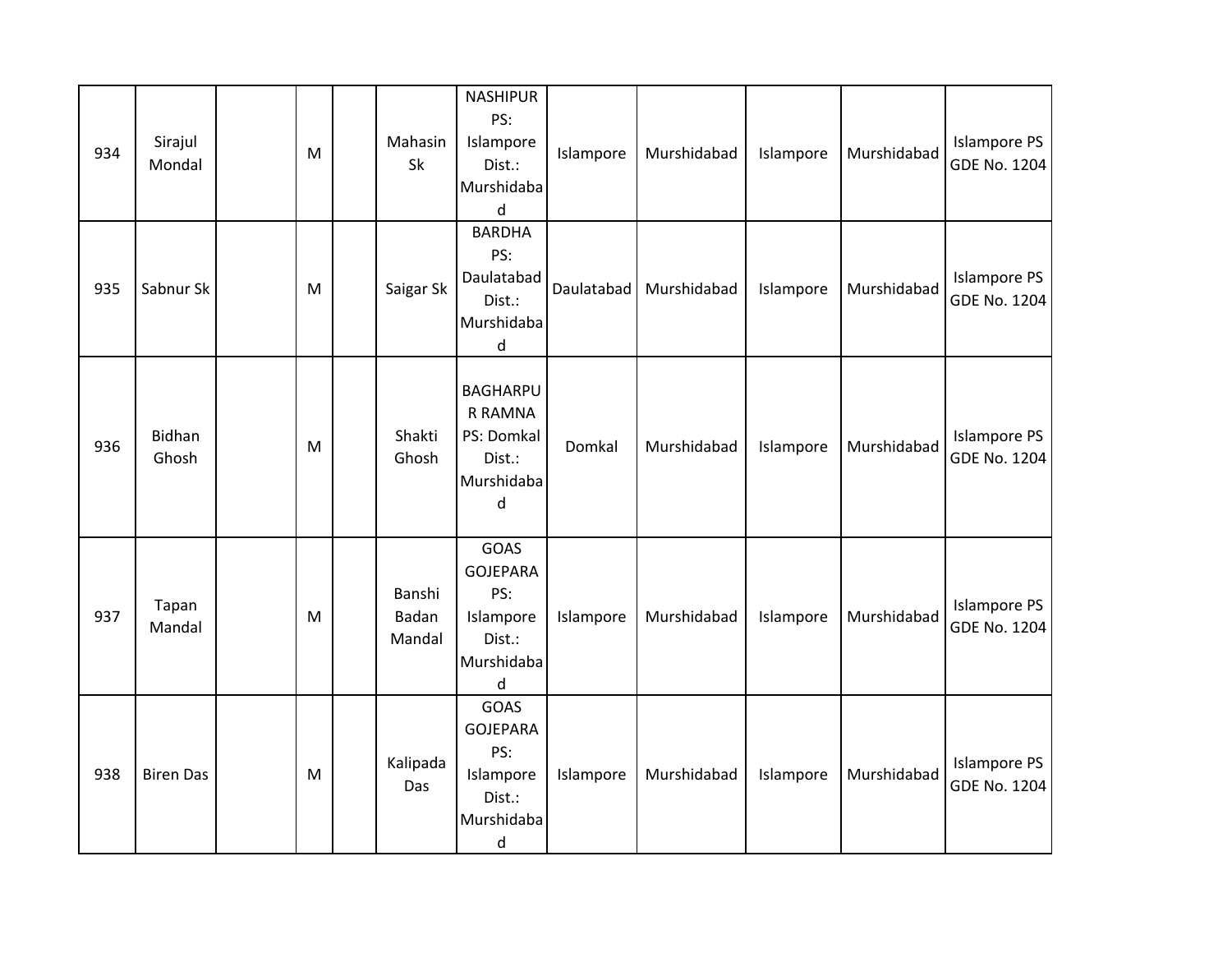| 934 | Sirajul Mondal | | M | | Mahasin Sk | NASHIPUR PS: Islampore Dist.: Murshidabad | Islampore | Murshidabad | Islampore | Murshidabad | Islampore PS GDE No. 1204 |
|---|---|---|---|---|---|---|---|---|---|---|---|
| 935 | Sabnur Sk | | M | | Saigar Sk | BARDHA PS: Daulatabad Dist.: Murshidabad | Daulatabad | Murshidabad | Islampore | Murshidabad | Islampore PS GDE No. 1204 |
| 936 | Bidhan Ghosh | | M | | Shakti Ghosh | BAGHARPUR RAMNA PS: Domkal Dist.: Murshidabad | Domkal | Murshidabad | Islampore | Murshidabad | Islampore PS GDE No. 1204 |
| 937 | Tapan Mandal | | M | | Banshi Badan Mandal | GOAS GOJEPARA PS: Islampore Dist.: Murshidabad | Islampore | Murshidabad | Islampore | Murshidabad | Islampore PS GDE No. 1204 |
| 938 | Biren Das | | M | | Kalipada Das | GOAS GOJEPARA PS: Islampore Dist.: Murshidabad | Islampore | Murshidabad | Islampore | Murshidabad | Islampore PS GDE No. 1204 |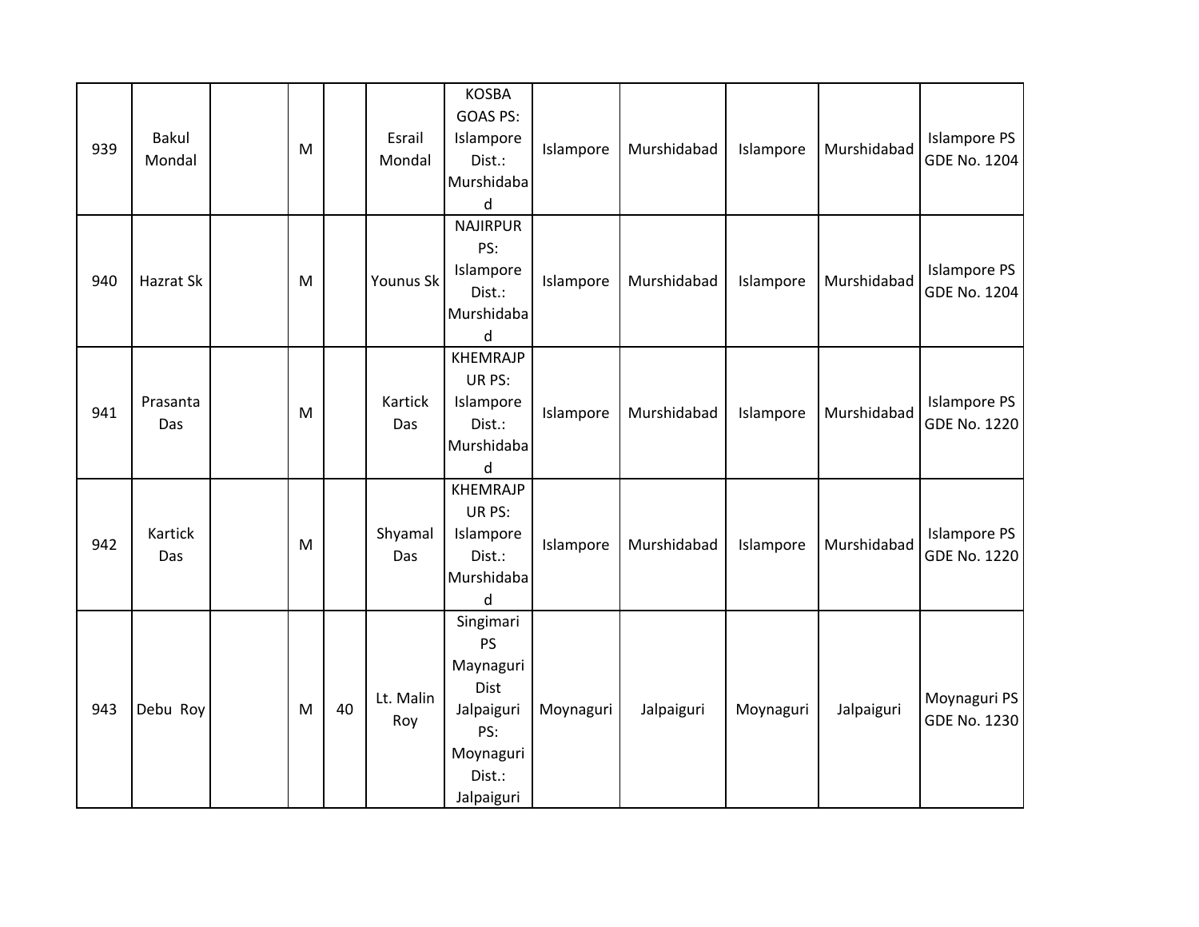| 939 | Bakul Mondal | | M | | Esrail Mondal | KOSBA GOAS PS: Islampore Dist.: Murshidabad | Islampore | Murshidabad | Islampore | Murshidabad | Islampore PS GDE No. 1204 |
|---|---|---|---|---|---|---|---|---|---|---|---|
| 940 | Hazrat Sk | | M | | Younus Sk | NAJIRPUR PS: Islampore Dist.: Murshidabad | Islampore | Murshidabad | Islampore | Murshidabad | Islampore PS GDE No. 1204 |
| 941 | Prasanta Das | | M | | Kartick Das | KHEMRAJPUR PS: Islampore Dist.: Murshidabad | Islampore | Murshidabad | Islampore | Murshidabad | Islampore PS GDE No. 1220 |
| 942 | Kartick Das | | M | | Shyamal Das | KHEMRAJPUR PS: Islampore Dist.: Murshidabad | Islampore | Murshidabad | Islampore | Murshidabad | Islampore PS GDE No. 1220 |
| 943 | Debu Roy | | M | 40 | Lt. Malin Roy | Singimari PS Maynaguri Dist Jalpaiguri PS: Moynaguri Dist.: Jalpaiguri | Moynaguri | Jalpaiguri | Moynaguri | Jalpaiguri | Moynaguri PS GDE No. 1230 |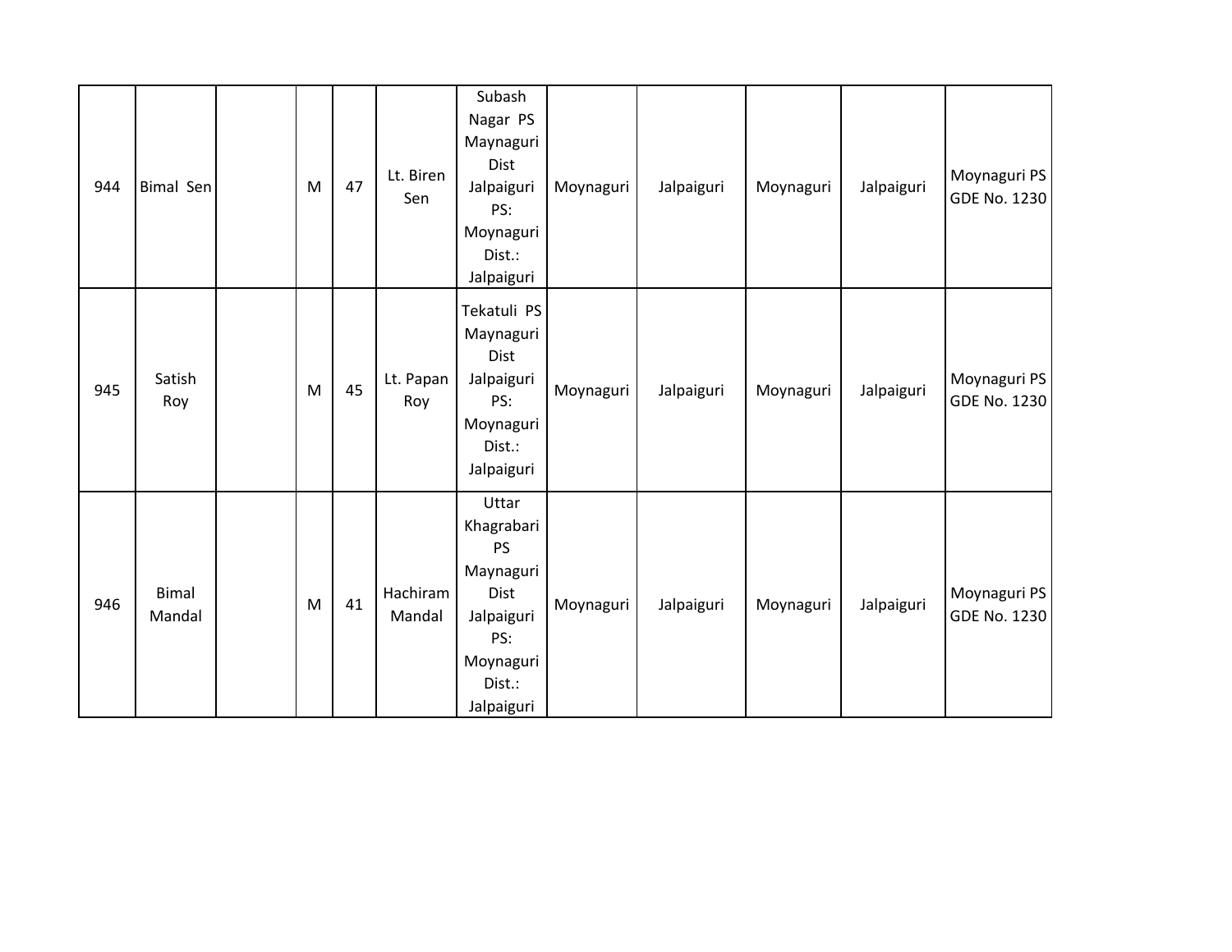| | | | | | | | | | | | |
|---|---|---|---|---|---|---|---|---|---|---|---|
| 944 | Bimal Sen | | M | 47 | Lt. Biren Sen | Subash Nagar PS Maynaguri Dist Jalpaiguri PS: Moynaguri Dist.: Jalpaiguri | Moynaguri | Jalpaiguri | Moynaguri | Jalpaiguri | Moynaguri PS GDE No. 1230 |
| 945 | Satish Roy | | M | 45 | Lt. Papan Roy | Tekatuli PS Maynaguri Dist Jalpaiguri PS: Moynaguri Dist.: Jalpaiguri | Moynaguri | Jalpaiguri | Moynaguri | Jalpaiguri | Moynaguri PS GDE No. 1230 |
| 946 | Bimal Mandal | | M | 41 | Hachiram Mandal | Uttar Khagrabari PS Maynaguri Dist Jalpaiguri PS: Moynaguri Dist.: Jalpaiguri | Moynaguri | Jalpaiguri | Moynaguri | Jalpaiguri | Moynaguri PS GDE No. 1230 |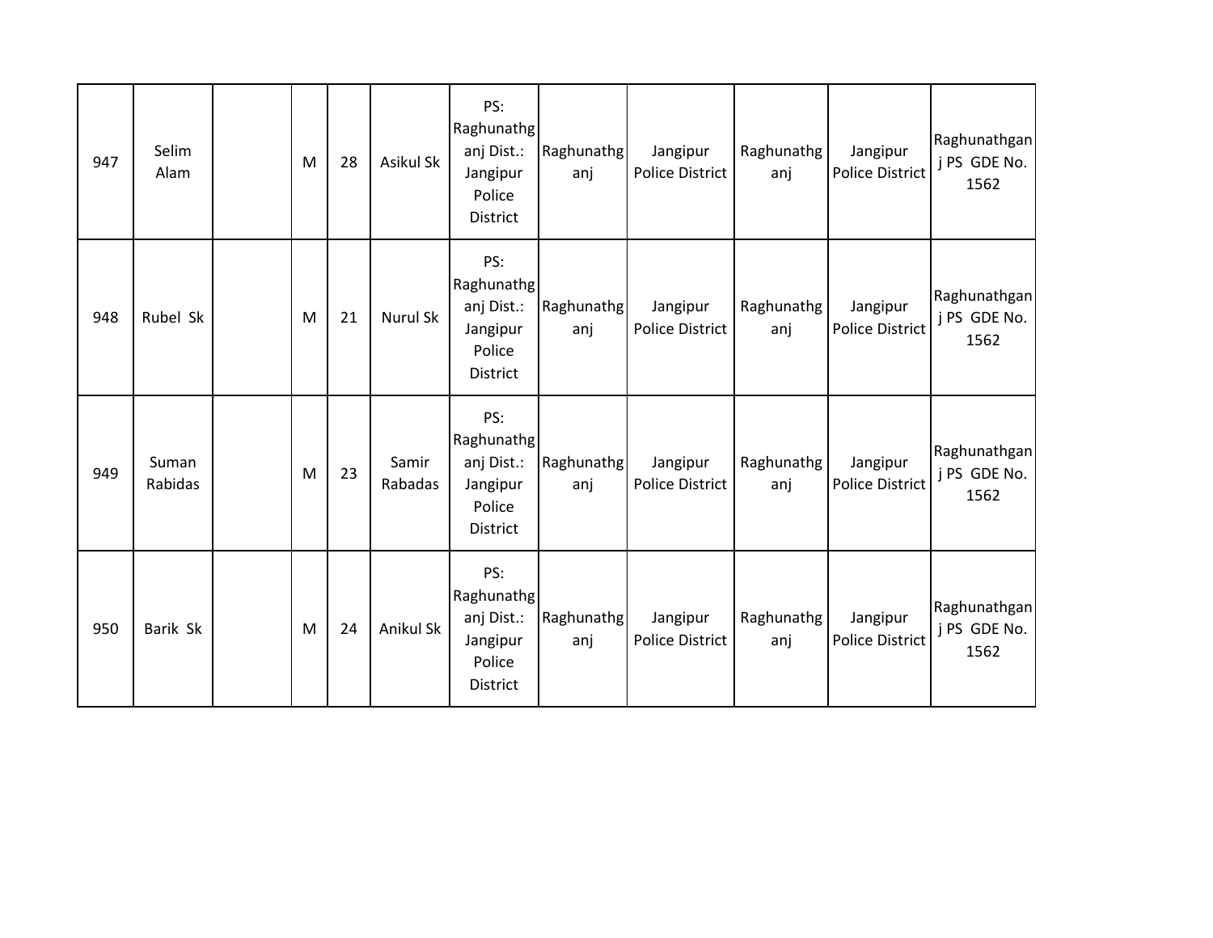| 947 | Selim Alam | | M | 28 | Asikul Sk | PS: Raghunathganj Dist.: Jangipur Police District | Raghunathganj | Jangipur Police District | Raghunathganj | Jangipur Police District | Raghunathganj PS GDE No. 1562 |
|---|---|---|---|---|---|---|---|---|---|---|---|
| 948 | Rubel Sk | | M | 21 | Nurul Sk | PS: Raghunathganj Dist.: Jangipur Police District | Raghunathganj | Jangipur Police District | Raghunathganj | Jangipur Police District | Raghunathganj PS GDE No. 1562 |
| 949 | Suman Rabidas | | M | 23 | Samir Rabadas | PS: Raghunathganj Dist.: Jangipur Police District | Raghunathganj | Jangipur Police District | Raghunathganj | Jangipur Police District | Raghunathganj PS GDE No. 1562 |
| 950 | Barik Sk | | M | 24 | Anikul Sk | PS: Raghunathganj Dist.: Jangipur Police District | Raghunathganj | Jangipur Police District | Raghunathganj | Jangipur Police District | Raghunathganj PS GDE No. 1562 |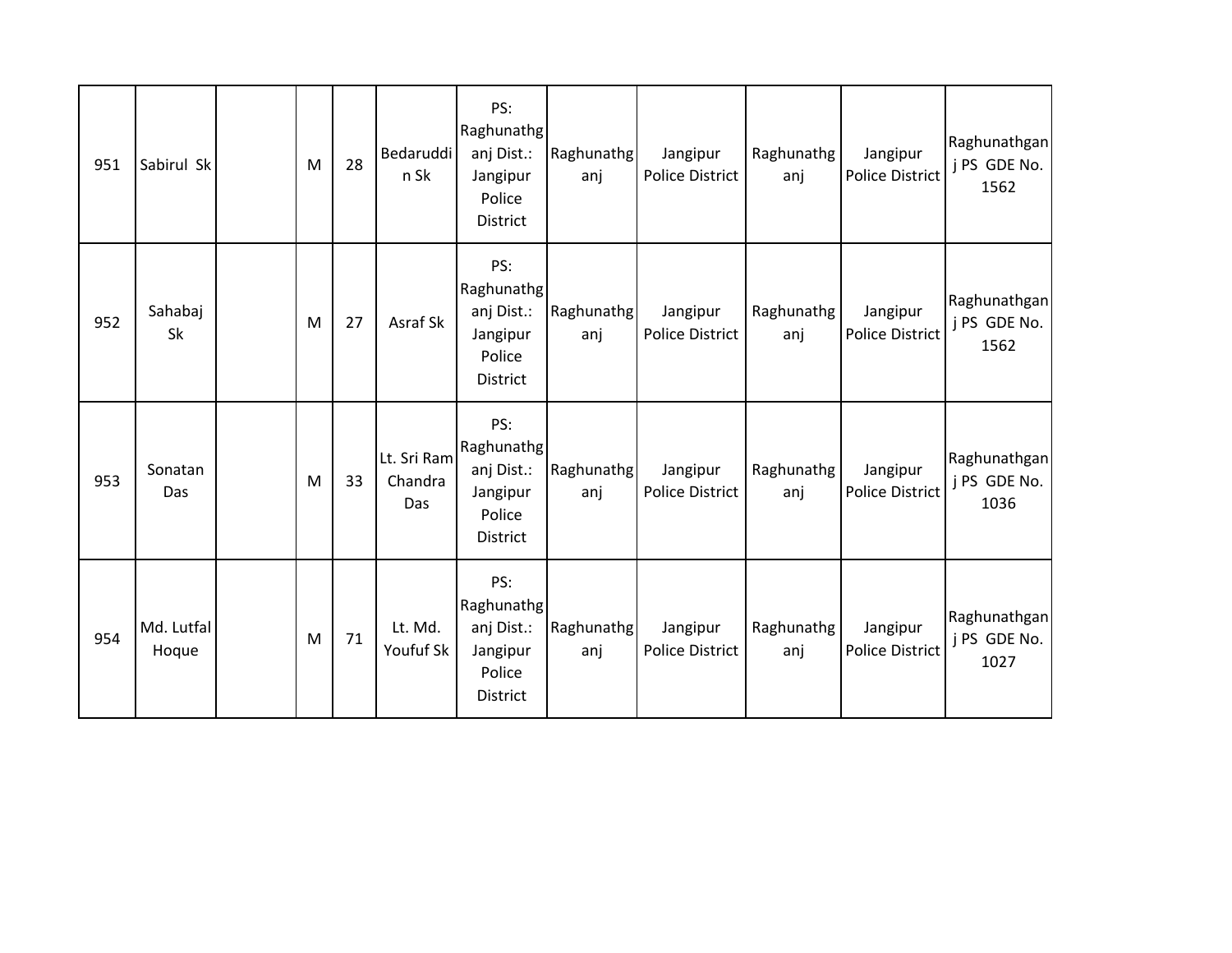| 951 | Sabirul Sk | | M | 28 | Bedaruddin Sk | PS: Raghunathganj Dist.: Jangipur Police District | Raghunathganj | Jangipur Police District | Raghunathganj | Jangipur Police District | Raghunathganj PS GDE No. 1562 |
|---|---|---|---|---|---|---|---|---|---|---|---|
| 952 | Sahabaj Sk | | M | 27 | Asraf Sk | PS: Raghunathganj Dist.: Jangipur Police District | Raghunathganj | Jangipur Police District | Raghunathganj | Jangipur Police District | Raghunathganj PS GDE No. 1562 |
| 953 | Sonatan Das | | M | 33 | Lt. Sri Ram Chandra Das | PS: Raghunathganj Dist.: Jangipur Police District | Raghunathganj | Jangipur Police District | Raghunathganj | Jangipur Police District | Raghunathganj PS GDE No. 1036 |
| 954 | Md. Lutfal Hoque | | M | 71 | Lt. Md. Youfuf Sk | PS: Raghunathganj Dist.: Jangipur Police District | Raghunathganj | Jangipur Police District | Raghunathganj | Jangipur Police District | Raghunathganj PS GDE No. 1027 |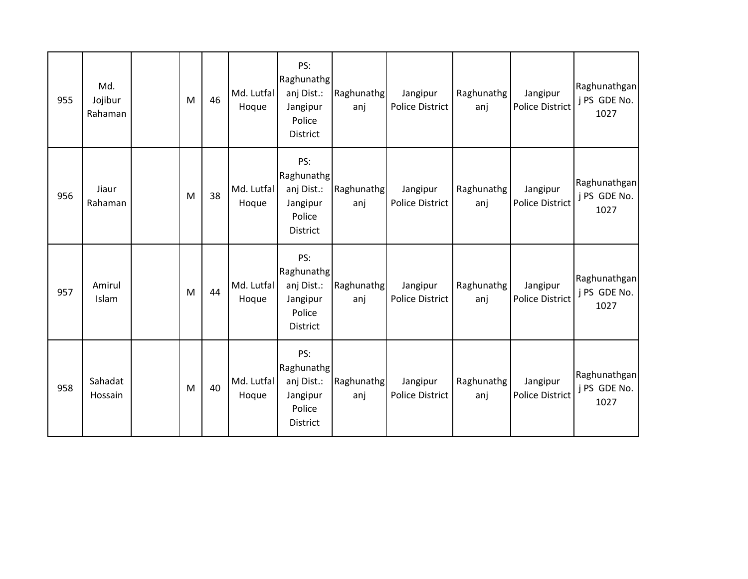| 955 | Md. Jojibur Rahaman | | M | 46 | Md. Lutfal Hoque | PS: Raghunathganj Dist.: Jangipur Police District | Raghunathganj | Jangipur Police District | Raghunathganj | Jangipur Police District | Raghunathganj PS GDE No. 1027 |
|---|---|---|---|---|---|---|---|---|---|---|---|
| 956 | Jiaur Rahaman | | M | 38 | Md. Lutfal Hoque | PS: Raghunathganj Dist.: Jangipur Police District | Raghunathganj | Jangipur Police District | Raghunathganj | Jangipur Police District | Raghunathganj PS GDE No. 1027 |
| 957 | Amirul Islam | | M | 44 | Md. Lutfal Hoque | PS: Raghunathganj Dist.: Jangipur Police District | Raghunathganj | Jangipur Police District | Raghunathganj | Jangipur Police District | Raghunathganj PS GDE No. 1027 |
| 958 | Sahadat Hossain | | M | 40 | Md. Lutfal Hoque | PS: Raghunathganj Dist.: Jangipur Police District | Raghunathganj | Jangipur Police District | Raghunathganj | Jangipur Police District | Raghunathganj PS GDE No. 1027 |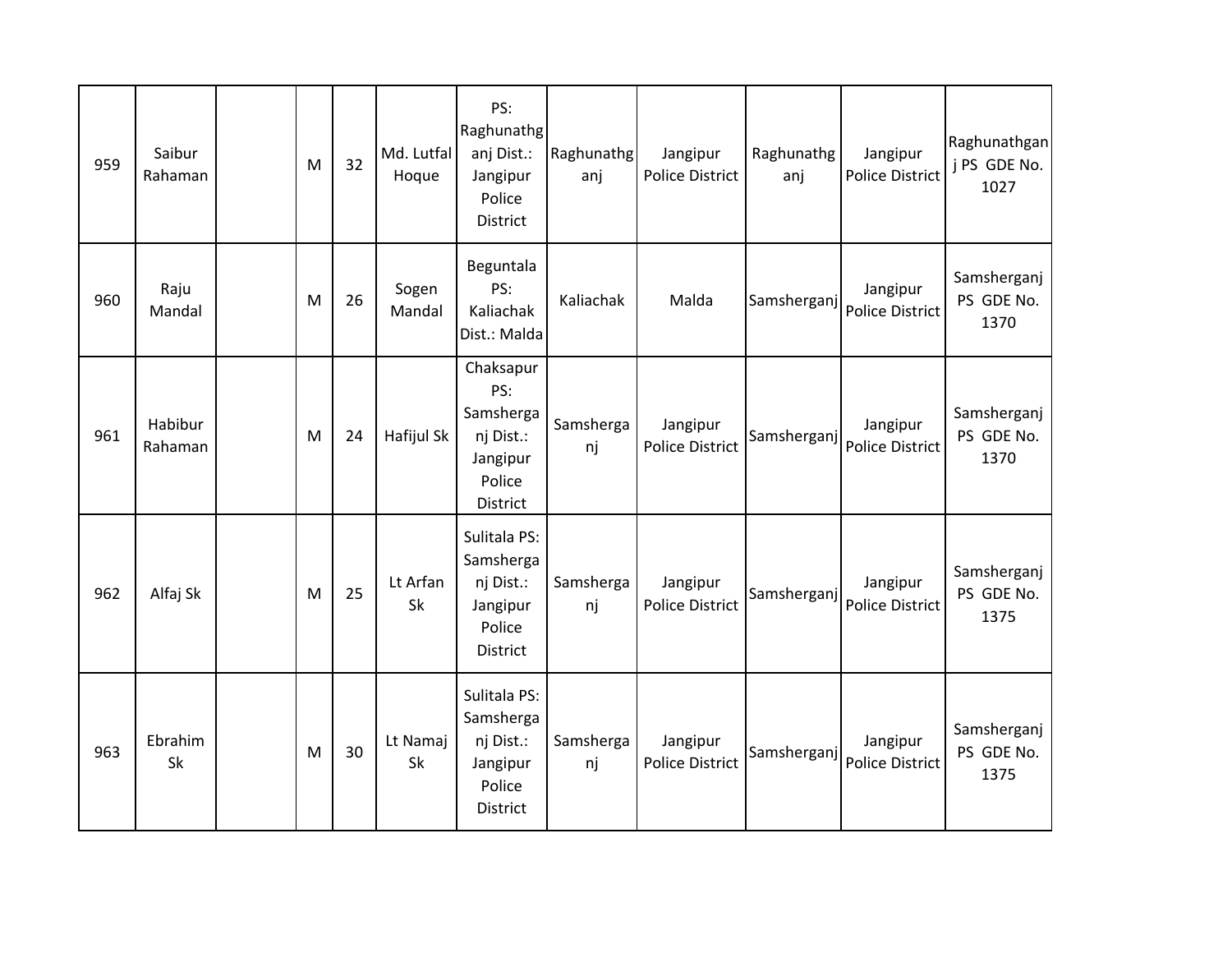| 959 | Saibur Rahaman | | M | 32 | Md. Lutfal Hoque | PS: Raghunathganj Dist.: Jangipur Police District | Raghunathganj | Jangipur Police District | Raghunathganj | Jangipur Police District | Raghunathganj PS GDE No. 1027 |
|---|---|---|---|---|---|---|---|---|---|---|---|
| 960 | Raju Mandal | | M | 26 | Sogen Mandal | Beguntala PS: Kaliachak Dist.: Malda | Kaliachak | Malda | Samsherganj | Jangipur Police District | Samsherganj PS GDE No. 1370 |
| 961 | Habibur Rahaman | | M | 24 | Hafijul Sk | Chaksapur PS: Samsherganj Dist.: Jangipur Police District | Samsherganj | Jangipur Police District | Samsherganj | Jangipur Police District | Samsherganj PS GDE No. 1370 |
| 962 | Alfaj Sk | | M | 25 | Lt Arfan Sk | Sulitala PS: Samsherganj Dist.: Jangipur Police District | Samsherganj | Jangipur Police District | Samsherganj | Jangipur Police District | Samsherganj PS GDE No. 1375 |
| 963 | Ebrahim Sk | | M | 30 | Lt Namaj Sk | Sulitala PS: Samsherganj Dist.: Jangipur Police District | Samsherganj | Jangipur Police District | Samsherganj | Jangipur Police District | Samsherganj PS GDE No. 1375 |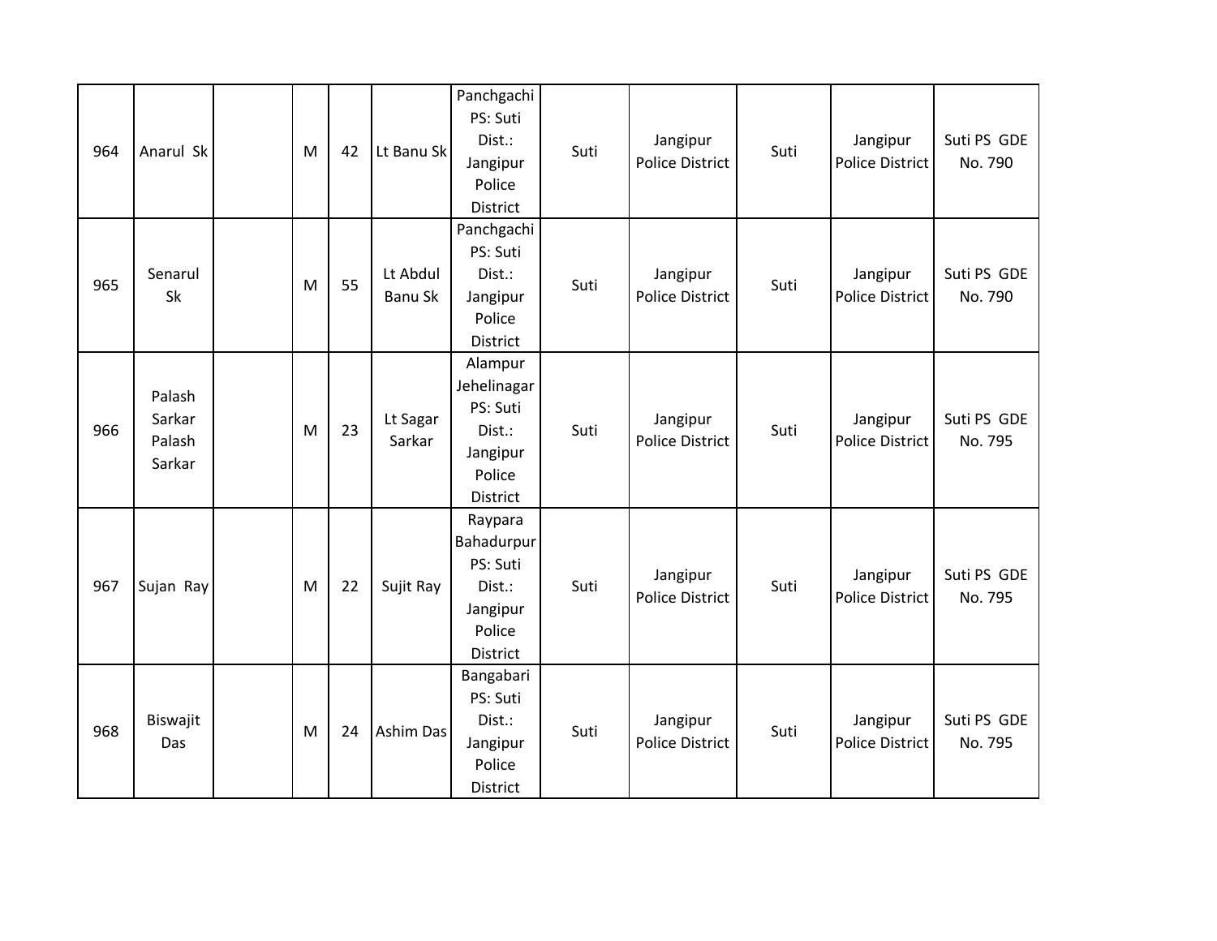| | | | | | | | | | | | |
|---|---|---|---|---|---|---|---|---|---|---|---|
| 964 | Anarul Sk | | M | 42 | Lt Banu Sk | Panchgachi PS: Suti Dist.: Jangipur Police District | Suti | Jangipur Police District | Suti | Jangipur Police District | Suti PS GDE No. 790 |
| 965 | Senarul Sk | | M | 55 | Lt Abdul Banu Sk | Panchgachi PS: Suti Dist.: Jangipur Police District | Suti | Jangipur Police District | Suti | Jangipur Police District | Suti PS GDE No. 790 |
| 966 | Palash Sarkar Palash Sarkar | | M | 23 | Lt Sagar Sarkar | Alampur Jehelinagar PS: Suti Dist.: Jangipur Police District | Suti | Jangipur Police District | Suti | Jangipur Police District | Suti PS GDE No. 795 |
| 967 | Sujan Ray | | M | 22 | Sujit Ray | Raypara Bahadurpur PS: Suti Dist.: Jangipur Police District | Suti | Jangipur Police District | Suti | Jangipur Police District | Suti PS GDE No. 795 |
| 968 | Biswajit Das | | M | 24 | Ashim Das | Bangabari PS: Suti Dist.: Jangipur Police District | Suti | Jangipur Police District | Suti | Jangipur Police District | Suti PS GDE No. 795 |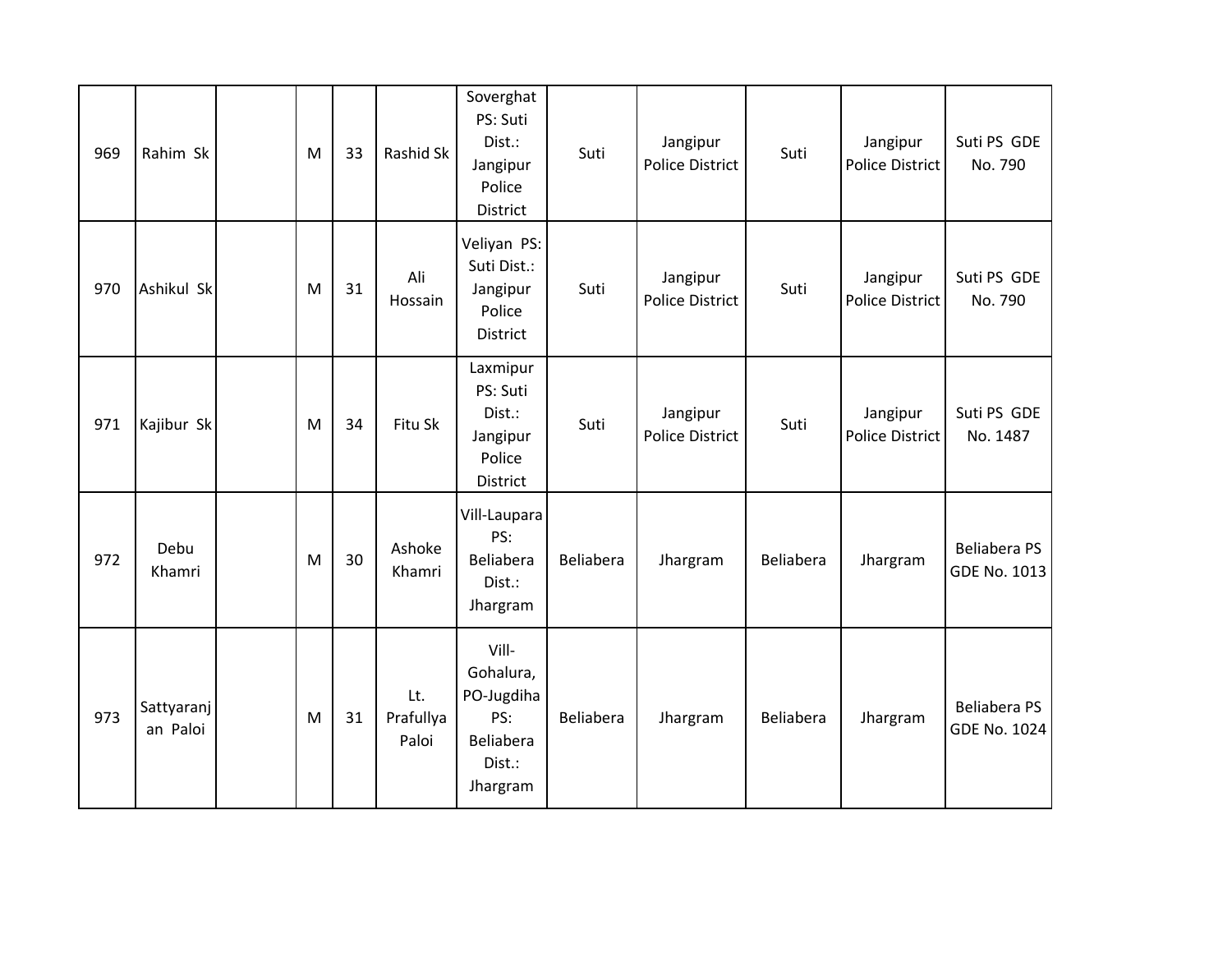| | | | | | | | | | | | |
|---|---|---|---|---|---|---|---|---|---|---|---|
| 969 | Rahim Sk | | M | 33 | Rashid Sk | Soverghat PS: Suti Dist.: Jangipur Police District | Suti | Jangipur Police District | Suti | Jangipur Police District | Suti PS GDE No. 790 |
| 970 | Ashikul Sk | | M | 31 | Ali Hossain | Veliyan PS: Suti Dist.: Jangipur Police District | Suti | Jangipur Police District | Suti | Jangipur Police District | Suti PS GDE No. 790 |
| 971 | Kajibur Sk | | M | 34 | Fitu Sk | Laxmipur PS: Suti Dist.: Jangipur Police District | Suti | Jangipur Police District | Suti | Jangipur Police District | Suti PS GDE No. 1487 |
| 972 | Debu Khamri | | M | 30 | Ashoke Khamri | Vill-Laupara PS: Beliabera Dist.: Jhargram | Beliabera | Jhargram | Beliabera | Jhargram | Beliabera PS GDE No. 1013 |
| 973 | Sattyaranjan Paloi | | M | 31 | Lt. Prafullya Paloi | Vill-Gohalura, PO-Jugdiha PS: Beliabera Dist.: Jhargram | Beliabera | Jhargram | Beliabera | Jhargram | Beliabera PS GDE No. 1024 |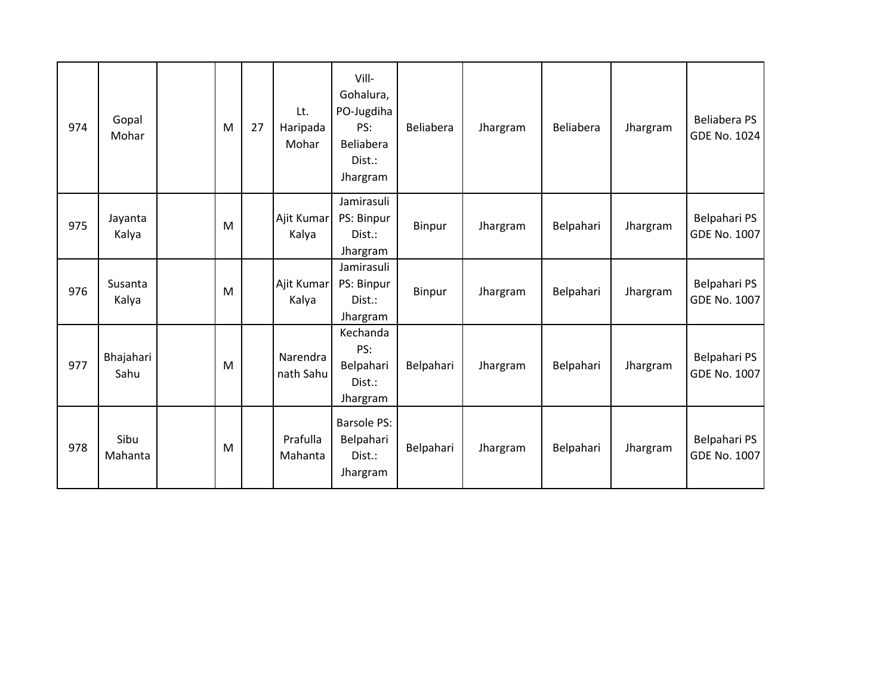| 974 | Gopal Mohar | | M | 27 | Lt. Haripada Mohar | Vill-Gohalura, PO-Jugdiha PS: Beliabera Dist.: Jhargram | Beliabera | Jhargram | Beliabera | Jhargram | Beliabera PS GDE No. 1024 |
|---|---|---|---|---|---|---|---|---|---|---|---|
| 975 | Jayanta Kalya | | M | | Ajit Kumar Kalya | Jamirasuli PS: Binpur Dist.: Jhargram | Binpur | Jhargram | Belpahari | Jhargram | Belpahari PS GDE No. 1007 |
| 976 | Susanta Kalya | | M | | Ajit Kumar Kalya | Jamirasuli PS: Binpur Dist.: Jhargram | Binpur | Jhargram | Belpahari | Jhargram | Belpahari PS GDE No. 1007 |
| 977 | Bhajahari Sahu | | M | | Narendra nath Sahu | Kechanda PS: Belpahari Dist.: Jhargram | Belpahari | Jhargram | Belpahari | Jhargram | Belpahari PS GDE No. 1007 |
| 978 | Sibu Mahanta | | M | | Prafulla Mahanta | Barsole PS: Belpahari Dist.: Jhargram | Belpahari | Jhargram | Belpahari | Jhargram | Belpahari PS GDE No. 1007 |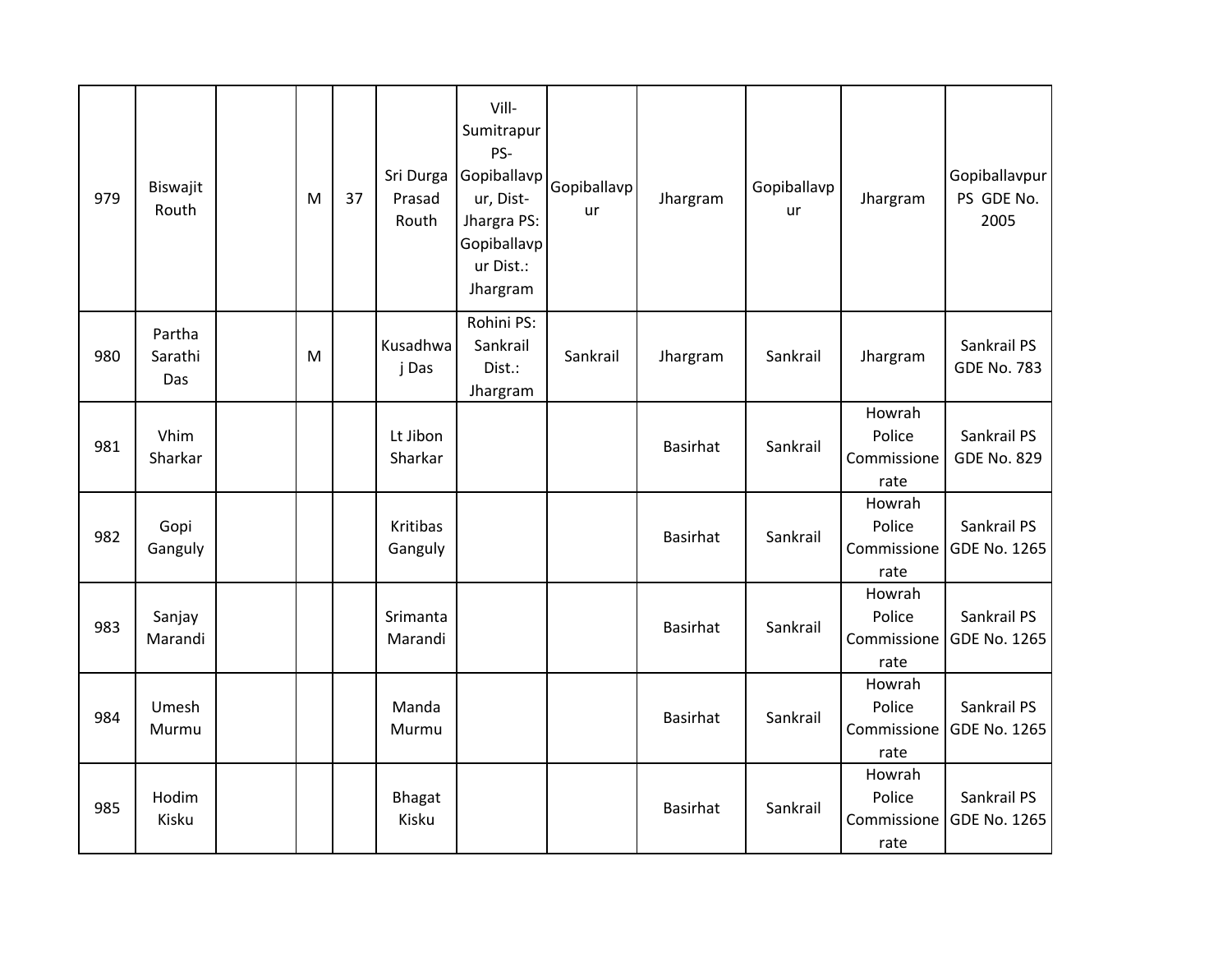| 979 | Biswajit Routh | | M | 37 | Sri Durga Prasad Routh | Vill- Sumitrapur PS- Gopiballavpur, Dist- Jhargra PS: Gopiballavpur Dist.: Jhargram | Gopiballavpur | Jhargram | Gopiballavpur | Jhargram | Gopiballavpur PS GDE No. 2005 |
|---|---|---|---|---|---|---|---|---|---|---|---|
| 980 | Partha Sarathi Das | | M | | Kusadhwaj Das | Rohini PS: Sankrail Dist.: Jhargram | Sankrail | Jhargram | Sankrail | Jhargram | Sankrail PS GDE No. 783 |
| 981 | Vhim Sharkar | | | | Lt Jibon Sharkar | | | Basirhat | Sankrail | Howrah Police Commissionerate | Sankrail PS GDE No. 829 |
| 982 | Gopi Ganguly | | | | Kritibas Ganguly | | | Basirhat | Sankrail | Howrah Police Commissionerate | Sankrail PS GDE No. 1265 |
| 983 | Sanjay Marandi | | | | Srimanta Marandi | | | Basirhat | Sankrail | Howrah Police Commissionerate | Sankrail PS GDE No. 1265 |
| 984 | Umesh Murmu | | | | Manda Murmu | | | Basirhat | Sankrail | Howrah Police Commissionerate | Sankrail PS GDE No. 1265 |
| 985 | Hodim Kisku | | | | Bhagat Kisku | | | Basirhat | Sankrail | Howrah Police Commissionerate | Sankrail PS GDE No. 1265 |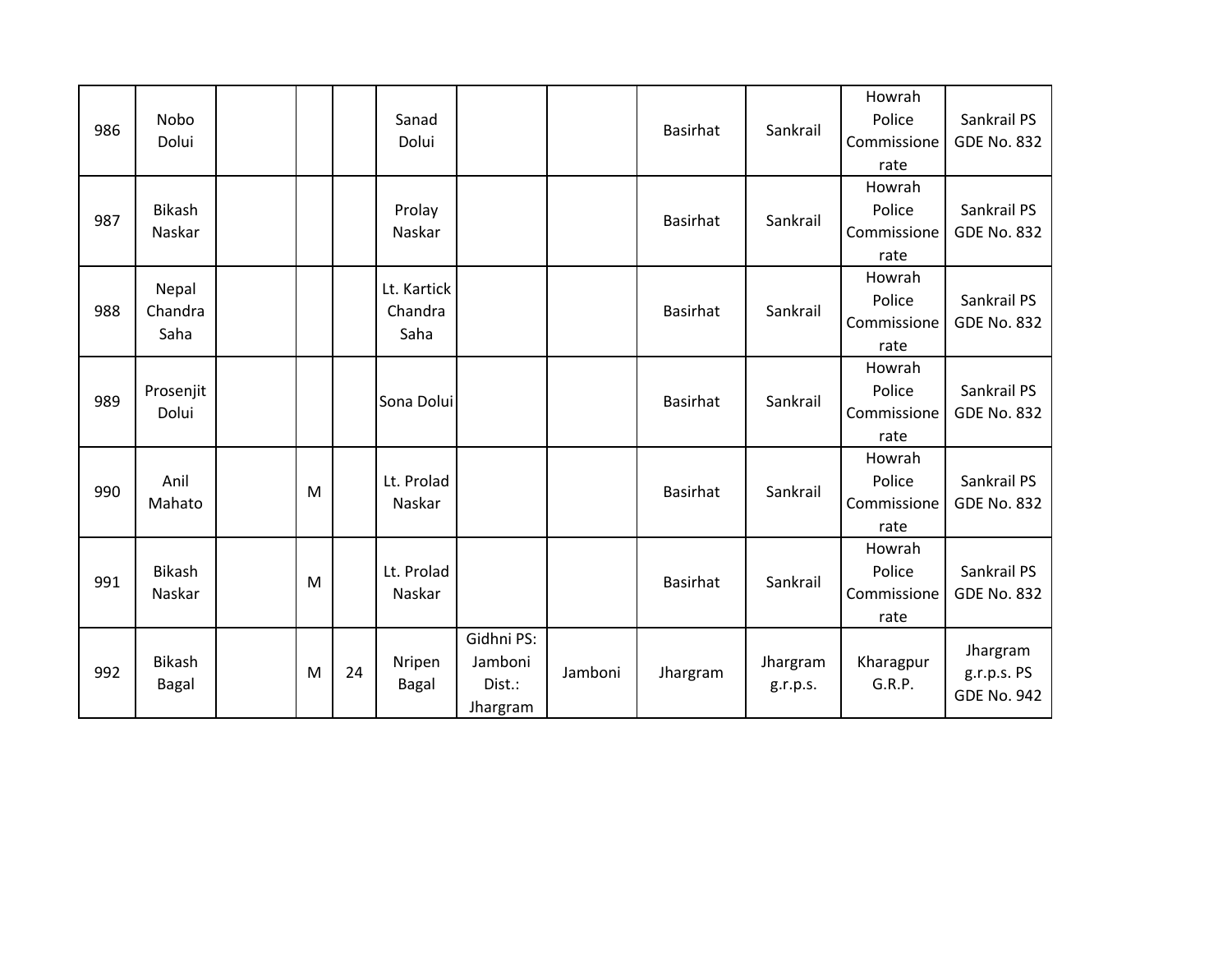| | | | | | | | | | | | |
|---|---|---|---|---|---|---|---|---|---|---|---|
| 986 | Nobo Dolui | | | | Sanad Dolui | | | Basirhat | Sankrail | Howrah Police Commissionerate | Sankrail PS GDE No. 832 |
| 987 | Bikash Naskar | | | | Prolay Naskar | | | Basirhat | Sankrail | Howrah Police Commissionerate | Sankrail PS GDE No. 832 |
| 988 | Nepal Chandra Saha | | | | Lt. Kartick Chandra Saha | | | Basirhat | Sankrail | Howrah Police Commissionerate | Sankrail PS GDE No. 832 |
| 989 | Prosenjit Dolui | | | | Sona Dolui | | | Basirhat | Sankrail | Howrah Police Commissionerate | Sankrail PS GDE No. 832 |
| 990 | Anil Mahato | | M | | Lt. Prolad Naskar | | | Basirhat | Sankrail | Howrah Police Commissionerate | Sankrail PS GDE No. 832 |
| 991 | Bikash Naskar | | M | | Lt. Prolad Naskar | | | Basirhat | Sankrail | Howrah Police Commissionerate | Sankrail PS GDE No. 832 |
| 992 | Bikash Bagal | | M | 24 | Nripen Bagal | Gidhni PS: Jamboni Dist.: Jhargram | Jamboni | Jhargram | Jhargram g.r.p.s. | Kharagpur G.R.P. | Jhargram g.r.p.s. PS GDE No. 942 |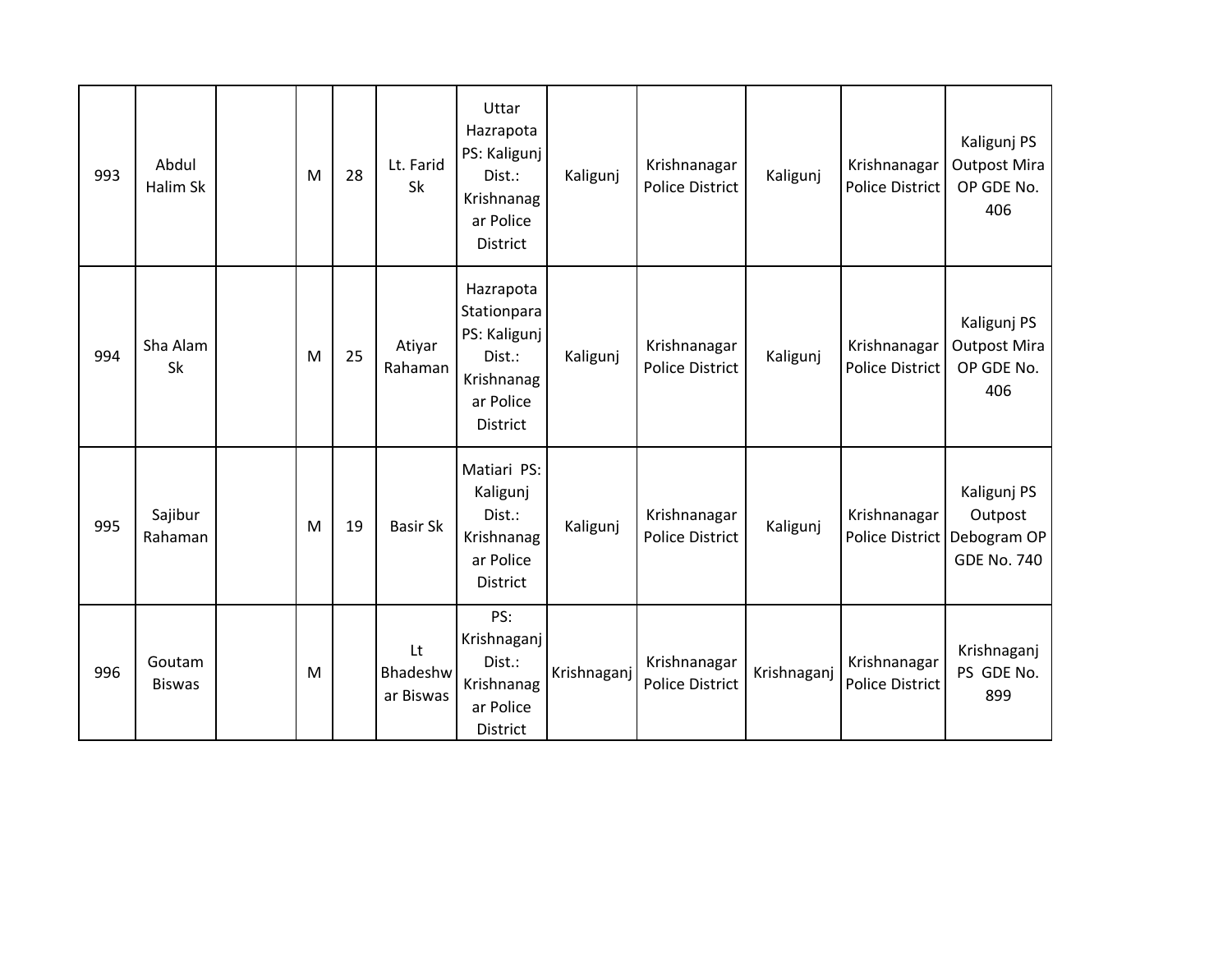| 993 | Abdul Halim Sk | | M | 28 | Lt. Farid Sk | Uttar Hazrapota PS: Kaligunj Dist.: Krishnanagar Police District | Kaligunj | Krishnanagar Police District | Kaligunj | Krishnanagar Police District | Kaligunj PS Outpost Mira OP GDE No. 406 |
|---|---|---|---|---|---|---|---|---|---|---|---|
| 994 | Sha Alam Sk | | M | 25 | Atiyar Rahaman | Hazrapota Stationpara PS: Kaligunj Dist.: Krishnanagar Police District | Kaligunj | Krishnanagar Police District | Kaligunj | Krishnanagar Police District | Kaligunj PS Outpost Mira OP GDE No. 406 |
| 995 | Sajibur Rahaman | | M | 19 | Basir Sk | Matiari PS: Kaligunj Dist.: Krishnanagar Police District | Kaligunj | Krishnanagar Police District | Kaligunj | Krishnanagar Police District | Kaligunj PS Outpost Debogram OP GDE No. 740 |
| 996 | Goutam Biswas | | M | | Lt Bhadeshwar Biswas | PS: Krishnaganj Dist.: Krishnanagar Police District | Krishnaganj | Krishnanagar Police District | Krishnaganj | Krishnanagar Police District | Krishnaganj PS GDE No. 899 |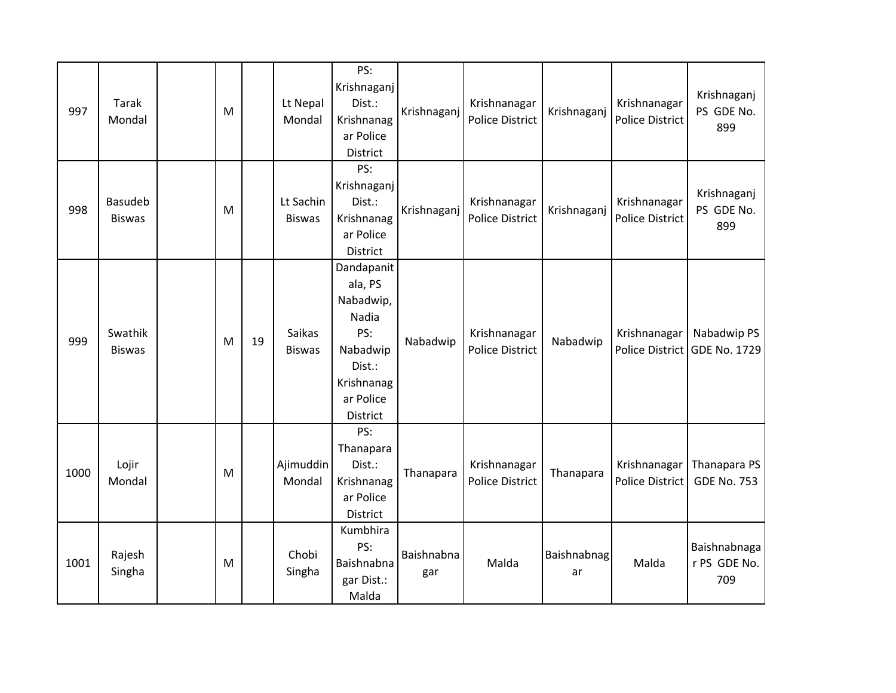| | | | | | | | | | | | |
|---|---|---|---|---|---|---|---|---|---|---|---|
| 997 | Tarak Mondal | | M | | Lt Nepal Mondal | PS: Krishnaganj Dist.: Krishnanagar Police District | Krishnaganj | Krishnanagar Police District | Krishnaganj | Krishnanagar Police District | Krishnaganj PS GDE No. 899 |
| 998 | Basudeb Biswas | | M | | Lt Sachin Biswas | PS: Krishnaganj Dist.: Krishnanagar Police District | Krishnaganj | Krishnanagar Police District | Krishnaganj | Krishnanagar Police District | Krishnaganj PS GDE No. 899 |
| 999 | Swathik Biswas | | M | 19 | Saikas Biswas | Dandapanitala, PS Nabadwip, Nadia PS: Nabadwip Dist.: Krishnanagar Police District | Nabadwip | Krishnanagar Police District | Nabadwip | Krishnanagar Police District | Nabadwip PS GDE No. 1729 |
| 1000 | Lojir Mondal | | M | | Ajimuddin Mondal | PS: Thanapara Dist.: Krishnanagar Police District | Thanapara | Krishnanagar Police District | Thanapara | Krishnanagar Police District | Thanapara PS GDE No. 753 |
| 1001 | Rajesh Singha | | M | | Chobi Singha | Kumbhira PS: Baishnabnagar Dist.: Malda | Baishnabnagar | Malda | Baishnabnagar | Malda | Baishnabnagar PS GDE No. 709 |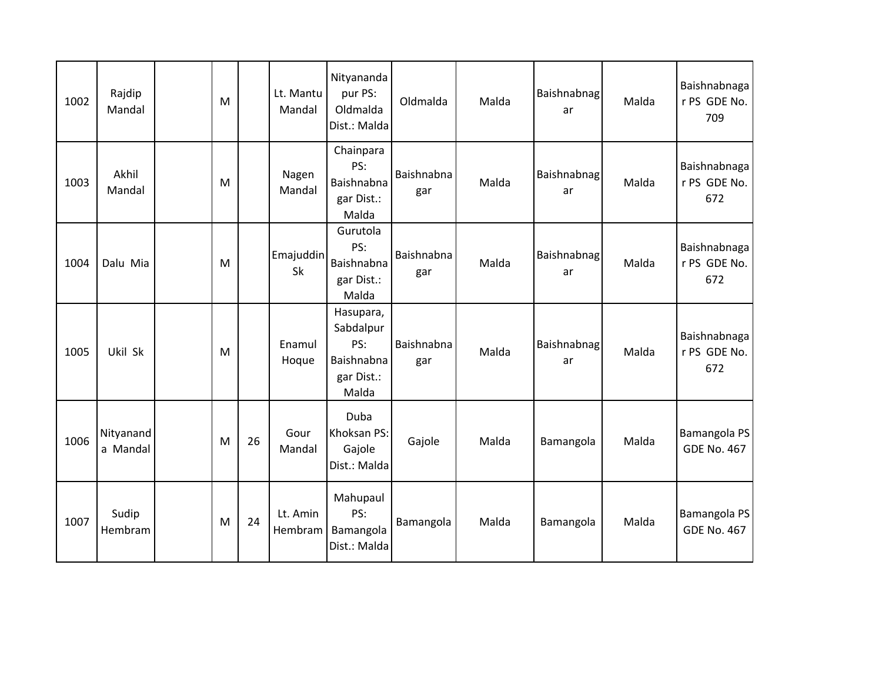| | | | | | | | | | | | |
|---|---|---|---|---|---|---|---|---|---|---|---|
| 1002 | Rajdip Mandal | | M | | Lt. Mantu Mandal | Nityanandapur PS: Oldmalda Dist.: Malda | Oldmalda | Malda | Baishnabnagar | Malda | Baishnabnagar PS GDE No. 709 |
| 1003 | Akhil Mandal | | M | | Nagen Mandal | Chainpara PS: Baishnabnagar Dist.: Malda | Baishnabnagar | Malda | Baishnabnagar | Malda | Baishnabnagar PS GDE No. 672 |
| 1004 | Dalu Mia | | M | | Emajuddin Sk | Gurutola PS: Baishnabnagar Dist.: Malda | Baishnabnagar | Malda | Baishnabnagar | Malda | Baishnabnagar PS GDE No. 672 |
| 1005 | Ukil Sk | | M | | Enamul Hoque | Hasupara, Sabdalpur PS: Baishnabnagar Dist.: Malda | Baishnabnagar | Malda | Baishnabnagar | Malda | Baishnabnagar PS GDE No. 672 |
| 1006 | Nityananda Mandal | | M | 26 | Gour Mandal | Duba Khoksan PS: Gajole Dist.: Malda | Gajole | Malda | Bamangola | Malda | Bamangola PS GDE No. 467 |
| 1007 | Sudip Hembram | | M | 24 | Lt. Amin Hembram | Mahupaul PS: Bamangola Dist.: Malda | Bamangola | Malda | Bamangola | Malda | Bamangola PS GDE No. 467 |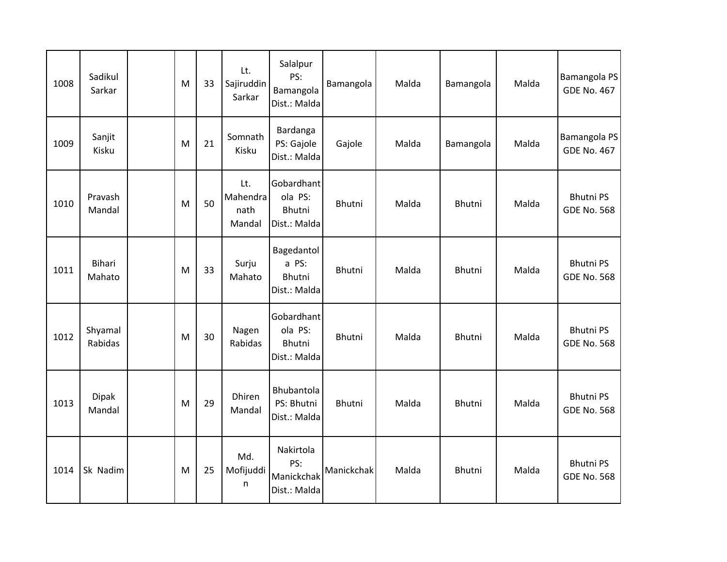| 1008 | Sadikul Sarkar | | M | 33 | Lt. Sajiruddin Sarkar | Salalpur PS: Bamangola Dist.: Malda | Bamangola | Malda | Bamangola | Malda | Bamangola PS GDE No. 467 |
|---|---|---|---|---|---|---|---|---|---|---|---|
| 1009 | Sanjit Kisku | | M | 21 | Somnath Kisku | Bardanga PS: Gajole Dist.: Malda | Gajole | Malda | Bamangola | Malda | Bamangola PS GDE No. 467 |
| 1010 | Pravash Mandal | | M | 50 | Lt. Mahendra nath Mandal | Gobardhant ola PS: Bhutni Dist.: Malda | Bhutni | Malda | Bhutni | Malda | Bhutni PS GDE No. 568 |
| 1011 | Bihari Mahato | | M | 33 | Surju Mahato | Bagedantol a PS: Bhutni Dist.: Malda | Bhutni | Malda | Bhutni | Malda | Bhutni PS GDE No. 568 |
| 1012 | Shyamal Rabidas | | M | 30 | Nagen Rabidas | Gobardhant ola PS: Bhutni Dist.: Malda | Bhutni | Malda | Bhutni | Malda | Bhutni PS GDE No. 568 |
| 1013 | Dipak Mandal | | M | 29 | Dhiren Mandal | Bhubantola PS: Bhutni Dist.: Malda | Bhutni | Malda | Bhutni | Malda | Bhutni PS GDE No. 568 |
| 1014 | Sk Nadim | | M | 25 | Md. Mofijuddi n | Nakirtola PS: Manickchak Dist.: Malda | Manickchak | Malda | Bhutni | Malda | Bhutni PS GDE No. 568 |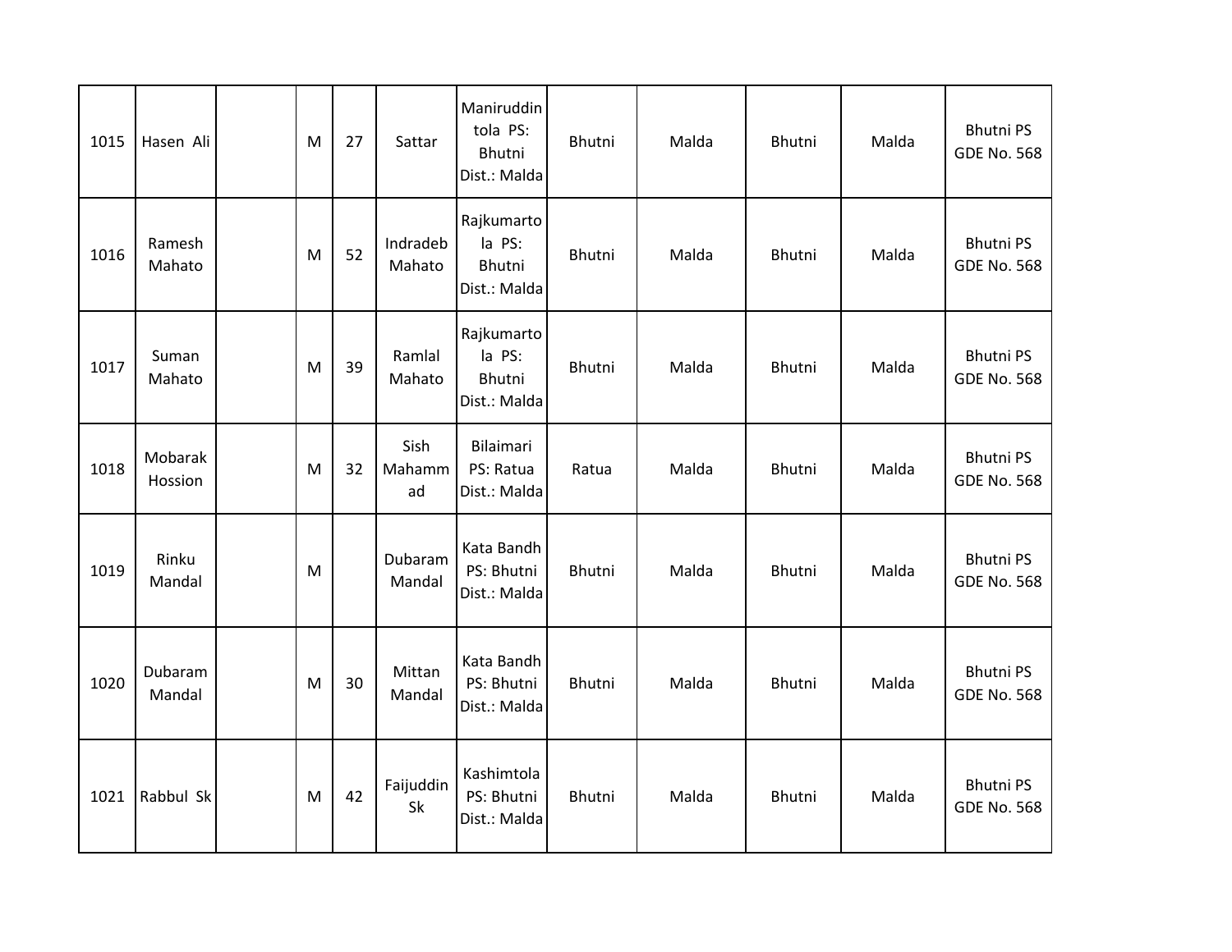| | | | | | | | | | | | |
|---|---|---|---|---|---|---|---|---|---|---|---|
| 1015 | Hasen Ali | | M | 27 | Sattar | Maniruddin tola PS: Bhutni Dist.: Malda | Bhutni | Malda | Bhutni | Malda | Bhutni PS GDE No. 568 |
| 1016 | Ramesh Mahato | | M | 52 | Indradeb Mahato | Rajkumartola PS: Bhutni Dist.: Malda | Bhutni | Malda | Bhutni | Malda | Bhutni PS GDE No. 568 |
| 1017 | Suman Mahato | | M | 39 | Ramlal Mahato | Rajkumartola PS: Bhutni Dist.: Malda | Bhutni | Malda | Bhutni | Malda | Bhutni PS GDE No. 568 |
| 1018 | Mobarak Hossion | | M | 32 | Sish Mahammad | Bilaimari PS: Ratua Dist.: Malda | Ratua | Malda | Bhutni | Malda | Bhutni PS GDE No. 568 |
| 1019 | Rinku Mandal | | M | | Dubaram Mandal | Kata Bandh PS: Bhutni Dist.: Malda | Bhutni | Malda | Bhutni | Malda | Bhutni PS GDE No. 568 |
| 1020 | Dubaram Mandal | | M | 30 | Mittan Mandal | Kata Bandh PS: Bhutni Dist.: Malda | Bhutni | Malda | Bhutni | Malda | Bhutni PS GDE No. 568 |
| 1021 | Rabbul Sk | | M | 42 | Faijuddin Sk | Kashimtola PS: Bhutni Dist.: Malda | Bhutni | Malda | Bhutni | Malda | Bhutni PS GDE No. 568 |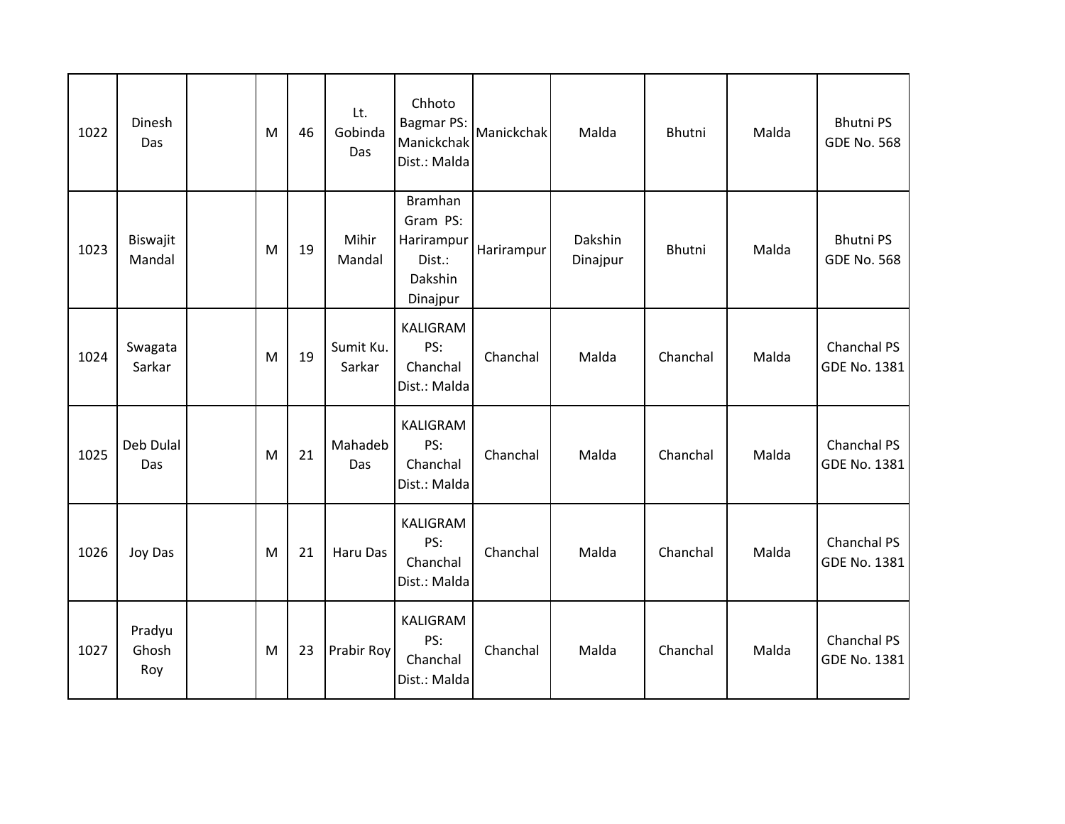| 1022 | Dinesh Das | | M | 46 | Lt. Gobinda Das | Chhoto Bagmar PS: Manickchak Dist.: Malda | Manickchak | Malda | Bhutni | Malda | Bhutni PS GDE No. 568 |
|---|---|---|---|---|---|---|---|---|---|---|---|
| 1023 | Biswajit Mandal | | M | 19 | Mihir Mandal | Bramhan Gram PS: Harirampur Dist.: Dakshin Dinajpur | Harirampur | Dakshin Dinajpur | Bhutni | Malda | Bhutni PS GDE No. 568 |
| 1024 | Swagata Sarkar | | M | 19 | Sumit Ku. Sarkar | KALIGRAM PS: Chanchal Dist.: Malda | Chanchal | Malda | Chanchal | Malda | Chanchal PS GDE No. 1381 |
| 1025 | Deb Dulal Das | | M | 21 | Mahadeb Das | KALIGRAM PS: Chanchal Dist.: Malda | Chanchal | Malda | Chanchal | Malda | Chanchal PS GDE No. 1381 |
| 1026 | Joy Das | | M | 21 | Haru Das | KALIGRAM PS: Chanchal Dist.: Malda | Chanchal | Malda | Chanchal | Malda | Chanchal PS GDE No. 1381 |
| 1027 | Pradyu Ghosh Roy | | M | 23 | Prabir Roy | KALIGRAM PS: Chanchal Dist.: Malda | Chanchal | Malda | Chanchal | Malda | Chanchal PS GDE No. 1381 |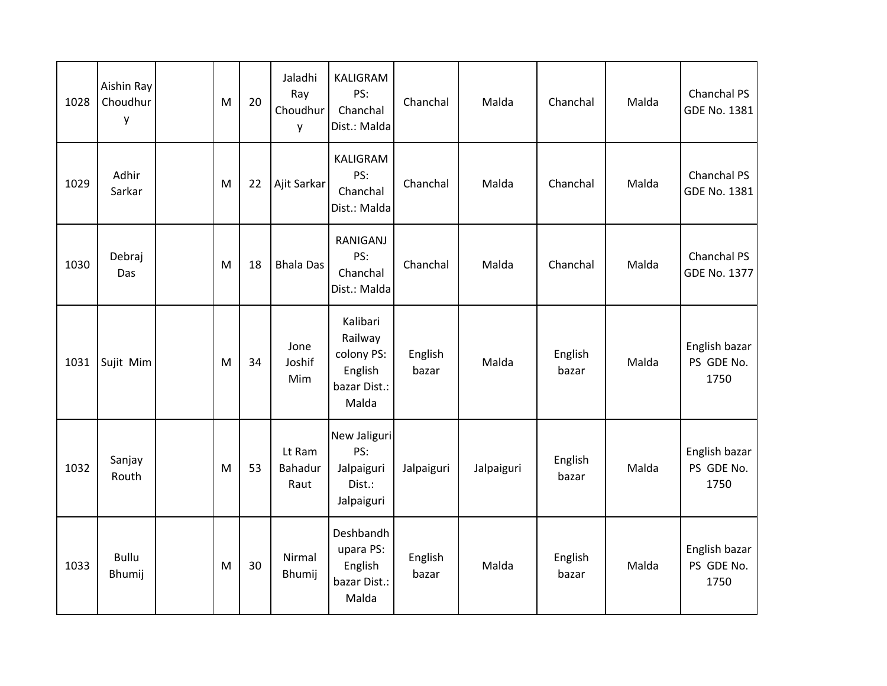| 1028 | Aishin Ray Choudhury | | M | 20 | Jaladhi Ray Choudhury | KALIGRAM PS: Chanchal Dist.: Malda | Chanchal | Malda | Chanchal | Malda | Chanchal PS GDE No. 1381 |
|---|---|---|---|---|---|---|---|---|---|---|---|
| 1029 | Adhir Sarkar | | M | 22 | Ajit Sarkar | KALIGRAM PS: Chanchal Dist.: Malda | Chanchal | Malda | Chanchal | Malda | Chanchal PS GDE No. 1381 |
| 1030 | Debraj Das | | M | 18 | Bhala Das | RANIGANJ PS: Chanchal Dist.: Malda | Chanchal | Malda | Chanchal | Malda | Chanchal PS GDE No. 1377 |
| 1031 | Sujit Mim | | M | 34 | Jone Joshif Mim | Kalibari Railway colony PS: English bazar Dist.: Malda | English bazar | Malda | English bazar | Malda | English bazar PS GDE No. 1750 |
| 1032 | Sanjay Routh | | M | 53 | Lt Ram Bahadur Raut | New Jaliguri PS: Jalpaiguri Dist.: Jalpaiguri | Jalpaiguri | Jalpaiguri | English bazar | Malda | English bazar PS GDE No. 1750 |
| 1033 | Bullu Bhumij | | M | 30 | Nirmal Bhumij | Deshbandhupara PS: English bazar Dist.: Malda | English bazar | Malda | English bazar | Malda | English bazar PS GDE No. 1750 |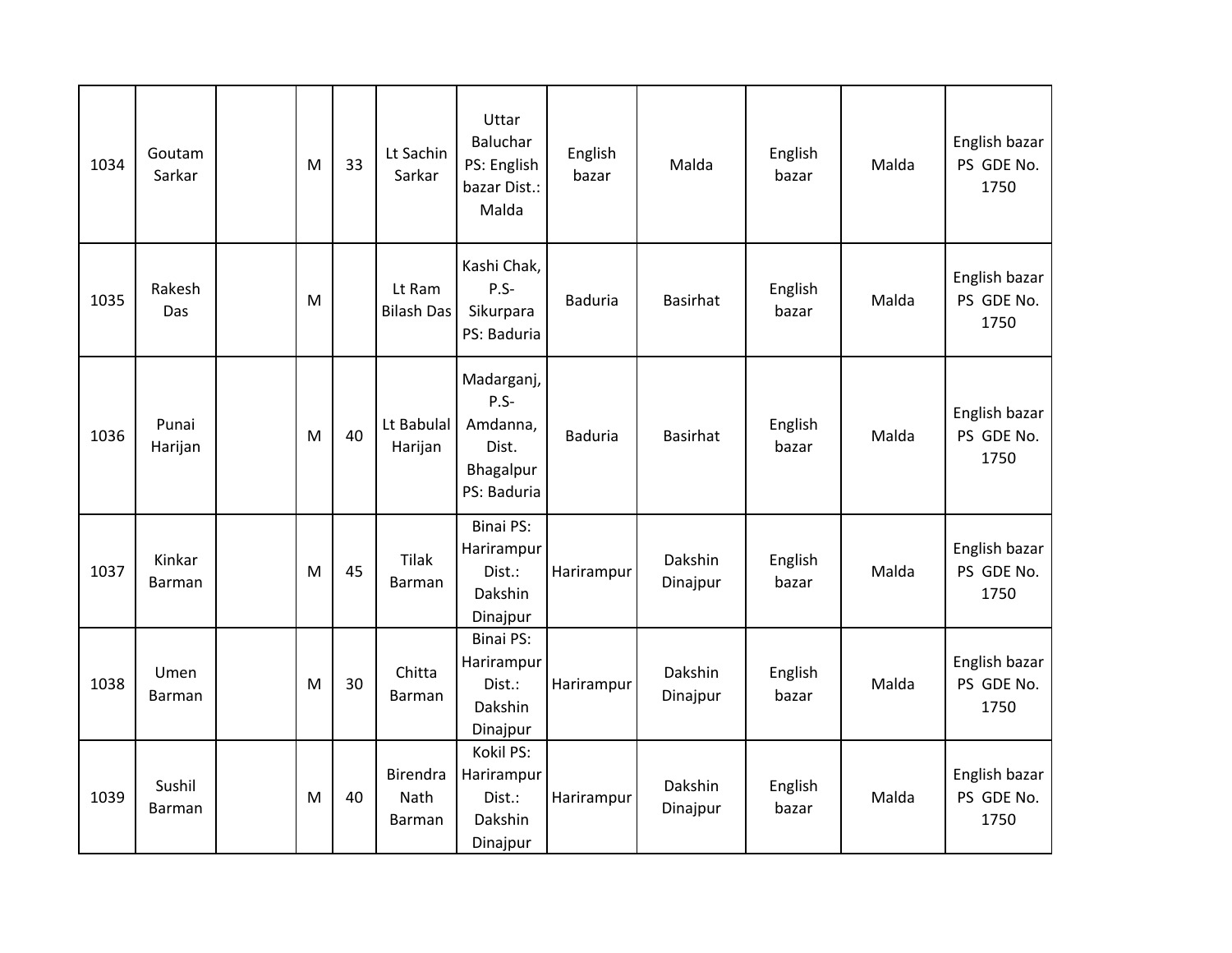| 1034 | Goutam Sarkar | | M | 33 | Lt Sachin Sarkar | Uttar Baluchar PS: English bazar Dist.: Malda | English bazar | Malda | English bazar | Malda | English bazar PS GDE No. 1750 |
|---|---|---|---|---|---|---|---|---|---|---|---|
| 1035 | Rakesh Das | | M | | Lt Ram Bilash Das | Kashi Chak, P.S- Sikurpara PS: Baduria | Baduria | Basirhat | English bazar | Malda | English bazar PS GDE No. 1750 |
| 1036 | Punai Harijan | | M | 40 | Lt Babulal Harijan | Madarganj, P.S- Amdanna, Dist. Bhagalpur PS: Baduria | Baduria | Basirhat | English bazar | Malda | English bazar PS GDE No. 1750 |
| 1037 | Kinkar Barman | | M | 45 | Tilak Barman | Binai PS: Harirampur Dist.: Dakshin Dinajpur | Harirampur | Dakshin Dinajpur | English bazar | Malda | English bazar PS GDE No. 1750 |
| 1038 | Umen Barman | | M | 30 | Chitta Barman | Binai PS: Harirampur Dist.: Dakshin Dinajpur | Harirampur | Dakshin Dinajpur | English bazar | Malda | English bazar PS GDE No. 1750 |
| 1039 | Sushil Barman | | M | 40 | Birendra Nath Barman | Kokil PS: Harirampur Dist.: Dakshin Dinajpur | Harirampur | Dakshin Dinajpur | English bazar | Malda | English bazar PS GDE No. 1750 |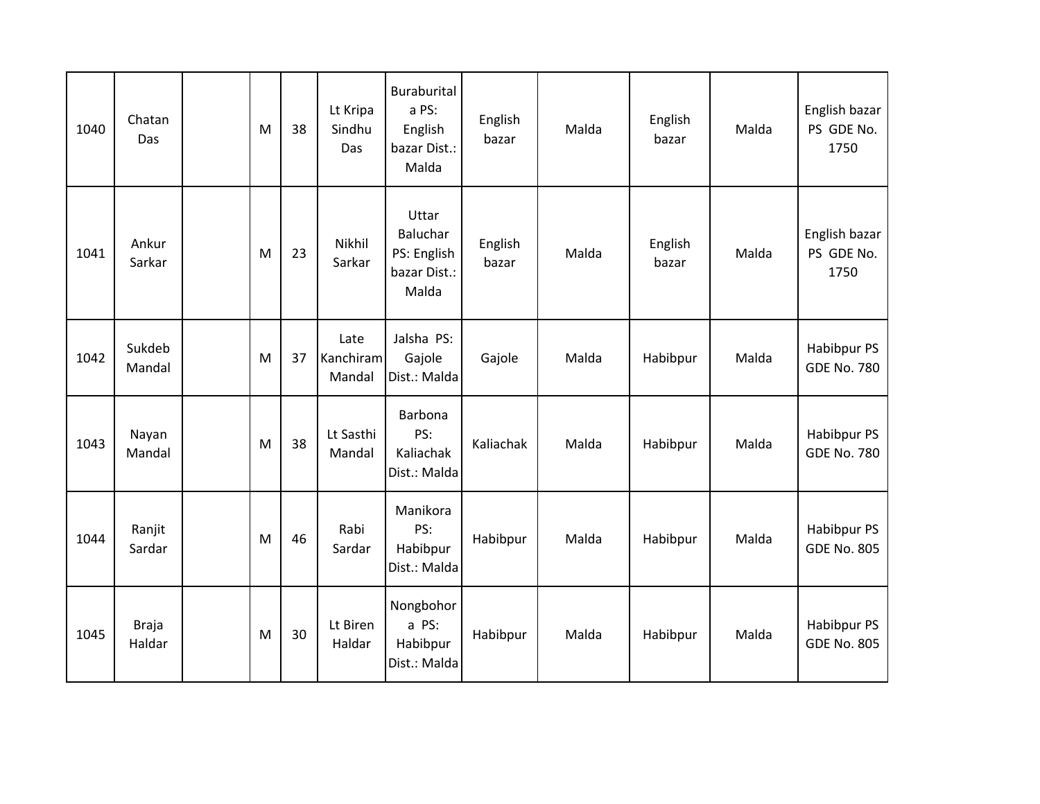| 1040 | Chatan Das | | M | 38 | Lt Kripa Sindhu Das | Buraburitala PS: English bazar Dist.: Malda | English bazar | Malda | English bazar | Malda | English bazar PS GDE No. 1750 |
|---|---|---|---|---|---|---|---|---|---|---|---|
| 1041 | Ankur Sarkar | | M | 23 | Nikhil Sarkar | Uttar Baluchar PS: English bazar Dist.: Malda | English bazar | Malda | English bazar | Malda | English bazar PS GDE No. 1750 |
| 1042 | Sukdeb Mandal | | M | 37 | Late Kanchiram Mandal | Jalsha PS: Gajole Dist.: Malda | Gajole | Malda | Habibpur | Malda | Habibpur PS GDE No. 780 |
| 1043 | Nayan Mandal | | M | 38 | Lt Sasthi Mandal | Barbona PS: Kaliachak Dist.: Malda | Kaliachak | Malda | Habibpur | Malda | Habibpur PS GDE No. 780 |
| 1044 | Ranjit Sardar | | M | 46 | Rabi Sardar | Manikora PS: Habibpur Dist.: Malda | Habibpur | Malda | Habibpur | Malda | Habibpur PS GDE No. 805 |
| 1045 | Braja Haldar | | M | 30 | Lt Biren Haldar | Nongbohora PS: Habibpur Dist.: Malda | Habibpur | Malda | Habibpur | Malda | Habibpur PS GDE No. 805 |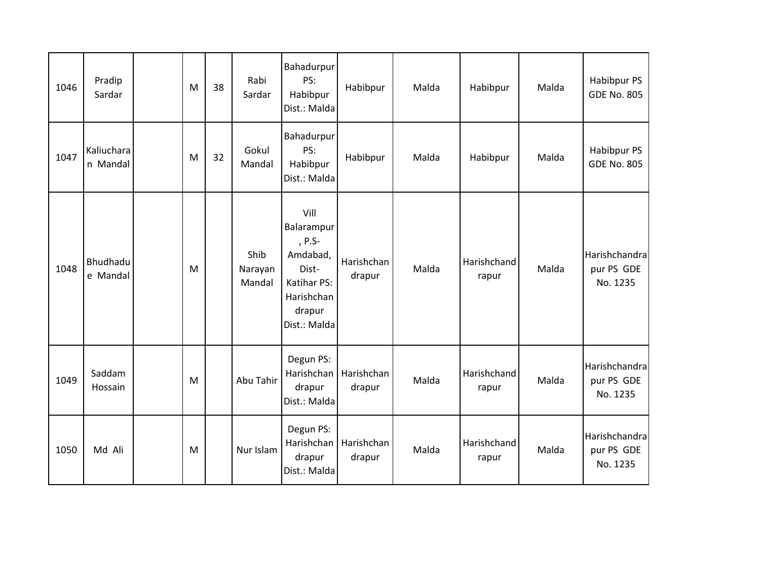| | | | | | | | | | | | |
|---|---|---|---|---|---|---|---|---|---|---|---|
| 1046 | Pradip Sardar | | M | 38 | Rabi Sardar | Bahadurpur PS: Habibpur Dist.: Malda | Habibpur | Malda | Habibpur | Malda | Habibpur PS GDE No. 805 |
| 1047 | Kaliucharan Mandal | | M | 32 | Gokul Mandal | Bahadurpur PS: Habibpur Dist.: Malda | Habibpur | Malda | Habibpur | Malda | Habibpur PS GDE No. 805 |
| 1048 | Bhudhadue Mandal | | M | | Shib Narayan Mandal | Vill Balarampur, P.S-Amdabad, Dist-Katihar PS: Harishchandrapur Dist.: Malda | Harishchandrapur | Malda | Harishchandrapur | Malda | Harishchandrapur PS GDE No. 1235 |
| 1049 | Saddam Hossain | | M | | Abu Tahir | Degun PS: Harishchandrapur Dist.: Malda | Harishchandrapur | Malda | Harishchandrapur | Malda | Harishchandrapur PS GDE No. 1235 |
| 1050 | Md Ali | | M | | Nur Islam | Degun PS: Harishchandrapur Dist.: Malda | Harishchandrapur | Malda | Harishchandrapur | Malda | Harishchandrapur PS GDE No. 1235 |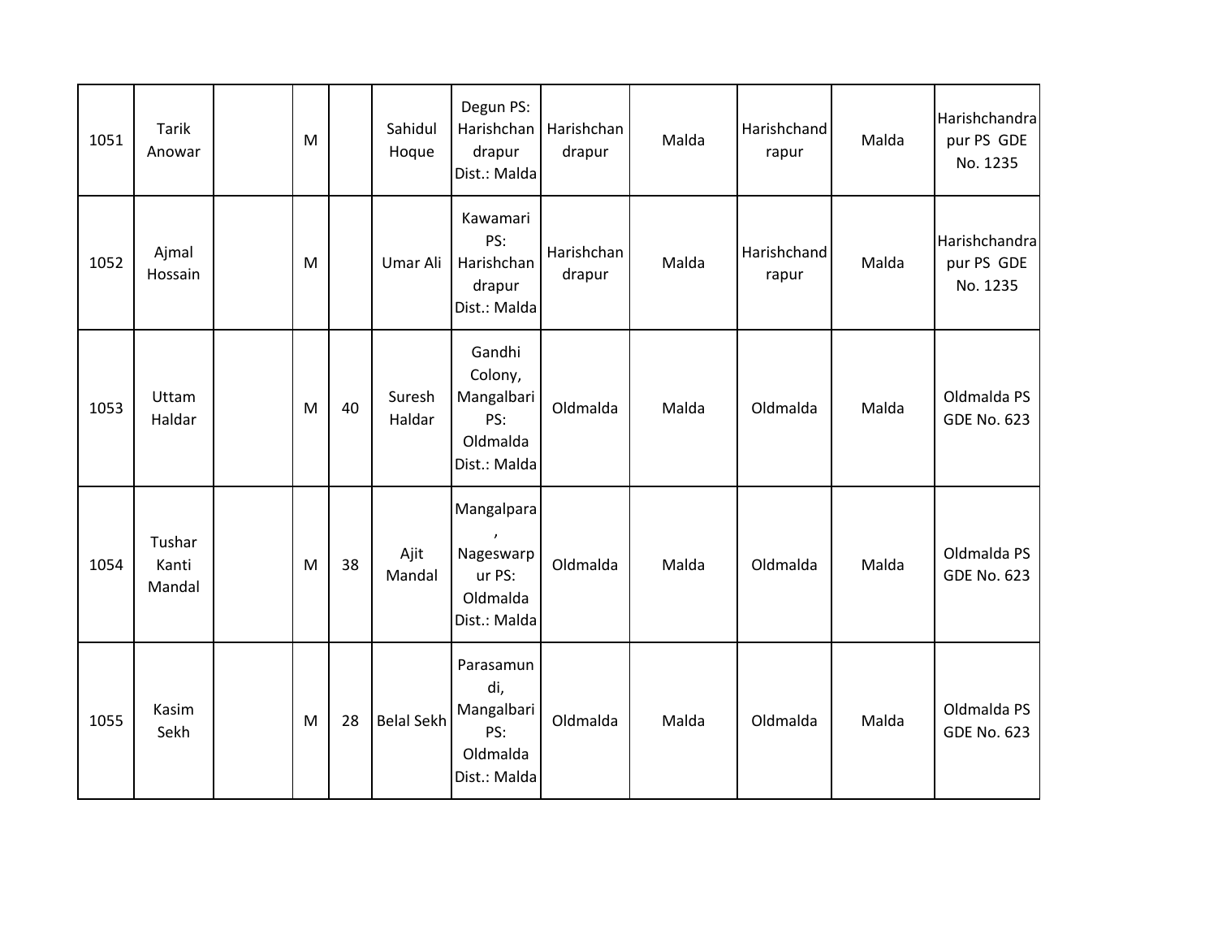| | | | | | | | | | | | |
|---|---|---|---|---|---|---|---|---|---|---|---|
| 1051 | Tarik Anowar | | M | | Sahidul Hoque | Degun PS: Harishchandrapur Dist.: Malda | Harishchandrapur | Malda | Harishchandrapur | Malda | Harishchandrapur PS GDE No. 1235 |
| 1052 | Ajmal Hossain | | M | | Umar Ali | Kawamari PS: Harishchandrapur Dist.: Malda | Harishchandrapur | Malda | Harishchandrapur | Malda | Harishchandrapur PS GDE No. 1235 |
| 1053 | Uttam Haldar | | M | 40 | Suresh Haldar | Gandhi Colony, Mangalbari PS: Oldmalda Dist.: Malda | Oldmalda | Malda | Oldmalda | Malda | Oldmalda PS GDE No. 623 |
| 1054 | Tushar Kanti Mandal | | M | 38 | Ajit Mandal | Mangalpara, Nageswarpur PS: Oldmalda Dist.: Malda | Oldmalda | Malda | Oldmalda | Malda | Oldmalda PS GDE No. 623 |
| 1055 | Kasim Sekh | | M | 28 | Belal Sekh | Parasamundi, Mangalbari PS: Oldmalda Dist.: Malda | Oldmalda | Malda | Oldmalda | Malda | Oldmalda PS GDE No. 623 |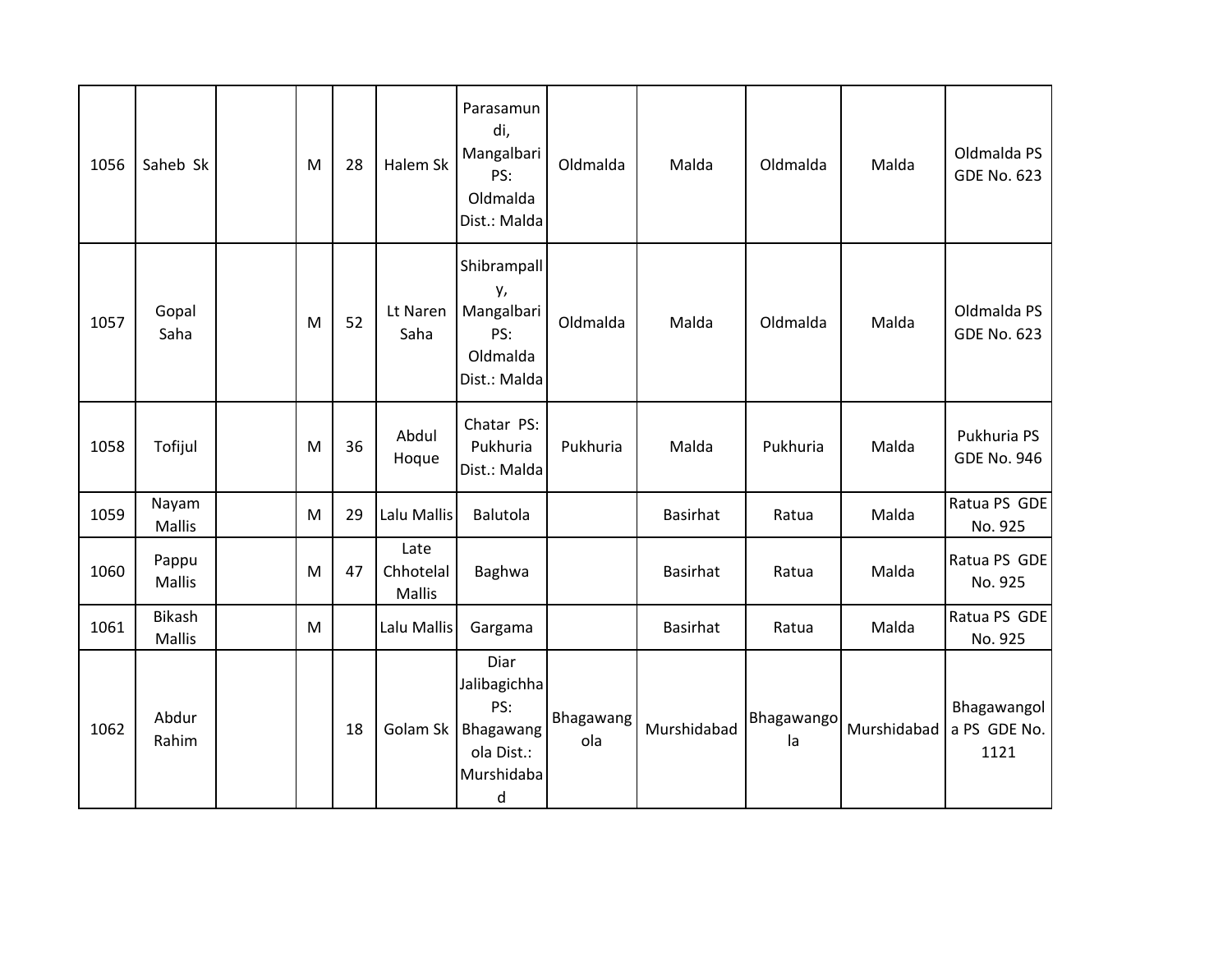| | | | | | | | | | | | |
|---|---|---|---|---|---|---|---|---|---|---|---|
| 1056 | Saheb Sk | | M | 28 | Halem Sk | Parasamundi, Mangalbari PS: Oldmalda Dist.: Malda | Oldmalda | Malda | Oldmalda | Malda | Oldmalda PS GDE No. 623 |
| 1057 | Gopal Saha | | M | 52 | Lt Naren Saha | Shibrampally, Mangalbari PS: Oldmalda Dist.: Malda | Oldmalda | Malda | Oldmalda | Malda | Oldmalda PS GDE No. 623 |
| 1058 | Tofijul | | M | 36 | Abdul Hoque | Chatar PS: Pukhuria Dist.: Malda | Pukhuria | Malda | Pukhuria | Malda | Pukhuria PS GDE No. 946 |
| 1059 | Nayam Mallis | | M | 29 | Lalu Mallis | Balutola | | Basirhat | Ratua | Malda | Ratua PS GDE No. 925 |
| 1060 | Pappu Mallis | | M | 47 | Late Chhotelal Mallis | Baghwa | | Basirhat | Ratua | Malda | Ratua PS GDE No. 925 |
| 1061 | Bikash Mallis | | M | | Lalu Mallis | Gargama | | Basirhat | Ratua | Malda | Ratua PS GDE No. 925 |
| 1062 | Abdur Rahim | | | 18 | Golam Sk | Diar Jalibagichha PS: Bhagawangola Dist.: Murshidabad | Bhagawangola | Murshidabad | Bhagawangola | Murshidabad | Bhagawangola PS GDE No. 1121 |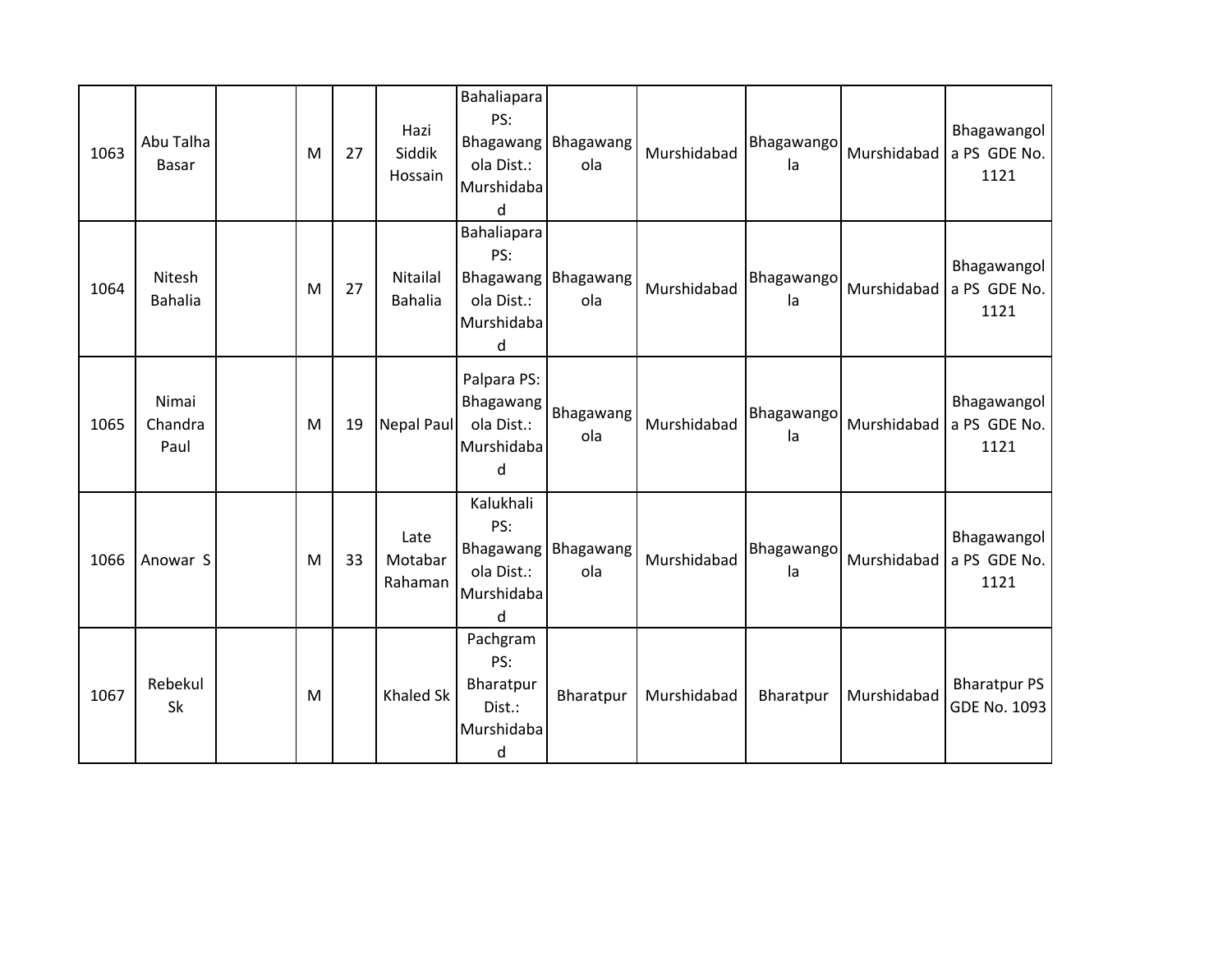| 1063 | Abu Talha Basar | | M | 27 | Hazi Siddik Hossain | Bahaliapara PS: Bhagawangola Dist.: Murshidabad | Bhagawangola | Murshidabad | Bhagawangola | Murshidabad | Bhagawangola PS GDE No. 1121 |
|---|---|---|---|---|---|---|---|---|---|---|---|
| 1064 | Nitesh Bahalia | | M | 27 | Nitailal Bahalia | Bahaliapara PS: Bhagawangola Dist.: Murshidabad | Bhagawangola | Murshidabad | Bhagawangola | Murshidabad | Bhagawangola PS GDE No. 1121 |
| 1065 | Nimai Chandra Paul | | M | 19 | Nepal Paul | Palpara PS: Bhagawangola Dist.: Murshidabad | Bhagawangola | Murshidabad | Bhagawangola | Murshidabad | Bhagawangola PS GDE No. 1121 |
| 1066 | Anowar S | | M | 33 | Late Motabar Rahaman | Kalukhali PS: Bhagawangola Dist.: Murshidabad | Bhagawangola | Murshidabad | Bhagawangola | Murshidabad | Bhagawangola PS GDE No. 1121 |
| 1067 | Rebekul Sk | | M | | Khaled Sk | Pachgram PS: Bharatpur Dist.: Murshidabad | Bharatpur | Murshidabad | Bharatpur | Murshidabad | Bharatpur PS GDE No. 1093 |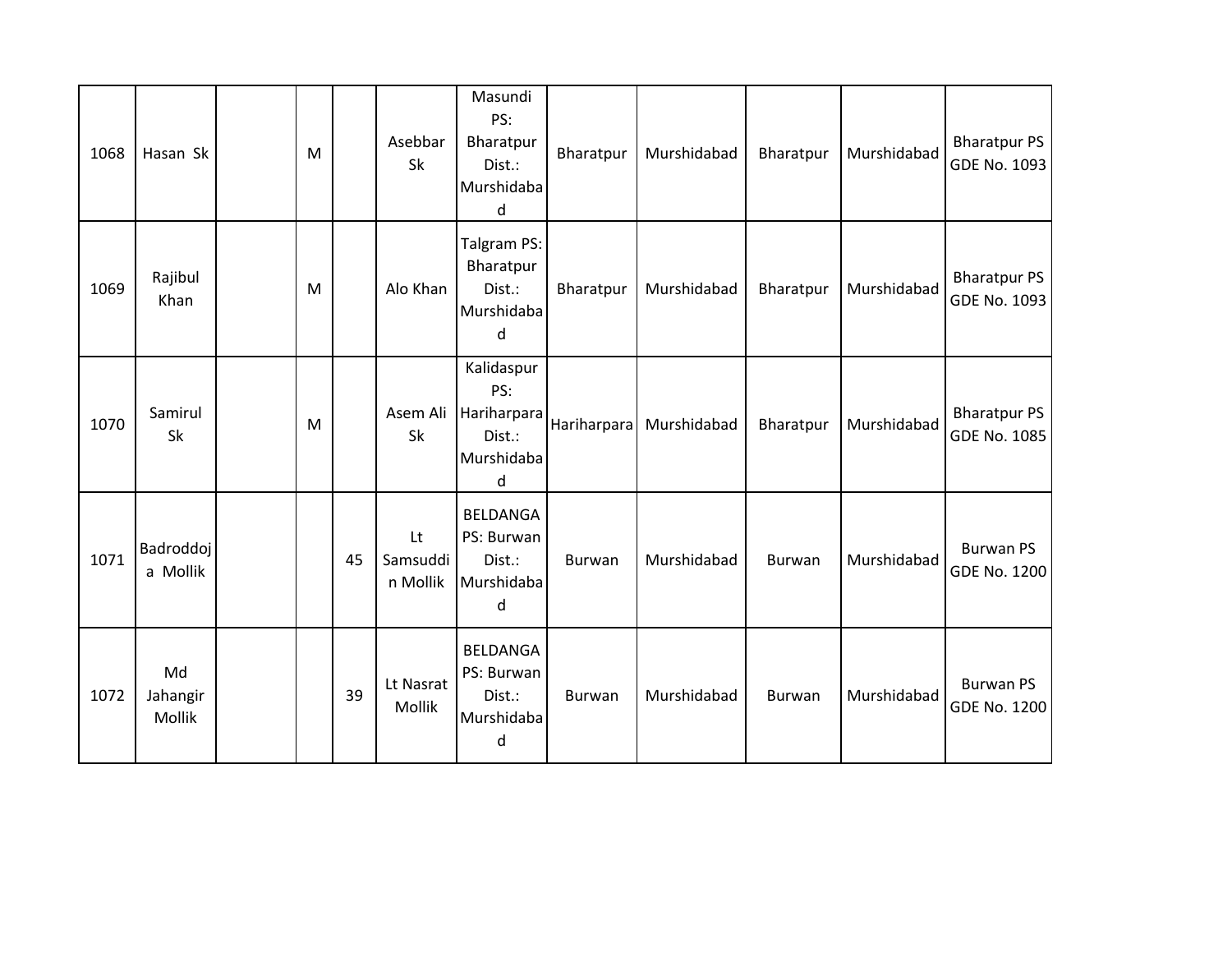| | | | | | | | | | | | |
|---|---|---|---|---|---|---|---|---|---|---|---|
| 1068 | Hasan Sk | | M | | Asebbar Sk | Masundi PS: Bharatpur Dist.: Murshidabad | Bharatpur | Murshidabad | Bharatpur | Murshidabad | Bharatpur PS GDE No. 1093 |
| 1069 | Rajibul Khan | | M | | Alo Khan | Talgram PS: Bharatpur Dist.: Murshidabad | Bharatpur | Murshidabad | Bharatpur | Murshidabad | Bharatpur PS GDE No. 1093 |
| 1070 | Samirul Sk | | M | | Asem Ali Sk | Kalidaspur PS: Hariharpara Dist.: Murshidabad | Hariharpara | Murshidabad | Bharatpur | Murshidabad | Bharatpur PS GDE No. 1085 |
| 1071 | Badroddoja Mollik | | | 45 | Lt Samsuddin Mollik | BELDANGA PS: Burwan Dist.: Murshidabad | Burwan | Murshidabad | Burwan | Murshidabad | Burwan PS GDE No. 1200 |
| 1072 | Md Jahangir Mollik | | | 39 | Lt Nasrat Mollik | BELDANGA PS: Burwan Dist.: Murshidabad | Burwan | Murshidabad | Burwan | Murshidabad | Burwan PS GDE No. 1200 |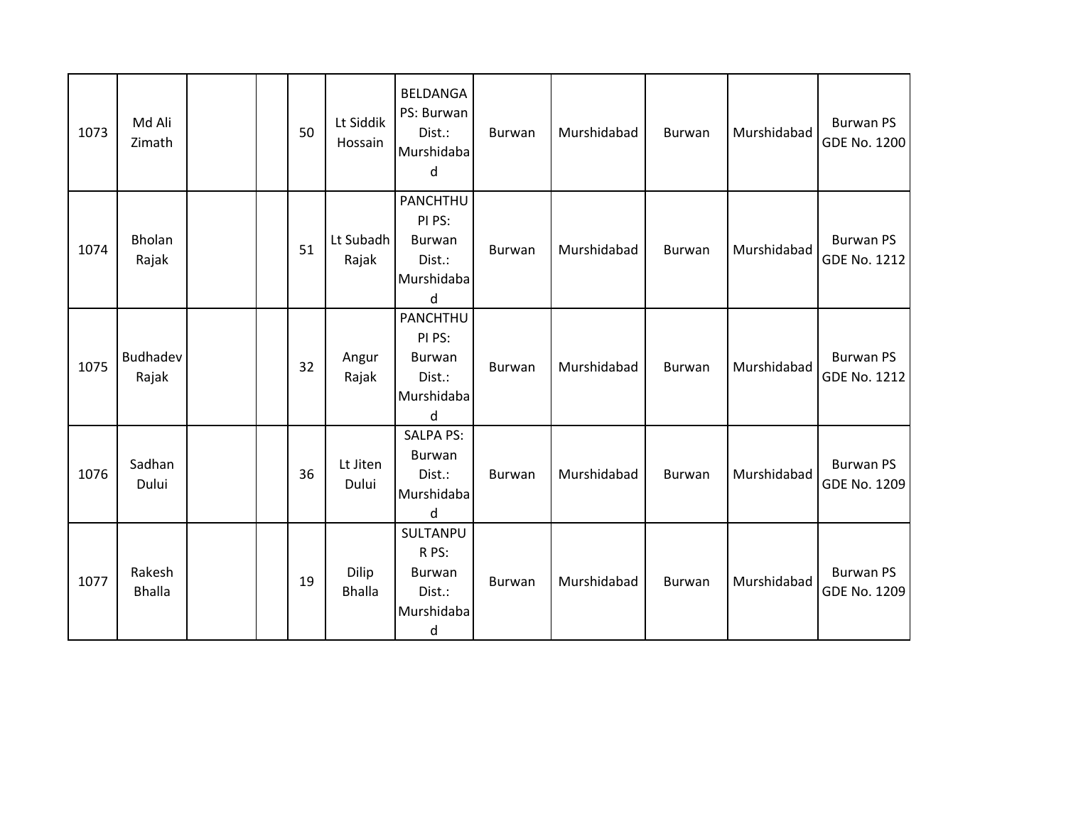| 1073 | Md Ali Zimath | | | 50 | Lt Siddik Hossain | BELDANGA PS: Burwan Dist.: Murshidabad | Burwan | Murshidabad | Burwan | Murshidabad | Burwan PS GDE No. 1200 |
|---|---|---|---|---|---|---|---|---|---|---|---|
| 1074 | Bholan Rajak | | | 51 | Lt Subadh Rajak | PANCHTHUPI PS: Burwan Dist.: Murshidabad | Burwan | Murshidabad | Burwan | Murshidabad | Burwan PS GDE No. 1212 |
| 1075 | Budhadev Rajak | | | 32 | Angur Rajak | PANCHTHUPI PS: Burwan Dist.: Murshidabad | Burwan | Murshidabad | Burwan | Murshidabad | Burwan PS GDE No. 1212 |
| 1076 | Sadhan Dului | | | 36 | Lt Jiten Dului | SALPA PS: Burwan Dist.: Murshidabad | Burwan | Murshidabad | Burwan | Murshidabad | Burwan PS GDE No. 1209 |
| 1077 | Rakesh Bhalla | | | 19 | Dilip Bhalla | SULTANPUR PS: Burwan Dist.: Murshidabad | Burwan | Murshidabad | Burwan | Murshidabad | Burwan PS GDE No. 1209 |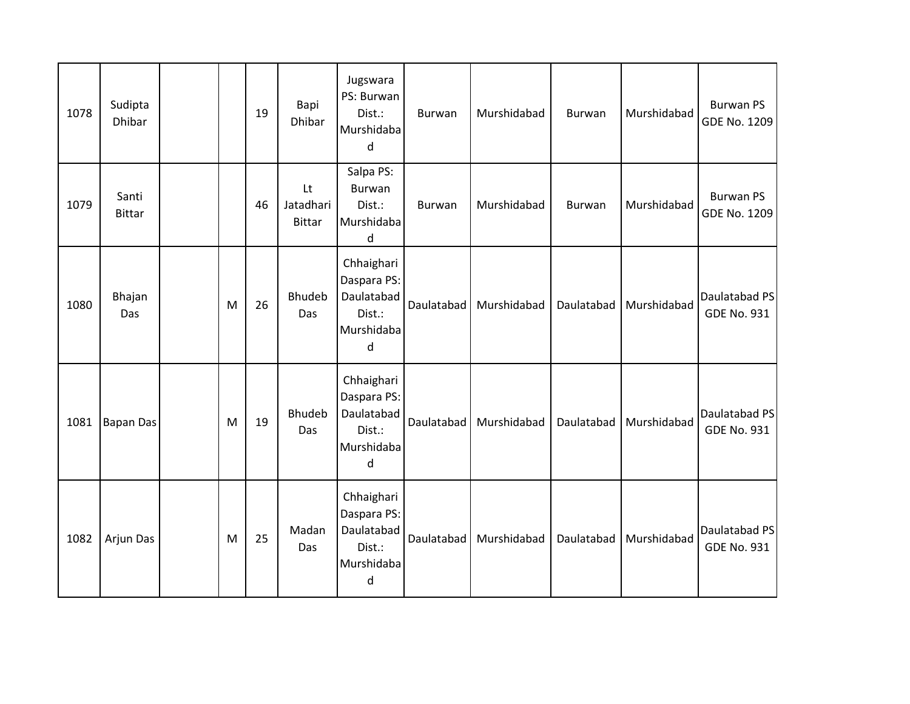| | | | | | | | | | | | |
|---|---|---|---|---|---|---|---|---|---|---|---|
| 1078 | Sudipta Dhibar | | | 19 | Bapi Dhibar | Jugswara PS: Burwan Dist.: Murshidabad | Burwan | Murshidabad | Burwan | Murshidabad | Burwan PS GDE No. 1209 |
| 1079 | Santi Bittar | | | 46 | Lt Jatadhari Bittar | Salpa PS: Burwan Dist.: Murshidabad | Burwan | Murshidabad | Burwan | Murshidabad | Burwan PS GDE No. 1209 |
| 1080 | Bhajan Das | | M | 26 | Bhudeb Das | Chhaighari Daspara PS: Daulatabad Dist.: Murshidabad | Daulatabad | Murshidabad | Daulatabad | Murshidabad | Daulatabad PS GDE No. 931 |
| 1081 | Bapan Das | | M | 19 | Bhudeb Das | Chhaighari Daspara PS: Daulatabad Dist.: Murshidabad | Daulatabad | Murshidabad | Daulatabad | Murshidabad | Daulatabad PS GDE No. 931 |
| 1082 | Arjun Das | | M | 25 | Madan Das | Chhaighari Daspara PS: Daulatabad Dist.: Murshidabad | Daulatabad | Murshidabad | Daulatabad | Murshidabad | Daulatabad PS GDE No. 931 |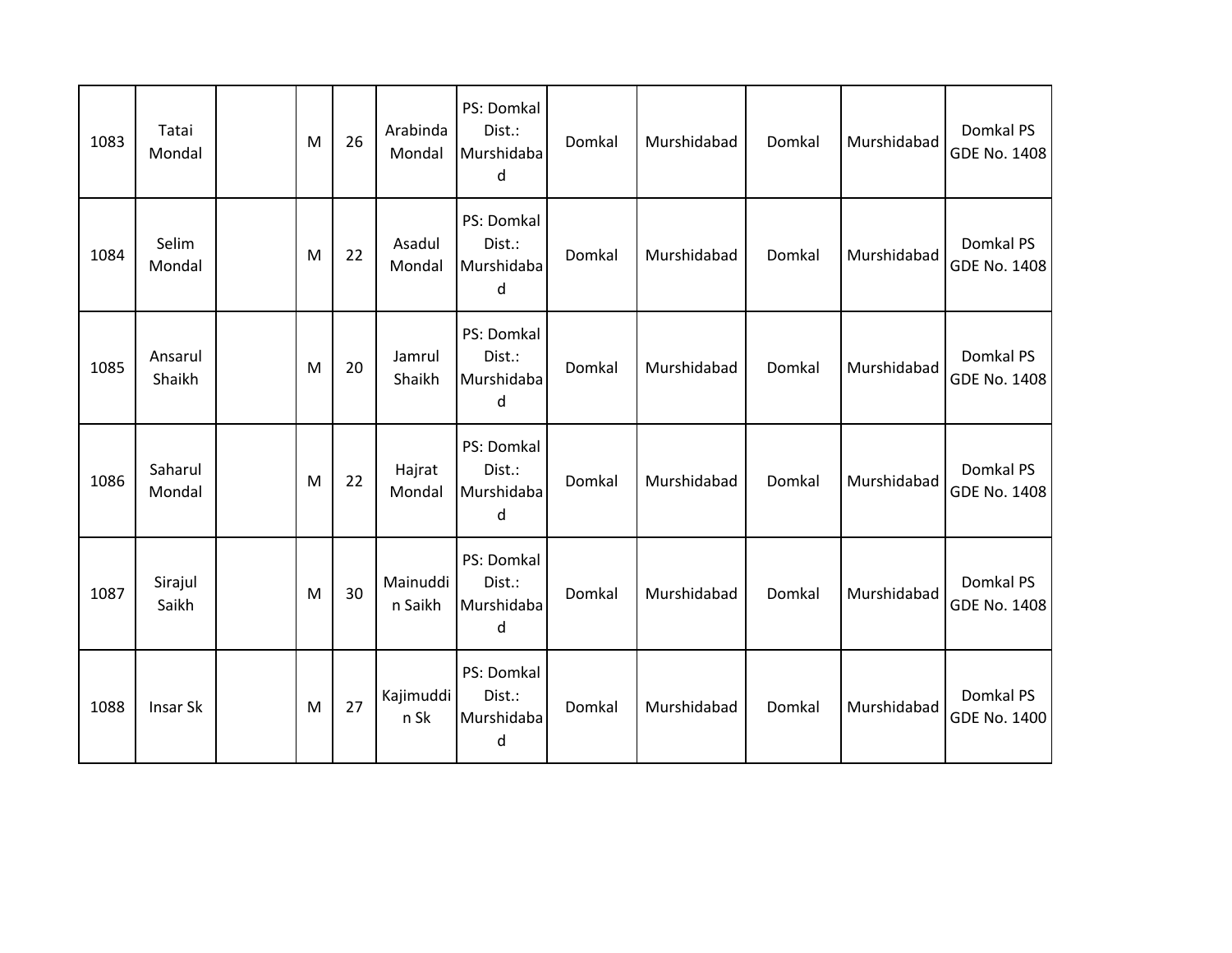| 1083 | Tatai Mondal | | M | 26 | Arabinda Mondal | PS: Domkal Dist.: Murshidabad | Domkal | Murshidabad | Domkal | Murshidabad | Domkal PS GDE No. 1408 |
|---|---|---|---|---|---|---|---|---|---|---|---|
| 1084 | Selim Mondal | | M | 22 | Asadul Mondal | PS: Domkal Dist.: Murshidabad | Domkal | Murshidabad | Domkal | Murshidabad | Domkal PS GDE No. 1408 |
| 1085 | Ansarul Shaikh | | M | 20 | Jamrul Shaikh | PS: Domkal Dist.: Murshidabad | Domkal | Murshidabad | Domkal | Murshidabad | Domkal PS GDE No. 1408 |
| 1086 | Saharul Mondal | | M | 22 | Hajrat Mondal | PS: Domkal Dist.: Murshidabad | Domkal | Murshidabad | Domkal | Murshidabad | Domkal PS GDE No. 1408 |
| 1087 | Sirajul Saikh | | M | 30 | Mainuddin Saikh | PS: Domkal Dist.: Murshidabad | Domkal | Murshidabad | Domkal | Murshidabad | Domkal PS GDE No. 1408 |
| 1088 | Insar Sk | | M | 27 | Kajimuddin Sk | PS: Domkal Dist.: Murshidabad | Domkal | Murshidabad | Domkal | Murshidabad | Domkal PS GDE No. 1400 |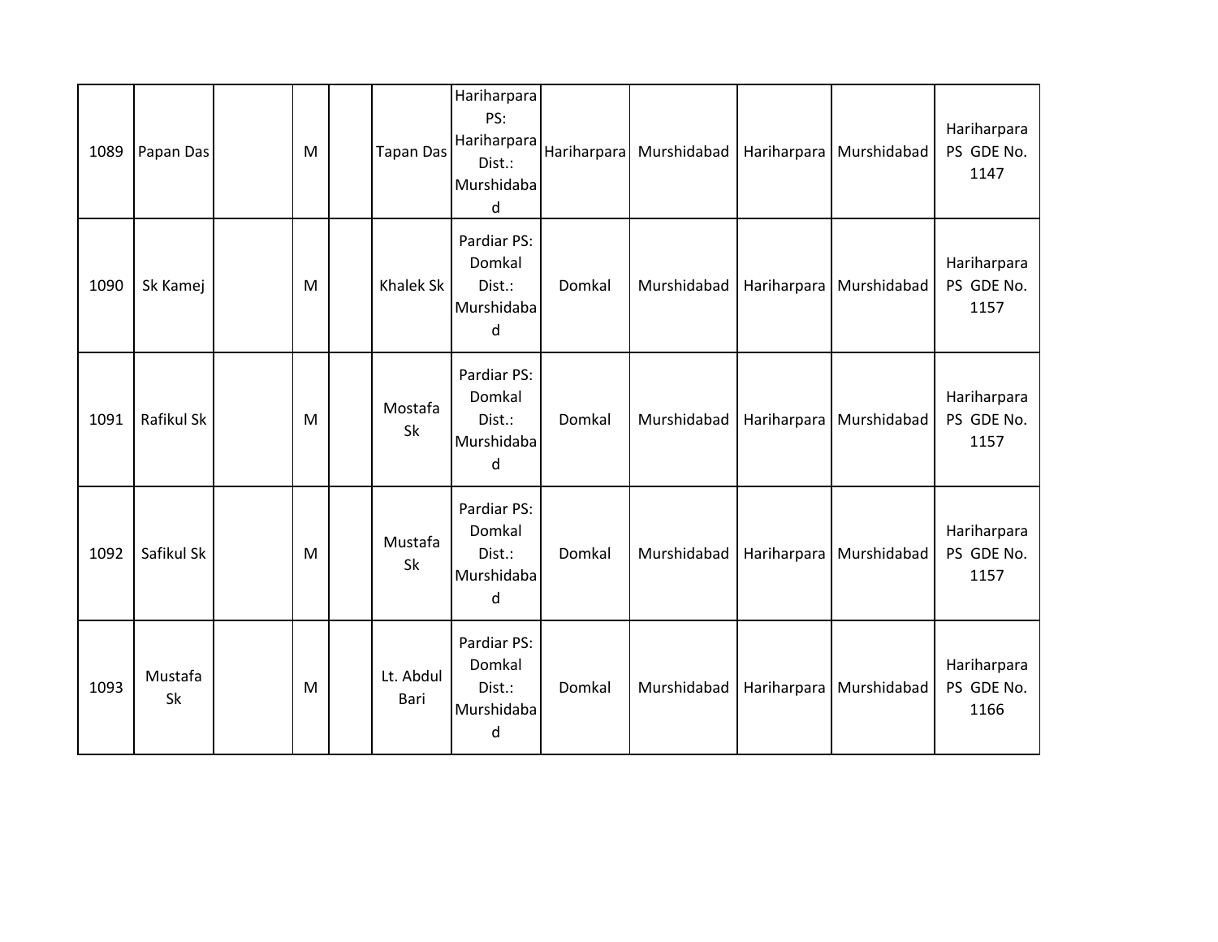| | | | | | | | | | | | |
|---|---|---|---|---|---|---|---|---|---|---|---|
| 1089 | Papan Das | | M | | Tapan Das | Hariharpara PS: Hariharpara Dist.: Murshidabad | Hariharpara | Murshidabad | Hariharpara | Murshidabad | Hariharpara PS GDE No. 1147 |
| 1090 | Sk Kamej | | M | | Khalek Sk | Pardiar PS: Domkal Dist.: Murshidabad | Domkal | Murshidabad | Hariharpara | Murshidabad | Hariharpara PS GDE No. 1157 |
| 1091 | Rafikul Sk | | M | | Mostafa Sk | Pardiar PS: Domkal Dist.: Murshidabad | Domkal | Murshidabad | Hariharpara | Murshidabad | Hariharpara PS GDE No. 1157 |
| 1092 | Safikul Sk | | M | | Mustafa Sk | Pardiar PS: Domkal Dist.: Murshidabad | Domkal | Murshidabad | Hariharpara | Murshidabad | Hariharpara PS GDE No. 1157 |
| 1093 | Mustafa Sk | | M | | Lt. Abdul Bari | Pardiar PS: Domkal Dist.: Murshidabad | Domkal | Murshidabad | Hariharpara | Murshidabad | Hariharpara PS GDE No. 1166 |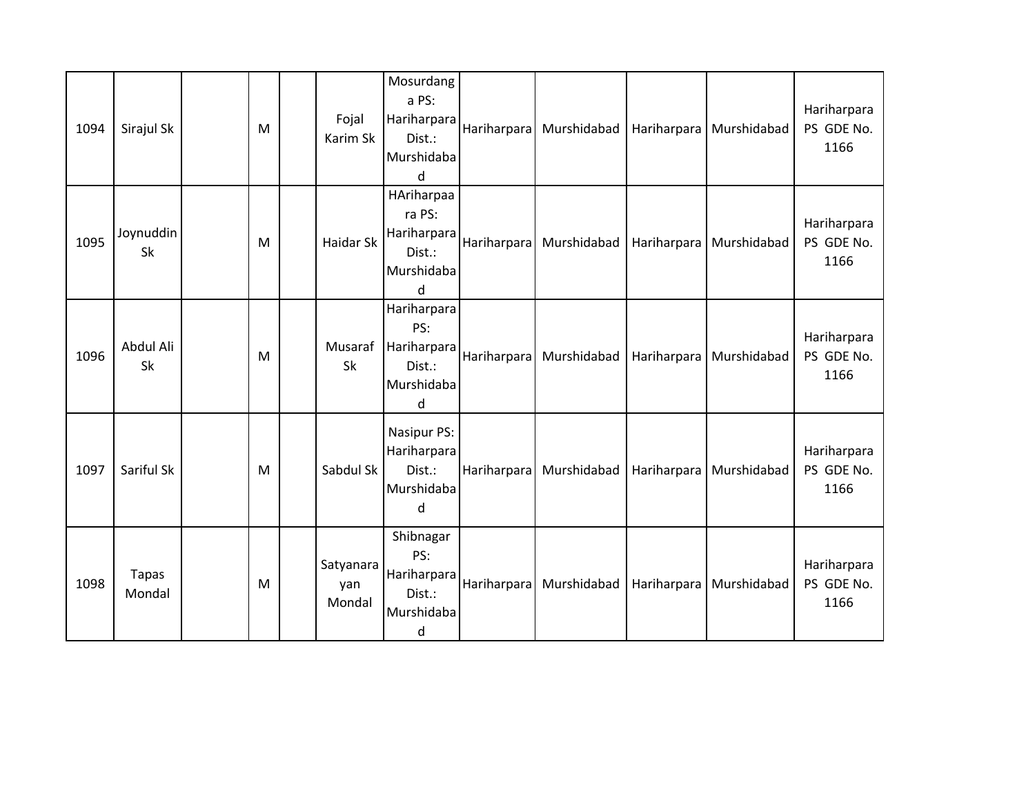| 1094 | Sirajul Sk | | M | | Fojal Karim Sk | Mosurdanga PS: Hariharpara Dist.: Murshidabad | Hariharpara | Murshidabad | Hariharpara | Murshidabad | Hariharpara PS GDE No. 1166 |
|---|---|---|---|---|---|---|---|---|---|---|---|
| 1095 | Joynuddin Sk | | M | | Haidar Sk | HAriharpaara PS: Hariharpara Dist.: Murshidabad | Hariharpara | Murshidabad | Hariharpara | Murshidabad | Hariharpara PS GDE No. 1166 |
| 1096 | Abdul Ali Sk | | M | | Musaraf Sk | Hariharpara PS: Hariharpara Dist.: Murshidabad | Hariharpara | Murshidabad | Hariharpara | Murshidabad | Hariharpara PS GDE No. 1166 |
| 1097 | Sariful Sk | | M | | Sabdul Sk | Nasipur PS: Hariharpara Dist.: Murshidabad | Hariharpara | Murshidabad | Hariharpara | Murshidabad | Hariharpara PS GDE No. 1166 |
| 1098 | Tapas Mondal | | M | | Satyanarayan Mondal | Shibnagar PS: Hariharpara Dist.: Murshidabad | Hariharpara | Murshidabad | Hariharpara | Murshidabad | Hariharpara PS GDE No. 1166 |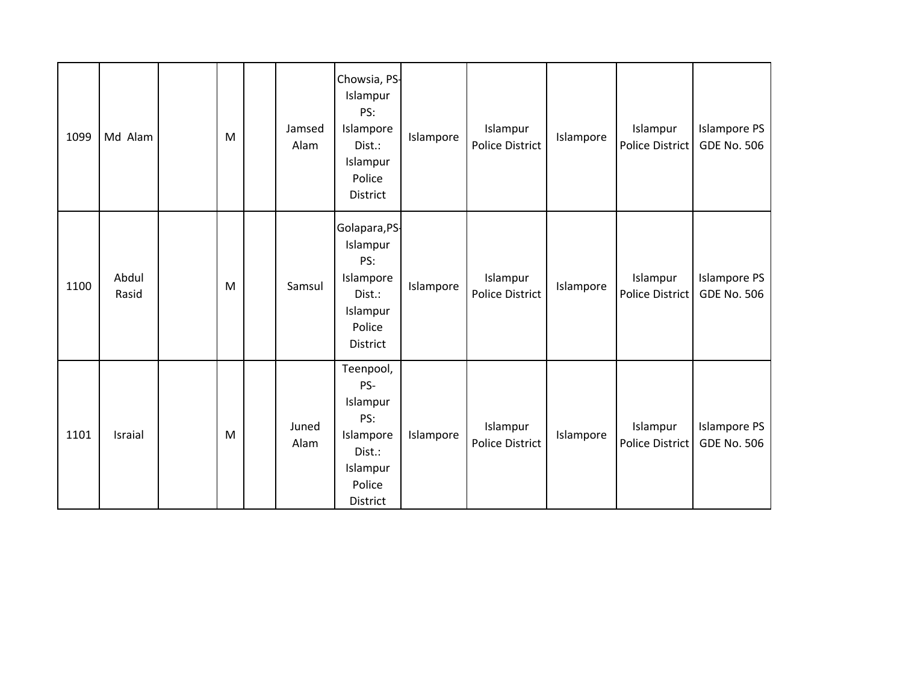| | | | | | | | | | | | |
|---|---|---|---|---|---|---|---|---|---|---|---|
| 1099 | Md Alam | | M | | Jamsed Alam | Chowsia, PS-Islampur PS: Islampore Dist.: Islampur Police District | Islampore | Islampur Police District | Islampore | Islampur Police District | Islampore PS GDE No. 506 |
| 1100 | Abdul Rasid | | M | | Samsul | Golapara,PS-Islampur PS: Islampore Dist.: Islampur Police District | Islampore | Islampur Police District | Islampore | Islampur Police District | Islampore PS GDE No. 506 |
| 1101 | Israial | | M | | Juned Alam | Teenpool, PS-Islampur PS: Islampore Dist.: Islampur Police District | Islampore | Islampur Police District | Islampore | Islampur Police District | Islampore PS GDE No. 506 |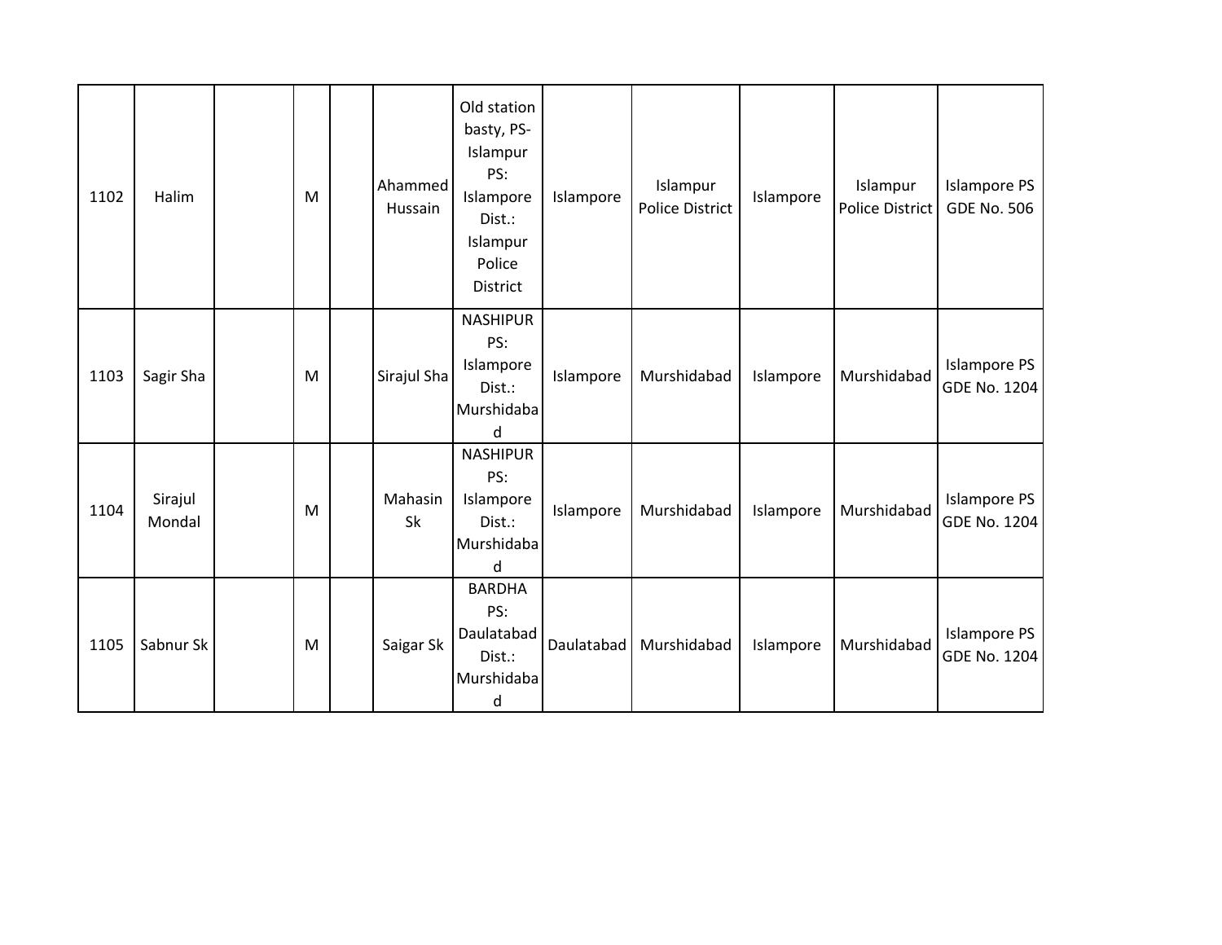| 1102 | Halim | | M | | Ahammed Hussain | Old station basty, PS- Islampur PS: Islampore Dist.: Islampur Police District | Islampore | Islampur Police District | Islampore | Islampur Police District | Islampore PS GDE No. 506 |
|---|---|---|---|---|---|---|---|---|---|---|---|
| 1103 | Sagir Sha | | M | | Sirajul Sha | NASHIPUR PS: Islampore Dist.: Murshidabad | Islampore | Murshidabad | Islampore | Murshidabad | Islampore PS GDE No. 1204 |
| 1104 | Sirajul Mondal | | M | | Mahasin Sk | NASHIPUR PS: Islampore Dist.: Murshidabad | Islampore | Murshidabad | Islampore | Murshidabad | Islampore PS GDE No. 1204 |
| 1105 | Sabnur Sk | | M | | Saigar Sk | BARDHA PS: Daulatabad Dist.: Murshidabad | Daulatabad | Murshidabad | Islampore | Murshidabad | Islampore PS GDE No. 1204 |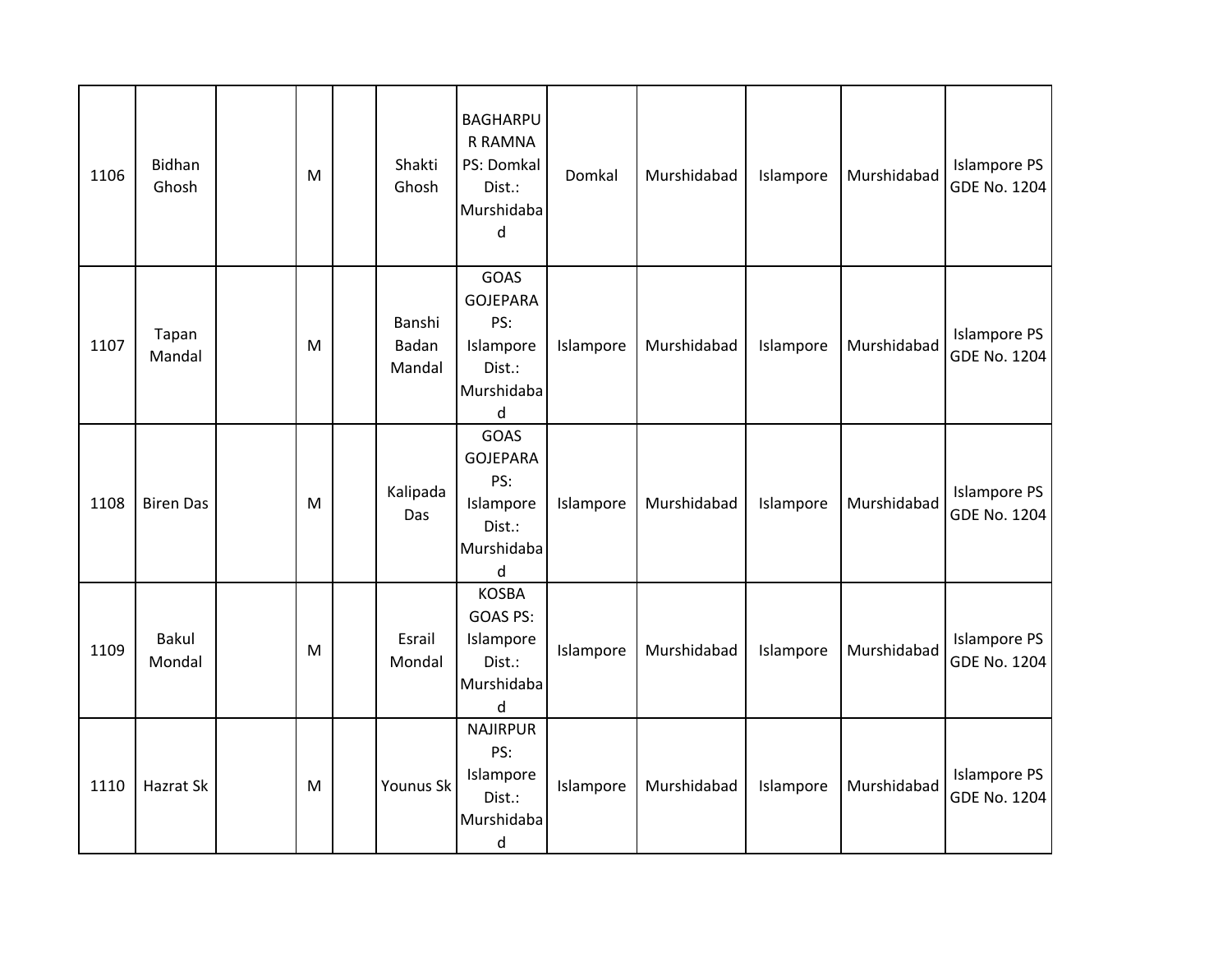| 1106 | Bidhan Ghosh | | M | | Shakti Ghosh | BAGHARPUR RAMNA PS: Domkal Dist.: Murshidabad | Domkal | Murshidabad | Islampore | Murshidabad | Islampore PS GDE No. 1204 |
|---|---|---|---|---|---|---|---|---|---|---|---|
| 1107 | Tapan Mandal | | M | | Banshi Badan Mandal | GOAS GOJEPARA PS: Islampore Dist.: Murshidabad | Islampore | Murshidabad | Islampore | Murshidabad | Islampore PS GDE No. 1204 |
| 1108 | Biren Das | | M | | Kalipada Das | GOAS GOJEPARA PS: Islampore Dist.: Murshidabad | Islampore | Murshidabad | Islampore | Murshidabad | Islampore PS GDE No. 1204 |
| 1109 | Bakul Mondal | | M | | Esrail Mondal | KOSBA GOAS PS: Islampore Dist.: Murshidabad | Islampore | Murshidabad | Islampore | Murshidabad | Islampore PS GDE No. 1204 |
| 1110 | Hazrat Sk | | M | | Younus Sk | NAJIRPUR PS: Islampore Dist.: Murshidabad | Islampore | Murshidabad | Islampore | Murshidabad | Islampore PS GDE No. 1204 |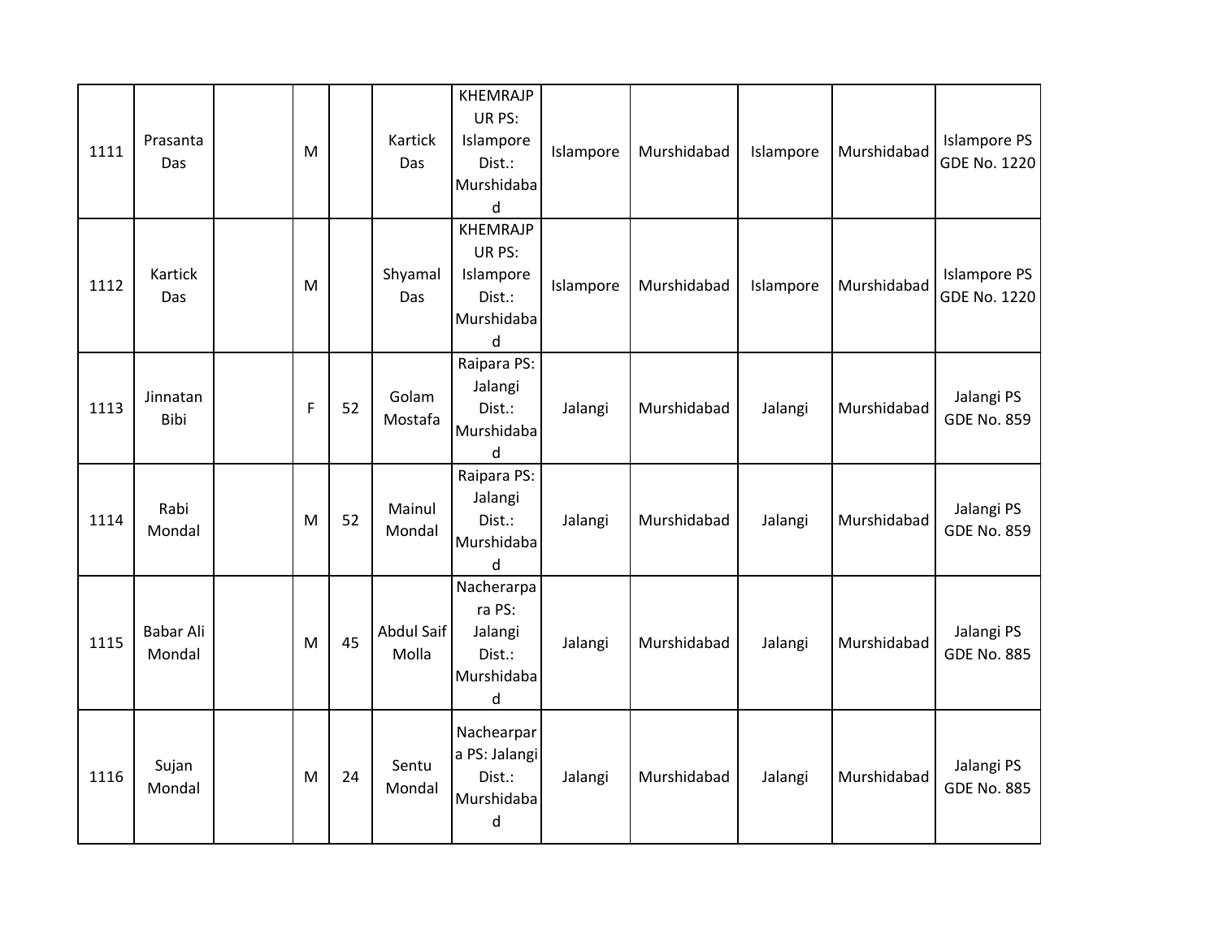| 1111 | Prasanta Das | | M | | Kartick Das | KHEMRAJPUR PS: Islampore Dist.: Murshidabad | Islampore | Murshidabad | Islampore | Murshidabad | Islampore PS GDE No. 1220 |
|---|---|---|---|---|---|---|---|---|---|---|---|
| 1112 | Kartick Das | | M | | Shyamal Das | KHEMRAJPUR PS: Islampore Dist.: Murshidabad | Islampore | Murshidabad | Islampore | Murshidabad | Islampore PS GDE No. 1220 |
| 1113 | Jinnatan Bibi | | F | 52 | Golam Mostafa | Raipara PS: Jalangi Dist.: Murshidabad | Jalangi | Murshidabad | Jalangi | Murshidabad | Jalangi PS GDE No. 859 |
| 1114 | Rabi Mondal | | M | 52 | Mainul Mondal | Raipara PS: Jalangi Dist.: Murshidabad | Jalangi | Murshidabad | Jalangi | Murshidabad | Jalangi PS GDE No. 859 |
| 1115 | Babar Ali Mondal | | M | 45 | Abdul Saif Molla | Nacherarpara PS: Jalangi Dist.: Murshidabad | Jalangi | Murshidabad | Jalangi | Murshidabad | Jalangi PS GDE No. 885 |
| 1116 | Sujan Mondal | | M | 24 | Sentu Mondal | Nachearpara PS: Jalangi Dist.: Murshidabad | Jalangi | Murshidabad | Jalangi | Murshidabad | Jalangi PS GDE No. 885 |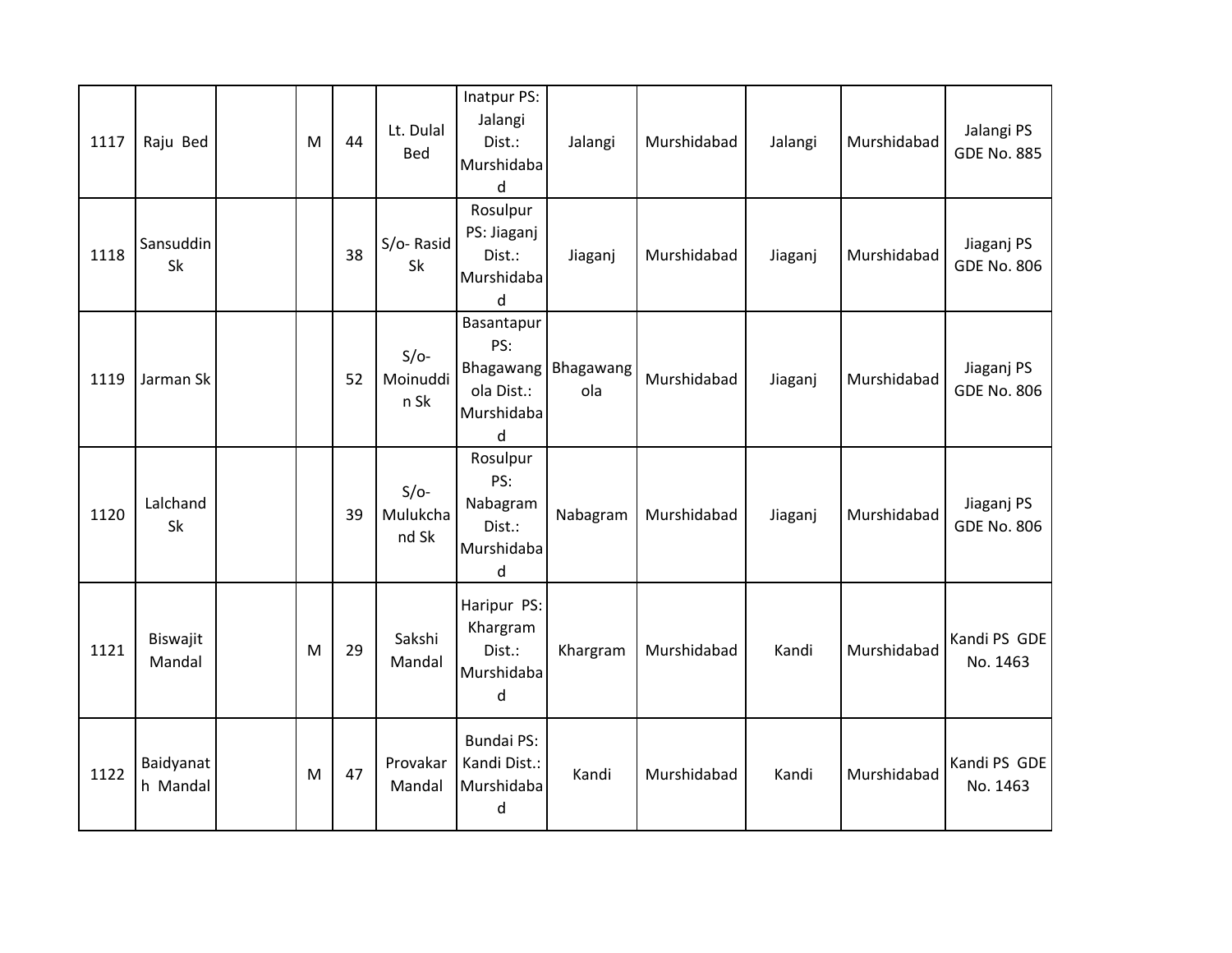| 1117 | Raju Bed | | M | 44 | Lt. Dulal Bed | Inatpur PS: Jalangi Dist.: Murshidabad | Jalangi | Murshidabad | Jalangi | Murshidabad | Jalangi PS GDE No. 885 |
|---|---|---|---|---|---|---|---|---|---|---|---|
| 1118 | Sansuddin Sk | | | 38 | S/o- Rasid Sk | Rosulpur PS: Jiaganj Dist.: Murshidabad | Jiaganj | Murshidabad | Jiaganj | Murshidabad | Jiaganj PS GDE No. 806 |
| 1119 | Jarman Sk | | | 52 | S/o- Moinuddin Sk | Basantapur PS: Bhagawangola Dist.: Murshidabad | Bhagawangola | Murshidabad | Jiaganj | Murshidabad | Jiaganj PS GDE No. 806 |
| 1120 | Lalchand Sk | | | 39 | S/o- Mulukchand Sk | Rosulpur PS: Nabagram Dist.: Murshidabad | Nabagram | Murshidabad | Jiaganj | Murshidabad | Jiaganj PS GDE No. 806 |
| 1121 | Biswajit Mandal | | M | 29 | Sakshi Mandal | Haripur PS: Khargram Dist.: Murshidabad | Khargram | Murshidabad | Kandi | Murshidabad | Kandi PS GDE No. 1463 |
| 1122 | Baidyanath Mandal | | M | 47 | Provakar Mandal | Bundai PS: Kandi Dist.: Murshidabad | Kandi | Murshidabad | Kandi | Murshidabad | Kandi PS GDE No. 1463 |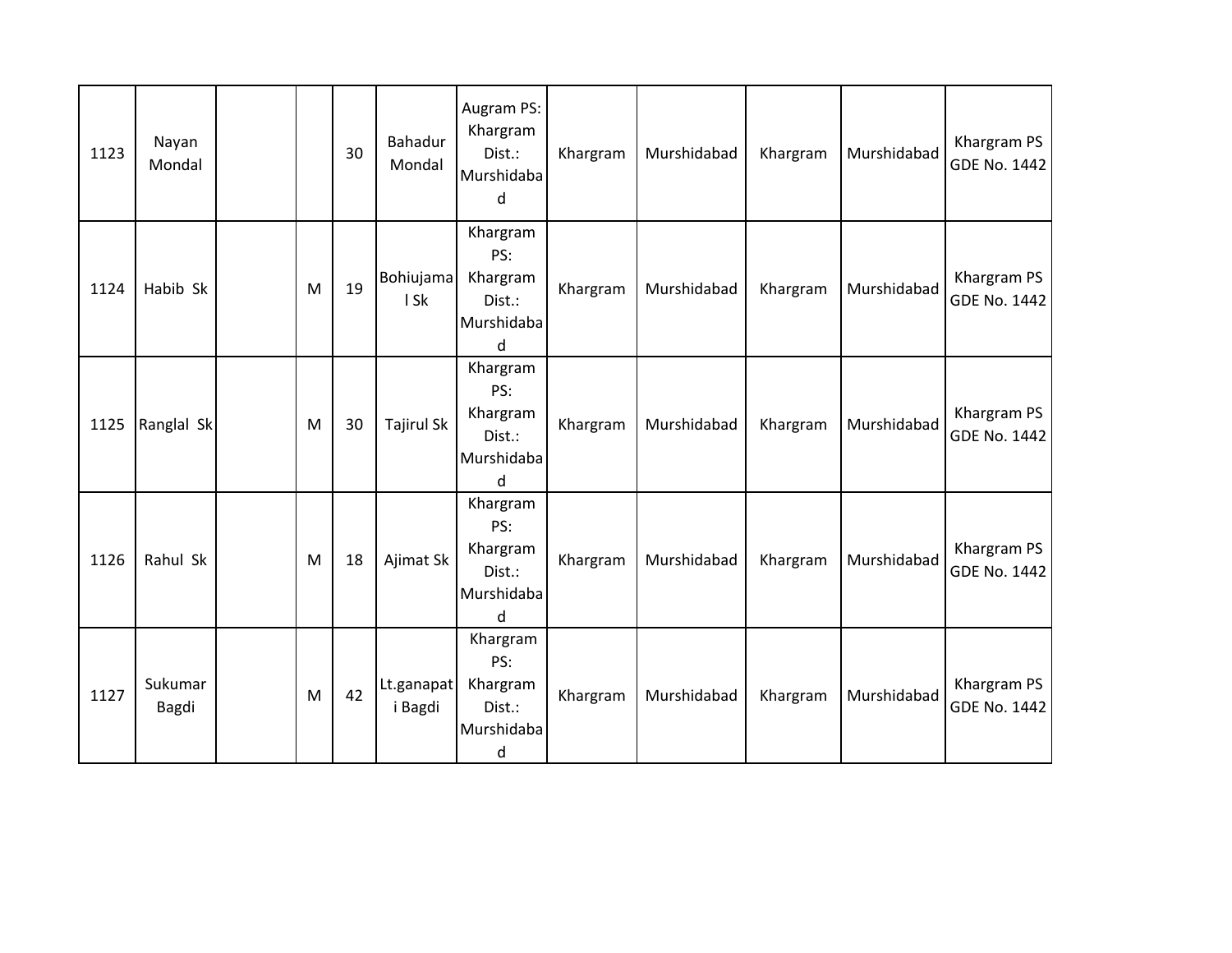| 1123 | Nayan Mondal | | | 30 | Bahadur Mondal | Augram PS: Khargram Dist.: Murshidabad | Khargram | Murshidabad | Khargram | Murshidabad | Khargram PS GDE No. 1442 |
|---|---|---|---|---|---|---|---|---|---|---|---|
| 1124 | Habib Sk | | M | 19 | Bohiujamal Sk | Khargram PS: Khargram Dist.: Murshidabad | Khargram | Murshidabad | Khargram | Murshidabad | Khargram PS GDE No. 1442 |
| 1125 | Ranglal Sk | | M | 30 | Tajirul Sk | Khargram PS: Khargram Dist.: Murshidabad | Khargram | Murshidabad | Khargram | Murshidabad | Khargram PS GDE No. 1442 |
| 1126 | Rahul Sk | | M | 18 | Ajimat Sk | Khargram PS: Khargram Dist.: Murshidabad | Khargram | Murshidabad | Khargram | Murshidabad | Khargram PS GDE No. 1442 |
| 1127 | Sukumar Bagdi | | M | 42 | Lt.ganapati Bagdi | Khargram PS: Khargram Dist.: Murshidabad | Khargram | Murshidabad | Khargram | Murshidabad | Khargram PS GDE No. 1442 |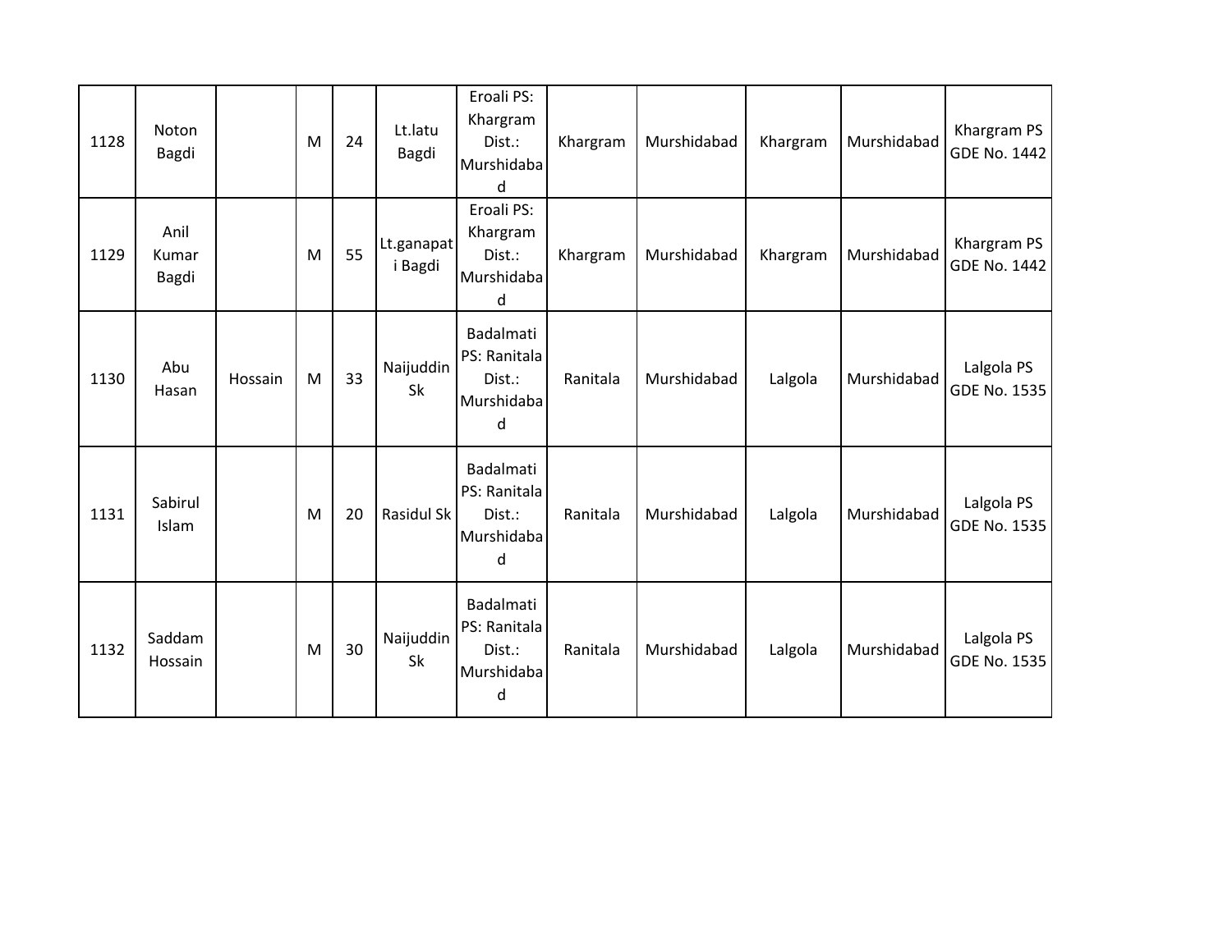| | | | | | | | | | | | |
|---|---|---|---|---|---|---|---|---|---|---|---|
| 1128 | Noton Bagdi | | M | 24 | Lt.latu Bagdi | Eroali PS: Khargram Dist.: Murshidabad | Khargram | Murshidabad | Khargram | Murshidabad | Khargram PS GDE No. 1442 |
| 1129 | Anil Kumar Bagdi | | M | 55 | Lt.ganapati Bagdi | Eroali PS: Khargram Dist.: Murshidabad | Khargram | Murshidabad | Khargram | Murshidabad | Khargram PS GDE No. 1442 |
| 1130 | Abu Hasan | Hossain | M | 33 | Naijuddin Sk | Badalmati PS: Ranitala Dist.: Murshidabad | Ranitala | Murshidabad | Lalgola | Murshidabad | Lalgola PS GDE No. 1535 |
| 1131 | Sabirul Islam | | M | 20 | Rasidul Sk | Badalmati PS: Ranitala Dist.: Murshidabad | Ranitala | Murshidabad | Lalgola | Murshidabad | Lalgola PS GDE No. 1535 |
| 1132 | Saddam Hossain | | M | 30 | Naijuddin Sk | Badalmati PS: Ranitala Dist.: Murshidabad | Ranitala | Murshidabad | Lalgola | Murshidabad | Lalgola PS GDE No. 1535 |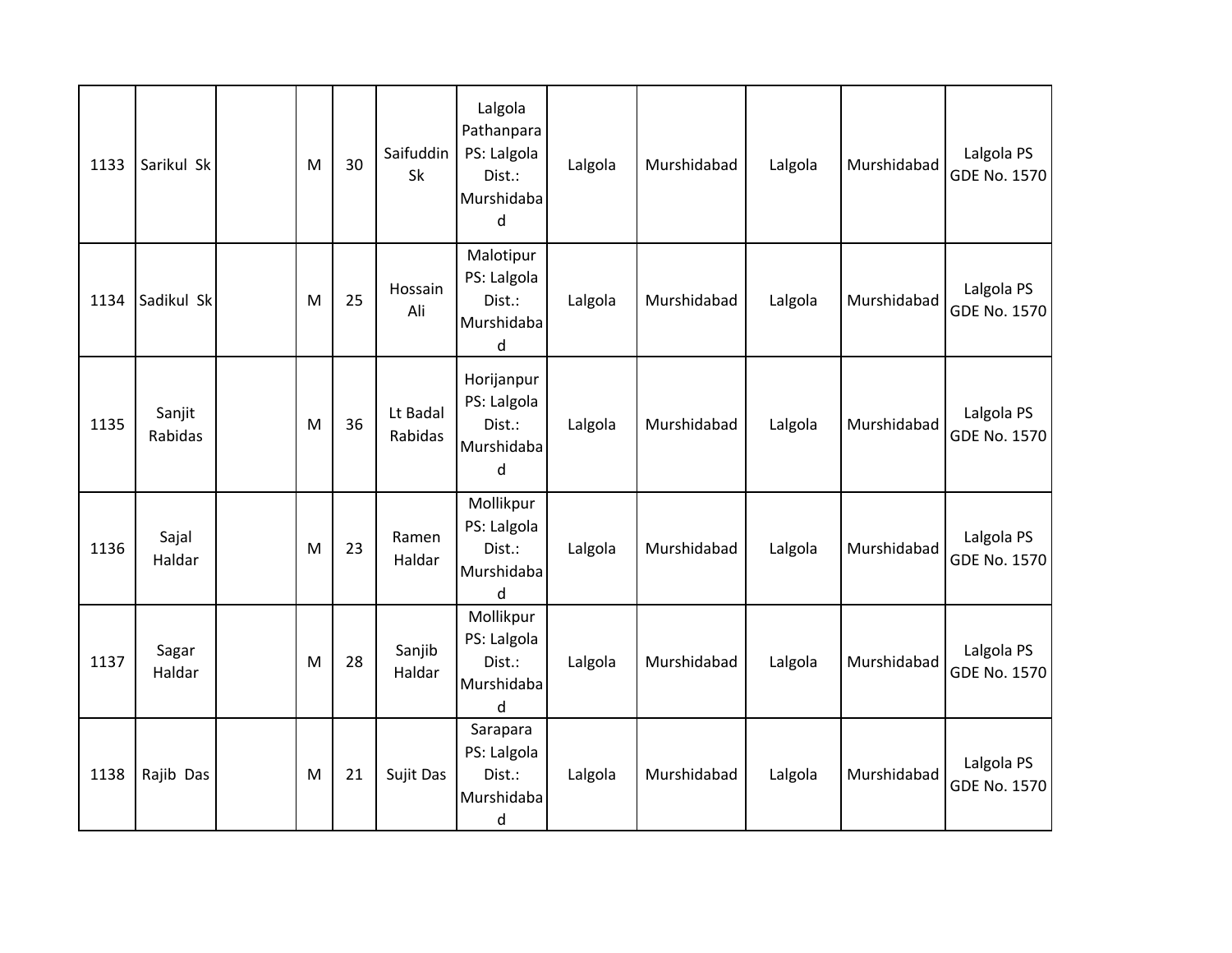| | | | | | | | | | | | |
|---|---|---|---|---|---|---|---|---|---|---|---|
| 1133 | Sarikul Sk | | M | 30 | Saifuddin Sk | Lalgola Pathanpara PS: Lalgola Dist.: Murshidabad | Lalgola | Murshidabad | Lalgola | Murshidabad | Lalgola PS GDE No. 1570 |
| 1134 | Sadikul Sk | | M | 25 | Hossain Ali | Malotipur PS: Lalgola Dist.: Murshidabad | Lalgola | Murshidabad | Lalgola | Murshidabad | Lalgola PS GDE No. 1570 |
| 1135 | Sanjit Rabidas | | M | 36 | Lt Badal Rabidas | Horijanpur PS: Lalgola Dist.: Murshidabad | Lalgola | Murshidabad | Lalgola | Murshidabad | Lalgola PS GDE No. 1570 |
| 1136 | Sajal Haldar | | M | 23 | Ramen Haldar | Mollikpur PS: Lalgola Dist.: Murshidabad | Lalgola | Murshidabad | Lalgola | Murshidabad | Lalgola PS GDE No. 1570 |
| 1137 | Sagar Haldar | | M | 28 | Sanjib Haldar | Mollikpur PS: Lalgola Dist.: Murshidabad | Lalgola | Murshidabad | Lalgola | Murshidabad | Lalgola PS GDE No. 1570 |
| 1138 | Rajib Das | | M | 21 | Sujit Das | Sarapara PS: Lalgola Dist.: Murshidabad | Lalgola | Murshidabad | Lalgola | Murshidabad | Lalgola PS GDE No. 1570 |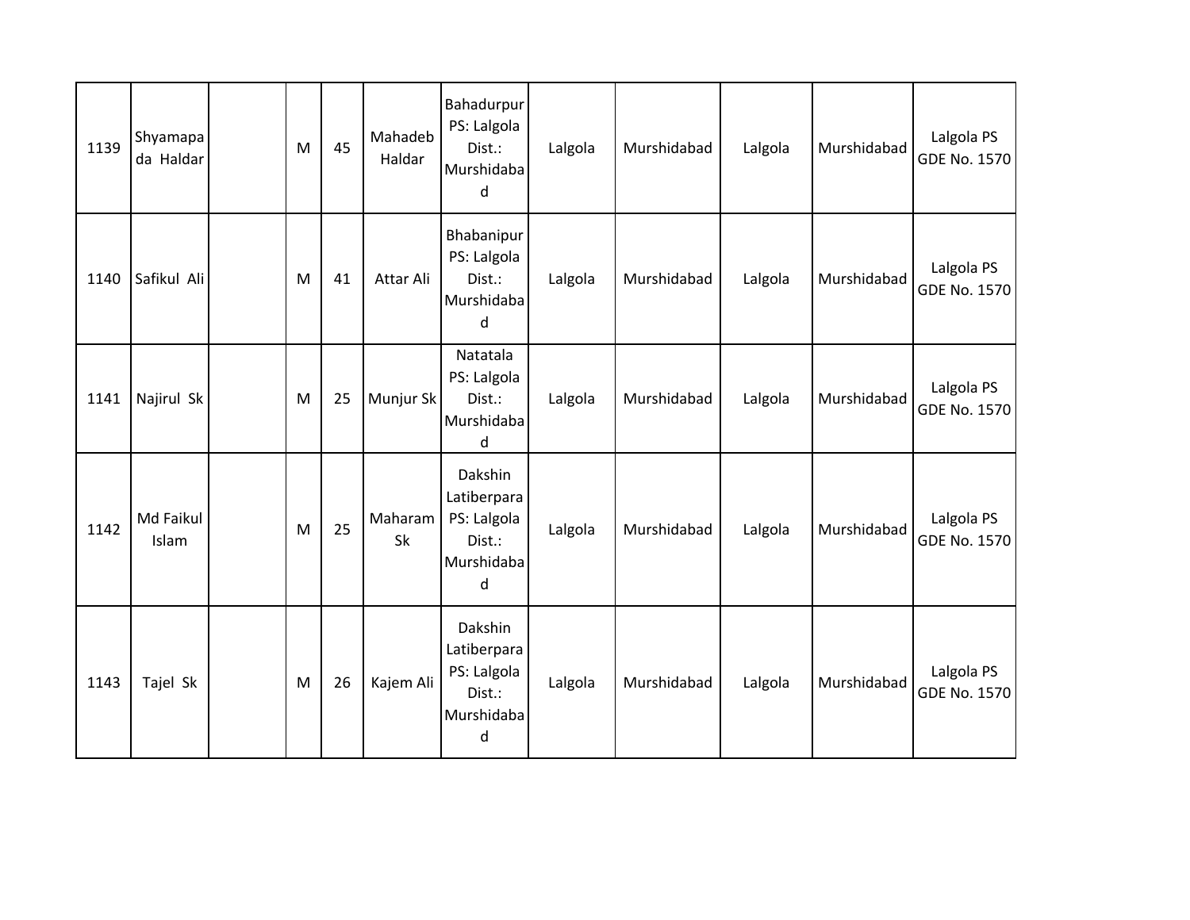| 1139 | Shyamapada Haldar | | M | 45 | Mahadeb Haldar | Bahadurpur PS: Lalgola Dist.: Murshidabad | Lalgola | Murshidabad | Lalgola | Murshidabad | Lalgola PS GDE No. 1570 |
|---|---|---|---|---|---|---|---|---|---|---|---|
| 1140 | Safikul Ali | | M | 41 | Attar Ali | Bhabanipur PS: Lalgola Dist.: Murshidabad | Lalgola | Murshidabad | Lalgola | Murshidabad | Lalgola PS GDE No. 1570 |
| 1141 | Najirul Sk | | M | 25 | Munjur Sk | Natatala PS: Lalgola Dist.: Murshidabad | Lalgola | Murshidabad | Lalgola | Murshidabad | Lalgola PS GDE No. 1570 |
| 1142 | Md Faikul Islam | | M | 25 | Maharam Sk | Dakshin Latiberpara PS: Lalgola Dist.: Murshidabad | Lalgola | Murshidabad | Lalgola | Murshidabad | Lalgola PS GDE No. 1570 |
| 1143 | Tajel Sk | | M | 26 | Kajem Ali | Dakshin Latiberpara PS: Lalgola Dist.: Murshidabad | Lalgola | Murshidabad | Lalgola | Murshidabad | Lalgola PS GDE No. 1570 |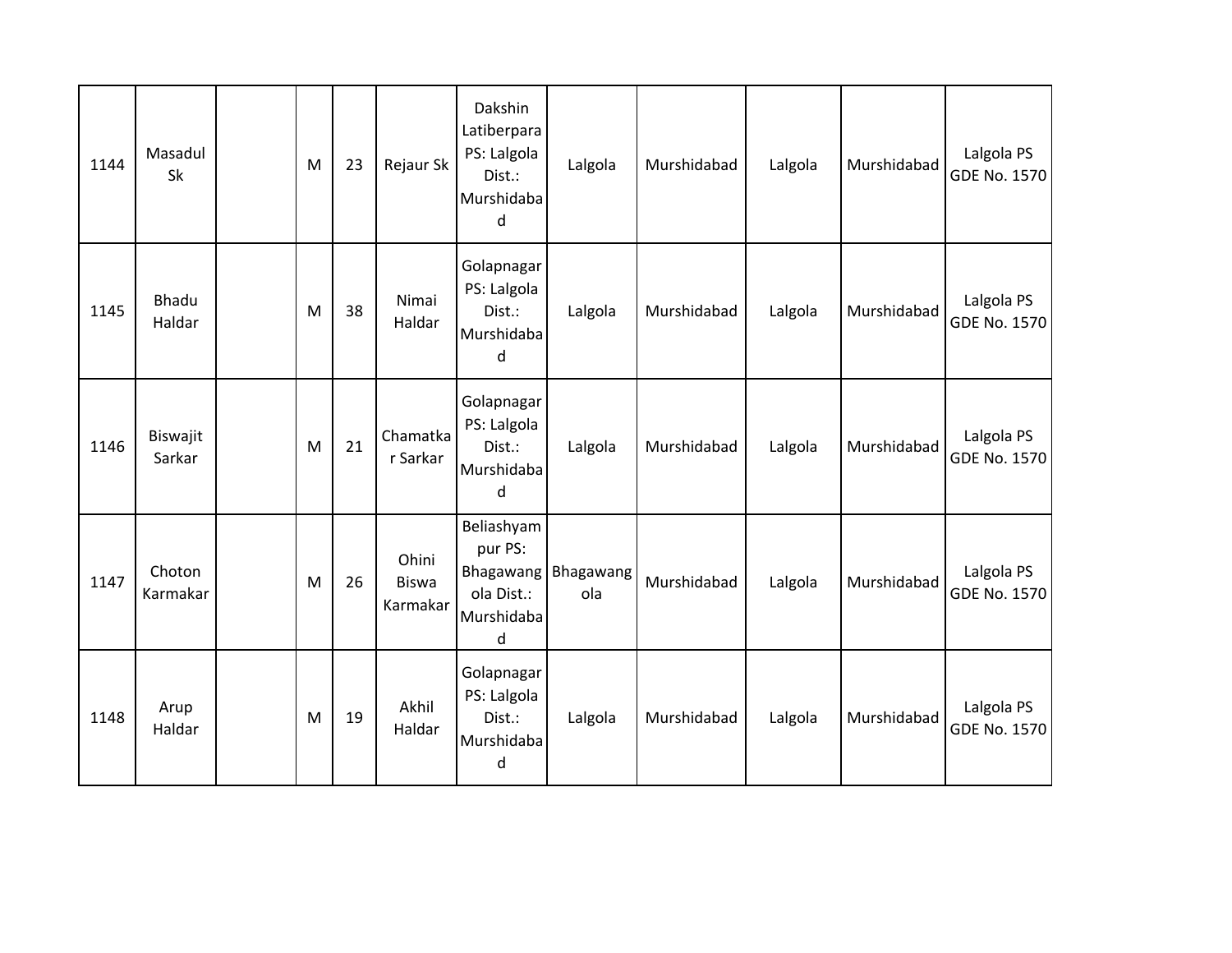| 1144 | Masadul Sk | | M | 23 | Rejaur Sk | Dakshin Latiberpara PS: Lalgola Dist.: Murshidabad | Lalgola | Murshidabad | Lalgola | Murshidabad | Lalgola PS GDE No. 1570 |
|---|---|---|---|---|---|---|---|---|---|---|---|
| 1145 | Bhadu Haldar | | M | 38 | Nimai Haldar | Golapnagar PS: Lalgola Dist.: Murshidabad | Lalgola | Murshidabad | Lalgola | Murshidabad | Lalgola PS GDE No. 1570 |
| 1146 | Biswajit Sarkar | | M | 21 | Chamatkar Sarkar | Golapnagar PS: Lalgola Dist.: Murshidabad | Lalgola | Murshidabad | Lalgola | Murshidabad | Lalgola PS GDE No. 1570 |
| 1147 | Choton Karmakar | | M | 26 | Ohini Biswa Karmakar | Beliashyampur PS: Bhagawangola Dist.: Murshidabad | Bhagawangola | Murshidabad | Lalgola | Murshidabad | Lalgola PS GDE No. 1570 |
| 1148 | Arup Haldar | | M | 19 | Akhil Haldar | Golapnagar PS: Lalgola Dist.: Murshidabad | Lalgola | Murshidabad | Lalgola | Murshidabad | Lalgola PS GDE No. 1570 |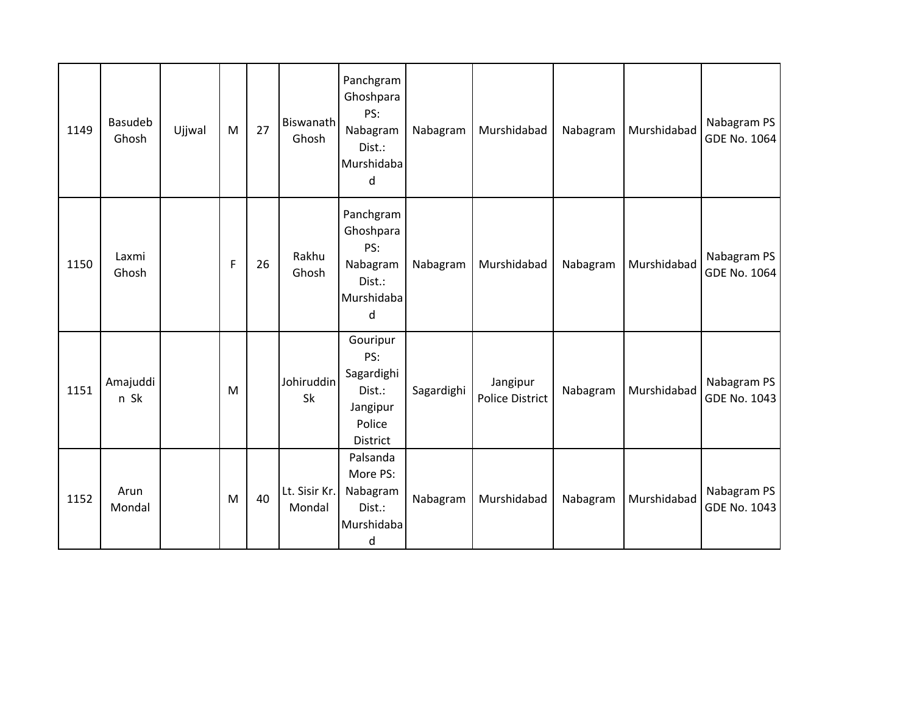| | | | | | | | | | | | |
|---|---|---|---|---|---|---|---|---|---|---|---|
| 1149 | Basudeb Ghosh | Ujjwal | M | 27 | Biswanath Ghosh | Panchgram Ghoshpara PS: Nabagram Dist.: Murshidabad | Nabagram | Murshidabad | Nabagram | Murshidabad | Nabagram PS GDE No. 1064 |
| 1150 | Laxmi Ghosh | | F | 26 | Rakhu Ghosh | Panchgram Ghoshpara PS: Nabagram Dist.: Murshidabad | Nabagram | Murshidabad | Nabagram | Murshidabad | Nabagram PS GDE No. 1064 |
| 1151 | Amajuddin Sk | | M | | Johiruddin Sk | Gouripur PS: Sagardighi Dist.: Jangipur Police District | Sagardighi | Jangipur Police District | Nabagram | Murshidabad | Nabagram PS GDE No. 1043 |
| 1152 | Arun Mondal | | M | 40 | Lt. Sisir Kr. Mondal | Palsanda More PS: Nabagram Dist.: Murshidabad | Nabagram | Murshidabad | Nabagram | Murshidabad | Nabagram PS GDE No. 1043 |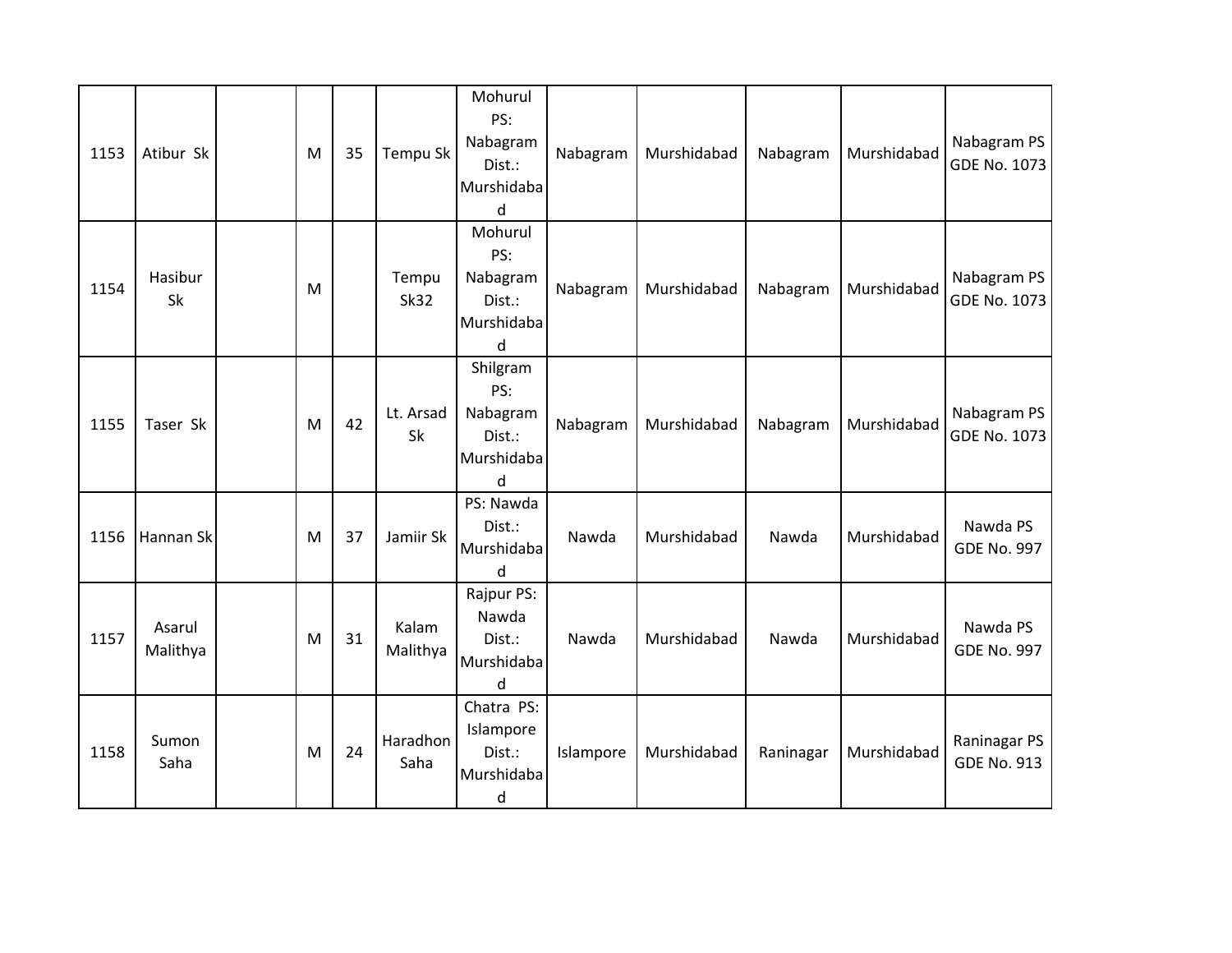| 1153 | Atibur Sk | | M | 35 | Tempu Sk | Mohurul PS: Nabagram Dist.: Murshidabad | Nabagram | Murshidabad | Nabagram | Murshidabad | Nabagram PS GDE No. 1073 |
|---|---|---|---|---|---|---|---|---|---|---|---|
| 1154 | Hasibur Sk | | M | | Tempu Sk32 | Mohurul PS: Nabagram Dist.: Murshidabad | Nabagram | Murshidabad | Nabagram | Murshidabad | Nabagram PS GDE No. 1073 |
| 1155 | Taser Sk | | M | 42 | Lt. Arsad Sk | Shilgram PS: Nabagram Dist.: Murshidabad | Nabagram | Murshidabad | Nabagram | Murshidabad | Nabagram PS GDE No. 1073 |
| 1156 | Hannan Sk | | M | 37 | Jamiir Sk | PS: Nawda Dist.: Murshidabad | Nawda | Murshidabad | Nawda | Murshidabad | Nawda PS GDE No. 997 |
| 1157 | Asarul Malithya | | M | 31 | Kalam Malithya | Rajpur PS: Nawda Dist.: Murshidabad | Nawda | Murshidabad | Nawda | Murshidabad | Nawda PS GDE No. 997 |
| 1158 | Sumon Saha | | M | 24 | Haradhon Saha | Chatra PS: Islampore Dist.: Murshidabad | Islampore | Murshidabad | Raninagar | Murshidabad | Raninagar PS GDE No. 913 |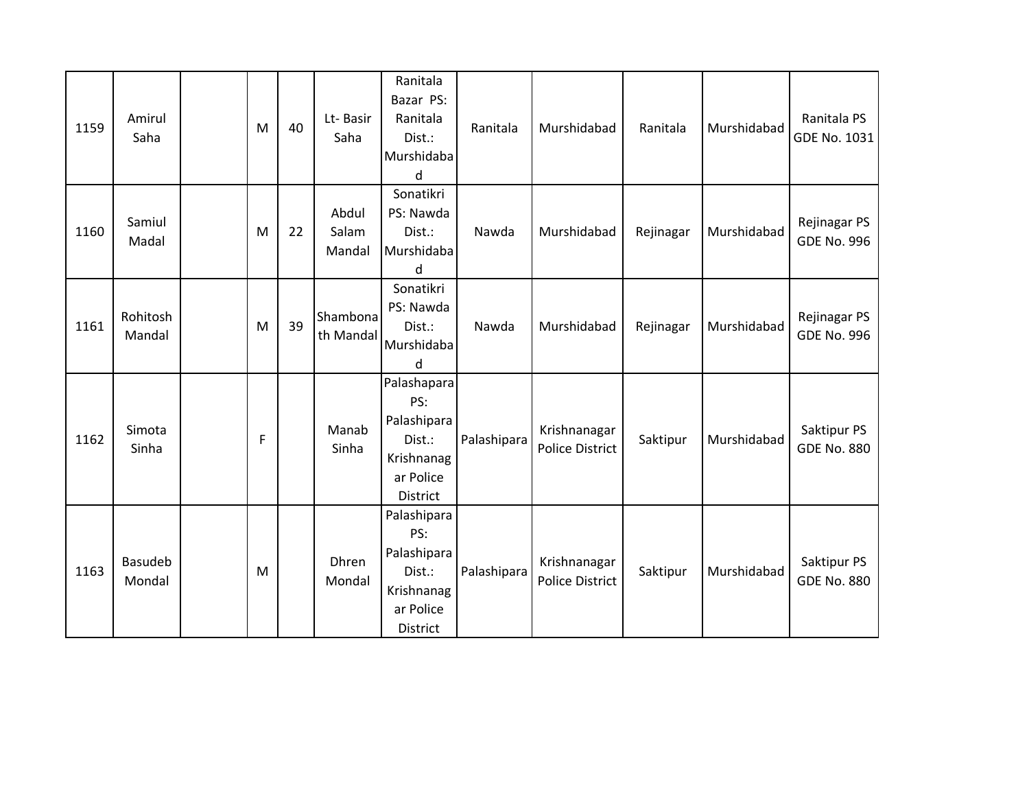| 1159 | Amirul Saha | | M | 40 | Lt- Basir Saha | Ranitala Bazar PS: Ranitala Dist.: Murshidabad | Ranitala | Murshidabad | Ranitala | Murshidabad | Ranitala PS GDE No. 1031 |
|---|---|---|---|---|---|---|---|---|---|---|---|
| 1160 | Samiul Madal | | M | 22 | Abdul Salam Mandal | Sonatikri PS: Nawda Dist.: Murshidabad | Nawda | Murshidabad | Rejinagar | Murshidabad | Rejinagar PS GDE No. 996 |
| 1161 | Rohitosh Mandal | | M | 39 | Shambonath Mandal | Sonatikri PS: Nawda Dist.: Murshidabad | Nawda | Murshidabad | Rejinagar | Murshidabad | Rejinagar PS GDE No. 996 |
| 1162 | Simota Sinha | | F | | Manab Sinha | Palashapara PS: Palashipara Dist.: Krishnanagar Police District | Palashipara | Krishnanagar Police District | Saktipur | Murshidabad | Saktipur PS GDE No. 880 |
| 1163 | Basudeb Mondal | | M | | Dhren Mondal | Palashipara PS: Palashipara Dist.: Krishnanagar Police District | Palashipara | Krishnanagar Police District | Saktipur | Murshidabad | Saktipur PS GDE No. 880 |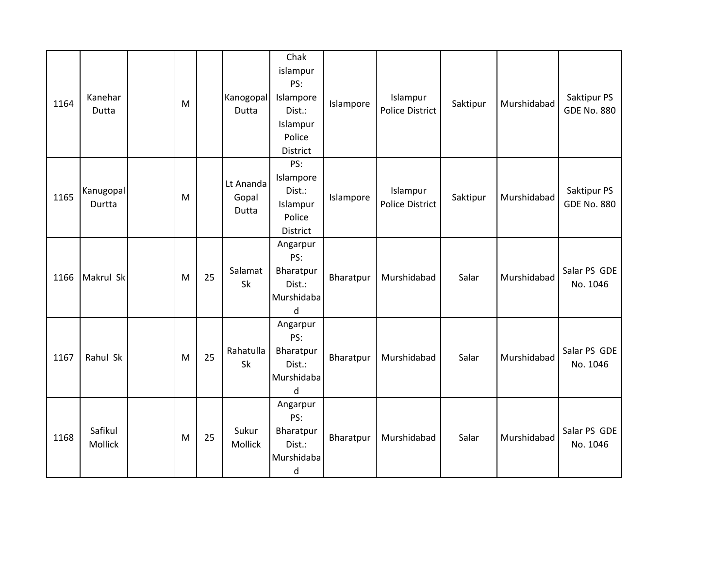| | | | | | | | | | | | |
|---|---|---|---|---|---|---|---|---|---|---|---|
| 1164 | Kanehar Dutta | | M | | Kanogopal Dutta | Chak islampur PS: Islampore Dist.: Islampur Police District | Islampore | Islampur Police District | Saktipur | Murshidabad | Saktipur PS GDE No. 880 |
| 1165 | Kanugopal Durtta | | M | | Lt Ananda Gopal Dutta | PS: Islampore Dist.: Islampur Police District | Islampore | Islampur Police District | Saktipur | Murshidabad | Saktipur PS GDE No. 880 |
| 1166 | Makrul Sk | | M | 25 | Salamat Sk | Angarpur PS: Bharatpur Dist.: Murshidabad | Bharatpur | Murshidabad | Salar | Murshidabad | Salar PS GDE No. 1046 |
| 1167 | Rahul Sk | | M | 25 | Rahatulla Sk | Angarpur PS: Bharatpur Dist.: Murshidabad | Bharatpur | Murshidabad | Salar | Murshidabad | Salar PS GDE No. 1046 |
| 1168 | Safikul Mollick | | M | 25 | Sukur Mollick | Angarpur PS: Bharatpur Dist.: Murshidabad | Bharatpur | Murshidabad | Salar | Murshidabad | Salar PS GDE No. 1046 |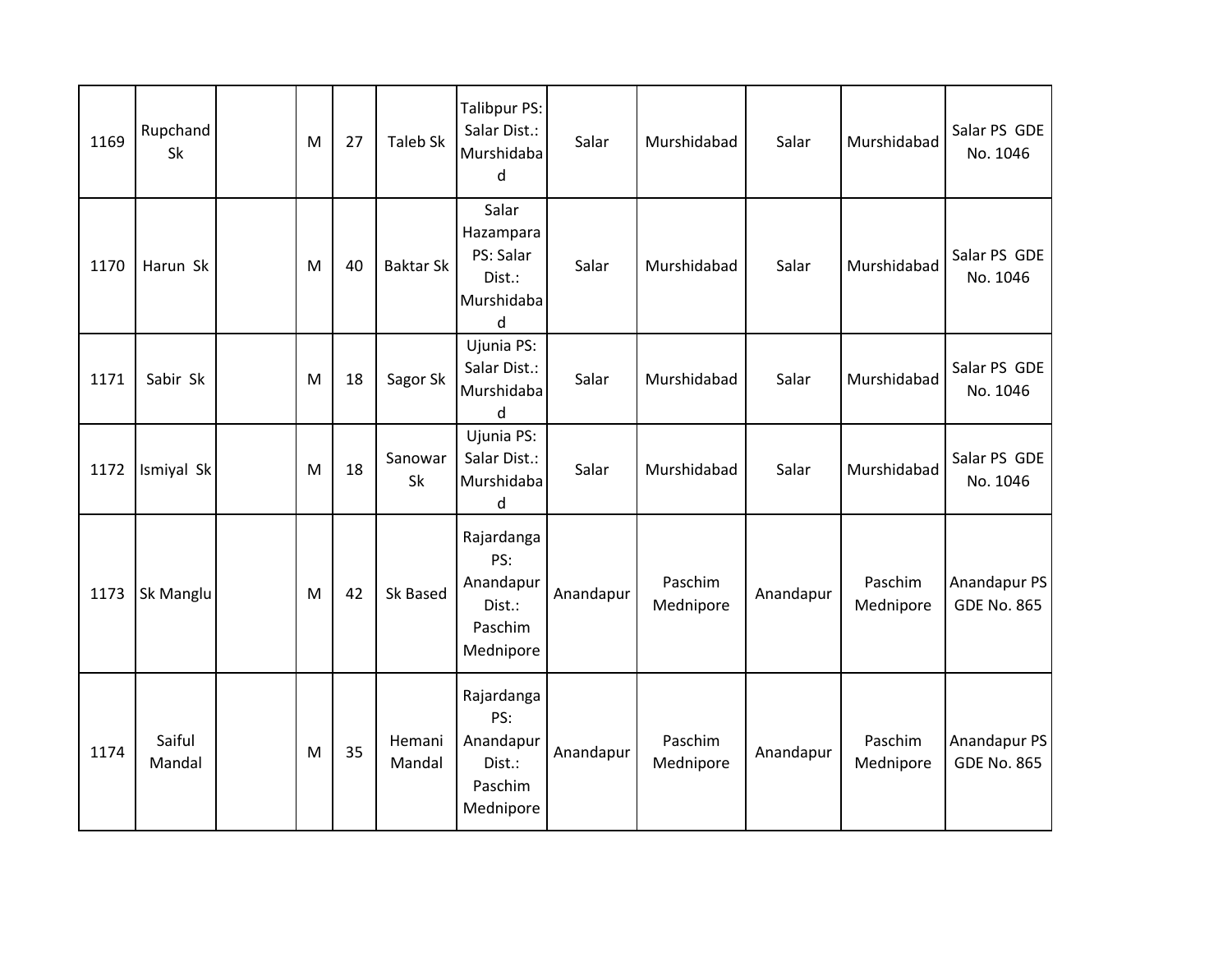| 1169 | Rupchand Sk | | M | 27 | Taleb Sk | Talibpur PS: Salar Dist.: Murshidabad | Salar | Murshidabad | Salar | Murshidabad | Salar PS GDE No. 1046 |
|---|---|---|---|---|---|---|---|---|---|---|---|
| 1170 | Harun Sk | | M | 40 | Baktar Sk | Salar Hazampara PS: Salar Dist.: Murshidabad | Salar | Murshidabad | Salar | Murshidabad | Salar PS GDE No. 1046 |
| 1171 | Sabir Sk | | M | 18 | Sagor Sk | Ujunia PS: Salar Dist.: Murshidabad | Salar | Murshidabad | Salar | Murshidabad | Salar PS GDE No. 1046 |
| 1172 | Ismiyal Sk | | M | 18 | Sanowar Sk | Ujunia PS: Salar Dist.: Murshidabad | Salar | Murshidabad | Salar | Murshidabad | Salar PS GDE No. 1046 |
| 1173 | Sk Manglu | | M | 42 | Sk Based | Rajardanga PS: Anandapur Dist.: Paschim Mednipore | Anandapur | Paschim Mednipore | Anandapur | Paschim Mednipore | Anandapur PS GDE No. 865 |
| 1174 | Saiful Mandal | | M | 35 | Hemani Mandal | Rajardanga PS: Anandapur Dist.: Paschim Mednipore | Anandapur | Paschim Mednipore | Anandapur | Paschim Mednipore | Anandapur PS GDE No. 865 |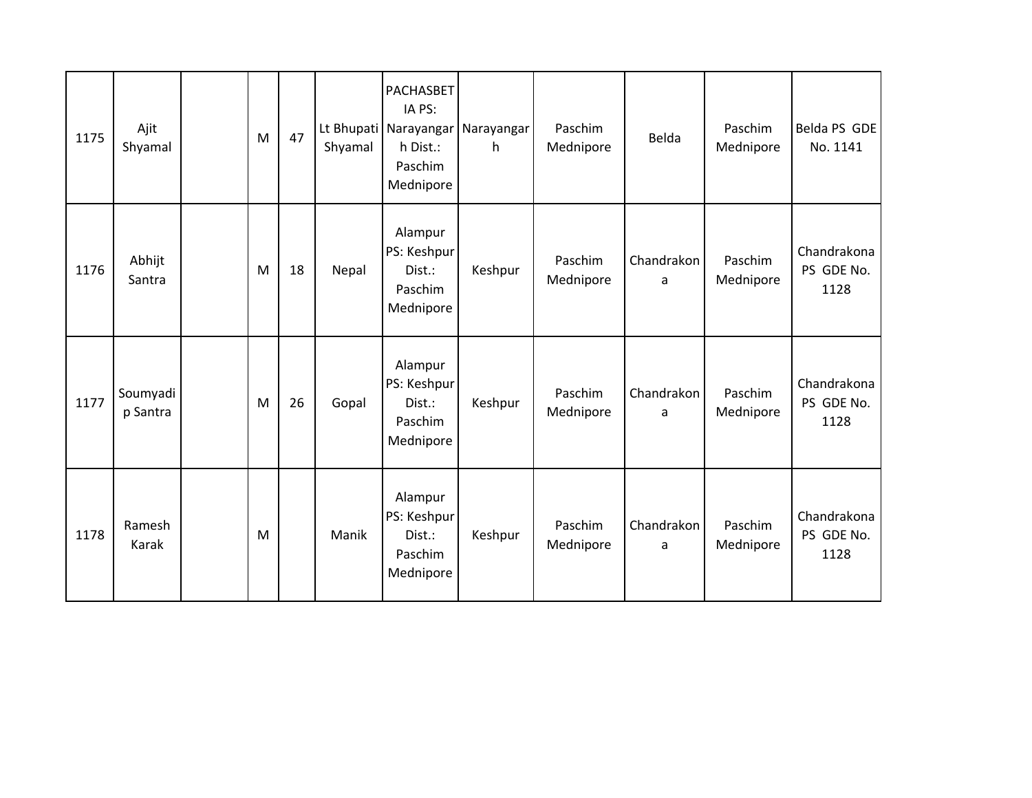| 1175 | Ajit Shyamal | | M | 47 | Lt Bhupati Shyamal | PACHASBETIA PS: Narayangarh Dist.: Paschim Mednipore | Narayangarh | Paschim Mednipore | Belda | Paschim Mednipore | Belda PS GDE No. 1141 |
|---|---|---|---|---|---|---|---|---|---|---|---|
| 1176 | Abhijt Santra | | M | 18 | Nepal | Alampur PS: Keshpur Dist.: Paschim Mednipore | Keshpur | Paschim Mednipore | Chandrakona | Paschim Mednipore | Chandrakona PS GDE No. 1128 |
| 1177 | Soumyadip Santra | | M | 26 | Gopal | Alampur PS: Keshpur Dist.: Paschim Mednipore | Keshpur | Paschim Mednipore | Chandrakona | Paschim Mednipore | Chandrakona PS GDE No. 1128 |
| 1178 | Ramesh Karak | | M | | Manik | Alampur PS: Keshpur Dist.: Paschim Mednipore | Keshpur | Paschim Mednipore | Chandrakona | Paschim Mednipore | Chandrakona PS GDE No. 1128 |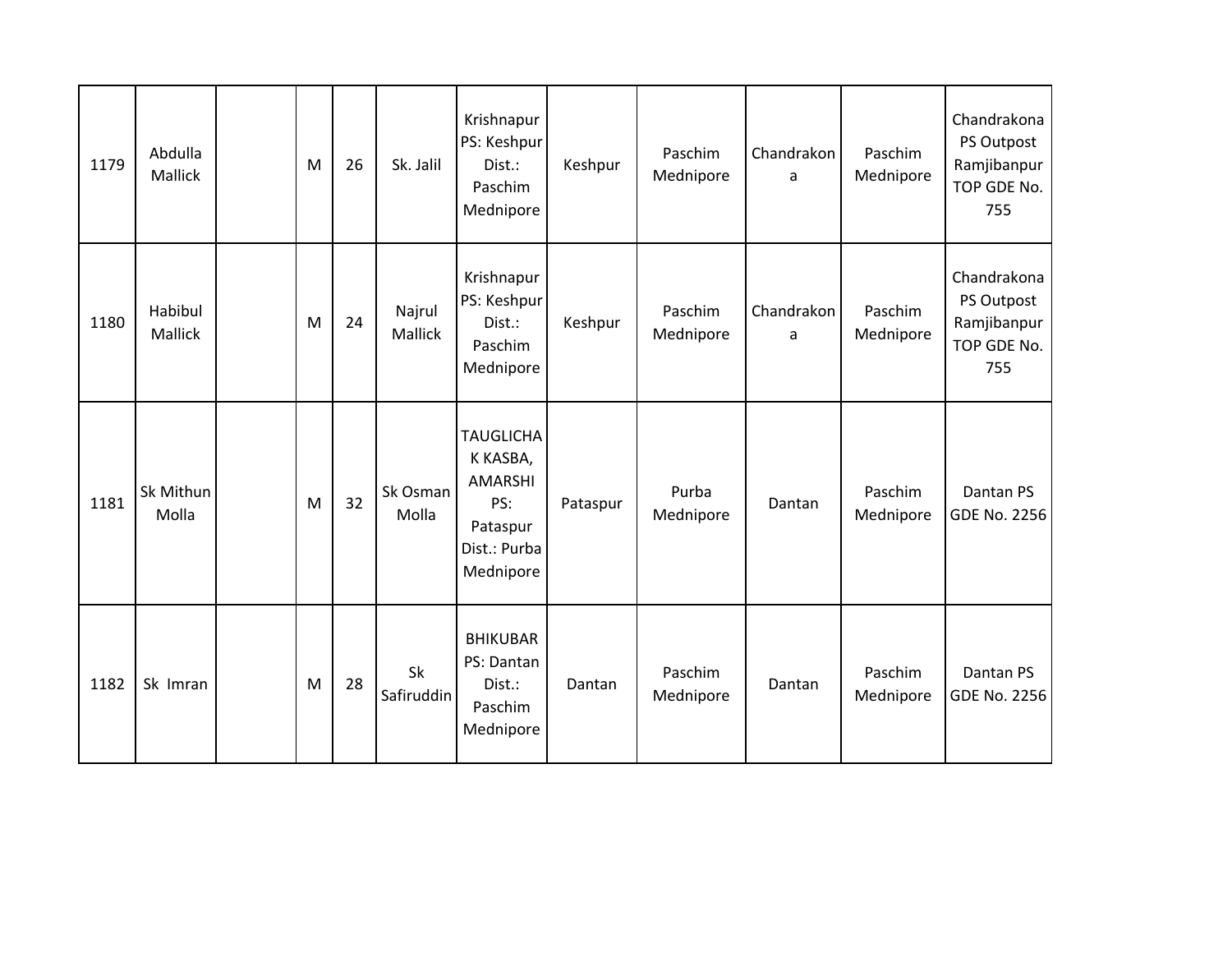| | | | | | | | | | | | |
|---|---|---|---|---|---|---|---|---|---|---|---|
| 1179 | Abdulla Mallick | | M | 26 | Sk. Jalil | Krishnapur PS: Keshpur Dist.: Paschim Mednipore | Keshpur | Paschim Mednipore | Chandrakona | Paschim Mednipore | Chandrakona PS Outpost Ramjibanpur TOP GDE No. 755 |
| 1180 | Habibul Mallick | | M | 24 | Najrul Mallick | Krishnapur PS: Keshpur Dist.: Paschim Mednipore | Keshpur | Paschim Mednipore | Chandrakona | Paschim Mednipore | Chandrakona PS Outpost Ramjibanpur TOP GDE No. 755 |
| 1181 | Sk Mithun Molla | | M | 32 | Sk Osman Molla | TAUGLICHAK KASBA, AMARSHI PS: Pataspur Dist.: Purba Mednipore | Pataspur | Purba Mednipore | Dantan | Paschim Mednipore | Dantan PS GDE No. 2256 |
| 1182 | Sk Imran | | M | 28 | Sk Safiruddin | BHIKUBAR PS: Dantan Dist.: Paschim Mednipore | Dantan | Paschim Mednipore | Dantan | Paschim Mednipore | Dantan PS GDE No. 2256 |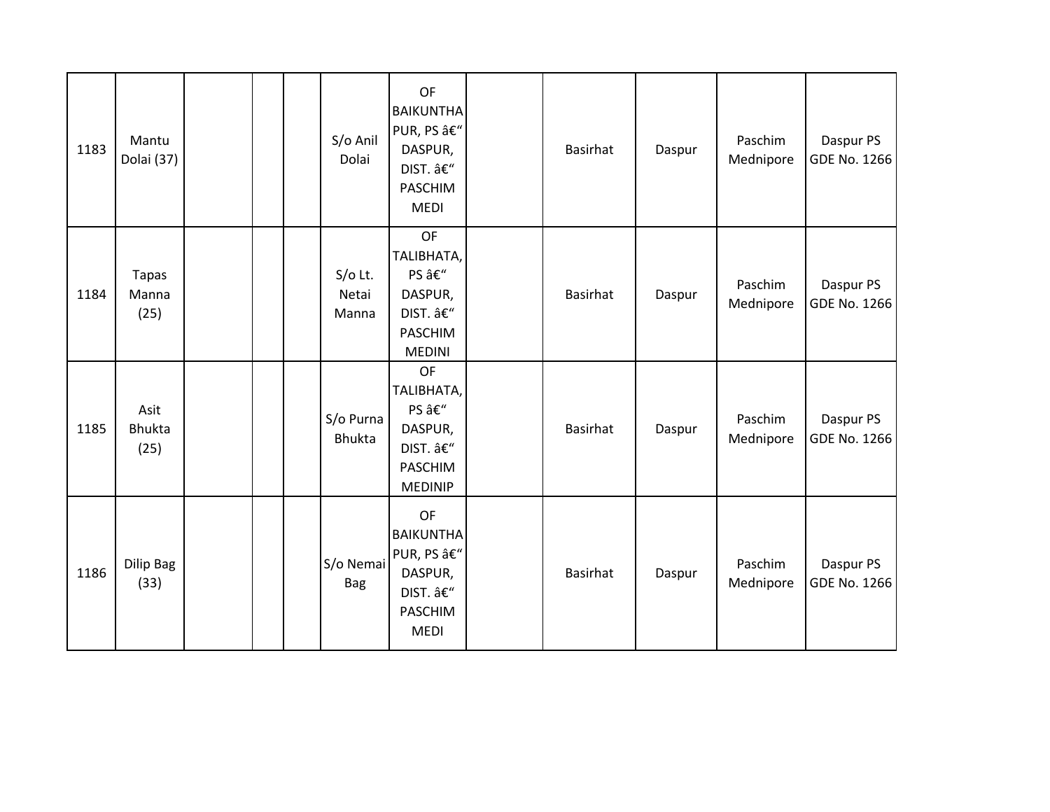| 1183 | Mantu Dolai (37) | | | | S/o Anil Dolai | OF BAIKUNTHAPUR, PS â€“ DASPUR, DIST. â€“ PASCHIM MEDI | | Basirhat | Daspur | Paschim Mednipore | Daspur PS GDE No. 1266 |
|---|---|---|---|---|---|---|---|---|---|---|---|
| 1184 | Tapas Manna (25) | | | | S/o Lt. Netai Manna | OF TALIBHATA, PS â€“ DASPUR, DIST. â€“ PASCHIM MEDINI | | Basirhat | Daspur | Paschim Mednipore | Daspur PS GDE No. 1266 |
| 1185 | Asit Bhukta (25) | | | | S/o Purna Bhukta | OF TALIBHATA, PS â€“ DASPUR, DIST. â€“ PASCHIM MEDINIP | | Basirhat | Daspur | Paschim Mednipore | Daspur PS GDE No. 1266 |
| 1186 | Dilip Bag (33) | | | | S/o Nemai Bag | OF BAIKUNTHAPUR, PS â€“ DASPUR, DIST. â€“ PASCHIM MEDI | | Basirhat | Daspur | Paschim Mednipore | Daspur PS GDE No. 1266 |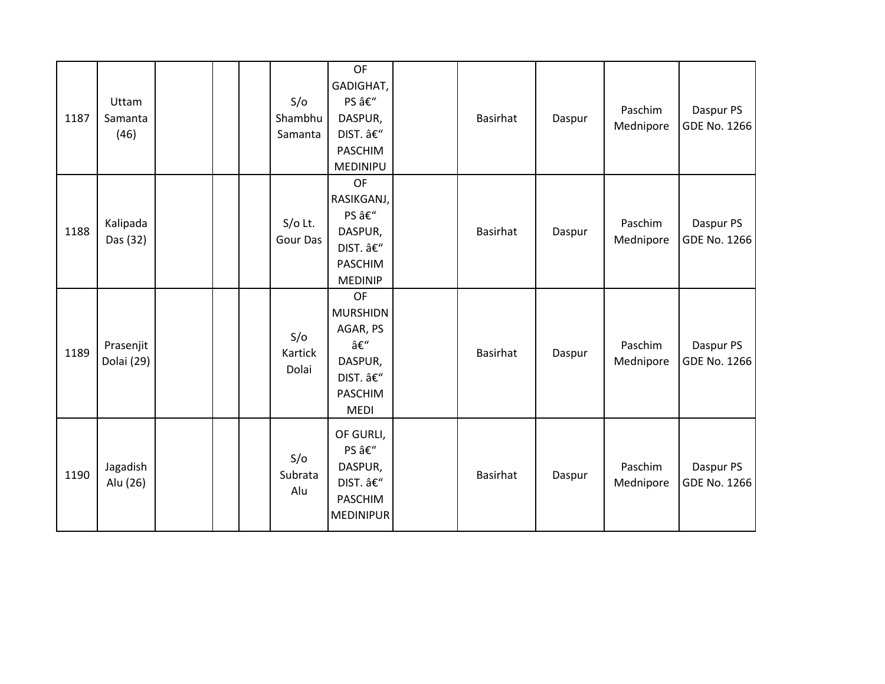| 1187 | Uttam Samanta (46) | | | | S/o Shambhu Samanta | OF GADIGHAT, PS â€" DASPUR, DIST. â€" PASCHIM MEDINIPU | | Basirhat | Daspur | Paschim Mednipore | Daspur PS GDE No. 1266 |
|---|---|---|---|---|---|---|---|---|---|---|---|
| 1188 | Kalipada Das (32) | | | | S/o Lt. Gour Das | OF RASIKGANJ, PS â€" DASPUR, DIST. â€" PASCHIM MEDINIP | | Basirhat | Daspur | Paschim Mednipore | Daspur PS GDE No. 1266 |
| 1189 | Prasenjit Dolai (29) | | | | S/o Kartick Dolai | OF MURSHIDNAGAR, PS â€" DASPUR, DIST. â€" PASCHIM MEDI | | Basirhat | Daspur | Paschim Mednipore | Daspur PS GDE No. 1266 |
| 1190 | Jagadish Alu (26) | | | | S/o Subrata Alu | OF GURLI, PS â€" DASPUR, DIST. â€" PASCHIM MEDINIPUR | | Basirhat | Daspur | Paschim Mednipore | Daspur PS GDE No. 1266 |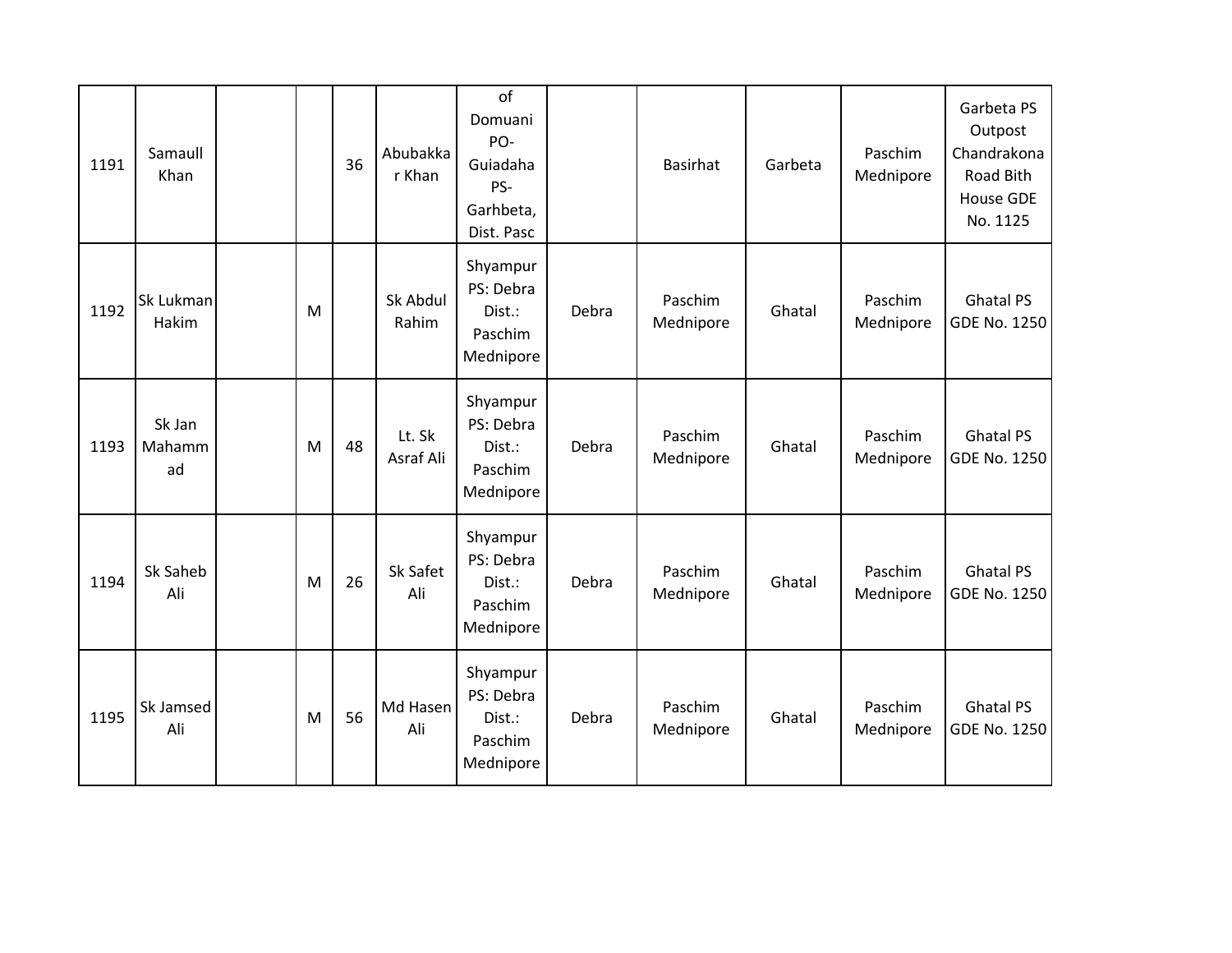| 1191 | Samaull Khan | | | 36 | Abubakkar Khan | of Domuani PO- Guiadaha PS- Garhbeta, Dist. Pasc | | Basirhat | Garbeta | Paschim Mednipore | Garbeta PS Outpost Chandrakona Road Bith House GDE No. 1125 |
|---|---|---|---|---|---|---|---|---|---|---|---|
| 1192 | Sk Lukman Hakim | | M | | Sk Abdul Rahim | Shyampur PS: Debra Dist.: Paschim Mednipore | Debra | Paschim Mednipore | Ghatal | Paschim Mednipore | Ghatal PS GDE No. 1250 |
| 1193 | Sk Jan Mahammad | | M | 48 | Lt. Sk Asraf Ali | Shyampur PS: Debra Dist.: Paschim Mednipore | Debra | Paschim Mednipore | Ghatal | Paschim Mednipore | Ghatal PS GDE No. 1250 |
| 1194 | Sk Saheb Ali | | M | 26 | Sk Safet Ali | Shyampur PS: Debra Dist.: Paschim Mednipore | Debra | Paschim Mednipore | Ghatal | Paschim Mednipore | Ghatal PS GDE No. 1250 |
| 1195 | Sk Jamsed Ali | | M | 56 | Md Hasen Ali | Shyampur PS: Debra Dist.: Paschim Mednipore | Debra | Paschim Mednipore | Ghatal | Paschim Mednipore | Ghatal PS GDE No. 1250 |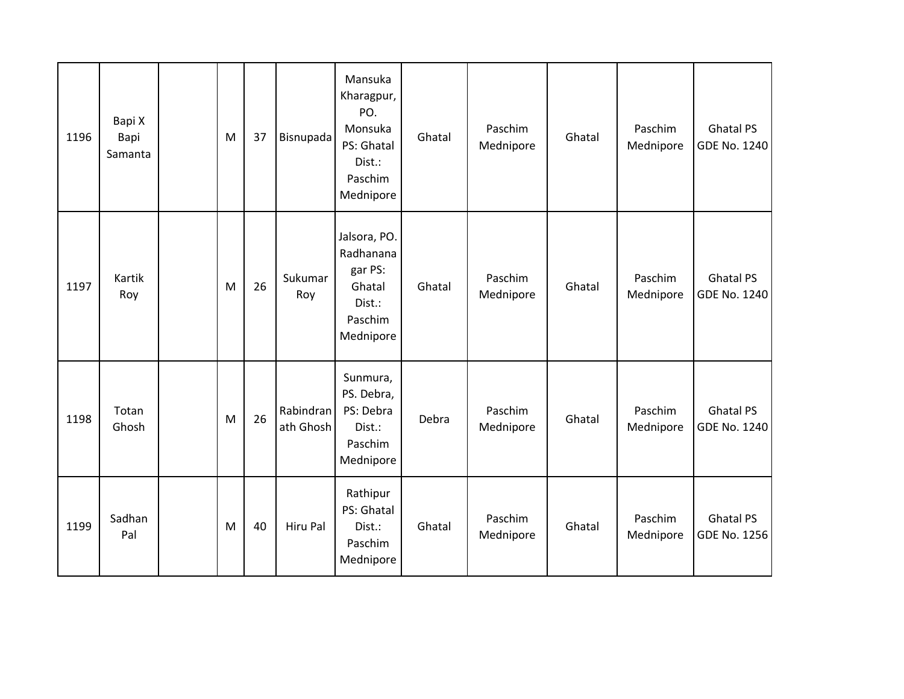| | | | | | | | | | | | |
|---|---|---|---|---|---|---|---|---|---|---|---|
| 1196 | Bapi X Bapi Samanta | | M | 37 | Bisnupada | Mansuka Kharagpur, PO. Monsuka PS: Ghatal Dist.: Paschim Mednipore | Ghatal | Paschim Mednipore | Ghatal | Paschim Mednipore | Ghatal PS GDE No. 1240 |
| 1197 | Kartik Roy | | M | 26 | Sukumar Roy | Jalsora, PO. Radhananagar PS: Ghatal Dist.: Paschim Mednipore | Ghatal | Paschim Mednipore | Ghatal | Paschim Mednipore | Ghatal PS GDE No. 1240 |
| 1198 | Totan Ghosh | | M | 26 | Rabindranath Ghosh | Sunmura, PS. Debra, PS: Debra Dist.: Paschim Mednipore | Debra | Paschim Mednipore | Ghatal | Paschim Mednipore | Ghatal PS GDE No. 1240 |
| 1199 | Sadhan Pal | | M | 40 | Hiru Pal | Rathipur PS: Ghatal Dist.: Paschim Mednipore | Ghatal | Paschim Mednipore | Ghatal | Paschim Mednipore | Ghatal PS GDE No. 1256 |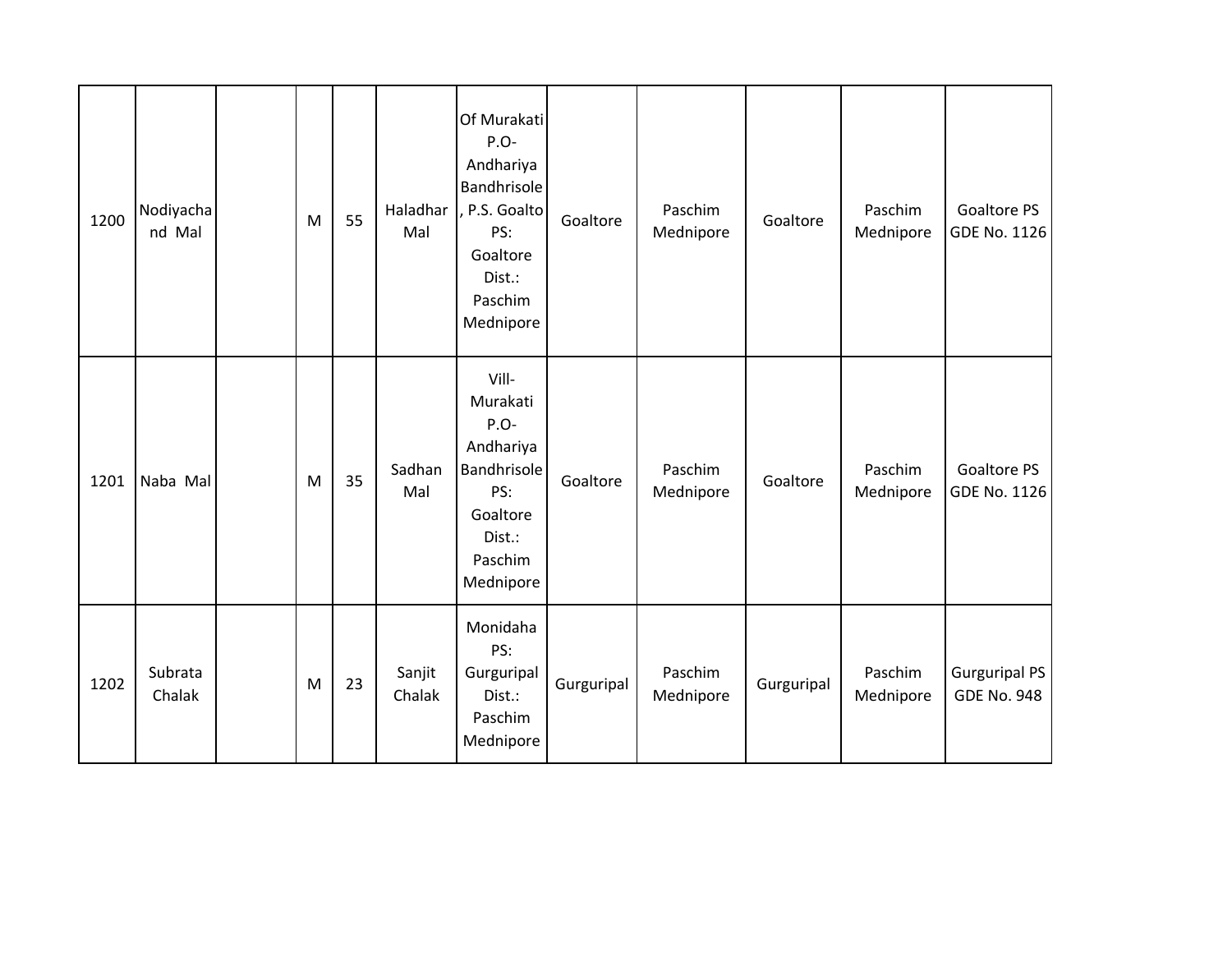| 1200 | Nodiyachand Mal | | M | 55 | Haladhar Mal | Of Murakati P.O- Andhariya Bandhrisole, P.S. Goalto PS: Goaltore Dist.: Paschim Mednipore | Goaltore | Paschim Mednipore | Goaltore | Paschim Mednipore | Goaltore PS GDE No. 1126 |
|---|---|---|---|---|---|---|---|---|---|---|---|
| 1201 | Naba Mal | | M | 35 | Sadhan Mal | Vill- Murakati P.O- Andhariya Bandhrisole PS: Goaltore Dist.: Paschim Mednipore | Goaltore | Paschim Mednipore | Goaltore | Paschim Mednipore | Goaltore PS GDE No. 1126 |
| 1202 | Subrata Chalak | | M | 23 | Sanjit Chalak | Monidaha PS: Gurguripal Dist.: Paschim Mednipore | Gurguripal | Paschim Mednipore | Gurguripal | Paschim Mednipore | Gurguripal PS GDE No. 948 |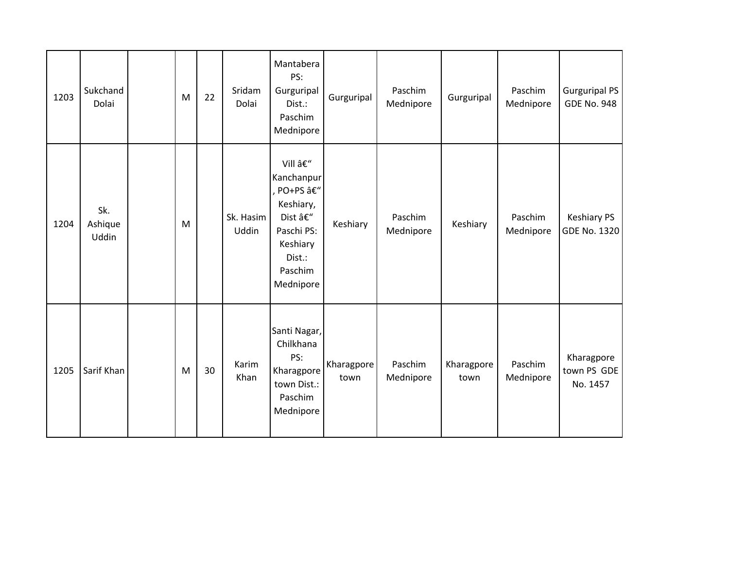| 1203 | Sukchand Dolai | | M | 22 | Sridam Dolai | Mantabera PS: Gurguripal Dist.: Paschim Mednipore | Gurguripal | Paschim Mednipore | Gurguripal | Paschim Mednipore | Gurguripal PS GDE No. 948 |
|---|---|---|---|---|---|---|---|---|---|---|---|
| 1204 | Sk. Ashique Uddin | | M | | Sk. Hasim Uddin | Vill â€“ Kanchanpur, PO+PS â€“ Keshiary, Dist â€“ Paschi PS: Keshiary Dist.: Paschim Mednipore | Keshiary | Paschim Mednipore | Keshiary | Paschim Mednipore | Keshiary PS GDE No. 1320 |
| 1205 | Sarif Khan | | M | 30 | Karim Khan | Santi Nagar, Chilkhana PS: Kharagpore town Dist.: Paschim Mednipore | Kharagpore town | Paschim Mednipore | Kharagpore town | Paschim Mednipore | Kharagpore town PS GDE No. 1457 |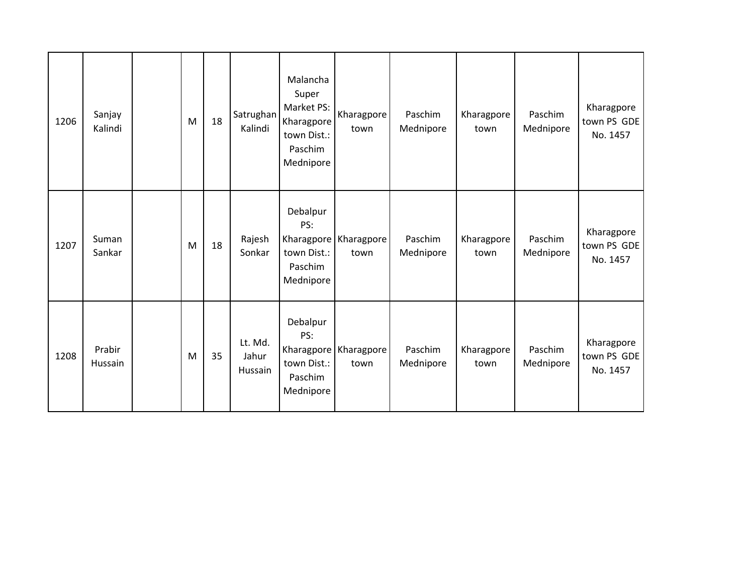| 1206 | Sanjay Kalindi | | M | 18 | Satrughan Kalindi | Malancha Super Market PS: Kharagpore town Dist.: Paschim Mednipore | Kharagpore town | Paschim Mednipore | Kharagpore town | Paschim Mednipore | Kharagpore town PS GDE No. 1457 |
|---|---|---|---|---|---|---|---|---|---|---|---|
| 1207 | Suman Sankar | | M | 18 | Rajesh Sonkar | Debalpur PS: Kharagpore town Dist.: Paschim Mednipore | Kharagpore town | Paschim Mednipore | Kharagpore town | Paschim Mednipore | Kharagpore town PS GDE No. 1457 |
| 1208 | Prabir Hussain | | M | 35 | Lt. Md. Jahur Hussain | Debalpur PS: Kharagpore town Dist.: Paschim Mednipore | Kharagpore town | Paschim Mednipore | Kharagpore town | Paschim Mednipore | Kharagpore town PS GDE No. 1457 |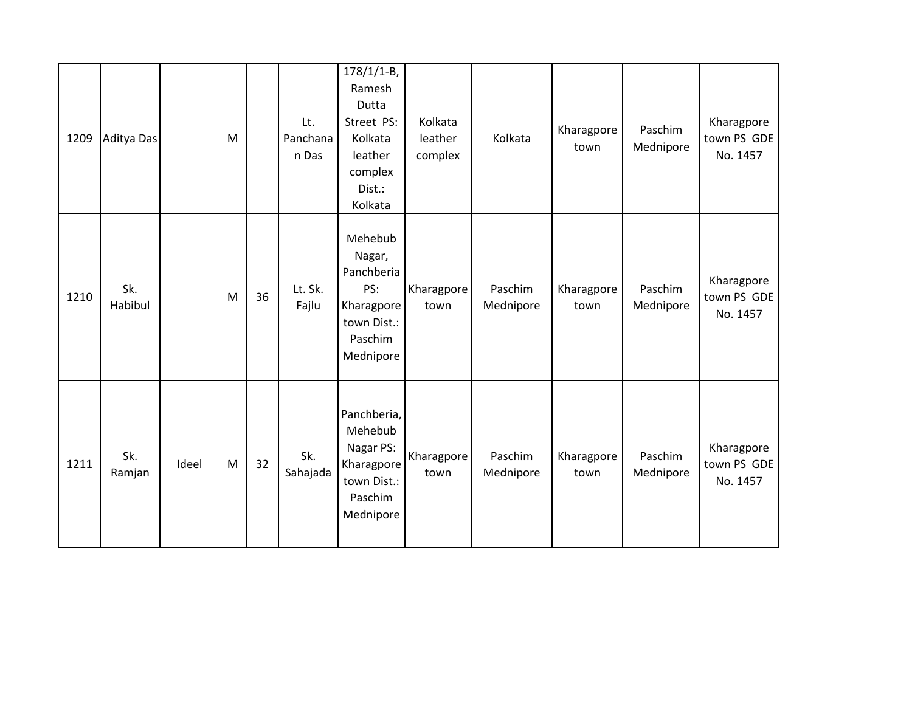| 1209 | Aditya Das | | M | | Lt. Panchanan Das | 178/1/1-B, Ramesh Dutta Street PS: Kolkata leather complex Dist.: Kolkata | Kolkata leather complex | Kolkata | Kharagpore town | Paschim Mednipore | Kharagpore town PS GDE No. 1457 |
|---|---|---|---|---|---|---|---|---|---|---|---|
| 1210 | Sk. Habibul | | M | 36 | Lt. Sk. Fajlu | Mehebub Nagar, Panchberia PS: Kharagpore town Dist.: Paschim Mednipore | Kharagpore town | Paschim Mednipore | Kharagpore town | Paschim Mednipore | Kharagpore town PS GDE No. 1457 |
| 1211 | Sk. Ramjan | Ideel | M | 32 | Sk. Sahajada | Panchberia, Mehebub Nagar PS: Kharagpore town Dist.: Paschim Mednipore | Kharagpore town | Paschim Mednipore | Kharagpore town | Paschim Mednipore | Kharagpore town PS GDE No. 1457 |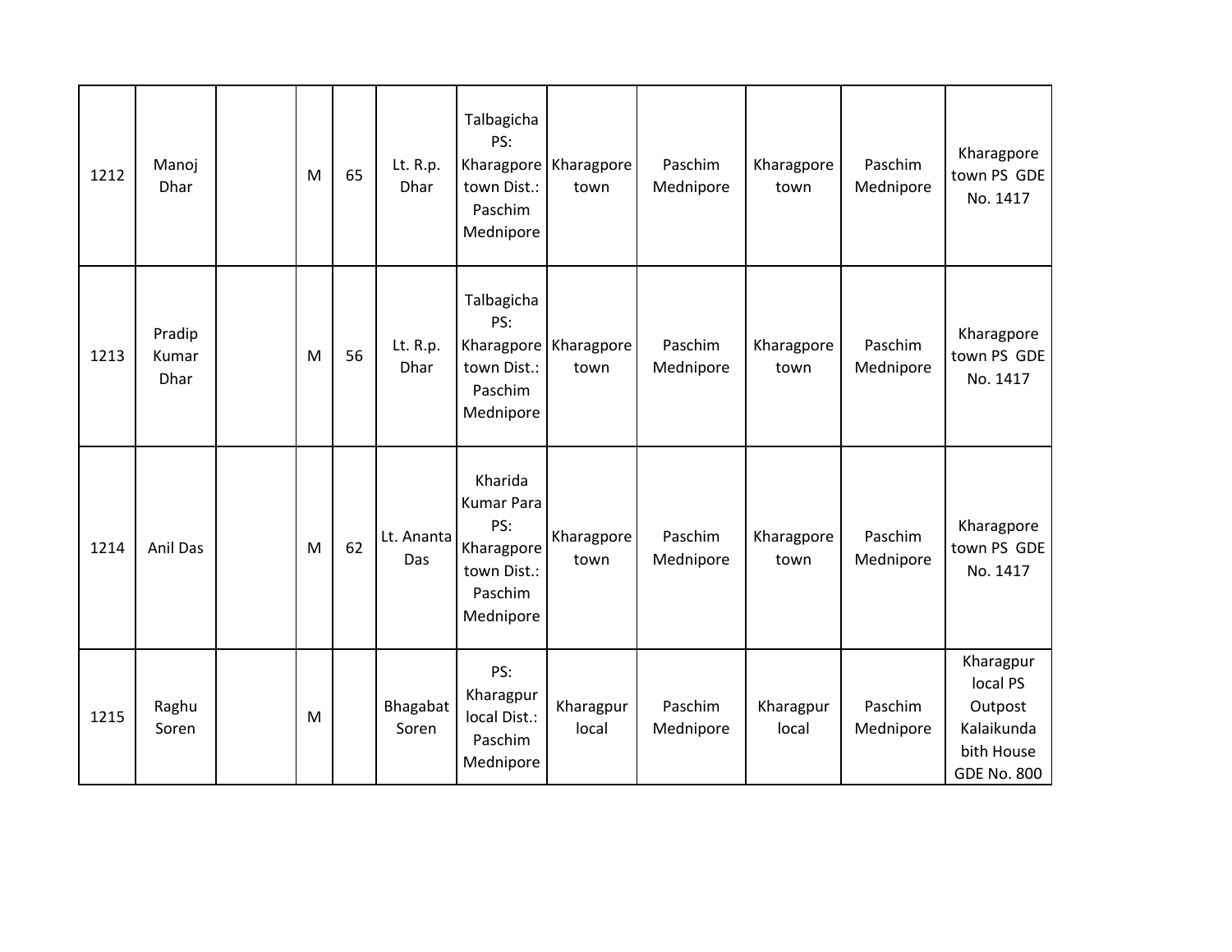| 1212 | Manoj Dhar | | M | 65 | Lt. R.p. Dhar | Talbagicha PS: Kharagpore town Dist.: Paschim Mednipore | Kharagpore town | Paschim Mednipore | Kharagpore town | Paschim Mednipore | Kharagpore town PS GDE No. 1417 |
|---|---|---|---|---|---|---|---|---|---|---|---|
| 1213 | Pradip Kumar Dhar | | M | 56 | Lt. R.p. Dhar | Talbagicha PS: Kharagpore town Dist.: Paschim Mednipore | Kharagpore town | Paschim Mednipore | Kharagpore town | Paschim Mednipore | Kharagpore town PS GDE No. 1417 |
| 1214 | Anil Das | | M | 62 | Lt. Ananta Das | Kharida Kumar Para PS: Kharagpore town Dist.: Paschim Mednipore | Kharagpore town | Paschim Mednipore | Kharagpore town | Paschim Mednipore | Kharagpore town PS GDE No. 1417 |
| 1215 | Raghu Soren | | M | | Bhagabat Soren | PS: Kharagpur local Dist.: Paschim Mednipore | Kharagpur local | Paschim Mednipore | Kharagpur local | Paschim Mednipore | Kharagpur local PS Outpost Kalaikunda bith House GDE No. 800 |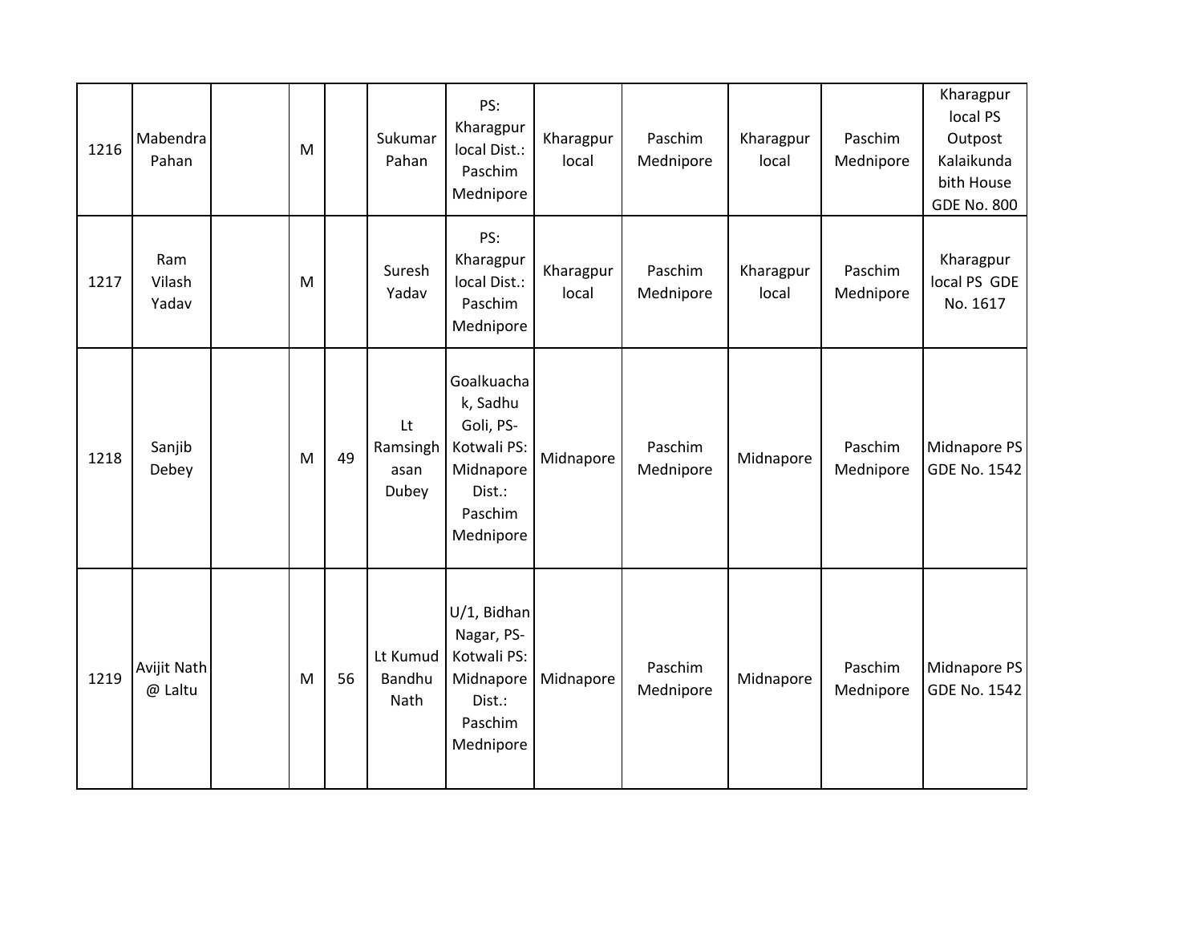| 1216 | Mabendra Pahan | | M | | Sukumar Pahan | PS: Kharagpur local Dist.: Paschim Mednipore | Kharagpur local | Paschim Mednipore | Kharagpur local | Paschim Mednipore | Kharagpur local PS Outpost Kalaikunda bith House GDE No. 800 |
|---|---|---|---|---|---|---|---|---|---|---|---|
| 1217 | Ram Vilash Yadav | | M | | Suresh Yadav | PS: Kharagpur local Dist.: Paschim Mednipore | Kharagpur local | Paschim Mednipore | Kharagpur local | Paschim Mednipore | Kharagpur local PS GDE No. 1617 |
| 1218 | Sanjib Debey | | M | 49 | Lt Ramsinghasan Dubey | Goalkuachak, Sadhu Goli, PS-Kotwali PS: Midnapore Dist.: Paschim Mednipore | Midnapore | Paschim Mednipore | Midnapore | Paschim Mednipore | Midnapore PS GDE No. 1542 |
| 1219 | Avijit Nath @ Laltu | | M | 56 | Lt Kumud Bandhu Nath | U/1, Bidhan Nagar, PS-Kotwali PS: Midnapore Dist.: Paschim Mednipore | Midnapore | Paschim Mednipore | Midnapore | Paschim Mednipore | Midnapore PS GDE No. 1542 |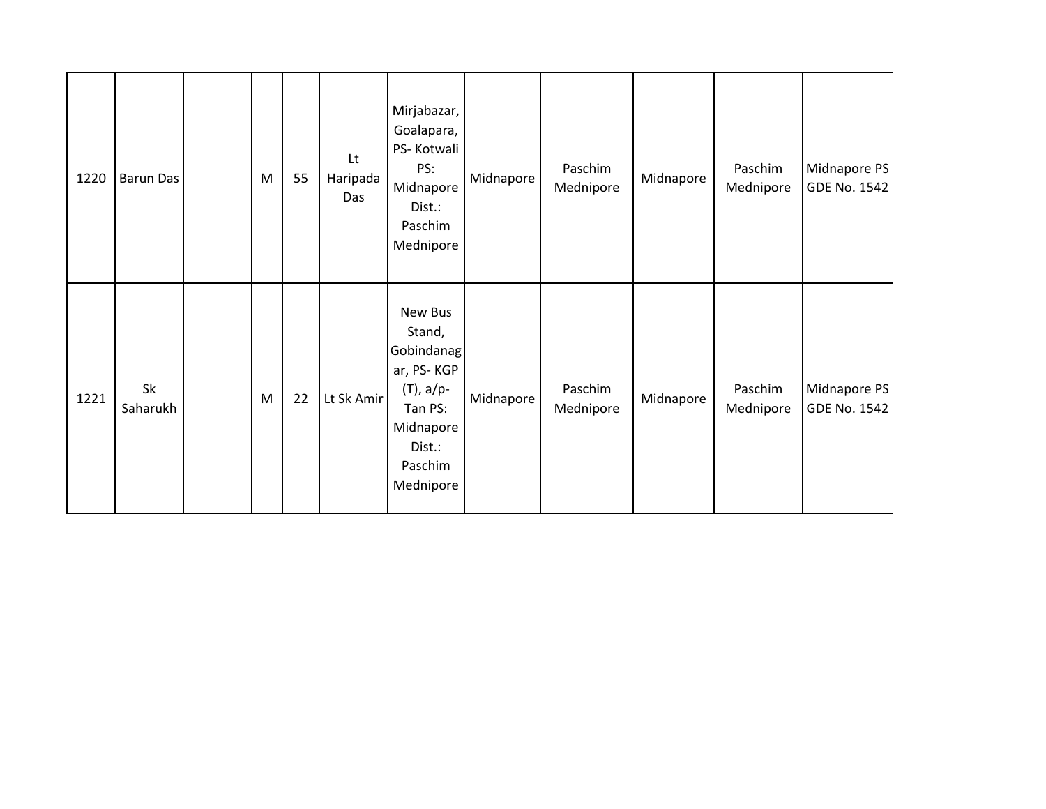| 1220 | Barun Das | | M | 55 | Lt Haripada Das | Mirjabazar, Goalapara, PS- Kotwali PS: Midnapore Dist.: Paschim Mednipore | Midnapore | Paschim Mednipore | Midnapore | Paschim Mednipore | Midnapore PS GDE No. 1542 |
|---|---|---|---|---|---|---|---|---|---|---|---|
| 1221 | Sk Saharukh | | M | 22 | Lt Sk Amir | New Bus Stand, Gobindanagar, PS- KGP (T), a/p- Tan PS: Midnapore Dist.: Paschim Mednipore | Midnapore | Paschim Mednipore | Midnapore | Paschim Mednipore | Midnapore PS GDE No. 1542 |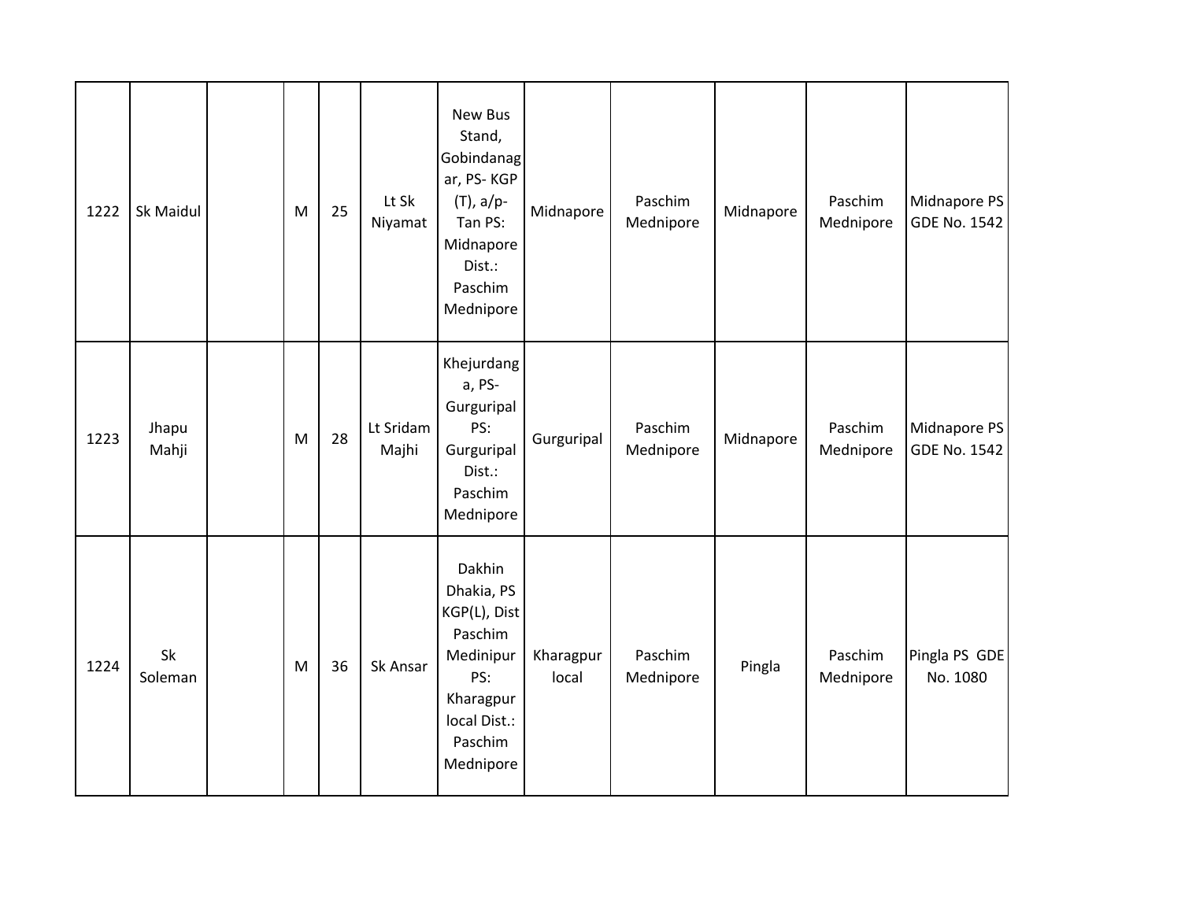| 1222 | Sk Maidul | | M | 25 | Lt Sk Niyamat | New Bus Stand, Gobindanagar, PS- KGP (T), a/p- Tan PS: Midnapore Dist.: Paschim Mednipore | Midnapore | Paschim Mednipore | Midnapore | Paschim Mednipore | Midnapore PS GDE No. 1542 |
|---|---|---|---|---|---|---|---|---|---|---|---|
| 1223 | Jhapu Mahji | | M | 28 | Lt Sridam Majhi | Khejurdanga, PS- Gurguripal PS: Gurguripal Dist.: Paschim Mednipore | Gurguripal | Paschim Mednipore | Midnapore | Paschim Mednipore | Midnapore PS GDE No. 1542 |
| 1224 | Sk Soleman | | M | 36 | Sk Ansar | Dakhin Dhakia, PS KGP(L), Dist Paschim Medinipur PS: Kharagpur local Dist.: Paschim Mednipore | Kharagpur local | Paschim Mednipore | Pingla | Paschim Mednipore | Pingla PS GDE No. 1080 |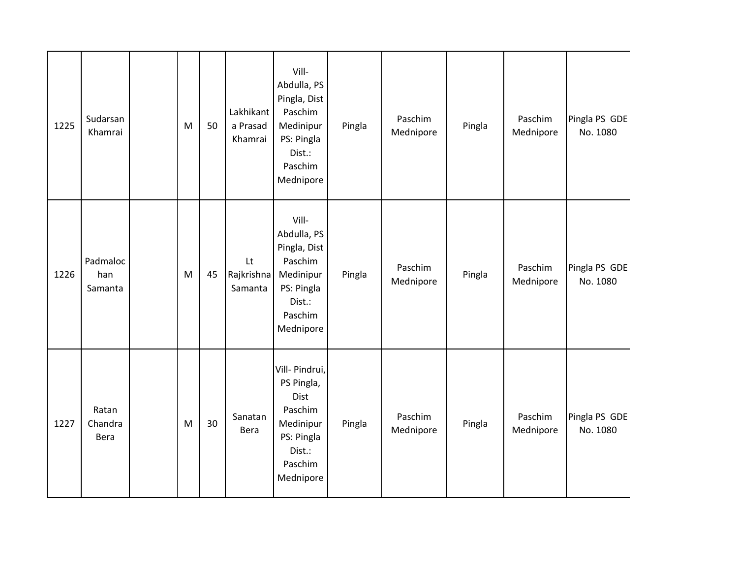| 1225 | Sudarsan Khamrai | | M | 50 | Lakhikanta Prasad Khamrai | Vill- Abdulla, PS Pingla, Dist Paschim Medinipur PS: Pingla Dist.: Paschim Mednipore | Pingla | Paschim Mednipore | Pingla | Paschim Mednipore | Pingla PS GDE No. 1080 |
|---|---|---|---|---|---|---|---|---|---|---|---|
| 1226 | Padmalochan Samanta | | M | 45 | Lt Rajkrishna Samanta | Vill- Abdulla, PS Pingla, Dist Paschim Medinipur PS: Pingla Dist.: Paschim Mednipore | Pingla | Paschim Mednipore | Pingla | Paschim Mednipore | Pingla PS GDE No. 1080 |
| 1227 | Ratan Chandra Bera | | M | 30 | Sanatan Bera | Vill- Pindrui, PS Pingla, Dist Paschim Medinipur PS: Pingla Dist.: Paschim Mednipore | Pingla | Paschim Mednipore | Pingla | Paschim Mednipore | Pingla PS GDE No. 1080 |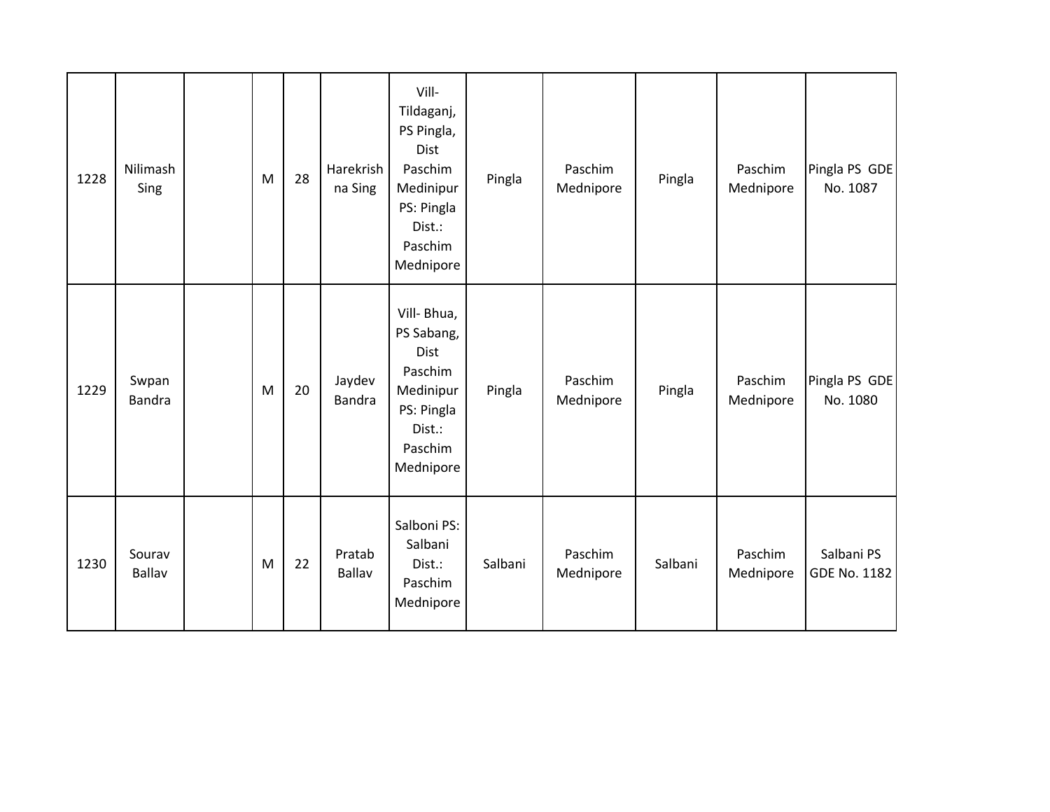| 1228 | Nilimash Sing | | M | 28 | Harekrishna Sing | Vill-Tildaganj, PS Pingla, Dist Paschim Medinipur PS: Pingla Dist.: Paschim Mednipore | Pingla | Paschim Mednipore | Pingla | Paschim Mednipore | Pingla PS GDE No. 1087 |
|---|---|---|---|---|---|---|---|---|---|---|---|
| 1229 | Swpan Bandra | | M | 20 | Jaydev Bandra | Vill- Bhua, PS Sabang, Dist Paschim Medinipur PS: Pingla Dist.: Paschim Mednipore | Pingla | Paschim Mednipore | Pingla | Paschim Mednipore | Pingla PS GDE No. 1080 |
| 1230 | Sourav Ballav | | M | 22 | Pratab Ballav | Salboni PS: Salbani Dist.: Paschim Mednipore | Salbani | Paschim Mednipore | Salbani | Paschim Mednipore | Salbani PS GDE No. 1182 |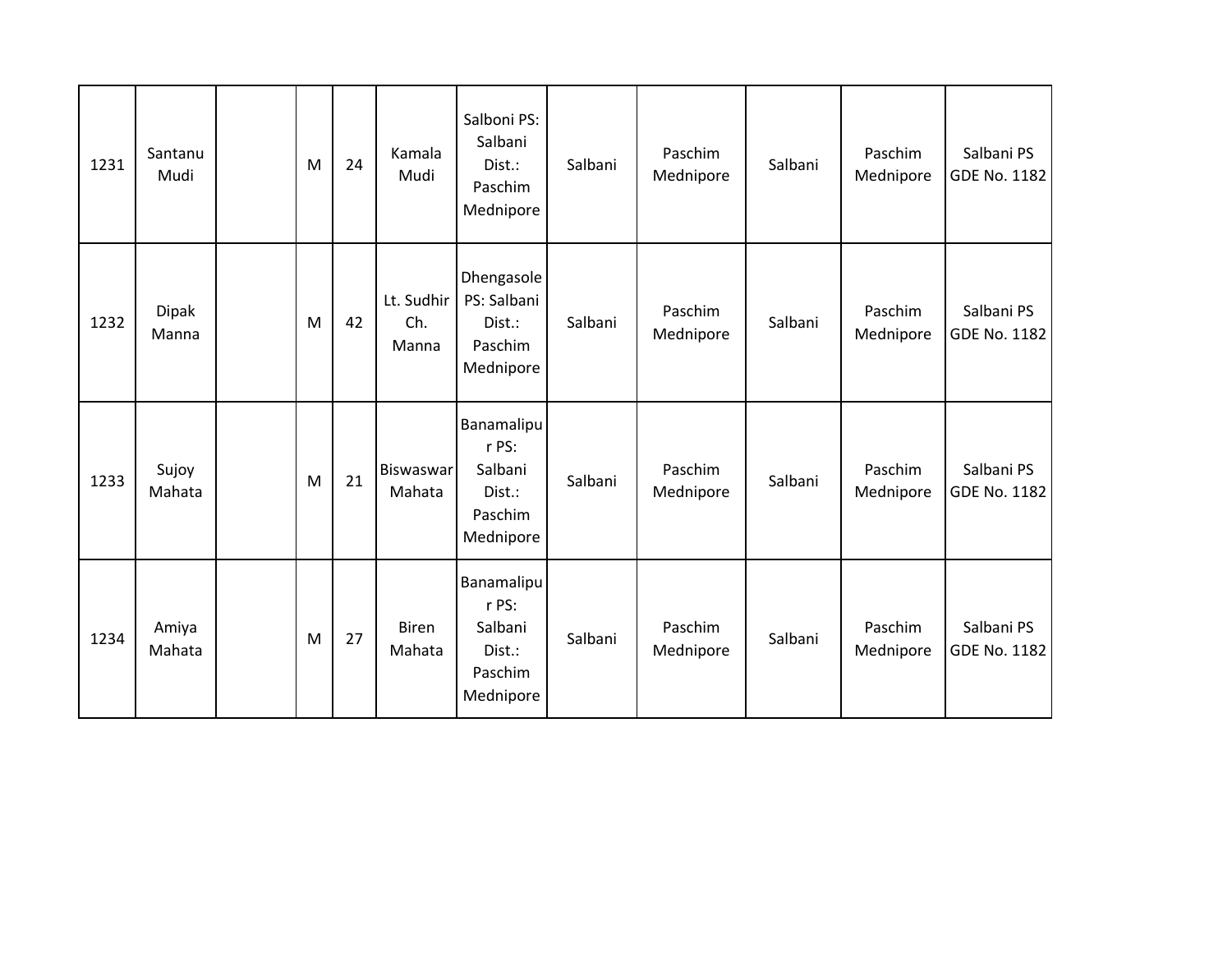| 1231 | Santanu Mudi | | M | 24 | Kamala Mudi | Salboni PS: Salbani Dist.: Paschim Mednipore | Salbani | Paschim Mednipore | Salbani | Paschim Mednipore | Salbani PS GDE No. 1182 |
|---|---|---|---|---|---|---|---|---|---|---|---|
| 1232 | Dipak Manna | | M | 42 | Lt. Sudhir Ch. Manna | Dhengasole PS: Salbani Dist.: Paschim Mednipore | Salbani | Paschim Mednipore | Salbani | Paschim Mednipore | Salbani PS GDE No. 1182 |
| 1233 | Sujoy Mahata | | M | 21 | Biswaswar Mahata | Banamalipur PS: Salbani Dist.: Paschim Mednipore | Salbani | Paschim Mednipore | Salbani | Paschim Mednipore | Salbani PS GDE No. 1182 |
| 1234 | Amiya Mahata | | M | 27 | Biren Mahata | Banamalipur PS: Salbani Dist.: Paschim Mednipore | Salbani | Paschim Mednipore | Salbani | Paschim Mednipore | Salbani PS GDE No. 1182 |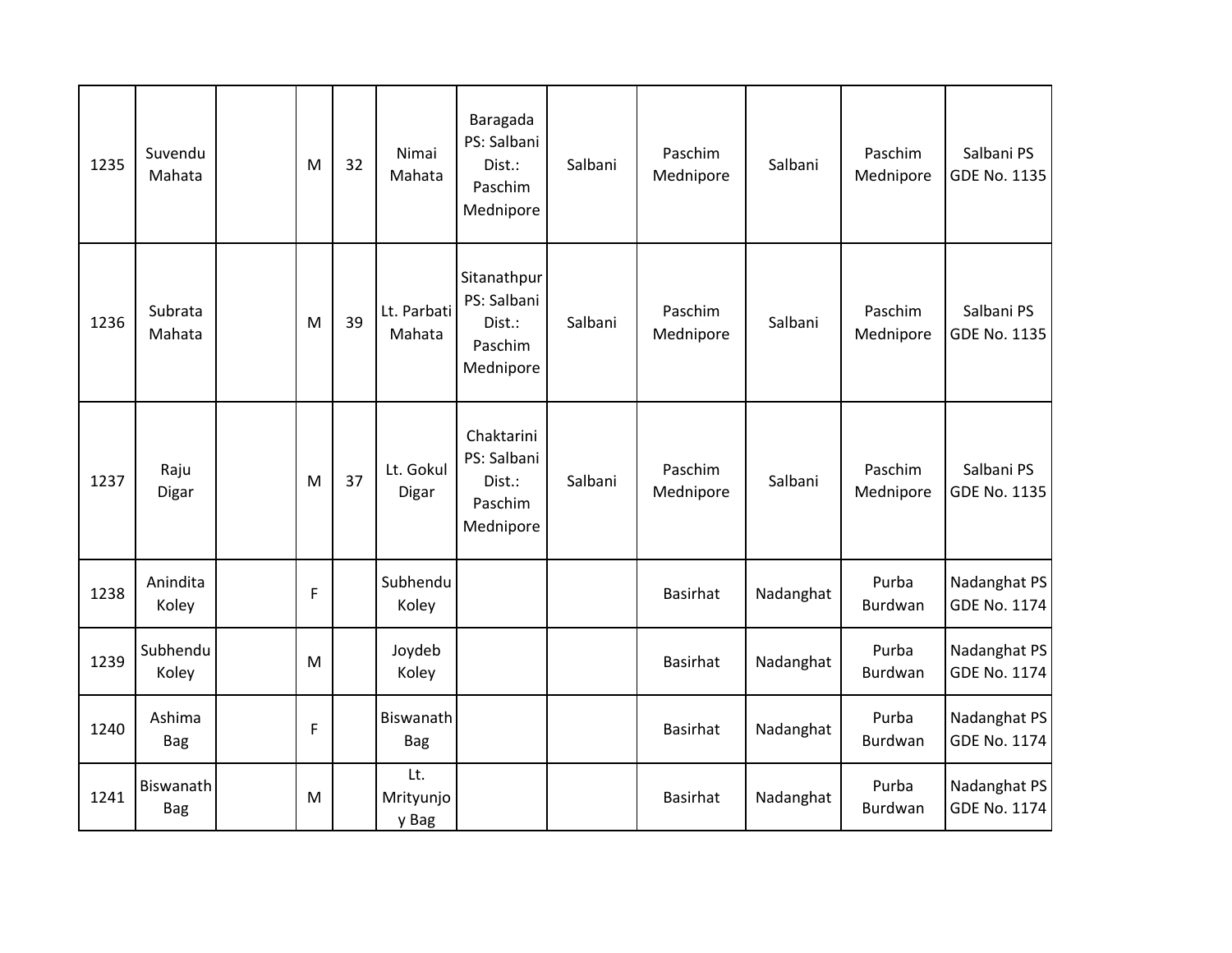| | | | | | | | | | | | |
|---|---|---|---|---|---|---|---|---|---|---|---|
| 1235 | Suvendu Mahata | | M | 32 | Nimai Mahata | Baragada PS: Salbani Dist.: Paschim Mednipore | Salbani | Paschim Mednipore | Salbani | Paschim Mednipore | Salbani PS GDE No. 1135 |
| 1236 | Subrata Mahata | | M | 39 | Lt. Parbati Mahata | Sitanathpur PS: Salbani Dist.: Paschim Mednipore | Salbani | Paschim Mednipore | Salbani | Paschim Mednipore | Salbani PS GDE No. 1135 |
| 1237 | Raju Digar | | M | 37 | Lt. Gokul Digar | Chaktarini PS: Salbani Dist.: Paschim Mednipore | Salbani | Paschim Mednipore | Salbani | Paschim Mednipore | Salbani PS GDE No. 1135 |
| 1238 | Anindita Koley | | F | | Subhendu Koley | | | Basirhat | Nadanghat | Purba Burdwan | Nadanghat PS GDE No. 1174 |
| 1239 | Subhendu Koley | | M | | Joydeb Koley | | | Basirhat | Nadanghat | Purba Burdwan | Nadanghat PS GDE No. 1174 |
| 1240 | Ashima Bag | | F | | Biswanath Bag | | | Basirhat | Nadanghat | Purba Burdwan | Nadanghat PS GDE No. 1174 |
| 1241 | Biswanath Bag | | M | | Lt. Mrityunjoy Bag | | | Basirhat | Nadanghat | Purba Burdwan | Nadanghat PS GDE No. 1174 |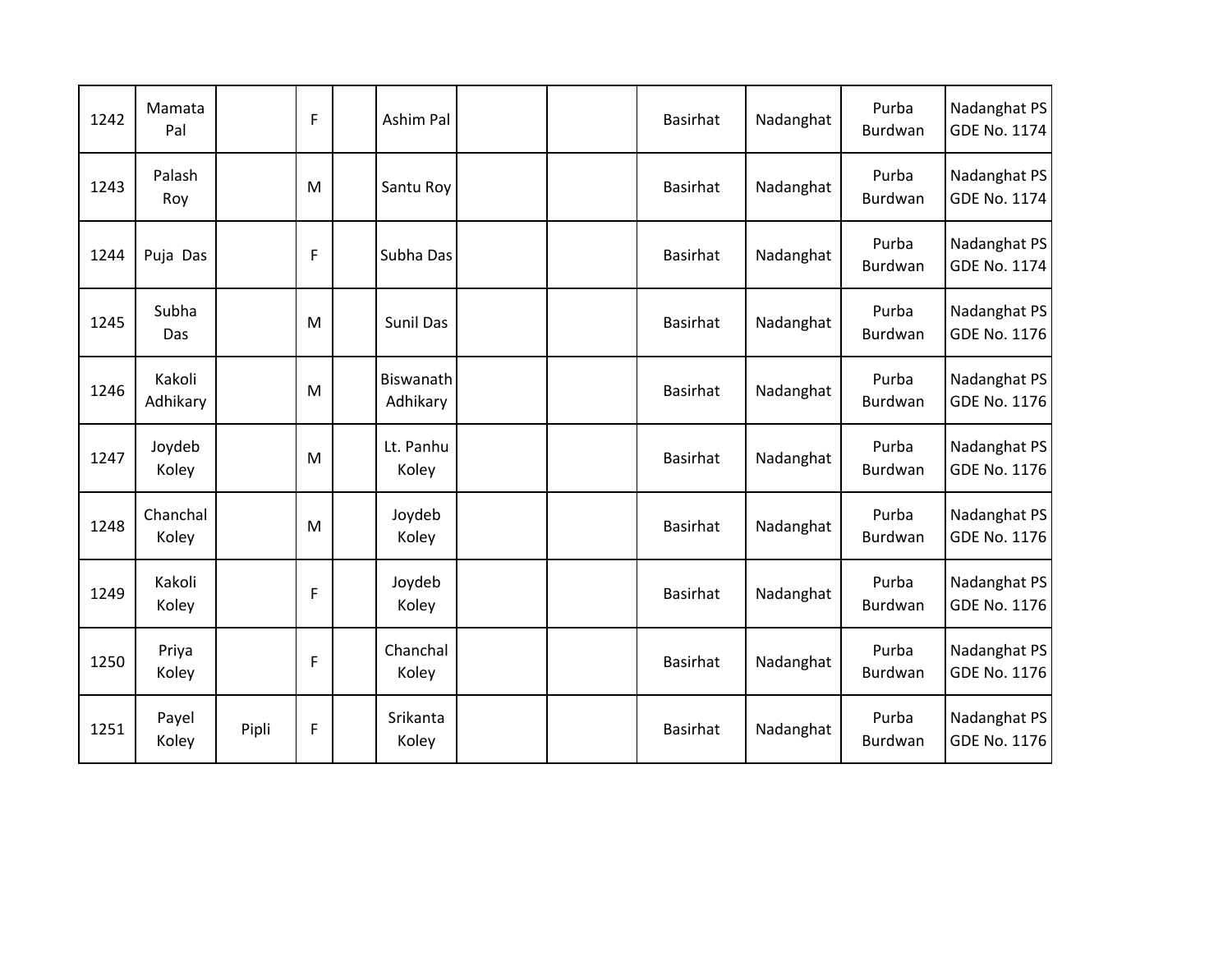| | | | | | | | | | | | |
|---|---|---|---|---|---|---|---|---|---|---|---|
| 1242 | Mamata Pal | | F | | Ashim Pal | | | Basirhat | Nadanghat | Purba Burdwan | Nadanghat PS GDE No. 1174 |
| 1243 | Palash Roy | | M | | Santu Roy | | | Basirhat | Nadanghat | Purba Burdwan | Nadanghat PS GDE No. 1174 |
| 1244 | Puja Das | | F | | Subha Das | | | Basirhat | Nadanghat | Purba Burdwan | Nadanghat PS GDE No. 1174 |
| 1245 | Subha Das | | M | | Sunil Das | | | Basirhat | Nadanghat | Purba Burdwan | Nadanghat PS GDE No. 1176 |
| 1246 | Kakoli Adhikary | | M | | Biswanath Adhikary | | | Basirhat | Nadanghat | Purba Burdwan | Nadanghat PS GDE No. 1176 |
| 1247 | Joydeb Koley | | M | | Lt. Panhu Koley | | | Basirhat | Nadanghat | Purba Burdwan | Nadanghat PS GDE No. 1176 |
| 1248 | Chanchal Koley | | M | | Joydeb Koley | | | Basirhat | Nadanghat | Purba Burdwan | Nadanghat PS GDE No. 1176 |
| 1249 | Kakoli Koley | | F | | Joydeb Koley | | | Basirhat | Nadanghat | Purba Burdwan | Nadanghat PS GDE No. 1176 |
| 1250 | Priya Koley | | F | | Chanchal Koley | | | Basirhat | Nadanghat | Purba Burdwan | Nadanghat PS GDE No. 1176 |
| 1251 | Payel Koley | Pipli | F | | Srikanta Koley | | | Basirhat | Nadanghat | Purba Burdwan | Nadanghat PS GDE No. 1176 |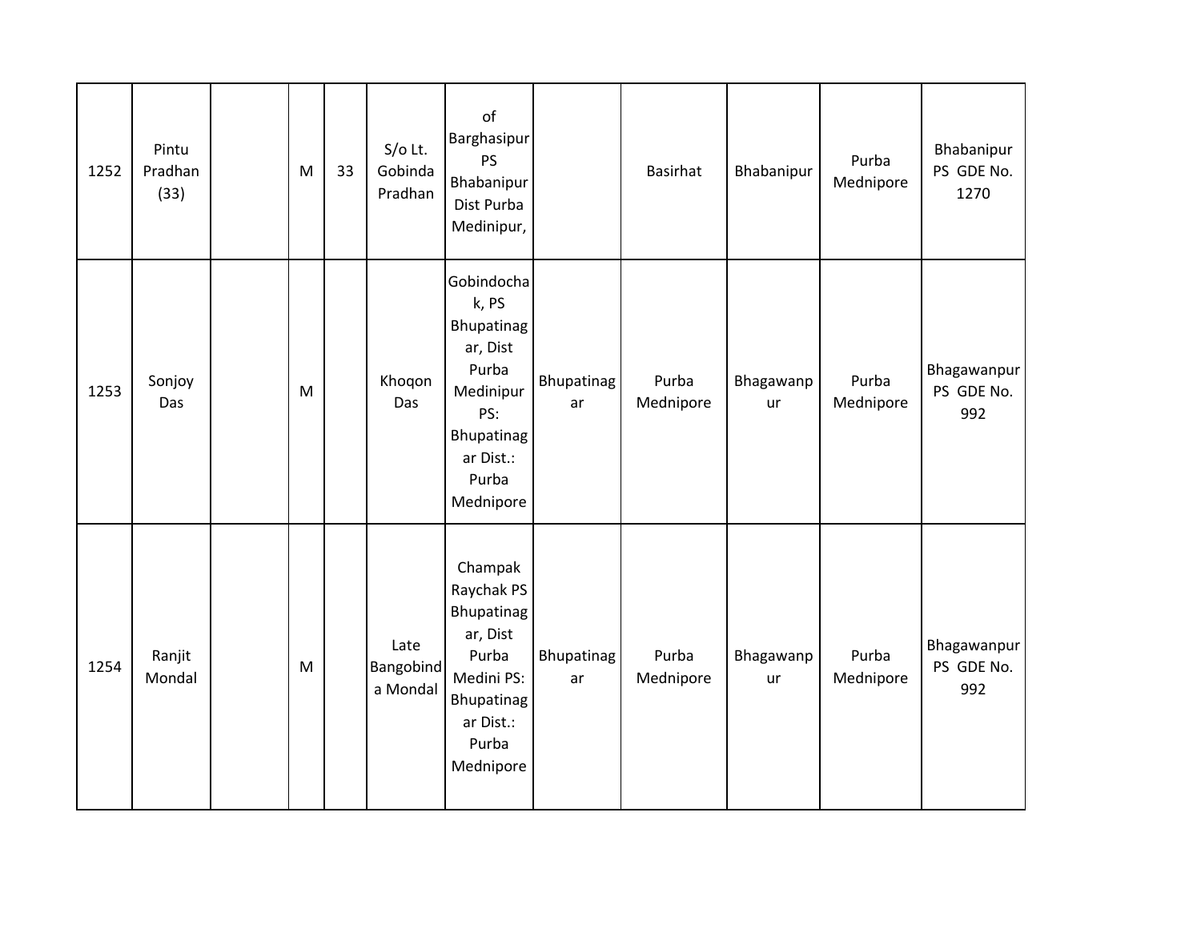| | | | | | | | | | | | |
|---|---|---|---|---|---|---|---|---|---|---|---|
| 1252 | Pintu Pradhan (33) | | M | 33 | S/o Lt. Gobinda Pradhan | of Barghasipur PS Bhabanipur Dist Purba Medinipur, | | Basirhat | Bhabanipur | Purba Mednipore | Bhabanipur PS GDE No. 1270 |
| 1253 | Sonjoy Das | | M | | Khoqon Das | Gobindochak, PS Bhupatinagar, Dist Purba Medinipur PS: Bhupatinagar Dist.: Purba Mednipore | Bhupatinagar | Purba Mednipore | Bhagawanpur | Purba Mednipore | Bhagawanpur PS GDE No. 992 |
| 1254 | Ranjit Mondal | | M | | Late Bangobinda Mondal | Champak Raychak PS Bhupatinagar, Dist Purba Medini PS: Bhupatinagar Dist.: Purba Mednipore | Bhupatinagar | Purba Mednipore | Bhagawanpur | Purba Mednipore | Bhagawanpur PS GDE No. 992 |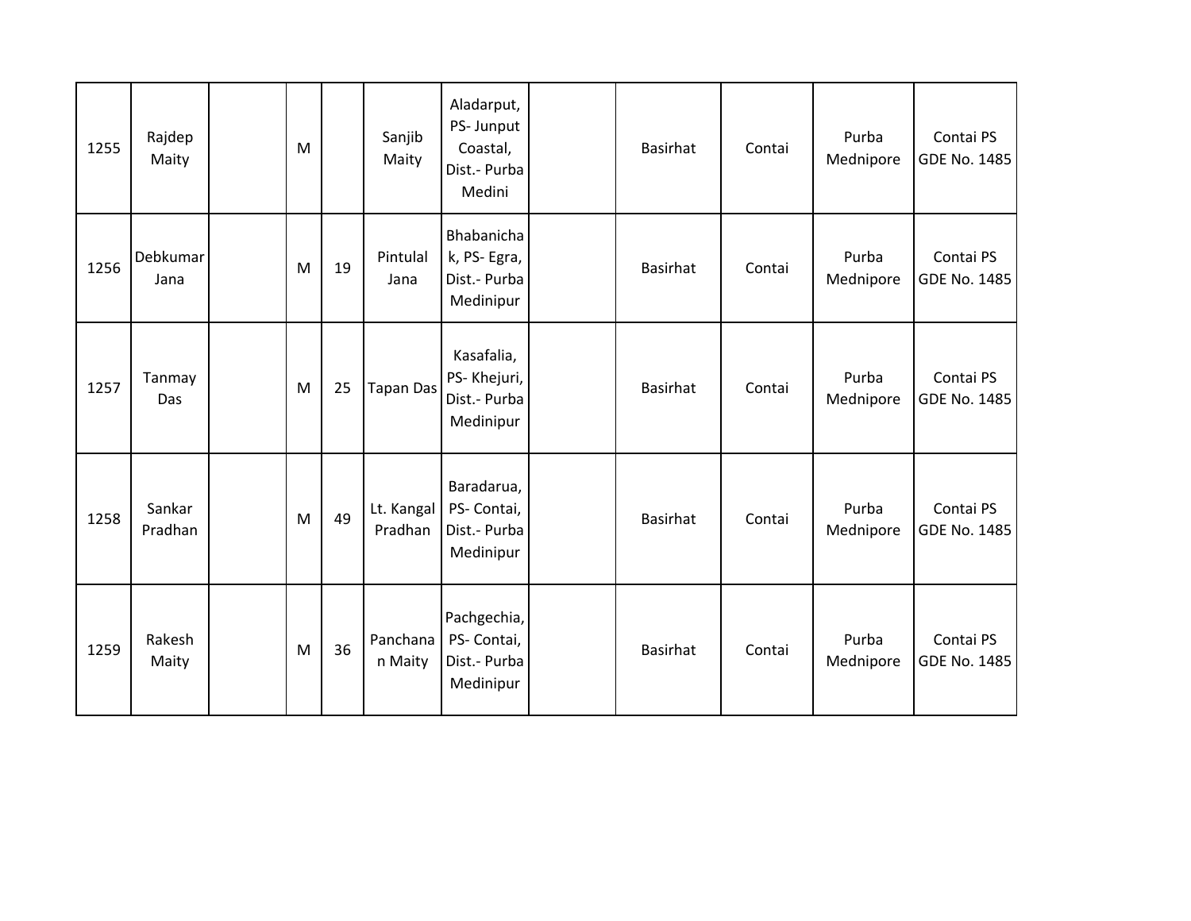| 1255 | Rajdep Maity | | M | | Sanjib Maity | Aladarput, PS- Junput Coastal, Dist.- Purba Medini | | Basirhat | Contai | Purba Mednipore | Contai PS GDE No. 1485 |
|---|---|---|---|---|---|---|---|---|---|---|---|
| 1256 | Debkumar Jana | | M | 19 | Pintulal Jana | Bhabanichak, PS- Egra, Dist.- Purba Medinipur | | Basirhat | Contai | Purba Mednipore | Contai PS GDE No. 1485 |
| 1257 | Tanmay Das | | M | 25 | Tapan Das | Kasafalia, PS- Khejuri, Dist.- Purba Medinipur | | Basirhat | Contai | Purba Mednipore | Contai PS GDE No. 1485 |
| 1258 | Sankar Pradhan | | M | 49 | Lt. Kangal Pradhan | Baradarua, PS- Contai, Dist.- Purba Medinipur | | Basirhat | Contai | Purba Mednipore | Contai PS GDE No. 1485 |
| 1259 | Rakesh Maity | | M | 36 | Panchanan Maity | Pachgechia, PS- Contai, Dist.- Purba Medinipur | | Basirhat | Contai | Purba Mednipore | Contai PS GDE No. 1485 |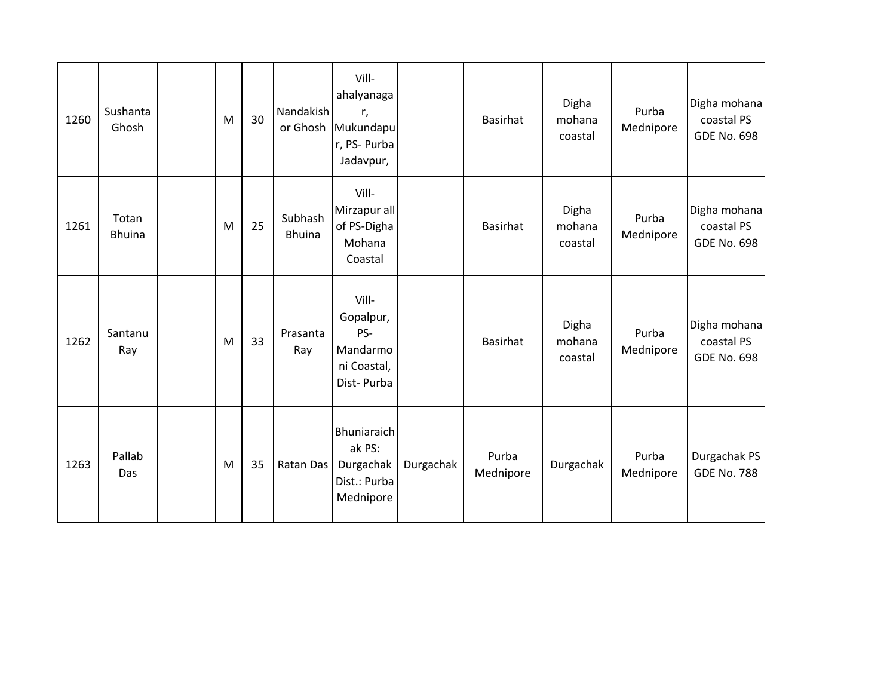| | | | | | | | | | | | |
|---|---|---|---|---|---|---|---|---|---|---|---|
| 1260 | Sushanta Ghosh | | M | 30 | Nandakishor Ghosh | Vill-ahalyanagar, Mukundapur, PS- Purba Jadavpur, | | Basirhat | Digha mohana coastal | Purba Mednipore | Digha mohana coastal PS GDE No. 698 |
| 1261 | Totan Bhuina | | M | 25 | Subhash Bhuina | Vill-Mirzapur all of PS-Digha Mohana Coastal | | Basirhat | Digha mohana coastal | Purba Mednipore | Digha mohana coastal PS GDE No. 698 |
| 1262 | Santanu Ray | | M | 33 | Prasanta Ray | Vill-Gopalpur, PS-Mandarmoni Coastal, Dist- Purba | | Basirhat | Digha mohana coastal | Purba Mednipore | Digha mohana coastal PS GDE No. 698 |
| 1263 | Pallab Das | | M | 35 | Ratan Das | Bhuniaraichak PS: Durgachak Dist.: Purba Mednipore | Durgachak | Purba Mednipore | Durgachak | Purba Mednipore | Durgachak PS GDE No. 788 |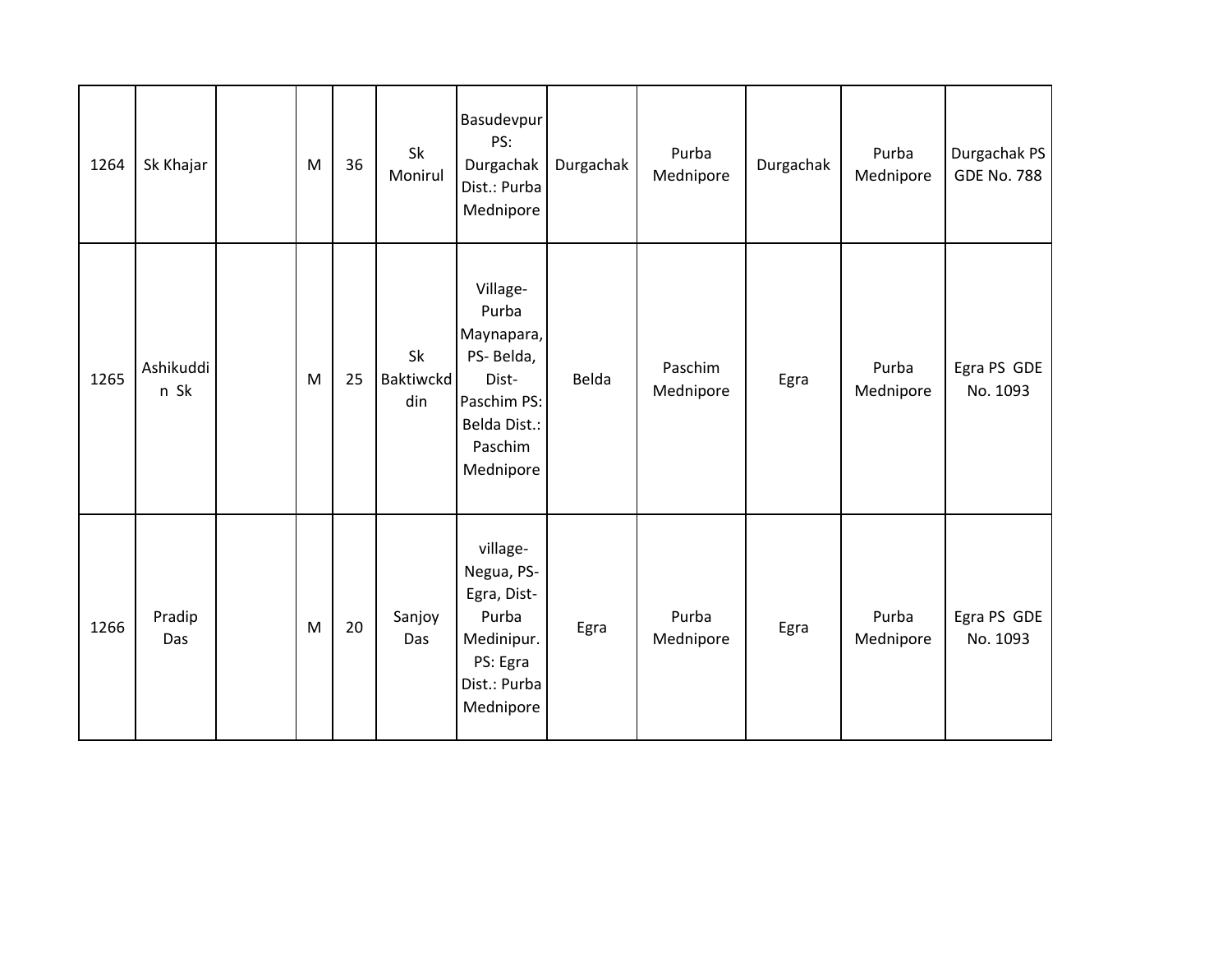| | | | | | | | | | | | |
|---|---|---|---|---|---|---|---|---|---|---|---|
| 1264 | Sk Khajar | | M | 36 | Sk Monirul | Basudevpur PS: Durgachak Dist.: Purba Mednipore | Durgachak | Purba Mednipore | Durgachak | Purba Mednipore | Durgachak PS GDE No. 788 |
| 1265 | Ashikuddin Sk | | M | 25 | Sk Baktiwckddin | Village-Purba Maynapara, PS- Belda, Dist-Paschim PS: Belda Dist.: Paschim Mednipore | Belda | Paschim Mednipore | Egra | Purba Mednipore | Egra PS GDE No. 1093 |
| 1266 | Pradip Das | | M | 20 | Sanjoy Das | village-Negua, PS-Egra, Dist-Purba Medinipur. PS: Egra Dist.: Purba Mednipore | Egra | Purba Mednipore | Egra | Purba Mednipore | Egra PS GDE No. 1093 |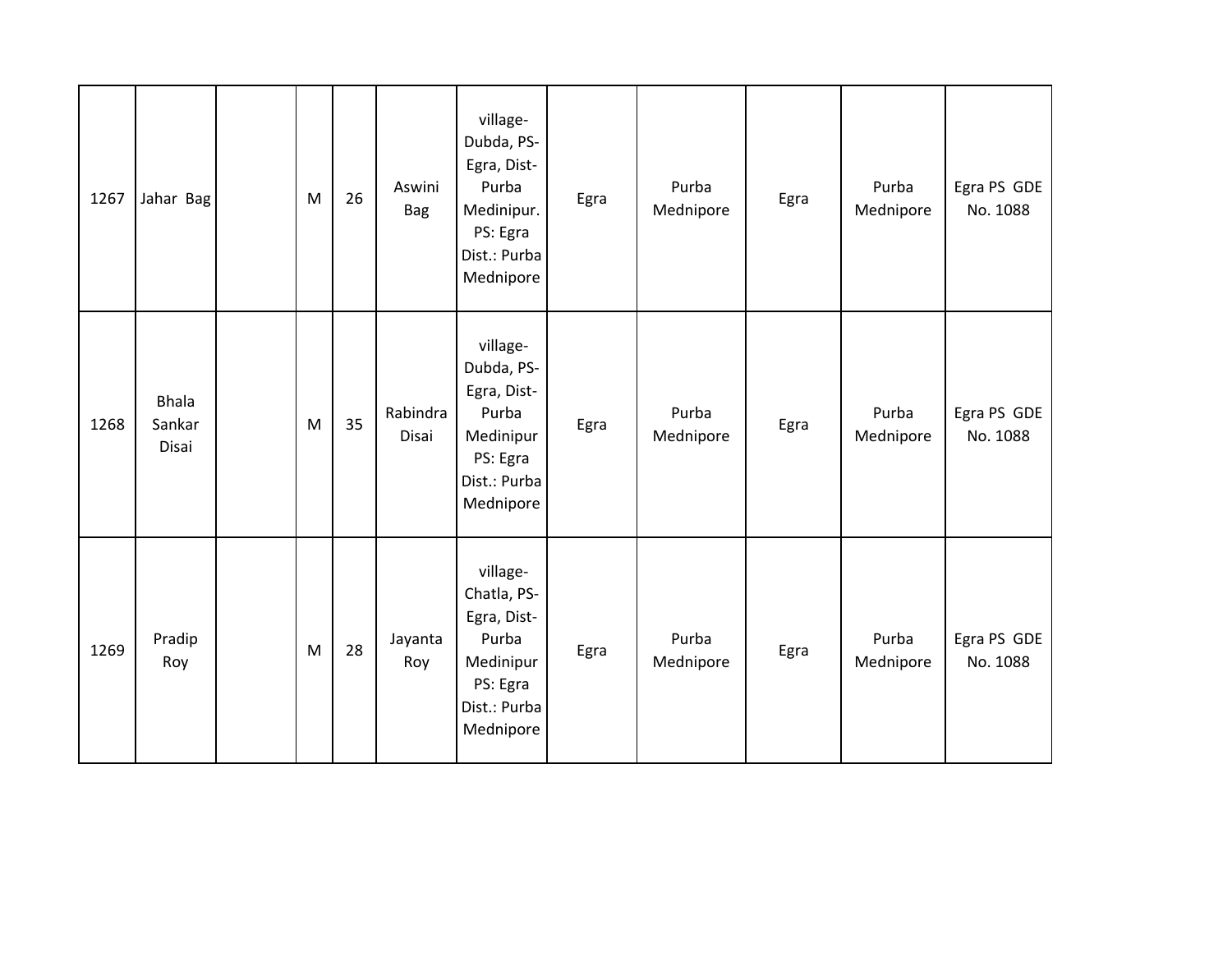| | | | | | | | | | | | |
|---|---|---|---|---|---|---|---|---|---|---|---|
| 1267 | Jahar Bag | | M | 26 | Aswini Bag | village-Dubda, PS-Egra, Dist-Purba Medinipur. PS: Egra Dist.: Purba Mednipore | Egra | Purba Mednipore | Egra | Purba Mednipore | Egra PS GDE No. 1088 |
| 1268 | Bhala Sankar Disai | | M | 35 | Rabindra Disai | village-Dubda, PS-Egra, Dist-Purba Medinipur PS: Egra Dist.: Purba Mednipore | Egra | Purba Mednipore | Egra | Purba Mednipore | Egra PS GDE No. 1088 |
| 1269 | Pradip Roy | | M | 28 | Jayanta Roy | village-Chatla, PS-Egra, Dist-Purba Medinipur PS: Egra Dist.: Purba Mednipore | Egra | Purba Mednipore | Egra | Purba Mednipore | Egra PS GDE No. 1088 |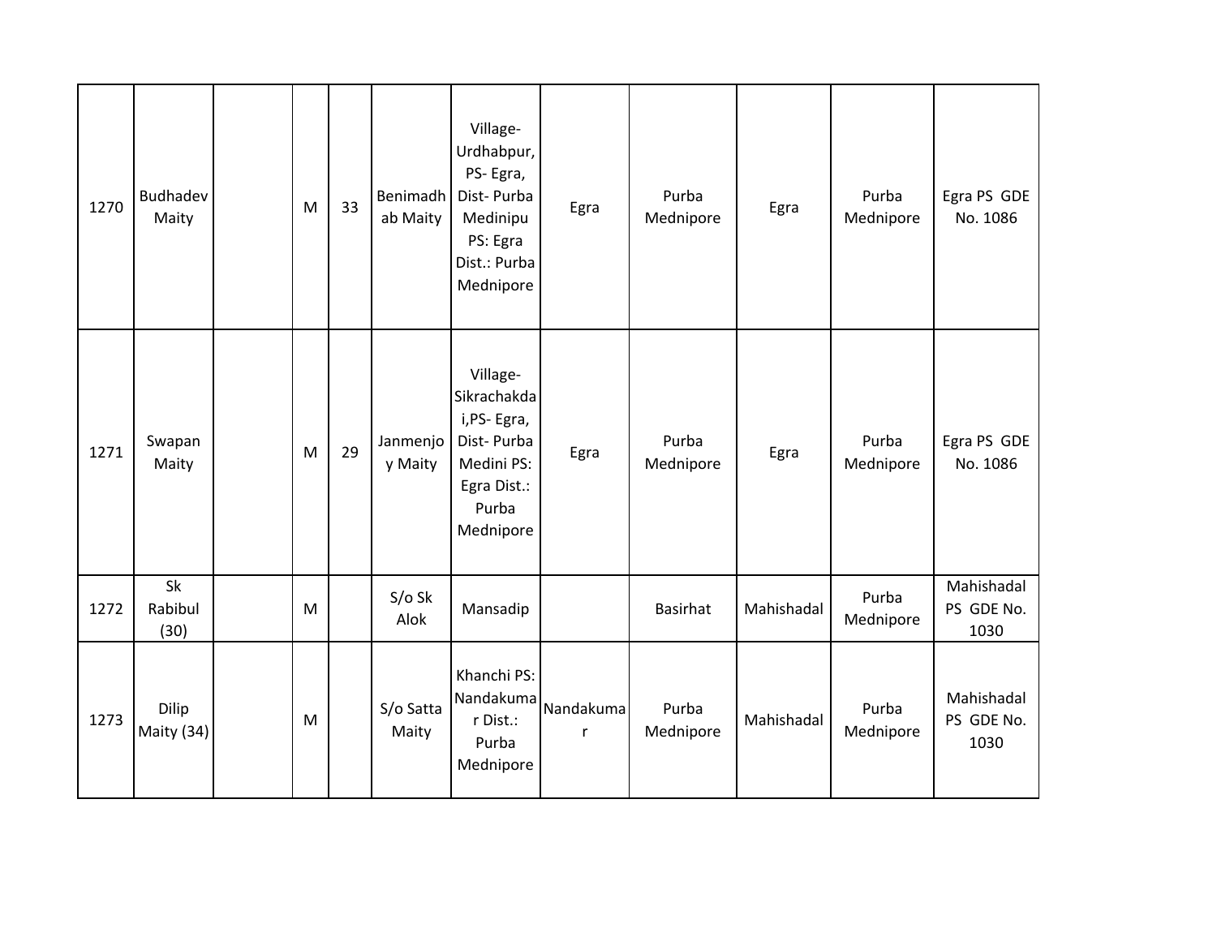| 1270 | Budhadev Maity | | M | 33 | Benimadhab Maity | Village- Urdhabpur, PS- Egra, Dist- Purba Medinipu PS: Egra Dist.: Purba Mednipore | Egra | Purba Mednipore | Egra | Purba Mednipore | Egra PS GDE No. 1086 |
|---|---|---|---|---|---|---|---|---|---|---|---|
| 1271 | Swapan Maity | | M | 29 | Janmenjoy Maity | Village- Sikrachakdai,PS- Egra, Dist- Purba Medini PS: Egra Dist.: Purba Mednipore | Egra | Purba Mednipore | Egra | Purba Mednipore | Egra PS GDE No. 1086 |
| 1272 | Sk Rabibul (30) | | M | | S/o Sk Alok | Mansadip | | Basirhat | Mahishadal | Purba Mednipore | Mahishadal PS GDE No. 1030 |
| 1273 | Dilip Maity (34) | | M | | S/o Satta Maity | Khanchi PS: Nandakumar Dist.: Purba Mednipore | Nandakumar | Purba Mednipore | Mahishadal | Purba Mednipore | Mahishadal PS GDE No. 1030 |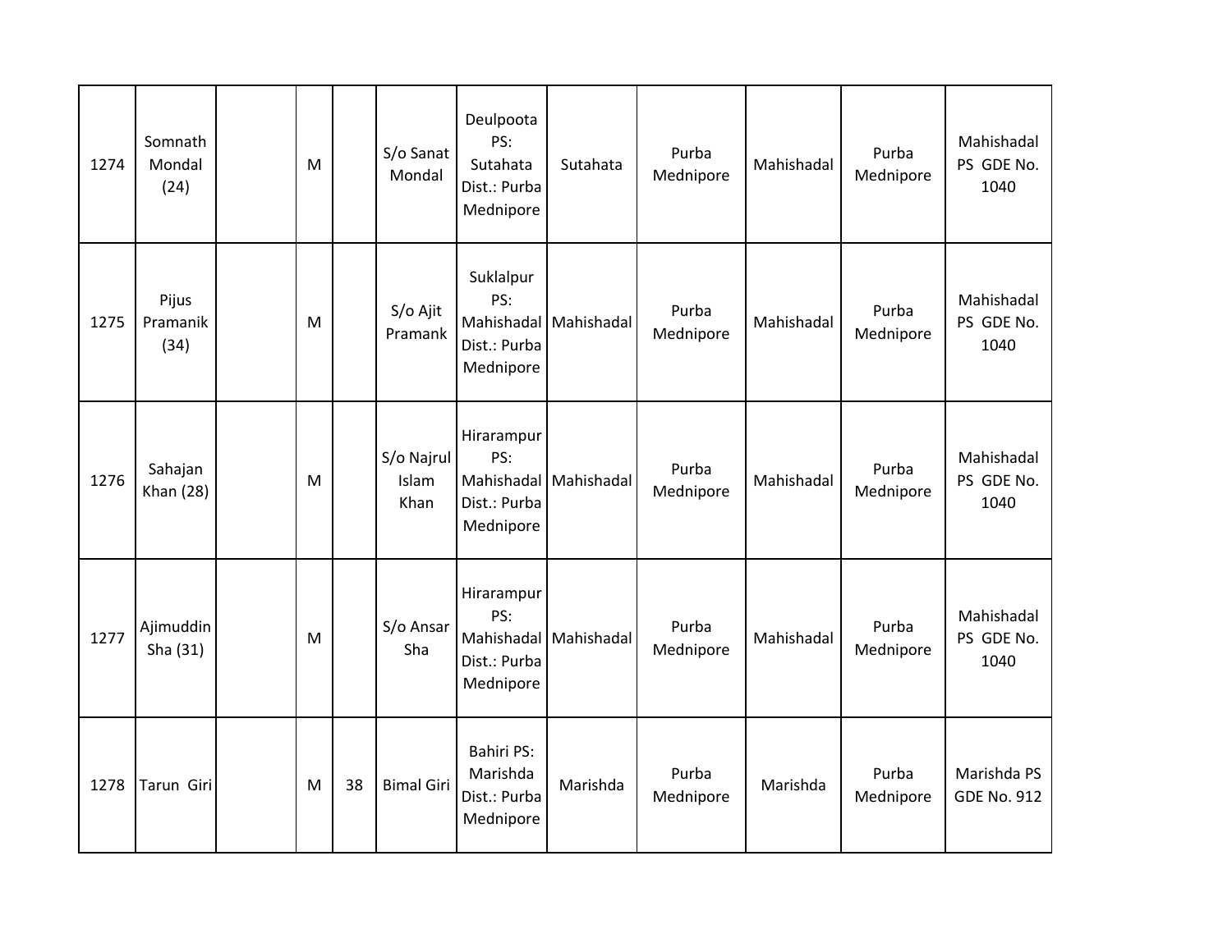| 1274 | Somnath Mondal (24) | | M | | S/o Sanat Mondal | Deulpoota PS: Sutahata Dist.: Purba Mednipore | Sutahata | Purba Mednipore | Mahishadal | Purba Mednipore | Mahishadal PS GDE No. 1040 |
|---|---|---|---|---|---|---|---|---|---|---|---|
| 1275 | Pijus Pramanik (34) | | M | | S/o Ajit Pramank | Suklalpur PS: Mahishadal Dist.: Purba Mednipore | Mahishadal | Purba Mednipore | Mahishadal | Purba Mednipore | Mahishadal PS GDE No. 1040 |
| 1276 | Sahajan Khan (28) | | M | | S/o Najrul Islam Khan | Hirarampur PS: Mahishadal Dist.: Purba Mednipore | Mahishadal | Purba Mednipore | Mahishadal | Purba Mednipore | Mahishadal PS GDE No. 1040 |
| 1277 | Ajimuddin Sha (31) | | M | | S/o Ansar Sha | Hirarampur PS: Mahishadal Dist.: Purba Mednipore | Mahishadal | Purba Mednipore | Mahishadal | Purba Mednipore | Mahishadal PS GDE No. 1040 |
| 1278 | Tarun Giri | | M | 38 | Bimal Giri | Bahiri PS: Marishda Dist.: Purba Mednipore | Marishda | Purba Mednipore | Marishda | Purba Mednipore | Marishda PS GDE No. 912 |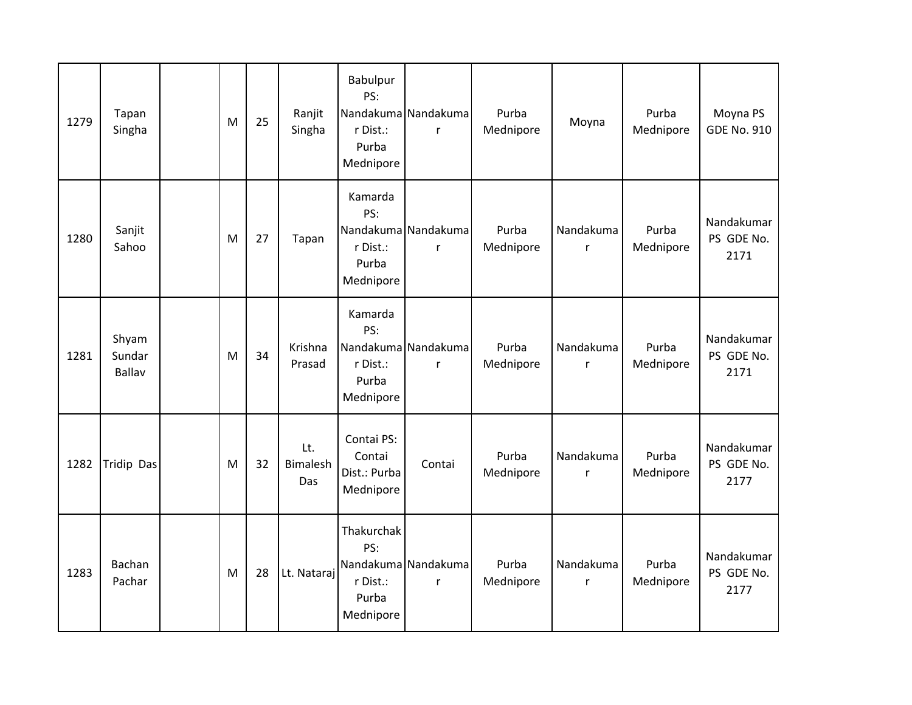| 1279 | Tapan Singha | | M | 25 | Ranjit Singha | Babulpur PS: Nandakumar Dist.: Purba Mednipore | Nandakumar | Purba Mednipore | Moyna | Purba Mednipore | Moyna PS GDE No. 910 |
|---|---|---|---|---|---|---|---|---|---|---|---|
| 1280 | Sanjit Sahoo | | M | 27 | Tapan | Kamarda PS: Nandakumar Dist.: Purba Mednipore | Nandakumar | Purba Mednipore | Nandakumar | Purba Mednipore | Nandakumar PS GDE No. 2171 |
| 1281 | Shyam Sundar Ballav | | M | 34 | Krishna Prasad | Kamarda PS: Nandakumar Dist.: Purba Mednipore | Nandakumar | Purba Mednipore | Nandakumar | Purba Mednipore | Nandakumar PS GDE No. 2171 |
| 1282 | Tridip Das | | M | 32 | Lt. Bimalesh Das | Contai PS: Contai Dist.: Purba Mednipore | Contai | Purba Mednipore | Nandakumar | Purba Mednipore | Nandakumar PS GDE No. 2177 |
| 1283 | Bachan Pachar | | M | 28 | Lt. Nataraj | Thakurchak PS: Nandakumar Dist.: Purba Mednipore | Nandakumar | Purba Mednipore | Nandakumar | Purba Mednipore | Nandakumar PS GDE No. 2177 |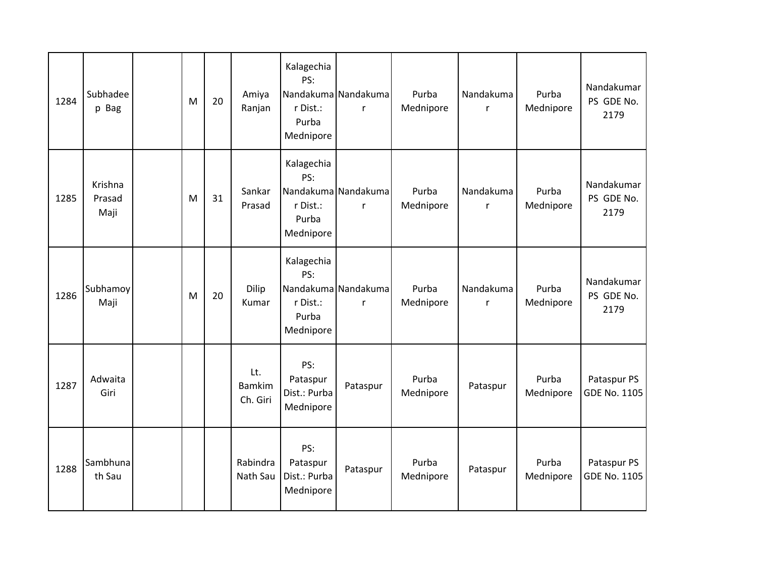| 1284 | Subhadeep Bag | | M | 20 | Amiya Ranjan | Kalagechia PS: Nandakumar Dist.: Purba Mednipore | Nandakumar | Purba Mednipore | Nandakumar | Purba Mednipore | Nandakumar PS GDE No. 2179 |
|---|---|---|---|---|---|---|---|---|---|---|---|
| 1285 | Krishna Prasad Maji | | M | 31 | Sankar Prasad | Kalagechia PS: Nandakumar Dist.: Purba Mednipore | Nandakumar | Purba Mednipore | Nandakumar | Purba Mednipore | Nandakumar PS GDE No. 2179 |
| 1286 | Subhamoy Maji | | M | 20 | Dilip Kumar | Kalagechia PS: Nandakumar Dist.: Purba Mednipore | Nandakumar | Purba Mednipore | Nandakumar | Purba Mednipore | Nandakumar PS GDE No. 2179 |
| 1287 | Adwaita Giri | | | | Lt. Bamkim Ch. Giri | PS: Pataspur Dist.: Purba Mednipore | Pataspur | Purba Mednipore | Pataspur | Purba Mednipore | Pataspur PS GDE No. 1105 |
| 1288 | Sambhunath Sau | | | | Rabindra Nath Sau | PS: Pataspur Dist.: Purba Mednipore | Pataspur | Purba Mednipore | Pataspur | Purba Mednipore | Pataspur PS GDE No. 1105 |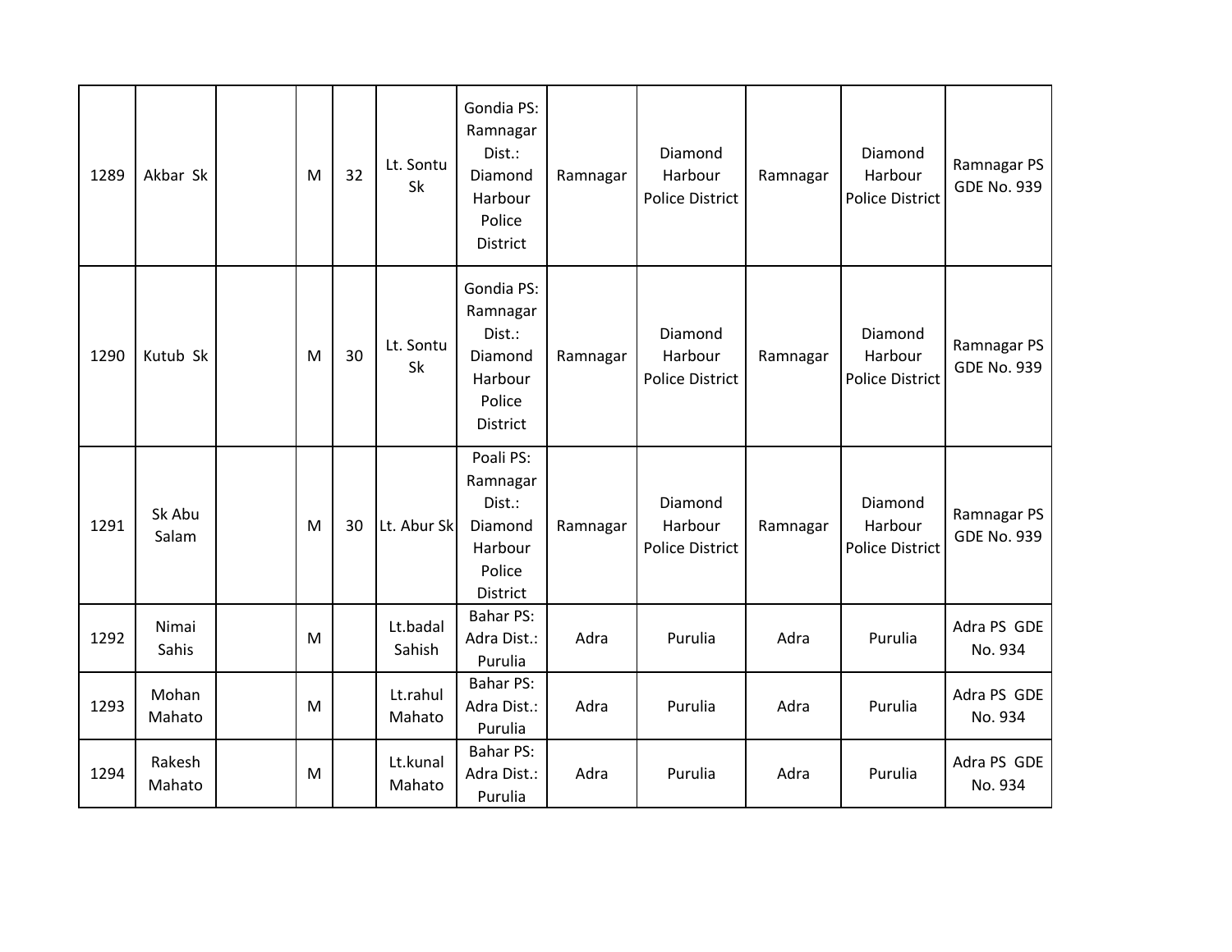| | | | | | | | | | | | |
|---|---|---|---|---|---|---|---|---|---|---|---|
| 1289 | Akbar Sk | | M | 32 | Lt. Sontu Sk | Gondia PS: Ramnagar Dist.: Diamond Harbour Police District | Ramnagar | Diamond Harbour Police District | Ramnagar | Diamond Harbour Police District | Ramnagar PS GDE No. 939 |
| 1290 | Kutub Sk | | M | 30 | Lt. Sontu Sk | Gondia PS: Ramnagar Dist.: Diamond Harbour Police District | Ramnagar | Diamond Harbour Police District | Ramnagar | Diamond Harbour Police District | Ramnagar PS GDE No. 939 |
| 1291 | Sk Abu Salam | | M | 30 | Lt. Abur Sk | Poali PS: Ramnagar Dist.: Diamond Harbour Police District | Ramnagar | Diamond Harbour Police District | Ramnagar | Diamond Harbour Police District | Ramnagar PS GDE No. 939 |
| 1292 | Nimai Sahis | | M | | Lt.badal Sahish | Bahar PS: Adra Dist.: Purulia | Adra | Purulia | Adra | Purulia | Adra PS GDE No. 934 |
| 1293 | Mohan Mahato | | M | | Lt.rahul Mahato | Bahar PS: Adra Dist.: Purulia | Adra | Purulia | Adra | Purulia | Adra PS GDE No. 934 |
| 1294 | Rakesh Mahato | | M | | Lt.kunal Mahato | Bahar PS: Adra Dist.: Purulia | Adra | Purulia | Adra | Purulia | Adra PS GDE No. 934 |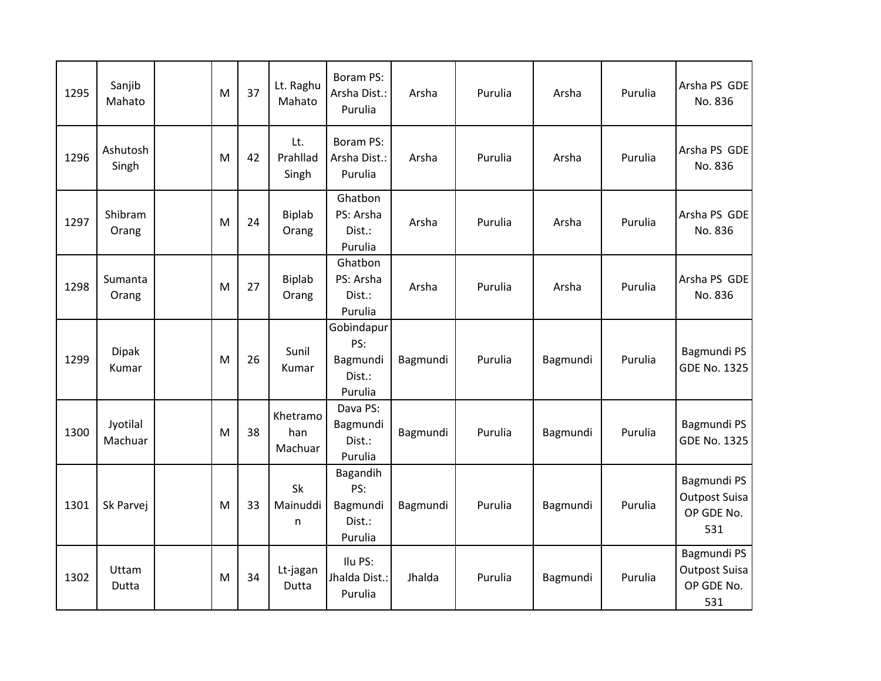| 1295 | Sanjib Mahato | | M | 37 | Lt. Raghu Mahato | Boram PS: Arsha Dist.: Purulia | Arsha | Purulia | Arsha | Purulia | Arsha PS GDE No. 836 |
|---|---|---|---|---|---|---|---|---|---|---|---|
| 1296 | Ashutosh Singh | | M | 42 | Lt. Prahllad Singh | Boram PS: Arsha Dist.: Purulia | Arsha | Purulia | Arsha | Purulia | Arsha PS GDE No. 836 |
| 1297 | Shibram Orang | | M | 24 | Biplab Orang | Ghatbon PS: Arsha Dist.: Purulia | Arsha | Purulia | Arsha | Purulia | Arsha PS GDE No. 836 |
| 1298 | Sumanta Orang | | M | 27 | Biplab Orang | Ghatbon PS: Arsha Dist.: Purulia | Arsha | Purulia | Arsha | Purulia | Arsha PS GDE No. 836 |
| 1299 | Dipak Kumar | | M | 26 | Sunil Kumar | Gobindapur PS: Bagmundi Dist.: Purulia | Bagmundi | Purulia | Bagmundi | Purulia | Bagmundi PS GDE No. 1325 |
| 1300 | Jyotilal Machuar | | M | 38 | Khetramohan Machuar | Dava PS: Bagmundi Dist.: Purulia | Bagmundi | Purulia | Bagmundi | Purulia | Bagmundi PS GDE No. 1325 |
| 1301 | Sk Parvej | | M | 33 | Sk Mainuddin | Bagandih PS: Bagmundi Dist.: Purulia | Bagmundi | Purulia | Bagmundi | Purulia | Bagmundi PS Outpost Suisa OP GDE No. 531 |
| 1302 | Uttam Dutta | | M | 34 | Lt-jagan Dutta | Ilu PS: Jhalda Dist.: Purulia | Jhalda | Purulia | Bagmundi | Purulia | Bagmundi PS Outpost Suisa OP GDE No. 531 |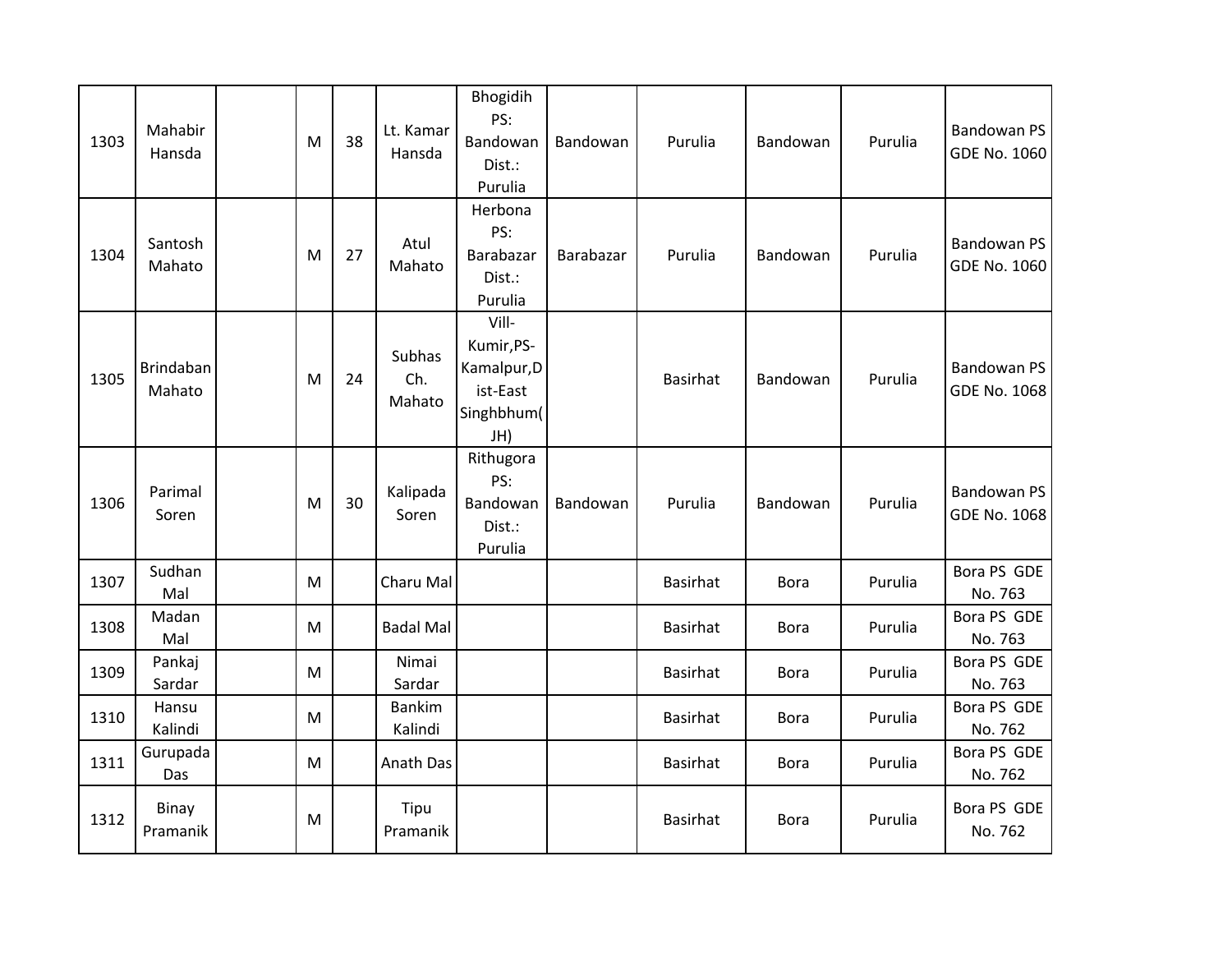| | | | | | | | | | | | |
|---|---|---|---|---|---|---|---|---|---|---|---|
| 1303 | Mahabir Hansda | | M | 38 | Lt. Kamar Hansda | Bhogidih PS: Bandowan Dist.: Purulia | Bandowan | Purulia | Bandowan | Purulia | Bandowan PS GDE No. 1060 |
| 1304 | Santosh Mahato | | M | 27 | Atul Mahato | Herbona PS: Barabazar Dist.: Purulia | Barabazar | Purulia | Bandowan | Purulia | Bandowan PS GDE No. 1060 |
| 1305 | Brindaban Mahato | | M | 24 | Subhas Ch. Mahato | Vill-Kumir,PS-Kamalpur,Dist-East Singhbhum(JH) | | Basirhat | Bandowan | Purulia | Bandowan PS GDE No. 1068 |
| 1306 | Parimal Soren | | M | 30 | Kalipada Soren | Rithugora PS: Bandowan Dist.: Purulia | Bandowan | Purulia | Bandowan | Purulia | Bandowan PS GDE No. 1068 |
| 1307 | Sudhan Mal | | M | | Charu Mal | | | Basirhat | Bora | Purulia | Bora PS GDE No. 763 |
| 1308 | Madan Mal | | M | | Badal Mal | | | Basirhat | Bora | Purulia | Bora PS GDE No. 763 |
| 1309 | Pankaj Sardar | | M | | Nimai Sardar | | | Basirhat | Bora | Purulia | Bora PS GDE No. 763 |
| 1310 | Hansu Kalindi | | M | | Bankim Kalindi | | | Basirhat | Bora | Purulia | Bora PS GDE No. 762 |
| 1311 | Gurupada Das | | M | | Anath Das | | | Basirhat | Bora | Purulia | Bora PS GDE No. 762 |
| 1312 | Binay Pramanik | | M | | Tipu Pramanik | | | Basirhat | Bora | Purulia | Bora PS GDE No. 762 |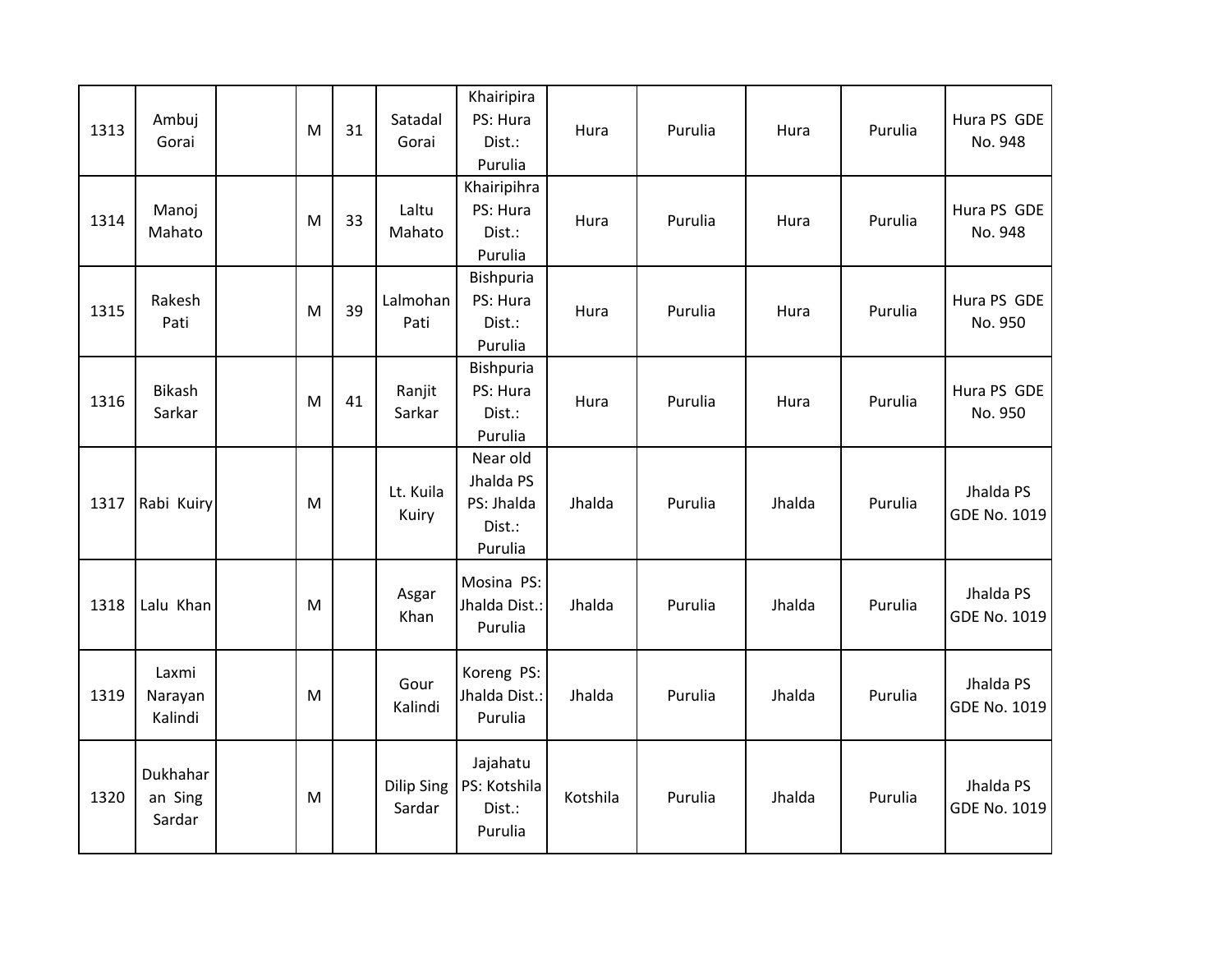| 1313 | Ambuj Gorai | | M | 31 | Satadal Gorai | Khairipira PS: Hura Dist.: Purulia | Hura | Purulia | Hura | Purulia | Hura PS GDE No. 948 |
|---|---|---|---|---|---|---|---|---|---|---|---|
| 1314 | Manoj Mahato | | M | 33 | Laltu Mahato | Khairipihra PS: Hura Dist.: Purulia | Hura | Purulia | Hura | Purulia | Hura PS GDE No. 948 |
| 1315 | Rakesh Pati | | M | 39 | Lalmohan Pati | Bishpuria PS: Hura Dist.: Purulia | Hura | Purulia | Hura | Purulia | Hura PS GDE No. 950 |
| 1316 | Bikash Sarkar | | M | 41 | Ranjit Sarkar | Bishpuria PS: Hura Dist.: Purulia | Hura | Purulia | Hura | Purulia | Hura PS GDE No. 950 |
| 1317 | Rabi Kuiry | | M | | Lt. Kuila Kuiry | Near old Jhalda PS PS: Jhalda Dist.: Purulia | Jhalda | Purulia | Jhalda | Purulia | Jhalda PS GDE No. 1019 |
| 1318 | Lalu Khan | | M | | Asgar Khan | Mosina PS: Jhalda Dist.: Purulia | Jhalda | Purulia | Jhalda | Purulia | Jhalda PS GDE No. 1019 |
| 1319 | Laxmi Narayan Kalindi | | M | | Gour Kalindi | Koreng PS: Jhalda Dist.: Purulia | Jhalda | Purulia | Jhalda | Purulia | Jhalda PS GDE No. 1019 |
| 1320 | Dukhaharan Sing Sardar | | M | | Dilip Sing Sardar | Jajahatu PS: Kotshila Dist.: Purulia | Kotshila | Purulia | Jhalda | Purulia | Jhalda PS GDE No. 1019 |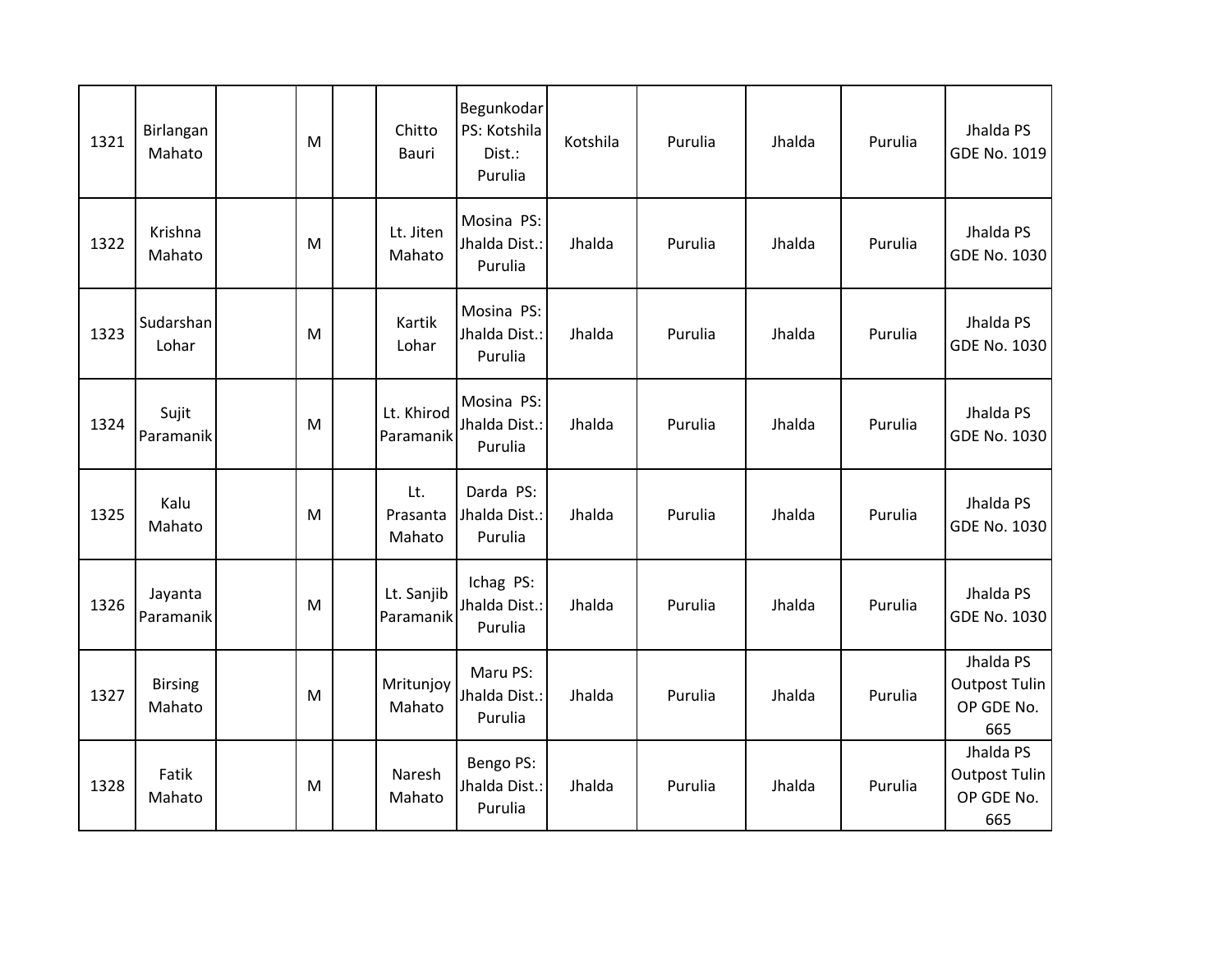| 1321 | Birlangan Mahato | | M | | Chitto Bauri | Begunkodar PS: Kotshila Dist.: Purulia | Kotshila | Purulia | Jhalda | Purulia | Jhalda PS GDE No. 1019 |
|---|---|---|---|---|---|---|---|---|---|---|---|
| 1322 | Krishna Mahato | | M | | Lt. Jiten Mahato | Mosina PS: Jhalda Dist.: Purulia | Jhalda | Purulia | Jhalda | Purulia | Jhalda PS GDE No. 1030 |
| 1323 | Sudarshan Lohar | | M | | Kartik Lohar | Mosina PS: Jhalda Dist.: Purulia | Jhalda | Purulia | Jhalda | Purulia | Jhalda PS GDE No. 1030 |
| 1324 | Sujit Paramanik | | M | | Lt. Khirod Paramanik | Mosina PS: Jhalda Dist.: Purulia | Jhalda | Purulia | Jhalda | Purulia | Jhalda PS GDE No. 1030 |
| 1325 | Kalu Mahato | | M | | Lt. Prasanta Mahato | Darda PS: Jhalda Dist.: Purulia | Jhalda | Purulia | Jhalda | Purulia | Jhalda PS GDE No. 1030 |
| 1326 | Jayanta Paramanik | | M | | Lt. Sanjib Paramanik | Ichag PS: Jhalda Dist.: Purulia | Jhalda | Purulia | Jhalda | Purulia | Jhalda PS GDE No. 1030 |
| 1327 | Birsing Mahato | | M | | Mritunjoy Mahato | Maru PS: Jhalda Dist.: Purulia | Jhalda | Purulia | Jhalda | Purulia | Jhalda PS Outpost Tulin OP GDE No. 665 |
| 1328 | Fatik Mahato | | M | | Naresh Mahato | Bengo PS: Jhalda Dist.: Purulia | Jhalda | Purulia | Jhalda | Purulia | Jhalda PS Outpost Tulin OP GDE No. 665 |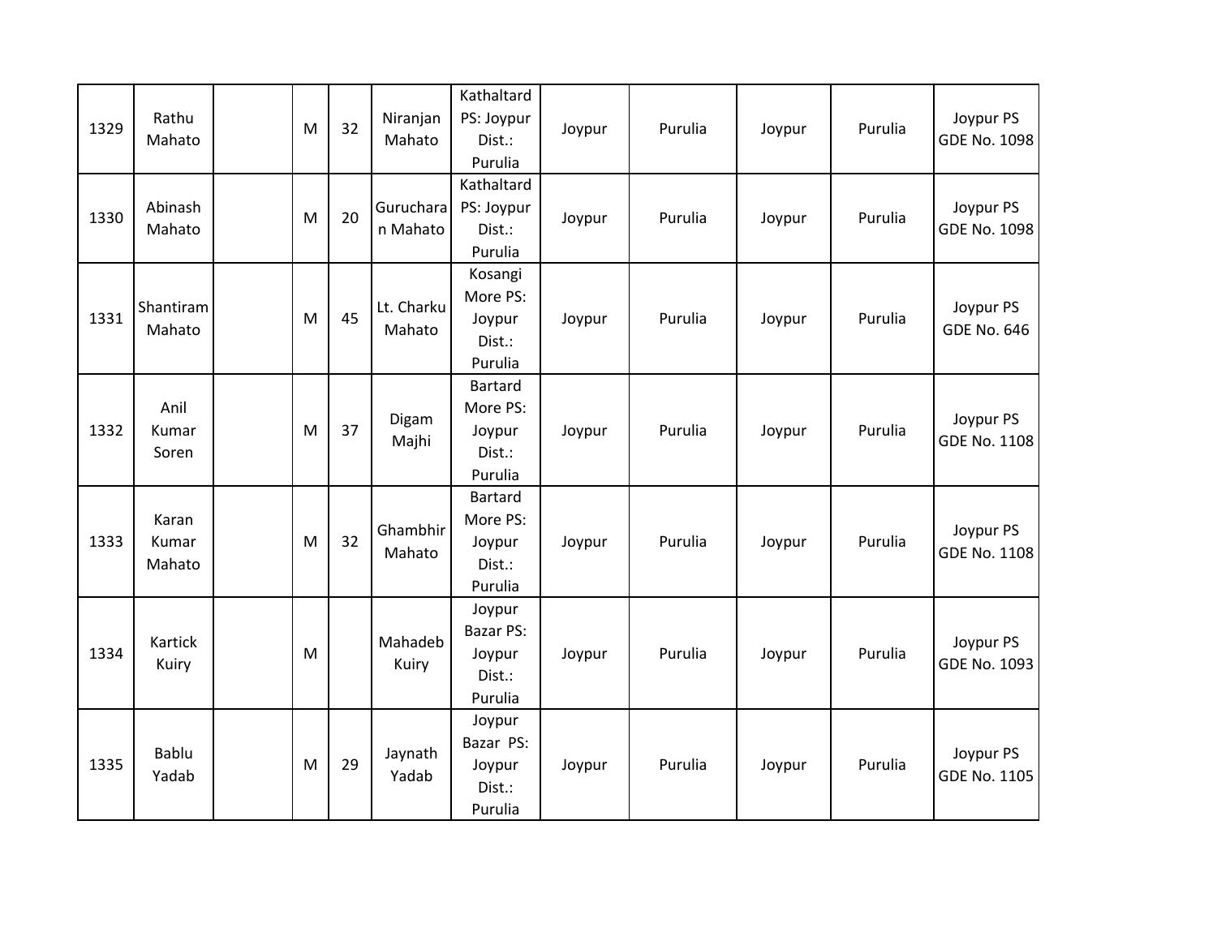| 1329 | Rathu Mahato | | M | 32 | Niranjan Mahato | Kathaltard PS: Joypur Dist.: Purulia | Joypur | Purulia | Joypur | Purulia | Joypur PS GDE No. 1098 |
|---|---|---|---|---|---|---|---|---|---|---|---|
| 1330 | Abinash Mahato | | M | 20 | Gurucharan Mahato | Kathaltard PS: Joypur Dist.: Purulia | Joypur | Purulia | Joypur | Purulia | Joypur PS GDE No. 1098 |
| 1331 | Shantiram Mahato | | M | 45 | Lt. Charku Mahato | Kosangi More PS: Joypur Dist.: Purulia | Joypur | Purulia | Joypur | Purulia | Joypur PS GDE No. 646 |
| 1332 | Anil Kumar Soren | | M | 37 | Digam Majhi | Bartard More PS: Joypur Dist.: Purulia | Joypur | Purulia | Joypur | Purulia | Joypur PS GDE No. 1108 |
| 1333 | Karan Kumar Mahato | | M | 32 | Ghambhir Mahato | Bartard More PS: Joypur Dist.: Purulia | Joypur | Purulia | Joypur | Purulia | Joypur PS GDE No. 1108 |
| 1334 | Kartick Kuiry | | M | | Mahadeb Kuiry | Joypur Bazar PS: Joypur Dist.: Purulia | Joypur | Purulia | Joypur | Purulia | Joypur PS GDE No. 1093 |
| 1335 | Bablu Yadab | | M | 29 | Jaynath Yadab | Joypur Bazar PS: Joypur Dist.: Purulia | Joypur | Purulia | Joypur | Purulia | Joypur PS GDE No. 1105 |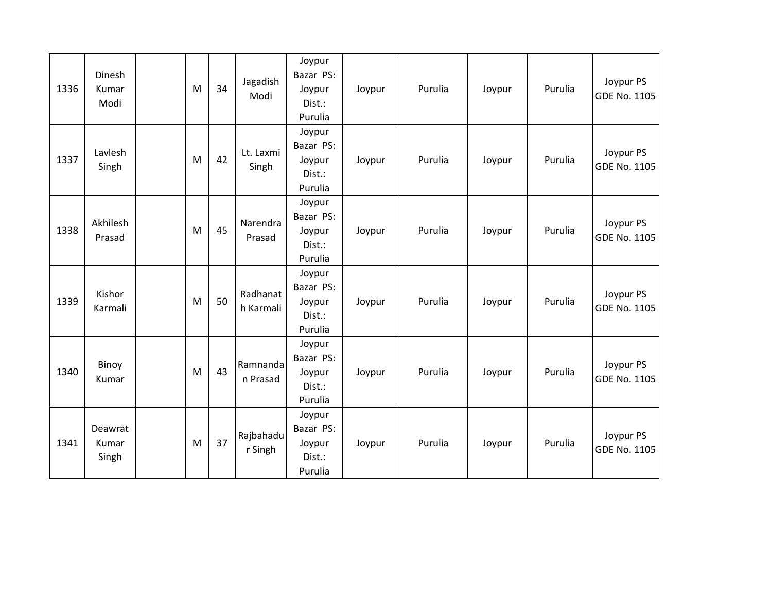| 1336 | Dinesh Kumar Modi | | M | 34 | Jagadish Modi | Joypur Bazar PS: Joypur Dist.: Purulia | Joypur | Purulia | Joypur | Purulia | Joypur PS GDE No. 1105 |
|---|---|---|---|---|---|---|---|---|---|---|---|
| 1337 | Lavlesh Singh | | M | 42 | Lt. Laxmi Singh | Joypur Bazar PS: Joypur Dist.: Purulia | Joypur | Purulia | Joypur | Purulia | Joypur PS GDE No. 1105 |
| 1338 | Akhilesh Prasad | | M | 45 | Narendra Prasad | Joypur Bazar PS: Joypur Dist.: Purulia | Joypur | Purulia | Joypur | Purulia | Joypur PS GDE No. 1105 |
| 1339 | Kishor Karmali | | M | 50 | Radhanath Karmali | Joypur Bazar PS: Joypur Dist.: Purulia | Joypur | Purulia | Joypur | Purulia | Joypur PS GDE No. 1105 |
| 1340 | Binoy Kumar | | M | 43 | Ramnandan Prasad | Joypur Bazar PS: Joypur Dist.: Purulia | Joypur | Purulia | Joypur | Purulia | Joypur PS GDE No. 1105 |
| 1341 | Deawrat Kumar Singh | | M | 37 | Rajbahadur Singh | Joypur Bazar PS: Joypur Dist.: Purulia | Joypur | Purulia | Joypur | Purulia | Joypur PS GDE No. 1105 |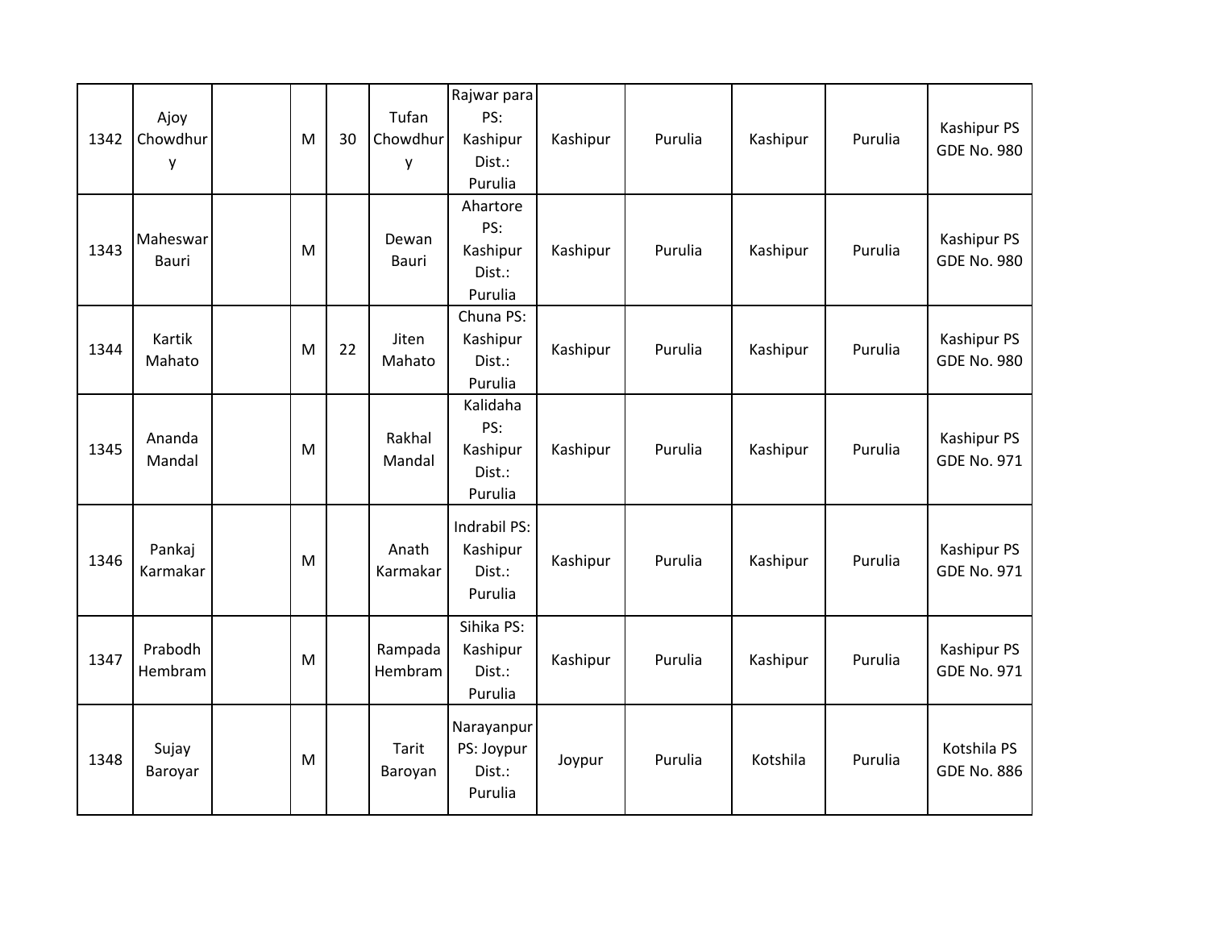| 1342 | Ajoy Chowdhury | | M | 30 | Tufan Chowdhury | Rajwar para PS: Kashipur Dist.: Purulia | Kashipur | Purulia | Kashipur | Purulia | Kashipur PS GDE No. 980 |
|---|---|---|---|---|---|---|---|---|---|---|---|
| 1343 | Maheswar Bauri | | M | | Dewan Bauri | Ahartore PS: Kashipur Dist.: Purulia | Kashipur | Purulia | Kashipur | Purulia | Kashipur PS GDE No. 980 |
| 1344 | Kartik Mahato | | M | 22 | Jiten Mahato | Chuna PS: Kashipur Dist.: Purulia | Kashipur | Purulia | Kashipur | Purulia | Kashipur PS GDE No. 980 |
| 1345 | Ananda Mandal | | M | | Rakhal Mandal | Kalidaha PS: Kashipur Dist.: Purulia | Kashipur | Purulia | Kashipur | Purulia | Kashipur PS GDE No. 971 |
| 1346 | Pankaj Karmakar | | M | | Anath Karmakar | Indrabil PS: Kashipur Dist.: Purulia | Kashipur | Purulia | Kashipur | Purulia | Kashipur PS GDE No. 971 |
| 1347 | Prabodh Hembram | | M | | Rampada Hembram | Sihika PS: Kashipur Dist.: Purulia | Kashipur | Purulia | Kashipur | Purulia | Kashipur PS GDE No. 971 |
| 1348 | Sujay Baroyar | | M | | Tarit Baroyan | Narayanpur PS: Joypur Dist.: Purulia | Joypur | Purulia | Kotshila | Purulia | Kotshila PS GDE No. 886 |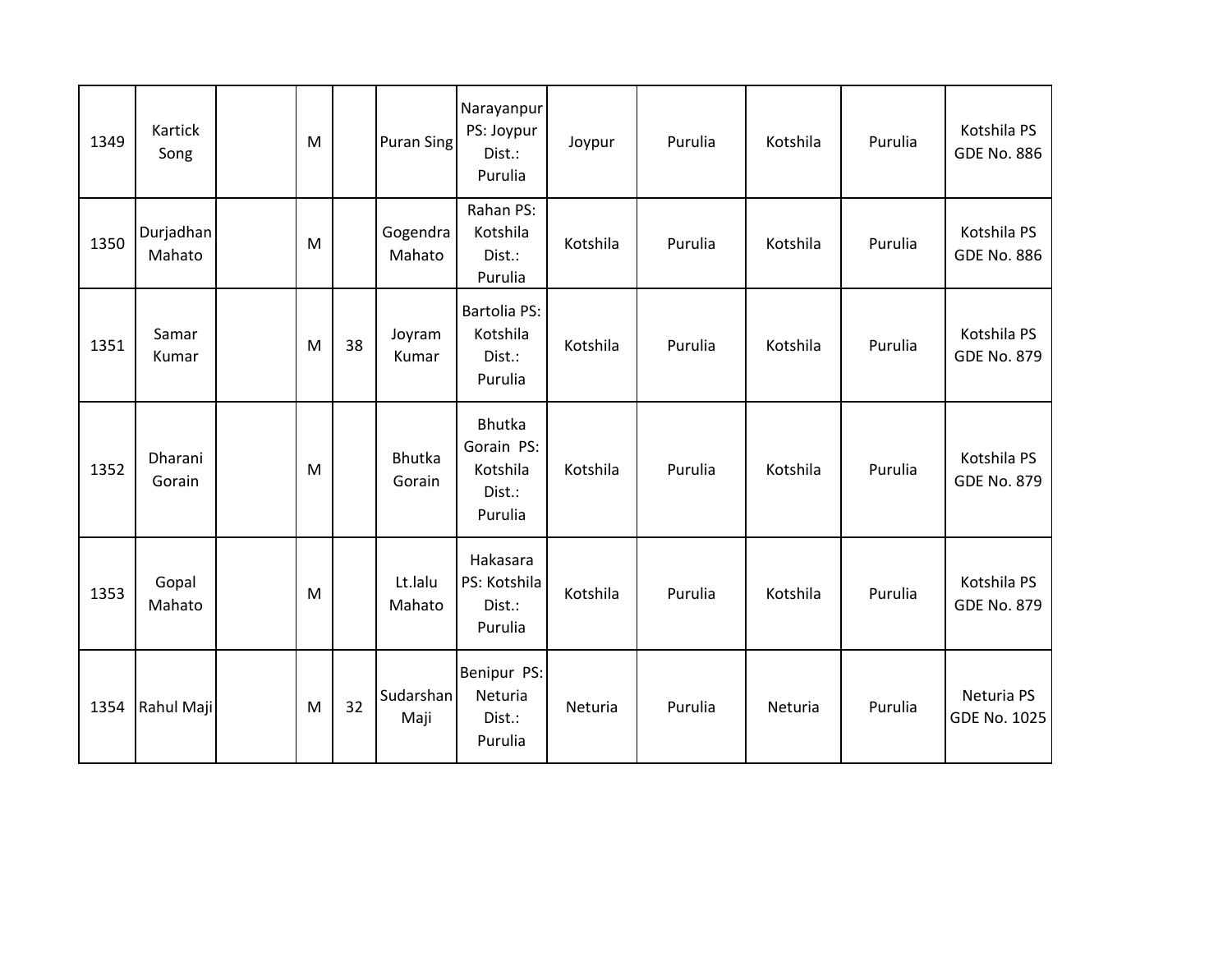| | | | | | | | | | | | |
|---|---|---|---|---|---|---|---|---|---|---|---|
| 1349 | Kartick Song | | M | | Puran Sing | Narayanpur PS: Joypur Dist.: Purulia | Joypur | Purulia | Kotshila | Purulia | Kotshila PS GDE No. 886 |
| 1350 | Durjadhan Mahato | | M | | Gogendra Mahato | Rahan PS: Kotshila Dist.: Purulia | Kotshila | Purulia | Kotshila | Purulia | Kotshila PS GDE No. 886 |
| 1351 | Samar Kumar | | M | 38 | Joyram Kumar | Bartolia PS: Kotshila Dist.: Purulia | Kotshila | Purulia | Kotshila | Purulia | Kotshila PS GDE No. 879 |
| 1352 | Dharani Gorain | | M | | Bhutka Gorain | Bhutka Gorain PS: Kotshila Dist.: Purulia | Kotshila | Purulia | Kotshila | Purulia | Kotshila PS GDE No. 879 |
| 1353 | Gopal Mahato | | M | | Lt.lalu Mahato | Hakasara PS: Kotshila Dist.: Purulia | Kotshila | Purulia | Kotshila | Purulia | Kotshila PS GDE No. 879 |
| 1354 | Rahul Maji | | M | 32 | Sudarshan Maji | Benipur PS: Neturia Dist.: Purulia | Neturia | Purulia | Neturia | Purulia | Neturia PS GDE No. 1025 |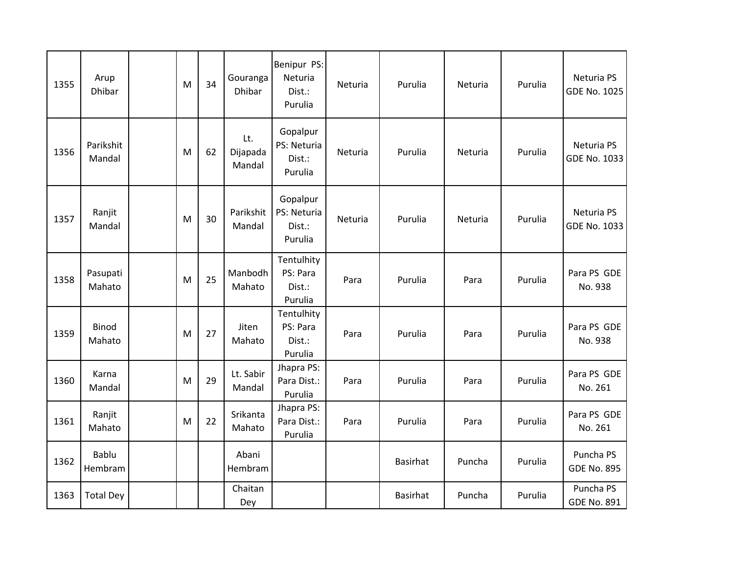| 1355 | Arup Dhibar | | M | 34 | Gouranga Dhibar | Benipur PS: Neturia Dist.: Purulia | Neturia | Purulia | Neturia | Purulia | Neturia PS GDE No. 1025 |
|---|---|---|---|---|---|---|---|---|---|---|---|
| 1356 | Parikshit Mandal | | M | 62 | Lt. Dijapada Mandal | Gopalpur PS: Neturia Dist.: Purulia | Neturia | Purulia | Neturia | Purulia | Neturia PS GDE No. 1033 |
| 1357 | Ranjit Mandal | | M | 30 | Parikshit Mandal | Gopalpur PS: Neturia Dist.: Purulia | Neturia | Purulia | Neturia | Purulia | Neturia PS GDE No. 1033 |
| 1358 | Pasupati Mahato | | M | 25 | Manbodh Mahato | Tentulhity PS: Para Dist.: Purulia | Para | Purulia | Para | Purulia | Para PS GDE No. 938 |
| 1359 | Binod Mahato | | M | 27 | Jiten Mahato | Tentulhity PS: Para Dist.: Purulia | Para | Purulia | Para | Purulia | Para PS GDE No. 938 |
| 1360 | Karna Mandal | | M | 29 | Lt. Sabir Mandal | Jhapra PS: Para Dist.: Purulia | Para | Purulia | Para | Purulia | Para PS GDE No. 261 |
| 1361 | Ranjit Mahato | | M | 22 | Srikanta Mahato | Jhapra PS: Para Dist.: Purulia | Para | Purulia | Para | Purulia | Para PS GDE No. 261 |
| 1362 | Bablu Hembram | | | | Abani Hembram | | | Basirhat | Puncha | Purulia | Puncha PS GDE No. 895 |
| 1363 | Total Dey | | | | Chaitan Dey | | | Basirhat | Puncha | Purulia | Puncha PS GDE No. 891 |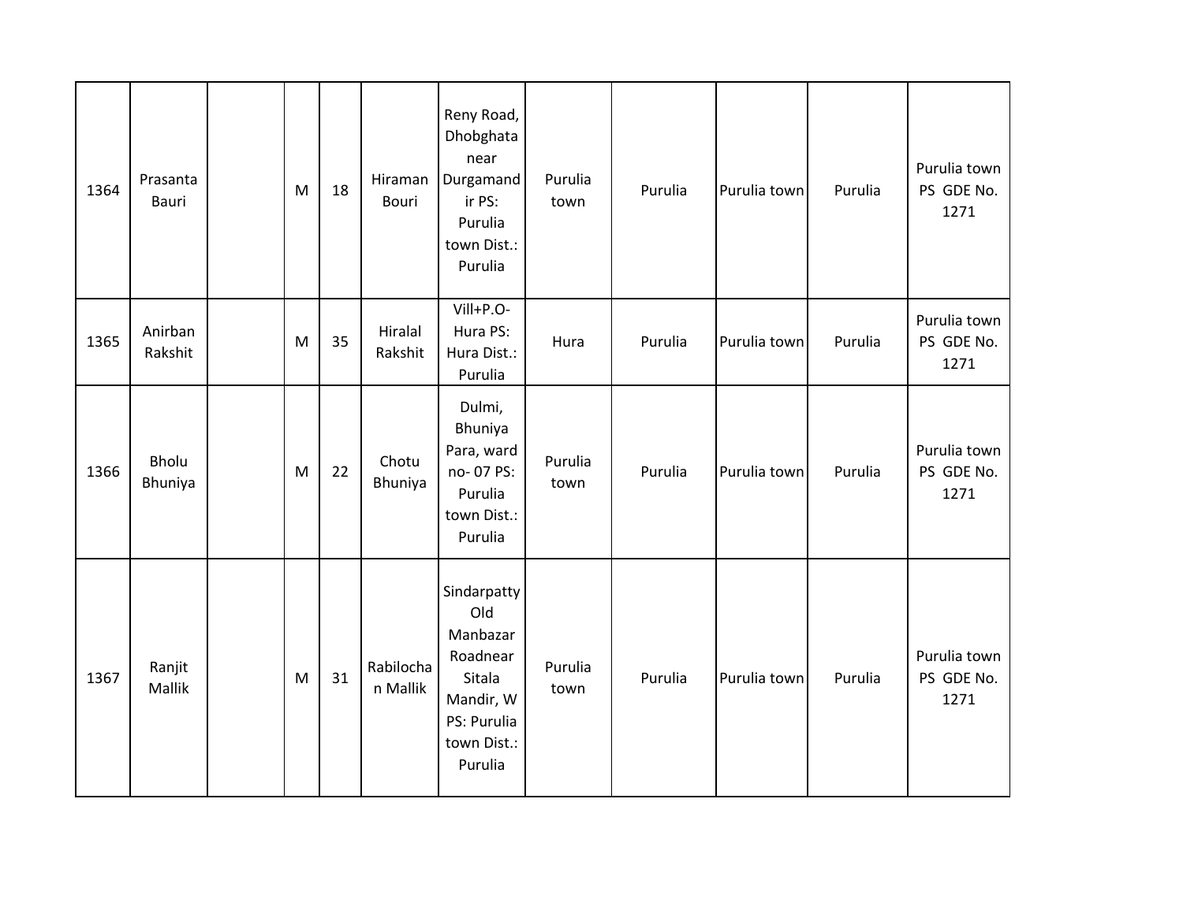| 1364 | Prasanta Bauri | | M | 18 | Hiraman Bouri | Reny Road, Dhobghata near Durgamandir PS: Purulia town Dist.: Purulia | Purulia town | Purulia | Purulia town | Purulia | Purulia town PS GDE No. 1271 |
|---|---|---|---|---|---|---|---|---|---|---|---|
| 1365 | Anirban Rakshit | | M | 35 | Hiralal Rakshit | Vill+P.O- Hura PS: Hura Dist.: Purulia | Hura | Purulia | Purulia town | Purulia | Purulia town PS GDE No. 1271 |
| 1366 | Bholu Bhuniya | | M | 22 | Chotu Bhuniya | Dulmi, Bhuniya Para, ward no- 07 PS: Purulia town Dist.: Purulia | Purulia town | Purulia | Purulia town | Purulia | Purulia town PS GDE No. 1271 |
| 1367 | Ranjit Mallik | | M | 31 | Rabilochan Mallik | Sindarpatty Old Manbazar Roadnear Sitala Mandir, W PS: Purulia town Dist.: Purulia | Purulia town | Purulia | Purulia town | Purulia | Purulia town PS GDE No. 1271 |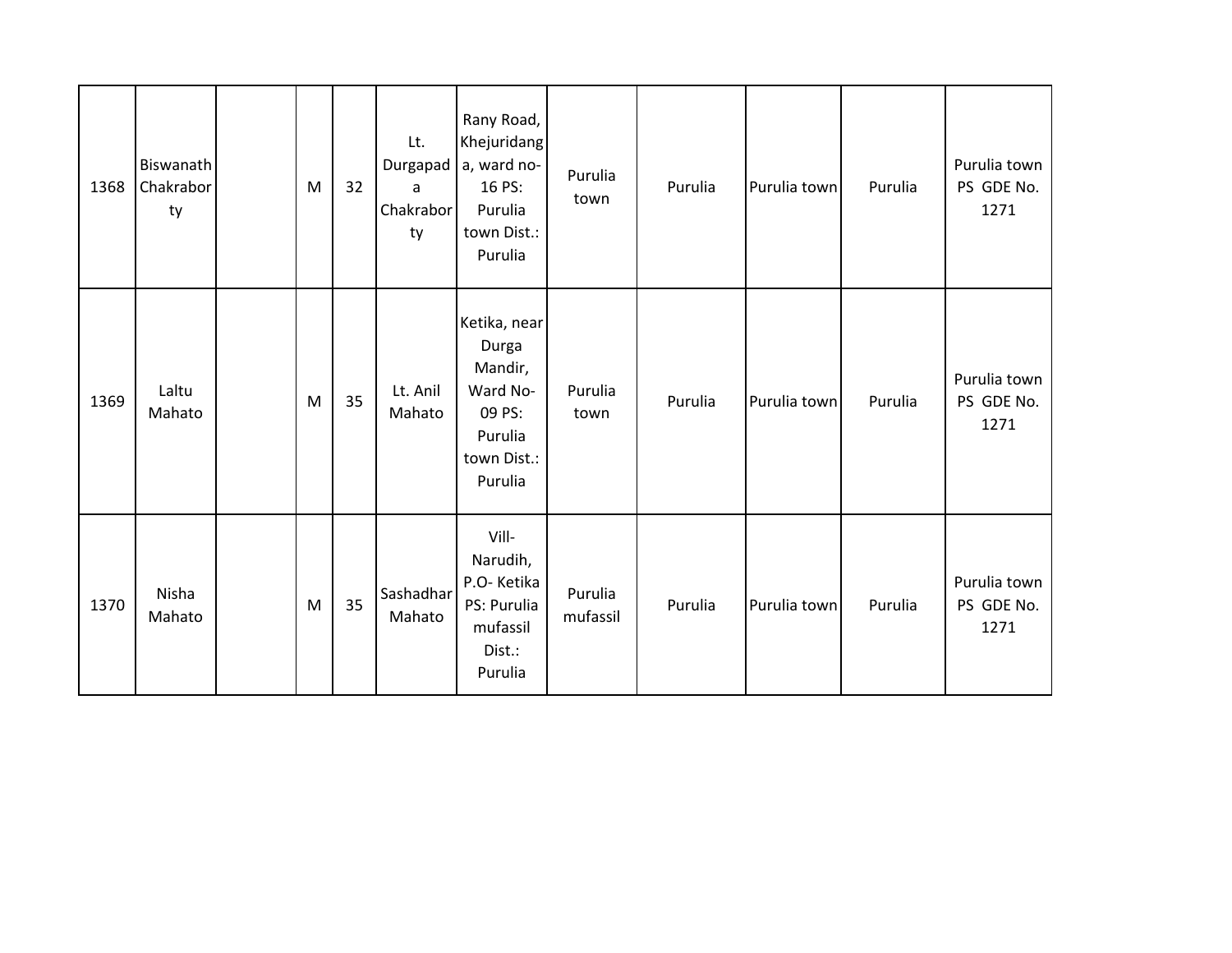| | | | | | | | | | | | |
|---|---|---|---|---|---|---|---|---|---|---|---|
| 1368 | Biswanath Chakraborty | | M | 32 | Lt. Durgapada Chakraborty | Rany Road, Khejuridanga, ward no-16 PS: Purulia town Dist.: Purulia | Purulia town | Purulia | Purulia town | Purulia | Purulia town PS GDE No. 1271 |
| 1369 | Laltu Mahato | | M | 35 | Lt. Anil Mahato | Ketika, near Durga Mandir, Ward No-09 PS: Purulia town Dist.: Purulia | Purulia town | Purulia | Purulia town | Purulia | Purulia town PS GDE No. 1271 |
| 1370 | Nisha Mahato | | M | 35 | Sashadhar Mahato | Vill-Narudih, P.O- Ketika PS: Purulia mufassil Dist.: Purulia | Purulia mufassil | Purulia | Purulia town | Purulia | Purulia town PS GDE No. 1271 |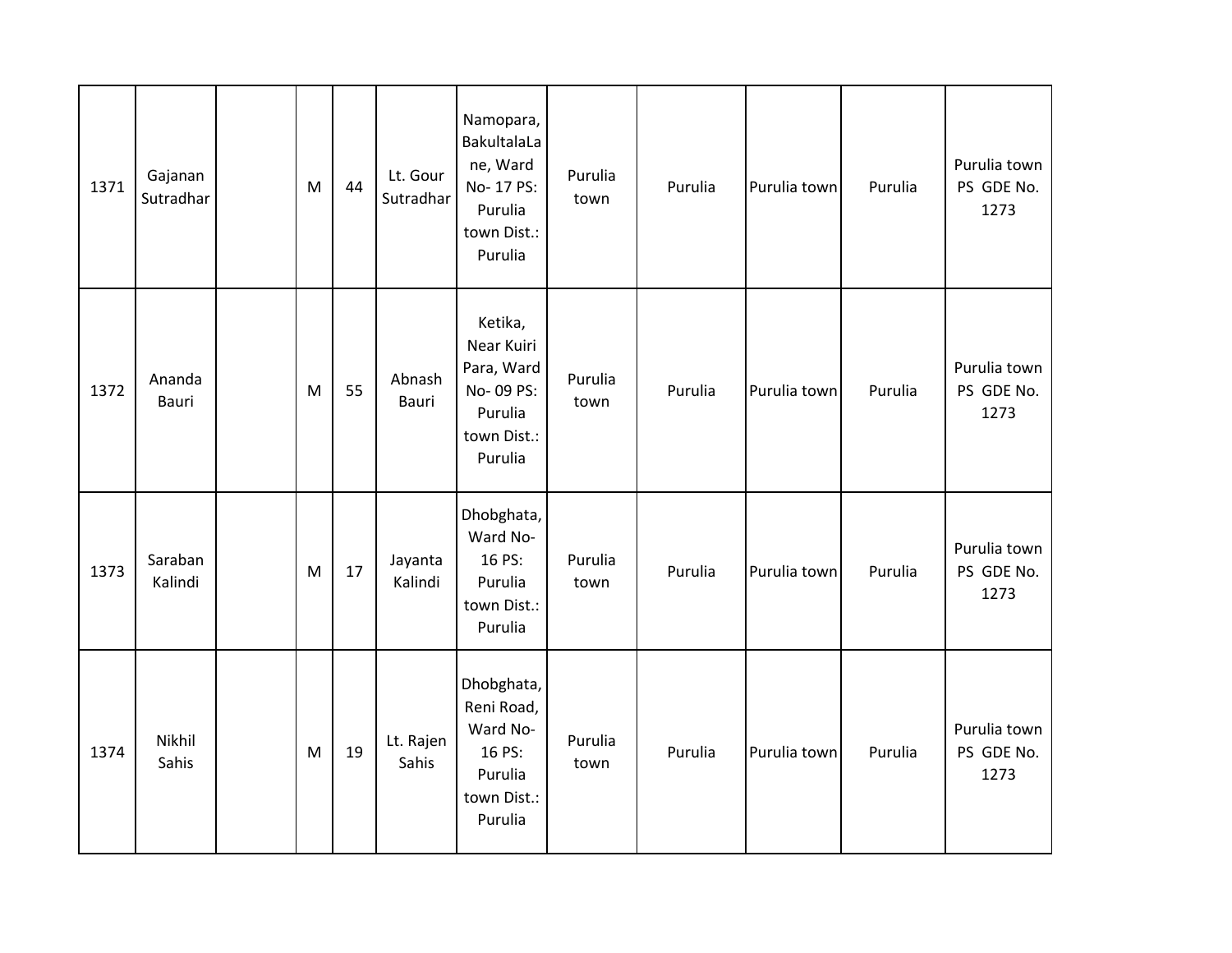| 1371 | Gajanan Sutradhar | | M | 44 | Lt. Gour Sutradhar | Namopara, BakultalaLane, Ward No- 17 PS: Purulia town Dist.: Purulia | Purulia town | Purulia | Purulia town | Purulia | Purulia town PS GDE No. 1273 |
|---|---|---|---|---|---|---|---|---|---|---|---|
| 1372 | Ananda Bauri | | M | 55 | Abnash Bauri | Ketika, Near Kuiri Para, Ward No- 09 PS: Purulia town Dist.: Purulia | Purulia town | Purulia | Purulia town | Purulia | Purulia town PS GDE No. 1273 |
| 1373 | Saraban Kalindi | | M | 17 | Jayanta Kalindi | Dhobghata, Ward No- 16 PS: Purulia town Dist.: Purulia | Purulia town | Purulia | Purulia town | Purulia | Purulia town PS GDE No. 1273 |
| 1374 | Nikhil Sahis | | M | 19 | Lt. Rajen Sahis | Dhobghata, Reni Road, Ward No- 16 PS: Purulia town Dist.: Purulia | Purulia town | Purulia | Purulia town | Purulia | Purulia town PS GDE No. 1273 |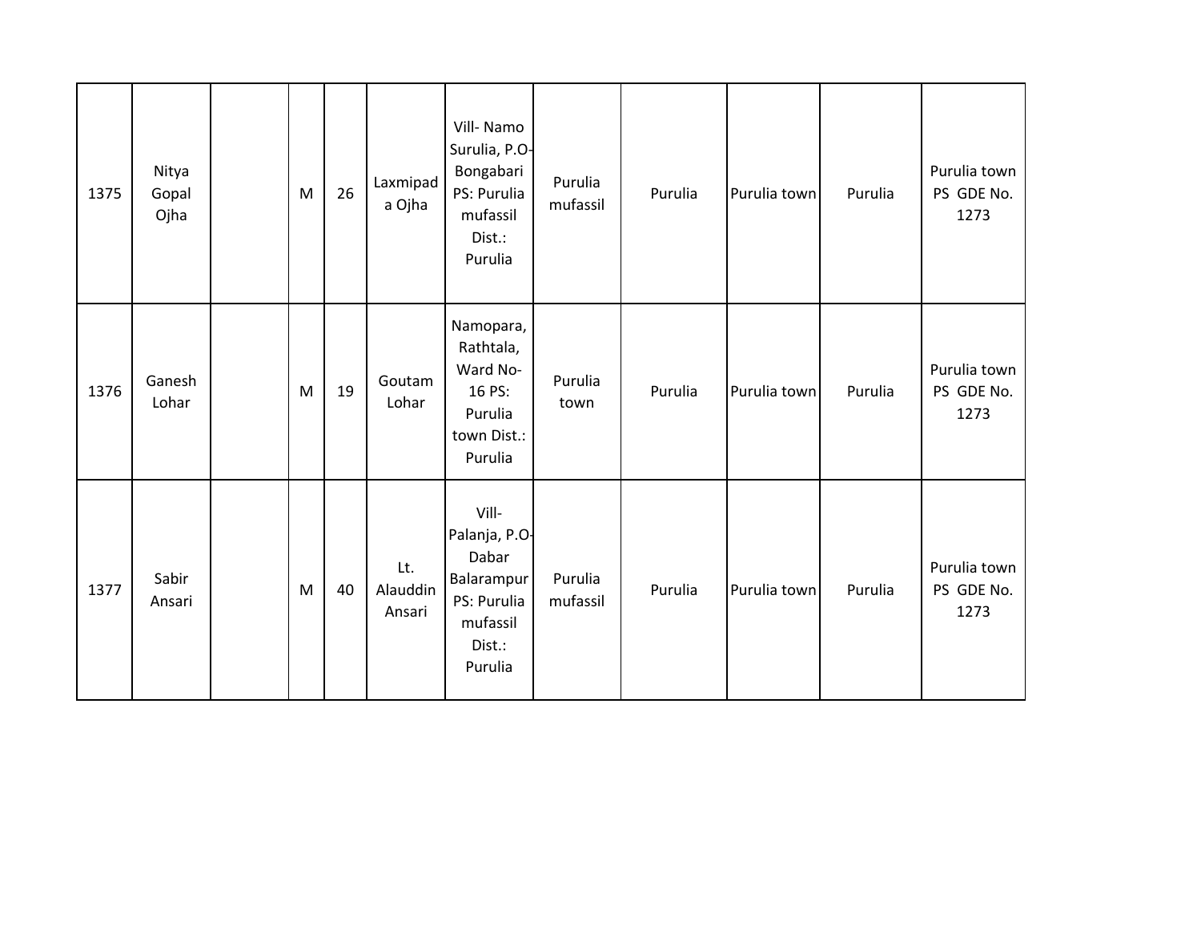| 1375 | Nitya Gopal Ojha | | M | 26 | Laxmipada Ojha | Vill- Namo Surulia, P.O- Bongabari PS: Purulia mufassil Dist.: Purulia | Purulia mufassil | Purulia | Purulia town | Purulia | Purulia town PS GDE No. 1273 |
|---|---|---|---|---|---|---|---|---|---|---|---|
| 1376 | Ganesh Lohar | | M | 19 | Goutam Lohar | Namopara, Rathtala, Ward No- 16 PS: Purulia town Dist.: Purulia | Purulia town | Purulia | Purulia town | Purulia | Purulia town PS GDE No. 1273 |
| 1377 | Sabir Ansari | | M | 40 | Lt. Alauddin Ansari | Vill- Palanja, P.O- Dabar Balarampur PS: Purulia mufassil Dist.: Purulia | Purulia mufassil | Purulia | Purulia town | Purulia | Purulia town PS GDE No. 1273 |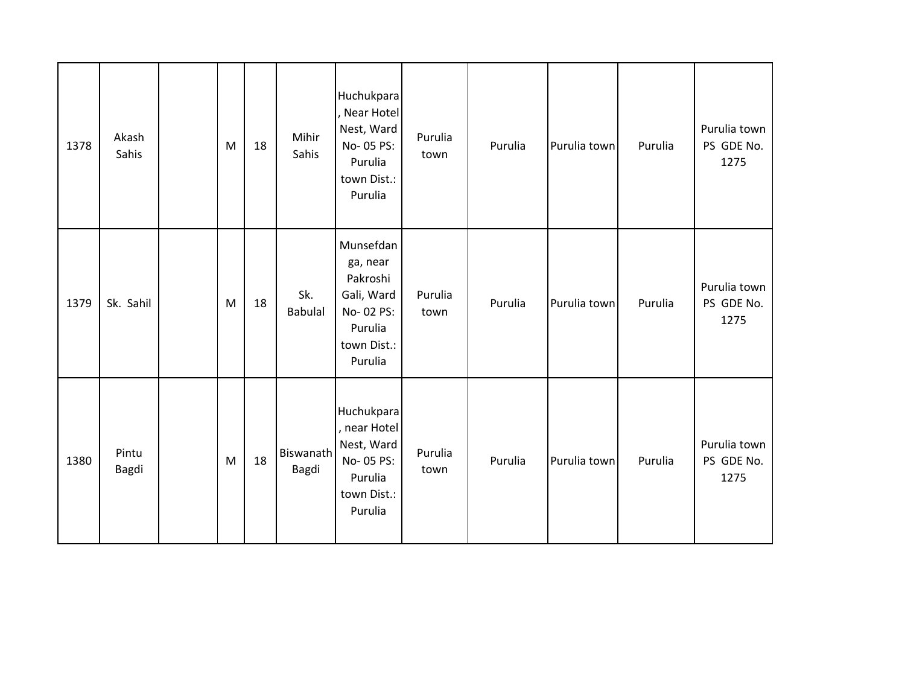| 1378 | Akash Sahis | | M | 18 | Mihir Sahis | Huchukpara, Near Hotel Nest, Ward No- 05 PS: Purulia town Dist.: Purulia | Purulia town | Purulia | Purulia town | Purulia | Purulia town PS GDE No. 1275 |
|---|---|---|---|---|---|---|---|---|---|---|---|
| 1379 | Sk. Sahil | | M | 18 | Sk. Babulal | Munsefdanga, near Pakroshi Gali, Ward No- 02 PS: Purulia town Dist.: Purulia | Purulia town | Purulia | Purulia town | Purulia | Purulia town PS GDE No. 1275 |
| 1380 | Pintu Bagdi | | M | 18 | Biswanath Bagdi | Huchukpara, near Hotel Nest, Ward No- 05 PS: Purulia town Dist.: Purulia | Purulia town | Purulia | Purulia town | Purulia | Purulia town PS GDE No. 1275 |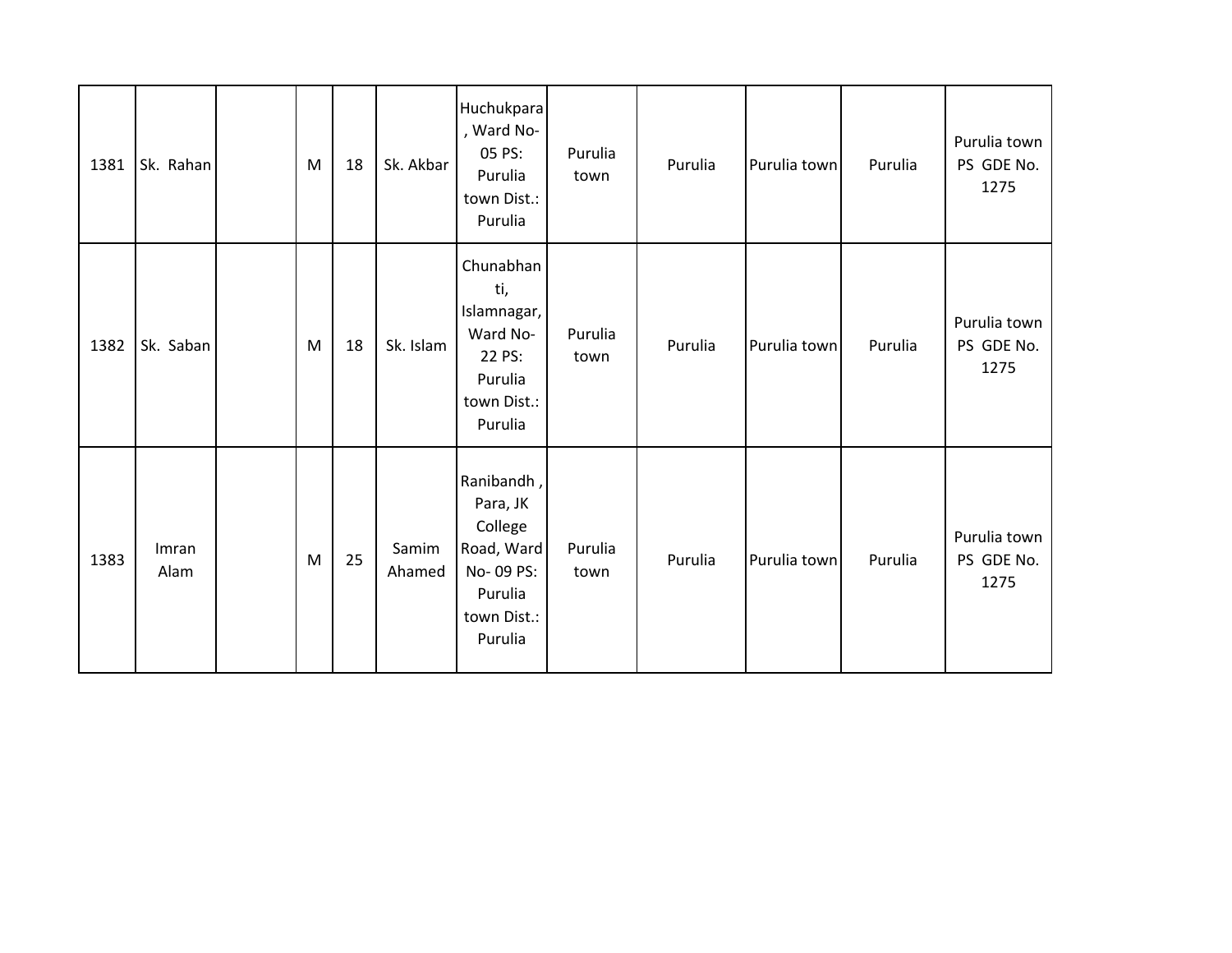| | | | | | | | | | | | |
|---|---|---|---|---|---|---|---|---|---|---|---|
| 1381 | Sk. Rahan | | M | 18 | Sk. Akbar | Huchukpara , Ward No- 05 PS: Purulia town Dist.: Purulia | Purulia town | Purulia | Purulia town | Purulia | Purulia town PS GDE No. 1275 |
| 1382 | Sk. Saban | | M | 18 | Sk. Islam | Chunabhanti, Islamnagar, Ward No- 22 PS: Purulia town Dist.: Purulia | Purulia town | Purulia | Purulia town | Purulia | Purulia town PS GDE No. 1275 |
| 1383 | Imran Alam | | M | 25 | Samim Ahamed | Ranibandh , Para, JK College Road, Ward No- 09 PS: Purulia town Dist.: Purulia | Purulia town | Purulia | Purulia town | Purulia | Purulia town PS GDE No. 1275 |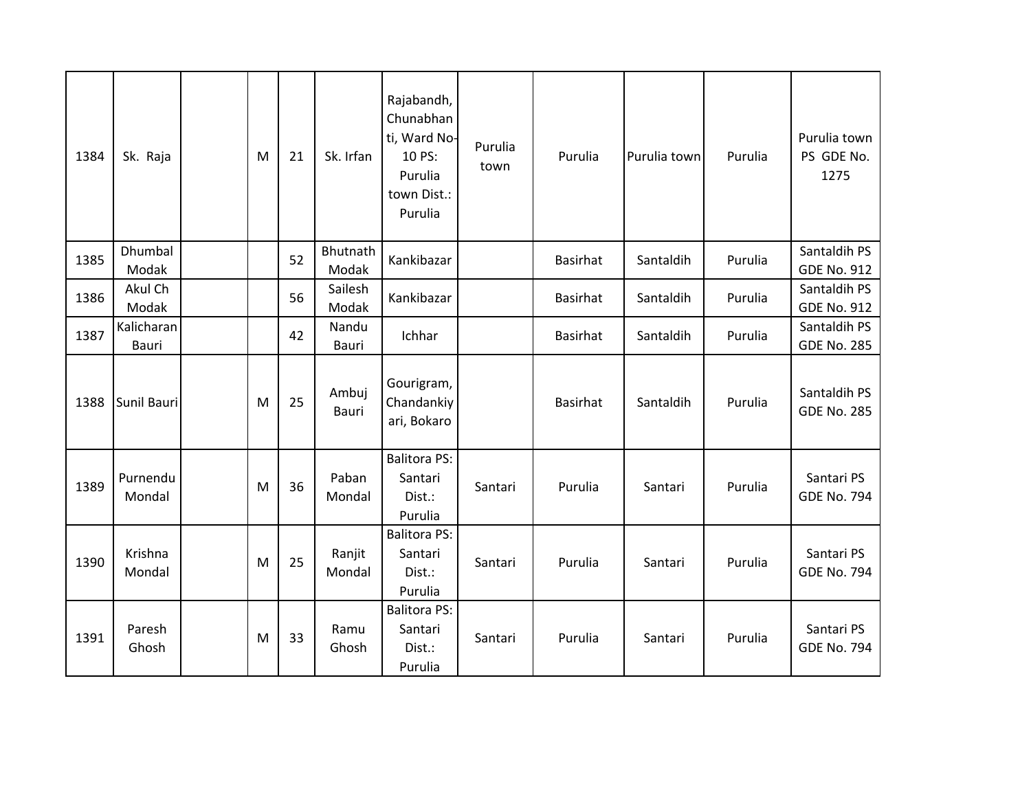| | | | | | | | | | | | |
|---|---|---|---|---|---|---|---|---|---|---|---|
| 1384 | Sk. Raja | | M | 21 | Sk. Irfan | Rajabandh, Chunabhanti, Ward No-10 PS: Purulia town Dist.: Purulia | Purulia town | Purulia | Purulia town | Purulia | Purulia town PS GDE No. 1275 |
| 1385 | Dhumbal Modak | | | 52 | Bhutnath Modak | Kankibazar | | Basirhat | Santaldih | Purulia | Santaldih PS GDE No. 912 |
| 1386 | Akul Ch Modak | | | 56 | Sailesh Modak | Kankibazar | | Basirhat | Santaldih | Purulia | Santaldih PS GDE No. 912 |
| 1387 | Kalicharan Bauri | | | 42 | Nandu Bauri | Ichhar | | Basirhat | Santaldih | Purulia | Santaldih PS GDE No. 285 |
| 1388 | Sunil Bauri | | M | 25 | Ambuj Bauri | Gourigram, Chandankiyari, Bokaro | | Basirhat | Santaldih | Purulia | Santaldih PS GDE No. 285 |
| 1389 | Purnendu Mondal | | M | 36 | Paban Mondal | Balitora PS: Santari Dist.: Purulia | Santari | Purulia | Santari | Purulia | Santari PS GDE No. 794 |
| 1390 | Krishna Mondal | | M | 25 | Ranjit Mondal | Balitora PS: Santari Dist.: Purulia | Santari | Purulia | Santari | Purulia | Santari PS GDE No. 794 |
| 1391 | Paresh Ghosh | | M | 33 | Ramu Ghosh | Balitora PS: Santari Dist.: Purulia | Santari | Purulia | Santari | Purulia | Santari PS GDE No. 794 |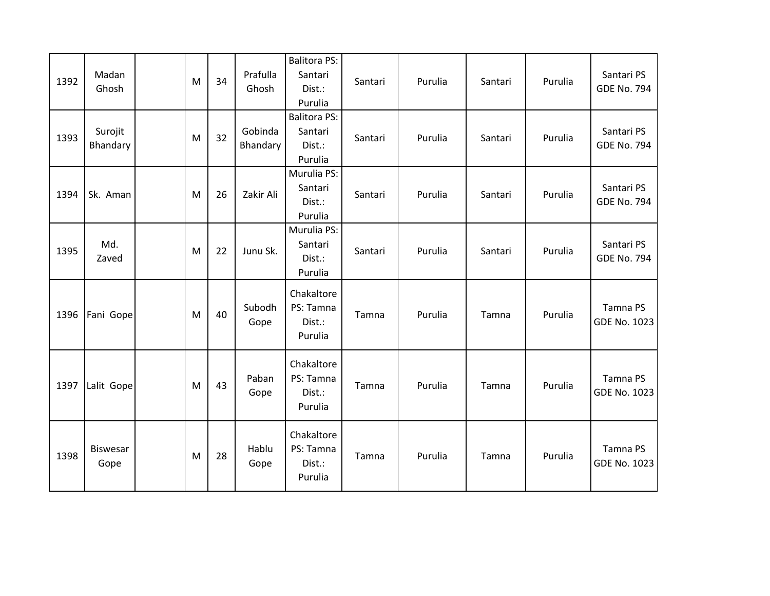| 1392 | Madan Ghosh | | M | 34 | Prafulla Ghosh | Balitora PS: Santari Dist.: Purulia | Santari | Purulia | Santari | Purulia | Santari PS GDE No. 794 |
|---|---|---|---|---|---|---|---|---|---|---|---|
| 1393 | Surojit Bhandary | | M | 32 | Gobinda Bhandary | Balitora PS: Santari Dist.: Purulia | Santari | Purulia | Santari | Purulia | Santari PS GDE No. 794 |
| 1394 | Sk. Aman | | M | 26 | Zakir Ali | Murulia PS: Santari Dist.: Purulia | Santari | Purulia | Santari | Purulia | Santari PS GDE No. 794 |
| 1395 | Md. Zaved | | M | 22 | Junu Sk. | Murulia PS: Santari Dist.: Purulia | Santari | Purulia | Santari | Purulia | Santari PS GDE No. 794 |
| 1396 | Fani Gope | | M | 40 | Subodh Gope | Chakaltore PS: Tamna Dist.: Purulia | Tamna | Purulia | Tamna | Purulia | Tamna PS GDE No. 1023 |
| 1397 | Lalit Gope | | M | 43 | Paban Gope | Chakaltore PS: Tamna Dist.: Purulia | Tamna | Purulia | Tamna | Purulia | Tamna PS GDE No. 1023 |
| 1398 | Biswesar Gope | | M | 28 | Hablu Gope | Chakaltore PS: Tamna Dist.: Purulia | Tamna | Purulia | Tamna | Purulia | Tamna PS GDE No. 1023 |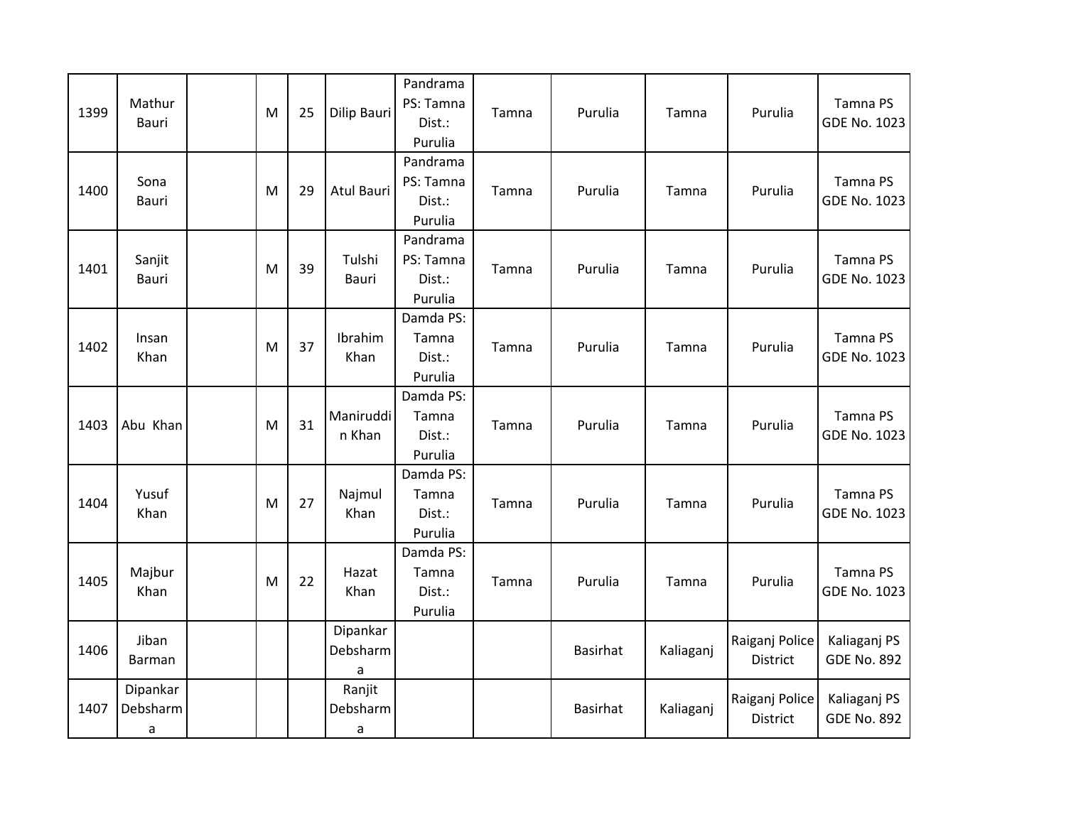| 1399 | Mathur Bauri | | M | 25 | Dilip Bauri | Pandrama PS: Tamna Dist.: Purulia | Tamna | Purulia | Tamna | Purulia | Tamna PS GDE No. 1023 |
|---|---|---|---|---|---|---|---|---|---|---|---|
| 1400 | Sona Bauri | | M | 29 | Atul Bauri | Pandrama PS: Tamna Dist.: Purulia | Tamna | Purulia | Tamna | Purulia | Tamna PS GDE No. 1023 |
| 1401 | Sanjit Bauri | | M | 39 | Tulshi Bauri | Pandrama PS: Tamna Dist.: Purulia | Tamna | Purulia | Tamna | Purulia | Tamna PS GDE No. 1023 |
| 1402 | Insan Khan | | M | 37 | Ibrahim Khan | Damda PS: Tamna Dist.: Purulia | Tamna | Purulia | Tamna | Purulia | Tamna PS GDE No. 1023 |
| 1403 | Abu Khan | | M | 31 | Maniruddin Khan | Damda PS: Tamna Dist.: Purulia | Tamna | Purulia | Tamna | Purulia | Tamna PS GDE No. 1023 |
| 1404 | Yusuf Khan | | M | 27 | Najmul Khan | Damda PS: Tamna Dist.: Purulia | Tamna | Purulia | Tamna | Purulia | Tamna PS GDE No. 1023 |
| 1405 | Majbur Khan | | M | 22 | Hazat Khan | Damda PS: Tamna Dist.: Purulia | Tamna | Purulia | Tamna | Purulia | Tamna PS GDE No. 1023 |
| 1406 | Jiban Barman | | | | Dipankar Debsharma | | | Basirhat | Kaliaganj | Raiganj Police District | Kaliaganj PS GDE No. 892 |
| 1407 | Dipankar Debsharma | | | | Ranjit Debsharma | | | Basirhat | Kaliaganj | Raiganj Police District | Kaliaganj PS GDE No. 892 |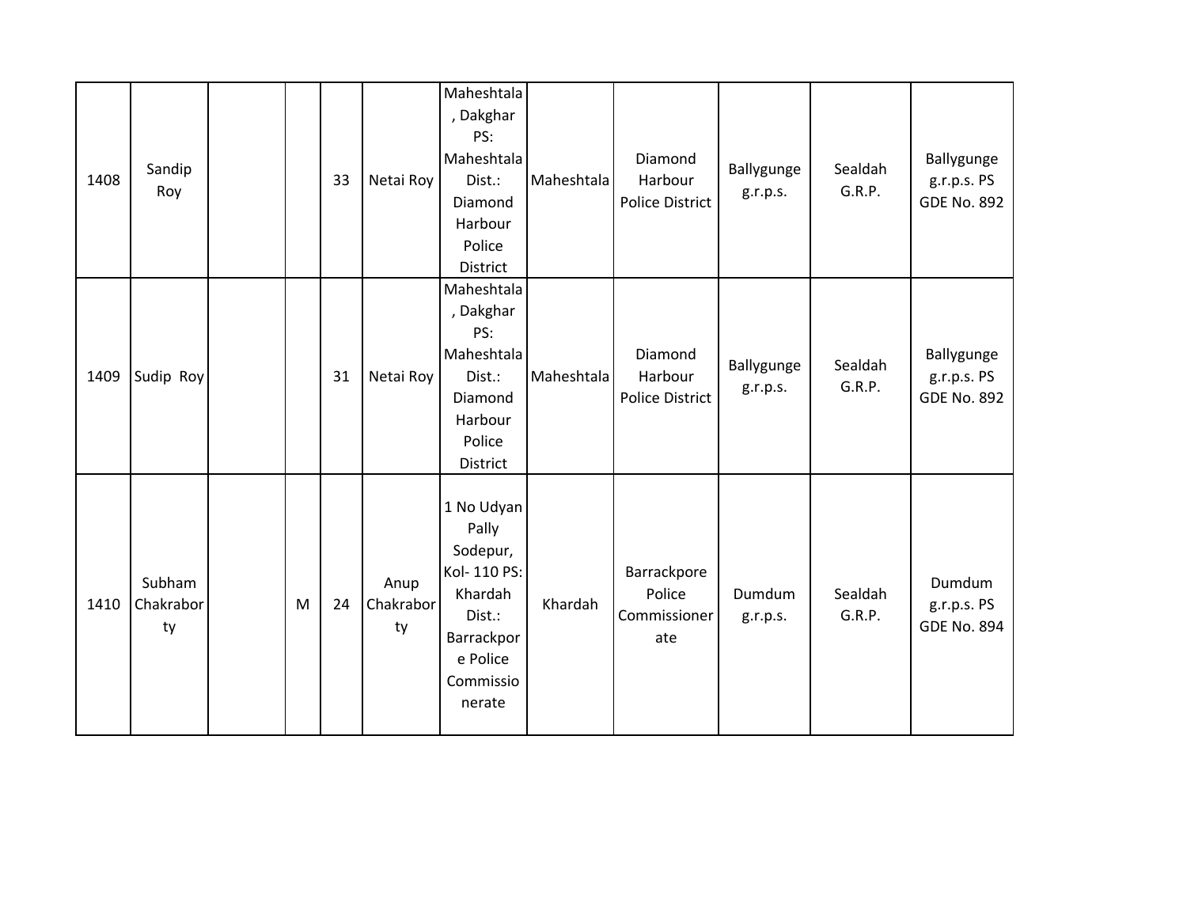| | | | | | | | | | | | |
|---|---|---|---|---|---|---|---|---|---|---|---|
| 1408 | Sandip Roy | | | 33 | Netai Roy | Maheshtala, Dakghar PS: Maheshtala Dist.: Diamond Harbour Police District | Maheshtala | Diamond Harbour Police District | Ballygunge g.r.p.s. | Sealdah G.R.P. | Ballygunge g.r.p.s. PS GDE No. 892 |
| 1409 | Sudip Roy | | | 31 | Netai Roy | Maheshtala, Dakghar PS: Maheshtala Dist.: Diamond Harbour Police District | Maheshtala | Diamond Harbour Police District | Ballygunge g.r.p.s. | Sealdah G.R.P. | Ballygunge g.r.p.s. PS GDE No. 892 |
| 1410 | Subham Chakraborty | | M | 24 | Anup Chakraborty | 1 No Udyan Pally Sodepur, Kol- 110 PS: Khardah Dist.: Barrackpore Police Commissionerate | Khardah | Barrackpore Police Commissionerate | Dumdum g.r.p.s. | Sealdah G.R.P. | Dumdum g.r.p.s. PS GDE No. 894 |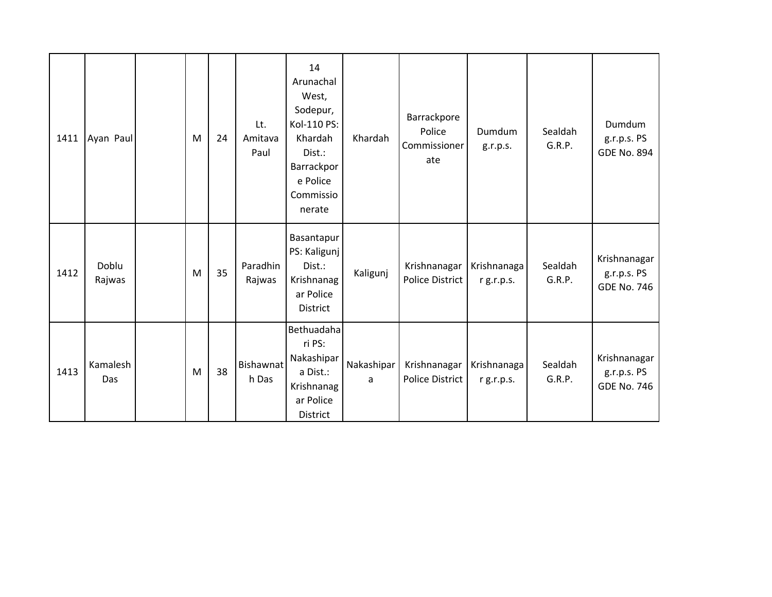| | | | | | | | | | | | |
|---|---|---|---|---|---|---|---|---|---|---|---|
| 1411 | Ayan Paul | | M | 24 | Lt. Amitava Paul | 14 Arunachal West, Sodepur, Kol-110 PS: Khardah Dist.: Barrackpore Police Commissionerate | Khardah | Barrackpore Police Commissionerate | Dumdum g.r.p.s. | Sealdah G.R.P. | Dumdum g.r.p.s. PS GDE No. 894 |
| 1412 | Doblu Rajwas | | M | 35 | Paradhin Rajwas | Basantapur PS: Kaligunj Dist.: Krishnanagar Police District | Kaligunj | Krishnanagar Police District | Krishnanagar g.r.p.s. | Sealdah G.R.P. | Krishnanagar g.r.p.s. PS GDE No. 746 |
| 1413 | Kamalesh Das | | M | 38 | Bishawnath Das | Bethuadahari PS: Nakashipara Dist.: Krishnanagar Police District | Nakashipara | Krishnanagar Police District | Krishnanagar g.r.p.s. | Sealdah G.R.P. | Krishnanagar g.r.p.s. PS GDE No. 746 |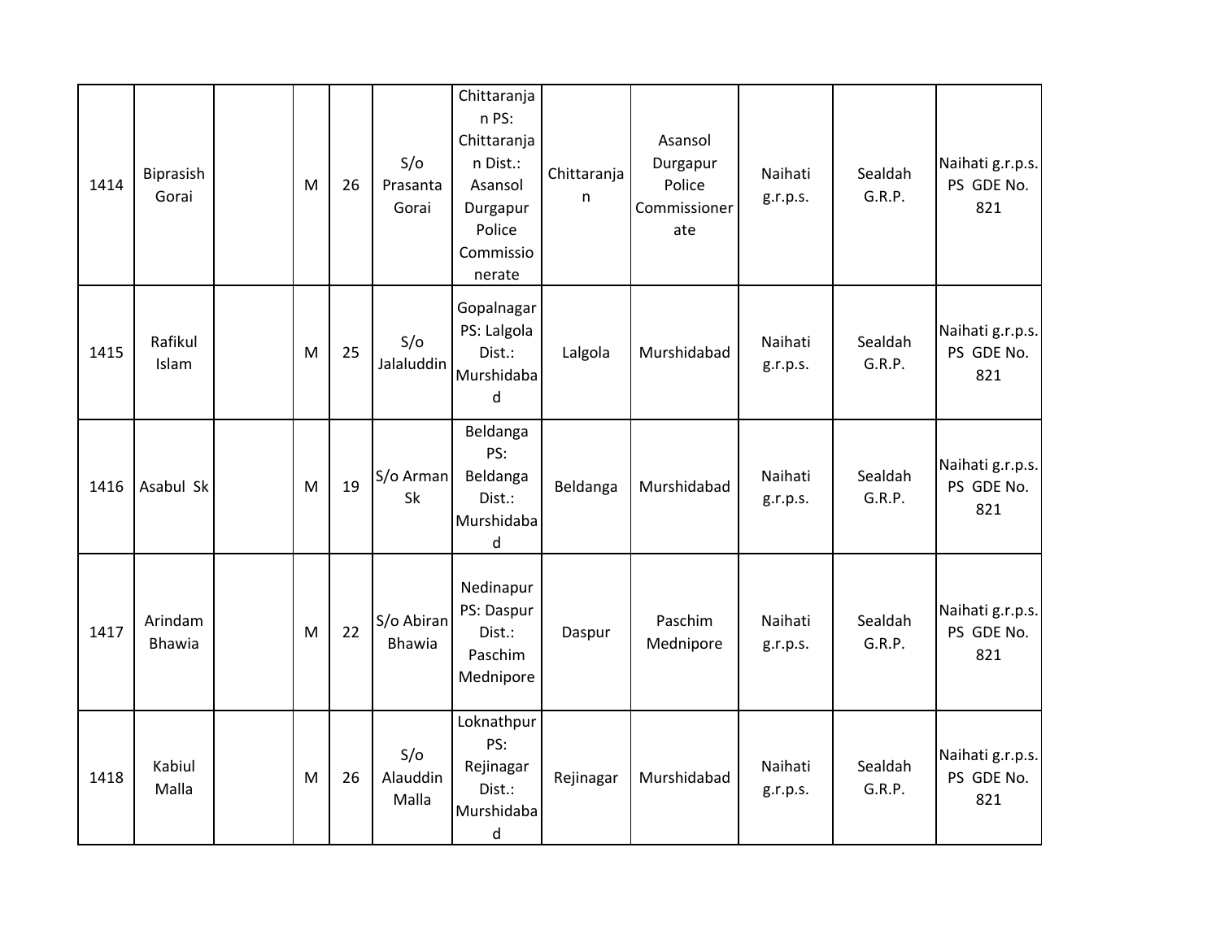| 1414 | Biprasish Gorai | | M | 26 | S/o Prasanta Gorai | Chittaranjan PS: Chittaranjan Dist.: Asansol Durgapur Police Commissionerate | Chittaranjan | Asansol Durgapur Police Commissionerate | Naihati g.r.p.s. | Sealdah G.R.P. | Naihati g.r.p.s. PS GDE No. 821 |
|---|---|---|---|---|---|---|---|---|---|---|---|
| 1415 | Rafikul Islam | | M | 25 | S/o Jalaluddin | Gopalnagar PS: Lalgola Dist.: Murshidabad | Lalgola | Murshidabad | Naihati g.r.p.s. | Sealdah G.R.P. | Naihati g.r.p.s. PS GDE No. 821 |
| 1416 | Asabul Sk | | M | 19 | S/o Arman Sk | Beldanga PS: Beldanga Dist.: Murshidabad | Beldanga | Murshidabad | Naihati g.r.p.s. | Sealdah G.R.P. | Naihati g.r.p.s. PS GDE No. 821 |
| 1417 | Arindam Bhawia | | M | 22 | S/o Abiran Bhawia | Nedinapur PS: Daspur Dist.: Paschim Mednipore | Daspur | Paschim Mednipore | Naihati g.r.p.s. | Sealdah G.R.P. | Naihati g.r.p.s. PS GDE No. 821 |
| 1418 | Kabiul Malla | | M | 26 | S/o Alauddin Malla | Loknathpur PS: Rejinagar Dist.: Murshidabad | Rejinagar | Murshidabad | Naihati g.r.p.s. | Sealdah G.R.P. | Naihati g.r.p.s. PS GDE No. 821 |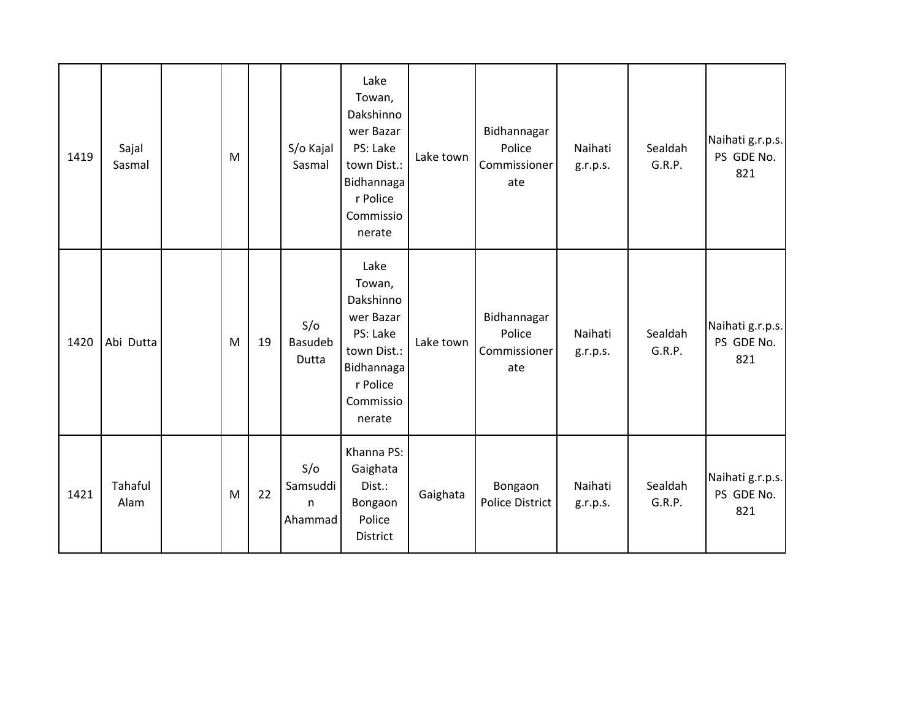| | | | | | | | | | | | |
|---|---|---|---|---|---|---|---|---|---|---|---|
| 1419 | Sajal Sasmal | | M | | S/o Kajal Sasmal | Lake Towan, Dakshinnower Bazar PS: Lake town Dist.: Bidhannagar Police Commissionerate | Lake town | Bidhannagar Police Commissionerate | Naihati g.r.p.s. | Sealdah G.R.P. | Naihati g.r.p.s. PS GDE No. 821 |
| 1420 | Abi Dutta | | M | 19 | S/o Basudeb Dutta | Lake Towan, Dakshinnower Bazar PS: Lake town Dist.: Bidhannagar Police Commissionerate | Lake town | Bidhannagar Police Commissionerate | Naihati g.r.p.s. | Sealdah G.R.P. | Naihati g.r.p.s. PS GDE No. 821 |
| 1421 | Tahaful Alam | | M | 22 | S/o Samsuddin Ahammad | Khanna PS: Gaighata Dist.: Bongaon Police District | Gaighata | Bongaon Police District | Naihati g.r.p.s. | Sealdah G.R.P. | Naihati g.r.p.s. PS GDE No. 821 |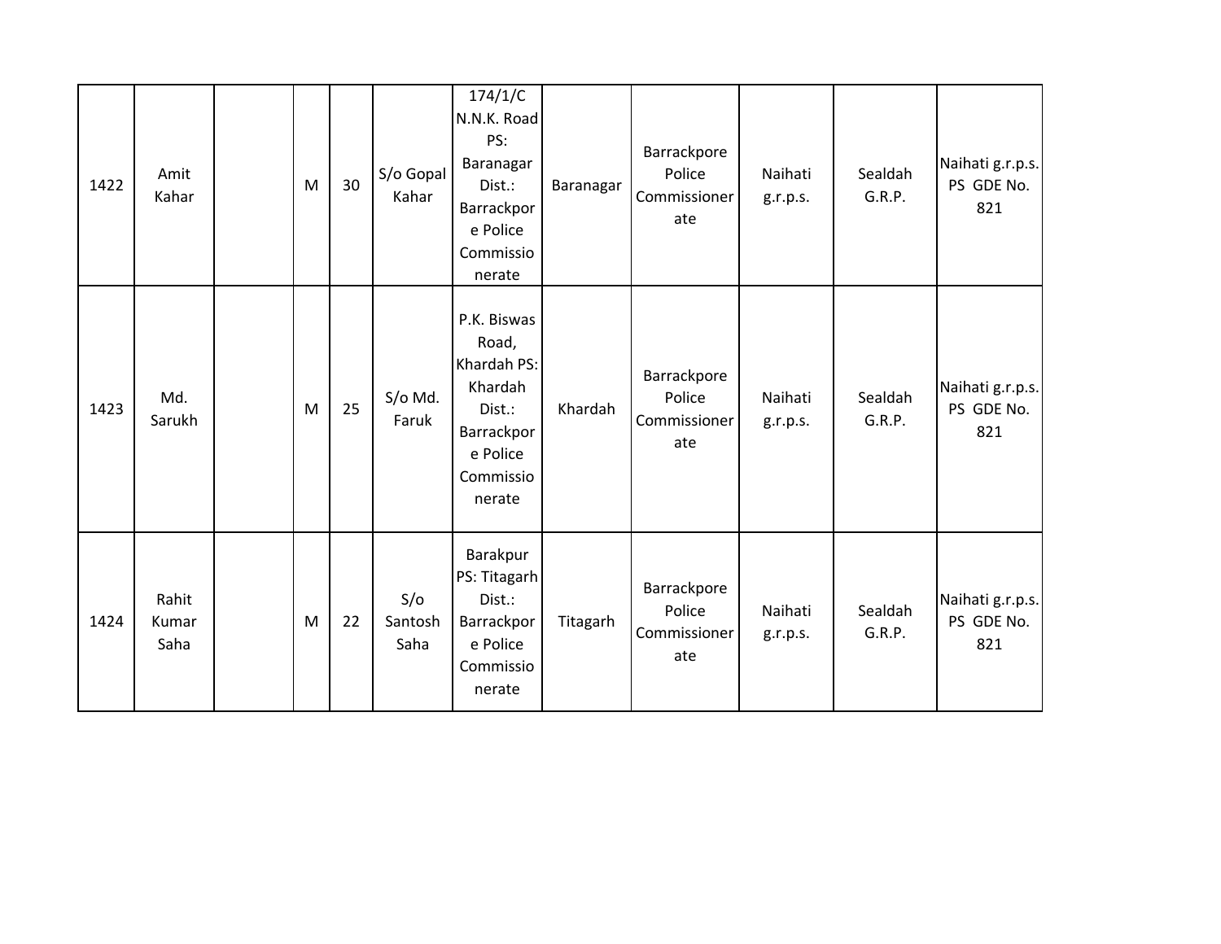| | | | | | | | | | | | |
|---|---|---|---|---|---|---|---|---|---|---|---|
| 1422 | Amit Kahar | | M | 30 | S/o Gopal Kahar | 174/1/C N.N.K. Road PS: Baranagar Dist.: Barrackpore Police Commissionerate | Baranagar | Barrackpore Police Commissionerate | Naihati g.r.p.s. | Sealdah G.R.P. | Naihati g.r.p.s. PS GDE No. 821 |
| 1423 | Md. Sarukh | | M | 25 | S/o Md. Faruk | P.K. Biswas Road, Khardah PS: Khardah Dist.: Barrackpore Police Commissionerate | Khardah | Barrackpore Police Commissionerate | Naihati g.r.p.s. | Sealdah G.R.P. | Naihati g.r.p.s. PS GDE No. 821 |
| 1424 | Rahit Kumar Saha | | M | 22 | S/o Santosh Saha | Barakpur PS: Titagarh Dist.: Barrackpore Police Commissionerate | Titagarh | Barrackpore Police Commissionerate | Naihati g.r.p.s. | Sealdah G.R.P. | Naihati g.r.p.s. PS GDE No. 821 |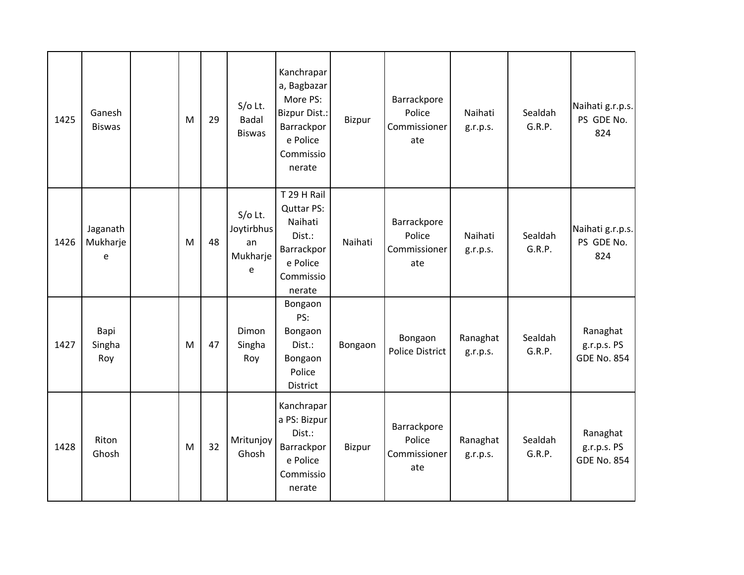| 1425 | Ganesh Biswas | | M | 29 | S/o Lt. Badal Biswas | Kanchrapara, Bagbazar More PS: Bizpur Dist.: Barrackpore Police Commissionerate | Bizpur | Barrackpore Police Commissionerate | Naihati g.r.p.s. | Sealdah G.R.P. | Naihati g.r.p.s. PS GDE No. 824 |
|---|---|---|---|---|---|---|---|---|---|---|---|
| 1426 | Jaganath Mukharjee | | M | 48 | S/o Lt. Joytirbhushan Mukharjee | T 29 H Rail Quttar PS: Naihati Dist.: Barrackpore Police Commissionerate | Naihati | Barrackpore Police Commissionerate | Naihati g.r.p.s. | Sealdah G.R.P. | Naihati g.r.p.s. PS GDE No. 824 |
| 1427 | Bapi Singha Roy | | M | 47 | Dimon Singha Roy | Bongaon PS: Bongaon Dist.: Bongaon Police District | Bongaon | Bongaon Police District | Ranaghat g.r.p.s. | Sealdah G.R.P. | Ranaghat g.r.p.s. PS GDE No. 854 |
| 1428 | Riton Ghosh | | M | 32 | Mritunjoy Ghosh | Kanchrapara PS: Bizpur Dist.: Barrackpore Police Commissionerate | Bizpur | Barrackpore Police Commissionerate | Ranaghat g.r.p.s. | Sealdah G.R.P. | Ranaghat g.r.p.s. PS GDE No. 854 |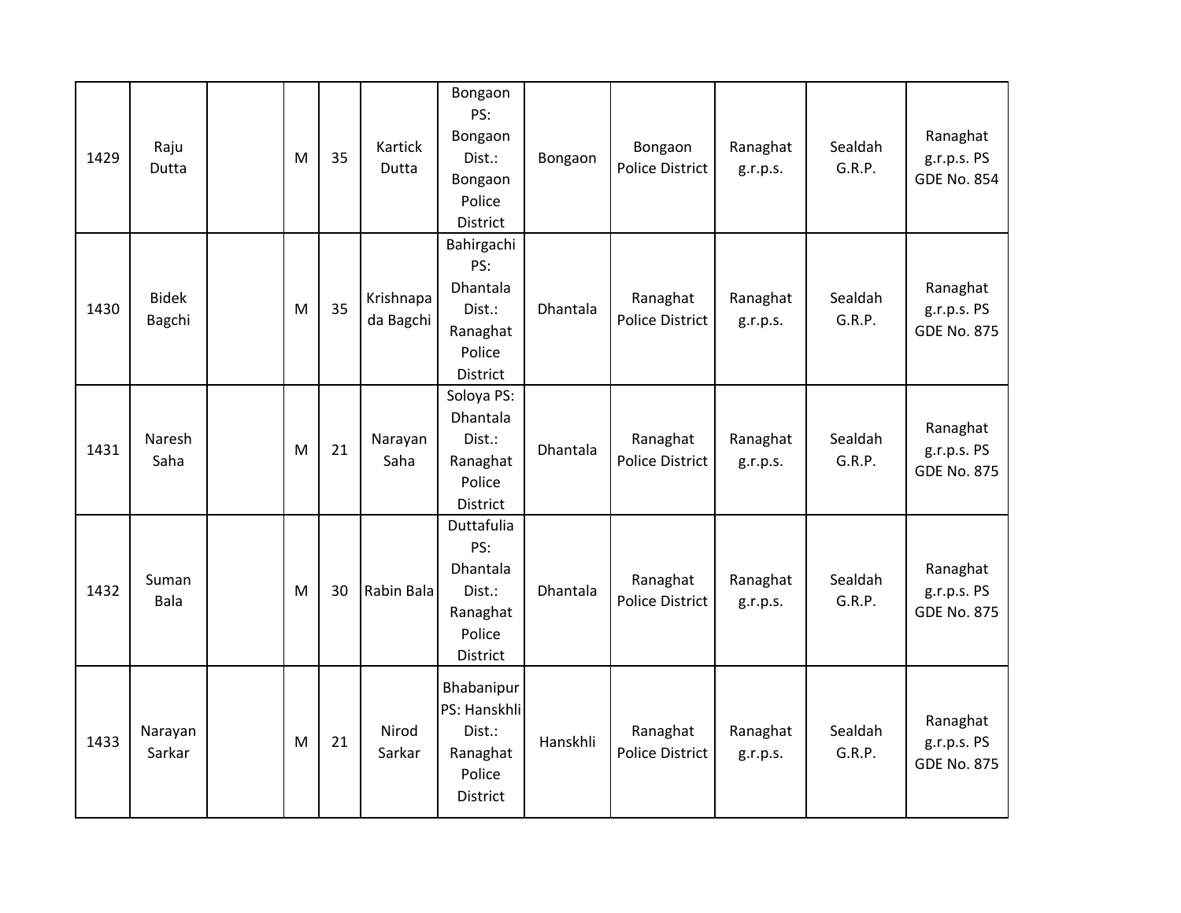| 1429 | Raju Dutta | | M | 35 | Kartick Dutta | Bongaon PS: Bongaon Dist.: Bongaon Police District | Bongaon | Bongaon Police District | Ranaghat g.r.p.s. | Sealdah G.R.P. | Ranaghat g.r.p.s. PS GDE No. 854 |
|---|---|---|---|---|---|---|---|---|---|---|---|
| 1430 | Bidek Bagchi | | M | 35 | Krishnapada Bagchi | Bahirgachi PS: Dhantala Dist.: Ranaghat Police District | Dhantala | Ranaghat Police District | Ranaghat g.r.p.s. | Sealdah G.R.P. | Ranaghat g.r.p.s. PS GDE No. 875 |
| 1431 | Naresh Saha | | M | 21 | Narayan Saha | Soloya PS: Dhantala Dist.: Ranaghat Police District | Dhantala | Ranaghat Police District | Ranaghat g.r.p.s. | Sealdah G.R.P. | Ranaghat g.r.p.s. PS GDE No. 875 |
| 1432 | Suman Bala | | M | 30 | Rabin Bala | Duttafulia PS: Dhantala Dist.: Ranaghat Police District | Dhantala | Ranaghat Police District | Ranaghat g.r.p.s. | Sealdah G.R.P. | Ranaghat g.r.p.s. PS GDE No. 875 |
| 1433 | Narayan Sarkar | | M | 21 | Nirod Sarkar | Bhabanipur PS: Hanskhli Dist.: Ranaghat Police District | Hanskhli | Ranaghat Police District | Ranaghat g.r.p.s. | Sealdah G.R.P. | Ranaghat g.r.p.s. PS GDE No. 875 |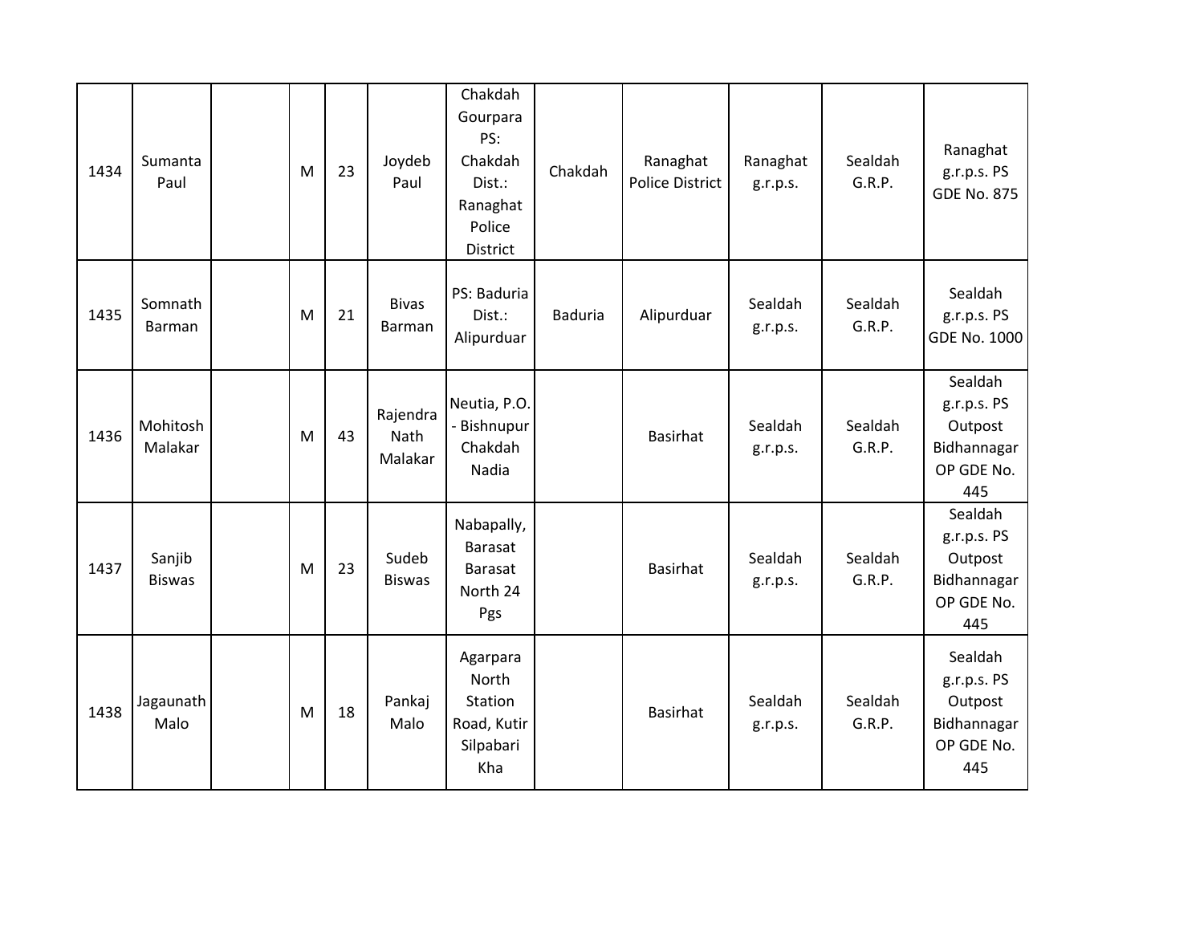| | | | | | | | | | | | |
|---|---|---|---|---|---|---|---|---|---|---|---|
| 1434 | Sumanta Paul | | M | 23 | Joydeb Paul | Chakdah Gourpara PS: Chakdah Dist.: Ranaghat Police District | Chakdah | Ranaghat Police District | Ranaghat g.r.p.s. | Sealdah G.R.P. | Ranaghat g.r.p.s. PS GDE No. 875 |
| 1435 | Somnath Barman | | M | 21 | Bivas Barman | PS: Baduria Dist.: Alipurduar | Baduria | Alipurduar | Sealdah g.r.p.s. | Sealdah G.R.P. | Sealdah g.r.p.s. PS GDE No. 1000 |
| 1436 | Mohitosh Malakar | | M | 43 | Rajendra Nath Malakar | Neutia, P.O. - Bishnupur Chakdah Nadia | | Basirhat | Sealdah g.r.p.s. | Sealdah G.R.P. | Sealdah g.r.p.s. PS Outpost Bidhannagar OP GDE No. 445 |
| 1437 | Sanjib Biswas | | M | 23 | Sudeb Biswas | Nabapally, Barasat Barasat North 24 Pgs | | Basirhat | Sealdah g.r.p.s. | Sealdah G.R.P. | Sealdah g.r.p.s. PS Outpost Bidhannagar OP GDE No. 445 |
| 1438 | Jagaunath Malo | | M | 18 | Pankaj Malo | Agarpara North Station Road, Kutir Silpabari Kha | | Basirhat | Sealdah g.r.p.s. | Sealdah G.R.P. | Sealdah g.r.p.s. PS Outpost Bidhannagar OP GDE No. 445 |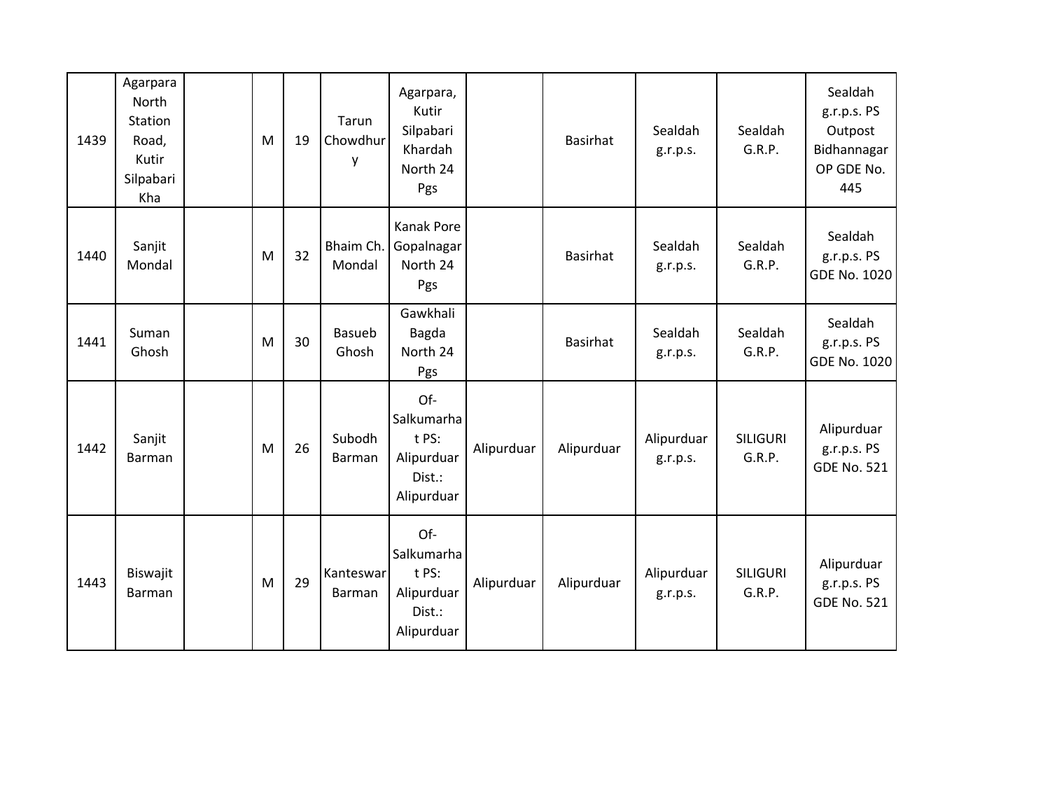| 1439 | Agarpara North Station Road, Kutir Silpabari Kha | | M | 19 | Tarun Chowdhury | Agarpara, Kutir Silpabari Khardah North 24 Pgs | | Basirhat | Sealdah g.r.p.s. | Sealdah G.R.P. | Sealdah g.r.p.s. PS Outpost Bidhannagar OP GDE No. 445 |
|---|---|---|---|---|---|---|---|---|---|---|---|
| 1440 | Sanjit Mondal | | M | 32 | Bhaim Ch. Mondal | Kanak Pore Gopalnagar North 24 Pgs | | Basirhat | Sealdah g.r.p.s. | Sealdah G.R.P. | Sealdah g.r.p.s. PS GDE No. 1020 |
| 1441 | Suman Ghosh | | M | 30 | Basueb Ghosh | Gawkhali Bagda North 24 Pgs | | Basirhat | Sealdah g.r.p.s. | Sealdah G.R.P. | Sealdah g.r.p.s. PS GDE No. 1020 |
| 1442 | Sanjit Barman | | M | 26 | Subodh Barman | Of-Salkumarhat PS: Alipurduar Dist.: Alipurduar | Alipurduar | Alipurduar | Alipurduar g.r.p.s. | SILIGURI G.R.P. | Alipurduar g.r.p.s. PS GDE No. 521 |
| 1443 | Biswajit Barman | | M | 29 | Kanteswar Barman | Of-Salkumarhat PS: Alipurduar Dist.: Alipurduar | Alipurduar | Alipurduar | Alipurduar g.r.p.s. | SILIGURI G.R.P. | Alipurduar g.r.p.s. PS GDE No. 521 |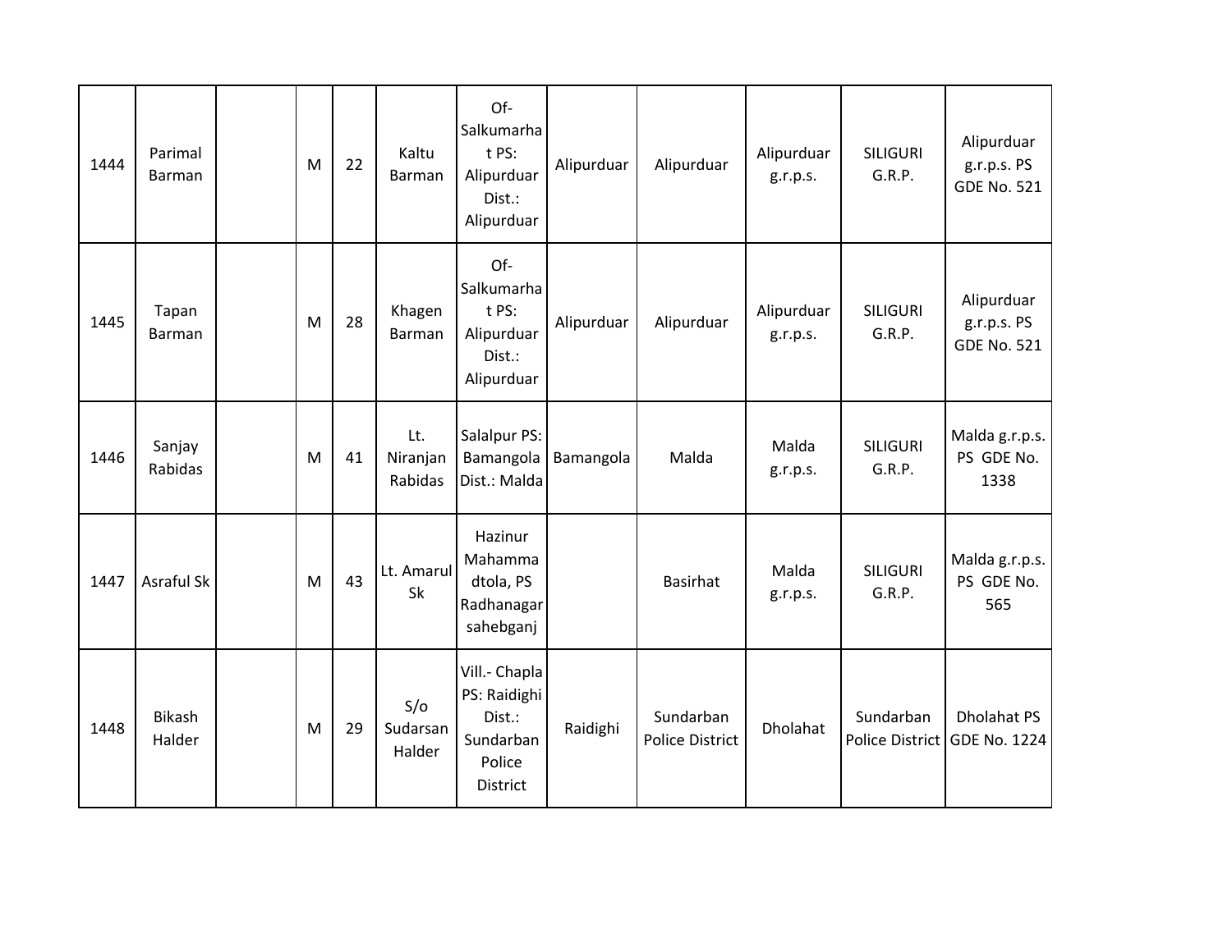| | | | | | | | | | | | |
|---|---|---|---|---|---|---|---|---|---|---|---|
| 1444 | Parimal Barman | | M | 22 | Kaltu Barman | Of- Salkumarhat PS: Alipurduar Dist.: Alipurduar | Alipurduar | Alipurduar | Alipurduar g.r.p.s. | SILIGURI G.R.P. | Alipurduar g.r.p.s. PS GDE No. 521 |
| 1445 | Tapan Barman | | M | 28 | Khagen Barman | Of- Salkumarhat PS: Alipurduar Dist.: Alipurduar | Alipurduar | Alipurduar | Alipurduar g.r.p.s. | SILIGURI G.R.P. | Alipurduar g.r.p.s. PS GDE No. 521 |
| 1446 | Sanjay Rabidas | | M | 41 | Lt. Niranjan Rabidas | Salalpur PS: Bamangola Dist.: Malda | Bamangola | Malda | Malda g.r.p.s. | SILIGURI G.R.P. | Malda g.r.p.s. PS GDE No. 1338 |
| 1447 | Asraful Sk | | M | 43 | Lt. Amarul Sk | Hazinur Mahammadtola, PS Radhanagar sahebganj | | Basirhat | Malda g.r.p.s. | SILIGURI G.R.P. | Malda g.r.p.s. PS GDE No. 565 |
| 1448 | Bikash Halder | | M | 29 | S/o Sudarsan Halder | Vill.- Chapla PS: Raidighi Dist.: Sundarban Police District | Raidighi | Sundarban Police District | Dholahat | Sundarban Police District | Dholahat PS GDE No. 1224 |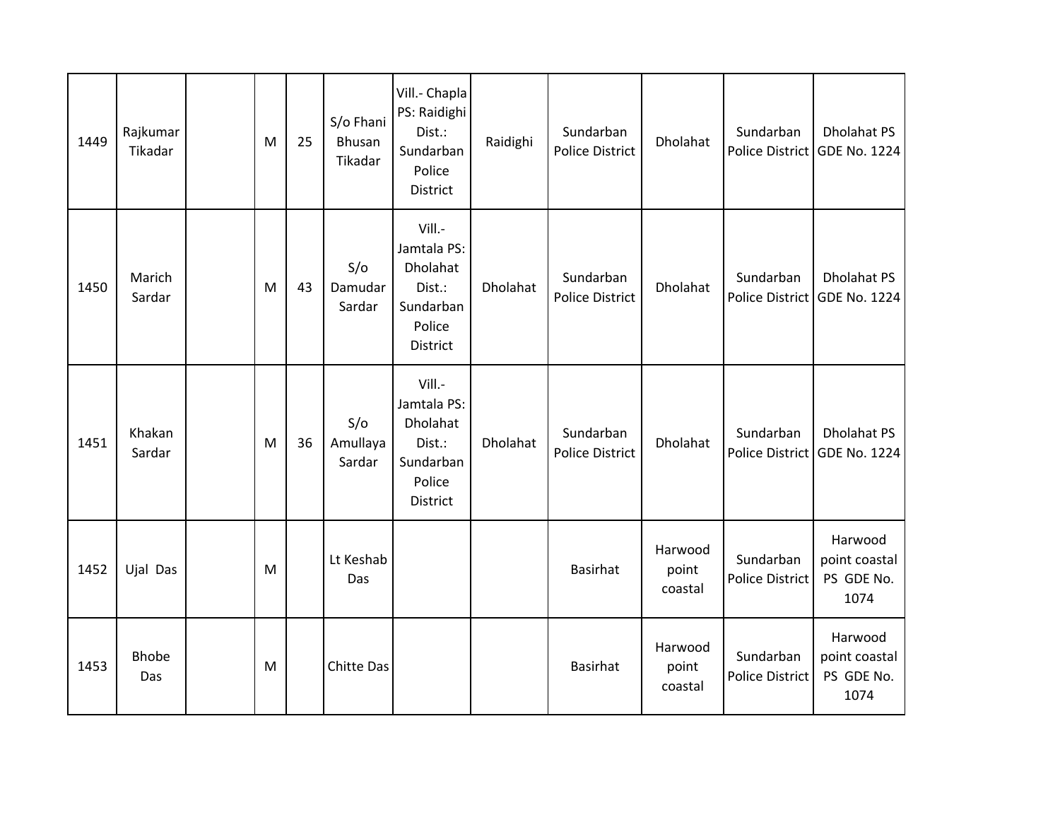| | | | | | | | | | | | |
|---|---|---|---|---|---|---|---|---|---|---|---|
| 1449 | Rajkumar Tikadar | | M | 25 | S/o Fhani Bhusan Tikadar | Vill.- Chapla PS: Raidighi Dist.: Sundarban Police District | Raidighi | Sundarban Police District | Dholahat | Sundarban Police District | Dholahat PS GDE No. 1224 |
| 1450 | Marich Sardar | | M | 43 | S/o Damudar Sardar | Vill.- Jamtala PS: Dholahat Dist.: Sundarban Police District | Dholahat | Sundarban Police District | Dholahat | Sundarban Police District | Dholahat PS GDE No. 1224 |
| 1451 | Khakan Sardar | | M | 36 | S/o Amullaya Sardar | Vill.- Jamtala PS: Dholahat Dist.: Sundarban Police District | Dholahat | Sundarban Police District | Dholahat | Sundarban Police District | Dholahat PS GDE No. 1224 |
| 1452 | Ujal Das | | M | | Lt Keshab Das | | | Basirhat | Harwood point coastal | Sundarban Police District | Harwood point coastal PS GDE No. 1074 |
| 1453 | Bhobe Das | | M | | Chitte Das | | | Basirhat | Harwood point coastal | Sundarban Police District | Harwood point coastal PS GDE No. 1074 |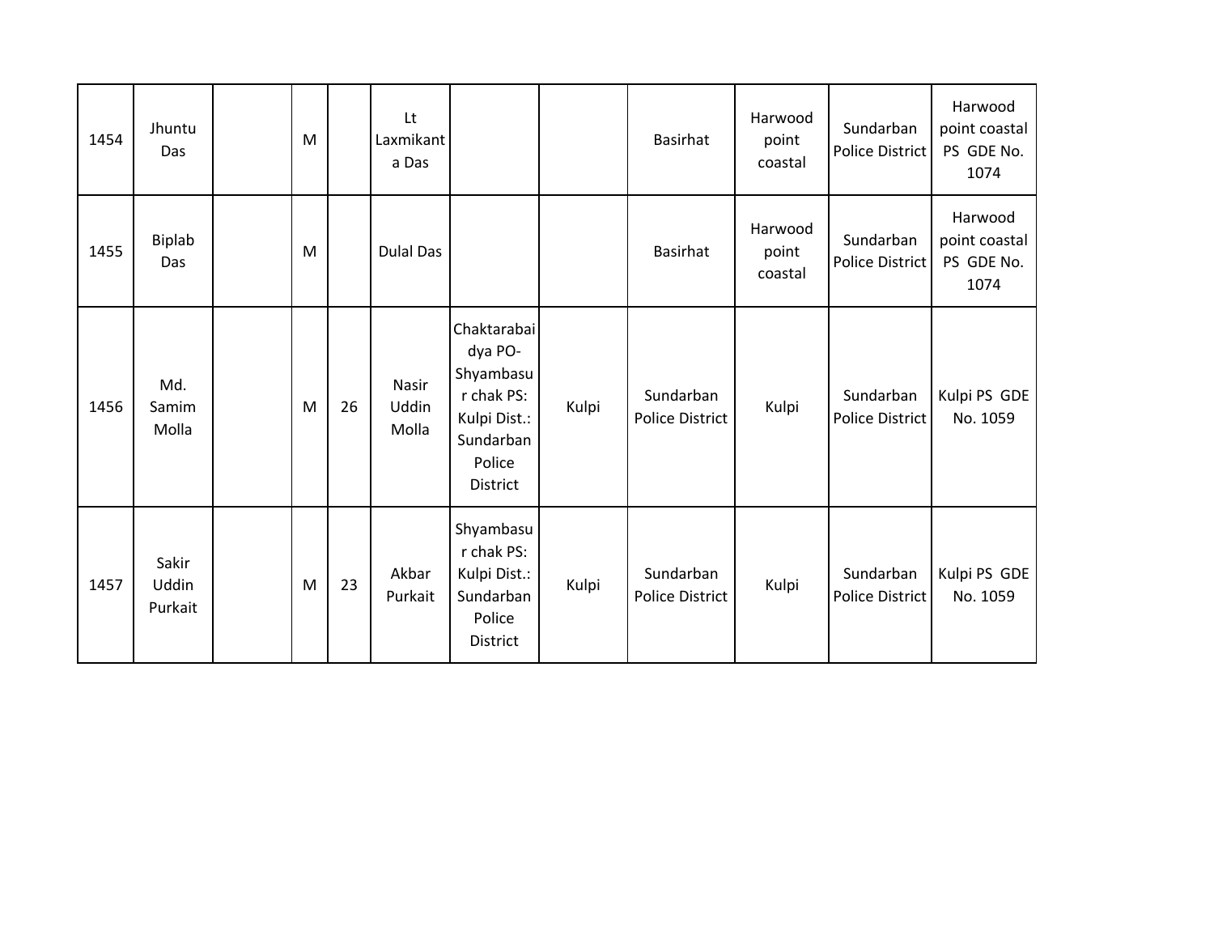| | | | | | | | | | | | |
|---|---|---|---|---|---|---|---|---|---|---|---|
| 1454 | Jhuntu Das | | M | | Lt Laxmikanta Das | | | Basirhat | Harwood point coastal | Sundarban Police District | Harwood point coastal PS GDE No. 1074 |
| 1455 | Biplab Das | | M | | Dulal Das | | | Basirhat | Harwood point coastal | Sundarban Police District | Harwood point coastal PS GDE No. 1074 |
| 1456 | Md. Samim Molla | | M | 26 | Nasir Uddin Molla | Chaktarabaidya PO- Shyambasur chak PS: Kulpi Dist.: Sundarban Police District | Kulpi | Sundarban Police District | Kulpi | Sundarban Police District | Kulpi PS GDE No. 1059 |
| 1457 | Sakir Uddin Purkait | | M | 23 | Akbar Purkait | Shyambasur chak PS: Kulpi Dist.: Sundarban Police District | Kulpi | Sundarban Police District | Kulpi | Sundarban Police District | Kulpi PS GDE No. 1059 |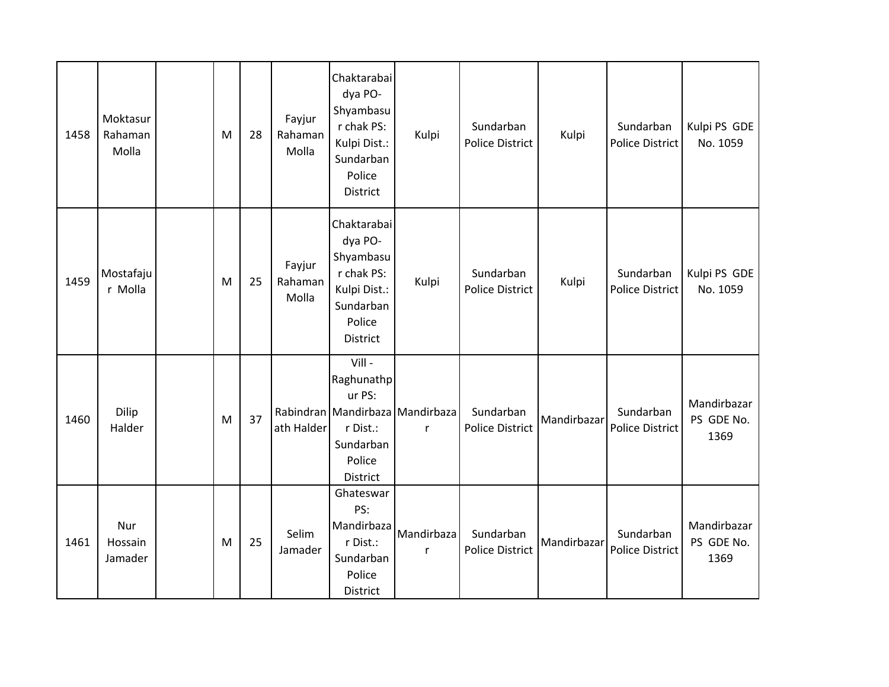| | | | | | | | | | | | |
|---|---|---|---|---|---|---|---|---|---|---|---|
| 1458 | Moktasur Rahaman Molla | | M | 28 | Fayjur Rahaman Molla | Chaktarabaidya PO-Shyambasur chak PS: Kulpi Dist.: Sundarban Police District | Kulpi | Sundarban Police District | Kulpi | Sundarban Police District | Kulpi PS GDE No. 1059 |
| 1459 | Mostafajur Molla | | M | 25 | Fayjur Rahaman Molla | Chaktarabaidya PO-Shyambasur chak PS: Kulpi Dist.: Sundarban Police District | Kulpi | Sundarban Police District | Kulpi | Sundarban Police District | Kulpi PS GDE No. 1059 |
| 1460 | Dilip Halder | | M | 37 | Rabindranath Halder | Vill - Raghunathpur PS: Mandirbazar Dist.: Sundarban Police District | Mandirbazar | Sundarban Police District | Mandirbazar | Sundarban Police District | Mandirbazar PS GDE No. 1369 |
| 1461 | Nur Hossain Jamader | | M | 25 | Selim Jamader | Ghateswar PS: Mandirbazar Dist.: Sundarban Police District | Mandirbazar | Sundarban Police District | Mandirbazar | Sundarban Police District | Mandirbazar PS GDE No. 1369 |